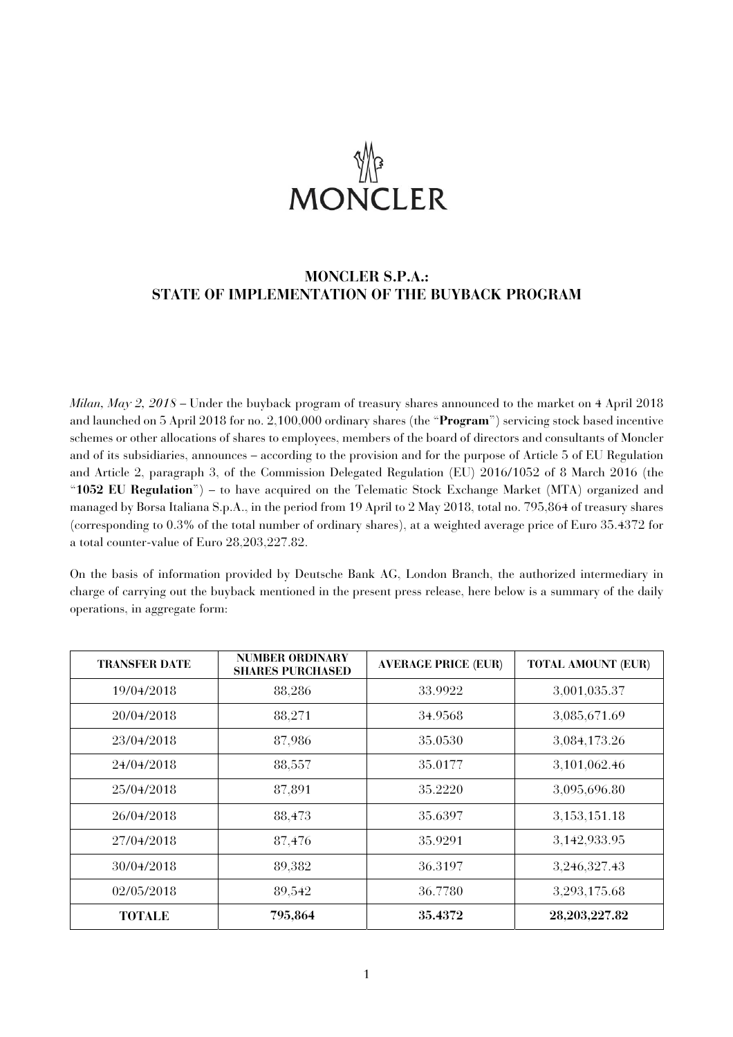MONCLER

# MONCLER S.P.A.:
# STATE OF IMPLEMENTATION OF THE BUYBACK PROGRAM

*Milan, May 2, 2018* – Under the buyback program of treasury shares announced to the market on 4 April 2018 and launched on 5 April 2018 for no. 2,100,000 ordinary shares (the "**Program**") servicing stock based incentive schemes or other allocations of shares to employees, members of the board of directors and consultants of Moncler and of its subsidiaries, announces – according to the provision and for the purpose of Article 5 of EU Regulation and Article 2, paragraph 3, of the Commission Delegated Regulation (EU) 2016/1052 of 8 March 2016 (the "**1052 EU Regulation**") – to have acquired on the Telematic Stock Exchange Market (MTA) organized and managed by Borsa Italiana S.p.A., in the period from 19 April to 2 May 2018, total no. 795,864 of treasury shares (corresponding to 0.3% of the total number of ordinary shares), at a weighted average price of Euro 35.4372 for a total counter-value of Euro 28,203,227.82.

On the basis of information provided by Deutsche Bank AG, London Branch, the authorized intermediary in charge of carrying out the buyback mentioned in the present press release, here below is a summary of the daily operations, in aggregate form:

| TRANSFER DATE | NUMBER ORDINARY SHARES PURCHASED | AVERAGE PRICE (EUR) | TOTAL AMOUNT (EUR) |
|---|---|---|---|
| 19/04/2018 | 88,286 | 33.9922 | 3,001,035.37 |
| 20/04/2018 | 88,271 | 34.9568 | 3,085,671.69 |
| 23/04/2018 | 87,986 | 35.0530 | 3,084,173.26 |
| 24/04/2018 | 88,557 | 35.0177 | 3,101,062.46 |
| 25/04/2018 | 87,891 | 35.2220 | 3,095,696.80 |
| 26/04/2018 | 88,473 | 35.6397 | 3,153,151.18 |
| 27/04/2018 | 87,476 | 35.9291 | 3,142,933.95 |
| 30/04/2018 | 89,382 | 36.3197 | 3,246,327.43 |
| 02/05/2018 | 89,542 | 36.7780 | 3,293,175.68 |
| **TOTALE** | **795,864** | **35.4372** | **28,203,227.82** |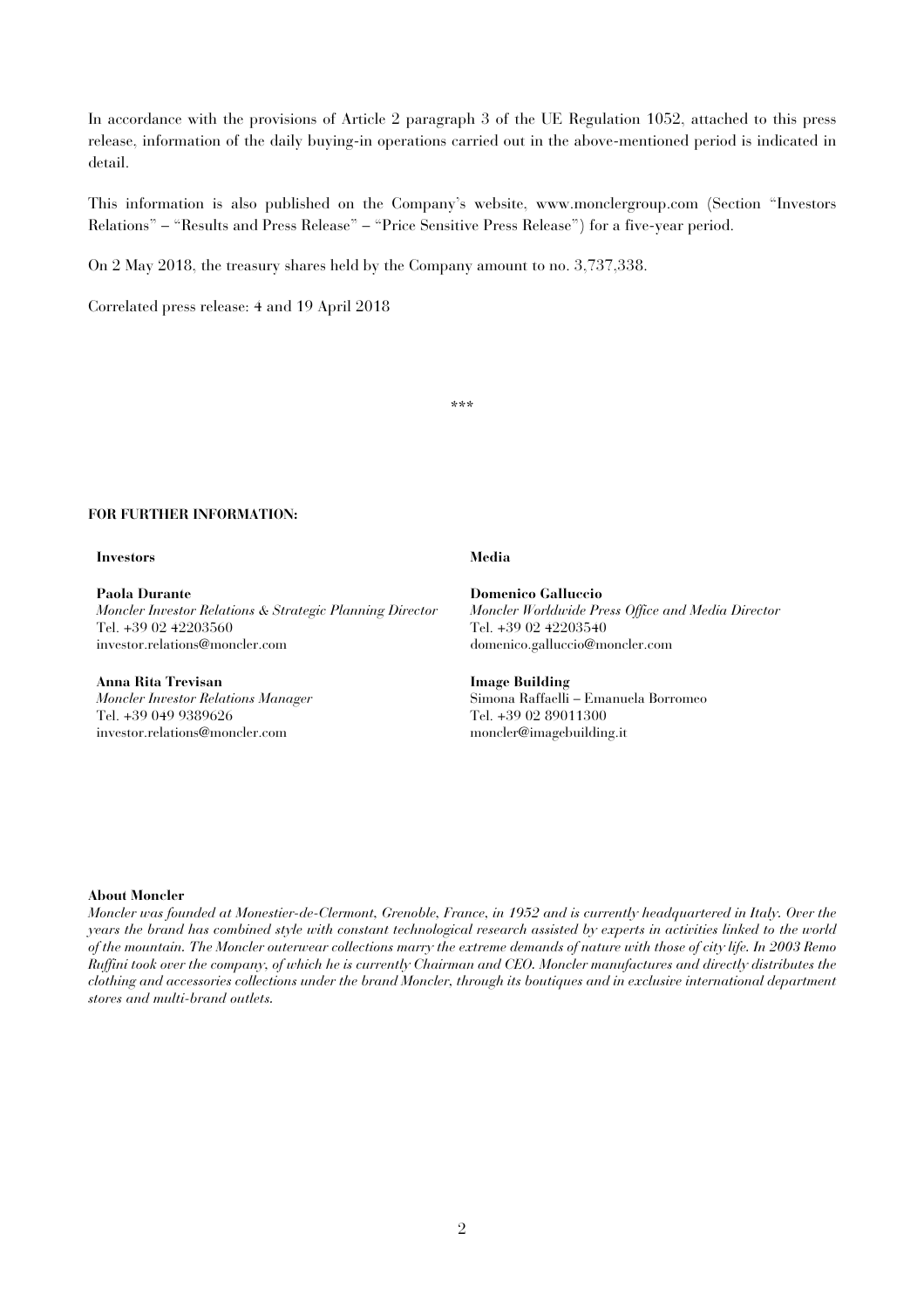In accordance with the provisions of Article 2 paragraph 3 of the UE Regulation 1052, attached to this press release, information of the daily buying-in operations carried out in the above-mentioned period is indicated in detail.

This information is also published on the Company's website, www.monclergroup.com (Section "Investors Relations" – "Results and Press Release" – "Price Sensitive Press Release") for a five-year period.

On 2 May 2018, the treasury shares held by the Company amount to no. 3,737,338.

Correlated press release: 4 and 19 April 2018

\*\*\*

**FOR FURTHER INFORMATION:**

**Investors**

**Paola Durante**
*Moncler Investor Relations & Strategic Planning Director*
Tel. +39 02 42203560
investor.relations@moncler.com

**Anna Rita Trevisan**
*Moncler Investor Relations Manager*
Tel. +39 049 9389626
investor.relations@moncler.com

**Media**

**Domenico Galluccio**
*Moncler Worldwide Press Office and Media Director*
Tel. +39 02 42203540
domenico.galluccio@moncler.com

**Image Building**
Simona Raffaelli – Emanuela Borromeo
Tel. +39 02 89011300
moncler@imagebuilding.it

**About Moncler**

*Moncler was founded at Monestier-de-Clermont, Grenoble, France, in 1952 and is currently headquartered in Italy. Over the years the brand has combined style with constant technological research assisted by experts in activities linked to the world of the mountain. The Moncler outerwear collections marry the extreme demands of nature with those of city life. In 2003 Remo Ruffini took over the company, of which he is currently Chairman and CEO. Moncler manufactures and directly distributes the clothing and accessories collections under the brand Moncler, through its boutiques and in exclusive international department stores and multi-brand outlets.*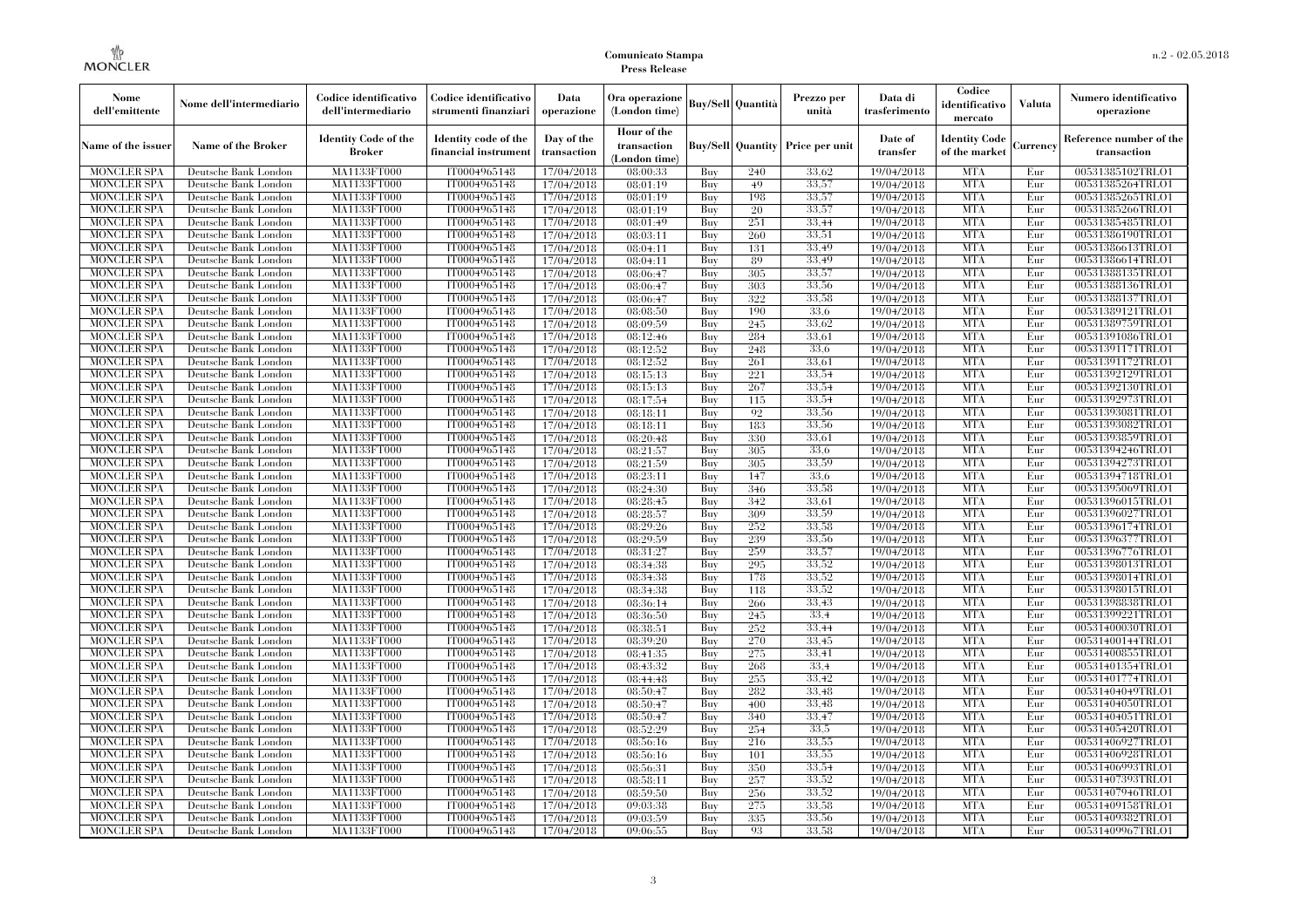**Comunicato Stampa**
**Press Release**

| Nome dell'emittente | Nome dell'intermediario | Codice identificativo dell'intermediario | Codice identificativo strumenti finanziari | Data operazione | Ora operazione (London time) | Buy/Sell | Quantità | Prezzo per unità | Data di trasferimento | Codice identificativo mercato | Valuta | Numero identificativo operazione |
|---|---|---|---|---|---|---|---|---|---|---|---|---|
| Name of the issuer | Name of the Broker | Identity Code of the Broker | Identity code of the financial instrument | Day of the transaction | Hour of the transaction (London time) | Buy/Sell | Quantity | Price per unit | Date of transfer | Identity Code of the market | Currency | Reference number of the transaction |
| MONCLER SPA | Deutsche Bank London | MA1133FT000 | IT0004965148 | 17/04/2018 | 08:00:33 | Buy | 240 | 33.62 | 19/04/2018 | MTA | Eur | 00531385102TRLO1 |
| MONCLER SPA | Deutsche Bank London | MA1133FT000 | IT0004965148 | 17/04/2018 | 08:01:19 | Buy | 49 | 33.57 | 19/04/2018 | MTA | Eur | 00531385264TRLO1 |
| MONCLER SPA | Deutsche Bank London | MA1133FT000 | IT0004965148 | 17/04/2018 | 08:01:19 | Buy | 198 | 33.57 | 19/04/2018 | MTA | Eur | 00531385265TRLO1 |
| MONCLER SPA | Deutsche Bank London | MA1133FT000 | IT0004965148 | 17/04/2018 | 08:01:19 | Buy | 20 | 33.57 | 19/04/2018 | MTA | Eur | 00531385266TRLO1 |
| MONCLER SPA | Deutsche Bank London | MA1133FT000 | IT0004965148 | 17/04/2018 | 08:01:49 | Buy | 251 | 33.44 | 19/04/2018 | MTA | Eur | 00531385485TRLO1 |
| MONCLER SPA | Deutsche Bank London | MA1133FT000 | IT0004965148 | 17/04/2018 | 08:03:11 | Buy | 260 | 33.51 | 19/04/2018 | MTA | Eur | 00531386190TRLO1 |
| MONCLER SPA | Deutsche Bank London | MA1133FT000 | IT0004965148 | 17/04/2018 | 08:04:11 | Buy | 131 | 33.49 | 19/04/2018 | MTA | Eur | 00531386613TRLO1 |
| MONCLER SPA | Deutsche Bank London | MA1133FT000 | IT0004965148 | 17/04/2018 | 08:04:11 | Buy | 89 | 33.49 | 19/04/2018 | MTA | Eur | 00531386614TRLO1 |
| MONCLER SPA | Deutsche Bank London | MA1133FT000 | IT0004965148 | 17/04/2018 | 08:06:47 | Buy | 305 | 33.57 | 19/04/2018 | MTA | Eur | 00531388135TRLO1 |
| MONCLER SPA | Deutsche Bank London | MA1133FT000 | IT0004965148 | 17/04/2018 | 08:06:47 | Buy | 303 | 33.56 | 19/04/2018 | MTA | Eur | 00531388136TRLO1 |
| MONCLER SPA | Deutsche Bank London | MA1133FT000 | IT0004965148 | 17/04/2018 | 08:06:47 | Buy | 322 | 33.58 | 19/04/2018 | MTA | Eur | 00531388137TRLO1 |
| MONCLER SPA | Deutsche Bank London | MA1133FT000 | IT0004965148 | 17/04/2018 | 08:08:50 | Buy | 190 | 33.6 | 19/04/2018 | MTA | Eur | 00531389121TRLO1 |
| MONCLER SPA | Deutsche Bank London | MA1133FT000 | IT0004965148 | 17/04/2018 | 08:09:59 | Buy | 245 | 33.62 | 19/04/2018 | MTA | Eur | 00531389759TRLO1 |
| MONCLER SPA | Deutsche Bank London | MA1133FT000 | IT0004965148 | 17/04/2018 | 08:12:46 | Buy | 284 | 33.61 | 19/04/2018 | MTA | Eur | 00531391086TRLO1 |
| MONCLER SPA | Deutsche Bank London | MA1133FT000 | IT0004965148 | 17/04/2018 | 08:12:52 | Buy | 248 | 33.6 | 19/04/2018 | MTA | Eur | 00531391171TRLO1 |
| MONCLER SPA | Deutsche Bank London | MA1133FT000 | IT0004965148 | 17/04/2018 | 08:12:52 | Buy | 261 | 33.61 | 19/04/2018 | MTA | Eur | 00531391172TRLO1 |
| MONCLER SPA | Deutsche Bank London | MA1133FT000 | IT0004965148 | 17/04/2018 | 08:15:13 | Buy | 221 | 33.54 | 19/04/2018 | MTA | Eur | 00531392129TRLO1 |
| MONCLER SPA | Deutsche Bank London | MA1133FT000 | IT0004965148 | 17/04/2018 | 08:15:13 | Buy | 267 | 33.54 | 19/04/2018 | MTA | Eur | 00531392130TRLO1 |
| MONCLER SPA | Deutsche Bank London | MA1133FT000 | IT0004965148 | 17/04/2018 | 08:17:54 | Buy | 115 | 33.54 | 19/04/2018 | MTA | Eur | 00531392973TRLO1 |
| MONCLER SPA | Deutsche Bank London | MA1133FT000 | IT0004965148 | 17/04/2018 | 08:18:11 | Buy | 92 | 33.56 | 19/04/2018 | MTA | Eur | 00531393081TRLO1 |
| MONCLER SPA | Deutsche Bank London | MA1133FT000 | IT0004965148 | 17/04/2018 | 08:18:11 | Buy | 183 | 33.56 | 19/04/2018 | MTA | Eur | 00531393082TRLO1 |
| MONCLER SPA | Deutsche Bank London | MA1133FT000 | IT0004965148 | 17/04/2018 | 08:20:48 | Buy | 330 | 33.61 | 19/04/2018 | MTA | Eur | 00531393859TRLO1 |
| MONCLER SPA | Deutsche Bank London | MA1133FT000 | IT0004965148 | 17/04/2018 | 08:21:57 | Buy | 305 | 33.6 | 19/04/2018 | MTA | Eur | 00531394246TRLO1 |
| MONCLER SPA | Deutsche Bank London | MA1133FT000 | IT0004965148 | 17/04/2018 | 08:21:59 | Buy | 305 | 33.59 | 19/04/2018 | MTA | Eur | 00531394273TRLO1 |
| MONCLER SPA | Deutsche Bank London | MA1133FT000 | IT0004965148 | 17/04/2018 | 08:23:11 | Buy | 147 | 33.6 | 19/04/2018 | MTA | Eur | 00531394718TRLO1 |
| MONCLER SPA | Deutsche Bank London | MA1133FT000 | IT0004965148 | 17/04/2018 | 08:24:30 | Buy | 346 | 33.58 | 19/04/2018 | MTA | Eur | 00531395069TRLO1 |
| MONCLER SPA | Deutsche Bank London | MA1133FT000 | IT0004965148 | 17/04/2018 | 08:28:45 | Buy | 342 | 33.61 | 19/04/2018 | MTA | Eur | 00531396015TRLO1 |
| MONCLER SPA | Deutsche Bank London | MA1133FT000 | IT0004965148 | 17/04/2018 | 08:28:57 | Buy | 309 | 33.59 | 19/04/2018 | MTA | Eur | 00531396027TRLO1 |
| MONCLER SPA | Deutsche Bank London | MA1133FT000 | IT0004965148 | 17/04/2018 | 08:29:26 | Buy | 252 | 33.58 | 19/04/2018 | MTA | Eur | 00531396174TRLO1 |
| MONCLER SPA | Deutsche Bank London | MA1133FT000 | IT0004965148 | 17/04/2018 | 08:29:59 | Buy | 239 | 33.56 | 19/04/2018 | MTA | Eur | 00531396377TRLO1 |
| MONCLER SPA | Deutsche Bank London | MA1133FT000 | IT0004965148 | 17/04/2018 | 08:31:27 | Buy | 259 | 33.57 | 19/04/2018 | MTA | Eur | 00531396776TRLO1 |
| MONCLER SPA | Deutsche Bank London | MA1133FT000 | IT0004965148 | 17/04/2018 | 08:34:38 | Buy | 295 | 33.52 | 19/04/2018 | MTA | Eur | 00531398013TRLO1 |
| MONCLER SPA | Deutsche Bank London | MA1133FT000 | IT0004965148 | 17/04/2018 | 08:34:38 | Buy | 178 | 33.52 | 19/04/2018 | MTA | Eur | 00531398014TRLO1 |
| MONCLER SPA | Deutsche Bank London | MA1133FT000 | IT0004965148 | 17/04/2018 | 08:34:38 | Buy | 118 | 33.52 | 19/04/2018 | MTA | Eur | 00531398015TRLO1 |
| MONCLER SPA | Deutsche Bank London | MA1133FT000 | IT0004965148 | 17/04/2018 | 08:36:14 | Buy | 266 | 33.43 | 19/04/2018 | MTA | Eur | 00531398838TRLO1 |
| MONCLER SPA | Deutsche Bank London | MA1133FT000 | IT0004965148 | 17/04/2018 | 08:36:50 | Buy | 245 | 33.4 | 19/04/2018 | MTA | Eur | 00531399221TRLO1 |
| MONCLER SPA | Deutsche Bank London | MA1133FT000 | IT0004965148 | 17/04/2018 | 08:38:51 | Buy | 252 | 33.44 | 19/04/2018 | MTA | Eur | 00531400030TRLO1 |
| MONCLER SPA | Deutsche Bank London | MA1133FT000 | IT0004965148 | 17/04/2018 | 08:39:20 | Buy | 270 | 33.45 | 19/04/2018 | MTA | Eur | 00531400144TRLO1 |
| MONCLER SPA | Deutsche Bank London | MA1133FT000 | IT0004965148 | 17/04/2018 | 08:41:35 | Buy | 275 | 33.41 | 19/04/2018 | MTA | Eur | 00531400855TRLO1 |
| MONCLER SPA | Deutsche Bank London | MA1133FT000 | IT0004965148 | 17/04/2018 | 08:43:32 | Buy | 268 | 33.4 | 19/04/2018 | MTA | Eur | 00531401354TRLO1 |
| MONCLER SPA | Deutsche Bank London | MA1133FT000 | IT0004965148 | 17/04/2018 | 08:44:48 | Buy | 255 | 33.42 | 19/04/2018 | MTA | Eur | 00531401774TRLO1 |
| MONCLER SPA | Deutsche Bank London | MA1133FT000 | IT0004965148 | 17/04/2018 | 08:50:47 | Buy | 282 | 33.48 | 19/04/2018 | MTA | Eur | 00531404049TRLO1 |
| MONCLER SPA | Deutsche Bank London | MA1133FT000 | IT0004965148 | 17/04/2018 | 08:50:47 | Buy | 400 | 33.48 | 19/04/2018 | MTA | Eur | 00531404050TRLO1 |
| MONCLER SPA | Deutsche Bank London | MA1133FT000 | IT0004965148 | 17/04/2018 | 08:50:47 | Buy | 340 | 33.47 | 19/04/2018 | MTA | Eur | 00531404051TRLO1 |
| MONCLER SPA | Deutsche Bank London | MA1133FT000 | IT0004965148 | 17/04/2018 | 08:52:29 | Buy | 254 | 33.5 | 19/04/2018 | MTA | Eur | 00531405420TRLO1 |
| MONCLER SPA | Deutsche Bank London | MA1133FT000 | IT0004965148 | 17/04/2018 | 08:56:16 | Buy | 216 | 33.55 | 19/04/2018 | MTA | Eur | 00531406927TRLO1 |
| MONCLER SPA | Deutsche Bank London | MA1133FT000 | IT0004965148 | 17/04/2018 | 08:56:16 | Buy | 101 | 33.55 | 19/04/2018 | MTA | Eur | 00531406928TRLO1 |
| MONCLER SPA | Deutsche Bank London | MA1133FT000 | IT0004965148 | 17/04/2018 | 08:56:31 | Buy | 350 | 33.54 | 19/04/2018 | MTA | Eur | 00531406993TRLO1 |
| MONCLER SPA | Deutsche Bank London | MA1133FT000 | IT0004965148 | 17/04/2018 | 08:58:11 | Buy | 257 | 33.52 | 19/04/2018 | MTA | Eur | 00531407393TRLO1 |
| MONCLER SPA | Deutsche Bank London | MA1133FT000 | IT0004965148 | 17/04/2018 | 08:59:50 | Buy | 256 | 33.52 | 19/04/2018 | MTA | Eur | 00531407946TRLO1 |
| MONCLER SPA | Deutsche Bank London | MA1133FT000 | IT0004965148 | 17/04/2018 | 09:03:38 | Buy | 275 | 33.58 | 19/04/2018 | MTA | Eur | 00531409158TRLO1 |
| MONCLER SPA | Deutsche Bank London | MA1133FT000 | IT0004965148 | 17/04/2018 | 09:03:59 | Buy | 335 | 33.56 | 19/04/2018 | MTA | Eur | 00531409382TRLO1 |
| MONCLER SPA | Deutsche Bank London | MA1133FT000 | IT0004965148 | 17/04/2018 | 09:06:55 | Buy | 93 | 33.58 | 19/04/2018 | MTA | Eur | 00531409967TRLO1 |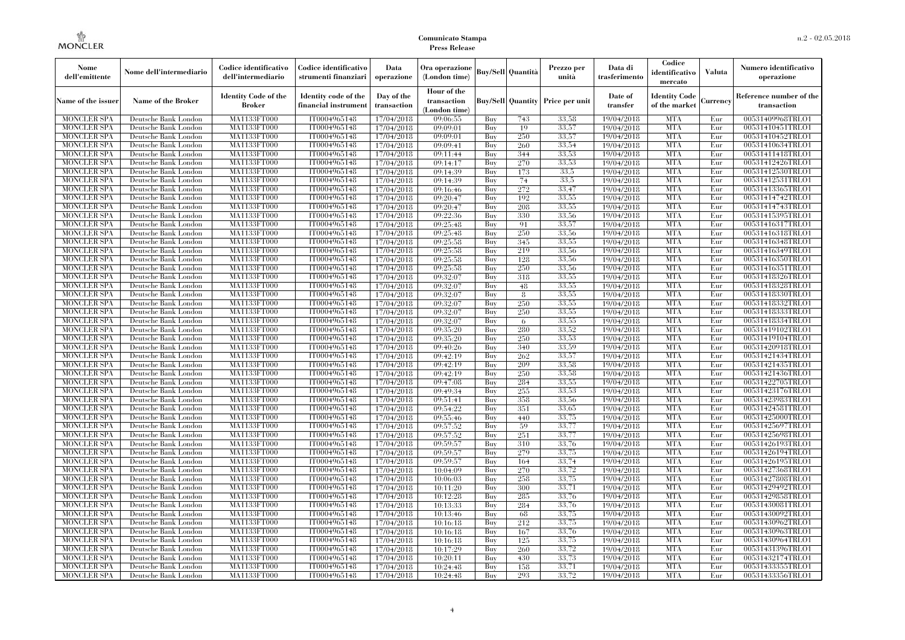**Comunicato Stampa**
**Press Release**

| Nome dell'emittente | Nome dell'intermediario | Codice identificativo dell'intermediario | Codice identificativo strumenti finanziari | Data operazione | Ora operazione (London time) | Buy/Sell | Quantità | Prezzo per unità | Data di trasferimento | Codice identificativo mercato | Valuta | Numero identificativo operazione |
|---|---|---|---|---|---|---|---|---|---|---|---|---|
| Name of the issuer | Name of the Broker | Identity Code of the Broker | Identity code of the financial instrument | Day of the transaction | Hour of the transaction (London time) | Buy/Sell | Quantity | Price per unit | Date of transfer | Identity Code of the market | Currency | Reference number of the transaction |
| MONCLER SPA | Deutsche Bank London | MA1133FT000 | IT0004965148 | 17/04/2018 | 09:06:55 | Buy | 743 | 33,58 | 19/04/2018 | MTA | Eur | 00531409968TRLO1 |
| MONCLER SPA | Deutsche Bank London | MA1133FT000 | IT0004965148 | 17/04/2018 | 09:09:01 | Buy | 19 | 33,57 | 19/04/2018 | MTA | Eur | 00531410451TRLO1 |
| MONCLER SPA | Deutsche Bank London | MA1133FT000 | IT0004965148 | 17/04/2018 | 09:09:01 | Buy | 250 | 33,57 | 19/04/2018 | MTA | Eur | 00531410452TRLO1 |
| MONCLER SPA | Deutsche Bank London | MA1133FT000 | IT0004965148 | 17/04/2018 | 09:09:41 | Buy | 260 | 33,54 | 19/04/2018 | MTA | Eur | 00531410634TRLO1 |
| MONCLER SPA | Deutsche Bank London | MA1133FT000 | IT0004965148 | 17/04/2018 | 09:11:44 | Buy | 344 | 33,53 | 19/04/2018 | MTA | Eur | 00531411418TRLO1 |
| MONCLER SPA | Deutsche Bank London | MA1133FT000 | IT0004965148 | 17/04/2018 | 09:14:17 | Buy | 270 | 33,53 | 19/04/2018 | MTA | Eur | 00531412426TRLO1 |
| MONCLER SPA | Deutsche Bank London | MA1133FT000 | IT0004965148 | 17/04/2018 | 09:14:39 | Buy | 173 | 33,5 | 19/04/2018 | MTA | Eur | 00531412530TRLO1 |
| MONCLER SPA | Deutsche Bank London | MA1133FT000 | IT0004965148 | 17/04/2018 | 09:14:39 | Buy | 74 | 33,5 | 19/04/2018 | MTA | Eur | 00531412531TRLO1 |
| MONCLER SPA | Deutsche Bank London | MA1133FT000 | IT0004965148 | 17/04/2018 | 09:16:46 | Buy | 272 | 33,47 | 19/04/2018 | MTA | Eur | 00531413365TRLO1 |
| MONCLER SPA | Deutsche Bank London | MA1133FT000 | IT0004965148 | 17/04/2018 | 09:20:47 | Buy | 192 | 33,55 | 19/04/2018 | MTA | Eur | 00531414742TRLO1 |
| MONCLER SPA | Deutsche Bank London | MA1133FT000 | IT0004965148 | 17/04/2018 | 09:20:47 | Buy | 208 | 33,55 | 19/04/2018 | MTA | Eur | 00531414743TRLO1 |
| MONCLER SPA | Deutsche Bank London | MA1133FT000 | IT0004965148 | 17/04/2018 | 09:22:36 | Buy | 330 | 33,56 | 19/04/2018 | MTA | Eur | 00531415395TRLO1 |
| MONCLER SPA | Deutsche Bank London | MA1133FT000 | IT0004965148 | 17/04/2018 | 09:25:48 | Buy | 91 | 33,57 | 19/04/2018 | MTA | Eur | 00531416317TRLO1 |
| MONCLER SPA | Deutsche Bank London | MA1133FT000 | IT0004965148 | 17/04/2018 | 09:25:48 | Buy | 250 | 33,56 | 19/04/2018 | MTA | Eur | 00531416318TRLO1 |
| MONCLER SPA | Deutsche Bank London | MA1133FT000 | IT0004965148 | 17/04/2018 | 09:25:58 | Buy | 345 | 33,55 | 19/04/2018 | MTA | Eur | 00531416348TRLO1 |
| MONCLER SPA | Deutsche Bank London | MA1133FT000 | IT0004965148 | 17/04/2018 | 09:25:58 | Buy | 219 | 33,56 | 19/04/2018 | MTA | Eur | 00531416349TRLO1 |
| MONCLER SPA | Deutsche Bank London | MA1133FT000 | IT0004965148 | 17/04/2018 | 09:25:58 | Buy | 128 | 33,56 | 19/04/2018 | MTA | Eur | 00531416350TRLO1 |
| MONCLER SPA | Deutsche Bank London | MA1133FT000 | IT0004965148 | 17/04/2018 | 09:25:58 | Buy | 250 | 33,56 | 19/04/2018 | MTA | Eur | 00531416351TRLO1 |
| MONCLER SPA | Deutsche Bank London | MA1133FT000 | IT0004965148 | 17/04/2018 | 09:32:07 | Buy | 318 | 33,55 | 19/04/2018 | MTA | Eur | 00531418326TRLO1 |
| MONCLER SPA | Deutsche Bank London | MA1133FT000 | IT0004965148 | 17/04/2018 | 09:32:07 | Buy | 48 | 33,55 | 19/04/2018 | MTA | Eur | 00531418328TRLO1 |
| MONCLER SPA | Deutsche Bank London | MA1133FT000 | IT0004965148 | 17/04/2018 | 09:32:07 | Buy | 8 | 33,55 | 19/04/2018 | MTA | Eur | 00531418330TRLO1 |
| MONCLER SPA | Deutsche Bank London | MA1133FT000 | IT0004965148 | 17/04/2018 | 09:32:07 | Buy | 250 | 33,55 | 19/04/2018 | MTA | Eur | 00531418332TRLO1 |
| MONCLER SPA | Deutsche Bank London | MA1133FT000 | IT0004965148 | 17/04/2018 | 09:32:07 | Buy | 250 | 33,55 | 19/04/2018 | MTA | Eur | 00531418333TRLO1 |
| MONCLER SPA | Deutsche Bank London | MA1133FT000 | IT0004965148 | 17/04/2018 | 09:32:07 | Buy | 6 | 33,55 | 19/04/2018 | MTA | Eur | 00531418334TRLO1 |
| MONCLER SPA | Deutsche Bank London | MA1133FT000 | IT0004965148 | 17/04/2018 | 09:35:20 | Buy | 280 | 33,52 | 19/04/2018 | MTA | Eur | 00531419102TRLO1 |
| MONCLER SPA | Deutsche Bank London | MA1133FT000 | IT0004965148 | 17/04/2018 | 09:35:20 | Buy | 250 | 33,53 | 19/04/2018 | MTA | Eur | 00531419104TRLO1 |
| MONCLER SPA | Deutsche Bank London | MA1133FT000 | IT0004965148 | 17/04/2018 | 09:40:26 | Buy | 340 | 33,59 | 19/04/2018 | MTA | Eur | 00531420918TRLO1 |
| MONCLER SPA | Deutsche Bank London | MA1133FT000 | IT0004965148 | 17/04/2018 | 09:42:19 | Buy | 262 | 33,57 | 19/04/2018 | MTA | Eur | 00531421434TRLO1 |
| MONCLER SPA | Deutsche Bank London | MA1133FT000 | IT0004965148 | 17/04/2018 | 09:42:19 | Buy | 209 | 33,58 | 19/04/2018 | MTA | Eur | 00531421435TRLO1 |
| MONCLER SPA | Deutsche Bank London | MA1133FT000 | IT0004965148 | 17/04/2018 | 09:42:19 | Buy | 250 | 33,58 | 19/04/2018 | MTA | Eur | 00531421436TRLO1 |
| MONCLER SPA | Deutsche Bank London | MA1133FT000 | IT0004965148 | 17/04/2018 | 09:47:08 | Buy | 284 | 33,55 | 19/04/2018 | MTA | Eur | 00531422705TRLO1 |
| MONCLER SPA | Deutsche Bank London | MA1133FT000 | IT0004965148 | 17/04/2018 | 09:49:34 | Buy | 255 | 33,53 | 19/04/2018 | MTA | Eur | 00531423176TRLO1 |
| MONCLER SPA | Deutsche Bank London | MA1133FT000 | IT0004965148 | 17/04/2018 | 09:51:41 | Buy | 358 | 33,56 | 19/04/2018 | MTA | Eur | 00531423983TRLO1 |
| MONCLER SPA | Deutsche Bank London | MA1133FT000 | IT0004965148 | 17/04/2018 | 09:54:22 | Buy | 351 | 33,65 | 19/04/2018 | MTA | Eur | 00531424581TRLO1 |
| MONCLER SPA | Deutsche Bank London | MA1133FT000 | IT0004965148 | 17/04/2018 | 09:55:46 | Buy | 440 | 33,75 | 19/04/2018 | MTA | Eur | 00531425000TRLO1 |
| MONCLER SPA | Deutsche Bank London | MA1133FT000 | IT0004965148 | 17/04/2018 | 09:57:52 | Buy | 59 | 33,77 | 19/04/2018 | MTA | Eur | 00531425697TRLO1 |
| MONCLER SPA | Deutsche Bank London | MA1133FT000 | IT0004965148 | 17/04/2018 | 09:57:52 | Buy | 251 | 33,77 | 19/04/2018 | MTA | Eur | 00531425698TRLO1 |
| MONCLER SPA | Deutsche Bank London | MA1133FT000 | IT0004965148 | 17/04/2018 | 09:59:57 | Buy | 310 | 33,76 | 19/04/2018 | MTA | Eur | 00531426193TRLO1 |
| MONCLER SPA | Deutsche Bank London | MA1133FT000 | IT0004965148 | 17/04/2018 | 09:59:57 | Buy | 279 | 33,75 | 19/04/2018 | MTA | Eur | 00531426194TRLO1 |
| MONCLER SPA | Deutsche Bank London | MA1133FT000 | IT0004965148 | 17/04/2018 | 09:59:57 | Buy | 164 | 33,74 | 19/04/2018 | MTA | Eur | 00531426195TRLO1 |
| MONCLER SPA | Deutsche Bank London | MA1133FT000 | IT0004965148 | 17/04/2018 | 10:04:09 | Buy | 270 | 33,72 | 19/04/2018 | MTA | Eur | 00531427368TRLO1 |
| MONCLER SPA | Deutsche Bank London | MA1133FT000 | IT0004965148 | 17/04/2018 | 10:06:03 | Buy | 258 | 33,75 | 19/04/2018 | MTA | Eur | 00531427808TRLO1 |
| MONCLER SPA | Deutsche Bank London | MA1133FT000 | IT0004965148 | 17/04/2018 | 10:11:20 | Buy | 300 | 33,71 | 19/04/2018 | MTA | Eur | 00531429492TRLO1 |
| MONCLER SPA | Deutsche Bank London | MA1133FT000 | IT0004965148 | 17/04/2018 | 10:12:28 | Buy | 285 | 33,76 | 19/04/2018 | MTA | Eur | 00531429858TRLO1 |
| MONCLER SPA | Deutsche Bank London | MA1133FT000 | IT0004965148 | 17/04/2018 | 10:13:33 | Buy | 284 | 33,76 | 19/04/2018 | MTA | Eur | 00531430081TRLO1 |
| MONCLER SPA | Deutsche Bank London | MA1133FT000 | IT0004965148 | 17/04/2018 | 10:13:46 | Buy | 68 | 33,75 | 19/04/2018 | MTA | Eur | 00531430092TRLO1 |
| MONCLER SPA | Deutsche Bank London | MA1133FT000 | IT0004965148 | 17/04/2018 | 10:16:18 | Buy | 212 | 33,75 | 19/04/2018 | MTA | Eur | 00531430962TRLO1 |
| MONCLER SPA | Deutsche Bank London | MA1133FT000 | IT0004965148 | 17/04/2018 | 10:16:18 | Buy | 167 | 33,76 | 19/04/2018 | MTA | Eur | 00531430963TRLO1 |
| MONCLER SPA | Deutsche Bank London | MA1133FT000 | IT0004965148 | 17/04/2018 | 10:16:18 | Buy | 125 | 33,75 | 19/04/2018 | MTA | Eur | 00531430964TRLO1 |
| MONCLER SPA | Deutsche Bank London | MA1133FT000 | IT0004965148 | 17/04/2018 | 10:17:29 | Buy | 260 | 33,72 | 19/04/2018 | MTA | Eur | 00531431396TRLO1 |
| MONCLER SPA | Deutsche Bank London | MA1133FT000 | IT0004965148 | 17/04/2018 | 10:20:11 | Buy | 430 | 33,73 | 19/04/2018 | MTA | Eur | 00531432174TRLO1 |
| MONCLER SPA | Deutsche Bank London | MA1133FT000 | IT0004965148 | 17/04/2018 | 10:24:48 | Buy | 158 | 33,71 | 19/04/2018 | MTA | Eur | 00531433355TRLO1 |
| MONCLER SPA | Deutsche Bank London | MA1133FT000 | IT0004965148 | 17/04/2018 | 10:24:48 | Buy | 293 | 33,72 | 19/04/2018 | MTA | Eur | 00531433356TRLO1 |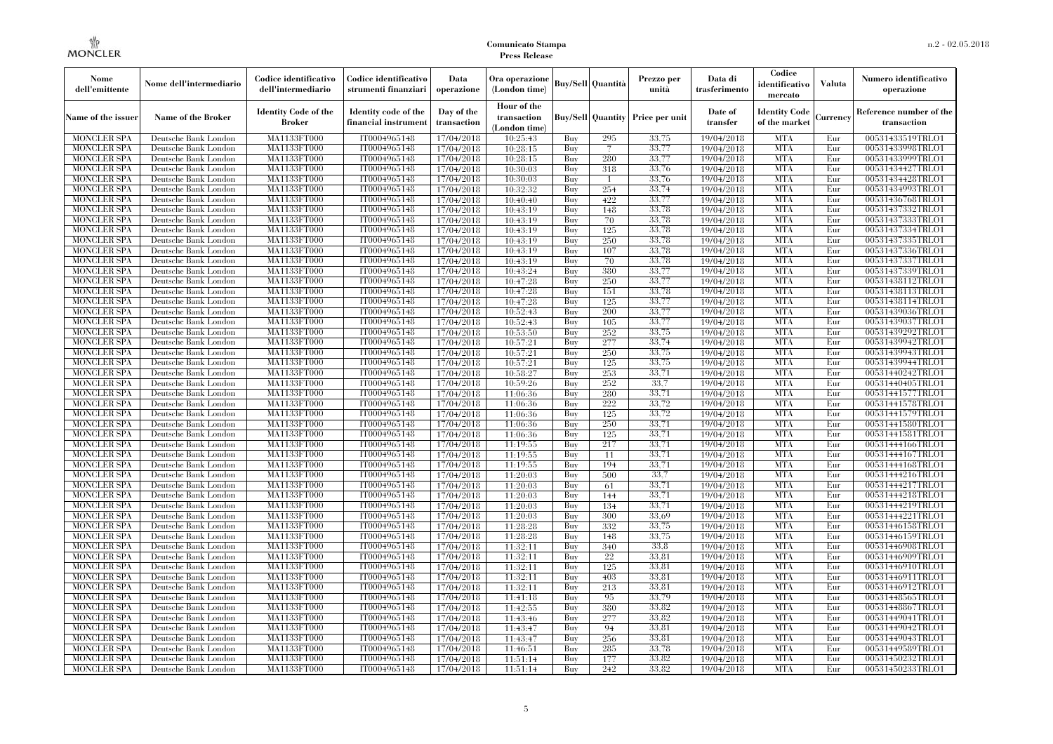| Nome dell'emittente | Nome dell'intermediario | Codice identificativo dell'intermediario | Codice identificativo strumenti finanziari | Data operazione | Ora operazione (London time) | Buy/Sell | Quantità | Prezzo per unità | Data di trasferimento | Codice identificativo mercato | Valuta | Numero identificativo operazione |
|---|---|---|---|---|---|---|---|---|---|---|---|---|
| Name of the issuer | Name of the Broker | Identity Code of the Broker | Identity code of the financial instrument | Day of the transaction | Hour of the transaction (London time) | Buy/Sell | Quantity | Price per unit | Date of transfer | Identity Code of the market | Currency | Reference number of the transaction |
| MONCLER SPA | Deutsche Bank London | MA1133FT000 | IT0004965148 | 17/04/2018 | 10:25:43 | Buy | 295 | 33,75 | 19/04/2018 | MTA | Eur | 00531433519TRLO1 |
| MONCLER SPA | Deutsche Bank London | MA1133FT000 | IT0004965148 | 17/04/2018 | 10:28:15 | Buy | 7 | 33,77 | 19/04/2018 | MTA | Eur | 00531433998TRLO1 |
| MONCLER SPA | Deutsche Bank London | MA1133FT000 | IT0004965148 | 17/04/2018 | 10:28:15 | Buy | 280 | 33,77 | 19/04/2018 | MTA | Eur | 00531433999TRLO1 |
| MONCLER SPA | Deutsche Bank London | MA1133FT000 | IT0004965148 | 17/04/2018 | 10:30:03 | Buy | 318 | 33,76 | 19/04/2018 | MTA | Eur | 00531434427TRLO1 |
| MONCLER SPA | Deutsche Bank London | MA1133FT000 | IT0004965148 | 17/04/2018 | 10:30:03 | Buy | 1 | 33,76 | 19/04/2018 | MTA | Eur | 00531434428TRLO1 |
| MONCLER SPA | Deutsche Bank London | MA1133FT000 | IT0004965148 | 17/04/2018 | 10:32:32 | Buy | 254 | 33,74 | 19/04/2018 | MTA | Eur | 00531434993TRLO1 |
| MONCLER SPA | Deutsche Bank London | MA1133FT000 | IT0004965148 | 17/04/2018 | 10:40:40 | Buy | 422 | 33,77 | 19/04/2018 | MTA | Eur | 00531436768TRLO1 |
| MONCLER SPA | Deutsche Bank London | MA1133FT000 | IT0004965148 | 17/04/2018 | 10:43:19 | Buy | 148 | 33,78 | 19/04/2018 | MTA | Eur | 00531437332TRLO1 |
| MONCLER SPA | Deutsche Bank London | MA1133FT000 | IT0004965148 | 17/04/2018 | 10:43:19 | Buy | 70 | 33,78 | 19/04/2018 | MTA | Eur | 00531437333TRLO1 |
| MONCLER SPA | Deutsche Bank London | MA1133FT000 | IT0004965148 | 17/04/2018 | 10:43:19 | Buy | 125 | 33,78 | 19/04/2018 | MTA | Eur | 00531437334TRLO1 |
| MONCLER SPA | Deutsche Bank London | MA1133FT000 | IT0004965148 | 17/04/2018 | 10:43:19 | Buy | 250 | 33,78 | 19/04/2018 | MTA | Eur | 00531437335TRLO1 |
| MONCLER SPA | Deutsche Bank London | MA1133FT000 | IT0004965148 | 17/04/2018 | 10:43:19 | Buy | 107 | 33,78 | 19/04/2018 | MTA | Eur | 00531437336TRLO1 |
| MONCLER SPA | Deutsche Bank London | MA1133FT000 | IT0004965148 | 17/04/2018 | 10:43:19 | Buy | 70 | 33,78 | 19/04/2018 | MTA | Eur | 00531437337TRLO1 |
| MONCLER SPA | Deutsche Bank London | MA1133FT000 | IT0004965148 | 17/04/2018 | 10:43:24 | Buy | 380 | 33,77 | 19/04/2018 | MTA | Eur | 00531437339TRLO1 |
| MONCLER SPA | Deutsche Bank London | MA1133FT000 | IT0004965148 | 17/04/2018 | 10:47:28 | Buy | 250 | 33,77 | 19/04/2018 | MTA | Eur | 00531438112TRLO1 |
| MONCLER SPA | Deutsche Bank London | MA1133FT000 | IT0004965148 | 17/04/2018 | 10:47:28 | Buy | 151 | 33,78 | 19/04/2018 | MTA | Eur | 00531438113TRLO1 |
| MONCLER SPA | Deutsche Bank London | MA1133FT000 | IT0004965148 | 17/04/2018 | 10:47:28 | Buy | 125 | 33,77 | 19/04/2018 | MTA | Eur | 00531438114TRLO1 |
| MONCLER SPA | Deutsche Bank London | MA1133FT000 | IT0004965148 | 17/04/2018 | 10:52:43 | Buy | 200 | 33,77 | 19/04/2018 | MTA | Eur | 00531439036TRLO1 |
| MONCLER SPA | Deutsche Bank London | MA1133FT000 | IT0004965148 | 17/04/2018 | 10:52:43 | Buy | 105 | 33,77 | 19/04/2018 | MTA | Eur | 00531439037TRLO1 |
| MONCLER SPA | Deutsche Bank London | MA1133FT000 | IT0004965148 | 17/04/2018 | 10:53:50 | Buy | 252 | 33,75 | 19/04/2018 | MTA | Eur | 00531439292TRLO1 |
| MONCLER SPA | Deutsche Bank London | MA1133FT000 | IT0004965148 | 17/04/2018 | 10:57:21 | Buy | 277 | 33,74 | 19/04/2018 | MTA | Eur | 00531439942TRLO1 |
| MONCLER SPA | Deutsche Bank London | MA1133FT000 | IT0004965148 | 17/04/2018 | 10:57:21 | Buy | 250 | 33,75 | 19/04/2018 | MTA | Eur | 00531439943TRLO1 |
| MONCLER SPA | Deutsche Bank London | MA1133FT000 | IT0004965148 | 17/04/2018 | 10:57:21 | Buy | 125 | 33,75 | 19/04/2018 | MTA | Eur | 00531439944TRLO1 |
| MONCLER SPA | Deutsche Bank London | MA1133FT000 | IT0004965148 | 17/04/2018 | 10:58:27 | Buy | 253 | 33,71 | 19/04/2018 | MTA | Eur | 00531440242TRLO1 |
| MONCLER SPA | Deutsche Bank London | MA1133FT000 | IT0004965148 | 17/04/2018 | 10:59:26 | Buy | 252 | 33,7 | 19/04/2018 | MTA | Eur | 00531440405TRLO1 |
| MONCLER SPA | Deutsche Bank London | MA1133FT000 | IT0004965148 | 17/04/2018 | 11:06:36 | Buy | 280 | 33,71 | 19/04/2018 | MTA | Eur | 00531441577TRLO1 |
| MONCLER SPA | Deutsche Bank London | MA1133FT000 | IT0004965148 | 17/04/2018 | 11:06:36 | Buy | 222 | 33,72 | 19/04/2018 | MTA | Eur | 00531441578TRLO1 |
| MONCLER SPA | Deutsche Bank London | MA1133FT000 | IT0004965148 | 17/04/2018 | 11:06:36 | Buy | 125 | 33,72 | 19/04/2018 | MTA | Eur | 00531441579TRLO1 |
| MONCLER SPA | Deutsche Bank London | MA1133FT000 | IT0004965148 | 17/04/2018 | 11:06:36 | Buy | 250 | 33,71 | 19/04/2018 | MTA | Eur | 00531441580TRLO1 |
| MONCLER SPA | Deutsche Bank London | MA1133FT000 | IT0004965148 | 17/04/2018 | 11:06:36 | Buy | 125 | 33,71 | 19/04/2018 | MTA | Eur | 00531441581TRLO1 |
| MONCLER SPA | Deutsche Bank London | MA1133FT000 | IT0004965148 | 17/04/2018 | 11:19:55 | Buy | 217 | 33,71 | 19/04/2018 | MTA | Eur | 00531444166TRLO1 |
| MONCLER SPA | Deutsche Bank London | MA1133FT000 | IT0004965148 | 17/04/2018 | 11:19:55 | Buy | 11 | 33,71 | 19/04/2018 | MTA | Eur | 00531444167TRLO1 |
| MONCLER SPA | Deutsche Bank London | MA1133FT000 | IT0004965148 | 17/04/2018 | 11:19:55 | Buy | 194 | 33,71 | 19/04/2018 | MTA | Eur | 00531444168TRLO1 |
| MONCLER SPA | Deutsche Bank London | MA1133FT000 | IT0004965148 | 17/04/2018 | 11:20:03 | Buy | 500 | 33,7 | 19/04/2018 | MTA | Eur | 00531444216TRLO1 |
| MONCLER SPA | Deutsche Bank London | MA1133FT000 | IT0004965148 | 17/04/2018 | 11:20:03 | Buy | 61 | 33,71 | 19/04/2018 | MTA | Eur | 00531444217TRLO1 |
| MONCLER SPA | Deutsche Bank London | MA1133FT000 | IT0004965148 | 17/04/2018 | 11:20:03 | Buy | 144 | 33,71 | 19/04/2018 | MTA | Eur | 00531444218TRLO1 |
| MONCLER SPA | Deutsche Bank London | MA1133FT000 | IT0004965148 | 17/04/2018 | 11:20:03 | Buy | 134 | 33,71 | 19/04/2018 | MTA | Eur | 00531444219TRLO1 |
| MONCLER SPA | Deutsche Bank London | MA1133FT000 | IT0004965148 | 17/04/2018 | 11:20:03 | Buy | 300 | 33,69 | 19/04/2018 | MTA | Eur | 00531444221TRLO1 |
| MONCLER SPA | Deutsche Bank London | MA1133FT000 | IT0004965148 | 17/04/2018 | 11:28:28 | Buy | 332 | 33,75 | 19/04/2018 | MTA | Eur | 00531446158TRLO1 |
| MONCLER SPA | Deutsche Bank London | MA1133FT000 | IT0004965148 | 17/04/2018 | 11:28:28 | Buy | 148 | 33,75 | 19/04/2018 | MTA | Eur | 00531446159TRLO1 |
| MONCLER SPA | Deutsche Bank London | MA1133FT000 | IT0004965148 | 17/04/2018 | 11:32:11 | Buy | 340 | 33,8 | 19/04/2018 | MTA | Eur | 00531446908TRLO1 |
| MONCLER SPA | Deutsche Bank London | MA1133FT000 | IT0004965148 | 17/04/2018 | 11:32:11 | Buy | 22 | 33,81 | 19/04/2018 | MTA | Eur | 00531446909TRLO1 |
| MONCLER SPA | Deutsche Bank London | MA1133FT000 | IT0004965148 | 17/04/2018 | 11:32:11 | Buy | 125 | 33,81 | 19/04/2018 | MTA | Eur | 00531446910TRLO1 |
| MONCLER SPA | Deutsche Bank London | MA1133FT000 | IT0004965148 | 17/04/2018 | 11:32:11 | Buy | 403 | 33,81 | 19/04/2018 | MTA | Eur | 00531446911TRLO1 |
| MONCLER SPA | Deutsche Bank London | MA1133FT000 | IT0004965148 | 17/04/2018 | 11:32:11 | Buy | 213 | 33,81 | 19/04/2018 | MTA | Eur | 00531446912TRLO1 |
| MONCLER SPA | Deutsche Bank London | MA1133FT000 | IT0004965148 | 17/04/2018 | 11:41:18 | Buy | 95 | 33,79 | 19/04/2018 | MTA | Eur | 00531448565TRLO1 |
| MONCLER SPA | Deutsche Bank London | MA1133FT000 | IT0004965148 | 17/04/2018 | 11:42:55 | Buy | 380 | 33,82 | 19/04/2018 | MTA | Eur | 00531448867TRLO1 |
| MONCLER SPA | Deutsche Bank London | MA1133FT000 | IT0004965148 | 17/04/2018 | 11:43:46 | Buy | 277 | 33,82 | 19/04/2018 | MTA | Eur | 00531449041TRLO1 |
| MONCLER SPA | Deutsche Bank London | MA1133FT000 | IT0004965148 | 17/04/2018 | 11:43:47 | Buy | 94 | 33,81 | 19/04/2018 | MTA | Eur | 00531449042TRLO1 |
| MONCLER SPA | Deutsche Bank London | MA1133FT000 | IT0004965148 | 17/04/2018 | 11:43:47 | Buy | 256 | 33,81 | 19/04/2018 | MTA | Eur | 00531449043TRLO1 |
| MONCLER SPA | Deutsche Bank London | MA1133FT000 | IT0004965148 | 17/04/2018 | 11:46:51 | Buy | 285 | 33,78 | 19/04/2018 | MTA | Eur | 00531449589TRLO1 |
| MONCLER SPA | Deutsche Bank London | MA1133FT000 | IT0004965148 | 17/04/2018 | 11:51:14 | Buy | 177 | 33,82 | 19/04/2018 | MTA | Eur | 00531450232TRLO1 |
| MONCLER SPA | Deutsche Bank London | MA1133FT000 | IT0004965148 | 17/04/2018 | 11:51:14 | Buy | 242 | 33,82 | 19/04/2018 | MTA | Eur | 00531450233TRLO1 |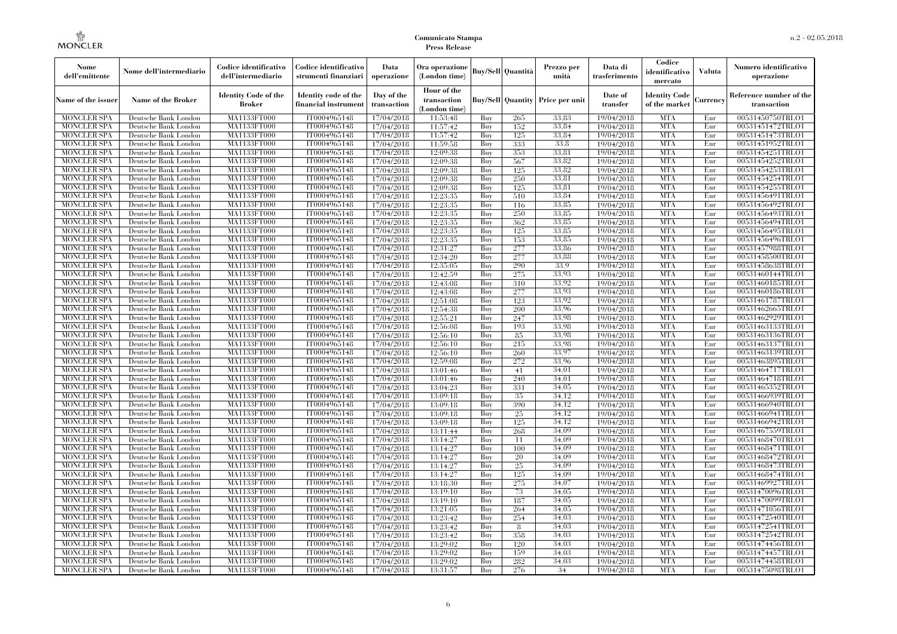**Comunicato Stampa**
**Press Release**

| Nome dell'emittente | Nome dell'intermediario | Codice identificativo dell'intermediario | Codice identificativo strumenti finanziari | Data operazione | Ora operazione (London time) | Buy/Sell | Quantità | Prezzo per unità | Data di trasferimento | Codice identificativo mercato | Valuta | Numero identificativo operazione |
|---|---|---|---|---|---|---|---|---|---|---|---|---|
| Name of the issuer | Name of the Broker | Identity Code of the Broker | Identity code of the financial instrument | Day of the transaction | Hour of the transaction (London time) | Buy/Sell | Quantity | Price per unit | Date of transfer | Identity Code of the market | Currency | Reference number of the transaction |
| MONCLER SPA | Deutsche Bank London | MA1133FT000 | IT0004965148 | 17/04/2018 | 11:53:48 | Buy | 265 | 33.83 | 19/04/2018 | MTA | Eur | 00531450750TRLO1 |
| MONCLER SPA | Deutsche Bank London | MA1133FT000 | IT0004965148 | 17/04/2018 | 11:57:42 | Buy | 152 | 33.84 | 19/04/2018 | MTA | Eur | 00531451472TRLO1 |
| MONCLER SPA | Deutsche Bank London | MA1133FT000 | IT0004965148 | 17/04/2018 | 11:57:42 | Buy | 125 | 33.84 | 19/04/2018 | MTA | Eur | 00531451473TRLO1 |
| MONCLER SPA | Deutsche Bank London | MA1133FT000 | IT0004965148 | 17/04/2018 | 11:59:58 | Buy | 333 | 33.8 | 19/04/2018 | MTA | Eur | 00531451952TRLO1 |
| MONCLER SPA | Deutsche Bank London | MA1133FT000 | IT0004965148 | 17/04/2018 | 12:09:38 | Buy | 353 | 33.81 | 19/04/2018 | MTA | Eur | 00531454251TRLO1 |
| MONCLER SPA | Deutsche Bank London | MA1133FT000 | IT0004965148 | 17/04/2018 | 12:09:38 | Buy | 567 | 33.82 | 19/04/2018 | MTA | Eur | 00531454252TRLO1 |
| MONCLER SPA | Deutsche Bank London | MA1133FT000 | IT0004965148 | 17/04/2018 | 12:09:38 | Buy | 125 | 33.82 | 19/04/2018 | MTA | Eur | 00531454253TRLO1 |
| MONCLER SPA | Deutsche Bank London | MA1133FT000 | IT0004965148 | 17/04/2018 | 12:09:38 | Buy | 250 | 33.81 | 19/04/2018 | MTA | Eur | 00531454254TRLO1 |
| MONCLER SPA | Deutsche Bank London | MA1133FT000 | IT0004965148 | 17/04/2018 | 12:09:38 | Buy | 125 | 33.81 | 19/04/2018 | MTA | Eur | 00531454255TRLO1 |
| MONCLER SPA | Deutsche Bank London | MA1133FT000 | IT0004965148 | 17/04/2018 | 12:23:35 | Buy | 510 | 33.84 | 19/04/2018 | MTA | Eur | 00531456491TRLO1 |
| MONCLER SPA | Deutsche Bank London | MA1133FT000 | IT0004965148 | 17/04/2018 | 12:23:35 | Buy | 116 | 33.85 | 19/04/2018 | MTA | Eur | 00531456492TRLO1 |
| MONCLER SPA | Deutsche Bank London | MA1133FT000 | IT0004965148 | 17/04/2018 | 12:23:35 | Buy | 250 | 33.85 | 19/04/2018 | MTA | Eur | 00531456493TRLO1 |
| MONCLER SPA | Deutsche Bank London | MA1133FT000 | IT0004965148 | 17/04/2018 | 12:23:35 | Buy | 362 | 33.85 | 19/04/2018 | MTA | Eur | 00531456494TRLO1 |
| MONCLER SPA | Deutsche Bank London | MA1133FT000 | IT0004965148 | 17/04/2018 | 12:23:35 | Buy | 125 | 33.85 | 19/04/2018 | MTA | Eur | 00531456495TRLO1 |
| MONCLER SPA | Deutsche Bank London | MA1133FT000 | IT0004965148 | 17/04/2018 | 12:23:35 | Buy | 153 | 33.85 | 19/04/2018 | MTA | Eur | 00531456496TRLO1 |
| MONCLER SPA | Deutsche Bank London | MA1133FT000 | IT0004965148 | 17/04/2018 | 12:31:27 | Buy | 277 | 33.86 | 19/04/2018 | MTA | Eur | 00531457988TRLO1 |
| MONCLER SPA | Deutsche Bank London | MA1133FT000 | IT0004965148 | 17/04/2018 | 12:34:20 | Buy | 277 | 33.88 | 19/04/2018 | MTA | Eur | 00531458500TRLO1 |
| MONCLER SPA | Deutsche Bank London | MA1133FT000 | IT0004965148 | 17/04/2018 | 12:35:05 | Buy | 290 | 33.9 | 19/04/2018 | MTA | Eur | 00531458638TRLO1 |
| MONCLER SPA | Deutsche Bank London | MA1133FT000 | IT0004965148 | 17/04/2018 | 12:42:59 | Buy | 275 | 33.93 | 19/04/2018 | MTA | Eur | 00531460144TRLO1 |
| MONCLER SPA | Deutsche Bank London | MA1133FT000 | IT0004965148 | 17/04/2018 | 12:43:08 | Buy | 310 | 33.92 | 19/04/2018 | MTA | Eur | 00531460185TRLO1 |
| MONCLER SPA | Deutsche Bank London | MA1133FT000 | IT0004965148 | 17/04/2018 | 12:43:08 | Buy | 277 | 33.93 | 19/04/2018 | MTA | Eur | 00531460186TRLO1 |
| MONCLER SPA | Deutsche Bank London | MA1133FT000 | IT0004965148 | 17/04/2018 | 12:51:08 | Buy | 123 | 33.92 | 19/04/2018 | MTA | Eur | 00531461787TRLO1 |
| MONCLER SPA | Deutsche Bank London | MA1133FT000 | IT0004965148 | 17/04/2018 | 12:54:38 | Buy | 200 | 33.96 | 19/04/2018 | MTA | Eur | 00531462665TRLO1 |
| MONCLER SPA | Deutsche Bank London | MA1133FT000 | IT0004965148 | 17/04/2018 | 12:55:21 | Buy | 247 | 33.98 | 19/04/2018 | MTA | Eur | 00531462929TRLO1 |
| MONCLER SPA | Deutsche Bank London | MA1133FT000 | IT0004965148 | 17/04/2018 | 12:56:08 | Buy | 193 | 33.98 | 19/04/2018 | MTA | Eur | 00531463133TRLO1 |
| MONCLER SPA | Deutsche Bank London | MA1133FT000 | IT0004965148 | 17/04/2018 | 12:56:10 | Buy | 85 | 33.98 | 19/04/2018 | MTA | Eur | 00531463136TRLO1 |
| MONCLER SPA | Deutsche Bank London | MA1133FT000 | IT0004965148 | 17/04/2018 | 12:56:10 | Buy | 215 | 33.98 | 19/04/2018 | MTA | Eur | 00531463137TRLO1 |
| MONCLER SPA | Deutsche Bank London | MA1133FT000 | IT0004965148 | 17/04/2018 | 12:56:10 | Buy | 260 | 33.97 | 19/04/2018 | MTA | Eur | 00531463139TRLO1 |
| MONCLER SPA | Deutsche Bank London | MA1133FT000 | IT0004965148 | 17/04/2018 | 12:59:08 | Buy | 272 | 33.96 | 19/04/2018 | MTA | Eur | 00531463895TRLO1 |
| MONCLER SPA | Deutsche Bank London | MA1133FT000 | IT0004965148 | 17/04/2018 | 13:01:46 | Buy | 41 | 34.01 | 19/04/2018 | MTA | Eur | 00531464717TRLO1 |
| MONCLER SPA | Deutsche Bank London | MA1133FT000 | IT0004965148 | 17/04/2018 | 13:01:46 | Buy | 240 | 34.01 | 19/04/2018 | MTA | Eur | 00531464718TRLO1 |
| MONCLER SPA | Deutsche Bank London | MA1133FT000 | IT0004965148 | 17/04/2018 | 13:04:23 | Buy | 331 | 34.05 | 19/04/2018 | MTA | Eur | 00531465352TRLO1 |
| MONCLER SPA | Deutsche Bank London | MA1133FT000 | IT0004965148 | 17/04/2018 | 13:09:18 | Buy | 35 | 34.12 | 19/04/2018 | MTA | Eur | 00531466939TRLO1 |
| MONCLER SPA | Deutsche Bank London | MA1133FT000 | IT0004965148 | 17/04/2018 | 13:09:18 | Buy | 390 | 34.12 | 19/04/2018 | MTA | Eur | 00531466940TRLO1 |
| MONCLER SPA | Deutsche Bank London | MA1133FT000 | IT0004965148 | 17/04/2018 | 13:09:18 | Buy | 25 | 34.12 | 19/04/2018 | MTA | Eur | 00531466941TRLO1 |
| MONCLER SPA | Deutsche Bank London | MA1133FT000 | IT0004965148 | 17/04/2018 | 13:09:18 | Buy | 125 | 34.12 | 19/04/2018 | MTA | Eur | 00531466942TRLO1 |
| MONCLER SPA | Deutsche Bank London | MA1133FT000 | IT0004965148 | 17/04/2018 | 13:11:44 | Buy | 268 | 34.09 | 19/04/2018 | MTA | Eur | 00531467559TRLO1 |
| MONCLER SPA | Deutsche Bank London | MA1133FT000 | IT0004965148 | 17/04/2018 | 13:14:27 | Buy | 11 | 34.09 | 19/04/2018 | MTA | Eur | 00531468470TRLO1 |
| MONCLER SPA | Deutsche Bank London | MA1133FT000 | IT0004965148 | 17/04/2018 | 13:14:27 | Buy | 100 | 34.09 | 19/04/2018 | MTA | Eur | 00531468471TRLO1 |
| MONCLER SPA | Deutsche Bank London | MA1133FT000 | IT0004965148 | 17/04/2018 | 13:14:27 | Buy | 20 | 34.09 | 19/04/2018 | MTA | Eur | 00531468472TRLO1 |
| MONCLER SPA | Deutsche Bank London | MA1133FT000 | IT0004965148 | 17/04/2018 | 13:14:27 | Buy | 25 | 34.09 | 19/04/2018 | MTA | Eur | 00531468473TRLO1 |
| MONCLER SPA | Deutsche Bank London | MA1133FT000 | IT0004965148 | 17/04/2018 | 13:14:27 | Buy | 125 | 34.09 | 19/04/2018 | MTA | Eur | 00531468474TRLO1 |
| MONCLER SPA | Deutsche Bank London | MA1133FT000 | IT0004965148 | 17/04/2018 | 13:18:30 | Buy | 275 | 34.07 | 19/04/2018 | MTA | Eur | 00531469927TRLO1 |
| MONCLER SPA | Deutsche Bank London | MA1133FT000 | IT0004965148 | 17/04/2018 | 13:19:10 | Buy | 73 | 34.05 | 19/04/2018 | MTA | Eur | 00531470096TRLO1 |
| MONCLER SPA | Deutsche Bank London | MA1133FT000 | IT0004965148 | 17/04/2018 | 13:19:10 | Buy | 187 | 34.05 | 19/04/2018 | MTA | Eur | 00531470099TRLO1 |
| MONCLER SPA | Deutsche Bank London | MA1133FT000 | IT0004965148 | 17/04/2018 | 13:21:05 | Buy | 264 | 34.05 | 19/04/2018 | MTA | Eur | 00531471056TRLO1 |
| MONCLER SPA | Deutsche Bank London | MA1133FT000 | IT0004965148 | 17/04/2018 | 13:23:42 | Buy | 254 | 34.03 | 19/04/2018 | MTA | Eur | 00531472540TRLO1 |
| MONCLER SPA | Deutsche Bank London | MA1133FT000 | IT0004965148 | 17/04/2018 | 13:23:42 | Buy | 8 | 34.03 | 19/04/2018 | MTA | Eur | 00531472541TRLO1 |
| MONCLER SPA | Deutsche Bank London | MA1133FT000 | IT0004965148 | 17/04/2018 | 13:23:42 | Buy | 358 | 34.03 | 19/04/2018 | MTA | Eur | 00531472542TRLO1 |
| MONCLER SPA | Deutsche Bank London | MA1133FT000 | IT0004965148 | 17/04/2018 | 13:29:02 | Buy | 120 | 34.03 | 19/04/2018 | MTA | Eur | 00531474456TRLO1 |
| MONCLER SPA | Deutsche Bank London | MA1133FT000 | IT0004965148 | 17/04/2018 | 13:29:02 | Buy | 159 | 34.03 | 19/04/2018 | MTA | Eur | 00531474457TRLO1 |
| MONCLER SPA | Deutsche Bank London | MA1133FT000 | IT0004965148 | 17/04/2018 | 13:29:02 | Buy | 282 | 34.03 | 19/04/2018 | MTA | Eur | 00531474458TRLO1 |
| MONCLER SPA | Deutsche Bank London | MA1133FT000 | IT0004965148 | 17/04/2018 | 13:31:57 | Buy | 276 | 34 | 19/04/2018 | MTA | Eur | 00531475098TRLO1 |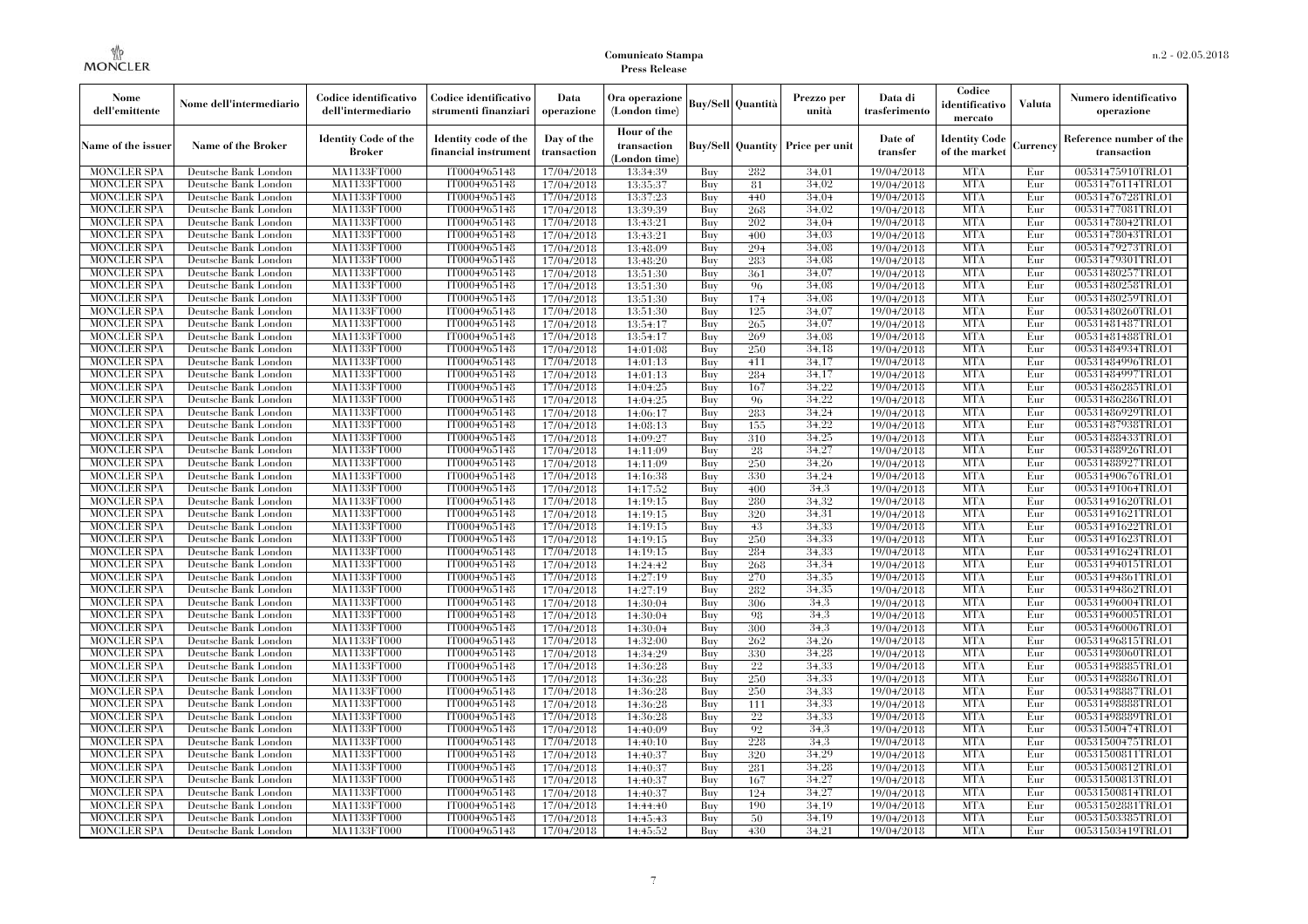| Nome dell'emittente | Nome dell'intermediario | Codice identificativo dell'intermediario | Codice identificativo strumenti finanziari | Data operazione | Ora operazione (London time) | Buy/Sell | Quantità | Prezzo per unità | Data di trasferimento | Codice identificativo mercato | Valuta | Numero identificativo operazione |
|---|---|---|---|---|---|---|---|---|---|---|---|---|
| Name of the issuer | Name of the Broker | Identity Code of the Broker | Identity code of the financial instrument | Day of the transaction | Hour of the transaction (London time) | Buy/Sell | Quantity | Price per unit | Date of transfer | Identity Code of the market | Currency | Reference number of the transaction |
| MONCLER SPA | Deutsche Bank London | MA1133FT000 | IT0004965148 | 17/04/2018 | 13:34:39 | Buy | 282 | 34,01 | 19/04/2018 | MTA | Eur | 00531475910TRLO1 |
| MONCLER SPA | Deutsche Bank London | MA1133FT000 | IT0004965148 | 17/04/2018 | 13:35:37 | Buy | 81 | 34,02 | 19/04/2018 | MTA | Eur | 00531476114TRLO1 |
| MONCLER SPA | Deutsche Bank London | MA1133FT000 | IT0004965148 | 17/04/2018 | 13:37:23 | Buy | 440 | 34,04 | 19/04/2018 | MTA | Eur | 00531476728TRLO1 |
| MONCLER SPA | Deutsche Bank London | MA1133FT000 | IT0004965148 | 17/04/2018 | 13:39:39 | Buy | 268 | 34,02 | 19/04/2018 | MTA | Eur | 00531477081TRLO1 |
| MONCLER SPA | Deutsche Bank London | MA1133FT000 | IT0004965148 | 17/04/2018 | 13:43:21 | Buy | 202 | 34,04 | 19/04/2018 | MTA | Eur | 00531478042TRLO1 |
| MONCLER SPA | Deutsche Bank London | MA1133FT000 | IT0004965148 | 17/04/2018 | 13:43:21 | Buy | 400 | 34,03 | 19/04/2018 | MTA | Eur | 00531478043TRLO1 |
| MONCLER SPA | Deutsche Bank London | MA1133FT000 | IT0004965148 | 17/04/2018 | 13:48:09 | Buy | 294 | 34,08 | 19/04/2018 | MTA | Eur | 00531479273TRLO1 |
| MONCLER SPA | Deutsche Bank London | MA1133FT000 | IT0004965148 | 17/04/2018 | 13:48:20 | Buy | 283 | 34,08 | 19/04/2018 | MTA | Eur | 00531479301TRLO1 |
| MONCLER SPA | Deutsche Bank London | MA1133FT000 | IT0004965148 | 17/04/2018 | 13:51:30 | Buy | 361 | 34,07 | 19/04/2018 | MTA | Eur | 00531480257TRLO1 |
| MONCLER SPA | Deutsche Bank London | MA1133FT000 | IT0004965148 | 17/04/2018 | 13:51:30 | Buy | 96 | 34,08 | 19/04/2018 | MTA | Eur | 00531480258TRLO1 |
| MONCLER SPA | Deutsche Bank London | MA1133FT000 | IT0004965148 | 17/04/2018 | 13:51:30 | Buy | 174 | 34,08 | 19/04/2018 | MTA | Eur | 00531480259TRLO1 |
| MONCLER SPA | Deutsche Bank London | MA1133FT000 | IT0004965148 | 17/04/2018 | 13:51:30 | Buy | 125 | 34,07 | 19/04/2018 | MTA | Eur | 00531480260TRLO1 |
| MONCLER SPA | Deutsche Bank London | MA1133FT000 | IT0004965148 | 17/04/2018 | 13:54:17 | Buy | 265 | 34,07 | 19/04/2018 | MTA | Eur | 00531481487TRLO1 |
| MONCLER SPA | Deutsche Bank London | MA1133FT000 | IT0004965148 | 17/04/2018 | 13:54:17 | Buy | 269 | 34,08 | 19/04/2018 | MTA | Eur | 00531481488TRLO1 |
| MONCLER SPA | Deutsche Bank London | MA1133FT000 | IT0004965148 | 17/04/2018 | 14:01:08 | Buy | 250 | 34,18 | 19/04/2018 | MTA | Eur | 00531484934TRLO1 |
| MONCLER SPA | Deutsche Bank London | MA1133FT000 | IT0004965148 | 17/04/2018 | 14:01:13 | Buy | 411 | 34,17 | 19/04/2018 | MTA | Eur | 00531484996TRLO1 |
| MONCLER SPA | Deutsche Bank London | MA1133FT000 | IT0004965148 | 17/04/2018 | 14:01:13 | Buy | 284 | 34,17 | 19/04/2018 | MTA | Eur | 00531484997TRLO1 |
| MONCLER SPA | Deutsche Bank London | MA1133FT000 | IT0004965148 | 17/04/2018 | 14:04:25 | Buy | 167 | 34,22 | 19/04/2018 | MTA | Eur | 00531486285TRLO1 |
| MONCLER SPA | Deutsche Bank London | MA1133FT000 | IT0004965148 | 17/04/2018 | 14:04:25 | Buy | 96 | 34,22 | 19/04/2018 | MTA | Eur | 00531486286TRLO1 |
| MONCLER SPA | Deutsche Bank London | MA1133FT000 | IT0004965148 | 17/04/2018 | 14:06:17 | Buy | 283 | 34,24 | 19/04/2018 | MTA | Eur | 00531486929TRLO1 |
| MONCLER SPA | Deutsche Bank London | MA1133FT000 | IT0004965148 | 17/04/2018 | 14:08:13 | Buy | 155 | 34,22 | 19/04/2018 | MTA | Eur | 00531487938TRLO1 |
| MONCLER SPA | Deutsche Bank London | MA1133FT000 | IT0004965148 | 17/04/2018 | 14:09:27 | Buy | 310 | 34,25 | 19/04/2018 | MTA | Eur | 00531488433TRLO1 |
| MONCLER SPA | Deutsche Bank London | MA1133FT000 | IT0004965148 | 17/04/2018 | 14:11:09 | Buy | 28 | 34,27 | 19/04/2018 | MTA | Eur | 00531488926TRLO1 |
| MONCLER SPA | Deutsche Bank London | MA1133FT000 | IT0004965148 | 17/04/2018 | 14:11:09 | Buy | 250 | 34,26 | 19/04/2018 | MTA | Eur | 00531488927TRLO1 |
| MONCLER SPA | Deutsche Bank London | MA1133FT000 | IT0004965148 | 17/04/2018 | 14:16:38 | Buy | 330 | 34,24 | 19/04/2018 | MTA | Eur | 00531490676TRLO1 |
| MONCLER SPA | Deutsche Bank London | MA1133FT000 | IT0004965148 | 17/04/2018 | 14:17:52 | Buy | 400 | 34,3 | 19/04/2018 | MTA | Eur | 00531491064TRLO1 |
| MONCLER SPA | Deutsche Bank London | MA1133FT000 | IT0004965148 | 17/04/2018 | 14:19:15 | Buy | 280 | 34,32 | 19/04/2018 | MTA | Eur | 00531491620TRLO1 |
| MONCLER SPA | Deutsche Bank London | MA1133FT000 | IT0004965148 | 17/04/2018 | 14:19:15 | Buy | 320 | 34,31 | 19/04/2018 | MTA | Eur | 00531491621TRLO1 |
| MONCLER SPA | Deutsche Bank London | MA1133FT000 | IT0004965148 | 17/04/2018 | 14:19:15 | Buy | 43 | 34,33 | 19/04/2018 | MTA | Eur | 00531491622TRLO1 |
| MONCLER SPA | Deutsche Bank London | MA1133FT000 | IT0004965148 | 17/04/2018 | 14:19:15 | Buy | 250 | 34,33 | 19/04/2018 | MTA | Eur | 00531491623TRLO1 |
| MONCLER SPA | Deutsche Bank London | MA1133FT000 | IT0004965148 | 17/04/2018 | 14:19:15 | Buy | 284 | 34,33 | 19/04/2018 | MTA | Eur | 00531491624TRLO1 |
| MONCLER SPA | Deutsche Bank London | MA1133FT000 | IT0004965148 | 17/04/2018 | 14:24:42 | Buy | 268 | 34,34 | 19/04/2018 | MTA | Eur | 00531494015TRLO1 |
| MONCLER SPA | Deutsche Bank London | MA1133FT000 | IT0004965148 | 17/04/2018 | 14:27:19 | Buy | 270 | 34,35 | 19/04/2018 | MTA | Eur | 00531494861TRLO1 |
| MONCLER SPA | Deutsche Bank London | MA1133FT000 | IT0004965148 | 17/04/2018 | 14:27:19 | Buy | 282 | 34,35 | 19/04/2018 | MTA | Eur | 00531494862TRLO1 |
| MONCLER SPA | Deutsche Bank London | MA1133FT000 | IT0004965148 | 17/04/2018 | 14:30:04 | Buy | 306 | 34,3 | 19/04/2018 | MTA | Eur | 00531496004TRLO1 |
| MONCLER SPA | Deutsche Bank London | MA1133FT000 | IT0004965148 | 17/04/2018 | 14:30:04 | Buy | 98 | 34,3 | 19/04/2018 | MTA | Eur | 00531496005TRLO1 |
| MONCLER SPA | Deutsche Bank London | MA1133FT000 | IT0004965148 | 17/04/2018 | 14:30:04 | Buy | 300 | 34,3 | 19/04/2018 | MTA | Eur | 00531496006TRLO1 |
| MONCLER SPA | Deutsche Bank London | MA1133FT000 | IT0004965148 | 17/04/2018 | 14:32:00 | Buy | 262 | 34,26 | 19/04/2018 | MTA | Eur | 00531496815TRLO1 |
| MONCLER SPA | Deutsche Bank London | MA1133FT000 | IT0004965148 | 17/04/2018 | 14:34:29 | Buy | 330 | 34,28 | 19/04/2018 | MTA | Eur | 00531498060TRLO1 |
| MONCLER SPA | Deutsche Bank London | MA1133FT000 | IT0004965148 | 17/04/2018 | 14:36:28 | Buy | 22 | 34,33 | 19/04/2018 | MTA | Eur | 00531498885TRLO1 |
| MONCLER SPA | Deutsche Bank London | MA1133FT000 | IT0004965148 | 17/04/2018 | 14:36:28 | Buy | 250 | 34,33 | 19/04/2018 | MTA | Eur | 00531498886TRLO1 |
| MONCLER SPA | Deutsche Bank London | MA1133FT000 | IT0004965148 | 17/04/2018 | 14:36:28 | Buy | 250 | 34,33 | 19/04/2018 | MTA | Eur | 00531498887TRLO1 |
| MONCLER SPA | Deutsche Bank London | MA1133FT000 | IT0004965148 | 17/04/2018 | 14:36:28 | Buy | 111 | 34,33 | 19/04/2018 | MTA | Eur | 00531498888TRLO1 |
| MONCLER SPA | Deutsche Bank London | MA1133FT000 | IT0004965148 | 17/04/2018 | 14:36:28 | Buy | 22 | 34,33 | 19/04/2018 | MTA | Eur | 00531498889TRLO1 |
| MONCLER SPA | Deutsche Bank London | MA1133FT000 | IT0004965148 | 17/04/2018 | 14:40:09 | Buy | 92 | 34,3 | 19/04/2018 | MTA | Eur | 00531500474TRLO1 |
| MONCLER SPA | Deutsche Bank London | MA1133FT000 | IT0004965148 | 17/04/2018 | 14:40:10 | Buy | 228 | 34,3 | 19/04/2018 | MTA | Eur | 00531500475TRLO1 |
| MONCLER SPA | Deutsche Bank London | MA1133FT000 | IT0004965148 | 17/04/2018 | 14:40:37 | Buy | 320 | 34,29 | 19/04/2018 | MTA | Eur | 00531500811TRLO1 |
| MONCLER SPA | Deutsche Bank London | MA1133FT000 | IT0004965148 | 17/04/2018 | 14:40:37 | Buy | 281 | 34,28 | 19/04/2018 | MTA | Eur | 00531500812TRLO1 |
| MONCLER SPA | Deutsche Bank London | MA1133FT000 | IT0004965148 | 17/04/2018 | 14:40:37 | Buy | 167 | 34,27 | 19/04/2018 | MTA | Eur | 00531500813TRLO1 |
| MONCLER SPA | Deutsche Bank London | MA1133FT000 | IT0004965148 | 17/04/2018 | 14:40:37 | Buy | 124 | 34,27 | 19/04/2018 | MTA | Eur | 00531500814TRLO1 |
| MONCLER SPA | Deutsche Bank London | MA1133FT000 | IT0004965148 | 17/04/2018 | 14:44:40 | Buy | 190 | 34,19 | 19/04/2018 | MTA | Eur | 00531502881TRLO1 |
| MONCLER SPA | Deutsche Bank London | MA1133FT000 | IT0004965148 | 17/04/2018 | 14:45:43 | Buy | 50 | 34,19 | 19/04/2018 | MTA | Eur | 00531503385TRLO1 |
| MONCLER SPA | Deutsche Bank London | MA1133FT000 | IT0004965148 | 17/04/2018 | 14:45:52 | Buy | 430 | 34,21 | 19/04/2018 | MTA | Eur | 00531503419TRLO1 |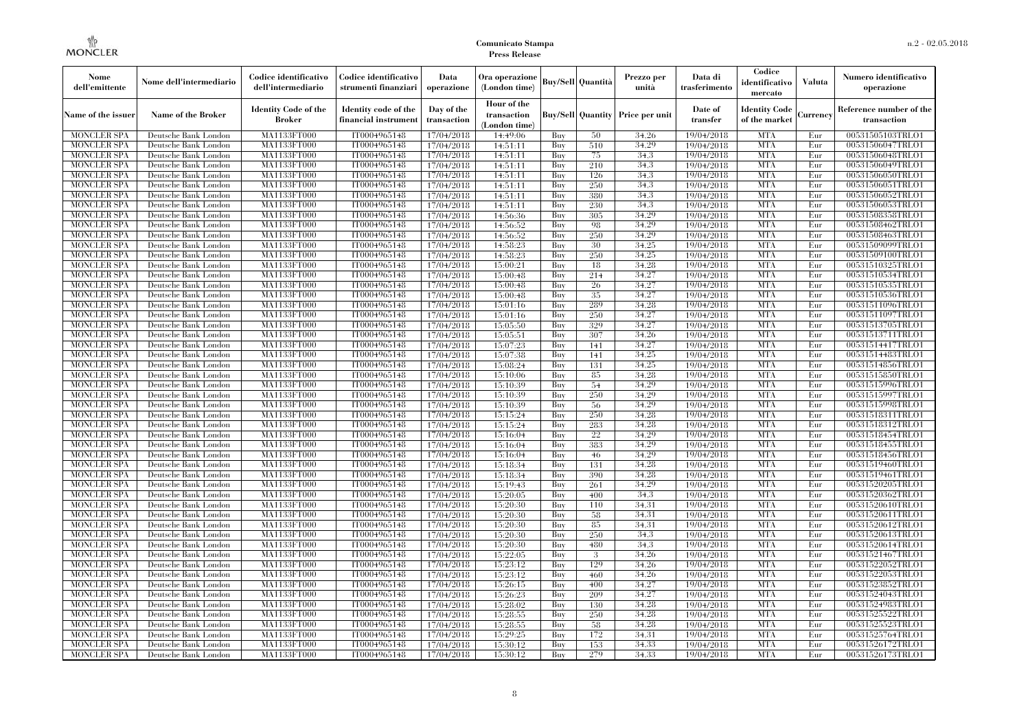| Nome dell'emittente | Nome dell'intermediario | Codice identificativo dell'intermediario | Codice identificativo strumenti finanziari | Data operazione | Ora operazione (London time) | Buy/Sell | Quantità | Prezzo per unità | Data di trasferimento | Codice identificativo mercato | Valuta | Numero identificativo operazione |
|---|---|---|---|---|---|---|---|---|---|---|---|---|
| Name of the issuer | Name of the Broker | Identity Code of the Broker | Identity code of the financial instrument | Day of the transaction | Hour of the transaction (London time) | Buy/Sell | Quantity | Price per unit | Date of transfer | Identity Code of the market | Currency | Reference number of the transaction |
| MONCLER SPA | Deutsche Bank London | MA1133FT000 | IT0004965148 | 17/04/2018 | 14:49:06 | Buy | 50 | 34,26 | 19/04/2018 | MTA | Eur | 00531505103TRLO1 |
| MONCLER SPA | Deutsche Bank London | MA1133FT000 | IT0004965148 | 17/04/2018 | 14:51:11 | Buy | 510 | 34,29 | 19/04/2018 | MTA | Eur | 00531506047TRLO1 |
| MONCLER SPA | Deutsche Bank London | MA1133FT000 | IT0004965148 | 17/04/2018 | 14:51:11 | Buy | 75 | 34,3 | 19/04/2018 | MTA | Eur | 00531506048TRLO1 |
| MONCLER SPA | Deutsche Bank London | MA1133FT000 | IT0004965148 | 17/04/2018 | 14:51:11 | Buy | 210 | 34,3 | 19/04/2018 | MTA | Eur | 00531506049TRLO1 |
| MONCLER SPA | Deutsche Bank London | MA1133FT000 | IT0004965148 | 17/04/2018 | 14:51:11 | Buy | 126 | 34,3 | 19/04/2018 | MTA | Eur | 00531506050TRLO1 |
| MONCLER SPA | Deutsche Bank London | MA1133FT000 | IT0004965148 | 17/04/2018 | 14:51:11 | Buy | 250 | 34,3 | 19/04/2018 | MTA | Eur | 00531506051TRLO1 |
| MONCLER SPA | Deutsche Bank London | MA1133FT000 | IT0004965148 | 17/04/2018 | 14:51:11 | Buy | 380 | 34,3 | 19/04/2018 | MTA | Eur | 00531506052TRLO1 |
| MONCLER SPA | Deutsche Bank London | MA1133FT000 | IT0004965148 | 17/04/2018 | 14:51:11 | Buy | 230 | 34,3 | 19/04/2018 | MTA | Eur | 00531506053TRLO1 |
| MONCLER SPA | Deutsche Bank London | MA1133FT000 | IT0004965148 | 17/04/2018 | 14:56:36 | Buy | 305 | 34,29 | 19/04/2018 | MTA | Eur | 00531508358TRLO1 |
| MONCLER SPA | Deutsche Bank London | MA1133FT000 | IT0004965148 | 17/04/2018 | 14:56:52 | Buy | 98 | 34,29 | 19/04/2018 | MTA | Eur | 00531508462TRLO1 |
| MONCLER SPA | Deutsche Bank London | MA1133FT000 | IT0004965148 | 17/04/2018 | 14:56:52 | Buy | 250 | 34,29 | 19/04/2018 | MTA | Eur | 00531508463TRLO1 |
| MONCLER SPA | Deutsche Bank London | MA1133FT000 | IT0004965148 | 17/04/2018 | 14:58:23 | Buy | 30 | 34,25 | 19/04/2018 | MTA | Eur | 00531509099TRLO1 |
| MONCLER SPA | Deutsche Bank London | MA1133FT000 | IT0004965148 | 17/04/2018 | 14:58:23 | Buy | 250 | 34,25 | 19/04/2018 | MTA | Eur | 00531509100TRLO1 |
| MONCLER SPA | Deutsche Bank London | MA1133FT000 | IT0004965148 | 17/04/2018 | 15:00:21 | Buy | 18 | 34,28 | 19/04/2018 | MTA | Eur | 00531510325TRLO1 |
| MONCLER SPA | Deutsche Bank London | MA1133FT000 | IT0004965148 | 17/04/2018 | 15:00:48 | Buy | 214 | 34,27 | 19/04/2018 | MTA | Eur | 00531510534TRLO1 |
| MONCLER SPA | Deutsche Bank London | MA1133FT000 | IT0004965148 | 17/04/2018 | 15:00:48 | Buy | 26 | 34,27 | 19/04/2018 | MTA | Eur | 00531510535TRLO1 |
| MONCLER SPA | Deutsche Bank London | MA1133FT000 | IT0004965148 | 17/04/2018 | 15:00:48 | Buy | 35 | 34,27 | 19/04/2018 | MTA | Eur | 00531510536TRLO1 |
| MONCLER SPA | Deutsche Bank London | MA1133FT000 | IT0004965148 | 17/04/2018 | 15:01:16 | Buy | 289 | 34,28 | 19/04/2018 | MTA | Eur | 00531511096TRLO1 |
| MONCLER SPA | Deutsche Bank London | MA1133FT000 | IT0004965148 | 17/04/2018 | 15:01:16 | Buy | 250 | 34,27 | 19/04/2018 | MTA | Eur | 00531511097TRLO1 |
| MONCLER SPA | Deutsche Bank London | MA1133FT000 | IT0004965148 | 17/04/2018 | 15:05:50 | Buy | 329 | 34,27 | 19/04/2018 | MTA | Eur | 00531513705TRLO1 |
| MONCLER SPA | Deutsche Bank London | MA1133FT000 | IT0004965148 | 17/04/2018 | 15:05:51 | Buy | 307 | 34,26 | 19/04/2018 | MTA | Eur | 00531513711TRLO1 |
| MONCLER SPA | Deutsche Bank London | MA1133FT000 | IT0004965148 | 17/04/2018 | 15:07:23 | Buy | 141 | 34,27 | 19/04/2018 | MTA | Eur | 00531514417TRLO1 |
| MONCLER SPA | Deutsche Bank London | MA1133FT000 | IT0004965148 | 17/04/2018 | 15:07:38 | Buy | 141 | 34,25 | 19/04/2018 | MTA | Eur | 00531514483TRLO1 |
| MONCLER SPA | Deutsche Bank London | MA1133FT000 | IT0004965148 | 17/04/2018 | 15:08:24 | Buy | 131 | 34,25 | 19/04/2018 | MTA | Eur | 00531514856TRLO1 |
| MONCLER SPA | Deutsche Bank London | MA1133FT000 | IT0004965148 | 17/04/2018 | 15:10:06 | Buy | 85 | 34,28 | 19/04/2018 | MTA | Eur | 00531515850TRLO1 |
| MONCLER SPA | Deutsche Bank London | MA1133FT000 | IT0004965148 | 17/04/2018 | 15:10:39 | Buy | 54 | 34,29 | 19/04/2018 | MTA | Eur | 00531515996TRLO1 |
| MONCLER SPA | Deutsche Bank London | MA1133FT000 | IT0004965148 | 17/04/2018 | 15:10:39 | Buy | 250 | 34,29 | 19/04/2018 | MTA | Eur | 00531515997TRLO1 |
| MONCLER SPA | Deutsche Bank London | MA1133FT000 | IT0004965148 | 17/04/2018 | 15:10:39 | Buy | 56 | 34,29 | 19/04/2018 | MTA | Eur | 00531515998TRLO1 |
| MONCLER SPA | Deutsche Bank London | MA1133FT000 | IT0004965148 | 17/04/2018 | 15:15:24 | Buy | 250 | 34,28 | 19/04/2018 | MTA | Eur | 00531518311TRLO1 |
| MONCLER SPA | Deutsche Bank London | MA1133FT000 | IT0004965148 | 17/04/2018 | 15:15:24 | Buy | 283 | 34,28 | 19/04/2018 | MTA | Eur | 00531518312TRLO1 |
| MONCLER SPA | Deutsche Bank London | MA1133FT000 | IT0004965148 | 17/04/2018 | 15:16:04 | Buy | 22 | 34,29 | 19/04/2018 | MTA | Eur | 00531518454TRLO1 |
| MONCLER SPA | Deutsche Bank London | MA1133FT000 | IT0004965148 | 17/04/2018 | 15:16:04 | Buy | 383 | 34,29 | 19/04/2018 | MTA | Eur | 00531518455TRLO1 |
| MONCLER SPA | Deutsche Bank London | MA1133FT000 | IT0004965148 | 17/04/2018 | 15:16:04 | Buy | 46 | 34,29 | 19/04/2018 | MTA | Eur | 00531518456TRLO1 |
| MONCLER SPA | Deutsche Bank London | MA1133FT000 | IT0004965148 | 17/04/2018 | 15:18:34 | Buy | 131 | 34,28 | 19/04/2018 | MTA | Eur | 00531519460TRLO1 |
| MONCLER SPA | Deutsche Bank London | MA1133FT000 | IT0004965148 | 17/04/2018 | 15:18:34 | Buy | 390 | 34,28 | 19/04/2018 | MTA | Eur | 00531519461TRLO1 |
| MONCLER SPA | Deutsche Bank London | MA1133FT000 | IT0004965148 | 17/04/2018 | 15:19:43 | Buy | 261 | 34,29 | 19/04/2018 | MTA | Eur | 00531520205TRLO1 |
| MONCLER SPA | Deutsche Bank London | MA1133FT000 | IT0004965148 | 17/04/2018 | 15:20:05 | Buy | 400 | 34,3 | 19/04/2018 | MTA | Eur | 00531520362TRLO1 |
| MONCLER SPA | Deutsche Bank London | MA1133FT000 | IT0004965148 | 17/04/2018 | 15:20:30 | Buy | 110 | 34,31 | 19/04/2018 | MTA | Eur | 00531520610TRLO1 |
| MONCLER SPA | Deutsche Bank London | MA1133FT000 | IT0004965148 | 17/04/2018 | 15:20:30 | Buy | 58 | 34,31 | 19/04/2018 | MTA | Eur | 00531520611TRLO1 |
| MONCLER SPA | Deutsche Bank London | MA1133FT000 | IT0004965148 | 17/04/2018 | 15:20:30 | Buy | 85 | 34,31 | 19/04/2018 | MTA | Eur | 00531520612TRLO1 |
| MONCLER SPA | Deutsche Bank London | MA1133FT000 | IT0004965148 | 17/04/2018 | 15:20:30 | Buy | 250 | 34,3 | 19/04/2018 | MTA | Eur | 00531520613TRLO1 |
| MONCLER SPA | Deutsche Bank London | MA1133FT000 | IT0004965148 | 17/04/2018 | 15:20:30 | Buy | 480 | 34,3 | 19/04/2018 | MTA | Eur | 00531520614TRLO1 |
| MONCLER SPA | Deutsche Bank London | MA1133FT000 | IT0004965148 | 17/04/2018 | 15:22:05 | Buy | 3 | 34,26 | 19/04/2018 | MTA | Eur | 00531521467TRLO1 |
| MONCLER SPA | Deutsche Bank London | MA1133FT000 | IT0004965148 | 17/04/2018 | 15:23:12 | Buy | 129 | 34,26 | 19/04/2018 | MTA | Eur | 00531522052TRLO1 |
| MONCLER SPA | Deutsche Bank London | MA1133FT000 | IT0004965148 | 17/04/2018 | 15:23:12 | Buy | 460 | 34,26 | 19/04/2018 | MTA | Eur | 00531522053TRLO1 |
| MONCLER SPA | Deutsche Bank London | MA1133FT000 | IT0004965148 | 17/04/2018 | 15:26:15 | Buy | 400 | 34,27 | 19/04/2018 | MTA | Eur | 00531523852TRLO1 |
| MONCLER SPA | Deutsche Bank London | MA1133FT000 | IT0004965148 | 17/04/2018 | 15:26:23 | Buy | 209 | 34,27 | 19/04/2018 | MTA | Eur | 00531524043TRLO1 |
| MONCLER SPA | Deutsche Bank London | MA1133FT000 | IT0004965148 | 17/04/2018 | 15:28:02 | Buy | 130 | 34,28 | 19/04/2018 | MTA | Eur | 00531524983TRLO1 |
| MONCLER SPA | Deutsche Bank London | MA1133FT000 | IT0004965148 | 17/04/2018 | 15:28:55 | Buy | 250 | 34,28 | 19/04/2018 | MTA | Eur | 00531525522TRLO1 |
| MONCLER SPA | Deutsche Bank London | MA1133FT000 | IT0004965148 | 17/04/2018 | 15:28:55 | Buy | 58 | 34,28 | 19/04/2018 | MTA | Eur | 00531525523TRLO1 |
| MONCLER SPA | Deutsche Bank London | MA1133FT000 | IT0004965148 | 17/04/2018 | 15:29:25 | Buy | 172 | 34,31 | 19/04/2018 | MTA | Eur | 00531525764TRLO1 |
| MONCLER SPA | Deutsche Bank London | MA1133FT000 | IT0004965148 | 17/04/2018 | 15:30:12 | Buy | 153 | 34,33 | 19/04/2018 | MTA | Eur | 00531526172TRLO1 |
| MONCLER SPA | Deutsche Bank London | MA1133FT000 | IT0004965148 | 17/04/2018 | 15:30:12 | Buy | 279 | 34,33 | 19/04/2018 | MTA | Eur | 00531526173TRLO1 |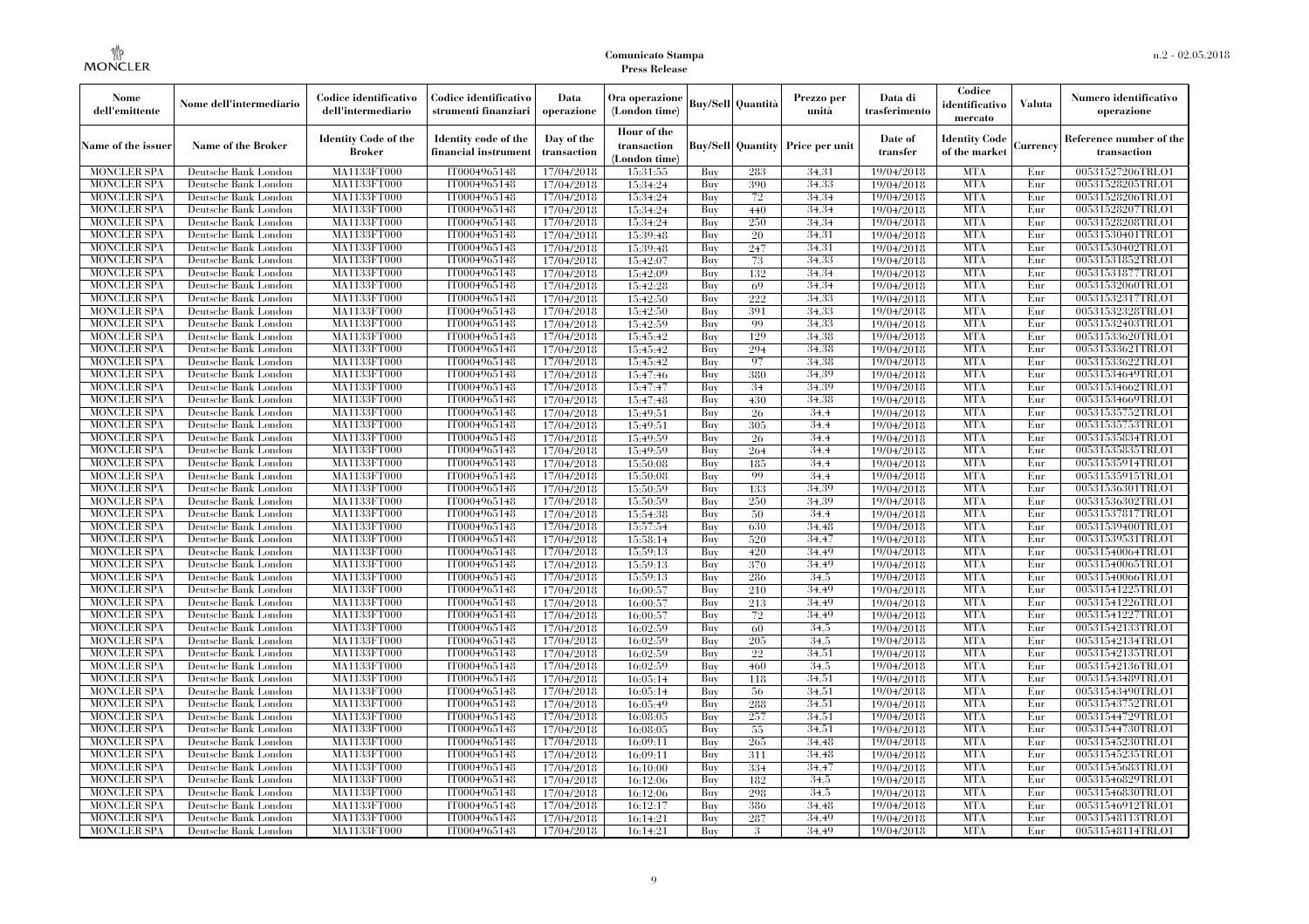# Comunicato Stampa
# Press Release

| Nome dell'emittente | Nome dell'intermediario | Codice identificativo dell'intermediario | Codice identificativo strumenti finanziari | Data operazione | Ora operazione (London time) | Buy/Sell | Quantità | Prezzo per unità | Data di trasferimento | Codice identificativo mercato | Valuta | Numero identificativo operazione |
|---|---|---|---|---|---|---|---|---|---|---|---|---|
| Name of the issuer | Name of the Broker | Identity Code of the Broker | Identity code of the financial instrument | Day of the transaction | Hour of the transaction (London time) | Buy/Sell | Quantity | Price per unit | Date of transfer | Identity Code of the market | Currency | Reference number of the transaction |
| MONCLER SPA | Deutsche Bank London | MA1133FT000 | IT0004965148 | 17/04/2018 | 15:31:55 | Buy | 283 | 34,31 | 19/04/2018 | MTA | Eur | 00531527206TRLO1 |
| MONCLER SPA | Deutsche Bank London | MA1133FT000 | IT0004965148 | 17/04/2018 | 15:34:24 | Buy | 390 | 34,33 | 19/04/2018 | MTA | Eur | 00531528205TRLO1 |
| MONCLER SPA | Deutsche Bank London | MA1133FT000 | IT0004965148 | 17/04/2018 | 15:34:24 | Buy | 72 | 34,34 | 19/04/2018 | MTA | Eur | 00531528206TRLO1 |
| MONCLER SPA | Deutsche Bank London | MA1133FT000 | IT0004965148 | 17/04/2018 | 15:34:24 | Buy | 440 | 34,34 | 19/04/2018 | MTA | Eur | 00531528207TRLO1 |
| MONCLER SPA | Deutsche Bank London | MA1133FT000 | IT0004965148 | 17/04/2018 | 15:34:24 | Buy | 250 | 34,34 | 19/04/2018 | MTA | Eur | 00531528208TRLO1 |
| MONCLER SPA | Deutsche Bank London | MA1133FT000 | IT0004965148 | 17/04/2018 | 15:39:48 | Buy | 20 | 34,31 | 19/04/2018 | MTA | Eur | 00531530401TRLO1 |
| MONCLER SPA | Deutsche Bank London | MA1133FT000 | IT0004965148 | 17/04/2018 | 15:39:48 | Buy | 247 | 34,31 | 19/04/2018 | MTA | Eur | 00531530402TRLO1 |
| MONCLER SPA | Deutsche Bank London | MA1133FT000 | IT0004965148 | 17/04/2018 | 15:42:07 | Buy | 73 | 34,33 | 19/04/2018 | MTA | Eur | 00531531852TRLO1 |
| MONCLER SPA | Deutsche Bank London | MA1133FT000 | IT0004965148 | 17/04/2018 | 15:42:09 | Buy | 132 | 34,34 | 19/04/2018 | MTA | Eur | 00531531877TRLO1 |
| MONCLER SPA | Deutsche Bank London | MA1133FT000 | IT0004965148 | 17/04/2018 | 15:42:28 | Buy | 69 | 34,34 | 19/04/2018 | MTA | Eur | 00531532060TRLO1 |
| MONCLER SPA | Deutsche Bank London | MA1133FT000 | IT0004965148 | 17/04/2018 | 15:42:50 | Buy | 222 | 34,33 | 19/04/2018 | MTA | Eur | 00531532317TRLO1 |
| MONCLER SPA | Deutsche Bank London | MA1133FT000 | IT0004965148 | 17/04/2018 | 15:42:50 | Buy | 391 | 34,33 | 19/04/2018 | MTA | Eur | 00531532328TRLO1 |
| MONCLER SPA | Deutsche Bank London | MA1133FT000 | IT0004965148 | 17/04/2018 | 15:42:59 | Buy | 99 | 34,33 | 19/04/2018 | MTA | Eur | 00531532403TRLO1 |
| MONCLER SPA | Deutsche Bank London | MA1133FT000 | IT0004965148 | 17/04/2018 | 15:45:42 | Buy | 129 | 34,38 | 19/04/2018 | MTA | Eur | 00531533620TRLO1 |
| MONCLER SPA | Deutsche Bank London | MA1133FT000 | IT0004965148 | 17/04/2018 | 15:45:42 | Buy | 294 | 34,38 | 19/04/2018 | MTA | Eur | 00531533621TRLO1 |
| MONCLER SPA | Deutsche Bank London | MA1133FT000 | IT0004965148 | 17/04/2018 | 15:45:42 | Buy | 97 | 34,38 | 19/04/2018 | MTA | Eur | 00531533622TRLO1 |
| MONCLER SPA | Deutsche Bank London | MA1133FT000 | IT0004965148 | 17/04/2018 | 15:47:46 | Buy | 380 | 34,39 | 19/04/2018 | MTA | Eur | 00531534649TRLO1 |
| MONCLER SPA | Deutsche Bank London | MA1133FT000 | IT0004965148 | 17/04/2018 | 15:47:47 | Buy | 34 | 34,39 | 19/04/2018 | MTA | Eur | 00531534662TRLO1 |
| MONCLER SPA | Deutsche Bank London | MA1133FT000 | IT0004965148 | 17/04/2018 | 15:47:48 | Buy | 430 | 34,38 | 19/04/2018 | MTA | Eur | 00531534669TRLO1 |
| MONCLER SPA | Deutsche Bank London | MA1133FT000 | IT0004965148 | 17/04/2018 | 15:49:51 | Buy | 26 | 34,4 | 19/04/2018 | MTA | Eur | 00531535752TRLO1 |
| MONCLER SPA | Deutsche Bank London | MA1133FT000 | IT0004965148 | 17/04/2018 | 15:49:51 | Buy | 305 | 34,4 | 19/04/2018 | MTA | Eur | 00531535753TRLO1 |
| MONCLER SPA | Deutsche Bank London | MA1133FT000 | IT0004965148 | 17/04/2018 | 15:49:59 | Buy | 26 | 34,4 | 19/04/2018 | MTA | Eur | 00531535834TRLO1 |
| MONCLER SPA | Deutsche Bank London | MA1133FT000 | IT0004965148 | 17/04/2018 | 15:49:59 | Buy | 264 | 34,4 | 19/04/2018 | MTA | Eur | 00531535835TRLO1 |
| MONCLER SPA | Deutsche Bank London | MA1133FT000 | IT0004965148 | 17/04/2018 | 15:50:08 | Buy | 185 | 34,4 | 19/04/2018 | MTA | Eur | 00531535914TRLO1 |
| MONCLER SPA | Deutsche Bank London | MA1133FT000 | IT0004965148 | 17/04/2018 | 15:50:08 | Buy | 99 | 34,4 | 19/04/2018 | MTA | Eur | 00531535915TRLO1 |
| MONCLER SPA | Deutsche Bank London | MA1133FT000 | IT0004965148 | 17/04/2018 | 15:50:59 | Buy | 133 | 34,39 | 19/04/2018 | MTA | Eur | 00531536301TRLO1 |
| MONCLER SPA | Deutsche Bank London | MA1133FT000 | IT0004965148 | 17/04/2018 | 15:50:59 | Buy | 250 | 34,39 | 19/04/2018 | MTA | Eur | 00531536302TRLO1 |
| MONCLER SPA | Deutsche Bank London | MA1133FT000 | IT0004965148 | 17/04/2018 | 15:54:38 | Buy | 50 | 34,4 | 19/04/2018 | MTA | Eur | 00531537817TRLO1 |
| MONCLER SPA | Deutsche Bank London | MA1133FT000 | IT0004965148 | 17/04/2018 | 15:57:54 | Buy | 630 | 34,48 | 19/04/2018 | MTA | Eur | 00531539400TRLO1 |
| MONCLER SPA | Deutsche Bank London | MA1133FT000 | IT0004965148 | 17/04/2018 | 15:58:14 | Buy | 520 | 34,47 | 19/04/2018 | MTA | Eur | 00531539531TRLO1 |
| MONCLER SPA | Deutsche Bank London | MA1133FT000 | IT0004965148 | 17/04/2018 | 15:59:13 | Buy | 420 | 34,49 | 19/04/2018 | MTA | Eur | 00531540064TRLO1 |
| MONCLER SPA | Deutsche Bank London | MA1133FT000 | IT0004965148 | 17/04/2018 | 15:59:13 | Buy | 370 | 34,49 | 19/04/2018 | MTA | Eur | 00531540065TRLO1 |
| MONCLER SPA | Deutsche Bank London | MA1133FT000 | IT0004965148 | 17/04/2018 | 15:59:13 | Buy | 286 | 34,5 | 19/04/2018 | MTA | Eur | 00531540066TRLO1 |
| MONCLER SPA | Deutsche Bank London | MA1133FT000 | IT0004965148 | 17/04/2018 | 16:00:57 | Buy | 210 | 34,49 | 19/04/2018 | MTA | Eur | 00531541225TRLO1 |
| MONCLER SPA | Deutsche Bank London | MA1133FT000 | IT0004965148 | 17/04/2018 | 16:00:57 | Buy | 213 | 34,49 | 19/04/2018 | MTA | Eur | 00531541226TRLO1 |
| MONCLER SPA | Deutsche Bank London | MA1133FT000 | IT0004965148 | 17/04/2018 | 16:00:57 | Buy | 72 | 34,49 | 19/04/2018 | MTA | Eur | 00531541227TRLO1 |
| MONCLER SPA | Deutsche Bank London | MA1133FT000 | IT0004965148 | 17/04/2018 | 16:02:59 | Buy | 60 | 34,5 | 19/04/2018 | MTA | Eur | 00531542133TRLO1 |
| MONCLER SPA | Deutsche Bank London | MA1133FT000 | IT0004965148 | 17/04/2018 | 16:02:59 | Buy | 205 | 34,5 | 19/04/2018 | MTA | Eur | 00531542134TRLO1 |
| MONCLER SPA | Deutsche Bank London | MA1133FT000 | IT0004965148 | 17/04/2018 | 16:02:59 | Buy | 22 | 34,51 | 19/04/2018 | MTA | Eur | 00531542135TRLO1 |
| MONCLER SPA | Deutsche Bank London | MA1133FT000 | IT0004965148 | 17/04/2018 | 16:02:59 | Buy | 460 | 34,5 | 19/04/2018 | MTA | Eur | 00531542136TRLO1 |
| MONCLER SPA | Deutsche Bank London | MA1133FT000 | IT0004965148 | 17/04/2018 | 16:05:14 | Buy | 118 | 34,51 | 19/04/2018 | MTA | Eur | 00531543489TRLO1 |
| MONCLER SPA | Deutsche Bank London | MA1133FT000 | IT0004965148 | 17/04/2018 | 16:05:14 | Buy | 56 | 34,51 | 19/04/2018 | MTA | Eur | 00531543490TRLO1 |
| MONCLER SPA | Deutsche Bank London | MA1133FT000 | IT0004965148 | 17/04/2018 | 16:05:49 | Buy | 288 | 34,51 | 19/04/2018 | MTA | Eur | 00531543752TRLO1 |
| MONCLER SPA | Deutsche Bank London | MA1133FT000 | IT0004965148 | 17/04/2018 | 16:08:05 | Buy | 257 | 34,51 | 19/04/2018 | MTA | Eur | 00531544729TRLO1 |
| MONCLER SPA | Deutsche Bank London | MA1133FT000 | IT0004965148 | 17/04/2018 | 16:08:05 | Buy | 55 | 34,51 | 19/04/2018 | MTA | Eur | 00531544730TRLO1 |
| MONCLER SPA | Deutsche Bank London | MA1133FT000 | IT0004965148 | 17/04/2018 | 16:09:11 | Buy | 265 | 34,48 | 19/04/2018 | MTA | Eur | 00531545230TRLO1 |
| MONCLER SPA | Deutsche Bank London | MA1133FT000 | IT0004965148 | 17/04/2018 | 16:09:11 | Buy | 311 | 34,48 | 19/04/2018 | MTA | Eur | 00531545235TRLO1 |
| MONCLER SPA | Deutsche Bank London | MA1133FT000 | IT0004965148 | 17/04/2018 | 16:10:00 | Buy | 334 | 34,47 | 19/04/2018 | MTA | Eur | 00531545683TRLO1 |
| MONCLER SPA | Deutsche Bank London | MA1133FT000 | IT0004965148 | 17/04/2018 | 16:12:06 | Buy | 182 | 34,5 | 19/04/2018 | MTA | Eur | 00531546829TRLO1 |
| MONCLER SPA | Deutsche Bank London | MA1133FT000 | IT0004965148 | 17/04/2018 | 16:12:06 | Buy | 298 | 34,5 | 19/04/2018 | MTA | Eur | 00531546830TRLO1 |
| MONCLER SPA | Deutsche Bank London | MA1133FT000 | IT0004965148 | 17/04/2018 | 16:12:17 | Buy | 386 | 34,48 | 19/04/2018 | MTA | Eur | 00531546912TRLO1 |
| MONCLER SPA | Deutsche Bank London | MA1133FT000 | IT0004965148 | 17/04/2018 | 16:14:21 | Buy | 287 | 34,49 | 19/04/2018 | MTA | Eur | 00531548113TRLO1 |
| MONCLER SPA | Deutsche Bank London | MA1133FT000 | IT0004965148 | 17/04/2018 | 16:14:21 | Buy | 3 | 34,49 | 19/04/2018 | MTA | Eur | 00531548114TRLO1 |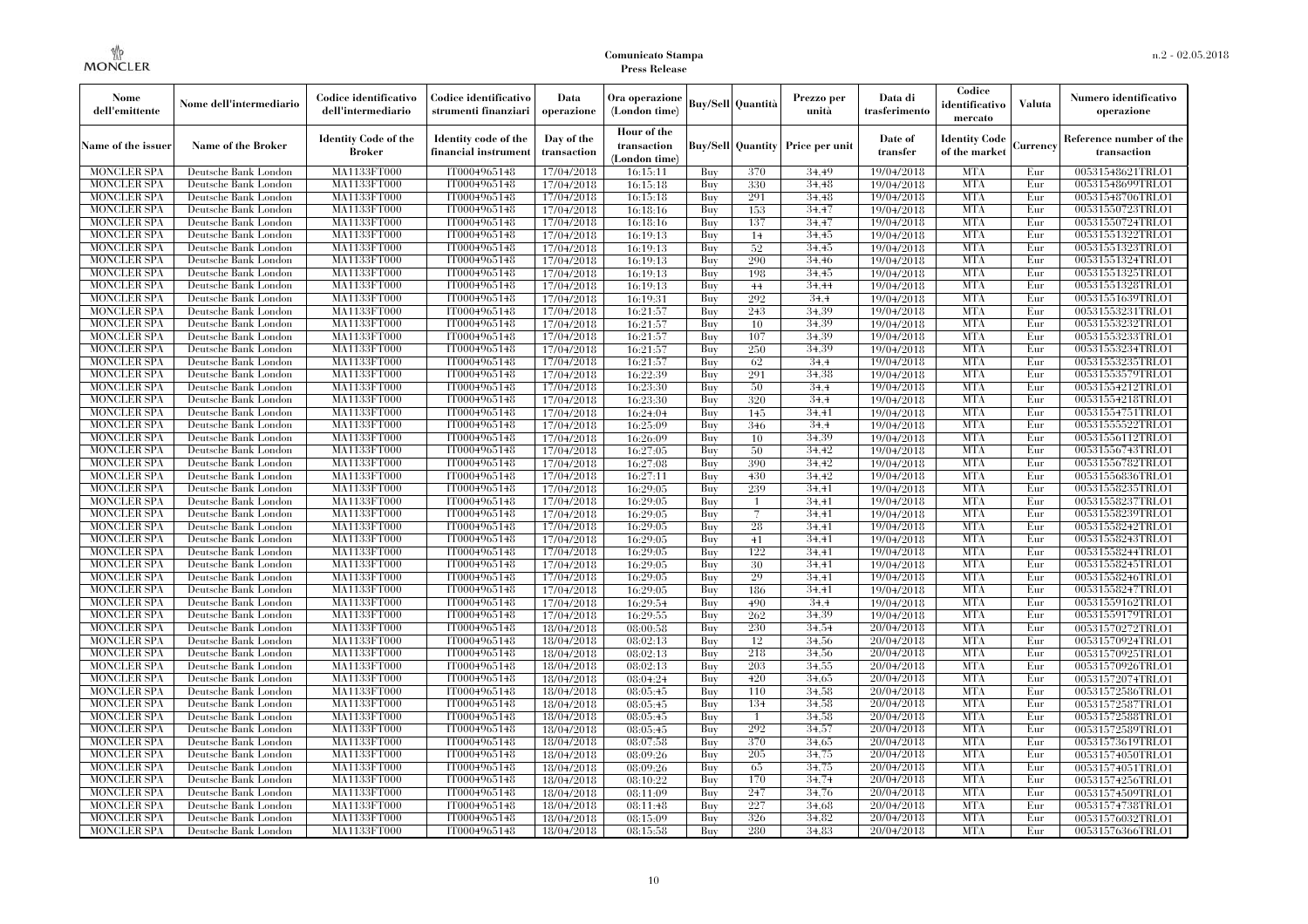**Comunicato Stampa**
**Press Release**

| Nome dell'emittente | Nome dell'intermediario | Codice identificativo dell'intermediario | Codice identificativo strumenti finanziari | Data operazione | Ora operazione (London time) | Buy/Sell | Quantità | Prezzo per unità | Data di trasferimento | Codice identificativo mercato | Valuta | Numero identificativo operazione |
|---|---|---|---|---|---|---|---|---|---|---|---|---|
| Name of the issuer | Name of the Broker | Identity Code of the Broker | Identity code of the financial instrument | Day of the transaction | Hour of the transaction (London time) | Buy/Sell | Quantity | Price per unit | Date of transfer | Identity Code of the market | Currency | Reference number of the transaction |
| MONCLER SPA | Deutsche Bank London | MA1133FT000 | IT0004965148 | 17/04/2018 | 16:15:11 | Buy | 370 | 34,49 | 19/04/2018 | MTA | Eur | 00531548621TRLO1 |
| MONCLER SPA | Deutsche Bank London | MA1133FT000 | IT0004965148 | 17/04/2018 | 16:15:18 | Buy | 330 | 34,48 | 19/04/2018 | MTA | Eur | 00531548699TRLO1 |
| MONCLER SPA | Deutsche Bank London | MA1133FT000 | IT0004965148 | 17/04/2018 | 16:15:18 | Buy | 291 | 34,48 | 19/04/2018 | MTA | Eur | 00531548706TRLO1 |
| MONCLER SPA | Deutsche Bank London | MA1133FT000 | IT0004965148 | 17/04/2018 | 16:18:16 | Buy | 153 | 34,47 | 19/04/2018 | MTA | Eur | 00531550723TRLO1 |
| MONCLER SPA | Deutsche Bank London | MA1133FT000 | IT0004965148 | 17/04/2018 | 16:18:16 | Buy | 137 | 34,47 | 19/04/2018 | MTA | Eur | 00531550724TRLO1 |
| MONCLER SPA | Deutsche Bank London | MA1133FT000 | IT0004965148 | 17/04/2018 | 16:19:13 | Buy | 14 | 34,45 | 19/04/2018 | MTA | Eur | 00531551322TRLO1 |
| MONCLER SPA | Deutsche Bank London | MA1133FT000 | IT0004965148 | 17/04/2018 | 16:19:13 | Buy | 52 | 34,45 | 19/04/2018 | MTA | Eur | 00531551323TRLO1 |
| MONCLER SPA | Deutsche Bank London | MA1133FT000 | IT0004965148 | 17/04/2018 | 16:19:13 | Buy | 290 | 34,46 | 19/04/2018 | MTA | Eur | 00531551324TRLO1 |
| MONCLER SPA | Deutsche Bank London | MA1133FT000 | IT0004965148 | 17/04/2018 | 16:19:13 | Buy | 198 | 34,45 | 19/04/2018 | MTA | Eur | 00531551325TRLO1 |
| MONCLER SPA | Deutsche Bank London | MA1133FT000 | IT0004965148 | 17/04/2018 | 16:19:13 | Buy | 44 | 34,44 | 19/04/2018 | MTA | Eur | 00531551328TRLO1 |
| MONCLER SPA | Deutsche Bank London | MA1133FT000 | IT0004965148 | 17/04/2018 | 16:19:31 | Buy | 292 | 34.4 | 19/04/2018 | MTA | Eur | 00531551639TRLO1 |
| MONCLER SPA | Deutsche Bank London | MA1133FT000 | IT0004965148 | 17/04/2018 | 16:21:57 | Buy | 243 | 34,39 | 19/04/2018 | MTA | Eur | 00531553231TRLO1 |
| MONCLER SPA | Deutsche Bank London | MA1133FT000 | IT0004965148 | 17/04/2018 | 16:21:57 | Buy | 10 | 34,39 | 19/04/2018 | MTA | Eur | 00531553232TRLO1 |
| MONCLER SPA | Deutsche Bank London | MA1133FT000 | IT0004965148 | 17/04/2018 | 16:21:57 | Buy | 107 | 34,39 | 19/04/2018 | MTA | Eur | 00531553233TRLO1 |
| MONCLER SPA | Deutsche Bank London | MA1133FT000 | IT0004965148 | 17/04/2018 | 16:21:57 | Buy | 250 | 34,39 | 19/04/2018 | MTA | Eur | 00531553234TRLO1 |
| MONCLER SPA | Deutsche Bank London | MA1133FT000 | IT0004965148 | 17/04/2018 | 16:21:57 | Buy | 62 | 34.4 | 19/04/2018 | MTA | Eur | 00531553235TRLO1 |
| MONCLER SPA | Deutsche Bank London | MA1133FT000 | IT0004965148 | 17/04/2018 | 16:22:39 | Buy | 291 | 34,38 | 19/04/2018 | MTA | Eur | 00531553579TRLO1 |
| MONCLER SPA | Deutsche Bank London | MA1133FT000 | IT0004965148 | 17/04/2018 | 16:23:30 | Buy | 50 | 34.4 | 19/04/2018 | MTA | Eur | 00531554212TRLO1 |
| MONCLER SPA | Deutsche Bank London | MA1133FT000 | IT0004965148 | 17/04/2018 | 16:23:30 | Buy | 320 | 34.4 | 19/04/2018 | MTA | Eur | 00531554218TRLO1 |
| MONCLER SPA | Deutsche Bank London | MA1133FT000 | IT0004965148 | 17/04/2018 | 16:24:04 | Buy | 145 | 34,41 | 19/04/2018 | MTA | Eur | 00531554751TRLO1 |
| MONCLER SPA | Deutsche Bank London | MA1133FT000 | IT0004965148 | 17/04/2018 | 16:25:09 | Buy | 346 | 34.4 | 19/04/2018 | MTA | Eur | 00531555522TRLO1 |
| MONCLER SPA | Deutsche Bank London | MA1133FT000 | IT0004965148 | 17/04/2018 | 16:26:09 | Buy | 10 | 34,39 | 19/04/2018 | MTA | Eur | 00531556112TRLO1 |
| MONCLER SPA | Deutsche Bank London | MA1133FT000 | IT0004965148 | 17/04/2018 | 16:27:05 | Buy | 50 | 34,42 | 19/04/2018 | MTA | Eur | 00531556743TRLO1 |
| MONCLER SPA | Deutsche Bank London | MA1133FT000 | IT0004965148 | 17/04/2018 | 16:27:08 | Buy | 390 | 34,42 | 19/04/2018 | MTA | Eur | 00531556782TRLO1 |
| MONCLER SPA | Deutsche Bank London | MA1133FT000 | IT0004965148 | 17/04/2018 | 16:27:11 | Buy | 430 | 34,42 | 19/04/2018 | MTA | Eur | 00531556836TRLO1 |
| MONCLER SPA | Deutsche Bank London | MA1133FT000 | IT0004965148 | 17/04/2018 | 16:29:05 | Buy | 239 | 34,41 | 19/04/2018 | MTA | Eur | 00531558235TRLO1 |
| MONCLER SPA | Deutsche Bank London | MA1133FT000 | IT0004965148 | 17/04/2018 | 16:29:05 | Buy | 1 | 34,41 | 19/04/2018 | MTA | Eur | 00531558237TRLO1 |
| MONCLER SPA | Deutsche Bank London | MA1133FT000 | IT0004965148 | 17/04/2018 | 16:29:05 | Buy | 7 | 34,41 | 19/04/2018 | MTA | Eur | 00531558239TRLO1 |
| MONCLER SPA | Deutsche Bank London | MA1133FT000 | IT0004965148 | 17/04/2018 | 16:29:05 | Buy | 28 | 34,41 | 19/04/2018 | MTA | Eur | 00531558242TRLO1 |
| MONCLER SPA | Deutsche Bank London | MA1133FT000 | IT0004965148 | 17/04/2018 | 16:29:05 | Buy | 41 | 34,41 | 19/04/2018 | MTA | Eur | 00531558243TRLO1 |
| MONCLER SPA | Deutsche Bank London | MA1133FT000 | IT0004965148 | 17/04/2018 | 16:29:05 | Buy | 122 | 34,41 | 19/04/2018 | MTA | Eur | 00531558244TRLO1 |
| MONCLER SPA | Deutsche Bank London | MA1133FT000 | IT0004965148 | 17/04/2018 | 16:29:05 | Buy | 30 | 34,41 | 19/04/2018 | MTA | Eur | 00531558245TRLO1 |
| MONCLER SPA | Deutsche Bank London | MA1133FT000 | IT0004965148 | 17/04/2018 | 16:29:05 | Buy | 29 | 34,41 | 19/04/2018 | MTA | Eur | 00531558246TRLO1 |
| MONCLER SPA | Deutsche Bank London | MA1133FT000 | IT0004965148 | 17/04/2018 | 16:29:05 | Buy | 186 | 34,41 | 19/04/2018 | MTA | Eur | 00531558247TRLO1 |
| MONCLER SPA | Deutsche Bank London | MA1133FT000 | IT0004965148 | 17/04/2018 | 16:29:54 | Buy | 490 | 34.4 | 19/04/2018 | MTA | Eur | 00531559162TRLO1 |
| MONCLER SPA | Deutsche Bank London | MA1133FT000 | IT0004965148 | 17/04/2018 | 16:29:55 | Buy | 262 | 34,39 | 19/04/2018 | MTA | Eur | 00531559179TRLO1 |
| MONCLER SPA | Deutsche Bank London | MA1133FT000 | IT0004965148 | 18/04/2018 | 08:00:58 | Buy | 230 | 34,54 | 20/04/2018 | MTA | Eur | 00531570272TRLO1 |
| MONCLER SPA | Deutsche Bank London | MA1133FT000 | IT0004965148 | 18/04/2018 | 08:02:13 | Buy | 12 | 34,56 | 20/04/2018 | MTA | Eur | 00531570924TRLO1 |
| MONCLER SPA | Deutsche Bank London | MA1133FT000 | IT0004965148 | 18/04/2018 | 08:02:13 | Buy | 218 | 34,56 | 20/04/2018 | MTA | Eur | 00531570925TRLO1 |
| MONCLER SPA | Deutsche Bank London | MA1133FT000 | IT0004965148 | 18/04/2018 | 08:02:13 | Buy | 203 | 34,55 | 20/04/2018 | MTA | Eur | 00531570926TRLO1 |
| MONCLER SPA | Deutsche Bank London | MA1133FT000 | IT0004965148 | 18/04/2018 | 08:04:24 | Buy | 420 | 34,65 | 20/04/2018 | MTA | Eur | 00531572074TRLO1 |
| MONCLER SPA | Deutsche Bank London | MA1133FT000 | IT0004965148 | 18/04/2018 | 08:05:45 | Buy | 110 | 34,58 | 20/04/2018 | MTA | Eur | 00531572586TRLO1 |
| MONCLER SPA | Deutsche Bank London | MA1133FT000 | IT0004965148 | 18/04/2018 | 08:05:45 | Buy | 134 | 34,58 | 20/04/2018 | MTA | Eur | 00531572587TRLO1 |
| MONCLER SPA | Deutsche Bank London | MA1133FT000 | IT0004965148 | 18/04/2018 | 08:05:45 | Buy | 1 | 34,58 | 20/04/2018 | MTA | Eur | 00531572588TRLO1 |
| MONCLER SPA | Deutsche Bank London | MA1133FT000 | IT0004965148 | 18/04/2018 | 08:05:45 | Buy | 292 | 34,57 | 20/04/2018 | MTA | Eur | 00531572589TRLO1 |
| MONCLER SPA | Deutsche Bank London | MA1133FT000 | IT0004965148 | 18/04/2018 | 08:07:58 | Buy | 370 | 34,65 | 20/04/2018 | MTA | Eur | 00531573619TRLO1 |
| MONCLER SPA | Deutsche Bank London | MA1133FT000 | IT0004965148 | 18/04/2018 | 08:09:26 | Buy | 205 | 34,75 | 20/04/2018 | MTA | Eur | 00531574050TRLO1 |
| MONCLER SPA | Deutsche Bank London | MA1133FT000 | IT0004965148 | 18/04/2018 | 08:09:26 | Buy | 65 | 34,75 | 20/04/2018 | MTA | Eur | 00531574051TRLO1 |
| MONCLER SPA | Deutsche Bank London | MA1133FT000 | IT0004965148 | 18/04/2018 | 08:10:22 | Buy | 170 | 34,74 | 20/04/2018 | MTA | Eur | 00531574256TRLO1 |
| MONCLER SPA | Deutsche Bank London | MA1133FT000 | IT0004965148 | 18/04/2018 | 08:11:09 | Buy | 247 | 34,76 | 20/04/2018 | MTA | Eur | 00531574509TRLO1 |
| MONCLER SPA | Deutsche Bank London | MA1133FT000 | IT0004965148 | 18/04/2018 | 08:11:48 | Buy | 227 | 34,68 | 20/04/2018 | MTA | Eur | 00531574738TRLO1 |
| MONCLER SPA | Deutsche Bank London | MA1133FT000 | IT0004965148 | 18/04/2018 | 08:15:09 | Buy | 326 | 34,82 | 20/04/2018 | MTA | Eur | 00531576032TRLO1 |
| MONCLER SPA | Deutsche Bank London | MA1133FT000 | IT0004965148 | 18/04/2018 | 08:15:58 | Buy | 280 | 34,83 | 20/04/2018 | MTA | Eur | 00531576366TRLO1 |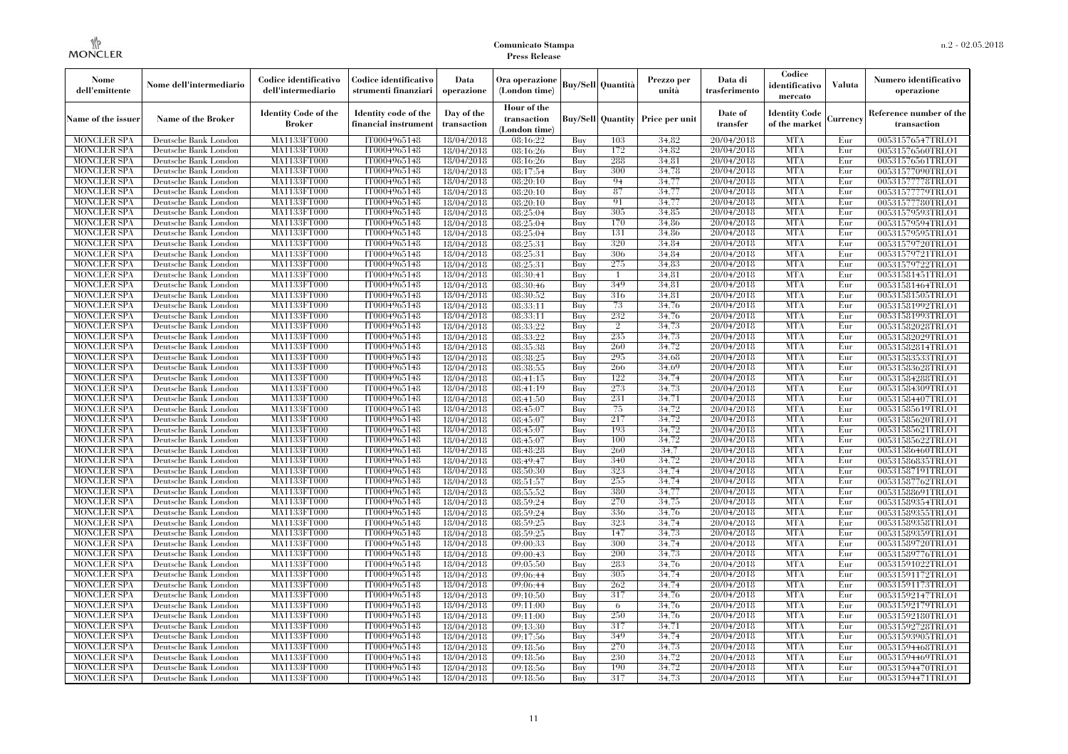| Nome dell'emittente | Nome dell'intermediario | Codice identificativo dell'intermediario | Codice identificativo strumenti finanziari | Data operazione | Ora operazione (London time) | Buy/Sell | Quantità | Prezzo per unità | Data di trasferimento | Codice identificativo mercato | Valuta | Numero identificativo operazione |
|---|---|---|---|---|---|---|---|---|---|---|---|---|
| Name of the issuer | Name of the Broker | Identity Code of the Broker | Identity code of the financial instrument | Day of the transaction | Hour of the transaction (London time) | Buy/Sell | Quantity | Price per unit | Date of transfer | Identity Code of the market | Currency | Reference number of the transaction |
| MONCLER SPA | Deutsche Bank London | MA1133FT000 | IT0004965148 | 18/04/2018 | 08:16:22 | Buy | 103 | 34,82 | 20/04/2018 | MTA | Eur | 00531576547TRLO1 |
| MONCLER SPA | Deutsche Bank London | MA1133FT000 | IT0004965148 | 18/04/2018 | 08:16:26 | Buy | 172 | 34,82 | 20/04/2018 | MTA | Eur | 00531576560TRLO1 |
| MONCLER SPA | Deutsche Bank London | MA1133FT000 | IT0004965148 | 18/04/2018 | 08:16:26 | Buy | 288 | 34,81 | 20/04/2018 | MTA | Eur | 00531576561TRLO1 |
| MONCLER SPA | Deutsche Bank London | MA1133FT000 | IT0004965148 | 18/04/2018 | 08:17:54 | Buy | 300 | 34,78 | 20/04/2018 | MTA | Eur | 00531577090TRLO1 |
| MONCLER SPA | Deutsche Bank London | MA1133FT000 | IT0004965148 | 18/04/2018 | 08:20:10 | Buy | 94 | 34,77 | 20/04/2018 | MTA | Eur | 00531577778TRLO1 |
| MONCLER SPA | Deutsche Bank London | MA1133FT000 | IT0004965148 | 18/04/2018 | 08:20:10 | Buy | 87 | 34,77 | 20/04/2018 | MTA | Eur | 00531577779TRLO1 |
| MONCLER SPA | Deutsche Bank London | MA1133FT000 | IT0004965148 | 18/04/2018 | 08:20:10 | Buy | 91 | 34,77 | 20/04/2018 | MTA | Eur | 00531577780TRLO1 |
| MONCLER SPA | Deutsche Bank London | MA1133FT000 | IT0004965148 | 18/04/2018 | 08:25:04 | Buy | 305 | 34,85 | 20/04/2018 | MTA | Eur | 00531579593TRLO1 |
| MONCLER SPA | Deutsche Bank London | MA1133FT000 | IT0004965148 | 18/04/2018 | 08:25:04 | Buy | 170 | 34,86 | 20/04/2018 | MTA | Eur | 00531579594TRLO1 |
| MONCLER SPA | Deutsche Bank London | MA1133FT000 | IT0004965148 | 18/04/2018 | 08:25:04 | Buy | 131 | 34,86 | 20/04/2018 | MTA | Eur | 00531579595TRLO1 |
| MONCLER SPA | Deutsche Bank London | MA1133FT000 | IT0004965148 | 18/04/2018 | 08:25:31 | Buy | 320 | 34,84 | 20/04/2018 | MTA | Eur | 00531579720TRLO1 |
| MONCLER SPA | Deutsche Bank London | MA1133FT000 | IT0004965148 | 18/04/2018 | 08:25:31 | Buy | 306 | 34,84 | 20/04/2018 | MTA | Eur | 00531579721TRLO1 |
| MONCLER SPA | Deutsche Bank London | MA1133FT000 | IT0004965148 | 18/04/2018 | 08:25:31 | Buy | 275 | 34,83 | 20/04/2018 | MTA | Eur | 00531579722TRLO1 |
| MONCLER SPA | Deutsche Bank London | MA1133FT000 | IT0004965148 | 18/04/2018 | 08:30:41 | Buy | 1 | 34,81 | 20/04/2018 | MTA | Eur | 00531581451TRLO1 |
| MONCLER SPA | Deutsche Bank London | MA1133FT000 | IT0004965148 | 18/04/2018 | 08:30:46 | Buy | 349 | 34,81 | 20/04/2018 | MTA | Eur | 00531581464TRLO1 |
| MONCLER SPA | Deutsche Bank London | MA1133FT000 | IT0004965148 | 18/04/2018 | 08:30:52 | Buy | 316 | 34,81 | 20/04/2018 | MTA | Eur | 00531581505TRLO1 |
| MONCLER SPA | Deutsche Bank London | MA1133FT000 | IT0004965148 | 18/04/2018 | 08:33:11 | Buy | 73 | 34,76 | 20/04/2018 | MTA | Eur | 00531581992TRLO1 |
| MONCLER SPA | Deutsche Bank London | MA1133FT000 | IT0004965148 | 18/04/2018 | 08:33:11 | Buy | 232 | 34,76 | 20/04/2018 | MTA | Eur | 00531581993TRLO1 |
| MONCLER SPA | Deutsche Bank London | MA1133FT000 | IT0004965148 | 18/04/2018 | 08:33:22 | Buy | 2 | 34,73 | 20/04/2018 | MTA | Eur | 00531582028TRLO1 |
| MONCLER SPA | Deutsche Bank London | MA1133FT000 | IT0004965148 | 18/04/2018 | 08:33:22 | Buy | 235 | 34,73 | 20/04/2018 | MTA | Eur | 00531582029TRLO1 |
| MONCLER SPA | Deutsche Bank London | MA1133FT000 | IT0004965148 | 18/04/2018 | 08:35:38 | Buy | 260 | 34,72 | 20/04/2018 | MTA | Eur | 00531582814TRLO1 |
| MONCLER SPA | Deutsche Bank London | MA1133FT000 | IT0004965148 | 18/04/2018 | 08:38:25 | Buy | 295 | 34,68 | 20/04/2018 | MTA | Eur | 00531583533TRLO1 |
| MONCLER SPA | Deutsche Bank London | MA1133FT000 | IT0004965148 | 18/04/2018 | 08:38:55 | Buy | 266 | 34,69 | 20/04/2018 | MTA | Eur | 00531583628TRLO1 |
| MONCLER SPA | Deutsche Bank London | MA1133FT000 | IT0004965148 | 18/04/2018 | 08:41:15 | Buy | 122 | 34,74 | 20/04/2018 | MTA | Eur | 00531584288TRLO1 |
| MONCLER SPA | Deutsche Bank London | MA1133FT000 | IT0004965148 | 18/04/2018 | 08:41:19 | Buy | 273 | 34,73 | 20/04/2018 | MTA | Eur | 00531584309TRLO1 |
| MONCLER SPA | Deutsche Bank London | MA1133FT000 | IT0004965148 | 18/04/2018 | 08:41:50 | Buy | 231 | 34,71 | 20/04/2018 | MTA | Eur | 00531584407TRLO1 |
| MONCLER SPA | Deutsche Bank London | MA1133FT000 | IT0004965148 | 18/04/2018 | 08:45:07 | Buy | 75 | 34,72 | 20/04/2018 | MTA | Eur | 00531585619TRLO1 |
| MONCLER SPA | Deutsche Bank London | MA1133FT000 | IT0004965148 | 18/04/2018 | 08:45:07 | Buy | 217 | 34,72 | 20/04/2018 | MTA | Eur | 00531585620TRLO1 |
| MONCLER SPA | Deutsche Bank London | MA1133FT000 | IT0004965148 | 18/04/2018 | 08:45:07 | Buy | 193 | 34,72 | 20/04/2018 | MTA | Eur | 00531585621TRLO1 |
| MONCLER SPA | Deutsche Bank London | MA1133FT000 | IT0004965148 | 18/04/2018 | 08:45:07 | Buy | 100 | 34,72 | 20/04/2018 | MTA | Eur | 00531585622TRLO1 |
| MONCLER SPA | Deutsche Bank London | MA1133FT000 | IT0004965148 | 18/04/2018 | 08:48:28 | Buy | 260 | 34,7 | 20/04/2018 | MTA | Eur | 00531586460TRLO1 |
| MONCLER SPA | Deutsche Bank London | MA1133FT000 | IT0004965148 | 18/04/2018 | 08:49:47 | Buy | 340 | 34,72 | 20/04/2018 | MTA | Eur | 00531586835TRLO1 |
| MONCLER SPA | Deutsche Bank London | MA1133FT000 | IT0004965148 | 18/04/2018 | 08:50:30 | Buy | 323 | 34,74 | 20/04/2018 | MTA | Eur | 00531587191TRLO1 |
| MONCLER SPA | Deutsche Bank London | MA1133FT000 | IT0004965148 | 18/04/2018 | 08:51:57 | Buy | 255 | 34,74 | 20/04/2018 | MTA | Eur | 00531587762TRLO1 |
| MONCLER SPA | Deutsche Bank London | MA1133FT000 | IT0004965148 | 18/04/2018 | 08:55:52 | Buy | 380 | 34,77 | 20/04/2018 | MTA | Eur | 00531588691TRLO1 |
| MONCLER SPA | Deutsche Bank London | MA1133FT000 | IT0004965148 | 18/04/2018 | 08:59:24 | Buy | 270 | 34,75 | 20/04/2018 | MTA | Eur | 00531589354TRLO1 |
| MONCLER SPA | Deutsche Bank London | MA1133FT000 | IT0004965148 | 18/04/2018 | 08:59:24 | Buy | 336 | 34,76 | 20/04/2018 | MTA | Eur | 00531589355TRLO1 |
| MONCLER SPA | Deutsche Bank London | MA1133FT000 | IT0004965148 | 18/04/2018 | 08:59:25 | Buy | 323 | 34,74 | 20/04/2018 | MTA | Eur | 00531589358TRLO1 |
| MONCLER SPA | Deutsche Bank London | MA1133FT000 | IT0004965148 | 18/04/2018 | 08:59:25 | Buy | 147 | 34,73 | 20/04/2018 | MTA | Eur | 00531589359TRLO1 |
| MONCLER SPA | Deutsche Bank London | MA1133FT000 | IT0004965148 | 18/04/2018 | 09:00:33 | Buy | 300 | 34,74 | 20/04/2018 | MTA | Eur | 00531589720TRLO1 |
| MONCLER SPA | Deutsche Bank London | MA1133FT000 | IT0004965148 | 18/04/2018 | 09:00:43 | Buy | 200 | 34,73 | 20/04/2018 | MTA | Eur | 00531589776TRLO1 |
| MONCLER SPA | Deutsche Bank London | MA1133FT000 | IT0004965148 | 18/04/2018 | 09:05:50 | Buy | 283 | 34,76 | 20/04/2018 | MTA | Eur | 00531591022TRLO1 |
| MONCLER SPA | Deutsche Bank London | MA1133FT000 | IT0004965148 | 18/04/2018 | 09:06:44 | Buy | 305 | 34,74 | 20/04/2018 | MTA | Eur | 00531591172TRLO1 |
| MONCLER SPA | Deutsche Bank London | MA1133FT000 | IT0004965148 | 18/04/2018 | 09:06:44 | Buy | 262 | 34,74 | 20/04/2018 | MTA | Eur | 00531591173TRLO1 |
| MONCLER SPA | Deutsche Bank London | MA1133FT000 | IT0004965148 | 18/04/2018 | 09:10:50 | Buy | 317 | 34,76 | 20/04/2018 | MTA | Eur | 00531592147TRLO1 |
| MONCLER SPA | Deutsche Bank London | MA1133FT000 | IT0004965148 | 18/04/2018 | 09:11:00 | Buy | 6 | 34,76 | 20/04/2018 | MTA | Eur | 00531592179TRLO1 |
| MONCLER SPA | Deutsche Bank London | MA1133FT000 | IT0004965148 | 18/04/2018 | 09:11:00 | Buy | 250 | 34,76 | 20/04/2018 | MTA | Eur | 00531592180TRLO1 |
| MONCLER SPA | Deutsche Bank London | MA1133FT000 | IT0004965148 | 18/04/2018 | 09:13:30 | Buy | 317 | 34,71 | 20/04/2018 | MTA | Eur | 00531592728TRLO1 |
| MONCLER SPA | Deutsche Bank London | MA1133FT000 | IT0004965148 | 18/04/2018 | 09:17:56 | Buy | 349 | 34,74 | 20/04/2018 | MTA | Eur | 00531593905TRLO1 |
| MONCLER SPA | Deutsche Bank London | MA1133FT000 | IT0004965148 | 18/04/2018 | 09:18:56 | Buy | 270 | 34,73 | 20/04/2018 | MTA | Eur | 00531594468TRLO1 |
| MONCLER SPA | Deutsche Bank London | MA1133FT000 | IT0004965148 | 18/04/2018 | 09:18:56 | Buy | 230 | 34,72 | 20/04/2018 | MTA | Eur | 00531594469TRLO1 |
| MONCLER SPA | Deutsche Bank London | MA1133FT000 | IT0004965148 | 18/04/2018 | 09:18:56 | Buy | 190 | 34,72 | 20/04/2018 | MTA | Eur | 00531594470TRLO1 |
| MONCLER SPA | Deutsche Bank London | MA1133FT000 | IT0004965148 | 18/04/2018 | 09:18:56 | Buy | 317 | 34,73 | 20/04/2018 | MTA | Eur | 00531594471TRLO1 |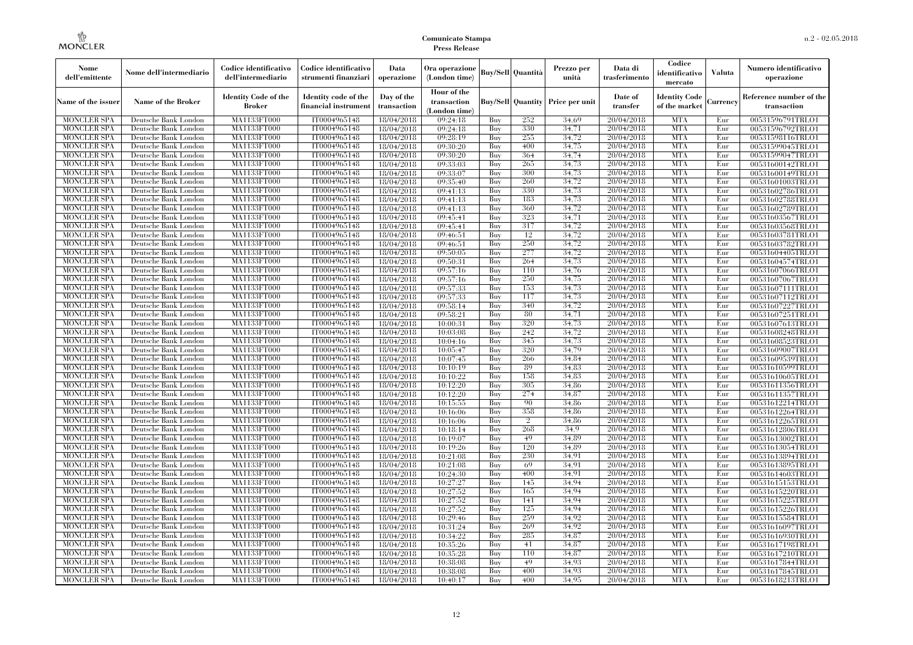**Comunicato Stampa**
**Press Release**

| Nome dell'emittente | Nome dell'intermediario | Codice identificativo dell'intermediario | Codice identificativo strumenti finanziari | Data operazione | Ora operazione (London time) | Buy/Sell | Quantità | Prezzo per unità | Data di trasferimento | Codice identificativo mercato | Valuta | Numero identificativo operazione |
|---|---|---|---|---|---|---|---|---|---|---|---|---|
| Name of the issuer | Name of the Broker | Identity Code of the Broker | Identity code of the financial instrument | Day of the transaction | Hour of the transaction (London time) | Buy/Sell | Quantity | Price per unit | Date of transfer | Identity Code of the market | Currency | Reference number of the transaction |
| MONCLER SPA | Deutsche Bank London | MA1133FT000 | IT0004965148 | 18/04/2018 | 09:24:18 | Buy | 252 | 34,69 | 20/04/2018 | MTA | Eur | 00531596791TRLO1 |
| MONCLER SPA | Deutsche Bank London | MA1133FT000 | IT0004965148 | 18/04/2018 | 09:24:18 | Buy | 330 | 34,71 | 20/04/2018 | MTA | Eur | 00531596792TRLO1 |
| MONCLER SPA | Deutsche Bank London | MA1133FT000 | IT0004965148 | 18/04/2018 | 09:28:19 | Buy | 255 | 34,72 | 20/04/2018 | MTA | Eur | 00531598116TRLO1 |
| MONCLER SPA | Deutsche Bank London | MA1133FT000 | IT0004965148 | 18/04/2018 | 09:30:20 | Buy | 400 | 34,75 | 20/04/2018 | MTA | Eur | 00531599045TRLO1 |
| MONCLER SPA | Deutsche Bank London | MA1133FT000 | IT0004965148 | 18/04/2018 | 09:30:20 | Buy | 364 | 34,74 | 20/04/2018 | MTA | Eur | 00531599047TRLO1 |
| MONCLER SPA | Deutsche Bank London | MA1133FT000 | IT0004965148 | 18/04/2018 | 09:33:03 | Buy | 265 | 34,73 | 20/04/2018 | MTA | Eur | 00531600142TRLO1 |
| MONCLER SPA | Deutsche Bank London | MA1133FT000 | IT0004965148 | 18/04/2018 | 09:33:07 | Buy | 300 | 34,73 | 20/04/2018 | MTA | Eur | 00531600149TRLO1 |
| MONCLER SPA | Deutsche Bank London | MA1133FT000 | IT0004965148 | 18/04/2018 | 09:35:40 | Buy | 260 | 34,72 | 20/04/2018 | MTA | Eur | 00531601003TRLO1 |
| MONCLER SPA | Deutsche Bank London | MA1133FT000 | IT0004965148 | 18/04/2018 | 09:41:13 | Buy | 330 | 34,73 | 20/04/2018 | MTA | Eur | 00531602786TRLO1 |
| MONCLER SPA | Deutsche Bank London | MA1133FT000 | IT0004965148 | 18/04/2018 | 09:41:13 | Buy | 183 | 34,73 | 20/04/2018 | MTA | Eur | 00531602788TRLO1 |
| MONCLER SPA | Deutsche Bank London | MA1133FT000 | IT0004965148 | 18/04/2018 | 09:41:13 | Buy | 360 | 34,72 | 20/04/2018 | MTA | Eur | 00531602789TRLO1 |
| MONCLER SPA | Deutsche Bank London | MA1133FT000 | IT0004965148 | 18/04/2018 | 09:45:41 | Buy | 323 | 34,71 | 20/04/2018 | MTA | Eur | 00531603567TRLO1 |
| MONCLER SPA | Deutsche Bank London | MA1133FT000 | IT0004965148 | 18/04/2018 | 09:45:41 | Buy | 317 | 34,72 | 20/04/2018 | MTA | Eur | 00531603568TRLO1 |
| MONCLER SPA | Deutsche Bank London | MA1133FT000 | IT0004965148 | 18/04/2018 | 09:46:51 | Buy | 12 | 34,72 | 20/04/2018 | MTA | Eur | 00531603781TRLO1 |
| MONCLER SPA | Deutsche Bank London | MA1133FT000 | IT0004965148 | 18/04/2018 | 09:46:51 | Buy | 250 | 34,72 | 20/04/2018 | MTA | Eur | 00531603782TRLO1 |
| MONCLER SPA | Deutsche Bank London | MA1133FT000 | IT0004965148 | 18/04/2018 | 09:50:05 | Buy | 277 | 34,72 | 20/04/2018 | MTA | Eur | 00531604405TRLO1 |
| MONCLER SPA | Deutsche Bank London | MA1133FT000 | IT0004965148 | 18/04/2018 | 09:50:31 | Buy | 264 | 34,73 | 20/04/2018 | MTA | Eur | 00531604574TRLO1 |
| MONCLER SPA | Deutsche Bank London | MA1133FT000 | IT0004965148 | 18/04/2018 | 09:57:16 | Buy | 110 | 34,76 | 20/04/2018 | MTA | Eur | 00531607066TRLO1 |
| MONCLER SPA | Deutsche Bank London | MA1133FT000 | IT0004965148 | 18/04/2018 | 09:57:16 | Buy | 250 | 34,75 | 20/04/2018 | MTA | Eur | 00531607067TRLO1 |
| MONCLER SPA | Deutsche Bank London | MA1133FT000 | IT0004965148 | 18/04/2018 | 09:57:33 | Buy | 153 | 34,73 | 20/04/2018 | MTA | Eur | 00531607111TRLO1 |
| MONCLER SPA | Deutsche Bank London | MA1133FT000 | IT0004965148 | 18/04/2018 | 09:57:33 | Buy | 117 | 34,73 | 20/04/2018 | MTA | Eur | 00531607112TRLO1 |
| MONCLER SPA | Deutsche Bank London | MA1133FT000 | IT0004965148 | 18/04/2018 | 09:58:14 | Buy | 340 | 34,72 | 20/04/2018 | MTA | Eur | 00531607227TRLO1 |
| MONCLER SPA | Deutsche Bank London | MA1133FT000 | IT0004965148 | 18/04/2018 | 09:58:21 | Buy | 80 | 34,71 | 20/04/2018 | MTA | Eur | 00531607251TRLO1 |
| MONCLER SPA | Deutsche Bank London | MA1133FT000 | IT0004965148 | 18/04/2018 | 10:00:31 | Buy | 320 | 34,73 | 20/04/2018 | MTA | Eur | 00531607613TRLO1 |
| MONCLER SPA | Deutsche Bank London | MA1133FT000 | IT0004965148 | 18/04/2018 | 10:03:08 | Buy | 242 | 34,72 | 20/04/2018 | MTA | Eur | 00531608248TRLO1 |
| MONCLER SPA | Deutsche Bank London | MA1133FT000 | IT0004965148 | 18/04/2018 | 10:04:16 | Buy | 345 | 34,73 | 20/04/2018 | MTA | Eur | 00531608523TRLO1 |
| MONCLER SPA | Deutsche Bank London | MA1133FT000 | IT0004965148 | 18/04/2018 | 10:05:47 | Buy | 320 | 34,79 | 20/04/2018 | MTA | Eur | 00531609007TRLO1 |
| MONCLER SPA | Deutsche Bank London | MA1133FT000 | IT0004965148 | 18/04/2018 | 10:07:45 | Buy | 266 | 34,84 | 20/04/2018 | MTA | Eur | 00531609539TRLO1 |
| MONCLER SPA | Deutsche Bank London | MA1133FT000 | IT0004965148 | 18/04/2018 | 10:10:19 | Buy | 89 | 34,83 | 20/04/2018 | MTA | Eur | 00531610599TRLO1 |
| MONCLER SPA | Deutsche Bank London | MA1133FT000 | IT0004965148 | 18/04/2018 | 10:10:22 | Buy | 158 | 34,83 | 20/04/2018 | MTA | Eur | 00531610605TRLO1 |
| MONCLER SPA | Deutsche Bank London | MA1133FT000 | IT0004965148 | 18/04/2018 | 10:12:20 | Buy | 305 | 34,86 | 20/04/2018 | MTA | Eur | 00531611356TRLO1 |
| MONCLER SPA | Deutsche Bank London | MA1133FT000 | IT0004965148 | 18/04/2018 | 10:12:20 | Buy | 274 | 34,87 | 20/04/2018 | MTA | Eur | 00531611357TRLO1 |
| MONCLER SPA | Deutsche Bank London | MA1133FT000 | IT0004965148 | 18/04/2018 | 10:15:55 | Buy | 90 | 34,86 | 20/04/2018 | MTA | Eur | 00531612214TRLO1 |
| MONCLER SPA | Deutsche Bank London | MA1133FT000 | IT0004965148 | 18/04/2018 | 10:16:06 | Buy | 358 | 34,86 | 20/04/2018 | MTA | Eur | 00531612264TRLO1 |
| MONCLER SPA | Deutsche Bank London | MA1133FT000 | IT0004965148 | 18/04/2018 | 10:16:06 | Buy | 2 | 34,86 | 20/04/2018 | MTA | Eur | 00531612265TRLO1 |
| MONCLER SPA | Deutsche Bank London | MA1133FT000 | IT0004965148 | 18/04/2018 | 10:18:14 | Buy | 268 | 34,9 | 20/04/2018 | MTA | Eur | 00531612806TRLO1 |
| MONCLER SPA | Deutsche Bank London | MA1133FT000 | IT0004965148 | 18/04/2018 | 10:19:07 | Buy | 49 | 34,89 | 20/04/2018 | MTA | Eur | 00531613002TRLO1 |
| MONCLER SPA | Deutsche Bank London | MA1133FT000 | IT0004965148 | 18/04/2018 | 10:19:26 | Buy | 120 | 34,89 | 20/04/2018 | MTA | Eur | 00531613054TRLO1 |
| MONCLER SPA | Deutsche Bank London | MA1133FT000 | IT0004965148 | 18/04/2018 | 10:21:08 | Buy | 230 | 34,91 | 20/04/2018 | MTA | Eur | 00531613894TRLO1 |
| MONCLER SPA | Deutsche Bank London | MA1133FT000 | IT0004965148 | 18/04/2018 | 10:21:08 | Buy | 69 | 34,91 | 20/04/2018 | MTA | Eur | 00531613895TRLO1 |
| MONCLER SPA | Deutsche Bank London | MA1133FT000 | IT0004965148 | 18/04/2018 | 10:24:30 | Buy | 400 | 34,91 | 20/04/2018 | MTA | Eur | 00531614603TRLO1 |
| MONCLER SPA | Deutsche Bank London | MA1133FT000 | IT0004965148 | 18/04/2018 | 10:27:27 | Buy | 145 | 34,94 | 20/04/2018 | MTA | Eur | 00531615153TRLO1 |
| MONCLER SPA | Deutsche Bank London | MA1133FT000 | IT0004965148 | 18/04/2018 | 10:27:52 | Buy | 165 | 34,94 | 20/04/2018 | MTA | Eur | 00531615220TRLO1 |
| MONCLER SPA | Deutsche Bank London | MA1133FT000 | IT0004965148 | 18/04/2018 | 10:27:52 | Buy | 141 | 34,94 | 20/04/2018 | MTA | Eur | 00531615225TRLO1 |
| MONCLER SPA | Deutsche Bank London | MA1133FT000 | IT0004965148 | 18/04/2018 | 10:27:52 | Buy | 125 | 34,94 | 20/04/2018 | MTA | Eur | 00531615226TRLO1 |
| MONCLER SPA | Deutsche Bank London | MA1133FT000 | IT0004965148 | 18/04/2018 | 10:29:46 | Buy | 259 | 34,92 | 20/04/2018 | MTA | Eur | 00531615584TRLO1 |
| MONCLER SPA | Deutsche Bank London | MA1133FT000 | IT0004965148 | 18/04/2018 | 10:31:24 | Buy | 269 | 34,92 | 20/04/2018 | MTA | Eur | 00531616097TRLO1 |
| MONCLER SPA | Deutsche Bank London | MA1133FT000 | IT0004965148 | 18/04/2018 | 10:34:22 | Buy | 285 | 34,87 | 20/04/2018 | MTA | Eur | 00531616930TRLO1 |
| MONCLER SPA | Deutsche Bank London | MA1133FT000 | IT0004965148 | 18/04/2018 | 10:35:26 | Buy | 41 | 34,87 | 20/04/2018 | MTA | Eur | 00531617198TRLO1 |
| MONCLER SPA | Deutsche Bank London | MA1133FT000 | IT0004965148 | 18/04/2018 | 10:35:28 | Buy | 110 | 34,87 | 20/04/2018 | MTA | Eur | 00531617210TRLO1 |
| MONCLER SPA | Deutsche Bank London | MA1133FT000 | IT0004965148 | 18/04/2018 | 10:38:08 | Buy | 49 | 34,93 | 20/04/2018 | MTA | Eur | 00531617844TRLO1 |
| MONCLER SPA | Deutsche Bank London | MA1133FT000 | IT0004965148 | 18/04/2018 | 10:38:08 | Buy | 400 | 34,93 | 20/04/2018 | MTA | Eur | 00531617845TRLO1 |
| MONCLER SPA | Deutsche Bank London | MA1133FT000 | IT0004965148 | 18/04/2018 | 10:40:17 | Buy | 400 | 34,95 | 20/04/2018 | MTA | Eur | 00531618213TRLO1 |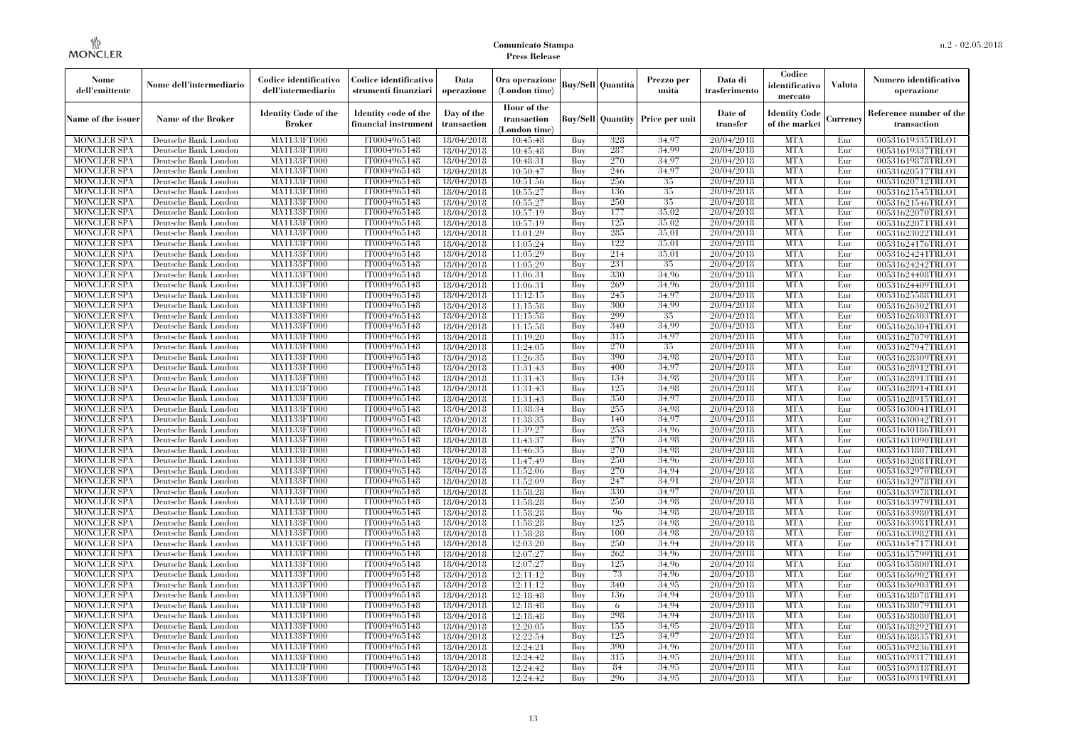| Nome dell'emittente | Nome dell'intermediario | Codice identificativo dell'intermediario | Codice identificativo strumenti finanziari | Data operazione | Ora operazione (London time) | Buy/Sell | Quantità | Prezzo per unità | Data di trasferimento | Codice identificativo mercato | Valuta | Numero identificativo operazione |
|---|---|---|---|---|---|---|---|---|---|---|---|---|
| Name of the issuer | Name of the Broker | Identity Code of the Broker | Identity code of the financial instrument | Day of the transaction | Hour of the transaction (London time) | Buy/Sell | Quantity | Price per unit | Date of transfer | Identity Code of the market | Currency | Reference number of the transaction |
| MONCLER SPA | Deutsche Bank London | MA1133FT000 | IT0004965148 | 18/04/2018 | 10:45:48 | Buy | 328 | 34,97 | 20/04/2018 | MTA | Eur | 00531619335TRLO1 |
| MONCLER SPA | Deutsche Bank London | MA1133FT000 | IT0004965148 | 18/04/2018 | 10:45:48 | Buy | 287 | 34,99 | 20/04/2018 | MTA | Eur | 00531619337TRLO1 |
| MONCLER SPA | Deutsche Bank London | MA1133FT000 | IT0004965148 | 18/04/2018 | 10:48:31 | Buy | 270 | 34,97 | 20/04/2018 | MTA | Eur | 00531619878TRLO1 |
| MONCLER SPA | Deutsche Bank London | MA1133FT000 | IT0004965148 | 18/04/2018 | 10:50:47 | Buy | 246 | 34,97 | 20/04/2018 | MTA | Eur | 00531620517TRLO1 |
| MONCLER SPA | Deutsche Bank London | MA1133FT000 | IT0004965148 | 18/04/2018 | 10:51:56 | Buy | 256 | 35 | 20/04/2018 | MTA | Eur | 00531620712TRLO1 |
| MONCLER SPA | Deutsche Bank London | MA1133FT000 | IT0004965148 | 18/04/2018 | 10:55:27 | Buy | 136 | 35 | 20/04/2018 | MTA | Eur | 00531621545TRLO1 |
| MONCLER SPA | Deutsche Bank London | MA1133FT000 | IT0004965148 | 18/04/2018 | 10:55:27 | Buy | 250 | 35 | 20/04/2018 | MTA | Eur | 00531621546TRLO1 |
| MONCLER SPA | Deutsche Bank London | MA1133FT000 | IT0004965148 | 18/04/2018 | 10:57:19 | Buy | 177 | 35,02 | 20/04/2018 | MTA | Eur | 00531622070TRLO1 |
| MONCLER SPA | Deutsche Bank London | MA1133FT000 | IT0004965148 | 18/04/2018 | 10:57:19 | Buy | 125 | 35,02 | 20/04/2018 | MTA | Eur | 00531622071TRLO1 |
| MONCLER SPA | Deutsche Bank London | MA1133FT000 | IT0004965148 | 18/04/2018 | 11:01:29 | Buy | 285 | 35,01 | 20/04/2018 | MTA | Eur | 00531623022TRLO1 |
| MONCLER SPA | Deutsche Bank London | MA1133FT000 | IT0004965148 | 18/04/2018 | 11:05:24 | Buy | 122 | 35,01 | 20/04/2018 | MTA | Eur | 00531624176TRLO1 |
| MONCLER SPA | Deutsche Bank London | MA1133FT000 | IT0004965148 | 18/04/2018 | 11:05:29 | Buy | 214 | 35,01 | 20/04/2018 | MTA | Eur | 00531624241TRLO1 |
| MONCLER SPA | Deutsche Bank London | MA1133FT000 | IT0004965148 | 18/04/2018 | 11:05:29 | Buy | 231 | 35 | 20/04/2018 | MTA | Eur | 00531624242TRLO1 |
| MONCLER SPA | Deutsche Bank London | MA1133FT000 | IT0004965148 | 18/04/2018 | 11:06:31 | Buy | 330 | 34,96 | 20/04/2018 | MTA | Eur | 00531624408TRLO1 |
| MONCLER SPA | Deutsche Bank London | MA1133FT000 | IT0004965148 | 18/04/2018 | 11:06:31 | Buy | 269 | 34,96 | 20/04/2018 | MTA | Eur | 00531624409TRLO1 |
| MONCLER SPA | Deutsche Bank London | MA1133FT000 | IT0004965148 | 18/04/2018 | 11:12:15 | Buy | 245 | 34,97 | 20/04/2018 | MTA | Eur | 00531625588TRLO1 |
| MONCLER SPA | Deutsche Bank London | MA1133FT000 | IT0004965148 | 18/04/2018 | 11:15:58 | Buy | 300 | 34,99 | 20/04/2018 | MTA | Eur | 00531626302TRLO1 |
| MONCLER SPA | Deutsche Bank London | MA1133FT000 | IT0004965148 | 18/04/2018 | 11:15:58 | Buy | 299 | 35 | 20/04/2018 | MTA | Eur | 00531626303TRLO1 |
| MONCLER SPA | Deutsche Bank London | MA1133FT000 | IT0004965148 | 18/04/2018 | 11:15:58 | Buy | 340 | 34,99 | 20/04/2018 | MTA | Eur | 00531626304TRLO1 |
| MONCLER SPA | Deutsche Bank London | MA1133FT000 | IT0004965148 | 18/04/2018 | 11:19:20 | Buy | 315 | 34,97 | 20/04/2018 | MTA | Eur | 00531627079TRLO1 |
| MONCLER SPA | Deutsche Bank London | MA1133FT000 | IT0004965148 | 18/04/2018 | 11:24:05 | Buy | 270 | 35 | 20/04/2018 | MTA | Eur | 00531627947TRLO1 |
| MONCLER SPA | Deutsche Bank London | MA1133FT000 | IT0004965148 | 18/04/2018 | 11:26:35 | Buy | 390 | 34,98 | 20/04/2018 | MTA | Eur | 00531628309TRLO1 |
| MONCLER SPA | Deutsche Bank London | MA1133FT000 | IT0004965148 | 18/04/2018 | 11:31:43 | Buy | 400 | 34,97 | 20/04/2018 | MTA | Eur | 00531628912TRLO1 |
| MONCLER SPA | Deutsche Bank London | MA1133FT000 | IT0004965148 | 18/04/2018 | 11:31:43 | Buy | 134 | 34,98 | 20/04/2018 | MTA | Eur | 00531628913TRLO1 |
| MONCLER SPA | Deutsche Bank London | MA1133FT000 | IT0004965148 | 18/04/2018 | 11:31:43 | Buy | 125 | 34,98 | 20/04/2018 | MTA | Eur | 00531628914TRLO1 |
| MONCLER SPA | Deutsche Bank London | MA1133FT000 | IT0004965148 | 18/04/2018 | 11:31:43 | Buy | 350 | 34,97 | 20/04/2018 | MTA | Eur | 00531628915TRLO1 |
| MONCLER SPA | Deutsche Bank London | MA1133FT000 | IT0004965148 | 18/04/2018 | 11:38:34 | Buy | 255 | 34,98 | 20/04/2018 | MTA | Eur | 00531630041TRLO1 |
| MONCLER SPA | Deutsche Bank London | MA1133FT000 | IT0004965148 | 18/04/2018 | 11:38:35 | Buy | 140 | 34,97 | 20/04/2018 | MTA | Eur | 00531630042TRLO1 |
| MONCLER SPA | Deutsche Bank London | MA1133FT000 | IT0004965148 | 18/04/2018 | 11:39:27 | Buy | 253 | 34,96 | 20/04/2018 | MTA | Eur | 00531630186TRLO1 |
| MONCLER SPA | Deutsche Bank London | MA1133FT000 | IT0004965148 | 18/04/2018 | 11:43:37 | Buy | 270 | 34,98 | 20/04/2018 | MTA | Eur | 00531631090TRLO1 |
| MONCLER SPA | Deutsche Bank London | MA1133FT000 | IT0004965148 | 18/04/2018 | 11:46:35 | Buy | 270 | 34,98 | 20/04/2018 | MTA | Eur | 00531631807TRLO1 |
| MONCLER SPA | Deutsche Bank London | MA1133FT000 | IT0004965148 | 18/04/2018 | 11:47:49 | Buy | 250 | 34,96 | 20/04/2018 | MTA | Eur | 00531632081TRLO1 |
| MONCLER SPA | Deutsche Bank London | MA1133FT000 | IT0004965148 | 18/04/2018 | 11:52:06 | Buy | 270 | 34,94 | 20/04/2018 | MTA | Eur | 00531632970TRLO1 |
| MONCLER SPA | Deutsche Bank London | MA1133FT000 | IT0004965148 | 18/04/2018 | 11:52:09 | Buy | 247 | 34,91 | 20/04/2018 | MTA | Eur | 00531632978TRLO1 |
| MONCLER SPA | Deutsche Bank London | MA1133FT000 | IT0004965148 | 18/04/2018 | 11:58:28 | Buy | 330 | 34,97 | 20/04/2018 | MTA | Eur | 00531633978TRLO1 |
| MONCLER SPA | Deutsche Bank London | MA1133FT000 | IT0004965148 | 18/04/2018 | 11:58:28 | Buy | 250 | 34,98 | 20/04/2018 | MTA | Eur | 00531633979TRLO1 |
| MONCLER SPA | Deutsche Bank London | MA1133FT000 | IT0004965148 | 18/04/2018 | 11:58:28 | Buy | 96 | 34,98 | 20/04/2018 | MTA | Eur | 00531633980TRLO1 |
| MONCLER SPA | Deutsche Bank London | MA1133FT000 | IT0004965148 | 18/04/2018 | 11:58:28 | Buy | 125 | 34,98 | 20/04/2018 | MTA | Eur | 00531633981TRLO1 |
| MONCLER SPA | Deutsche Bank London | MA1133FT000 | IT0004965148 | 18/04/2018 | 11:58:28 | Buy | 100 | 34,98 | 20/04/2018 | MTA | Eur | 00531633982TRLO1 |
| MONCLER SPA | Deutsche Bank London | MA1133FT000 | IT0004965148 | 18/04/2018 | 12:03:20 | Buy | 250 | 34,94 | 20/04/2018 | MTA | Eur | 00531634717TRLO1 |
| MONCLER SPA | Deutsche Bank London | MA1133FT000 | IT0004965148 | 18/04/2018 | 12:07:27 | Buy | 262 | 34,96 | 20/04/2018 | MTA | Eur | 00531635799TRLO1 |
| MONCLER SPA | Deutsche Bank London | MA1133FT000 | IT0004965148 | 18/04/2018 | 12:07:27 | Buy | 125 | 34,96 | 20/04/2018 | MTA | Eur | 00531635800TRLO1 |
| MONCLER SPA | Deutsche Bank London | MA1133FT000 | IT0004965148 | 18/04/2018 | 12:11:12 | Buy | 73 | 34,96 | 20/04/2018 | MTA | Eur | 00531636902TRLO1 |
| MONCLER SPA | Deutsche Bank London | MA1133FT000 | IT0004965148 | 18/04/2018 | 12:11:12 | Buy | 340 | 34,95 | 20/04/2018 | MTA | Eur | 00531636903TRLO1 |
| MONCLER SPA | Deutsche Bank London | MA1133FT000 | IT0004965148 | 18/04/2018 | 12:18:48 | Buy | 136 | 34,94 | 20/04/2018 | MTA | Eur | 00531638078TRLO1 |
| MONCLER SPA | Deutsche Bank London | MA1133FT000 | IT0004965148 | 18/04/2018 | 12:18:48 | Buy | 6 | 34,94 | 20/04/2018 | MTA | Eur | 00531638079TRLO1 |
| MONCLER SPA | Deutsche Bank London | MA1133FT000 | IT0004965148 | 18/04/2018 | 12:18:48 | Buy | 298 | 34,94 | 20/04/2018 | MTA | Eur | 00531638080TRLO1 |
| MONCLER SPA | Deutsche Bank London | MA1133FT000 | IT0004965148 | 18/04/2018 | 12:20:05 | Buy | 155 | 34,95 | 20/04/2018 | MTA | Eur | 00531638292TRLO1 |
| MONCLER SPA | Deutsche Bank London | MA1133FT000 | IT0004965148 | 18/04/2018 | 12:22:54 | Buy | 125 | 34,97 | 20/04/2018 | MTA | Eur | 00531638835TRLO1 |
| MONCLER SPA | Deutsche Bank London | MA1133FT000 | IT0004965148 | 18/04/2018 | 12:24:21 | Buy | 390 | 34,96 | 20/04/2018 | MTA | Eur | 00531639236TRLO1 |
| MONCLER SPA | Deutsche Bank London | MA1133FT000 | IT0004965148 | 18/04/2018 | 12:24:42 | Buy | 315 | 34,95 | 20/04/2018 | MTA | Eur | 00531639317TRLO1 |
| MONCLER SPA | Deutsche Bank London | MA1133FT000 | IT0004965148 | 18/04/2018 | 12:24:42 | Buy | 84 | 34,95 | 20/04/2018 | MTA | Eur | 00531639318TRLO1 |
| MONCLER SPA | Deutsche Bank London | MA1133FT000 | IT0004965148 | 18/04/2018 | 12:24:42 | Buy | 296 | 34,95 | 20/04/2018 | MTA | Eur | 00531639319TRLO1 |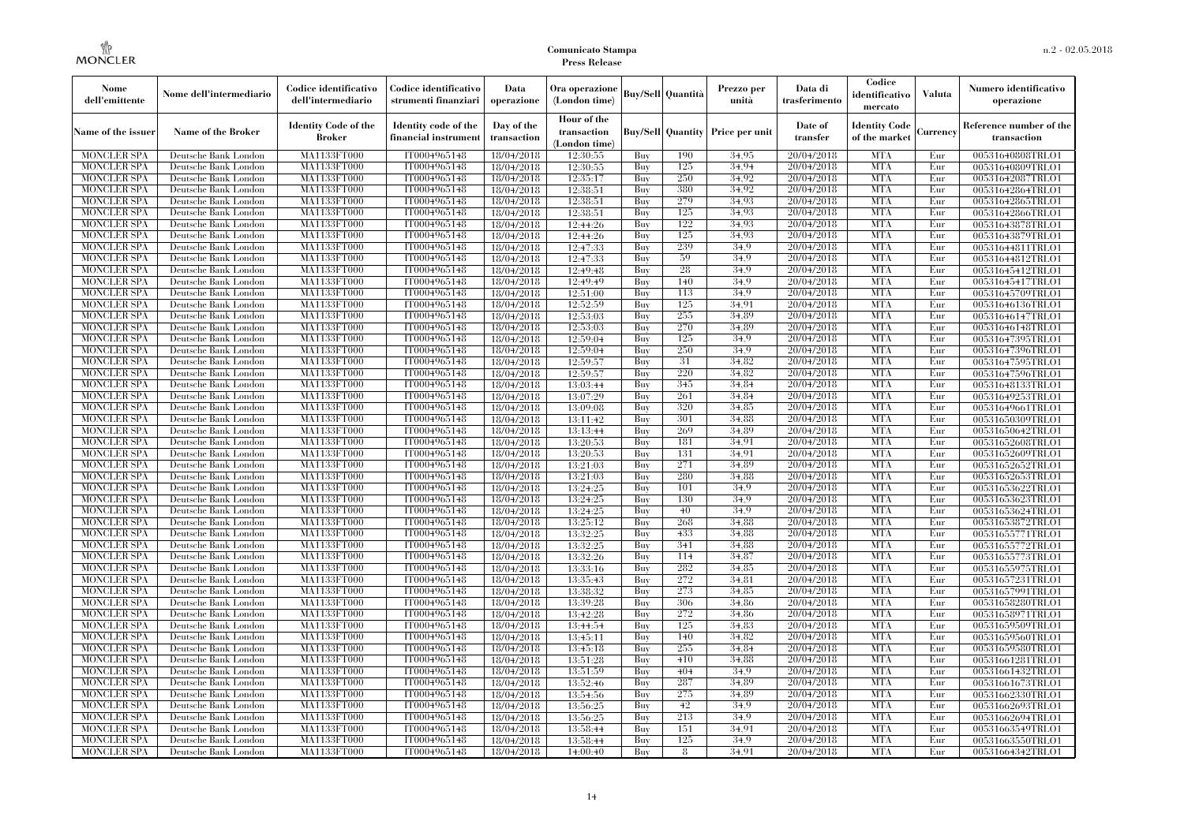| Nome dell'emittente | Nome dell'intermediario | Codice identificativo dell'intermediario | Codice identificativo strumenti finanziari | Data operazione | Ora operazione (London time) | Buy/Sell | Quantità | Prezzo per unità | Data di trasferimento | Codice identificativo mercato | Valuta | Numero identificativo operazione |
|---|---|---|---|---|---|---|---|---|---|---|---|---|
| Name of the issuer | Name of the Broker | Identity Code of the Broker | Identity code of the financial instrument | Day of the transaction | Hour of the transaction (London time) | Buy/Sell | Quantity | Price per unit | Date of transfer | Identity Code of the market | Currency | Reference number of the transaction |
| MONCLER SPA | Deutsche Bank London | MA1133FT000 | IT0004965148 | 18/04/2018 | 12:30:55 | Buy | 190 | 34.95 | 20/04/2018 | MTA | Eur | 00531640808TRLO1 |
| MONCLER SPA | Deutsche Bank London | MA1133FT000 | IT0004965148 | 18/04/2018 | 12:30:55 | Buy | 125 | 34.94 | 20/04/2018 | MTA | Eur | 00531640809TRLO1 |
| MONCLER SPA | Deutsche Bank London | MA1133FT000 | IT0004965148 | 18/04/2018 | 12:35:17 | Buy | 250 | 34.92 | 20/04/2018 | MTA | Eur | 00531642087TRLO1 |
| MONCLER SPA | Deutsche Bank London | MA1133FT000 | IT0004965148 | 18/04/2018 | 12:38:51 | Buy | 380 | 34.92 | 20/04/2018 | MTA | Eur | 00531642864TRLO1 |
| MONCLER SPA | Deutsche Bank London | MA1133FT000 | IT0004965148 | 18/04/2018 | 12:38:51 | Buy | 279 | 34.93 | 20/04/2018 | MTA | Eur | 00531642865TRLO1 |
| MONCLER SPA | Deutsche Bank London | MA1133FT000 | IT0004965148 | 18/04/2018 | 12:38:51 | Buy | 125 | 34.93 | 20/04/2018 | MTA | Eur | 00531642866TRLO1 |
| MONCLER SPA | Deutsche Bank London | MA1133FT000 | IT0004965148 | 18/04/2018 | 12:44:26 | Buy | 122 | 34.93 | 20/04/2018 | MTA | Eur | 00531643878TRLO1 |
| MONCLER SPA | Deutsche Bank London | MA1133FT000 | IT0004965148 | 18/04/2018 | 12:44:26 | Buy | 125 | 34.93 | 20/04/2018 | MTA | Eur | 00531643879TRLO1 |
| MONCLER SPA | Deutsche Bank London | MA1133FT000 | IT0004965148 | 18/04/2018 | 12:47:33 | Buy | 239 | 34.9 | 20/04/2018 | MTA | Eur | 00531644811TRLO1 |
| MONCLER SPA | Deutsche Bank London | MA1133FT000 | IT0004965148 | 18/04/2018 | 12:47:33 | Buy | 59 | 34.9 | 20/04/2018 | MTA | Eur | 00531644812TRLO1 |
| MONCLER SPA | Deutsche Bank London | MA1133FT000 | IT0004965148 | 18/04/2018 | 12:49:48 | Buy | 28 | 34.9 | 20/04/2018 | MTA | Eur | 00531645412TRLO1 |
| MONCLER SPA | Deutsche Bank London | MA1133FT000 | IT0004965148 | 18/04/2018 | 12:49:49 | Buy | 140 | 34.9 | 20/04/2018 | MTA | Eur | 00531645417TRLO1 |
| MONCLER SPA | Deutsche Bank London | MA1133FT000 | IT0004965148 | 18/04/2018 | 12:51:00 | Buy | 113 | 34.9 | 20/04/2018 | MTA | Eur | 00531645709TRLO1 |
| MONCLER SPA | Deutsche Bank London | MA1133FT000 | IT0004965148 | 18/04/2018 | 12:52:59 | Buy | 125 | 34.91 | 20/04/2018 | MTA | Eur | 00531646136TRLO1 |
| MONCLER SPA | Deutsche Bank London | MA1133FT000 | IT0004965148 | 18/04/2018 | 12:53:03 | Buy | 255 | 34.89 | 20/04/2018 | MTA | Eur | 00531646147TRLO1 |
| MONCLER SPA | Deutsche Bank London | MA1133FT000 | IT0004965148 | 18/04/2018 | 12:53:03 | Buy | 270 | 34.89 | 20/04/2018 | MTA | Eur | 00531646148TRLO1 |
| MONCLER SPA | Deutsche Bank London | MA1133FT000 | IT0004965148 | 18/04/2018 | 12:59:04 | Buy | 125 | 34.9 | 20/04/2018 | MTA | Eur | 00531647395TRLO1 |
| MONCLER SPA | Deutsche Bank London | MA1133FT000 | IT0004965148 | 18/04/2018 | 12:59:04 | Buy | 250 | 34.9 | 20/04/2018 | MTA | Eur | 00531647396TRLO1 |
| MONCLER SPA | Deutsche Bank London | MA1133FT000 | IT0004965148 | 18/04/2018 | 12:59:57 | Buy | 31 | 34.82 | 20/04/2018 | MTA | Eur | 00531647595TRLO1 |
| MONCLER SPA | Deutsche Bank London | MA1133FT000 | IT0004965148 | 18/04/2018 | 12:59:57 | Buy | 220 | 34.82 | 20/04/2018 | MTA | Eur | 00531647596TRLO1 |
| MONCLER SPA | Deutsche Bank London | MA1133FT000 | IT0004965148 | 18/04/2018 | 13:03:44 | Buy | 345 | 34.84 | 20/04/2018 | MTA | Eur | 00531648133TRLO1 |
| MONCLER SPA | Deutsche Bank London | MA1133FT000 | IT0004965148 | 18/04/2018 | 13:07:29 | Buy | 261 | 34.84 | 20/04/2018 | MTA | Eur | 00531649253TRLO1 |
| MONCLER SPA | Deutsche Bank London | MA1133FT000 | IT0004965148 | 18/04/2018 | 13:09:08 | Buy | 320 | 34.85 | 20/04/2018 | MTA | Eur | 00531649661TRLO1 |
| MONCLER SPA | Deutsche Bank London | MA1133FT000 | IT0004965148 | 18/04/2018 | 13:11:42 | Buy | 301 | 34.88 | 20/04/2018 | MTA | Eur | 00531650309TRLO1 |
| MONCLER SPA | Deutsche Bank London | MA1133FT000 | IT0004965148 | 18/04/2018 | 13:13:44 | Buy | 269 | 34.89 | 20/04/2018 | MTA | Eur | 00531650642TRLO1 |
| MONCLER SPA | Deutsche Bank London | MA1133FT000 | IT0004965148 | 18/04/2018 | 13:20:53 | Buy | 181 | 34.91 | 20/04/2018 | MTA | Eur | 00531652608TRLO1 |
| MONCLER SPA | Deutsche Bank London | MA1133FT000 | IT0004965148 | 18/04/2018 | 13:20:53 | Buy | 131 | 34.91 | 20/04/2018 | MTA | Eur | 00531652609TRLO1 |
| MONCLER SPA | Deutsche Bank London | MA1133FT000 | IT0004965148 | 18/04/2018 | 13:21:03 | Buy | 271 | 34.89 | 20/04/2018 | MTA | Eur | 00531652652TRLO1 |
| MONCLER SPA | Deutsche Bank London | MA1133FT000 | IT0004965148 | 18/04/2018 | 13:21:03 | Buy | 280 | 34.88 | 20/04/2018 | MTA | Eur | 00531652653TRLO1 |
| MONCLER SPA | Deutsche Bank London | MA1133FT000 | IT0004965148 | 18/04/2018 | 13:24:25 | Buy | 101 | 34.9 | 20/04/2018 | MTA | Eur | 00531653622TRLO1 |
| MONCLER SPA | Deutsche Bank London | MA1133FT000 | IT0004965148 | 18/04/2018 | 13:24:25 | Buy | 130 | 34.9 | 20/04/2018 | MTA | Eur | 00531653623TRLO1 |
| MONCLER SPA | Deutsche Bank London | MA1133FT000 | IT0004965148 | 18/04/2018 | 13:24:25 | Buy | 40 | 34.9 | 20/04/2018 | MTA | Eur | 00531653624TRLO1 |
| MONCLER SPA | Deutsche Bank London | MA1133FT000 | IT0004965148 | 18/04/2018 | 13:25:12 | Buy | 268 | 34.88 | 20/04/2018 | MTA | Eur | 00531653872TRLO1 |
| MONCLER SPA | Deutsche Bank London | MA1133FT000 | IT0004965148 | 18/04/2018 | 13:32:25 | Buy | 433 | 34.88 | 20/04/2018 | MTA | Eur | 00531655771TRLO1 |
| MONCLER SPA | Deutsche Bank London | MA1133FT000 | IT0004965148 | 18/04/2018 | 13:32:25 | Buy | 341 | 34.88 | 20/04/2018 | MTA | Eur | 00531655772TRLO1 |
| MONCLER SPA | Deutsche Bank London | MA1133FT000 | IT0004965148 | 18/04/2018 | 13:32:26 | Buy | 114 | 34.87 | 20/04/2018 | MTA | Eur | 00531655773TRLO1 |
| MONCLER SPA | Deutsche Bank London | MA1133FT000 | IT0004965148 | 18/04/2018 | 13:33:16 | Buy | 282 | 34.85 | 20/04/2018 | MTA | Eur | 00531655975TRLO1 |
| MONCLER SPA | Deutsche Bank London | MA1133FT000 | IT0004965148 | 18/04/2018 | 13:35:43 | Buy | 272 | 34.81 | 20/04/2018 | MTA | Eur | 00531657231TRLO1 |
| MONCLER SPA | Deutsche Bank London | MA1133FT000 | IT0004965148 | 18/04/2018 | 13:38:32 | Buy | 273 | 34.85 | 20/04/2018 | MTA | Eur | 00531657991TRLO1 |
| MONCLER SPA | Deutsche Bank London | MA1133FT000 | IT0004965148 | 18/04/2018 | 13:39:28 | Buy | 306 | 34.86 | 20/04/2018 | MTA | Eur | 00531658280TRLO1 |
| MONCLER SPA | Deutsche Bank London | MA1133FT000 | IT0004965148 | 18/04/2018 | 13:42:28 | Buy | 272 | 34.86 | 20/04/2018 | MTA | Eur | 00531658971TRLO1 |
| MONCLER SPA | Deutsche Bank London | MA1133FT000 | IT0004965148 | 18/04/2018 | 13:44:54 | Buy | 125 | 34.83 | 20/04/2018 | MTA | Eur | 00531659509TRLO1 |
| MONCLER SPA | Deutsche Bank London | MA1133FT000 | IT0004965148 | 18/04/2018 | 13:45:11 | Buy | 140 | 34.82 | 20/04/2018 | MTA | Eur | 00531659560TRLO1 |
| MONCLER SPA | Deutsche Bank London | MA1133FT000 | IT0004965148 | 18/04/2018 | 13:45:18 | Buy | 255 | 34.84 | 20/04/2018 | MTA | Eur | 00531659580TRLO1 |
| MONCLER SPA | Deutsche Bank London | MA1133FT000 | IT0004965148 | 18/04/2018 | 13:51:28 | Buy | 410 | 34.88 | 20/04/2018 | MTA | Eur | 00531661281TRLO1 |
| MONCLER SPA | Deutsche Bank London | MA1133FT000 | IT0004965148 | 18/04/2018 | 13:51:59 | Buy | 404 | 34.9 | 20/04/2018 | MTA | Eur | 00531661432TRLO1 |
| MONCLER SPA | Deutsche Bank London | MA1133FT000 | IT0004965148 | 18/04/2018 | 13:52:46 | Buy | 287 | 34.89 | 20/04/2018 | MTA | Eur | 00531661673TRLO1 |
| MONCLER SPA | Deutsche Bank London | MA1133FT000 | IT0004965148 | 18/04/2018 | 13:54:56 | Buy | 275 | 34.89 | 20/04/2018 | MTA | Eur | 00531662330TRLO1 |
| MONCLER SPA | Deutsche Bank London | MA1133FT000 | IT0004965148 | 18/04/2018 | 13:56:25 | Buy | 42 | 34.9 | 20/04/2018 | MTA | Eur | 00531662693TRLO1 |
| MONCLER SPA | Deutsche Bank London | MA1133FT000 | IT0004965148 | 18/04/2018 | 13:56:25 | Buy | 213 | 34.9 | 20/04/2018 | MTA | Eur | 00531662694TRLO1 |
| MONCLER SPA | Deutsche Bank London | MA1133FT000 | IT0004965148 | 18/04/2018 | 13:58:44 | Buy | 151 | 34.91 | 20/04/2018 | MTA | Eur | 00531663549TRLO1 |
| MONCLER SPA | Deutsche Bank London | MA1133FT000 | IT0004965148 | 18/04/2018 | 13:58:44 | Buy | 125 | 34.9 | 20/04/2018 | MTA | Eur | 00531663550TRLO1 |
| MONCLER SPA | Deutsche Bank London | MA1133FT000 | IT0004965148 | 18/04/2018 | 14:00:40 | Buy | 8 | 34.91 | 20/04/2018 | MTA | Eur | 00531664342TRLO1 |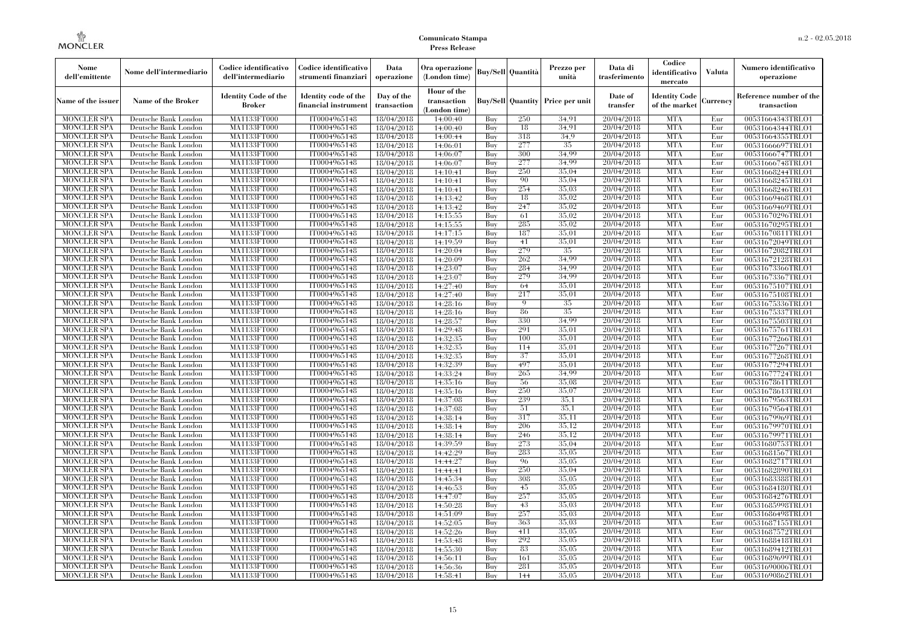**Comunicato Stampa**
**Press Release**

| Nome dell'emittente | Nome dell'intermediario | Codice identificativo dell'intermediario | Codice identificativo strumenti finanziari | Data operazione | Ora operazione (London time) | Buy/Sell | Quantità | Prezzo per unità | Data di trasferimento | Codice identificativo mercato | Valuta | Numero identificativo operazione |
|---|---|---|---|---|---|---|---|---|---|---|---|---|
| Name of the issuer | Name of the Broker | Identity Code of the Broker | Identity code of the financial instrument | Day of the transaction | Hour of the transaction (London time) | Buy/Sell | Quantity | Price per unit | Date of transfer | Identity Code of the market | Currency | Reference number of the transaction |
| MONCLER SPA | Deutsche Bank London | MA1133FT000 | IT0004965148 | 18/04/2018 | 14:00:40 | Buy | 250 | 34.91 | 20/04/2018 | MTA | Eur | 00531664343TRLO1 |
| MONCLER SPA | Deutsche Bank London | MA1133FT000 | IT0004965148 | 18/04/2018 | 14:00:40 | Buy | 18 | 34.91 | 20/04/2018 | MTA | Eur | 00531664344TRLO1 |
| MONCLER SPA | Deutsche Bank London | MA1133FT000 | IT0004965148 | 18/04/2018 | 14:00:44 | Buy | 318 | 34.9 | 20/04/2018 | MTA | Eur | 00531664355TRLO1 |
| MONCLER SPA | Deutsche Bank London | MA1133FT000 | IT0004965148 | 18/04/2018 | 14:06:01 | Buy | 277 | 35 | 20/04/2018 | MTA | Eur | 00531666697TRLO1 |
| MONCLER SPA | Deutsche Bank London | MA1133FT000 | IT0004965148 | 18/04/2018 | 14:06:07 | Buy | 300 | 34.99 | 20/04/2018 | MTA | Eur | 00531666747TRLO1 |
| MONCLER SPA | Deutsche Bank London | MA1133FT000 | IT0004965148 | 18/04/2018 | 14:06:07 | Buy | 277 | 34.99 | 20/04/2018 | MTA | Eur | 00531666748TRLO1 |
| MONCLER SPA | Deutsche Bank London | MA1133FT000 | IT0004965148 | 18/04/2018 | 14:10:41 | Buy | 250 | 35.04 | 20/04/2018 | MTA | Eur | 00531668244TRLO1 |
| MONCLER SPA | Deutsche Bank London | MA1133FT000 | IT0004965148 | 18/04/2018 | 14:10:41 | Buy | 90 | 35.04 | 20/04/2018 | MTA | Eur | 00531668245TRLO1 |
| MONCLER SPA | Deutsche Bank London | MA1133FT000 | IT0004965148 | 18/04/2018 | 14:10:41 | Buy | 254 | 35.03 | 20/04/2018 | MTA | Eur | 00531668246TRLO1 |
| MONCLER SPA | Deutsche Bank London | MA1133FT000 | IT0004965148 | 18/04/2018 | 14:13:42 | Buy | 18 | 35.02 | 20/04/2018 | MTA | Eur | 00531669468TRLO1 |
| MONCLER SPA | Deutsche Bank London | MA1133FT000 | IT0004965148 | 18/04/2018 | 14:13:42 | Buy | 247 | 35.02 | 20/04/2018 | MTA | Eur | 00531669469TRLO1 |
| MONCLER SPA | Deutsche Bank London | MA1133FT000 | IT0004965148 | 18/04/2018 | 14:15:55 | Buy | 61 | 35.02 | 20/04/2018 | MTA | Eur | 00531670296TRLO1 |
| MONCLER SPA | Deutsche Bank London | MA1133FT000 | IT0004965148 | 18/04/2018 | 14:15:55 | Buy | 285 | 35.02 | 20/04/2018 | MTA | Eur | 00531670295TRLO1 |
| MONCLER SPA | Deutsche Bank London | MA1133FT000 | IT0004965148 | 18/04/2018 | 14:17:15 | Buy | 187 | 35.01 | 20/04/2018 | MTA | Eur | 00531670811TRLO1 |
| MONCLER SPA | Deutsche Bank London | MA1133FT000 | IT0004965148 | 18/04/2018 | 14:19:59 | Buy | 41 | 35.01 | 20/04/2018 | MTA | Eur | 00531672049TRLO1 |
| MONCLER SPA | Deutsche Bank London | MA1133FT000 | IT0004965148 | 18/04/2018 | 14:20:04 | Buy | 279 | 35 | 20/04/2018 | MTA | Eur | 00531672082TRLO1 |
| MONCLER SPA | Deutsche Bank London | MA1133FT000 | IT0004965148 | 18/04/2018 | 14:20:09 | Buy | 262 | 34.99 | 20/04/2018 | MTA | Eur | 00531672128TRLO1 |
| MONCLER SPA | Deutsche Bank London | MA1133FT000 | IT0004965148 | 18/04/2018 | 14:23:07 | Buy | 284 | 34.99 | 20/04/2018 | MTA | Eur | 00531673366TRLO1 |
| MONCLER SPA | Deutsche Bank London | MA1133FT000 | IT0004965148 | 18/04/2018 | 14:23:07 | Buy | 279 | 34.99 | 20/04/2018 | MTA | Eur | 00531673367TRLO1 |
| MONCLER SPA | Deutsche Bank London | MA1133FT000 | IT0004965148 | 18/04/2018 | 14:27:40 | Buy | 64 | 35.01 | 20/04/2018 | MTA | Eur | 00531675107TRLO1 |
| MONCLER SPA | Deutsche Bank London | MA1133FT000 | IT0004965148 | 18/04/2018 | 14:27:40 | Buy | 217 | 35.01 | 20/04/2018 | MTA | Eur | 00531675108TRLO1 |
| MONCLER SPA | Deutsche Bank London | MA1133FT000 | IT0004965148 | 18/04/2018 | 14:28:16 | Buy | 9 | 35 | 20/04/2018 | MTA | Eur | 00531675336TRLO1 |
| MONCLER SPA | Deutsche Bank London | MA1133FT000 | IT0004965148 | 18/04/2018 | 14:28:16 | Buy | 86 | 35 | 20/04/2018 | MTA | Eur | 00531675337TRLO1 |
| MONCLER SPA | Deutsche Bank London | MA1133FT000 | IT0004965148 | 18/04/2018 | 14:28:57 | Buy | 330 | 34.99 | 20/04/2018 | MTA | Eur | 00531675503TRLO1 |
| MONCLER SPA | Deutsche Bank London | MA1133FT000 | IT0004965148 | 18/04/2018 | 14:29:48 | Buy | 291 | 35.01 | 20/04/2018 | MTA | Eur | 00531675761TRLO1 |
| MONCLER SPA | Deutsche Bank London | MA1133FT000 | IT0004965148 | 18/04/2018 | 14:32:35 | Buy | 100 | 35.01 | 20/04/2018 | MTA | Eur | 00531677266TRLO1 |
| MONCLER SPA | Deutsche Bank London | MA1133FT000 | IT0004965148 | 18/04/2018 | 14:32:35 | Buy | 114 | 35.01 | 20/04/2018 | MTA | Eur | 00531677267TRLO1 |
| MONCLER SPA | Deutsche Bank London | MA1133FT000 | IT0004965148 | 18/04/2018 | 14:32:35 | Buy | 37 | 35.01 | 20/04/2018 | MTA | Eur | 00531677268TRLO1 |
| MONCLER SPA | Deutsche Bank London | MA1133FT000 | IT0004965148 | 18/04/2018 | 14:32:39 | Buy | 497 | 35.01 | 20/04/2018 | MTA | Eur | 00531677294TRLO1 |
| MONCLER SPA | Deutsche Bank London | MA1133FT000 | IT0004965148 | 18/04/2018 | 14:33:24 | Buy | 265 | 34.99 | 20/04/2018 | MTA | Eur | 00531677724TRLO1 |
| MONCLER SPA | Deutsche Bank London | MA1133FT000 | IT0004965148 | 18/04/2018 | 14:35:16 | Buy | 56 | 35.08 | 20/04/2018 | MTA | Eur | 00531678611TRLO1 |
| MONCLER SPA | Deutsche Bank London | MA1133FT000 | IT0004965148 | 18/04/2018 | 14:35:16 | Buy | 250 | 35.07 | 20/04/2018 | MTA | Eur | 00531678613TRLO1 |
| MONCLER SPA | Deutsche Bank London | MA1133FT000 | IT0004965148 | 18/04/2018 | 14:37:08 | Buy | 239 | 35.1 | 20/04/2018 | MTA | Eur | 00531679563TRLO1 |
| MONCLER SPA | Deutsche Bank London | MA1133FT000 | IT0004965148 | 18/04/2018 | 14:37:08 | Buy | 51 | 35.1 | 20/04/2018 | MTA | Eur | 00531679564TRLO1 |
| MONCLER SPA | Deutsche Bank London | MA1133FT000 | IT0004965148 | 18/04/2018 | 14:38:14 | Buy | 317 | 35.11 | 20/04/2018 | MTA | Eur | 00531679969TRLO1 |
| MONCLER SPA | Deutsche Bank London | MA1133FT000 | IT0004965148 | 18/04/2018 | 14:38:14 | Buy | 206 | 35.12 | 20/04/2018 | MTA | Eur | 00531679970TRLO1 |
| MONCLER SPA | Deutsche Bank London | MA1133FT000 | IT0004965148 | 18/04/2018 | 14:38:14 | Buy | 246 | 35.12 | 20/04/2018 | MTA | Eur | 00531679971TRLO1 |
| MONCLER SPA | Deutsche Bank London | MA1133FT000 | IT0004965148 | 18/04/2018 | 14:39:59 | Buy | 273 | 35.04 | 20/04/2018 | MTA | Eur | 00531680753TRLO1 |
| MONCLER SPA | Deutsche Bank London | MA1133FT000 | IT0004965148 | 18/04/2018 | 14:42:29 | Buy | 283 | 35.05 | 20/04/2018 | MTA | Eur | 00531681567TRLO1 |
| MONCLER SPA | Deutsche Bank London | MA1133FT000 | IT0004965148 | 18/04/2018 | 14:44:27 | Buy | 96 | 35.05 | 20/04/2018 | MTA | Eur | 00531682717TRLO1 |
| MONCLER SPA | Deutsche Bank London | MA1133FT000 | IT0004965148 | 18/04/2018 | 14:44:41 | Buy | 250 | 35.04 | 20/04/2018 | MTA | Eur | 00531682890TRLO1 |
| MONCLER SPA | Deutsche Bank London | MA1133FT000 | IT0004965148 | 18/04/2018 | 14:45:34 | Buy | 308 | 35.05 | 20/04/2018 | MTA | Eur | 00531683388TRLO1 |
| MONCLER SPA | Deutsche Bank London | MA1133FT000 | IT0004965148 | 18/04/2018 | 14:46:53 | Buy | 45 | 35.05 | 20/04/2018 | MTA | Eur | 00531684180TRLO1 |
| MONCLER SPA | Deutsche Bank London | MA1133FT000 | IT0004965148 | 18/04/2018 | 14:47:07 | Buy | 257 | 35.05 | 20/04/2018 | MTA | Eur | 00531684276TRLO1 |
| MONCLER SPA | Deutsche Bank London | MA1133FT000 | IT0004965148 | 18/04/2018 | 14:50:28 | Buy | 43 | 35.03 | 20/04/2018 | MTA | Eur | 00531685998TRLO1 |
| MONCLER SPA | Deutsche Bank London | MA1133FT000 | IT0004965148 | 18/04/2018 | 14:51:09 | Buy | 257 | 35.03 | 20/04/2018 | MTA | Eur | 00531686498TRLO1 |
| MONCLER SPA | Deutsche Bank London | MA1133FT000 | IT0004965148 | 18/04/2018 | 14:52:05 | Buy | 363 | 35.03 | 20/04/2018 | MTA | Eur | 00531687155TRLO1 |
| MONCLER SPA | Deutsche Bank London | MA1133FT000 | IT0004965148 | 18/04/2018 | 14:52:26 | Buy | 411 | 35.05 | 20/04/2018 | MTA | Eur | 00531687572TRLO1 |
| MONCLER SPA | Deutsche Bank London | MA1133FT000 | IT0004965148 | 18/04/2018 | 14:53:48 | Buy | 292 | 35.05 | 20/04/2018 | MTA | Eur | 00531688418TRLO1 |
| MONCLER SPA | Deutsche Bank London | MA1133FT000 | IT0004965148 | 18/04/2018 | 14:55:30 | Buy | 83 | 35.05 | 20/04/2018 | MTA | Eur | 00531689412TRLO1 |
| MONCLER SPA | Deutsche Bank London | MA1133FT000 | IT0004965148 | 18/04/2018 | 14:56:11 | Buy | 161 | 35.05 | 20/04/2018 | MTA | Eur | 00531689699TRLO1 |
| MONCLER SPA | Deutsche Bank London | MA1133FT000 | IT0004965148 | 18/04/2018 | 14:56:36 | Buy | 281 | 35.05 | 20/04/2018 | MTA | Eur | 00531690006TRLO1 |
| MONCLER SPA | Deutsche Bank London | MA1133FT000 | IT0004965148 | 18/04/2018 | 14:58:41 | Buy | 144 | 35.05 | 20/04/2018 | MTA | Eur | 00531690862TRLO1 |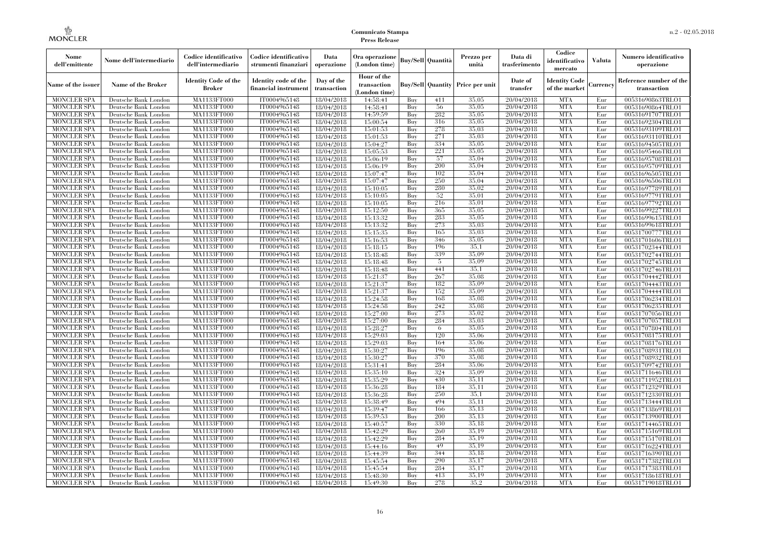| Nome dell'emittente | Nome dell'intermediario | Codice identificativo dell'intermediario | Codice identificativo strumenti finanziari | Data operazione | Ora operazione (London time) | Buy/Sell | Quantità | Prezzo per unità | Data di trasferimento | Codice identificativo mercato | Valuta | Numero identificativo operazione |
|---|---|---|---|---|---|---|---|---|---|---|---|---|
| Name of the issuer | Name of the Broker | Identity Code of the Broker | Identity code of the financial instrument | Day of the transaction | Hour of the transaction (London time) | Buy/Sell | Quantity | Price per unit | Date of transfer | Identity Code of the market | Currency | Reference number of the transaction |
| MONCLER SPA | Deutsche Bank London | MA1133FT000 | IT0004965148 | 18/04/2018 | 14:58:41 | Buy | 411 | 35.05 | 20/04/2018 | MTA | Eur | 00531690863TRLO1 |
| MONCLER SPA | Deutsche Bank London | MA1133FT000 | IT0004965148 | 18/04/2018 | 14:58:41 | Buy | 56 | 35.05 | 20/04/2018 | MTA | Eur | 00531690864TRLO1 |
| MONCLER SPA | Deutsche Bank London | MA1133FT000 | IT0004965148 | 18/04/2018 | 14:59:59 | Buy | 282 | 35.05 | 20/04/2018 | MTA | Eur | 00531691707TRLO1 |
| MONCLER SPA | Deutsche Bank London | MA1133FT000 | IT0004965148 | 18/04/2018 | 15:00:54 | Buy | 316 | 35.05 | 20/04/2018 | MTA | Eur | 00531692304TRLO1 |
| MONCLER SPA | Deutsche Bank London | MA1133FT000 | IT0004965148 | 18/04/2018 | 15:01:53 | Buy | 278 | 35.03 | 20/04/2018 | MTA | Eur | 00531693109TRLO1 |
| MONCLER SPA | Deutsche Bank London | MA1133FT000 | IT0004965148 | 18/04/2018 | 15:01:53 | Buy | 271 | 35.03 | 20/04/2018 | MTA | Eur | 00531693110TRLO1 |
| MONCLER SPA | Deutsche Bank London | MA1133FT000 | IT0004965148 | 18/04/2018 | 15:04:27 | Buy | 334 | 35.05 | 20/04/2018 | MTA | Eur | 00531694505TRLO1 |
| MONCLER SPA | Deutsche Bank London | MA1133FT000 | IT0004965148 | 18/04/2018 | 15:05:53 | Buy | 221 | 35.05 | 20/04/2018 | MTA | Eur | 00531695466TRLO1 |
| MONCLER SPA | Deutsche Bank London | MA1133FT000 | IT0004965148 | 18/04/2018 | 15:06:19 | Buy | 57 | 35.04 | 20/04/2018 | MTA | Eur | 00531695708TRLO1 |
| MONCLER SPA | Deutsche Bank London | MA1133FT000 | IT0004965148 | 18/04/2018 | 15:06:19 | Buy | 200 | 35.04 | 20/04/2018 | MTA | Eur | 00531695709TRLO1 |
| MONCLER SPA | Deutsche Bank London | MA1133FT000 | IT0004965148 | 18/04/2018 | 15:07:47 | Buy | 102 | 35.04 | 20/04/2018 | MTA | Eur | 00531696505TRLO1 |
| MONCLER SPA | Deutsche Bank London | MA1133FT000 | IT0004965148 | 18/04/2018 | 15:07:47 | Buy | 250 | 35.04 | 20/04/2018 | MTA | Eur | 00531696506TRLO1 |
| MONCLER SPA | Deutsche Bank London | MA1133FT000 | IT0004965148 | 18/04/2018 | 15:10:05 | Buy | 280 | 35.02 | 20/04/2018 | MTA | Eur | 00531697789TRLO1 |
| MONCLER SPA | Deutsche Bank London | MA1133FT000 | IT0004965148 | 18/04/2018 | 15:10:05 | Buy | 52 | 35.01 | 20/04/2018 | MTA | Eur | 00531697791TRLO1 |
| MONCLER SPA | Deutsche Bank London | MA1133FT000 | IT0004965148 | 18/04/2018 | 15:10:05 | Buy | 216 | 35.01 | 20/04/2018 | MTA | Eur | 00531697792TRLO1 |
| MONCLER SPA | Deutsche Bank London | MA1133FT000 | IT0004965148 | 18/04/2018 | 15:12:50 | Buy | 365 | 35.05 | 20/04/2018 | MTA | Eur | 00531699227TRLO1 |
| MONCLER SPA | Deutsche Bank London | MA1133FT000 | IT0004965148 | 18/04/2018 | 15:13:32 | Buy | 283 | 35.05 | 20/04/2018 | MTA | Eur | 00531699615TRLO1 |
| MONCLER SPA | Deutsche Bank London | MA1133FT000 | IT0004965148 | 18/04/2018 | 15:13:32 | Buy | 273 | 35.03 | 20/04/2018 | MTA | Eur | 00531699618TRLO1 |
| MONCLER SPA | Deutsche Bank London | MA1133FT000 | IT0004965148 | 18/04/2018 | 15:15:35 | Buy | 165 | 35.03 | 20/04/2018 | MTA | Eur | 00531700777TRLO1 |
| MONCLER SPA | Deutsche Bank London | MA1133FT000 | IT0004965148 | 18/04/2018 | 15:16:53 | Buy | 346 | 35.05 | 20/04/2018 | MTA | Eur | 00531701606TRLO1 |
| MONCLER SPA | Deutsche Bank London | MA1133FT000 | IT0004965148 | 18/04/2018 | 15:18:15 | Buy | 196 | 35.1 | 20/04/2018 | MTA | Eur | 00531702344TRLO1 |
| MONCLER SPA | Deutsche Bank London | MA1133FT000 | IT0004965148 | 18/04/2018 | 15:18:48 | Buy | 339 | 35.09 | 20/04/2018 | MTA | Eur | 00531702744TRLO1 |
| MONCLER SPA | Deutsche Bank London | MA1133FT000 | IT0004965148 | 18/04/2018 | 15:18:48 | Buy | 5 | 35.09 | 20/04/2018 | MTA | Eur | 00531702745TRLO1 |
| MONCLER SPA | Deutsche Bank London | MA1133FT000 | IT0004965148 | 18/04/2018 | 15:18:48 | Buy | 441 | 35.1 | 20/04/2018 | MTA | Eur | 00531702746TRLO1 |
| MONCLER SPA | Deutsche Bank London | MA1133FT000 | IT0004965148 | 18/04/2018 | 15:21:37 | Buy | 267 | 35.08 | 20/04/2018 | MTA | Eur | 00531704442TRLO1 |
| MONCLER SPA | Deutsche Bank London | MA1133FT000 | IT0004965148 | 18/04/2018 | 15:21:37 | Buy | 182 | 35.09 | 20/04/2018 | MTA | Eur | 00531704443TRLO1 |
| MONCLER SPA | Deutsche Bank London | MA1133FT000 | IT0004965148 | 18/04/2018 | 15:21:37 | Buy | 152 | 35.09 | 20/04/2018 | MTA | Eur | 00531704444TRLO1 |
| MONCLER SPA | Deutsche Bank London | MA1133FT000 | IT0004965148 | 18/04/2018 | 15:24:58 | Buy | 168 | 35.08 | 20/04/2018 | MTA | Eur | 00531706234TRLO1 |
| MONCLER SPA | Deutsche Bank London | MA1133FT000 | IT0004965148 | 18/04/2018 | 15:24:58 | Buy | 242 | 35.08 | 20/04/2018 | MTA | Eur | 00531706235TRLO1 |
| MONCLER SPA | Deutsche Bank London | MA1133FT000 | IT0004965148 | 18/04/2018 | 15:27:00 | Buy | 273 | 35.02 | 20/04/2018 | MTA | Eur | 00531707056TRLO1 |
| MONCLER SPA | Deutsche Bank London | MA1133FT000 | IT0004965148 | 18/04/2018 | 15:27:00 | Buy | 284 | 35.03 | 20/04/2018 | MTA | Eur | 00531707057TRLO1 |
| MONCLER SPA | Deutsche Bank London | MA1133FT000 | IT0004965148 | 18/04/2018 | 15:28:27 | Buy | 6 | 35.05 | 20/04/2018 | MTA | Eur | 00531707804TRLO1 |
| MONCLER SPA | Deutsche Bank London | MA1133FT000 | IT0004965148 | 18/04/2018 | 15:29:03 | Buy | 120 | 35.06 | 20/04/2018 | MTA | Eur | 00531708175TRLO1 |
| MONCLER SPA | Deutsche Bank London | MA1133FT000 | IT0004965148 | 18/04/2018 | 15:29:03 | Buy | 164 | 35.06 | 20/04/2018 | MTA | Eur | 00531708176TRLO1 |
| MONCLER SPA | Deutsche Bank London | MA1133FT000 | IT0004965148 | 18/04/2018 | 15:30:27 | Buy | 196 | 35.08 | 20/04/2018 | MTA | Eur | 00531708931TRLO1 |
| MONCLER SPA | Deutsche Bank London | MA1133FT000 | IT0004965148 | 18/04/2018 | 15:30:27 | Buy | 370 | 35.08 | 20/04/2018 | MTA | Eur | 00531708932TRLO1 |
| MONCLER SPA | Deutsche Bank London | MA1133FT000 | IT0004965148 | 18/04/2018 | 15:31:41 | Buy | 284 | 35.06 | 20/04/2018 | MTA | Eur | 00531709742TRLO1 |
| MONCLER SPA | Deutsche Bank London | MA1133FT000 | IT0004965148 | 18/04/2018 | 15:35:10 | Buy | 324 | 35.09 | 20/04/2018 | MTA | Eur | 00531711646TRLO1 |
| MONCLER SPA | Deutsche Bank London | MA1133FT000 | IT0004965148 | 18/04/2018 | 15:35:29 | Buy | 430 | 35.11 | 20/04/2018 | MTA | Eur | 00531711952TRLO1 |
| MONCLER SPA | Deutsche Bank London | MA1133FT000 | IT0004965148 | 18/04/2018 | 15:36:28 | Buy | 184 | 35.11 | 20/04/2018 | MTA | Eur | 00531712329TRLO1 |
| MONCLER SPA | Deutsche Bank London | MA1133FT000 | IT0004965148 | 18/04/2018 | 15:36:28 | Buy | 250 | 35.1 | 20/04/2018 | MTA | Eur | 00531712330TRLO1 |
| MONCLER SPA | Deutsche Bank London | MA1133FT000 | IT0004965148 | 18/04/2018 | 15:38:49 | Buy | 494 | 35.11 | 20/04/2018 | MTA | Eur | 00531713444TRLO1 |
| MONCLER SPA | Deutsche Bank London | MA1133FT000 | IT0004965148 | 18/04/2018 | 15:39:47 | Buy | 166 | 35.13 | 20/04/2018 | MTA | Eur | 00531713869TRLO1 |
| MONCLER SPA | Deutsche Bank London | MA1133FT000 | IT0004965148 | 18/04/2018 | 15:39:53 | Buy | 200 | 35.13 | 20/04/2018 | MTA | Eur | 00531713900TRLO1 |
| MONCLER SPA | Deutsche Bank London | MA1133FT000 | IT0004965148 | 18/04/2018 | 15:40:57 | Buy | 330 | 35.18 | 20/04/2018 | MTA | Eur | 00531714465TRLO1 |
| MONCLER SPA | Deutsche Bank London | MA1133FT000 | IT0004965148 | 18/04/2018 | 15:42:29 | Buy | 260 | 35.19 | 20/04/2018 | MTA | Eur | 00531715169TRLO1 |
| MONCLER SPA | Deutsche Bank London | MA1133FT000 | IT0004965148 | 18/04/2018 | 15:42:29 | Buy | 284 | 35.19 | 20/04/2018 | MTA | Eur | 00531715170TRLO1 |
| MONCLER SPA | Deutsche Bank London | MA1133FT000 | IT0004965148 | 18/04/2018 | 15:44:16 | Buy | 49 | 35.19 | 20/04/2018 | MTA | Eur | 00531716224TRLO1 |
| MONCLER SPA | Deutsche Bank London | MA1133FT000 | IT0004965148 | 18/04/2018 | 15:44:39 | Buy | 344 | 35.18 | 20/04/2018 | MTA | Eur | 00531716390TRLO1 |
| MONCLER SPA | Deutsche Bank London | MA1133FT000 | IT0004965148 | 18/04/2018 | 15:45:54 | Buy | 290 | 35.17 | 20/04/2018 | MTA | Eur | 00531717382TRLO1 |
| MONCLER SPA | Deutsche Bank London | MA1133FT000 | IT0004965148 | 18/04/2018 | 15:45:54 | Buy | 284 | 35.17 | 20/04/2018 | MTA | Eur | 00531717383TRLO1 |
| MONCLER SPA | Deutsche Bank London | MA1133FT000 | IT0004965148 | 18/04/2018 | 15:48:30 | Buy | 413 | 35.19 | 20/04/2018 | MTA | Eur | 00531718618TRLO1 |
| MONCLER SPA | Deutsche Bank London | MA1133FT000 | IT0004965148 | 18/04/2018 | 15:49:30 | Buy | 278 | 35.2 | 20/04/2018 | MTA | Eur | 00531719018TRLO1 |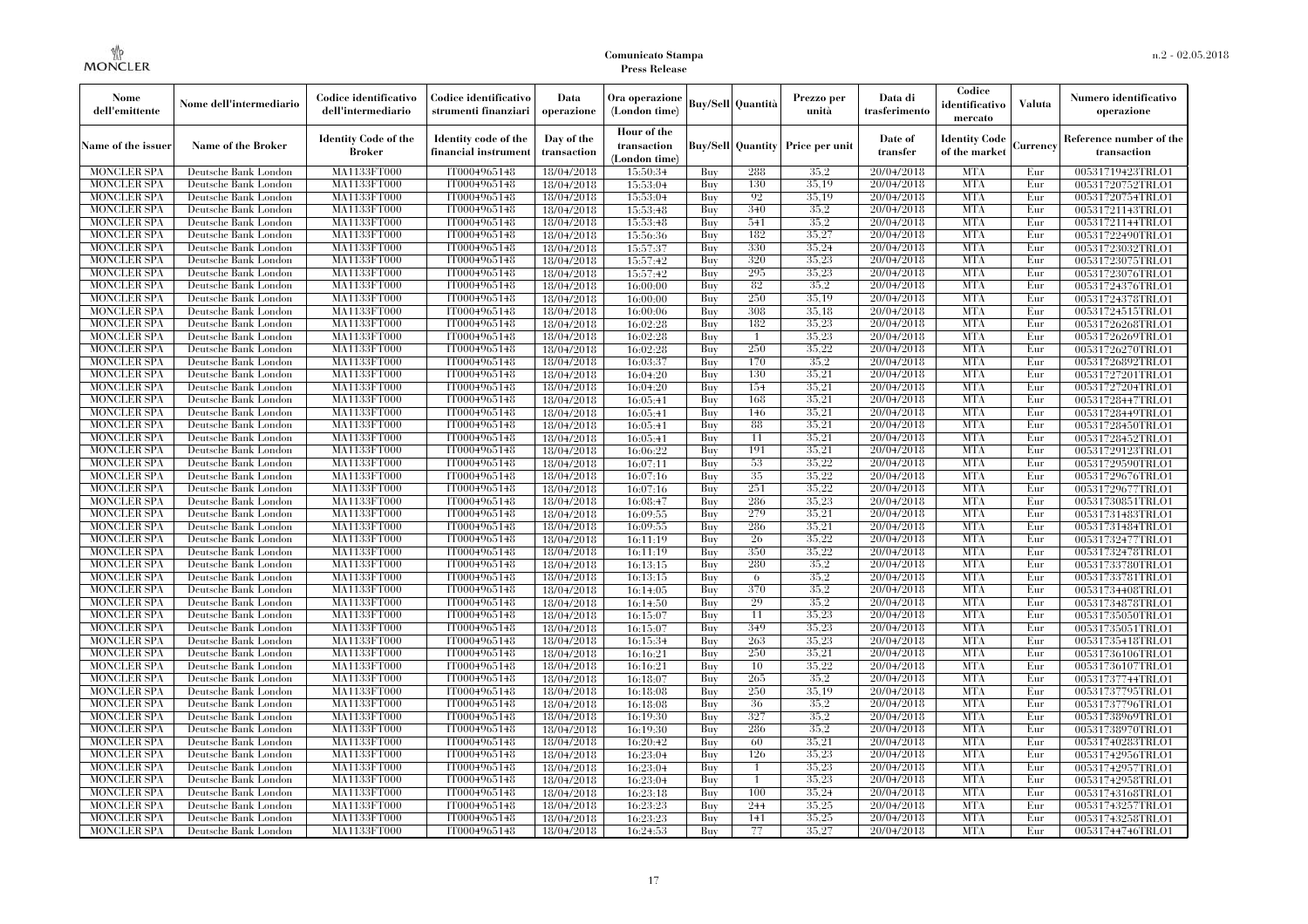**Comunicato Stampa**
**Press Release**

| Nome dell'emittente | Nome dell'intermediario | Codice identificativo dell'intermediario | Codice identificativo strumenti finanziari | Data operazione | Ora operazione (London time) | Buy/Sell | Quantità | Prezzo per unità | Data di trasferimento | Codice identificativo mercato | Valuta | Numero identificativo operazione |
|---|---|---|---|---|---|---|---|---|---|---|---|---|
| Name of the issuer | Name of the Broker | Identity Code of the Broker | Identity code of the financial instrument | Day of the transaction | Hour of the transaction (London time) | Buy/Sell | Quantity | Price per unit | Date of transfer | Identity Code of the market | Currency | Reference number of the transaction |
| MONCLER SPA | Deutsche Bank London | MA1133FT000 | IT0004965148 | 18/04/2018 | 15:50:34 | Buy | 288 | 35,2 | 20/04/2018 | MTA | Eur | 00531719423TRLO1 |
| MONCLER SPA | Deutsche Bank London | MA1133FT000 | IT0004965148 | 18/04/2018 | 15:53:04 | Buy | 130 | 35,19 | 20/04/2018 | MTA | Eur | 00531720752TRLO1 |
| MONCLER SPA | Deutsche Bank London | MA1133FT000 | IT0004965148 | 18/04/2018 | 15:53:04 | Buy | 92 | 35,19 | 20/04/2018 | MTA | Eur | 00531720754TRLO1 |
| MONCLER SPA | Deutsche Bank London | MA1133FT000 | IT0004965148 | 18/04/2018 | 15:53:48 | Buy | 340 | 35,2 | 20/04/2018 | MTA | Eur | 00531721143TRLO1 |
| MONCLER SPA | Deutsche Bank London | MA1133FT000 | IT0004965148 | 18/04/2018 | 15:53:48 | Buy | 541 | 35,2 | 20/04/2018 | MTA | Eur | 00531721144TRLO1 |
| MONCLER SPA | Deutsche Bank London | MA1133FT000 | IT0004965148 | 18/04/2018 | 15:56:36 | Buy | 182 | 35,27 | 20/04/2018 | MTA | Eur | 00531722490TRLO1 |
| MONCLER SPA | Deutsche Bank London | MA1133FT000 | IT0004965148 | 18/04/2018 | 15:57:37 | Buy | 330 | 35,24 | 20/04/2018 | MTA | Eur | 00531723032TRLO1 |
| MONCLER SPA | Deutsche Bank London | MA1133FT000 | IT0004965148 | 18/04/2018 | 15:57:42 | Buy | 320 | 35,23 | 20/04/2018 | MTA | Eur | 00531723075TRLO1 |
| MONCLER SPA | Deutsche Bank London | MA1133FT000 | IT0004965148 | 18/04/2018 | 15:57:42 | Buy | 295 | 35,23 | 20/04/2018 | MTA | Eur | 00531723076TRLO1 |
| MONCLER SPA | Deutsche Bank London | MA1133FT000 | IT0004965148 | 18/04/2018 | 16:00:00 | Buy | 82 | 35,2 | 20/04/2018 | MTA | Eur | 00531724376TRLO1 |
| MONCLER SPA | Deutsche Bank London | MA1133FT000 | IT0004965148 | 18/04/2018 | 16:00:00 | Buy | 250 | 35,19 | 20/04/2018 | MTA | Eur | 00531724378TRLO1 |
| MONCLER SPA | Deutsche Bank London | MA1133FT000 | IT0004965148 | 18/04/2018 | 16:00:06 | Buy | 308 | 35,18 | 20/04/2018 | MTA | Eur | 00531724515TRLO1 |
| MONCLER SPA | Deutsche Bank London | MA1133FT000 | IT0004965148 | 18/04/2018 | 16:02:28 | Buy | 182 | 35,23 | 20/04/2018 | MTA | Eur | 00531726268TRLO1 |
| MONCLER SPA | Deutsche Bank London | MA1133FT000 | IT0004965148 | 18/04/2018 | 16:02:28 | Buy | 1 | 35,23 | 20/04/2018 | MTA | Eur | 00531726269TRLO1 |
| MONCLER SPA | Deutsche Bank London | MA1133FT000 | IT0004965148 | 18/04/2018 | 16:02:28 | Buy | 250 | 35,22 | 20/04/2018 | MTA | Eur | 00531726270TRLO1 |
| MONCLER SPA | Deutsche Bank London | MA1133FT000 | IT0004965148 | 18/04/2018 | 16:03:37 | Buy | 170 | 35,2 | 20/04/2018 | MTA | Eur | 00531726892TRLO1 |
| MONCLER SPA | Deutsche Bank London | MA1133FT000 | IT0004965148 | 18/04/2018 | 16:04:20 | Buy | 130 | 35,21 | 20/04/2018 | MTA | Eur | 00531727201TRLO1 |
| MONCLER SPA | Deutsche Bank London | MA1133FT000 | IT0004965148 | 18/04/2018 | 16:04:20 | Buy | 154 | 35,21 | 20/04/2018 | MTA | Eur | 00531727204TRLO1 |
| MONCLER SPA | Deutsche Bank London | MA1133FT000 | IT0004965148 | 18/04/2018 | 16:05:41 | Buy | 168 | 35,21 | 20/04/2018 | MTA | Eur | 00531728447TRLO1 |
| MONCLER SPA | Deutsche Bank London | MA1133FT000 | IT0004965148 | 18/04/2018 | 16:05:41 | Buy | 146 | 35,21 | 20/04/2018 | MTA | Eur | 00531728449TRLO1 |
| MONCLER SPA | Deutsche Bank London | MA1133FT000 | IT0004965148 | 18/04/2018 | 16:05:41 | Buy | 88 | 35,21 | 20/04/2018 | MTA | Eur | 00531728450TRLO1 |
| MONCLER SPA | Deutsche Bank London | MA1133FT000 | IT0004965148 | 18/04/2018 | 16:05:41 | Buy | 11 | 35,21 | 20/04/2018 | MTA | Eur | 00531728452TRLO1 |
| MONCLER SPA | Deutsche Bank London | MA1133FT000 | IT0004965148 | 18/04/2018 | 16:06:22 | Buy | 191 | 35,21 | 20/04/2018 | MTA | Eur | 00531729123TRLO1 |
| MONCLER SPA | Deutsche Bank London | MA1133FT000 | IT0004965148 | 18/04/2018 | 16:07:11 | Buy | 53 | 35,22 | 20/04/2018 | MTA | Eur | 00531729590TRLO1 |
| MONCLER SPA | Deutsche Bank London | MA1133FT000 | IT0004965148 | 18/04/2018 | 16:07:16 | Buy | 35 | 35,22 | 20/04/2018 | MTA | Eur | 00531729676TRLO1 |
| MONCLER SPA | Deutsche Bank London | MA1133FT000 | IT0004965148 | 18/04/2018 | 16:07:16 | Buy | 251 | 35,22 | 20/04/2018 | MTA | Eur | 00531729677TRLO1 |
| MONCLER SPA | Deutsche Bank London | MA1133FT000 | IT0004965148 | 18/04/2018 | 16:08:47 | Buy | 286 | 35,23 | 20/04/2018 | MTA | Eur | 00531730851TRLO1 |
| MONCLER SPA | Deutsche Bank London | MA1133FT000 | IT0004965148 | 18/04/2018 | 16:09:55 | Buy | 279 | 35,21 | 20/04/2018 | MTA | Eur | 00531731483TRLO1 |
| MONCLER SPA | Deutsche Bank London | MA1133FT000 | IT0004965148 | 18/04/2018 | 16:09:55 | Buy | 286 | 35,21 | 20/04/2018 | MTA | Eur | 00531731484TRLO1 |
| MONCLER SPA | Deutsche Bank London | MA1133FT000 | IT0004965148 | 18/04/2018 | 16:11:19 | Buy | 26 | 35,22 | 20/04/2018 | MTA | Eur | 00531732477TRLO1 |
| MONCLER SPA | Deutsche Bank London | MA1133FT000 | IT0004965148 | 18/04/2018 | 16:11:19 | Buy | 350 | 35,22 | 20/04/2018 | MTA | Eur | 00531732478TRLO1 |
| MONCLER SPA | Deutsche Bank London | MA1133FT000 | IT0004965148 | 18/04/2018 | 16:13:15 | Buy | 280 | 35,2 | 20/04/2018 | MTA | Eur | 00531733780TRLO1 |
| MONCLER SPA | Deutsche Bank London | MA1133FT000 | IT0004965148 | 18/04/2018 | 16:13:15 | Buy | 6 | 35,2 | 20/04/2018 | MTA | Eur | 00531733781TRLO1 |
| MONCLER SPA | Deutsche Bank London | MA1133FT000 | IT0004965148 | 18/04/2018 | 16:14:05 | Buy | 370 | 35,2 | 20/04/2018 | MTA | Eur | 00531734408TRLO1 |
| MONCLER SPA | Deutsche Bank London | MA1133FT000 | IT0004965148 | 18/04/2018 | 16:14:50 | Buy | 29 | 35,2 | 20/04/2018 | MTA | Eur | 00531734878TRLO1 |
| MONCLER SPA | Deutsche Bank London | MA1133FT000 | IT0004965148 | 18/04/2018 | 16:15:07 | Buy | 11 | 35,23 | 20/04/2018 | MTA | Eur | 00531735050TRLO1 |
| MONCLER SPA | Deutsche Bank London | MA1133FT000 | IT0004965148 | 18/04/2018 | 16:15:07 | Buy | 349 | 35,23 | 20/04/2018 | MTA | Eur | 00531735051TRLO1 |
| MONCLER SPA | Deutsche Bank London | MA1133FT000 | IT0004965148 | 18/04/2018 | 16:15:34 | Buy | 263 | 35,23 | 20/04/2018 | MTA | Eur | 00531735418TRLO1 |
| MONCLER SPA | Deutsche Bank London | MA1133FT000 | IT0004965148 | 18/04/2018 | 16:16:21 | Buy | 250 | 35,21 | 20/04/2018 | MTA | Eur | 00531736106TRLO1 |
| MONCLER SPA | Deutsche Bank London | MA1133FT000 | IT0004965148 | 18/04/2018 | 16:16:21 | Buy | 10 | 35,22 | 20/04/2018 | MTA | Eur | 00531736107TRLO1 |
| MONCLER SPA | Deutsche Bank London | MA1133FT000 | IT0004965148 | 18/04/2018 | 16:18:07 | Buy | 265 | 35,2 | 20/04/2018 | MTA | Eur | 00531737744TRLO1 |
| MONCLER SPA | Deutsche Bank London | MA1133FT000 | IT0004965148 | 18/04/2018 | 16:18:08 | Buy | 250 | 35,19 | 20/04/2018 | MTA | Eur | 00531737795TRLO1 |
| MONCLER SPA | Deutsche Bank London | MA1133FT000 | IT0004965148 | 18/04/2018 | 16:18:08 | Buy | 36 | 35,2 | 20/04/2018 | MTA | Eur | 00531737796TRLO1 |
| MONCLER SPA | Deutsche Bank London | MA1133FT000 | IT0004965148 | 18/04/2018 | 16:19:30 | Buy | 327 | 35,2 | 20/04/2018 | MTA | Eur | 00531738969TRLO1 |
| MONCLER SPA | Deutsche Bank London | MA1133FT000 | IT0004965148 | 18/04/2018 | 16:19:30 | Buy | 286 | 35,2 | 20/04/2018 | MTA | Eur | 00531738970TRLO1 |
| MONCLER SPA | Deutsche Bank London | MA1133FT000 | IT0004965148 | 18/04/2018 | 16:20:42 | Buy | 60 | 35,21 | 20/04/2018 | MTA | Eur | 00531740283TRLO1 |
| MONCLER SPA | Deutsche Bank London | MA1133FT000 | IT0004965148 | 18/04/2018 | 16:23:04 | Buy | 126 | 35,23 | 20/04/2018 | MTA | Eur | 00531742956TRLO1 |
| MONCLER SPA | Deutsche Bank London | MA1133FT000 | IT0004965148 | 18/04/2018 | 16:23:04 | Buy | 1 | 35,23 | 20/04/2018 | MTA | Eur | 00531742957TRLO1 |
| MONCLER SPA | Deutsche Bank London | MA1133FT000 | IT0004965148 | 18/04/2018 | 16:23:04 | Buy | 1 | 35,23 | 20/04/2018 | MTA | Eur | 00531742958TRLO1 |
| MONCLER SPA | Deutsche Bank London | MA1133FT000 | IT0004965148 | 18/04/2018 | 16:23:18 | Buy | 100 | 35,24 | 20/04/2018 | MTA | Eur | 00531743168TRLO1 |
| MONCLER SPA | Deutsche Bank London | MA1133FT000 | IT0004965148 | 18/04/2018 | 16:23:23 | Buy | 244 | 35,25 | 20/04/2018 | MTA | Eur | 00531743257TRLO1 |
| MONCLER SPA | Deutsche Bank London | MA1133FT000 | IT0004965148 | 18/04/2018 | 16:23:23 | Buy | 141 | 35,25 | 20/04/2018 | MTA | Eur | 00531743258TRLO1 |
| MONCLER SPA | Deutsche Bank London | MA1133FT000 | IT0004965148 | 18/04/2018 | 16:24:53 | Buy | 77 | 35,27 | 20/04/2018 | MTA | Eur | 00531744746TRLO1 |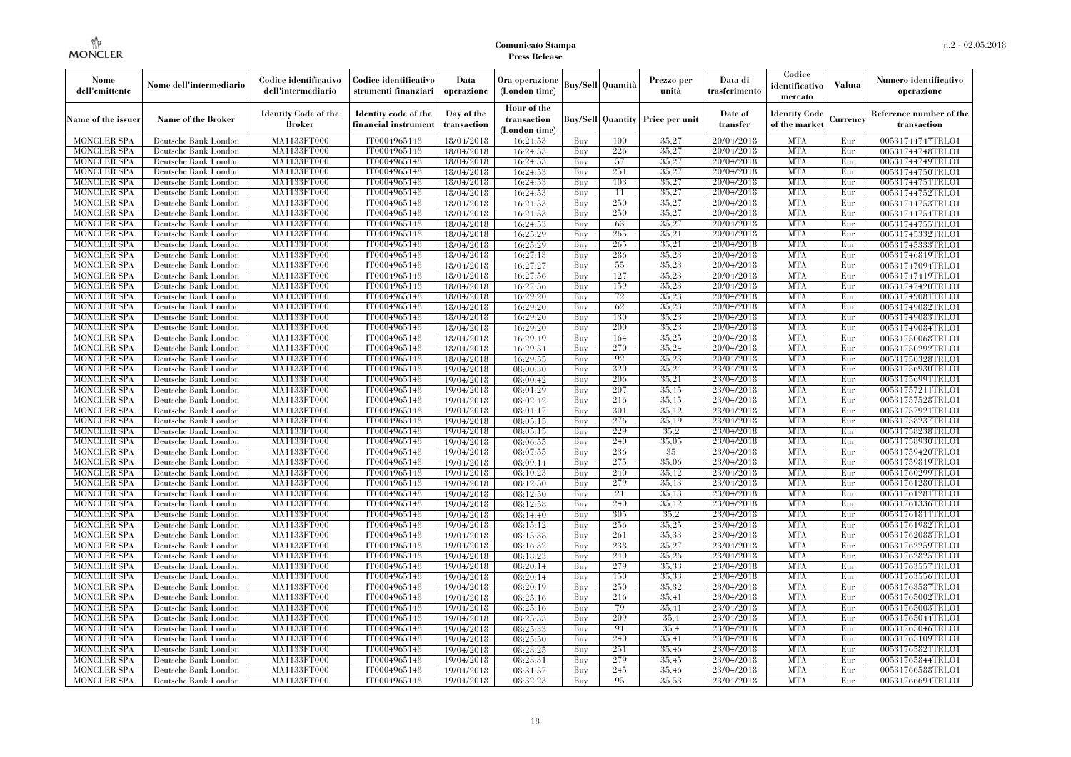| Nome dell'emittente | Nome dell'intermediario | Codice identificativo dell'intermediario | Codice identificativo strumenti finanziari | Data operazione | Ora operazione (London time) | Buy/Sell | Quantità | Prezzo per unità | Data di trasferimento | Codice identificativo mercato | Valuta | Numero identificativo operazione |
|---|---|---|---|---|---|---|---|---|---|---|---|---|
| Name of the issuer | Name of the Broker | Identity Code of the Broker | Identity code of the financial instrument | Day of the transaction | Hour of the transaction (London time) | Buy/Sell | Quantity | Price per unit | Date of transfer | Identity Code of the market | Currency | Reference number of the transaction |
| MONCLER SPA | Deutsche Bank London | MA1133FT000 | IT0004965148 | 18/04/2018 | 16:24:53 | Buy | 100 | 35,27 | 20/04/2018 | MTA | Eur | 00531744747TRLO1 |
| MONCLER SPA | Deutsche Bank London | MA1133FT000 | IT0004965148 | 18/04/2018 | 16:24:53 | Buy | 226 | 35,27 | 20/04/2018 | MTA | Eur | 00531744748TRLO1 |
| MONCLER SPA | Deutsche Bank London | MA1133FT000 | IT0004965148 | 18/04/2018 | 16:24:53 | Buy | 57 | 35,27 | 20/04/2018 | MTA | Eur | 00531744749TRLO1 |
| MONCLER SPA | Deutsche Bank London | MA1133FT000 | IT0004965148 | 18/04/2018 | 16:24:53 | Buy | 251 | 35,27 | 20/04/2018 | MTA | Eur | 00531744750TRLO1 |
| MONCLER SPA | Deutsche Bank London | MA1133FT000 | IT0004965148 | 18/04/2018 | 16:24:53 | Buy | 103 | 35,27 | 20/04/2018 | MTA | Eur | 00531744751TRLO1 |
| MONCLER SPA | Deutsche Bank London | MA1133FT000 | IT0004965148 | 18/04/2018 | 16:24:53 | Buy | 11 | 35,27 | 20/04/2018 | MTA | Eur | 00531744752TRLO1 |
| MONCLER SPA | Deutsche Bank London | MA1133FT000 | IT0004965148 | 18/04/2018 | 16:24:53 | Buy | 250 | 35,27 | 20/04/2018 | MTA | Eur | 00531744753TRLO1 |
| MONCLER SPA | Deutsche Bank London | MA1133FT000 | IT0004965148 | 18/04/2018 | 16:24:53 | Buy | 250 | 35,27 | 20/04/2018 | MTA | Eur | 00531744754TRLO1 |
| MONCLER SPA | Deutsche Bank London | MA1133FT000 | IT0004965148 | 18/04/2018 | 16:24:53 | Buy | 63 | 35,27 | 20/04/2018 | MTA | Eur | 00531744755TRLO1 |
| MONCLER SPA | Deutsche Bank London | MA1133FT000 | IT0004965148 | 18/04/2018 | 16:25:29 | Buy | 265 | 35,21 | 20/04/2018 | MTA | Eur | 00531745332TRLO1 |
| MONCLER SPA | Deutsche Bank London | MA1133FT000 | IT0004965148 | 18/04/2018 | 16:25:29 | Buy | 265 | 35,21 | 20/04/2018 | MTA | Eur | 00531745333TRLO1 |
| MONCLER SPA | Deutsche Bank London | MA1133FT000 | IT0004965148 | 18/04/2018 | 16:27:13 | Buy | 286 | 35,23 | 20/04/2018 | MTA | Eur | 00531746819TRLO1 |
| MONCLER SPA | Deutsche Bank London | MA1133FT000 | IT0004965148 | 18/04/2018 | 16:27:27 | Buy | 55 | 35,23 | 20/04/2018 | MTA | Eur | 00531747094TRLO1 |
| MONCLER SPA | Deutsche Bank London | MA1133FT000 | IT0004965148 | 18/04/2018 | 16:27:56 | Buy | 127 | 35,23 | 20/04/2018 | MTA | Eur | 00531747419TRLO1 |
| MONCLER SPA | Deutsche Bank London | MA1133FT000 | IT0004965148 | 18/04/2018 | 16:27:56 | Buy | 159 | 35,23 | 20/04/2018 | MTA | Eur | 00531747420TRLO1 |
| MONCLER SPA | Deutsche Bank London | MA1133FT000 | IT0004965148 | 18/04/2018 | 16:29:20 | Buy | 72 | 35,23 | 20/04/2018 | MTA | Eur | 00531749081TRLO1 |
| MONCLER SPA | Deutsche Bank London | MA1133FT000 | IT0004965148 | 18/04/2018 | 16:29:20 | Buy | 62 | 35,23 | 20/04/2018 | MTA | Eur | 00531749082TRLO1 |
| MONCLER SPA | Deutsche Bank London | MA1133FT000 | IT0004965148 | 18/04/2018 | 16:29:20 | Buy | 130 | 35,23 | 20/04/2018 | MTA | Eur | 00531749083TRLO1 |
| MONCLER SPA | Deutsche Bank London | MA1133FT000 | IT0004965148 | 18/04/2018 | 16:29:20 | Buy | 200 | 35,23 | 20/04/2018 | MTA | Eur | 00531749084TRLO1 |
| MONCLER SPA | Deutsche Bank London | MA1133FT000 | IT0004965148 | 18/04/2018 | 16:29:49 | Buy | 164 | 35,25 | 20/04/2018 | MTA | Eur | 00531750068TRLO1 |
| MONCLER SPA | Deutsche Bank London | MA1133FT000 | IT0004965148 | 18/04/2018 | 16:29:54 | Buy | 270 | 35,24 | 20/04/2018 | MTA | Eur | 00531750292TRLO1 |
| MONCLER SPA | Deutsche Bank London | MA1133FT000 | IT0004965148 | 18/04/2018 | 16:29:55 | Buy | 92 | 35,23 | 20/04/2018 | MTA | Eur | 00531750328TRLO1 |
| MONCLER SPA | Deutsche Bank London | MA1133FT000 | IT0004965148 | 19/04/2018 | 08:00:30 | Buy | 320 | 35,24 | 23/04/2018 | MTA | Eur | 00531756930TRLO1 |
| MONCLER SPA | Deutsche Bank London | MA1133FT000 | IT0004965148 | 19/04/2018 | 08:00:42 | Buy | 206 | 35,21 | 23/04/2018 | MTA | Eur | 00531756991TRLO1 |
| MONCLER SPA | Deutsche Bank London | MA1133FT000 | IT0004965148 | 19/04/2018 | 08:01:29 | Buy | 207 | 35,15 | 23/04/2018 | MTA | Eur | 00531757211TRLO1 |
| MONCLER SPA | Deutsche Bank London | MA1133FT000 | IT0004965148 | 19/04/2018 | 08:02:42 | Buy | 216 | 35,15 | 23/04/2018 | MTA | Eur | 00531757528TRLO1 |
| MONCLER SPA | Deutsche Bank London | MA1133FT000 | IT0004965148 | 19/04/2018 | 08:04:17 | Buy | 301 | 35,12 | 23/04/2018 | MTA | Eur | 00531757921TRLO1 |
| MONCLER SPA | Deutsche Bank London | MA1133FT000 | IT0004965148 | 19/04/2018 | 08:05:15 | Buy | 276 | 35,19 | 23/04/2018 | MTA | Eur | 00531758237TRLO1 |
| MONCLER SPA | Deutsche Bank London | MA1133FT000 | IT0004965148 | 19/04/2018 | 08:05:15 | Buy | 229 | 35,2 | 23/04/2018 | MTA | Eur | 00531758238TRLO1 |
| MONCLER SPA | Deutsche Bank London | MA1133FT000 | IT0004965148 | 19/04/2018 | 08:06:55 | Buy | 240 | 35,05 | 23/04/2018 | MTA | Eur | 00531758930TRLO1 |
| MONCLER SPA | Deutsche Bank London | MA1133FT000 | IT0004965148 | 19/04/2018 | 08:07:55 | Buy | 236 | 35 | 23/04/2018 | MTA | Eur | 00531759420TRLO1 |
| MONCLER SPA | Deutsche Bank London | MA1133FT000 | IT0004965148 | 19/04/2018 | 08:09:14 | Buy | 275 | 35,06 | 23/04/2018 | MTA | Eur | 00531759819TRLO1 |
| MONCLER SPA | Deutsche Bank London | MA1133FT000 | IT0004965148 | 19/04/2018 | 08:10:23 | Buy | 240 | 35,12 | 23/04/2018 | MTA | Eur | 00531760299TRLO1 |
| MONCLER SPA | Deutsche Bank London | MA1133FT000 | IT0004965148 | 19/04/2018 | 08:12:50 | Buy | 279 | 35,13 | 23/04/2018 | MTA | Eur | 00531761280TRLO1 |
| MONCLER SPA | Deutsche Bank London | MA1133FT000 | IT0004965148 | 19/04/2018 | 08:12:50 | Buy | 21 | 35,13 | 23/04/2018 | MTA | Eur | 00531761281TRLO1 |
| MONCLER SPA | Deutsche Bank London | MA1133FT000 | IT0004965148 | 19/04/2018 | 08:12:58 | Buy | 240 | 35,12 | 23/04/2018 | MTA | Eur | 00531761336TRLO1 |
| MONCLER SPA | Deutsche Bank London | MA1133FT000 | IT0004965148 | 19/04/2018 | 08:14:40 | Buy | 305 | 35,2 | 23/04/2018 | MTA | Eur | 00531761811TRLO1 |
| MONCLER SPA | Deutsche Bank London | MA1133FT000 | IT0004965148 | 19/04/2018 | 08:15:12 | Buy | 256 | 35,25 | 23/04/2018 | MTA | Eur | 00531761982TRLO1 |
| MONCLER SPA | Deutsche Bank London | MA1133FT000 | IT0004965148 | 19/04/2018 | 08:15:38 | Buy | 261 | 35,33 | 23/04/2018 | MTA | Eur | 00531762088TRLO1 |
| MONCLER SPA | Deutsche Bank London | MA1133FT000 | IT0004965148 | 19/04/2018 | 08:16:32 | Buy | 238 | 35,27 | 23/04/2018 | MTA | Eur | 00531762259TRLO1 |
| MONCLER SPA | Deutsche Bank London | MA1133FT000 | IT0004965148 | 19/04/2018 | 08:18:23 | Buy | 240 | 35,26 | 23/04/2018 | MTA | Eur | 00531762825TRLO1 |
| MONCLER SPA | Deutsche Bank London | MA1133FT000 | IT0004965148 | 19/04/2018 | 08:20:14 | Buy | 279 | 35,33 | 23/04/2018 | MTA | Eur | 00531763557TRLO1 |
| MONCLER SPA | Deutsche Bank London | MA1133FT000 | IT0004965148 | 19/04/2018 | 08:20:14 | Buy | 150 | 35,33 | 23/04/2018 | MTA | Eur | 00531763556TRLO1 |
| MONCLER SPA | Deutsche Bank London | MA1133FT000 | IT0004965148 | 19/04/2018 | 08:20:19 | Buy | 250 | 35,32 | 23/04/2018 | MTA | Eur | 00531763587TRLO1 |
| MONCLER SPA | Deutsche Bank London | MA1133FT000 | IT0004965148 | 19/04/2018 | 08:25:16 | Buy | 216 | 35,41 | 23/04/2018 | MTA | Eur | 00531765002TRLO1 |
| MONCLER SPA | Deutsche Bank London | MA1133FT000 | IT0004965148 | 19/04/2018 | 08:25:16 | Buy | 79 | 35,41 | 23/04/2018 | MTA | Eur | 00531765003TRLO1 |
| MONCLER SPA | Deutsche Bank London | MA1133FT000 | IT0004965148 | 19/04/2018 | 08:25:33 | Buy | 209 | 35,4 | 23/04/2018 | MTA | Eur | 00531765044TRLO1 |
| MONCLER SPA | Deutsche Bank London | MA1133FT000 | IT0004965148 | 19/04/2018 | 08:25:33 | Buy | 91 | 35,4 | 23/04/2018 | MTA | Eur | 00531765046TRLO1 |
| MONCLER SPA | Deutsche Bank London | MA1133FT000 | IT0004965148 | 19/04/2018 | 08:25:50 | Buy | 240 | 35,41 | 23/04/2018 | MTA | Eur | 00531765109TRLO1 |
| MONCLER SPA | Deutsche Bank London | MA1133FT000 | IT0004965148 | 19/04/2018 | 08:28:25 | Buy | 251 | 35,46 | 23/04/2018 | MTA | Eur | 00531765821TRLO1 |
| MONCLER SPA | Deutsche Bank London | MA1133FT000 | IT0004965148 | 19/04/2018 | 08:28:31 | Buy | 279 | 35,45 | 23/04/2018 | MTA | Eur | 00531765844TRLO1 |
| MONCLER SPA | Deutsche Bank London | MA1133FT000 | IT0004965148 | 19/04/2018 | 08:31:57 | Buy | 245 | 35,46 | 23/04/2018 | MTA | Eur | 00531766588TRLO1 |
| MONCLER SPA | Deutsche Bank London | MA1133FT000 | IT0004965148 | 19/04/2018 | 08:32:23 | Buy | 95 | 35,53 | 23/04/2018 | MTA | Eur | 00531766694TRLO1 |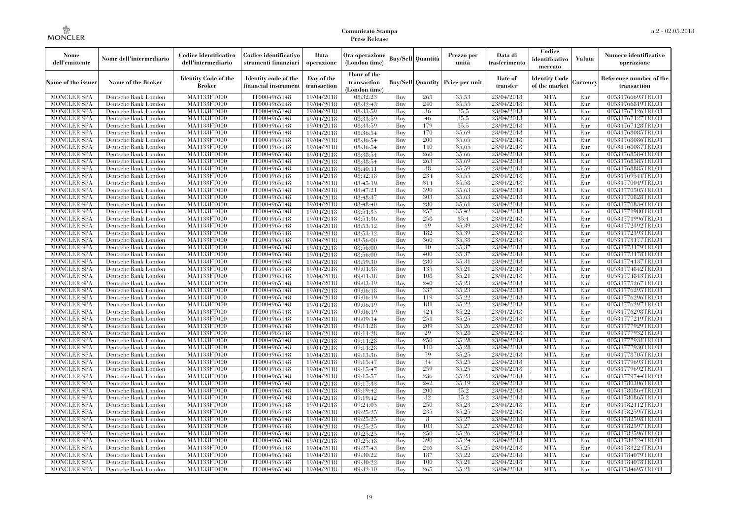| Nome dell'emittente | Nome dell'intermediario | Codice identificativo dell'intermediario | Codice identificativo strumenti finanziari | Data operazione | Ora operazione (London time) | Buy/Sell | Quantità | Prezzo per unità | Data di trasferimento | Codice identificativo mercato | Valuta | Numero identificativo operazione |
|---|---|---|---|---|---|---|---|---|---|---|---|---|
| Name of the issuer | Name of the Broker | Identity Code of the Broker | Identity code of the financial instrument | Day of the transaction | Hour of the transaction (London time) | Buy/Sell | Quantity | Price per unit | Date of transfer | Identity Code of the market | Currency | Reference number of the transaction |
| MONCLER SPA | Deutsche Bank London | MA1133FT000 | IT0004965148 | 19/04/2018 | 08:32:23 | Buy | 265 | 35,53 | 23/04/2018 | MTA | Eur | 00531766693TRLO1 |
| MONCLER SPA | Deutsche Bank London | MA1133FT000 | IT0004965148 | 19/04/2018 | 08:32:43 | Buy | 240 | 35,55 | 23/04/2018 | MTA | Eur | 00531766819TRLO1 |
| MONCLER SPA | Deutsche Bank London | MA1133FT000 | IT0004965148 | 19/04/2018 | 08:33:59 | Buy | 36 | 35,5 | 23/04/2018 | MTA | Eur | 00531767126TRLO1 |
| MONCLER SPA | Deutsche Bank London | MA1133FT000 | IT0004965148 | 19/04/2018 | 08:33:59 | Buy | 46 | 35,5 | 23/04/2018 | MTA | Eur | 00531767127TRLO1 |
| MONCLER SPA | Deutsche Bank London | MA1133FT000 | IT0004965148 | 19/04/2018 | 08:33:59 | Buy | 179 | 35,5 | 23/04/2018 | MTA | Eur | 00531767128TRLO1 |
| MONCLER SPA | Deutsche Bank London | MA1133FT000 | IT0004965148 | 19/04/2018 | 08:36:54 | Buy | 170 | 35,69 | 23/04/2018 | MTA | Eur | 00531768085TRLO1 |
| MONCLER SPA | Deutsche Bank London | MA1133FT000 | IT0004965148 | 19/04/2018 | 08:36:54 | Buy | 200 | 35,65 | 23/04/2018 | MTA | Eur | 00531768086TRLO1 |
| MONCLER SPA | Deutsche Bank London | MA1133FT000 | IT0004965148 | 19/04/2018 | 08:36:54 | Buy | 140 | 35,65 | 23/04/2018 | MTA | Eur | 00531768087TRLO1 |
| MONCLER SPA | Deutsche Bank London | MA1133FT000 | IT0004965148 | 19/04/2018 | 08:38:54 | Buy | 260 | 35,66 | 23/04/2018 | MTA | Eur | 00531768584TRLO1 |
| MONCLER SPA | Deutsche Bank London | MA1133FT000 | IT0004965148 | 19/04/2018 | 08:38:54 | Buy | 263 | 35,69 | 23/04/2018 | MTA | Eur | 00531768585TRLO1 |
| MONCLER SPA | Deutsche Bank London | MA1133FT000 | IT0004965148 | 19/04/2018 | 08:40:11 | Buy | 38 | 35,59 | 23/04/2018 | MTA | Eur | 00531768885TRLO1 |
| MONCLER SPA | Deutsche Bank London | MA1133FT000 | IT0004965148 | 19/04/2018 | 08:42:18 | Buy | 234 | 35,55 | 23/04/2018 | MTA | Eur | 00531769541TRLO1 |
| MONCLER SPA | Deutsche Bank London | MA1133FT000 | IT0004965148 | 19/04/2018 | 08:45:19 | Buy | 314 | 35,58 | 23/04/2018 | MTA | Eur | 00531770049TRLO1 |
| MONCLER SPA | Deutsche Bank London | MA1133FT000 | IT0004965148 | 19/04/2018 | 08:47:21 | Buy | 390 | 35,63 | 23/04/2018 | MTA | Eur | 00531770505TRLO1 |
| MONCLER SPA | Deutsche Bank London | MA1133FT000 | IT0004965148 | 19/04/2018 | 08:48:37 | Buy | 303 | 35,63 | 23/04/2018 | MTA | Eur | 00531770828TRLO1 |
| MONCLER SPA | Deutsche Bank London | MA1133FT000 | IT0004965148 | 19/04/2018 | 08:48:40 | Buy | 280 | 35,61 | 23/04/2018 | MTA | Eur | 00531770834TRLO1 |
| MONCLER SPA | Deutsche Bank London | MA1133FT000 | IT0004965148 | 19/04/2018 | 08:51:35 | Buy | 257 | 35,42 | 23/04/2018 | MTA | Eur | 00531771980TRLO1 |
| MONCLER SPA | Deutsche Bank London | MA1133FT000 | IT0004965148 | 19/04/2018 | 08:51:36 | Buy | 258 | 35,4 | 23/04/2018 | MTA | Eur | 00531771996TRLO1 |
| MONCLER SPA | Deutsche Bank London | MA1133FT000 | IT0004965148 | 19/04/2018 | 08:53:12 | Buy | 69 | 35,39 | 23/04/2018 | MTA | Eur | 00531772392TRLO1 |
| MONCLER SPA | Deutsche Bank London | MA1133FT000 | IT0004965148 | 19/04/2018 | 08:53:12 | Buy | 182 | 35,39 | 23/04/2018 | MTA | Eur | 00531772393TRLO1 |
| MONCLER SPA | Deutsche Bank London | MA1133FT000 | IT0004965148 | 19/04/2018 | 08:56:00 | Buy | 360 | 35,38 | 23/04/2018 | MTA | Eur | 00531773177TRLO1 |
| MONCLER SPA | Deutsche Bank London | MA1133FT000 | IT0004965148 | 19/04/2018 | 08:56:00 | Buy | 10 | 35,37 | 23/04/2018 | MTA | Eur | 00531773179TRLO1 |
| MONCLER SPA | Deutsche Bank London | MA1133FT000 | IT0004965148 | 19/04/2018 | 08:56:00 | Buy | 400 | 35,37 | 23/04/2018 | MTA | Eur | 00531773178TRLO1 |
| MONCLER SPA | Deutsche Bank London | MA1133FT000 | IT0004965148 | 19/04/2018 | 08:59:30 | Buy | 280 | 35,31 | 23/04/2018 | MTA | Eur | 00531774137TRLO1 |
| MONCLER SPA | Deutsche Bank London | MA1133FT000 | IT0004965148 | 19/04/2018 | 09:01:38 | Buy | 135 | 35,21 | 23/04/2018 | MTA | Eur | 00531774842TRLO1 |
| MONCLER SPA | Deutsche Bank London | MA1133FT000 | IT0004965148 | 19/04/2018 | 09:01:38 | Buy | 108 | 35,21 | 23/04/2018 | MTA | Eur | 00531774843TRLO1 |
| MONCLER SPA | Deutsche Bank London | MA1133FT000 | IT0004965148 | 19/04/2018 | 09:03:19 | Buy | 240 | 35,23 | 23/04/2018 | MTA | Eur | 00531775267TRLO1 |
| MONCLER SPA | Deutsche Bank London | MA1133FT000 | IT0004965148 | 19/04/2018 | 09:06:18 | Buy | 337 | 35,23 | 23/04/2018 | MTA | Eur | 00531776295TRLO1 |
| MONCLER SPA | Deutsche Bank London | MA1133FT000 | IT0004965148 | 19/04/2018 | 09:06:19 | Buy | 119 | 35,22 | 23/04/2018 | MTA | Eur | 00531776296TRLO1 |
| MONCLER SPA | Deutsche Bank London | MA1133FT000 | IT0004965148 | 19/04/2018 | 09:06:19 | Buy | 181 | 35,22 | 23/04/2018 | MTA | Eur | 00531776297TRLO1 |
| MONCLER SPA | Deutsche Bank London | MA1133FT000 | IT0004965148 | 19/04/2018 | 09:06:19 | Buy | 424 | 35,22 | 23/04/2018 | MTA | Eur | 00531776298TRLO1 |
| MONCLER SPA | Deutsche Bank London | MA1133FT000 | IT0004965148 | 19/04/2018 | 09:09:14 | Buy | 251 | 35,25 | 23/04/2018 | MTA | Eur | 00531777219TRLO1 |
| MONCLER SPA | Deutsche Bank London | MA1133FT000 | IT0004965148 | 19/04/2018 | 09:11:28 | Buy | 209 | 35,26 | 23/04/2018 | MTA | Eur | 00531777929TRLO1 |
| MONCLER SPA | Deutsche Bank London | MA1133FT000 | IT0004965148 | 19/04/2018 | 09:11:28 | Buy | 29 | 35,28 | 23/04/2018 | MTA | Eur | 00531777932TRLO1 |
| MONCLER SPA | Deutsche Bank London | MA1133FT000 | IT0004965148 | 19/04/2018 | 09:11:28 | Buy | 250 | 35,28 | 23/04/2018 | MTA | Eur | 00531777931TRLO1 |
| MONCLER SPA | Deutsche Bank London | MA1133FT000 | IT0004965148 | 19/04/2018 | 09:11:28 | Buy | 110 | 35,28 | 23/04/2018 | MTA | Eur | 00531777930TRLO1 |
| MONCLER SPA | Deutsche Bank London | MA1133FT000 | IT0004965148 | 19/04/2018 | 09:13:36 | Buy | 79 | 35,25 | 23/04/2018 | MTA | Eur | 00531778705TRLO1 |
| MONCLER SPA | Deutsche Bank London | MA1133FT000 | IT0004965148 | 19/04/2018 | 09:15:47 | Buy | 34 | 35,25 | 23/04/2018 | MTA | Eur | 00531779693TRLO1 |
| MONCLER SPA | Deutsche Bank London | MA1133FT000 | IT0004965148 | 19/04/2018 | 09:15:47 | Buy | 259 | 35,25 | 23/04/2018 | MTA | Eur | 00531779692TRLO1 |
| MONCLER SPA | Deutsche Bank London | MA1133FT000 | IT0004965148 | 19/04/2018 | 09:15:57 | Buy | 236 | 35,23 | 23/04/2018 | MTA | Eur | 00531779744TRLO1 |
| MONCLER SPA | Deutsche Bank London | MA1133FT000 | IT0004965148 | 19/04/2018 | 09:17:33 | Buy | 242 | 35,19 | 23/04/2018 | MTA | Eur | 00531780306TRLO1 |
| MONCLER SPA | Deutsche Bank London | MA1133FT000 | IT0004965148 | 19/04/2018 | 09:19:42 | Buy | 200 | 35,2 | 23/04/2018 | MTA | Eur | 00531780864TRLO1 |
| MONCLER SPA | Deutsche Bank London | MA1133FT000 | IT0004965148 | 19/04/2018 | 09:19:42 | Buy | 32 | 35,2 | 23/04/2018 | MTA | Eur | 00531780865TRLO1 |
| MONCLER SPA | Deutsche Bank London | MA1133FT000 | IT0004965148 | 19/04/2018 | 09:24:05 | Buy | 250 | 35,23 | 23/04/2018 | MTA | Eur | 00531782112TRLO1 |
| MONCLER SPA | Deutsche Bank London | MA1133FT000 | IT0004965148 | 19/04/2018 | 09:25:25 | Buy | 235 | 35,25 | 23/04/2018 | MTA | Eur | 00531782595TRLO1 |
| MONCLER SPA | Deutsche Bank London | MA1133FT000 | IT0004965148 | 19/04/2018 | 09:25:25 | Buy | 8 | 35,27 | 23/04/2018 | MTA | Eur | 00531782598TRLO1 |
| MONCLER SPA | Deutsche Bank London | MA1133FT000 | IT0004965148 | 19/04/2018 | 09:25:25 | Buy | 103 | 35,27 | 23/04/2018 | MTA | Eur | 00531782597TRLO1 |
| MONCLER SPA | Deutsche Bank London | MA1133FT000 | IT0004965148 | 19/04/2018 | 09:25:25 | Buy | 250 | 35,26 | 23/04/2018 | MTA | Eur | 00531782596TRLO1 |
| MONCLER SPA | Deutsche Bank London | MA1133FT000 | IT0004965148 | 19/04/2018 | 09:25:48 | Buy | 390 | 35,24 | 23/04/2018 | MTA | Eur | 00531782724TRLO1 |
| MONCLER SPA | Deutsche Bank London | MA1133FT000 | IT0004965148 | 19/04/2018 | 09:27:43 | Buy | 246 | 35,25 | 23/04/2018 | MTA | Eur | 00531783224TRLO1 |
| MONCLER SPA | Deutsche Bank London | MA1133FT000 | IT0004965148 | 19/04/2018 | 09:30:22 | Buy | 187 | 35,22 | 23/04/2018 | MTA | Eur | 00531784079TRLO1 |
| MONCLER SPA | Deutsche Bank London | MA1133FT000 | IT0004965148 | 19/04/2018 | 09:30:22 | Buy | 100 | 35,21 | 23/04/2018 | MTA | Eur | 00531784078TRLO1 |
| MONCLER SPA | Deutsche Bank London | MA1133FT000 | IT0004965148 | 19/04/2018 | 09:32:10 | Buy | 265 | 35,21 | 23/04/2018 | MTA | Eur | 00531784695TRLO1 |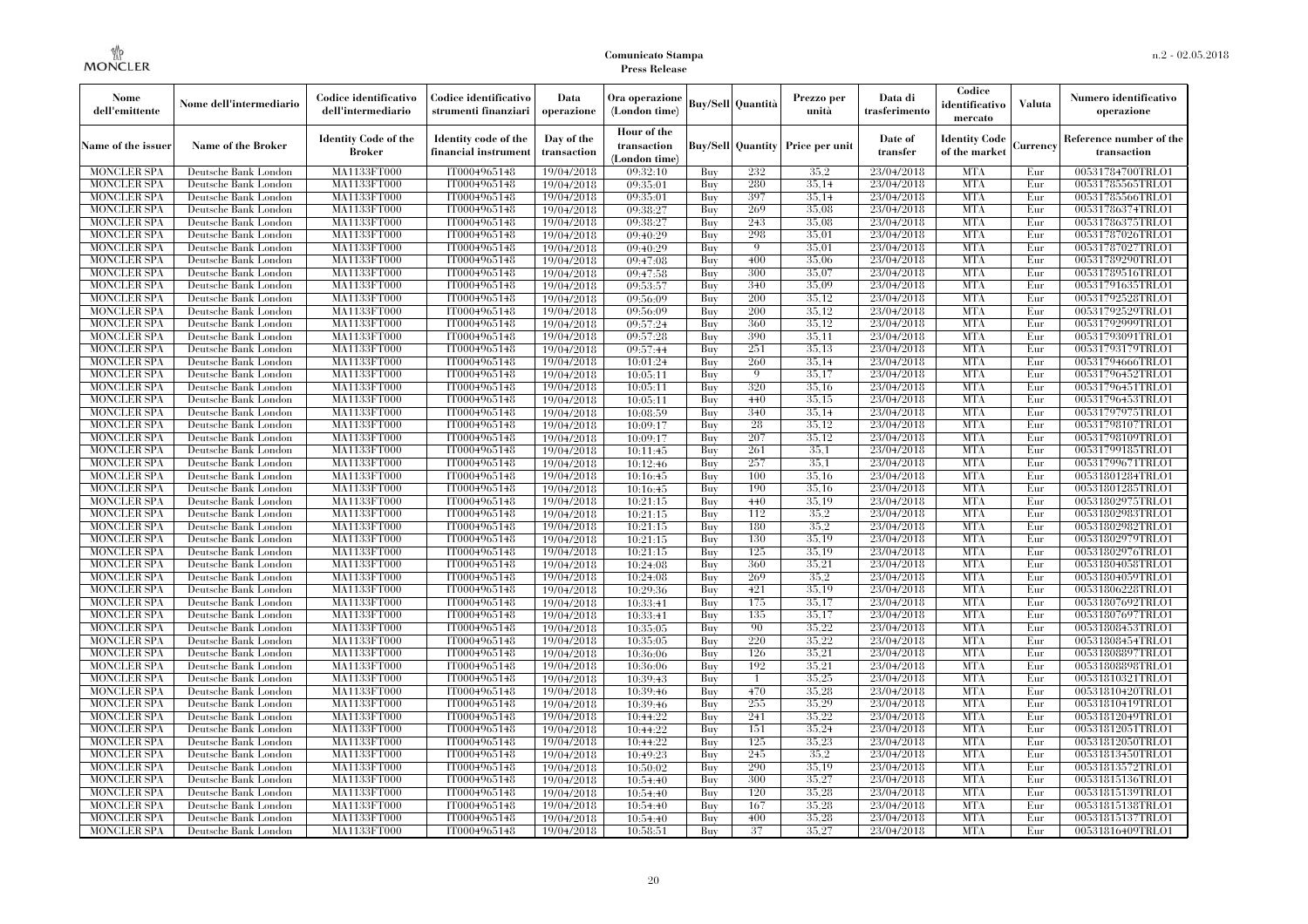| Nome dell'emittente | Nome dell'intermediario | Codice identificativo dell'intermediario | Codice identificativo strumenti finanziari | Data operazione | Ora operazione (London time) | Buy/Sell | Quantità | Prezzo per unità | Data di trasferimento | Codice identificativo mercato | Valuta | Numero identificativo operazione |
|---|---|---|---|---|---|---|---|---|---|---|---|---|
| Name of the issuer | Name of the Broker | Identity Code of the Broker | Identity code of the financial instrument | Day of the transaction | Hour of the transaction (London time) | Buy/Sell | Quantity | Price per unit | Date of transfer | Identity Code of the market | Currency | Reference number of the transaction |
| MONCLER SPA | Deutsche Bank London | MA1133FT000 | IT0004965148 | 19/04/2018 | 09:32:10 | Buy | 232 | 35,2 | 23/04/2018 | MTA | Eur | 00531784700TRLO1 |
| MONCLER SPA | Deutsche Bank London | MA1133FT000 | IT0004965148 | 19/04/2018 | 09:35:01 | Buy | 280 | 35,14 | 23/04/2018 | MTA | Eur | 00531785565TRLO1 |
| MONCLER SPA | Deutsche Bank London | MA1133FT000 | IT0004965148 | 19/04/2018 | 09:35:01 | Buy | 397 | 35,14 | 23/04/2018 | MTA | Eur | 00531785566TRLO1 |
| MONCLER SPA | Deutsche Bank London | MA1133FT000 | IT0004965148 | 19/04/2018 | 09:38:27 | Buy | 269 | 35,08 | 23/04/2018 | MTA | Eur | 00531786374TRLO1 |
| MONCLER SPA | Deutsche Bank London | MA1133FT000 | IT0004965148 | 19/04/2018 | 09:38:27 | Buy | 243 | 35,08 | 23/04/2018 | MTA | Eur | 00531786375TRLO1 |
| MONCLER SPA | Deutsche Bank London | MA1133FT000 | IT0004965148 | 19/04/2018 | 09:40:29 | Buy | 298 | 35,01 | 23/04/2018 | MTA | Eur | 00531787026TRLO1 |
| MONCLER SPA | Deutsche Bank London | MA1133FT000 | IT0004965148 | 19/04/2018 | 09:40:29 | Buy | 9 | 35,01 | 23/04/2018 | MTA | Eur | 00531787027TRLO1 |
| MONCLER SPA | Deutsche Bank London | MA1133FT000 | IT0004965148 | 19/04/2018 | 09:47:08 | Buy | 400 | 35,06 | 23/04/2018 | MTA | Eur | 00531789290TRLO1 |
| MONCLER SPA | Deutsche Bank London | MA1133FT000 | IT0004965148 | 19/04/2018 | 09:47:58 | Buy | 300 | 35,07 | 23/04/2018 | MTA | Eur | 00531789516TRLO1 |
| MONCLER SPA | Deutsche Bank London | MA1133FT000 | IT0004965148 | 19/04/2018 | 09:53:57 | Buy | 340 | 35,09 | 23/04/2018 | MTA | Eur | 00531791635TRLO1 |
| MONCLER SPA | Deutsche Bank London | MA1133FT000 | IT0004965148 | 19/04/2018 | 09:56:09 | Buy | 200 | 35,12 | 23/04/2018 | MTA | Eur | 00531792528TRLO1 |
| MONCLER SPA | Deutsche Bank London | MA1133FT000 | IT0004965148 | 19/04/2018 | 09:56:09 | Buy | 200 | 35,12 | 23/04/2018 | MTA | Eur | 00531792529TRLO1 |
| MONCLER SPA | Deutsche Bank London | MA1133FT000 | IT0004965148 | 19/04/2018 | 09:57:24 | Buy | 360 | 35,12 | 23/04/2018 | MTA | Eur | 00531792999TRLO1 |
| MONCLER SPA | Deutsche Bank London | MA1133FT000 | IT0004965148 | 19/04/2018 | 09:57:28 | Buy | 390 | 35,11 | 23/04/2018 | MTA | Eur | 00531793091TRLO1 |
| MONCLER SPA | Deutsche Bank London | MA1133FT000 | IT0004965148 | 19/04/2018 | 09:57:44 | Buy | 251 | 35,13 | 23/04/2018 | MTA | Eur | 00531793179TRLO1 |
| MONCLER SPA | Deutsche Bank London | MA1133FT000 | IT0004965148 | 19/04/2018 | 10:01:24 | Buy | 260 | 35,14 | 23/04/2018 | MTA | Eur | 00531794666TRLO1 |
| MONCLER SPA | Deutsche Bank London | MA1133FT000 | IT0004965148 | 19/04/2018 | 10:05:11 | Buy | 9 | 35,17 | 23/04/2018 | MTA | Eur | 00531796452TRLO1 |
| MONCLER SPA | Deutsche Bank London | MA1133FT000 | IT0004965148 | 19/04/2018 | 10:05:11 | Buy | 320 | 35,16 | 23/04/2018 | MTA | Eur | 00531796451TRLO1 |
| MONCLER SPA | Deutsche Bank London | MA1133FT000 | IT0004965148 | 19/04/2018 | 10:05:11 | Buy | 440 | 35,15 | 23/04/2018 | MTA | Eur | 00531796453TRLO1 |
| MONCLER SPA | Deutsche Bank London | MA1133FT000 | IT0004965148 | 19/04/2018 | 10:08:59 | Buy | 340 | 35,14 | 23/04/2018 | MTA | Eur | 00531797975TRLO1 |
| MONCLER SPA | Deutsche Bank London | MA1133FT000 | IT0004965148 | 19/04/2018 | 10:09:17 | Buy | 28 | 35,12 | 23/04/2018 | MTA | Eur | 00531798107TRLO1 |
| MONCLER SPA | Deutsche Bank London | MA1133FT000 | IT0004965148 | 19/04/2018 | 10:09:17 | Buy | 207 | 35,12 | 23/04/2018 | MTA | Eur | 00531798109TRLO1 |
| MONCLER SPA | Deutsche Bank London | MA1133FT000 | IT0004965148 | 19/04/2018 | 10:11:45 | Buy | 261 | 35,1 | 23/04/2018 | MTA | Eur | 00531799185TRLO1 |
| MONCLER SPA | Deutsche Bank London | MA1133FT000 | IT0004965148 | 19/04/2018 | 10:12:46 | Buy | 257 | 35,1 | 23/04/2018 | MTA | Eur | 00531799671TRLO1 |
| MONCLER SPA | Deutsche Bank London | MA1133FT000 | IT0004965148 | 19/04/2018 | 10:16:45 | Buy | 100 | 35,16 | 23/04/2018 | MTA | Eur | 00531801284TRLO1 |
| MONCLER SPA | Deutsche Bank London | MA1133FT000 | IT0004965148 | 19/04/2018 | 10:16:45 | Buy | 190 | 35,16 | 23/04/2018 | MTA | Eur | 00531801285TRLO1 |
| MONCLER SPA | Deutsche Bank London | MA1133FT000 | IT0004965148 | 19/04/2018 | 10:21:15 | Buy | 440 | 35,19 | 23/04/2018 | MTA | Eur | 00531802975TRLO1 |
| MONCLER SPA | Deutsche Bank London | MA1133FT000 | IT0004965148 | 19/04/2018 | 10:21:15 | Buy | 112 | 35,2 | 23/04/2018 | MTA | Eur | 00531802983TRLO1 |
| MONCLER SPA | Deutsche Bank London | MA1133FT000 | IT0004965148 | 19/04/2018 | 10:21:15 | Buy | 180 | 35,2 | 23/04/2018 | MTA | Eur | 00531802982TRLO1 |
| MONCLER SPA | Deutsche Bank London | MA1133FT000 | IT0004965148 | 19/04/2018 | 10:21:15 | Buy | 130 | 35,19 | 23/04/2018 | MTA | Eur | 00531802979TRLO1 |
| MONCLER SPA | Deutsche Bank London | MA1133FT000 | IT0004965148 | 19/04/2018 | 10:21:15 | Buy | 125 | 35,19 | 23/04/2018 | MTA | Eur | 00531802976TRLO1 |
| MONCLER SPA | Deutsche Bank London | MA1133FT000 | IT0004965148 | 19/04/2018 | 10:24:08 | Buy | 360 | 35,21 | 23/04/2018 | MTA | Eur | 00531804058TRLO1 |
| MONCLER SPA | Deutsche Bank London | MA1133FT000 | IT0004965148 | 19/04/2018 | 10:24:08 | Buy | 269 | 35,2 | 23/04/2018 | MTA | Eur | 00531804059TRLO1 |
| MONCLER SPA | Deutsche Bank London | MA1133FT000 | IT0004965148 | 19/04/2018 | 10:29:36 | Buy | 421 | 35,19 | 23/04/2018 | MTA | Eur | 00531806228TRLO1 |
| MONCLER SPA | Deutsche Bank London | MA1133FT000 | IT0004965148 | 19/04/2018 | 10:33:41 | Buy | 175 | 35,17 | 23/04/2018 | MTA | Eur | 00531807692TRLO1 |
| MONCLER SPA | Deutsche Bank London | MA1133FT000 | IT0004965148 | 19/04/2018 | 10:33:41 | Buy | 135 | 35,17 | 23/04/2018 | MTA | Eur | 00531807697TRLO1 |
| MONCLER SPA | Deutsche Bank London | MA1133FT000 | IT0004965148 | 19/04/2018 | 10:35:05 | Buy | 90 | 35,22 | 23/04/2018 | MTA | Eur | 00531808453TRLO1 |
| MONCLER SPA | Deutsche Bank London | MA1133FT000 | IT0004965148 | 19/04/2018 | 10:35:05 | Buy | 220 | 35,22 | 23/04/2018 | MTA | Eur | 00531808454TRLO1 |
| MONCLER SPA | Deutsche Bank London | MA1133FT000 | IT0004965148 | 19/04/2018 | 10:36:06 | Buy | 126 | 35,21 | 23/04/2018 | MTA | Eur | 00531808897TRLO1 |
| MONCLER SPA | Deutsche Bank London | MA1133FT000 | IT0004965148 | 19/04/2018 | 10:36:06 | Buy | 192 | 35,21 | 23/04/2018 | MTA | Eur | 00531808898TRLO1 |
| MONCLER SPA | Deutsche Bank London | MA1133FT000 | IT0004965148 | 19/04/2018 | 10:39:43 | Buy | 1 | 35,25 | 23/04/2018 | MTA | Eur | 00531810321TRLO1 |
| MONCLER SPA | Deutsche Bank London | MA1133FT000 | IT0004965148 | 19/04/2018 | 10:39:46 | Buy | 470 | 35,28 | 23/04/2018 | MTA | Eur | 00531810420TRLO1 |
| MONCLER SPA | Deutsche Bank London | MA1133FT000 | IT0004965148 | 19/04/2018 | 10:39:46 | Buy | 255 | 35,29 | 23/04/2018 | MTA | Eur | 00531810419TRLO1 |
| MONCLER SPA | Deutsche Bank London | MA1133FT000 | IT0004965148 | 19/04/2018 | 10:44:22 | Buy | 241 | 35,22 | 23/04/2018 | MTA | Eur | 00531812049TRLO1 |
| MONCLER SPA | Deutsche Bank London | MA1133FT000 | IT0004965148 | 19/04/2018 | 10:44:22 | Buy | 151 | 35,24 | 23/04/2018 | MTA | Eur | 00531812051TRLO1 |
| MONCLER SPA | Deutsche Bank London | MA1133FT000 | IT0004965148 | 19/04/2018 | 10:44:22 | Buy | 125 | 35,23 | 23/04/2018 | MTA | Eur | 00531812050TRLO1 |
| MONCLER SPA | Deutsche Bank London | MA1133FT000 | IT0004965148 | 19/04/2018 | 10:49:23 | Buy | 245 | 35,2 | 23/04/2018 | MTA | Eur | 00531813450TRLO1 |
| MONCLER SPA | Deutsche Bank London | MA1133FT000 | IT0004965148 | 19/04/2018 | 10:50:02 | Buy | 290 | 35,19 | 23/04/2018 | MTA | Eur | 00531813572TRLO1 |
| MONCLER SPA | Deutsche Bank London | MA1133FT000 | IT0004965148 | 19/04/2018 | 10:54:40 | Buy | 300 | 35,27 | 23/04/2018 | MTA | Eur | 00531815136TRLO1 |
| MONCLER SPA | Deutsche Bank London | MA1133FT000 | IT0004965148 | 19/04/2018 | 10:54:40 | Buy | 120 | 35,28 | 23/04/2018 | MTA | Eur | 00531815139TRLO1 |
| MONCLER SPA | Deutsche Bank London | MA1133FT000 | IT0004965148 | 19/04/2018 | 10:54:40 | Buy | 167 | 35,28 | 23/04/2018 | MTA | Eur | 00531815138TRLO1 |
| MONCLER SPA | Deutsche Bank London | MA1133FT000 | IT0004965148 | 19/04/2018 | 10:54:40 | Buy | 400 | 35,28 | 23/04/2018 | MTA | Eur | 00531815137TRLO1 |
| MONCLER SPA | Deutsche Bank London | MA1133FT000 | IT0004965148 | 19/04/2018 | 10:58:51 | Buy | 37 | 35,27 | 23/04/2018 | MTA | Eur | 00531816409TRLO1 |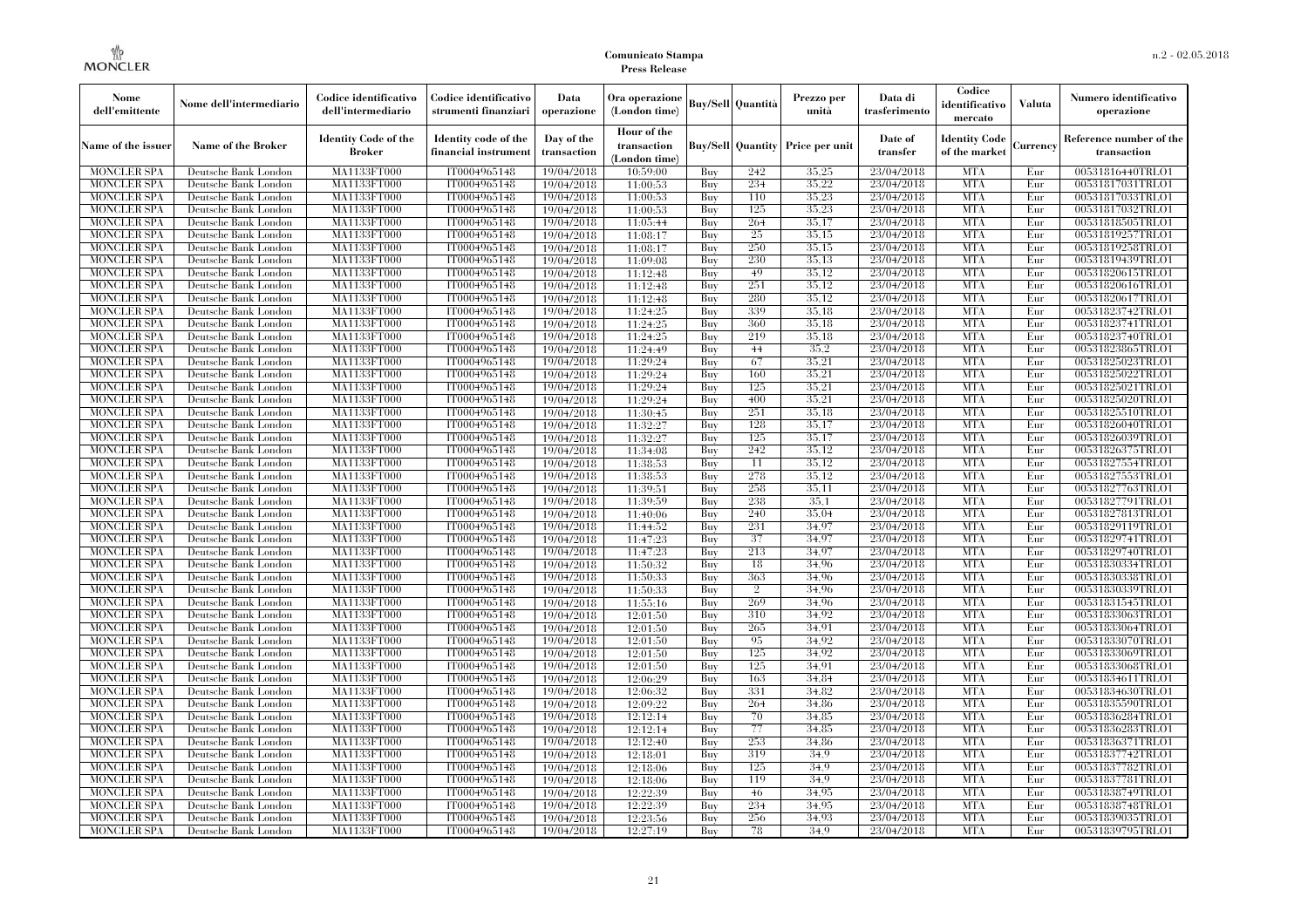| Nome dell'emittente | Nome dell'intermediario | Codice identificativo dell'intermediario | Codice identificativo strumenti finanziari | Data operazione | Ora operazione (London time) | Buy/Sell | Quantità | Prezzo per unità | Data di trasferimento | Codice identificativo mercato | Valuta | Numero identificativo operazione |
|---|---|---|---|---|---|---|---|---|---|---|---|---|
| Name of the issuer | Name of the Broker | Identity Code of the Broker | Identity code of the financial instrument | Day of the transaction | Hour of the transaction (London time) | Buy/Sell | Quantity | Price per unit | Date of transfer | Identity Code of the market | Currency | Reference number of the transaction |
| MONCLER SPA | Deutsche Bank London | MA1133FT000 | IT0004965148 | 19/04/2018 | 10:59:00 | Buy | 242 | 35,25 | 23/04/2018 | MTA | Eur | 00531816440TRLO1 |
| MONCLER SPA | Deutsche Bank London | MA1133FT000 | IT0004965148 | 19/04/2018 | 11:00:53 | Buy | 234 | 35,22 | 23/04/2018 | MTA | Eur | 00531817031TRLO1 |
| MONCLER SPA | Deutsche Bank London | MA1133FT000 | IT0004965148 | 19/04/2018 | 11:00:53 | Buy | 110 | 35,23 | 23/04/2018 | MTA | Eur | 00531817033TRLO1 |
| MONCLER SPA | Deutsche Bank London | MA1133FT000 | IT0004965148 | 19/04/2018 | 11:00:53 | Buy | 125 | 35,23 | 23/04/2018 | MTA | Eur | 00531817032TRLO1 |
| MONCLER SPA | Deutsche Bank London | MA1133FT000 | IT0004965148 | 19/04/2018 | 11:05:44 | Buy | 264 | 35,17 | 23/04/2018 | MTA | Eur | 00531818505TRLO1 |
| MONCLER SPA | Deutsche Bank London | MA1133FT000 | IT0004965148 | 19/04/2018 | 11:08:17 | Buy | 25 | 35,15 | 23/04/2018 | MTA | Eur | 00531819257TRLO1 |
| MONCLER SPA | Deutsche Bank London | MA1133FT000 | IT0004965148 | 19/04/2018 | 11:08:17 | Buy | 250 | 35,15 | 23/04/2018 | MTA | Eur | 00531819258TRLO1 |
| MONCLER SPA | Deutsche Bank London | MA1133FT000 | IT0004965148 | 19/04/2018 | 11:09:08 | Buy | 230 | 35,13 | 23/04/2018 | MTA | Eur | 00531819439TRLO1 |
| MONCLER SPA | Deutsche Bank London | MA1133FT000 | IT0004965148 | 19/04/2018 | 11:12:48 | Buy | 49 | 35,12 | 23/04/2018 | MTA | Eur | 00531820615TRLO1 |
| MONCLER SPA | Deutsche Bank London | MA1133FT000 | IT0004965148 | 19/04/2018 | 11:12:48 | Buy | 251 | 35,12 | 23/04/2018 | MTA | Eur | 00531820616TRLO1 |
| MONCLER SPA | Deutsche Bank London | MA1133FT000 | IT0004965148 | 19/04/2018 | 11:12:48 | Buy | 280 | 35,12 | 23/04/2018 | MTA | Eur | 00531820617TRLO1 |
| MONCLER SPA | Deutsche Bank London | MA1133FT000 | IT0004965148 | 19/04/2018 | 11:24:25 | Buy | 339 | 35,18 | 23/04/2018 | MTA | Eur | 00531823742TRLO1 |
| MONCLER SPA | Deutsche Bank London | MA1133FT000 | IT0004965148 | 19/04/2018 | 11:24:25 | Buy | 360 | 35,18 | 23/04/2018 | MTA | Eur | 00531823741TRLO1 |
| MONCLER SPA | Deutsche Bank London | MA1133FT000 | IT0004965148 | 19/04/2018 | 11:24:25 | Buy | 219 | 35,18 | 23/04/2018 | MTA | Eur | 00531823740TRLO1 |
| MONCLER SPA | Deutsche Bank London | MA1133FT000 | IT0004965148 | 19/04/2018 | 11:24:49 | Buy | 44 | 35,2 | 23/04/2018 | MTA | Eur | 00531823865TRLO1 |
| MONCLER SPA | Deutsche Bank London | MA1133FT000 | IT0004965148 | 19/04/2018 | 11:29:24 | Buy | 67 | 35,21 | 23/04/2018 | MTA | Eur | 00531825023TRLO1 |
| MONCLER SPA | Deutsche Bank London | MA1133FT000 | IT0004965148 | 19/04/2018 | 11:29:24 | Buy | 160 | 35,21 | 23/04/2018 | MTA | Eur | 00531825022TRLO1 |
| MONCLER SPA | Deutsche Bank London | MA1133FT000 | IT0004965148 | 19/04/2018 | 11:29:24 | Buy | 125 | 35,21 | 23/04/2018 | MTA | Eur | 00531825021TRLO1 |
| MONCLER SPA | Deutsche Bank London | MA1133FT000 | IT0004965148 | 19/04/2018 | 11:29:24 | Buy | 400 | 35,21 | 23/04/2018 | MTA | Eur | 00531825020TRLO1 |
| MONCLER SPA | Deutsche Bank London | MA1133FT000 | IT0004965148 | 19/04/2018 | 11:30:45 | Buy | 251 | 35,18 | 23/04/2018 | MTA | Eur | 00531825510TRLO1 |
| MONCLER SPA | Deutsche Bank London | MA1133FT000 | IT0004965148 | 19/04/2018 | 11:32:27 | Buy | 128 | 35,17 | 23/04/2018 | MTA | Eur | 00531826040TRLO1 |
| MONCLER SPA | Deutsche Bank London | MA1133FT000 | IT0004965148 | 19/04/2018 | 11:32:27 | Buy | 125 | 35,17 | 23/04/2018 | MTA | Eur | 00531826039TRLO1 |
| MONCLER SPA | Deutsche Bank London | MA1133FT000 | IT0004965148 | 19/04/2018 | 11:34:08 | Buy | 242 | 35,12 | 23/04/2018 | MTA | Eur | 00531826375TRLO1 |
| MONCLER SPA | Deutsche Bank London | MA1133FT000 | IT0004965148 | 19/04/2018 | 11:38:53 | Buy | 11 | 35,12 | 23/04/2018 | MTA | Eur | 00531827554TRLO1 |
| MONCLER SPA | Deutsche Bank London | MA1133FT000 | IT0004965148 | 19/04/2018 | 11:38:53 | Buy | 278 | 35,12 | 23/04/2018 | MTA | Eur | 00531827553TRLO1 |
| MONCLER SPA | Deutsche Bank London | MA1133FT000 | IT0004965148 | 19/04/2018 | 11:39:51 | Buy | 258 | 35,11 | 23/04/2018 | MTA | Eur | 00531827763TRLO1 |
| MONCLER SPA | Deutsche Bank London | MA1133FT000 | IT0004965148 | 19/04/2018 | 11:39:59 | Buy | 238 | 35,1 | 23/04/2018 | MTA | Eur | 00531827791TRLO1 |
| MONCLER SPA | Deutsche Bank London | MA1133FT000 | IT0004965148 | 19/04/2018 | 11:40:06 | Buy | 240 | 35,04 | 23/04/2018 | MTA | Eur | 00531827813TRLO1 |
| MONCLER SPA | Deutsche Bank London | MA1133FT000 | IT0004965148 | 19/04/2018 | 11:44:52 | Buy | 231 | 34,97 | 23/04/2018 | MTA | Eur | 00531829119TRLO1 |
| MONCLER SPA | Deutsche Bank London | MA1133FT000 | IT0004965148 | 19/04/2018 | 11:47:23 | Buy | 37 | 34,97 | 23/04/2018 | MTA | Eur | 00531829741TRLO1 |
| MONCLER SPA | Deutsche Bank London | MA1133FT000 | IT0004965148 | 19/04/2018 | 11:47:23 | Buy | 213 | 34,97 | 23/04/2018 | MTA | Eur | 00531829740TRLO1 |
| MONCLER SPA | Deutsche Bank London | MA1133FT000 | IT0004965148 | 19/04/2018 | 11:50:32 | Buy | 18 | 34,96 | 23/04/2018 | MTA | Eur | 00531830334TRLO1 |
| MONCLER SPA | Deutsche Bank London | MA1133FT000 | IT0004965148 | 19/04/2018 | 11:50:33 | Buy | 363 | 34,96 | 23/04/2018 | MTA | Eur | 00531830338TRLO1 |
| MONCLER SPA | Deutsche Bank London | MA1133FT000 | IT0004965148 | 19/04/2018 | 11:50:33 | Buy | 2 | 34,96 | 23/04/2018 | MTA | Eur | 00531830339TRLO1 |
| MONCLER SPA | Deutsche Bank London | MA1133FT000 | IT0004965148 | 19/04/2018 | 11:55:16 | Buy | 269 | 34,96 | 23/04/2018 | MTA | Eur | 00531831545TRLO1 |
| MONCLER SPA | Deutsche Bank London | MA1133FT000 | IT0004965148 | 19/04/2018 | 12:01:50 | Buy | 310 | 34,92 | 23/04/2018 | MTA | Eur | 00531833063TRLO1 |
| MONCLER SPA | Deutsche Bank London | MA1133FT000 | IT0004965148 | 19/04/2018 | 12:01:50 | Buy | 265 | 34,91 | 23/04/2018 | MTA | Eur | 00531833064TRLO1 |
| MONCLER SPA | Deutsche Bank London | MA1133FT000 | IT0004965148 | 19/04/2018 | 12:01:50 | Buy | 95 | 34,92 | 23/04/2018 | MTA | Eur | 00531833070TRLO1 |
| MONCLER SPA | Deutsche Bank London | MA1133FT000 | IT0004965148 | 19/04/2018 | 12:01:50 | Buy | 125 | 34,92 | 23/04/2018 | MTA | Eur | 00531833069TRLO1 |
| MONCLER SPA | Deutsche Bank London | MA1133FT000 | IT0004965148 | 19/04/2018 | 12:01:50 | Buy | 125 | 34,91 | 23/04/2018 | MTA | Eur | 00531833068TRLO1 |
| MONCLER SPA | Deutsche Bank London | MA1133FT000 | IT0004965148 | 19/04/2018 | 12:06:29 | Buy | 163 | 34,84 | 23/04/2018 | MTA | Eur | 00531834611TRLO1 |
| MONCLER SPA | Deutsche Bank London | MA1133FT000 | IT0004965148 | 19/04/2018 | 12:06:32 | Buy | 331 | 34,82 | 23/04/2018 | MTA | Eur | 00531834630TRLO1 |
| MONCLER SPA | Deutsche Bank London | MA1133FT000 | IT0004965148 | 19/04/2018 | 12:09:22 | Buy | 264 | 34,86 | 23/04/2018 | MTA | Eur | 00531835590TRLO1 |
| MONCLER SPA | Deutsche Bank London | MA1133FT000 | IT0004965148 | 19/04/2018 | 12:12:14 | Buy | 70 | 34,85 | 23/04/2018 | MTA | Eur | 00531836284TRLO1 |
| MONCLER SPA | Deutsche Bank London | MA1133FT000 | IT0004965148 | 19/04/2018 | 12:12:14 | Buy | 77 | 34,85 | 23/04/2018 | MTA | Eur | 00531836283TRLO1 |
| MONCLER SPA | Deutsche Bank London | MA1133FT000 | IT0004965148 | 19/04/2018 | 12:12:40 | Buy | 253 | 34,86 | 23/04/2018 | MTA | Eur | 00531836371TRLO1 |
| MONCLER SPA | Deutsche Bank London | MA1133FT000 | IT0004965148 | 19/04/2018 | 12:18:01 | Buy | 319 | 34,9 | 23/04/2018 | MTA | Eur | 00531837742TRLO1 |
| MONCLER SPA | Deutsche Bank London | MA1133FT000 | IT0004965148 | 19/04/2018 | 12:18:06 | Buy | 125 | 34,9 | 23/04/2018 | MTA | Eur | 00531837782TRLO1 |
| MONCLER SPA | Deutsche Bank London | MA1133FT000 | IT0004965148 | 19/04/2018 | 12:18:06 | Buy | 119 | 34,9 | 23/04/2018 | MTA | Eur | 00531837781TRLO1 |
| MONCLER SPA | Deutsche Bank London | MA1133FT000 | IT0004965148 | 19/04/2018 | 12:22:39 | Buy | 46 | 34,95 | 23/04/2018 | MTA | Eur | 00531838749TRLO1 |
| MONCLER SPA | Deutsche Bank London | MA1133FT000 | IT0004965148 | 19/04/2018 | 12:22:39 | Buy | 234 | 34,95 | 23/04/2018 | MTA | Eur | 00531838748TRLO1 |
| MONCLER SPA | Deutsche Bank London | MA1133FT000 | IT0004965148 | 19/04/2018 | 12:23:56 | Buy | 256 | 34,93 | 23/04/2018 | MTA | Eur | 00531839035TRLO1 |
| MONCLER SPA | Deutsche Bank London | MA1133FT000 | IT0004965148 | 19/04/2018 | 12:27:19 | Buy | 78 | 34,9 | 23/04/2018 | MTA | Eur | 00531839795TRLO1 |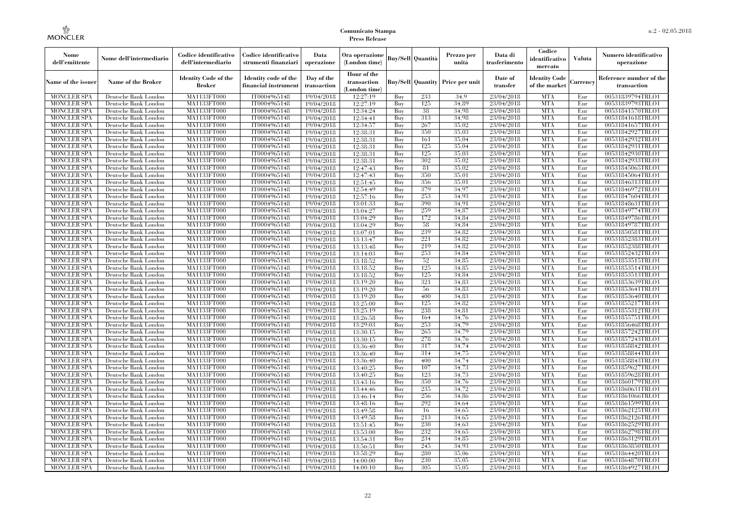| Nome dell'emittente | Nome dell'intermediario | Codice identificativo dell'intermediario | Codice identificativo strumenti finanziari | Data operazione | Ora operazione (London time) | Buy/Sell | Quantità | Prezzo per unità | Data di trasferimento | Codice identificativo mercato | Valuta | Numero identificativo operazione |
|---|---|---|---|---|---|---|---|---|---|---|---|---|
| Name of the issuer | Name of the Broker | Identity Code of the Broker | Identity code of the financial instrument | Day of the transaction | Hour of the transaction (London time) | Buy/Sell | Quantity | Price per unit | Date of transfer | Identity Code of the market | Currency | Reference number of the transaction |
| MONCLER SPA | Deutsche Bank London | MA1133FT000 | IT0004965148 | 19/04/2018 | 12:27:19 | Buy | 233 | 34,9 | 23/04/2018 | MTA | Eur | 00531839794TRLO1 |
| MONCLER SPA | Deutsche Bank London | MA1133FT000 | IT0004965148 | 19/04/2018 | 12:27:19 | Buy | 125 | 34,89 | 23/04/2018 | MTA | Eur | 00531839793TRLO1 |
| MONCLER SPA | Deutsche Bank London | MA1133FT000 | IT0004965148 | 19/04/2018 | 12:34:24 | Buy | 38 | 34,98 | 23/04/2018 | MTA | Eur | 00531841570TRLO1 |
| MONCLER SPA | Deutsche Bank London | MA1133FT000 | IT0004965148 | 19/04/2018 | 12:34:41 | Buy | 313 | 34,98 | 23/04/2018 | MTA | Eur | 00531841618TRLO1 |
| MONCLER SPA | Deutsche Bank London | MA1133FT000 | IT0004965148 | 19/04/2018 | 12:34:57 | Buy | 267 | 35,02 | 23/04/2018 | MTA | Eur | 00531841657TRLO1 |
| MONCLER SPA | Deutsche Bank London | MA1133FT000 | IT0004965148 | 19/04/2018 | 12:38:31 | Buy | 350 | 35,03 | 23/04/2018 | MTA | Eur | 00531842927TRLO1 |
| MONCLER SPA | Deutsche Bank London | MA1133FT000 | IT0004965148 | 19/04/2018 | 12:38:31 | Buy | 161 | 35,04 | 23/04/2018 | MTA | Eur | 00531842932TRLO1 |
| MONCLER SPA | Deutsche Bank London | MA1133FT000 | IT0004965148 | 19/04/2018 | 12:38:31 | Buy | 125 | 35,04 | 23/04/2018 | MTA | Eur | 00531842931TRLO1 |
| MONCLER SPA | Deutsche Bank London | MA1133FT000 | IT0004965148 | 19/04/2018 | 12:38:31 | Buy | 125 | 35,03 | 23/04/2018 | MTA | Eur | 00531842930TRLO1 |
| MONCLER SPA | Deutsche Bank London | MA1133FT000 | IT0004965148 | 19/04/2018 | 12:38:31 | Buy | 302 | 35,02 | 23/04/2018 | MTA | Eur | 00531842933TRLO1 |
| MONCLER SPA | Deutsche Bank London | MA1133FT000 | IT0004965148 | 19/04/2018 | 12:47:43 | Buy | 81 | 35,02 | 23/04/2018 | MTA | Eur | 00531845065TRLO1 |
| MONCLER SPA | Deutsche Bank London | MA1133FT000 | IT0004965148 | 19/04/2018 | 12:47:43 | Buy | 350 | 35,01 | 23/04/2018 | MTA | Eur | 00531845064TRLO1 |
| MONCLER SPA | Deutsche Bank London | MA1133FT000 | IT0004965148 | 19/04/2018 | 12:51:45 | Buy | 356 | 35,01 | 23/04/2018 | MTA | Eur | 00531846313TRLO1 |
| MONCLER SPA | Deutsche Bank London | MA1133FT000 | IT0004965148 | 19/04/2018 | 12:54:49 | Buy | 379 | 34,97 | 23/04/2018 | MTA | Eur | 00531846972TRLO1 |
| MONCLER SPA | Deutsche Bank London | MA1133FT000 | IT0004965148 | 19/04/2018 | 12:57:16 | Buy | 253 | 34,93 | 23/04/2018 | MTA | Eur | 00531847604TRLO1 |
| MONCLER SPA | Deutsche Bank London | MA1133FT000 | IT0004965148 | 19/04/2018 | 13:01:33 | Buy | 390 | 34,91 | 23/04/2018 | MTA | Eur | 00531848631TRLO1 |
| MONCLER SPA | Deutsche Bank London | MA1133FT000 | IT0004965148 | 19/04/2018 | 13:04:27 | Buy | 259 | 34,87 | 23/04/2018 | MTA | Eur | 00531849774TRLO1 |
| MONCLER SPA | Deutsche Bank London | MA1133FT000 | IT0004965148 | 19/04/2018 | 13:04:29 | Buy | 172 | 34,84 | 23/04/2018 | MTA | Eur | 00531849786TRLO1 |
| MONCLER SPA | Deutsche Bank London | MA1133FT000 | IT0004965148 | 19/04/2018 | 13:04:29 | Buy | 58 | 34,84 | 23/04/2018 | MTA | Eur | 00531849787TRLO1 |
| MONCLER SPA | Deutsche Bank London | MA1133FT000 | IT0004965148 | 19/04/2018 | 13:07:01 | Buy | 239 | 34,82 | 23/04/2018 | MTA | Eur | 00531850581TRLO1 |
| MONCLER SPA | Deutsche Bank London | MA1133FT000 | IT0004965148 | 19/04/2018 | 13:13:47 | Buy | 221 | 34,82 | 23/04/2018 | MTA | Eur | 00531852383TRLO1 |
| MONCLER SPA | Deutsche Bank London | MA1133FT000 | IT0004965148 | 19/04/2018 | 13:13:48 | Buy | 219 | 34,82 | 23/04/2018 | MTA | Eur | 00531852388TRLO1 |
| MONCLER SPA | Deutsche Bank London | MA1133FT000 | IT0004965148 | 19/04/2018 | 13:14:03 | Buy | 253 | 34,84 | 23/04/2018 | MTA | Eur | 00531852432TRLO1 |
| MONCLER SPA | Deutsche Bank London | MA1133FT000 | IT0004965148 | 19/04/2018 | 13:18:52 | Buy | 52 | 34,85 | 23/04/2018 | MTA | Eur | 00531853515TRLO1 |
| MONCLER SPA | Deutsche Bank London | MA1133FT000 | IT0004965148 | 19/04/2018 | 13:18:52 | Buy | 125 | 34,85 | 23/04/2018 | MTA | Eur | 00531853514TRLO1 |
| MONCLER SPA | Deutsche Bank London | MA1133FT000 | IT0004965148 | 19/04/2018 | 13:18:52 | Buy | 125 | 34,84 | 23/04/2018 | MTA | Eur | 00531853513TRLO1 |
| MONCLER SPA | Deutsche Bank London | MA1133FT000 | IT0004965148 | 19/04/2018 | 13:19:20 | Buy | 321 | 34,83 | 23/04/2018 | MTA | Eur | 00531853639TRLO1 |
| MONCLER SPA | Deutsche Bank London | MA1133FT000 | IT0004965148 | 19/04/2018 | 13:19:20 | Buy | 56 | 34,83 | 23/04/2018 | MTA | Eur | 00531853641TRLO1 |
| MONCLER SPA | Deutsche Bank London | MA1133FT000 | IT0004965148 | 19/04/2018 | 13:19:20 | Buy | 400 | 34,83 | 23/04/2018 | MTA | Eur | 00531853640TRLO1 |
| MONCLER SPA | Deutsche Bank London | MA1133FT000 | IT0004965148 | 19/04/2018 | 13:25:00 | Buy | 125 | 34,82 | 23/04/2018 | MTA | Eur | 00531855217TRLO1 |
| MONCLER SPA | Deutsche Bank London | MA1133FT000 | IT0004965148 | 19/04/2018 | 13:25:19 | Buy | 238 | 34,81 | 23/04/2018 | MTA | Eur | 00531855312TRLO1 |
| MONCLER SPA | Deutsche Bank London | MA1133FT000 | IT0004965148 | 19/04/2018 | 13:26:58 | Buy | 164 | 34,76 | 23/04/2018 | MTA | Eur | 00531855751TRLO1 |
| MONCLER SPA | Deutsche Bank London | MA1133FT000 | IT0004965148 | 19/04/2018 | 13:29:03 | Buy | 253 | 34,79 | 23/04/2018 | MTA | Eur | 00531856468TRLO1 |
| MONCLER SPA | Deutsche Bank London | MA1133FT000 | IT0004965148 | 19/04/2018 | 13:30:15 | Buy | 265 | 34,79 | 23/04/2018 | MTA | Eur | 00531857242TRLO1 |
| MONCLER SPA | Deutsche Bank London | MA1133FT000 | IT0004965148 | 19/04/2018 | 13:30:15 | Buy | 278 | 34,76 | 23/04/2018 | MTA | Eur | 00531857243TRLO1 |
| MONCLER SPA | Deutsche Bank London | MA1133FT000 | IT0004965148 | 19/04/2018 | 13:36:40 | Buy | 317 | 34,74 | 23/04/2018 | MTA | Eur | 00531858842TRLO1 |
| MONCLER SPA | Deutsche Bank London | MA1133FT000 | IT0004965148 | 19/04/2018 | 13:36:40 | Buy | 314 | 34,75 | 23/04/2018 | MTA | Eur | 00531858844TRLO1 |
| MONCLER SPA | Deutsche Bank London | MA1133FT000 | IT0004965148 | 19/04/2018 | 13:36:40 | Buy | 400 | 34,74 | 23/04/2018 | MTA | Eur | 00531858843TRLO1 |
| MONCLER SPA | Deutsche Bank London | MA1133FT000 | IT0004965148 | 19/04/2018 | 13:40:25 | Buy | 107 | 34,73 | 23/04/2018 | MTA | Eur | 00531859627TRLO1 |
| MONCLER SPA | Deutsche Bank London | MA1133FT000 | IT0004965148 | 19/04/2018 | 13:40:25 | Buy | 123 | 34,73 | 23/04/2018 | MTA | Eur | 00531859628TRLO1 |
| MONCLER SPA | Deutsche Bank London | MA1133FT000 | IT0004965148 | 19/04/2018 | 13:43:16 | Buy | 350 | 34,76 | 23/04/2018 | MTA | Eur | 00531860179TRLO1 |
| MONCLER SPA | Deutsche Bank London | MA1133FT000 | IT0004965148 | 19/04/2018 | 13:44:46 | Buy | 235 | 34,72 | 23/04/2018 | MTA | Eur | 00531860631TRLO1 |
| MONCLER SPA | Deutsche Bank London | MA1133FT000 | IT0004965148 | 19/04/2018 | 13:46:14 | Buy | 256 | 34,86 | 23/04/2018 | MTA | Eur | 00531861066TRLO1 |
| MONCLER SPA | Deutsche Bank London | MA1133FT000 | IT0004965148 | 19/04/2018 | 13:48:16 | Buy | 292 | 34,64 | 23/04/2018 | MTA | Eur | 00531861599TRLO1 |
| MONCLER SPA | Deutsche Bank London | MA1133FT000 | IT0004965148 | 19/04/2018 | 13:49:58 | Buy | 16 | 34,65 | 23/04/2018 | MTA | Eur | 00531862125TRLO1 |
| MONCLER SPA | Deutsche Bank London | MA1133FT000 | IT0004965148 | 19/04/2018 | 13:49:58 | Buy | 213 | 34,65 | 23/04/2018 | MTA | Eur | 00531862126TRLO1 |
| MONCLER SPA | Deutsche Bank London | MA1133FT000 | IT0004965148 | 19/04/2018 | 13:51:45 | Buy | 230 | 34,63 | 23/04/2018 | MTA | Eur | 00531862529TRLO1 |
| MONCLER SPA | Deutsche Bank London | MA1133FT000 | IT0004965148 | 19/04/2018 | 13:53:00 | Buy | 232 | 34,65 | 23/04/2018 | MTA | Eur | 00531862798TRLO1 |
| MONCLER SPA | Deutsche Bank London | MA1133FT000 | IT0004965148 | 19/04/2018 | 13:54:31 | Buy | 234 | 34,85 | 23/04/2018 | MTA | Eur | 00531863129TRLO1 |
| MONCLER SPA | Deutsche Bank London | MA1133FT000 | IT0004965148 | 19/04/2018 | 13:56:51 | Buy | 245 | 34,93 | 23/04/2018 | MTA | Eur | 00531863850TRLO1 |
| MONCLER SPA | Deutsche Bank London | MA1133FT000 | IT0004965148 | 19/04/2018 | 13:58:29 | Buy | 280 | 35,06 | 23/04/2018 | MTA | Eur | 00531864420TRLO1 |
| MONCLER SPA | Deutsche Bank London | MA1133FT000 | IT0004965148 | 19/04/2018 | 14:00:00 | Buy | 230 | 35,05 | 23/04/2018 | MTA | Eur | 00531864870TRLO1 |
| MONCLER SPA | Deutsche Bank London | MA1133FT000 | IT0004965148 | 19/04/2018 | 14:00:10 | Buy | 305 | 35,05 | 23/04/2018 | MTA | Eur | 00531864927TRLO1 |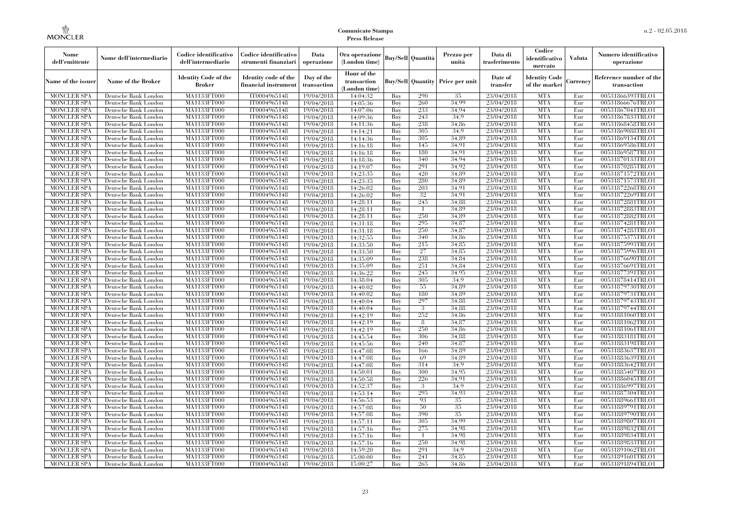| Nome dell'emittente | Nome dell'intermediario | Codice identificativo dell'intermediario | Codice identificativo strumenti finanziari | Data operazione | Ora operazione (London time) | Buy/Sell | Quantità | Prezzo per unità | Data di trasferimento | Codice identificativo mercato | Valuta | Numero identificativo operazione |
|---|---|---|---|---|---|---|---|---|---|---|---|---|
| Name of the issuer | Name of the Broker | Identity Code of the Broker | Identity code of the financial instrument | Day of the transaction | Hour of the transaction (London time) | Buy/Sell | Quantity | Price per unit | Date of transfer | Identity Code of the market | Currency | Reference number of the transaction |
| MONCLER SPA | Deutsche Bank London | MA1133FT000 | IT0004965148 | 19/04/2018 | 14:04:32 | Buy | 290 | 35 | 23/04/2018 | MTA | Eur | 00531866393TRLO1 |
| MONCLER SPA | Deutsche Bank London | MA1133FT000 | IT0004965148 | 19/04/2018 | 14:05:36 | Buy | 260 | 34,99 | 23/04/2018 | MTA | Eur | 00531866676TRLO1 |
| MONCLER SPA | Deutsche Bank London | MA1133FT000 | IT0004965148 | 19/04/2018 | 14:07:06 | Buy | 233 | 34,94 | 23/04/2018 | MTA | Eur | 00531867041TRLO1 |
| MONCLER SPA | Deutsche Bank London | MA1133FT000 | IT0004965148 | 19/04/2018 | 14:09:36 | Buy | 243 | 34,9 | 23/04/2018 | MTA | Eur | 00531867833TRLO1 |
| MONCLER SPA | Deutsche Bank London | MA1133FT000 | IT0004965148 | 19/04/2018 | 14:11:36 | Buy | 238 | 34,86 | 23/04/2018 | MTA | Eur | 00531868458TRLO1 |
| MONCLER SPA | Deutsche Bank London | MA1133FT000 | IT0004965148 | 19/04/2018 | 14:14:21 | Buy | 305 | 34,9 | 23/04/2018 | MTA | Eur | 00531869088TRLO1 |
| MONCLER SPA | Deutsche Bank London | MA1133FT000 | IT0004965148 | 19/04/2018 | 14:14:36 | Buy | 305 | 34,89 | 23/04/2018 | MTA | Eur | 00531869134TRLO1 |
| MONCLER SPA | Deutsche Bank London | MA1133FT000 | IT0004965148 | 19/04/2018 | 14:16:18 | Buy | 145 | 34,91 | 23/04/2018 | MTA | Eur | 00531869586TRLO1 |
| MONCLER SPA | Deutsche Bank London | MA1133FT000 | IT0004965148 | 19/04/2018 | 14:16:18 | Buy | 180 | 34,91 | 23/04/2018 | MTA | Eur | 00531869587TRLO1 |
| MONCLER SPA | Deutsche Bank London | MA1133FT000 | IT0004965148 | 19/04/2018 | 14:18:36 | Buy | 340 | 34,94 | 23/04/2018 | MTA | Eur | 00531870133TRLO1 |
| MONCLER SPA | Deutsche Bank London | MA1133FT000 | IT0004965148 | 19/04/2018 | 14:19:07 | Buy | 291 | 34,92 | 23/04/2018 | MTA | Eur | 00531870285TRLO1 |
| MONCLER SPA | Deutsche Bank London | MA1133FT000 | IT0004965148 | 19/04/2018 | 14:23:35 | Buy | 420 | 34,89 | 23/04/2018 | MTA | Eur | 00531871572TRLO1 |
| MONCLER SPA | Deutsche Bank London | MA1133FT000 | IT0004965148 | 19/04/2018 | 14:23:35 | Buy | 280 | 34,89 | 23/04/2018 | MTA | Eur | 00531871573TRLO1 |
| MONCLER SPA | Deutsche Bank London | MA1133FT000 | IT0004965148 | 19/04/2018 | 14:26:02 | Buy | 203 | 34,91 | 23/04/2018 | MTA | Eur | 00531872268TRLO1 |
| MONCLER SPA | Deutsche Bank London | MA1133FT000 | IT0004965148 | 19/04/2018 | 14:26:02 | Buy | 32 | 34,91 | 23/04/2018 | MTA | Eur | 00531872269TRLO1 |
| MONCLER SPA | Deutsche Bank London | MA1133FT000 | IT0004965148 | 19/04/2018 | 14:28:11 | Buy | 245 | 34,88 | 23/04/2018 | MTA | Eur | 00531872881TRLO1 |
| MONCLER SPA | Deutsche Bank London | MA1133FT000 | IT0004965148 | 19/04/2018 | 14:28:11 | Buy | 1 | 34,89 | 23/04/2018 | MTA | Eur | 00531872883TRLO1 |
| MONCLER SPA | Deutsche Bank London | MA1133FT000 | IT0004965148 | 19/04/2018 | 14:28:11 | Buy | 250 | 34,89 | 23/04/2018 | MTA | Eur | 00531872882TRLO1 |
| MONCLER SPA | Deutsche Bank London | MA1133FT000 | IT0004965148 | 19/04/2018 | 14:31:18 | Buy | 295 | 34,87 | 23/04/2018 | MTA | Eur | 00531874281TRLO1 |
| MONCLER SPA | Deutsche Bank London | MA1133FT000 | IT0004965148 | 19/04/2018 | 14:31:18 | Buy | 250 | 34,87 | 23/04/2018 | MTA | Eur | 00531874283TRLO1 |
| MONCLER SPA | Deutsche Bank London | MA1133FT000 | IT0004965148 | 19/04/2018 | 14:32:55 | Buy | 340 | 34,86 | 23/04/2018 | MTA | Eur | 00531875375TRLO1 |
| MONCLER SPA | Deutsche Bank London | MA1133FT000 | IT0004965148 | 19/04/2018 | 14:33:50 | Buy | 215 | 34,85 | 23/04/2018 | MTA | Eur | 00531875993TRLO1 |
| MONCLER SPA | Deutsche Bank London | MA1133FT000 | IT0004965148 | 19/04/2018 | 14:33:50 | Buy | 27 | 34,85 | 23/04/2018 | MTA | Eur | 00531875996TRLO1 |
| MONCLER SPA | Deutsche Bank London | MA1133FT000 | IT0004965148 | 19/04/2018 | 14:35:09 | Buy | 238 | 34,84 | 23/04/2018 | MTA | Eur | 00531876690TRLO1 |
| MONCLER SPA | Deutsche Bank London | MA1133FT000 | IT0004965148 | 19/04/2018 | 14:35:09 | Buy | 251 | 34,84 | 23/04/2018 | MTA | Eur | 00531876691TRLO1 |
| MONCLER SPA | Deutsche Bank London | MA1133FT000 | IT0004965148 | 19/04/2018 | 14:36:22 | Buy | 245 | 34,95 | 23/04/2018 | MTA | Eur | 00531877391TRLO1 |
| MONCLER SPA | Deutsche Bank London | MA1133FT000 | IT0004965148 | 19/04/2018 | 14:38:04 | Buy | 305 | 34,9 | 23/04/2018 | MTA | Eur | 00531878414TRLO1 |
| MONCLER SPA | Deutsche Bank London | MA1133FT000 | IT0004965148 | 19/04/2018 | 14:40:02 | Buy | 55 | 34,89 | 23/04/2018 | MTA | Eur | 00531879730TRLO1 |
| MONCLER SPA | Deutsche Bank London | MA1133FT000 | IT0004965148 | 19/04/2018 | 14:40:02 | Buy | 180 | 34,89 | 23/04/2018 | MTA | Eur | 00531879731TRLO1 |
| MONCLER SPA | Deutsche Bank London | MA1133FT000 | IT0004965148 | 19/04/2018 | 14:40:04 | Buy | 297 | 34,88 | 23/04/2018 | MTA | Eur | 00531879743TRLO1 |
| MONCLER SPA | Deutsche Bank London | MA1133FT000 | IT0004965148 | 19/04/2018 | 14:40:04 | Buy | 3 | 34,88 | 23/04/2018 | MTA | Eur | 00531879744TRLO1 |
| MONCLER SPA | Deutsche Bank London | MA1133FT000 | IT0004965148 | 19/04/2018 | 14:42:19 | Buy | 252 | 34,86 | 23/04/2018 | MTA | Eur | 00531881060TRLO1 |
| MONCLER SPA | Deutsche Bank London | MA1133FT000 | IT0004965148 | 19/04/2018 | 14:42:19 | Buy | 8 | 34,87 | 23/04/2018 | MTA | Eur | 00531881062TRLO1 |
| MONCLER SPA | Deutsche Bank London | MA1133FT000 | IT0004965148 | 19/04/2018 | 14:42:19 | Buy | 250 | 34,86 | 23/04/2018 | MTA | Eur | 00531881061TRLO1 |
| MONCLER SPA | Deutsche Bank London | MA1133FT000 | IT0004965148 | 19/04/2018 | 14:45:54 | Buy | 306 | 34,88 | 23/04/2018 | MTA | Eur | 00531883181TRLO1 |
| MONCLER SPA | Deutsche Bank London | MA1133FT000 | IT0004965148 | 19/04/2018 | 14:45:56 | Buy | 240 | 34,87 | 23/04/2018 | MTA | Eur | 00531883198TRLO1 |
| MONCLER SPA | Deutsche Bank London | MA1133FT000 | IT0004965148 | 19/04/2018 | 14:47:08 | Buy | 166 | 34,89 | 23/04/2018 | MTA | Eur | 00531883637TRLO1 |
| MONCLER SPA | Deutsche Bank London | MA1133FT000 | IT0004965148 | 19/04/2018 | 14:47:08 | Buy | 69 | 34,89 | 23/04/2018 | MTA | Eur | 00531883639TRLO1 |
| MONCLER SPA | Deutsche Bank London | MA1133FT000 | IT0004965148 | 19/04/2018 | 14:47:08 | Buy | 314 | 34,9 | 23/04/2018 | MTA | Eur | 00531883642TRLO1 |
| MONCLER SPA | Deutsche Bank London | MA1133FT000 | IT0004965148 | 19/04/2018 | 14:50:01 | Buy | 300 | 34,95 | 23/04/2018 | MTA | Eur | 00531885407TRLO1 |
| MONCLER SPA | Deutsche Bank London | MA1133FT000 | IT0004965148 | 19/04/2018 | 14:50:58 | Buy | 226 | 34,91 | 23/04/2018 | MTA | Eur | 00531886045TRLO1 |
| MONCLER SPA | Deutsche Bank London | MA1133FT000 | IT0004965148 | 19/04/2018 | 14:52:37 | Buy | 3 | 34,9 | 23/04/2018 | MTA | Eur | 00531886997TRLO1 |
| MONCLER SPA | Deutsche Bank London | MA1133FT000 | IT0004965148 | 19/04/2018 | 14:53:14 | Buy | 295 | 34,93 | 23/04/2018 | MTA | Eur | 00531887304TRLO1 |
| MONCLER SPA | Deutsche Bank London | MA1133FT000 | IT0004965148 | 19/04/2018 | 14:56:53 | Buy | 93 | 35 | 23/04/2018 | MTA | Eur | 00531889661TRLO1 |
| MONCLER SPA | Deutsche Bank London | MA1133FT000 | IT0004965148 | 19/04/2018 | 14:57:08 | Buy | 50 | 35 | 23/04/2018 | MTA | Eur | 00531889791TRLO1 |
| MONCLER SPA | Deutsche Bank London | MA1133FT000 | IT0004965148 | 19/04/2018 | 14:57:08 | Buy | 390 | 35 | 23/04/2018 | MTA | Eur | 00531889790TRLO1 |
| MONCLER SPA | Deutsche Bank London | MA1133FT000 | IT0004965148 | 19/04/2018 | 14:57:11 | Buy | 305 | 34,99 | 23/04/2018 | MTA | Eur | 00531889807TRLO1 |
| MONCLER SPA | Deutsche Bank London | MA1133FT000 | IT0004965148 | 19/04/2018 | 14:57:16 | Buy | 275 | 34,98 | 23/04/2018 | MTA | Eur | 00531889832TRLO1 |
| MONCLER SPA | Deutsche Bank London | MA1133FT000 | IT0004965148 | 19/04/2018 | 14:57:16 | Buy | 1 | 34,98 | 23/04/2018 | MTA | Eur | 00531889834TRLO1 |
| MONCLER SPA | Deutsche Bank London | MA1133FT000 | IT0004965148 | 19/04/2018 | 14:57:16 | Buy | 250 | 34,98 | 23/04/2018 | MTA | Eur | 00531889833TRLO1 |
| MONCLER SPA | Deutsche Bank London | MA1133FT000 | IT0004965148 | 19/04/2018 | 14:59:20 | Buy | 291 | 34,9 | 23/04/2018 | MTA | Eur | 00531891062TRLO1 |
| MONCLER SPA | Deutsche Bank London | MA1133FT000 | IT0004965148 | 19/04/2018 | 15:00:00 | Buy | 241 | 34,85 | 23/04/2018 | MTA | Eur | 00531891601TRLO1 |
| MONCLER SPA | Deutsche Bank London | MA1133FT000 | IT0004965148 | 19/04/2018 | 15:00:27 | Buy | 265 | 34,86 | 23/04/2018 | MTA | Eur | 00531891894TRLO1 |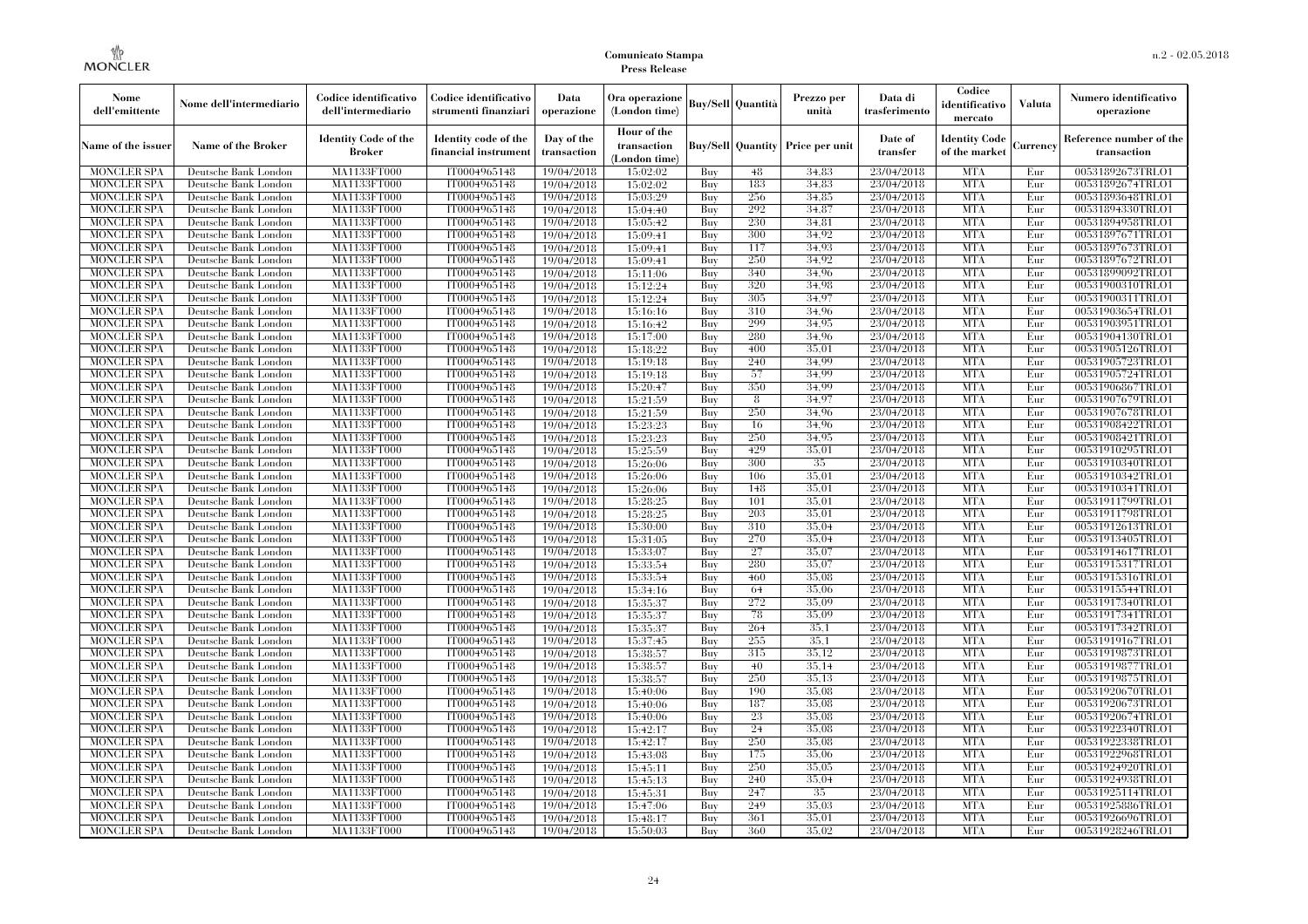| Nome dell'emittente | Nome dell'intermediario | Codice identificativo dell'intermediario | Codice identificativo strumenti finanziari | Data operazione | Ora operazione (London time) | Buy/Sell | Quantità | Prezzo per unità | Data di trasferimento | Codice identificativo mercato | Valuta | Numero identificativo operazione |
|---|---|---|---|---|---|---|---|---|---|---|---|---|
| Name of the issuer | Name of the Broker | Identity Code of the Broker | Identity code of the financial instrument | Day of the transaction | Hour of the transaction (London time) | Buy/Sell | Quantity | Price per unit | Date of transfer | Identity Code of the market | Currency | Reference number of the transaction |
| MONCLER SPA | Deutsche Bank London | MA1133FT000 | IT0004965148 | 19/04/2018 | 15:02:02 | Buy | 48 | 34,83 | 23/04/2018 | MTA | Eur | 00531892673TRLO1 |
| MONCLER SPA | Deutsche Bank London | MA1133FT000 | IT0004965148 | 19/04/2018 | 15:02:02 | Buy | 183 | 34,83 | 23/04/2018 | MTA | Eur | 00531892674TRLO1 |
| MONCLER SPA | Deutsche Bank London | MA1133FT000 | IT0004965148 | 19/04/2018 | 15:03:29 | Buy | 256 | 34,85 | 23/04/2018 | MTA | Eur | 00531893648TRLO1 |
| MONCLER SPA | Deutsche Bank London | MA1133FT000 | IT0004965148 | 19/04/2018 | 15:04:40 | Buy | 292 | 34,87 | 23/04/2018 | MTA | Eur | 00531894330TRLO1 |
| MONCLER SPA | Deutsche Bank London | MA1133FT000 | IT0004965148 | 19/04/2018 | 15:05:42 | Buy | 230 | 34,81 | 23/04/2018 | MTA | Eur | 00531894958TRLO1 |
| MONCLER SPA | Deutsche Bank London | MA1133FT000 | IT0004965148 | 19/04/2018 | 15:09:41 | Buy | 300 | 34,92 | 23/04/2018 | MTA | Eur | 00531897671TRLO1 |
| MONCLER SPA | Deutsche Bank London | MA1133FT000 | IT0004965148 | 19/04/2018 | 15:09:41 | Buy | 117 | 34,93 | 23/04/2018 | MTA | Eur | 00531897673TRLO1 |
| MONCLER SPA | Deutsche Bank London | MA1133FT000 | IT0004965148 | 19/04/2018 | 15:09:41 | Buy | 250 | 34,92 | 23/04/2018 | MTA | Eur | 00531897672TRLO1 |
| MONCLER SPA | Deutsche Bank London | MA1133FT000 | IT0004965148 | 19/04/2018 | 15:11:06 | Buy | 340 | 34,96 | 23/04/2018 | MTA | Eur | 00531899092TRLO1 |
| MONCLER SPA | Deutsche Bank London | MA1133FT000 | IT0004965148 | 19/04/2018 | 15:12:24 | Buy | 320 | 34,98 | 23/04/2018 | MTA | Eur | 00531900310TRLO1 |
| MONCLER SPA | Deutsche Bank London | MA1133FT000 | IT0004965148 | 19/04/2018 | 15:12:24 | Buy | 305 | 34,97 | 23/04/2018 | MTA | Eur | 00531900311TRLO1 |
| MONCLER SPA | Deutsche Bank London | MA1133FT000 | IT0004965148 | 19/04/2018 | 15:16:16 | Buy | 310 | 34,96 | 23/04/2018 | MTA | Eur | 00531903654TRLO1 |
| MONCLER SPA | Deutsche Bank London | MA1133FT000 | IT0004965148 | 19/04/2018 | 15:16:42 | Buy | 299 | 34,95 | 23/04/2018 | MTA | Eur | 00531903951TRLO1 |
| MONCLER SPA | Deutsche Bank London | MA1133FT000 | IT0004965148 | 19/04/2018 | 15:17:00 | Buy | 280 | 34,96 | 23/04/2018 | MTA | Eur | 00531904130TRLO1 |
| MONCLER SPA | Deutsche Bank London | MA1133FT000 | IT0004965148 | 19/04/2018 | 15:18:22 | Buy | 400 | 35,01 | 23/04/2018 | MTA | Eur | 00531905126TRLO1 |
| MONCLER SPA | Deutsche Bank London | MA1133FT000 | IT0004965148 | 19/04/2018 | 15:19:18 | Buy | 240 | 34,99 | 23/04/2018 | MTA | Eur | 00531905723TRLO1 |
| MONCLER SPA | Deutsche Bank London | MA1133FT000 | IT0004965148 | 19/04/2018 | 15:19:18 | Buy | 57 | 34,99 | 23/04/2018 | MTA | Eur | 00531905724TRLO1 |
| MONCLER SPA | Deutsche Bank London | MA1133FT000 | IT0004965148 | 19/04/2018 | 15:20:47 | Buy | 350 | 34,99 | 23/04/2018 | MTA | Eur | 00531906867TRLO1 |
| MONCLER SPA | Deutsche Bank London | MA1133FT000 | IT0004965148 | 19/04/2018 | 15:21:59 | Buy | 8 | 34,97 | 23/04/2018 | MTA | Eur | 00531907679TRLO1 |
| MONCLER SPA | Deutsche Bank London | MA1133FT000 | IT0004965148 | 19/04/2018 | 15:21:59 | Buy | 250 | 34,96 | 23/04/2018 | MTA | Eur | 00531907678TRLO1 |
| MONCLER SPA | Deutsche Bank London | MA1133FT000 | IT0004965148 | 19/04/2018 | 15:23:23 | Buy | 16 | 34,96 | 23/04/2018 | MTA | Eur | 00531908422TRLO1 |
| MONCLER SPA | Deutsche Bank London | MA1133FT000 | IT0004965148 | 19/04/2018 | 15:23:23 | Buy | 250 | 34,95 | 23/04/2018 | MTA | Eur | 00531908421TRLO1 |
| MONCLER SPA | Deutsche Bank London | MA1133FT000 | IT0004965148 | 19/04/2018 | 15:25:59 | Buy | 429 | 35,01 | 23/04/2018 | MTA | Eur | 00531910295TRLO1 |
| MONCLER SPA | Deutsche Bank London | MA1133FT000 | IT0004965148 | 19/04/2018 | 15:26:06 | Buy | 300 | 35 | 23/04/2018 | MTA | Eur | 00531910340TRLO1 |
| MONCLER SPA | Deutsche Bank London | MA1133FT000 | IT0004965148 | 19/04/2018 | 15:26:06 | Buy | 106 | 35,01 | 23/04/2018 | MTA | Eur | 00531910342TRLO1 |
| MONCLER SPA | Deutsche Bank London | MA1133FT000 | IT0004965148 | 19/04/2018 | 15:26:06 | Buy | 148 | 35,01 | 23/04/2018 | MTA | Eur | 00531910341TRLO1 |
| MONCLER SPA | Deutsche Bank London | MA1133FT000 | IT0004965148 | 19/04/2018 | 15:28:25 | Buy | 101 | 35,01 | 23/04/2018 | MTA | Eur | 00531911799TRLO1 |
| MONCLER SPA | Deutsche Bank London | MA1133FT000 | IT0004965148 | 19/04/2018 | 15:28:25 | Buy | 203 | 35,01 | 23/04/2018 | MTA | Eur | 00531911798TRLO1 |
| MONCLER SPA | Deutsche Bank London | MA1133FT000 | IT0004965148 | 19/04/2018 | 15:30:00 | Buy | 310 | 35,04 | 23/04/2018 | MTA | Eur | 00531912613TRLO1 |
| MONCLER SPA | Deutsche Bank London | MA1133FT000 | IT0004965148 | 19/04/2018 | 15:31:05 | Buy | 270 | 35,04 | 23/04/2018 | MTA | Eur | 00531913405TRLO1 |
| MONCLER SPA | Deutsche Bank London | MA1133FT000 | IT0004965148 | 19/04/2018 | 15:33:07 | Buy | 27 | 35,07 | 23/04/2018 | MTA | Eur | 00531914617TRLO1 |
| MONCLER SPA | Deutsche Bank London | MA1133FT000 | IT0004965148 | 19/04/2018 | 15:33:54 | Buy | 280 | 35,07 | 23/04/2018 | MTA | Eur | 00531915317TRLO1 |
| MONCLER SPA | Deutsche Bank London | MA1133FT000 | IT0004965148 | 19/04/2018 | 15:33:54 | Buy | 460 | 35,08 | 23/04/2018 | MTA | Eur | 00531915316TRLO1 |
| MONCLER SPA | Deutsche Bank London | MA1133FT000 | IT0004965148 | 19/04/2018 | 15:34:16 | Buy | 64 | 35,06 | 23/04/2018 | MTA | Eur | 00531915544TRLO1 |
| MONCLER SPA | Deutsche Bank London | MA1133FT000 | IT0004965148 | 19/04/2018 | 15:35:37 | Buy | 272 | 35,09 | 23/04/2018 | MTA | Eur | 00531917340TRLO1 |
| MONCLER SPA | Deutsche Bank London | MA1133FT000 | IT0004965148 | 19/04/2018 | 15:35:37 | Buy | 78 | 35,09 | 23/04/2018 | MTA | Eur | 00531917341TRLO1 |
| MONCLER SPA | Deutsche Bank London | MA1133FT000 | IT0004965148 | 19/04/2018 | 15:35:37 | Buy | 264 | 35,1 | 23/04/2018 | MTA | Eur | 00531917342TRLO1 |
| MONCLER SPA | Deutsche Bank London | MA1133FT000 | IT0004965148 | 19/04/2018 | 15:37:45 | Buy | 255 | 35,1 | 23/04/2018 | MTA | Eur | 00531919167TRLO1 |
| MONCLER SPA | Deutsche Bank London | MA1133FT000 | IT0004965148 | 19/04/2018 | 15:38:57 | Buy | 315 | 35,12 | 23/04/2018 | MTA | Eur | 00531919873TRLO1 |
| MONCLER SPA | Deutsche Bank London | MA1133FT000 | IT0004965148 | 19/04/2018 | 15:38:57 | Buy | 40 | 35,14 | 23/04/2018 | MTA | Eur | 00531919877TRLO1 |
| MONCLER SPA | Deutsche Bank London | MA1133FT000 | IT0004965148 | 19/04/2018 | 15:38:57 | Buy | 250 | 35,13 | 23/04/2018 | MTA | Eur | 00531919875TRLO1 |
| MONCLER SPA | Deutsche Bank London | MA1133FT000 | IT0004965148 | 19/04/2018 | 15:40:06 | Buy | 190 | 35,08 | 23/04/2018 | MTA | Eur | 00531920670TRLO1 |
| MONCLER SPA | Deutsche Bank London | MA1133FT000 | IT0004965148 | 19/04/2018 | 15:40:06 | Buy | 187 | 35,08 | 23/04/2018 | MTA | Eur | 00531920673TRLO1 |
| MONCLER SPA | Deutsche Bank London | MA1133FT000 | IT0004965148 | 19/04/2018 | 15:40:06 | Buy | 23 | 35,08 | 23/04/2018 | MTA | Eur | 00531920674TRLO1 |
| MONCLER SPA | Deutsche Bank London | MA1133FT000 | IT0004965148 | 19/04/2018 | 15:42:17 | Buy | 24 | 35,08 | 23/04/2018 | MTA | Eur | 00531922340TRLO1 |
| MONCLER SPA | Deutsche Bank London | MA1133FT000 | IT0004965148 | 19/04/2018 | 15:42:17 | Buy | 250 | 35,08 | 23/04/2018 | MTA | Eur | 00531922338TRLO1 |
| MONCLER SPA | Deutsche Bank London | MA1133FT000 | IT0004965148 | 19/04/2018 | 15:43:08 | Buy | 175 | 35,06 | 23/04/2018 | MTA | Eur | 00531922968TRLO1 |
| MONCLER SPA | Deutsche Bank London | MA1133FT000 | IT0004965148 | 19/04/2018 | 15:45:11 | Buy | 250 | 35,05 | 23/04/2018 | MTA | Eur | 00531924920TRLO1 |
| MONCLER SPA | Deutsche Bank London | MA1133FT000 | IT0004965148 | 19/04/2018 | 15:45:13 | Buy | 240 | 35,04 | 23/04/2018 | MTA | Eur | 00531924938TRLO1 |
| MONCLER SPA | Deutsche Bank London | MA1133FT000 | IT0004965148 | 19/04/2018 | 15:45:31 | Buy | 247 | 35 | 23/04/2018 | MTA | Eur | 00531925114TRLO1 |
| MONCLER SPA | Deutsche Bank London | MA1133FT000 | IT0004965148 | 19/04/2018 | 15:47:06 | Buy | 249 | 35,03 | 23/04/2018 | MTA | Eur | 00531925886TRLO1 |
| MONCLER SPA | Deutsche Bank London | MA1133FT000 | IT0004965148 | 19/04/2018 | 15:48:17 | Buy | 361 | 35,01 | 23/04/2018 | MTA | Eur | 00531926696TRLO1 |
| MONCLER SPA | Deutsche Bank London | MA1133FT000 | IT0004965148 | 19/04/2018 | 15:50:03 | Buy | 360 | 35,02 | 23/04/2018 | MTA | Eur | 00531928246TRLO1 |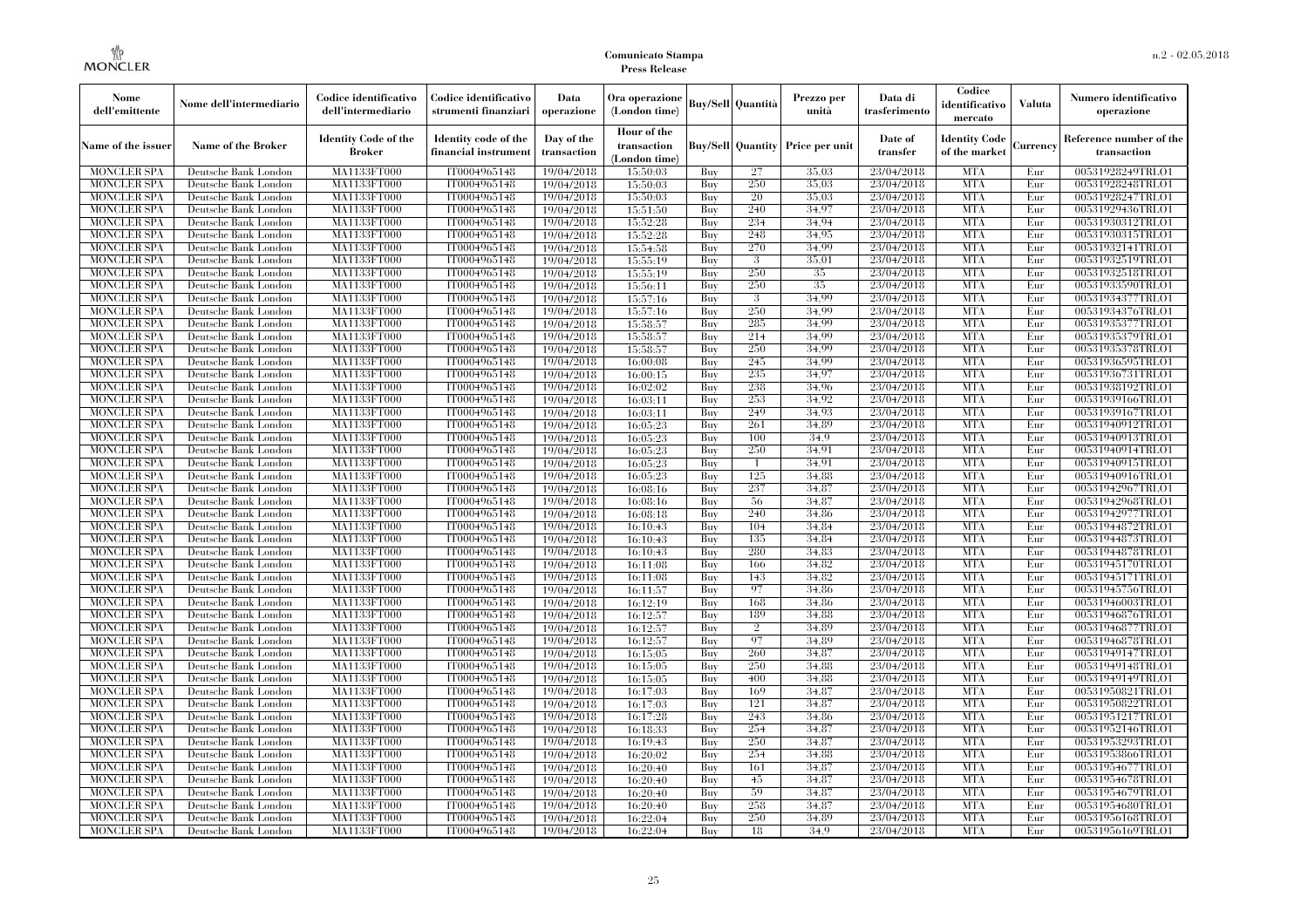| Nome dell'emittente | Nome dell'intermediario | Codice identificativo dell'intermediario | Codice identificativo strumenti finanziari | Data operazione | Ora operazione (London time) | Buy/Sell | Quantità | Prezzo per unità | Data di trasferimento | Codice identificativo mercato | Valuta | Numero identificativo operazione |
|---|---|---|---|---|---|---|---|---|---|---|---|---|
| Name of the issuer | Name of the Broker | Identity Code of the Broker | Identity code of the financial instrument | Day of the transaction | Hour of the transaction (London time) | Buy/Sell | Quantity | Price per unit | Date of transfer | Identity Code of the market | Currency | Reference number of the transaction |
| MONCLER SPA | Deutsche Bank London | MA1133FT000 | IT0004965148 | 19/04/2018 | 15:50:03 | Buy | 27 | 35.03 | 23/04/2018 | MTA | Eur | 00531928249TRLO1 |
| MONCLER SPA | Deutsche Bank London | MA1133FT000 | IT0004965148 | 19/04/2018 | 15:50:03 | Buy | 250 | 35.03 | 23/04/2018 | MTA | Eur | 00531928248TRLO1 |
| MONCLER SPA | Deutsche Bank London | MA1133FT000 | IT0004965148 | 19/04/2018 | 15:50:03 | Buy | 20 | 35.03 | 23/04/2018 | MTA | Eur | 00531928247TRLO1 |
| MONCLER SPA | Deutsche Bank London | MA1133FT000 | IT0004965148 | 19/04/2018 | 15:51:50 | Buy | 240 | 34.97 | 23/04/2018 | MTA | Eur | 00531929436TRLO1 |
| MONCLER SPA | Deutsche Bank London | MA1133FT000 | IT0004965148 | 19/04/2018 | 15:52:28 | Buy | 234 | 34.94 | 23/04/2018 | MTA | Eur | 00531930312TRLO1 |
| MONCLER SPA | Deutsche Bank London | MA1133FT000 | IT0004965148 | 19/04/2018 | 15:52:28 | Buy | 248 | 34.95 | 23/04/2018 | MTA | Eur | 00531930315TRLO1 |
| MONCLER SPA | Deutsche Bank London | MA1133FT000 | IT0004965148 | 19/04/2018 | 15:54:58 | Buy | 270 | 34.99 | 23/04/2018 | MTA | Eur | 00531932141TRLO1 |
| MONCLER SPA | Deutsche Bank London | MA1133FT000 | IT0004965148 | 19/04/2018 | 15:55:19 | Buy | 3 | 35.01 | 23/04/2018 | MTA | Eur | 00531932519TRLO1 |
| MONCLER SPA | Deutsche Bank London | MA1133FT000 | IT0004965148 | 19/04/2018 | 15:55:19 | Buy | 250 | 35 | 23/04/2018 | MTA | Eur | 00531932518TRLO1 |
| MONCLER SPA | Deutsche Bank London | MA1133FT000 | IT0004965148 | 19/04/2018 | 15:56:11 | Buy | 250 | 35 | 23/04/2018 | MTA | Eur | 00531933590TRLO1 |
| MONCLER SPA | Deutsche Bank London | MA1133FT000 | IT0004965148 | 19/04/2018 | 15:57:16 | Buy | 3 | 34.99 | 23/04/2018 | MTA | Eur | 00531934377TRLO1 |
| MONCLER SPA | Deutsche Bank London | MA1133FT000 | IT0004965148 | 19/04/2018 | 15:57:16 | Buy | 250 | 34.99 | 23/04/2018 | MTA | Eur | 00531934376TRLO1 |
| MONCLER SPA | Deutsche Bank London | MA1133FT000 | IT0004965148 | 19/04/2018 | 15:58:57 | Buy | 285 | 34.99 | 23/04/2018 | MTA | Eur | 00531935377TRLO1 |
| MONCLER SPA | Deutsche Bank London | MA1133FT000 | IT0004965148 | 19/04/2018 | 15:58:57 | Buy | 214 | 34.99 | 23/04/2018 | MTA | Eur | 00531935379TRLO1 |
| MONCLER SPA | Deutsche Bank London | MA1133FT000 | IT0004965148 | 19/04/2018 | 15:58:57 | Buy | 250 | 34.99 | 23/04/2018 | MTA | Eur | 00531935378TRLO1 |
| MONCLER SPA | Deutsche Bank London | MA1133FT000 | IT0004965148 | 19/04/2018 | 16:00:08 | Buy | 245 | 34.99 | 23/04/2018 | MTA | Eur | 00531936595TRLO1 |
| MONCLER SPA | Deutsche Bank London | MA1133FT000 | IT0004965148 | 19/04/2018 | 16:00:15 | Buy | 235 | 34.97 | 23/04/2018 | MTA | Eur | 00531936731TRLO1 |
| MONCLER SPA | Deutsche Bank London | MA1133FT000 | IT0004965148 | 19/04/2018 | 16:02:02 | Buy | 238 | 34.96 | 23/04/2018 | MTA | Eur | 00531938192TRLO1 |
| MONCLER SPA | Deutsche Bank London | MA1133FT000 | IT0004965148 | 19/04/2018 | 16:03:11 | Buy | 253 | 34.92 | 23/04/2018 | MTA | Eur | 00531939166TRLO1 |
| MONCLER SPA | Deutsche Bank London | MA1133FT000 | IT0004965148 | 19/04/2018 | 16:03:11 | Buy | 249 | 34.93 | 23/04/2018 | MTA | Eur | 00531939167TRLO1 |
| MONCLER SPA | Deutsche Bank London | MA1133FT000 | IT0004965148 | 19/04/2018 | 16:05:23 | Buy | 261 | 34.89 | 23/04/2018 | MTA | Eur | 00531940912TRLO1 |
| MONCLER SPA | Deutsche Bank London | MA1133FT000 | IT0004965148 | 19/04/2018 | 16:05:23 | Buy | 100 | 34.9 | 23/04/2018 | MTA | Eur | 00531940913TRLO1 |
| MONCLER SPA | Deutsche Bank London | MA1133FT000 | IT0004965148 | 19/04/2018 | 16:05:23 | Buy | 250 | 34.91 | 23/04/2018 | MTA | Eur | 00531940914TRLO1 |
| MONCLER SPA | Deutsche Bank London | MA1133FT000 | IT0004965148 | 19/04/2018 | 16:05:23 | Buy | 1 | 34.91 | 23/04/2018 | MTA | Eur | 00531940915TRLO1 |
| MONCLER SPA | Deutsche Bank London | MA1133FT000 | IT0004965148 | 19/04/2018 | 16:05:23 | Buy | 125 | 34.88 | 23/04/2018 | MTA | Eur | 00531940916TRLO1 |
| MONCLER SPA | Deutsche Bank London | MA1133FT000 | IT0004965148 | 19/04/2018 | 16:08:16 | Buy | 237 | 34.87 | 23/04/2018 | MTA | Eur | 00531942967TRLO1 |
| MONCLER SPA | Deutsche Bank London | MA1133FT000 | IT0004965148 | 19/04/2018 | 16:08:16 | Buy | 56 | 34.87 | 23/04/2018 | MTA | Eur | 00531942968TRLO1 |
| MONCLER SPA | Deutsche Bank London | MA1133FT000 | IT0004965148 | 19/04/2018 | 16:08:18 | Buy | 240 | 34.86 | 23/04/2018 | MTA | Eur | 00531942977TRLO1 |
| MONCLER SPA | Deutsche Bank London | MA1133FT000 | IT0004965148 | 19/04/2018 | 16:10:43 | Buy | 104 | 34.84 | 23/04/2018 | MTA | Eur | 00531944872TRLO1 |
| MONCLER SPA | Deutsche Bank London | MA1133FT000 | IT0004965148 | 19/04/2018 | 16:10:43 | Buy | 135 | 34.84 | 23/04/2018 | MTA | Eur | 00531944873TRLO1 |
| MONCLER SPA | Deutsche Bank London | MA1133FT000 | IT0004965148 | 19/04/2018 | 16:10:43 | Buy | 280 | 34.83 | 23/04/2018 | MTA | Eur | 00531944878TRLO1 |
| MONCLER SPA | Deutsche Bank London | MA1133FT000 | IT0004965148 | 19/04/2018 | 16:11:08 | Buy | 166 | 34.82 | 23/04/2018 | MTA | Eur | 00531945170TRLO1 |
| MONCLER SPA | Deutsche Bank London | MA1133FT000 | IT0004965148 | 19/04/2018 | 16:11:08 | Buy | 143 | 34.82 | 23/04/2018 | MTA | Eur | 00531945171TRLO1 |
| MONCLER SPA | Deutsche Bank London | MA1133FT000 | IT0004965148 | 19/04/2018 | 16:11:57 | Buy | 97 | 34.86 | 23/04/2018 | MTA | Eur | 00531945756TRLO1 |
| MONCLER SPA | Deutsche Bank London | MA1133FT000 | IT0004965148 | 19/04/2018 | 16:12:19 | Buy | 168 | 34.86 | 23/04/2018 | MTA | Eur | 00531946003TRLO1 |
| MONCLER SPA | Deutsche Bank London | MA1133FT000 | IT0004965148 | 19/04/2018 | 16:12:57 | Buy | 189 | 34.88 | 23/04/2018 | MTA | Eur | 00531946876TRLO1 |
| MONCLER SPA | Deutsche Bank London | MA1133FT000 | IT0004965148 | 19/04/2018 | 16:12:57 | Buy | 2 | 34.89 | 23/04/2018 | MTA | Eur | 00531946877TRLO1 |
| MONCLER SPA | Deutsche Bank London | MA1133FT000 | IT0004965148 | 19/04/2018 | 16:12:57 | Buy | 97 | 34.89 | 23/04/2018 | MTA | Eur | 00531946878TRLO1 |
| MONCLER SPA | Deutsche Bank London | MA1133FT000 | IT0004965148 | 19/04/2018 | 16:15:05 | Buy | 260 | 34.87 | 23/04/2018 | MTA | Eur | 00531949147TRLO1 |
| MONCLER SPA | Deutsche Bank London | MA1133FT000 | IT0004965148 | 19/04/2018 | 16:15:05 | Buy | 250 | 34.88 | 23/04/2018 | MTA | Eur | 00531949148TRLO1 |
| MONCLER SPA | Deutsche Bank London | MA1133FT000 | IT0004965148 | 19/04/2018 | 16:15:05 | Buy | 400 | 34.88 | 23/04/2018 | MTA | Eur | 00531949149TRLO1 |
| MONCLER SPA | Deutsche Bank London | MA1133FT000 | IT0004965148 | 19/04/2018 | 16:17:03 | Buy | 169 | 34.87 | 23/04/2018 | MTA | Eur | 00531950821TRLO1 |
| MONCLER SPA | Deutsche Bank London | MA1133FT000 | IT0004965148 | 19/04/2018 | 16:17:03 | Buy | 121 | 34.87 | 23/04/2018 | MTA | Eur | 00531950822TRLO1 |
| MONCLER SPA | Deutsche Bank London | MA1133FT000 | IT0004965148 | 19/04/2018 | 16:17:28 | Buy | 243 | 34.86 | 23/04/2018 | MTA | Eur | 00531951217TRLO1 |
| MONCLER SPA | Deutsche Bank London | MA1133FT000 | IT0004965148 | 19/04/2018 | 16:18:33 | Buy | 254 | 34.87 | 23/04/2018 | MTA | Eur | 00531952146TRLO1 |
| MONCLER SPA | Deutsche Bank London | MA1133FT000 | IT0004965148 | 19/04/2018 | 16:19:43 | Buy | 250 | 34.87 | 23/04/2018 | MTA | Eur | 00531953293TRLO1 |
| MONCLER SPA | Deutsche Bank London | MA1133FT000 | IT0004965148 | 19/04/2018 | 16:20:02 | Buy | 254 | 34.88 | 23/04/2018 | MTA | Eur | 00531953866TRLO1 |
| MONCLER SPA | Deutsche Bank London | MA1133FT000 | IT0004965148 | 19/04/2018 | 16:20:40 | Buy | 161 | 34.87 | 23/04/2018 | MTA | Eur | 00531954677TRLO1 |
| MONCLER SPA | Deutsche Bank London | MA1133FT000 | IT0004965148 | 19/04/2018 | 16:20:40 | Buy | 45 | 34.87 | 23/04/2018 | MTA | Eur | 00531954678TRLO1 |
| MONCLER SPA | Deutsche Bank London | MA1133FT000 | IT0004965148 | 19/04/2018 | 16:20:40 | Buy | 59 | 34.87 | 23/04/2018 | MTA | Eur | 00531954679TRLO1 |
| MONCLER SPA | Deutsche Bank London | MA1133FT000 | IT0004965148 | 19/04/2018 | 16:20:40 | Buy | 258 | 34.87 | 23/04/2018 | MTA | Eur | 00531954680TRLO1 |
| MONCLER SPA | Deutsche Bank London | MA1133FT000 | IT0004965148 | 19/04/2018 | 16:22:04 | Buy | 250 | 34.89 | 23/04/2018 | MTA | Eur | 00531956168TRLO1 |
| MONCLER SPA | Deutsche Bank London | MA1133FT000 | IT0004965148 | 19/04/2018 | 16:22:04 | Buy | 18 | 34.9 | 23/04/2018 | MTA | Eur | 00531956169TRLO1 |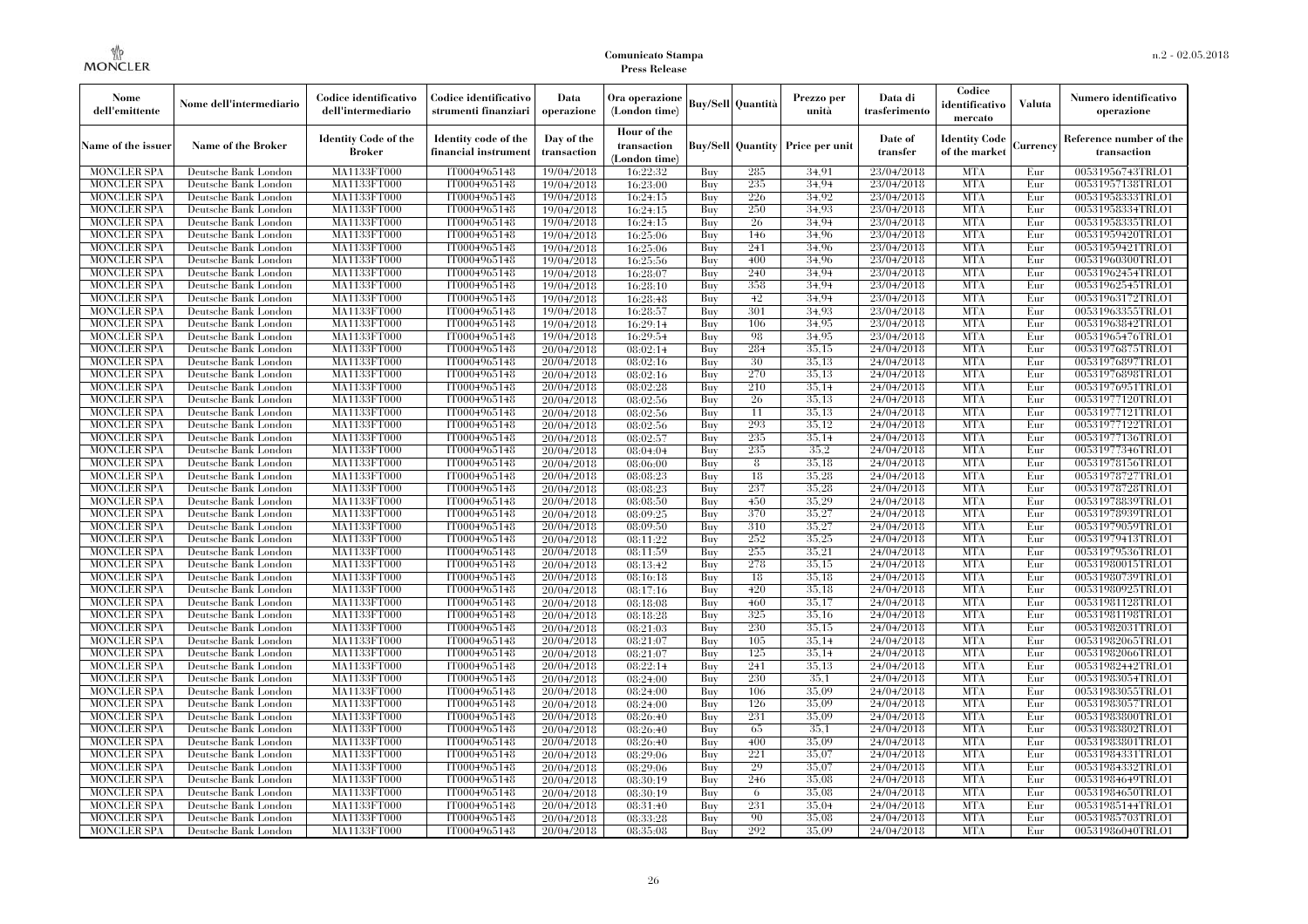| Nome dell'emittente | Nome dell'intermediario | Codice identificativo dell'intermediario | Codice identificativo strumenti finanziari | Data operazione | Ora operazione (London time) | Buy/Sell | Quantità | Prezzo per unità | Data di trasferimento | Codice identificativo mercato | Valuta | Numero identificativo operazione |
|---|---|---|---|---|---|---|---|---|---|---|---|---|
| Name of the issuer | Name of the Broker | Identity Code of the Broker | Identity code of the financial instrument | Day of the transaction | Hour of the transaction (London time) | Buy/Sell | Quantity | Price per unit | Date of transfer | Identity Code of the market | Currency | Reference number of the transaction |
| MONCLER SPA | Deutsche Bank London | MA1133FT000 | IT0004965148 | 19/04/2018 | 16:22:32 | Buy | 285 | 34.91 | 23/04/2018 | MTA | Eur | 00531956743TRLO1 |
| MONCLER SPA | Deutsche Bank London | MA1133FT000 | IT0004965148 | 19/04/2018 | 16:23:00 | Buy | 235 | 34.94 | 23/04/2018 | MTA | Eur | 00531957138TRLO1 |
| MONCLER SPA | Deutsche Bank London | MA1133FT000 | IT0004965148 | 19/04/2018 | 16:24:15 | Buy | 226 | 34.92 | 23/04/2018 | MTA | Eur | 00531958333TRLO1 |
| MONCLER SPA | Deutsche Bank London | MA1133FT000 | IT0004965148 | 19/04/2018 | 16:24:15 | Buy | 250 | 34.93 | 23/04/2018 | MTA | Eur | 00531958334TRLO1 |
| MONCLER SPA | Deutsche Bank London | MA1133FT000 | IT0004965148 | 19/04/2018 | 16:24:15 | Buy | 26 | 34.94 | 23/04/2018 | MTA | Eur | 00531958335TRLO1 |
| MONCLER SPA | Deutsche Bank London | MA1133FT000 | IT0004965148 | 19/04/2018 | 16:25:06 | Buy | 146 | 34.96 | 23/04/2018 | MTA | Eur | 00531959420TRLO1 |
| MONCLER SPA | Deutsche Bank London | MA1133FT000 | IT0004965148 | 19/04/2018 | 16:25:06 | Buy | 241 | 34.96 | 23/04/2018 | MTA | Eur | 00531959421TRLO1 |
| MONCLER SPA | Deutsche Bank London | MA1133FT000 | IT0004965148 | 19/04/2018 | 16:25:56 | Buy | 400 | 34.96 | 23/04/2018 | MTA | Eur | 00531960300TRLO1 |
| MONCLER SPA | Deutsche Bank London | MA1133FT000 | IT0004965148 | 19/04/2018 | 16:28:07 | Buy | 240 | 34.94 | 23/04/2018 | MTA | Eur | 00531962454TRLO1 |
| MONCLER SPA | Deutsche Bank London | MA1133FT000 | IT0004965148 | 19/04/2018 | 16:28:10 | Buy | 358 | 34.94 | 23/04/2018 | MTA | Eur | 00531962545TRLO1 |
| MONCLER SPA | Deutsche Bank London | MA1133FT000 | IT0004965148 | 19/04/2018 | 16:28:48 | Buy | 42 | 34.94 | 23/04/2018 | MTA | Eur | 00531963172TRLO1 |
| MONCLER SPA | Deutsche Bank London | MA1133FT000 | IT0004965148 | 19/04/2018 | 16:28:57 | Buy | 301 | 34.93 | 23/04/2018 | MTA | Eur | 00531963355TRLO1 |
| MONCLER SPA | Deutsche Bank London | MA1133FT000 | IT0004965148 | 19/04/2018 | 16:29:14 | Buy | 106 | 34.95 | 23/04/2018 | MTA | Eur | 00531963842TRLO1 |
| MONCLER SPA | Deutsche Bank London | MA1133FT000 | IT0004965148 | 19/04/2018 | 16:29:54 | Buy | 98 | 34.95 | 23/04/2018 | MTA | Eur | 00531965476TRLO1 |
| MONCLER SPA | Deutsche Bank London | MA1133FT000 | IT0004965148 | 20/04/2018 | 08:02:14 | Buy | 284 | 35.15 | 24/04/2018 | MTA | Eur | 00531976875TRLO1 |
| MONCLER SPA | Deutsche Bank London | MA1133FT000 | IT0004965148 | 20/04/2018 | 08:02:16 | Buy | 30 | 35.13 | 24/04/2018 | MTA | Eur | 00531976897TRLO1 |
| MONCLER SPA | Deutsche Bank London | MA1133FT000 | IT0004965148 | 20/04/2018 | 08:02:16 | Buy | 270 | 35.13 | 24/04/2018 | MTA | Eur | 00531976898TRLO1 |
| MONCLER SPA | Deutsche Bank London | MA1133FT000 | IT0004965148 | 20/04/2018 | 08:02:28 | Buy | 210 | 35.14 | 24/04/2018 | MTA | Eur | 00531976951TRLO1 |
| MONCLER SPA | Deutsche Bank London | MA1133FT000 | IT0004965148 | 20/04/2018 | 08:02:56 | Buy | 26 | 35.13 | 24/04/2018 | MTA | Eur | 00531977120TRLO1 |
| MONCLER SPA | Deutsche Bank London | MA1133FT000 | IT0004965148 | 20/04/2018 | 08:02:56 | Buy | 11 | 35.13 | 24/04/2018 | MTA | Eur | 00531977121TRLO1 |
| MONCLER SPA | Deutsche Bank London | MA1133FT000 | IT0004965148 | 20/04/2018 | 08:02:56 | Buy | 293 | 35.12 | 24/04/2018 | MTA | Eur | 00531977122TRLO1 |
| MONCLER SPA | Deutsche Bank London | MA1133FT000 | IT0004965148 | 20/04/2018 | 08:02:57 | Buy | 235 | 35.14 | 24/04/2018 | MTA | Eur | 00531977136TRLO1 |
| MONCLER SPA | Deutsche Bank London | MA1133FT000 | IT0004965148 | 20/04/2018 | 08:04:04 | Buy | 235 | 35.2 | 24/04/2018 | MTA | Eur | 00531977346TRLO1 |
| MONCLER SPA | Deutsche Bank London | MA1133FT000 | IT0004965148 | 20/04/2018 | 08:06:00 | Buy | 8 | 35.18 | 24/04/2018 | MTA | Eur | 00531978156TRLO1 |
| MONCLER SPA | Deutsche Bank London | MA1133FT000 | IT0004965148 | 20/04/2018 | 08:08:23 | Buy | 18 | 35.28 | 24/04/2018 | MTA | Eur | 00531978727TRLO1 |
| MONCLER SPA | Deutsche Bank London | MA1133FT000 | IT0004965148 | 20/04/2018 | 08:08:23 | Buy | 237 | 35.28 | 24/04/2018 | MTA | Eur | 00531978728TRLO1 |
| MONCLER SPA | Deutsche Bank London | MA1133FT000 | IT0004965148 | 20/04/2018 | 08:08:50 | Buy | 450 | 35.29 | 24/04/2018 | MTA | Eur | 00531978839TRLO1 |
| MONCLER SPA | Deutsche Bank London | MA1133FT000 | IT0004965148 | 20/04/2018 | 08:09:25 | Buy | 370 | 35.27 | 24/04/2018 | MTA | Eur | 00531978939TRLO1 |
| MONCLER SPA | Deutsche Bank London | MA1133FT000 | IT0004965148 | 20/04/2018 | 08:09:50 | Buy | 310 | 35.27 | 24/04/2018 | MTA | Eur | 00531979059TRLO1 |
| MONCLER SPA | Deutsche Bank London | MA1133FT000 | IT0004965148 | 20/04/2018 | 08:11:22 | Buy | 252 | 35.25 | 24/04/2018 | MTA | Eur | 00531979413TRLO1 |
| MONCLER SPA | Deutsche Bank London | MA1133FT000 | IT0004965148 | 20/04/2018 | 08:11:59 | Buy | 255 | 35.21 | 24/04/2018 | MTA | Eur | 00531979536TRLO1 |
| MONCLER SPA | Deutsche Bank London | MA1133FT000 | IT0004965148 | 20/04/2018 | 08:13:42 | Buy | 278 | 35.15 | 24/04/2018 | MTA | Eur | 00531980015TRLO1 |
| MONCLER SPA | Deutsche Bank London | MA1133FT000 | IT0004965148 | 20/04/2018 | 08:16:18 | Buy | 18 | 35.18 | 24/04/2018 | MTA | Eur | 00531980739TRLO1 |
| MONCLER SPA | Deutsche Bank London | MA1133FT000 | IT0004965148 | 20/04/2018 | 08:17:16 | Buy | 420 | 35.18 | 24/04/2018 | MTA | Eur | 00531980925TRLO1 |
| MONCLER SPA | Deutsche Bank London | MA1133FT000 | IT0004965148 | 20/04/2018 | 08:18:08 | Buy | 460 | 35.17 | 24/04/2018 | MTA | Eur | 00531981128TRLO1 |
| MONCLER SPA | Deutsche Bank London | MA1133FT000 | IT0004965148 | 20/04/2018 | 08:18:28 | Buy | 325 | 35.16 | 24/04/2018 | MTA | Eur | 00531981198TRLO1 |
| MONCLER SPA | Deutsche Bank London | MA1133FT000 | IT0004965148 | 20/04/2018 | 08:21:03 | Buy | 230 | 35.15 | 24/04/2018 | MTA | Eur | 00531982031TRLO1 |
| MONCLER SPA | Deutsche Bank London | MA1133FT000 | IT0004965148 | 20/04/2018 | 08:21:07 | Buy | 105 | 35.14 | 24/04/2018 | MTA | Eur | 00531982065TRLO1 |
| MONCLER SPA | Deutsche Bank London | MA1133FT000 | IT0004965148 | 20/04/2018 | 08:21:07 | Buy | 125 | 35.14 | 24/04/2018 | MTA | Eur | 00531982066TRLO1 |
| MONCLER SPA | Deutsche Bank London | MA1133FT000 | IT0004965148 | 20/04/2018 | 08:22:14 | Buy | 241 | 35.13 | 24/04/2018 | MTA | Eur | 00531982442TRLO1 |
| MONCLER SPA | Deutsche Bank London | MA1133FT000 | IT0004965148 | 20/04/2018 | 08:24:00 | Buy | 230 | 35.1 | 24/04/2018 | MTA | Eur | 00531983054TRLO1 |
| MONCLER SPA | Deutsche Bank London | MA1133FT000 | IT0004965148 | 20/04/2018 | 08:24:00 | Buy | 106 | 35.09 | 24/04/2018 | MTA | Eur | 00531983055TRLO1 |
| MONCLER SPA | Deutsche Bank London | MA1133FT000 | IT0004965148 | 20/04/2018 | 08:24:00 | Buy | 126 | 35.09 | 24/04/2018 | MTA | Eur | 00531983057TRLO1 |
| MONCLER SPA | Deutsche Bank London | MA1133FT000 | IT0004965148 | 20/04/2018 | 08:26:40 | Buy | 231 | 35.09 | 24/04/2018 | MTA | Eur | 00531983800TRLO1 |
| MONCLER SPA | Deutsche Bank London | MA1133FT000 | IT0004965148 | 20/04/2018 | 08:26:40 | Buy | 65 | 35.1 | 24/04/2018 | MTA | Eur | 00531983802TRLO1 |
| MONCLER SPA | Deutsche Bank London | MA1133FT000 | IT0004965148 | 20/04/2018 | 08:26:40 | Buy | 400 | 35.09 | 24/04/2018 | MTA | Eur | 00531983801TRLO1 |
| MONCLER SPA | Deutsche Bank London | MA1133FT000 | IT0004965148 | 20/04/2018 | 08:29:06 | Buy | 221 | 35.07 | 24/04/2018 | MTA | Eur | 00531984331TRLO1 |
| MONCLER SPA | Deutsche Bank London | MA1133FT000 | IT0004965148 | 20/04/2018 | 08:29:06 | Buy | 29 | 35.07 | 24/04/2018 | MTA | Eur | 00531984332TRLO1 |
| MONCLER SPA | Deutsche Bank London | MA1133FT000 | IT0004965148 | 20/04/2018 | 08:30:19 | Buy | 246 | 35.08 | 24/04/2018 | MTA | Eur | 00531984649TRLO1 |
| MONCLER SPA | Deutsche Bank London | MA1133FT000 | IT0004965148 | 20/04/2018 | 08:30:19 | Buy | 6 | 35.08 | 24/04/2018 | MTA | Eur | 00531984650TRLO1 |
| MONCLER SPA | Deutsche Bank London | MA1133FT000 | IT0004965148 | 20/04/2018 | 08:31:40 | Buy | 231 | 35.04 | 24/04/2018 | MTA | Eur | 00531985144TRLO1 |
| MONCLER SPA | Deutsche Bank London | MA1133FT000 | IT0004965148 | 20/04/2018 | 08:33:28 | Buy | 90 | 35.08 | 24/04/2018 | MTA | Eur | 00531985703TRLO1 |
| MONCLER SPA | Deutsche Bank London | MA1133FT000 | IT0004965148 | 20/04/2018 | 08:35:08 | Buy | 292 | 35.09 | 24/04/2018 | MTA | Eur | 00531986040TRLO1 |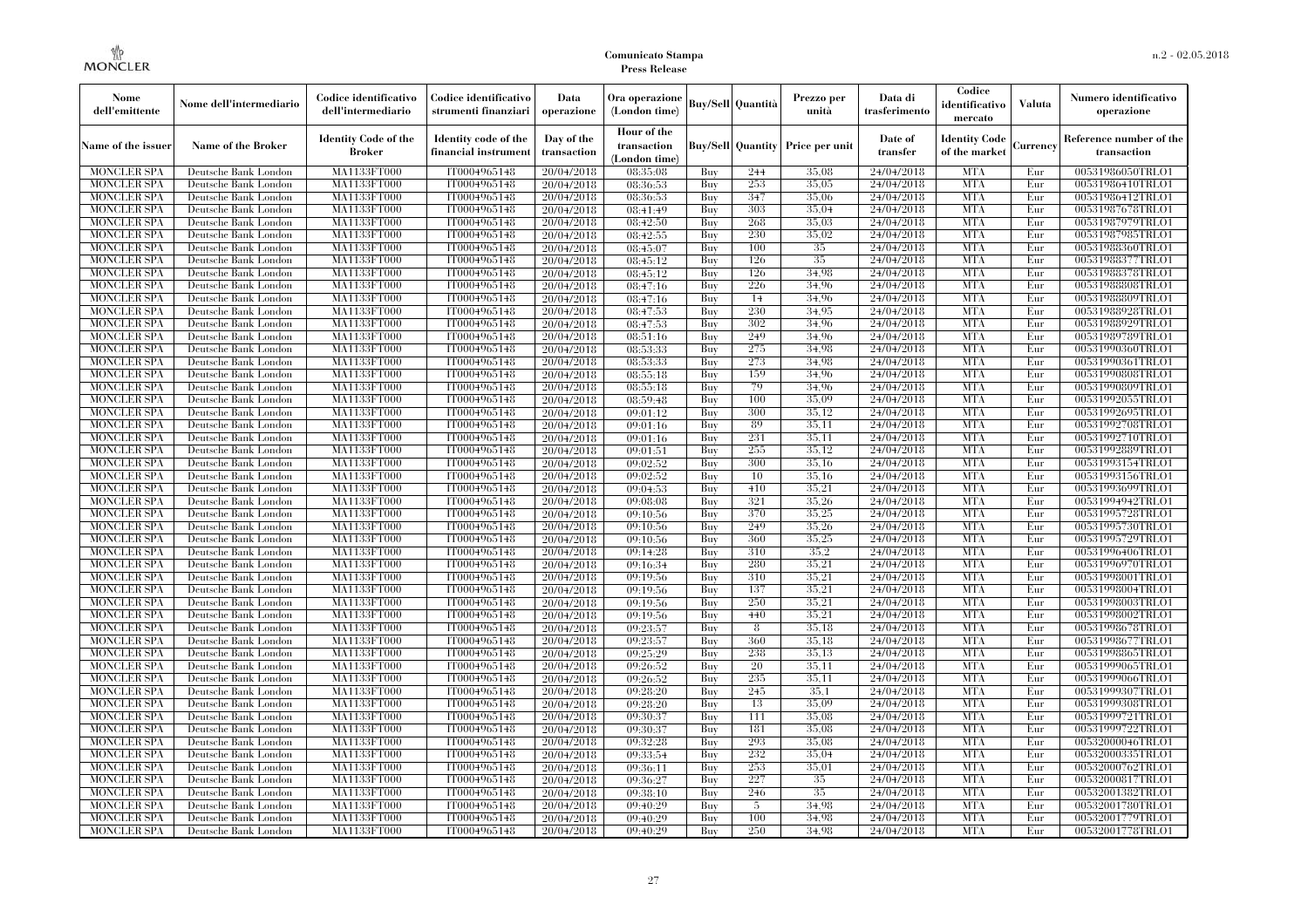| Nome dell'emittente | Nome dell'intermediario | Codice identificativo dell'intermediario | Codice identificativo strumenti finanziari | Data operazione | Ora operazione (London time) | Buy/Sell | Quantità | Prezzo per unità | Data di trasferimento | Codice identificativo mercato | Valuta | Numero identificativo operazione |
|---|---|---|---|---|---|---|---|---|---|---|---|---|
| Name of the issuer | Name of the Broker | Identity Code of the Broker | Identity code of the financial instrument | Day of the transaction | Hour of the transaction (London time) | Buy/Sell | Quantity | Price per unit | Date of transfer | Identity Code of the market | Currency | Reference number of the transaction |
| MONCLER SPA | Deutsche Bank London | MA1133FT000 | IT0004965148 | 20/04/2018 | 08:35:08 | Buy | 244 | 35,08 | 24/04/2018 | MTA | Eur | 00531986050TRLO1 |
| MONCLER SPA | Deutsche Bank London | MA1133FT000 | IT0004965148 | 20/04/2018 | 08:36:53 | Buy | 253 | 35,05 | 24/04/2018 | MTA | Eur | 00531986410TRLO1 |
| MONCLER SPA | Deutsche Bank London | MA1133FT000 | IT0004965148 | 20/04/2018 | 08:36:53 | Buy | 347 | 35,06 | 24/04/2018 | MTA | Eur | 00531986412TRLO1 |
| MONCLER SPA | Deutsche Bank London | MA1133FT000 | IT0004965148 | 20/04/2018 | 08:41:49 | Buy | 303 | 35,04 | 24/04/2018 | MTA | Eur | 00531987678TRLO1 |
| MONCLER SPA | Deutsche Bank London | MA1133FT000 | IT0004965148 | 20/04/2018 | 08:42:50 | Buy | 268 | 35,03 | 24/04/2018 | MTA | Eur | 00531987979TRLO1 |
| MONCLER SPA | Deutsche Bank London | MA1133FT000 | IT0004965148 | 20/04/2018 | 08:42:55 | Buy | 230 | 35,02 | 24/04/2018 | MTA | Eur | 00531987985TRLO1 |
| MONCLER SPA | Deutsche Bank London | MA1133FT000 | IT0004965148 | 20/04/2018 | 08:45:07 | Buy | 100 | 35 | 24/04/2018 | MTA | Eur | 00531988360TRLO1 |
| MONCLER SPA | Deutsche Bank London | MA1133FT000 | IT0004965148 | 20/04/2018 | 08:45:12 | Buy | 126 | 35 | 24/04/2018 | MTA | Eur | 00531988377TRLO1 |
| MONCLER SPA | Deutsche Bank London | MA1133FT000 | IT0004965148 | 20/04/2018 | 08:45:12 | Buy | 126 | 34,98 | 24/04/2018 | MTA | Eur | 00531988378TRLO1 |
| MONCLER SPA | Deutsche Bank London | MA1133FT000 | IT0004965148 | 20/04/2018 | 08:47:16 | Buy | 226 | 34,96 | 24/04/2018 | MTA | Eur | 00531988808TRLO1 |
| MONCLER SPA | Deutsche Bank London | MA1133FT000 | IT0004965148 | 20/04/2018 | 08:47:16 | Buy | 14 | 34,96 | 24/04/2018 | MTA | Eur | 00531988809TRLO1 |
| MONCLER SPA | Deutsche Bank London | MA1133FT000 | IT0004965148 | 20/04/2018 | 08:47:53 | Buy | 230 | 34,95 | 24/04/2018 | MTA | Eur | 00531988928TRLO1 |
| MONCLER SPA | Deutsche Bank London | MA1133FT000 | IT0004965148 | 20/04/2018 | 08:47:53 | Buy | 302 | 34,96 | 24/04/2018 | MTA | Eur | 00531988929TRLO1 |
| MONCLER SPA | Deutsche Bank London | MA1133FT000 | IT0004965148 | 20/04/2018 | 08:51:16 | Buy | 249 | 34,96 | 24/04/2018 | MTA | Eur | 00531989789TRLO1 |
| MONCLER SPA | Deutsche Bank London | MA1133FT000 | IT0004965148 | 20/04/2018 | 08:53:33 | Buy | 275 | 34,98 | 24/04/2018 | MTA | Eur | 00531990360TRLO1 |
| MONCLER SPA | Deutsche Bank London | MA1133FT000 | IT0004965148 | 20/04/2018 | 08:53:33 | Buy | 273 | 34,98 | 24/04/2018 | MTA | Eur | 00531990361TRLO1 |
| MONCLER SPA | Deutsche Bank London | MA1133FT000 | IT0004965148 | 20/04/2018 | 08:55:18 | Buy | 159 | 34,96 | 24/04/2018 | MTA | Eur | 00531990808TRLO1 |
| MONCLER SPA | Deutsche Bank London | MA1133FT000 | IT0004965148 | 20/04/2018 | 08:55:18 | Buy | 79 | 34,96 | 24/04/2018 | MTA | Eur | 00531990809TRLO1 |
| MONCLER SPA | Deutsche Bank London | MA1133FT000 | IT0004965148 | 20/04/2018 | 08:59:48 | Buy | 100 | 35,09 | 24/04/2018 | MTA | Eur | 00531992055TRLO1 |
| MONCLER SPA | Deutsche Bank London | MA1133FT000 | IT0004965148 | 20/04/2018 | 09:01:12 | Buy | 300 | 35,12 | 24/04/2018 | MTA | Eur | 00531992695TRLO1 |
| MONCLER SPA | Deutsche Bank London | MA1133FT000 | IT0004965148 | 20/04/2018 | 09:01:16 | Buy | 89 | 35,11 | 24/04/2018 | MTA | Eur | 00531992708TRLO1 |
| MONCLER SPA | Deutsche Bank London | MA1133FT000 | IT0004965148 | 20/04/2018 | 09:01:16 | Buy | 231 | 35,11 | 24/04/2018 | MTA | Eur | 00531992710TRLO1 |
| MONCLER SPA | Deutsche Bank London | MA1133FT000 | IT0004965148 | 20/04/2018 | 09:01:51 | Buy | 255 | 35,12 | 24/04/2018 | MTA | Eur | 00531992889TRLO1 |
| MONCLER SPA | Deutsche Bank London | MA1133FT000 | IT0004965148 | 20/04/2018 | 09:02:52 | Buy | 300 | 35,16 | 24/04/2018 | MTA | Eur | 00531993154TRLO1 |
| MONCLER SPA | Deutsche Bank London | MA1133FT000 | IT0004965148 | 20/04/2018 | 09:02:52 | Buy | 10 | 35,16 | 24/04/2018 | MTA | Eur | 00531993156TRLO1 |
| MONCLER SPA | Deutsche Bank London | MA1133FT000 | IT0004965148 | 20/04/2018 | 09:04:53 | Buy | 410 | 35,21 | 24/04/2018 | MTA | Eur | 00531993699TRLO1 |
| MONCLER SPA | Deutsche Bank London | MA1133FT000 | IT0004965148 | 20/04/2018 | 09:08:08 | Buy | 321 | 35,26 | 24/04/2018 | MTA | Eur | 00531994942TRLO1 |
| MONCLER SPA | Deutsche Bank London | MA1133FT000 | IT0004965148 | 20/04/2018 | 09:10:56 | Buy | 370 | 35,25 | 24/04/2018 | MTA | Eur | 00531995728TRLO1 |
| MONCLER SPA | Deutsche Bank London | MA1133FT000 | IT0004965148 | 20/04/2018 | 09:10:56 | Buy | 249 | 35,26 | 24/04/2018 | MTA | Eur | 00531995730TRLO1 |
| MONCLER SPA | Deutsche Bank London | MA1133FT000 | IT0004965148 | 20/04/2018 | 09:10:56 | Buy | 360 | 35,25 | 24/04/2018 | MTA | Eur | 00531995729TRLO1 |
| MONCLER SPA | Deutsche Bank London | MA1133FT000 | IT0004965148 | 20/04/2018 | 09:14:28 | Buy | 310 | 35,2 | 24/04/2018 | MTA | Eur | 00531996406TRLO1 |
| MONCLER SPA | Deutsche Bank London | MA1133FT000 | IT0004965148 | 20/04/2018 | 09:16:34 | Buy | 280 | 35,21 | 24/04/2018 | MTA | Eur | 00531996970TRLO1 |
| MONCLER SPA | Deutsche Bank London | MA1133FT000 | IT0004965148 | 20/04/2018 | 09:19:56 | Buy | 310 | 35,21 | 24/04/2018 | MTA | Eur | 00531998001TRLO1 |
| MONCLER SPA | Deutsche Bank London | MA1133FT000 | IT0004965148 | 20/04/2018 | 09:19:56 | Buy | 137 | 35,21 | 24/04/2018 | MTA | Eur | 00531998004TRLO1 |
| MONCLER SPA | Deutsche Bank London | MA1133FT000 | IT0004965148 | 20/04/2018 | 09:19:56 | Buy | 250 | 35,21 | 24/04/2018 | MTA | Eur | 00531998003TRLO1 |
| MONCLER SPA | Deutsche Bank London | MA1133FT000 | IT0004965148 | 20/04/2018 | 09:19:56 | Buy | 440 | 35,21 | 24/04/2018 | MTA | Eur | 00531998002TRLO1 |
| MONCLER SPA | Deutsche Bank London | MA1133FT000 | IT0004965148 | 20/04/2018 | 09:23:57 | Buy | 8 | 35,18 | 24/04/2018 | MTA | Eur | 00531998678TRLO1 |
| MONCLER SPA | Deutsche Bank London | MA1133FT000 | IT0004965148 | 20/04/2018 | 09:23:57 | Buy | 360 | 35,18 | 24/04/2018 | MTA | Eur | 00531998677TRLO1 |
| MONCLER SPA | Deutsche Bank London | MA1133FT000 | IT0004965148 | 20/04/2018 | 09:25:29 | Buy | 238 | 35,13 | 24/04/2018 | MTA | Eur | 00531998865TRLO1 |
| MONCLER SPA | Deutsche Bank London | MA1133FT000 | IT0004965148 | 20/04/2018 | 09:26:52 | Buy | 20 | 35,11 | 24/04/2018 | MTA | Eur | 00531999065TRLO1 |
| MONCLER SPA | Deutsche Bank London | MA1133FT000 | IT0004965148 | 20/04/2018 | 09:26:52 | Buy | 235 | 35,11 | 24/04/2018 | MTA | Eur | 00531999066TRLO1 |
| MONCLER SPA | Deutsche Bank London | MA1133FT000 | IT0004965148 | 20/04/2018 | 09:28:20 | Buy | 245 | 35,1 | 24/04/2018 | MTA | Eur | 00531999307TRLO1 |
| MONCLER SPA | Deutsche Bank London | MA1133FT000 | IT0004965148 | 20/04/2018 | 09:28:20 | Buy | 13 | 35,09 | 24/04/2018 | MTA | Eur | 00531999308TRLO1 |
| MONCLER SPA | Deutsche Bank London | MA1133FT000 | IT0004965148 | 20/04/2018 | 09:30:37 | Buy | 111 | 35,08 | 24/04/2018 | MTA | Eur | 00531999721TRLO1 |
| MONCLER SPA | Deutsche Bank London | MA1133FT000 | IT0004965148 | 20/04/2018 | 09:30:37 | Buy | 181 | 35,08 | 24/04/2018 | MTA | Eur | 00531999722TRLO1 |
| MONCLER SPA | Deutsche Bank London | MA1133FT000 | IT0004965148 | 20/04/2018 | 09:32:28 | Buy | 293 | 35,08 | 24/04/2018 | MTA | Eur | 00532000046TRLO1 |
| MONCLER SPA | Deutsche Bank London | MA1133FT000 | IT0004965148 | 20/04/2018 | 09:33:54 | Buy | 232 | 35,04 | 24/04/2018 | MTA | Eur | 00532000335TRLO1 |
| MONCLER SPA | Deutsche Bank London | MA1133FT000 | IT0004965148 | 20/04/2018 | 09:36:11 | Buy | 253 | 35,01 | 24/04/2018 | MTA | Eur | 00532000762TRLO1 |
| MONCLER SPA | Deutsche Bank London | MA1133FT000 | IT0004965148 | 20/04/2018 | 09:36:27 | Buy | 227 | 35 | 24/04/2018 | MTA | Eur | 00532000817TRLO1 |
| MONCLER SPA | Deutsche Bank London | MA1133FT000 | IT0004965148 | 20/04/2018 | 09:38:10 | Buy | 246 | 35 | 24/04/2018 | MTA | Eur | 00532001382TRLO1 |
| MONCLER SPA | Deutsche Bank London | MA1133FT000 | IT0004965148 | 20/04/2018 | 09:40:29 | Buy | 5 | 34,98 | 24/04/2018 | MTA | Eur | 00532001780TRLO1 |
| MONCLER SPA | Deutsche Bank London | MA1133FT000 | IT0004965148 | 20/04/2018 | 09:40:29 | Buy | 100 | 34,98 | 24/04/2018 | MTA | Eur | 00532001779TRLO1 |
| MONCLER SPA | Deutsche Bank London | MA1133FT000 | IT0004965148 | 20/04/2018 | 09:40:29 | Buy | 250 | 34,98 | 24/04/2018 | MTA | Eur | 00532001778TRLO1 |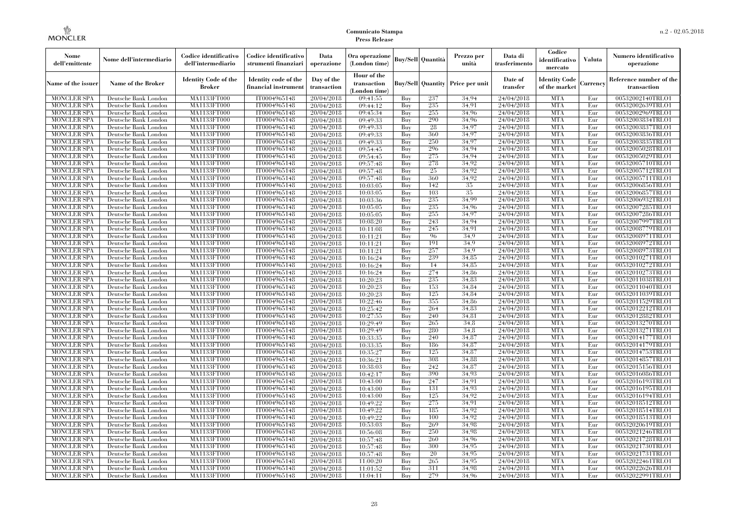| Nome dell'emittente | Nome dell'intermediario | Codice identificativo dell'intermediario | Codice identificativo strumenti finanziari | Data operazione | Ora operazione (London time) | Buy/Sell | Quantità | Prezzo per unità | Data di trasferimento | Codice identificativo mercato | Valuta | Numero identificativo operazione |
|---|---|---|---|---|---|---|---|---|---|---|---|---|
| Name of the issuer | Name of the Broker | Identity Code of the Broker | Identity code of the financial instrument | Day of the transaction | Hour of the transaction (London time) | Buy/Sell | Quantity | Price per unit | Date of transfer | Identity Code of the market | Currency | Reference number of the transaction |
| MONCLER SPA | Deutsche Bank London | MA1133FT000 | IT0004965148 | 20/04/2018 | 09:41:55 | Buy | 237 | 34.94 | 24/04/2018 | MTA | Eur | 00532002140TRLO1 |
| MONCLER SPA | Deutsche Bank London | MA1133FT000 | IT0004965148 | 20/04/2018 | 09:44:12 | Buy | 235 | 34.91 | 24/04/2018 | MTA | Eur | 00532002639TRLO1 |
| MONCLER SPA | Deutsche Bank London | MA1133FT000 | IT0004965148 | 20/04/2018 | 09:45:34 | Buy | 255 | 34.96 | 24/04/2018 | MTA | Eur | 00532002969TRLO1 |
| MONCLER SPA | Deutsche Bank London | MA1133FT000 | IT0004965148 | 20/04/2018 | 09:49:33 | Buy | 290 | 34.96 | 24/04/2018 | MTA | Eur | 00532003834TRLO1 |
| MONCLER SPA | Deutsche Bank London | MA1133FT000 | IT0004965148 | 20/04/2018 | 09:49:33 | Buy | 28 | 34.97 | 24/04/2018 | MTA | Eur | 00532003837TRLO1 |
| MONCLER SPA | Deutsche Bank London | MA1133FT000 | IT0004965148 | 20/04/2018 | 09:49:33 | Buy | 360 | 34.97 | 24/04/2018 | MTA | Eur | 00532003836TRLO1 |
| MONCLER SPA | Deutsche Bank London | MA1133FT000 | IT0004965148 | 20/04/2018 | 09:49:33 | Buy | 250 | 34.97 | 24/04/2018 | MTA | Eur | 00532003835TRLO1 |
| MONCLER SPA | Deutsche Bank London | MA1133FT000 | IT0004965148 | 20/04/2018 | 09:54:45 | Buy | 296 | 34.94 | 24/04/2018 | MTA | Eur | 00532005028TRLO1 |
| MONCLER SPA | Deutsche Bank London | MA1133FT000 | IT0004965148 | 20/04/2018 | 09:54:45 | Buy | 275 | 34.94 | 24/04/2018 | MTA | Eur | 00532005029TRLO1 |
| MONCLER SPA | Deutsche Bank London | MA1133FT000 | IT0004965148 | 20/04/2018 | 09:57:48 | Buy | 278 | 34.92 | 24/04/2018 | MTA | Eur | 00532005710TRLO1 |
| MONCLER SPA | Deutsche Bank London | MA1133FT000 | IT0004965148 | 20/04/2018 | 09:57:48 | Buy | 25 | 34.92 | 24/04/2018 | MTA | Eur | 00532005712TRLO1 |
| MONCLER SPA | Deutsche Bank London | MA1133FT000 | IT0004965148 | 20/04/2018 | 09:57:48 | Buy | 360 | 34.92 | 24/04/2018 | MTA | Eur | 00532005711TRLO1 |
| MONCLER SPA | Deutsche Bank London | MA1133FT000 | IT0004965148 | 20/04/2018 | 10:03:05 | Buy | 142 | 35 | 24/04/2018 | MTA | Eur | 00532006856TRLO1 |
| MONCLER SPA | Deutsche Bank London | MA1133FT000 | IT0004965148 | 20/04/2018 | 10:03:05 | Buy | 103 | 35 | 24/04/2018 | MTA | Eur | 00532006857TRLO1 |
| MONCLER SPA | Deutsche Bank London | MA1133FT000 | IT0004965148 | 20/04/2018 | 10:03:36 | Buy | 235 | 34.99 | 24/04/2018 | MTA | Eur | 00532006932TRLO1 |
| MONCLER SPA | Deutsche Bank London | MA1133FT000 | IT0004965148 | 20/04/2018 | 10:05:05 | Buy | 235 | 34.96 | 24/04/2018 | MTA | Eur | 00532007285TRLO1 |
| MONCLER SPA | Deutsche Bank London | MA1133FT000 | IT0004965148 | 20/04/2018 | 10:05:05 | Buy | 255 | 34.97 | 24/04/2018 | MTA | Eur | 00532007286TRLO1 |
| MONCLER SPA | Deutsche Bank London | MA1133FT000 | IT0004965148 | 20/04/2018 | 10:08:20 | Buy | 243 | 34.94 | 24/04/2018 | MTA | Eur | 00532007997TRLO1 |
| MONCLER SPA | Deutsche Bank London | MA1133FT000 | IT0004965148 | 20/04/2018 | 10:11:08 | Buy | 245 | 34.91 | 24/04/2018 | MTA | Eur | 00532008779TRLO1 |
| MONCLER SPA | Deutsche Bank London | MA1133FT000 | IT0004965148 | 20/04/2018 | 10:11:21 | Buy | 96 | 34.9 | 24/04/2018 | MTA | Eur | 00532008971TRLO1 |
| MONCLER SPA | Deutsche Bank London | MA1133FT000 | IT0004965148 | 20/04/2018 | 10:11:21 | Buy | 191 | 34.9 | 24/04/2018 | MTA | Eur | 00532008972TRLO1 |
| MONCLER SPA | Deutsche Bank London | MA1133FT000 | IT0004965148 | 20/04/2018 | 10:11:21 | Buy | 257 | 34.9 | 24/04/2018 | MTA | Eur | 00532008973TRLO1 |
| MONCLER SPA | Deutsche Bank London | MA1133FT000 | IT0004965148 | 20/04/2018 | 10:16:24 | Buy | 239 | 34.85 | 24/04/2018 | MTA | Eur | 00532010271TRLO1 |
| MONCLER SPA | Deutsche Bank London | MA1133FT000 | IT0004965148 | 20/04/2018 | 10:16:24 | Buy | 14 | 34.85 | 24/04/2018 | MTA | Eur | 00532010272TRLO1 |
| MONCLER SPA | Deutsche Bank London | MA1133FT000 | IT0004965148 | 20/04/2018 | 10:16:24 | Buy | 274 | 34.86 | 24/04/2018 | MTA | Eur | 00532010273TRLO1 |
| MONCLER SPA | Deutsche Bank London | MA1133FT000 | IT0004965148 | 20/04/2018 | 10:20:23 | Buy | 235 | 34.83 | 24/04/2018 | MTA | Eur | 00532011038TRLO1 |
| MONCLER SPA | Deutsche Bank London | MA1133FT000 | IT0004965148 | 20/04/2018 | 10:20:23 | Buy | 153 | 34.84 | 24/04/2018 | MTA | Eur | 00532011040TRLO1 |
| MONCLER SPA | Deutsche Bank London | MA1133FT000 | IT0004965148 | 20/04/2018 | 10:20:23 | Buy | 125 | 34.84 | 24/04/2018 | MTA | Eur | 00532011039TRLO1 |
| MONCLER SPA | Deutsche Bank London | MA1133FT000 | IT0004965148 | 20/04/2018 | 10:22:46 | Buy | 355 | 34.86 | 24/04/2018 | MTA | Eur | 00532011529TRLO1 |
| MONCLER SPA | Deutsche Bank London | MA1133FT000 | IT0004965148 | 20/04/2018 | 10:25:42 | Buy | 264 | 34.83 | 24/04/2018 | MTA | Eur | 00532012212TRLO1 |
| MONCLER SPA | Deutsche Bank London | MA1133FT000 | IT0004965148 | 20/04/2018 | 10:27:55 | Buy | 240 | 34.81 | 24/04/2018 | MTA | Eur | 00532012882TRLO1 |
| MONCLER SPA | Deutsche Bank London | MA1133FT000 | IT0004965148 | 20/04/2018 | 10:29:49 | Buy | 265 | 34.8 | 24/04/2018 | MTA | Eur | 00532013270TRLO1 |
| MONCLER SPA | Deutsche Bank London | MA1133FT000 | IT0004965148 | 20/04/2018 | 10:29:49 | Buy | 280 | 34.8 | 24/04/2018 | MTA | Eur | 00532013271TRLO1 |
| MONCLER SPA | Deutsche Bank London | MA1133FT000 | IT0004965148 | 20/04/2018 | 10:33:35 | Buy | 240 | 34.87 | 24/04/2018 | MTA | Eur | 00532014177TRLO1 |
| MONCLER SPA | Deutsche Bank London | MA1133FT000 | IT0004965148 | 20/04/2018 | 10:33:35 | Buy | 186 | 34.87 | 24/04/2018 | MTA | Eur | 00532014179TRLO1 |
| MONCLER SPA | Deutsche Bank London | MA1133FT000 | IT0004965148 | 20/04/2018 | 10:35:27 | Buy | 125 | 34.87 | 24/04/2018 | MTA | Eur | 00532014753TRLO1 |
| MONCLER SPA | Deutsche Bank London | MA1133FT000 | IT0004965148 | 20/04/2018 | 10:36:21 | Buy | 308 | 34.88 | 24/04/2018 | MTA | Eur | 00532014857TRLO1 |
| MONCLER SPA | Deutsche Bank London | MA1133FT000 | IT0004965148 | 20/04/2018 | 10:38:03 | Buy | 242 | 34.87 | 24/04/2018 | MTA | Eur | 00532015156TRLO1 |
| MONCLER SPA | Deutsche Bank London | MA1133FT000 | IT0004965148 | 20/04/2018 | 10:42:17 | Buy | 390 | 34.93 | 24/04/2018 | MTA | Eur | 00532016086TRLO1 |
| MONCLER SPA | Deutsche Bank London | MA1133FT000 | IT0004965148 | 20/04/2018 | 10:43:00 | Buy | 247 | 34.91 | 24/04/2018 | MTA | Eur | 00532016193TRLO1 |
| MONCLER SPA | Deutsche Bank London | MA1133FT000 | IT0004965148 | 20/04/2018 | 10:43:00 | Buy | 131 | 34.93 | 24/04/2018 | MTA | Eur | 00532016195TRLO1 |
| MONCLER SPA | Deutsche Bank London | MA1133FT000 | IT0004965148 | 20/04/2018 | 10:43:00 | Buy | 125 | 34.92 | 24/04/2018 | MTA | Eur | 00532016194TRLO1 |
| MONCLER SPA | Deutsche Bank London | MA1133FT000 | IT0004965148 | 20/04/2018 | 10:49:22 | Buy | 275 | 34.91 | 24/04/2018 | MTA | Eur | 00532018512TRLO1 |
| MONCLER SPA | Deutsche Bank London | MA1133FT000 | IT0004965148 | 20/04/2018 | 10:49:22 | Buy | 185 | 34.92 | 24/04/2018 | MTA | Eur | 00532018514TRLO1 |
| MONCLER SPA | Deutsche Bank London | MA1133FT000 | IT0004965148 | 20/04/2018 | 10:49:22 | Buy | 100 | 34.92 | 24/04/2018 | MTA | Eur | 00532018513TRLO1 |
| MONCLER SPA | Deutsche Bank London | MA1133FT000 | IT0004965148 | 20/04/2018 | 10:53:03 | Buy | 269 | 34.98 | 24/04/2018 | MTA | Eur | 00532020619TRLO1 |
| MONCLER SPA | Deutsche Bank London | MA1133FT000 | IT0004965148 | 20/04/2018 | 10:56:08 | Buy | 250 | 34.98 | 24/04/2018 | MTA | Eur | 00532021246TRLO1 |
| MONCLER SPA | Deutsche Bank London | MA1133FT000 | IT0004965148 | 20/04/2018 | 10:57:48 | Buy | 260 | 34.96 | 24/04/2018 | MTA | Eur | 00532021728TRLO1 |
| MONCLER SPA | Deutsche Bank London | MA1133FT000 | IT0004965148 | 20/04/2018 | 10:57:48 | Buy | 300 | 34.95 | 24/04/2018 | MTA | Eur | 00532021730TRLO1 |
| MONCLER SPA | Deutsche Bank London | MA1133FT000 | IT0004965148 | 20/04/2018 | 10:57:48 | Buy | 20 | 34.95 | 24/04/2018 | MTA | Eur | 00532021731TRLO1 |
| MONCLER SPA | Deutsche Bank London | MA1133FT000 | IT0004965148 | 20/04/2018 | 11:00:20 | Buy | 265 | 34.95 | 24/04/2018 | MTA | Eur | 00532022461TRLO1 |
| MONCLER SPA | Deutsche Bank London | MA1133FT000 | IT0004965148 | 20/04/2018 | 11:01:52 | Buy | 311 | 34.98 | 24/04/2018 | MTA | Eur | 00532022626TRLO1 |
| MONCLER SPA | Deutsche Bank London | MA1133FT000 | IT0004965148 | 20/04/2018 | 11:04:11 | Buy | 279 | 34.96 | 24/04/2018 | MTA | Eur | 00532022991TRLO1 |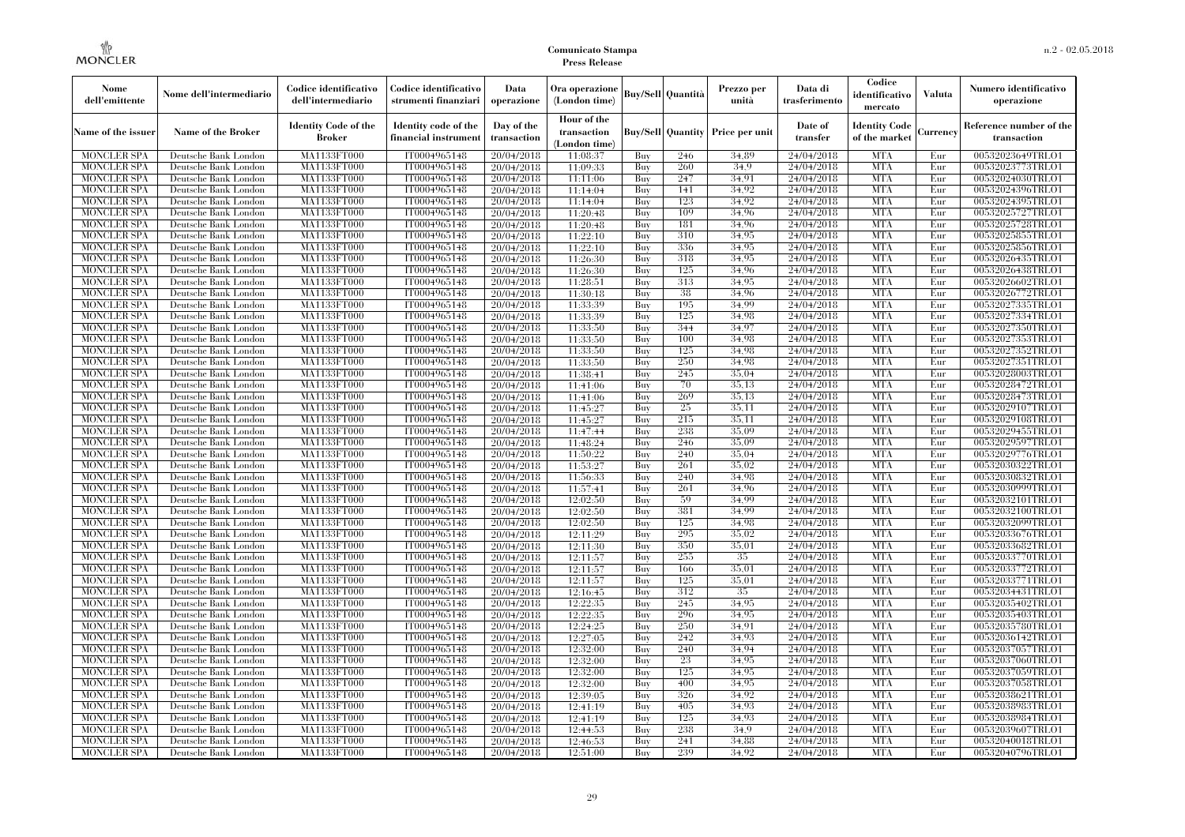| Nome dell'emittente | Nome dell'intermediario | Codice identificativo dell'intermediario | Codice identificativo strumenti finanziari | Data operazione | Ora operazione (London time) | Buy/Sell | Quantità | Prezzo per unità | Data di trasferimento | Codice identificativo mercato | Valuta | Numero identificativo operazione |
|---|---|---|---|---|---|---|---|---|---|---|---|---|
| Name of the issuer | Name of the Broker | Identity Code of the Broker | Identity code of the financial instrument | Day of the transaction | Hour of the transaction (London time) | Buy/Sell | Quantity | Price per unit | Date of transfer | Identity Code of the market | Currency | Reference number of the transaction |
| MONCLER SPA | Deutsche Bank London | MA1133FT000 | IT0004965148 | 20/04/2018 | 11:08:37 | Buy | 246 | 34.89 | 24/04/2018 | MTA | Eur | 00532023649TRLO1 |
| MONCLER SPA | Deutsche Bank London | MA1133FT000 | IT0004965148 | 20/04/2018 | 11:09:33 | Buy | 260 | 34.9 | 24/04/2018 | MTA | Eur | 00532023773TRLO1 |
| MONCLER SPA | Deutsche Bank London | MA1133FT000 | IT0004965148 | 20/04/2018 | 11:11:06 | Buy | 247 | 34.91 | 24/04/2018 | MTA | Eur | 00532024030TRLO1 |
| MONCLER SPA | Deutsche Bank London | MA1133FT000 | IT0004965148 | 20/04/2018 | 11:14:04 | Buy | 141 | 34.92 | 24/04/2018 | MTA | Eur | 00532024396TRLO1 |
| MONCLER SPA | Deutsche Bank London | MA1133FT000 | IT0004965148 | 20/04/2018 | 11:14:04 | Buy | 123 | 34.92 | 24/04/2018 | MTA | Eur | 00532024395TRLO1 |
| MONCLER SPA | Deutsche Bank London | MA1133FT000 | IT0004965148 | 20/04/2018 | 11:20:48 | Buy | 109 | 34.96 | 24/04/2018 | MTA | Eur | 00532025727TRLO1 |
| MONCLER SPA | Deutsche Bank London | MA1133FT000 | IT0004965148 | 20/04/2018 | 11:20:48 | Buy | 181 | 34.96 | 24/04/2018 | MTA | Eur | 00532025728TRLO1 |
| MONCLER SPA | Deutsche Bank London | MA1133FT000 | IT0004965148 | 20/04/2018 | 11:22:10 | Buy | 310 | 34.95 | 24/04/2018 | MTA | Eur | 00532025855TRLO1 |
| MONCLER SPA | Deutsche Bank London | MA1133FT000 | IT0004965148 | 20/04/2018 | 11:22:10 | Buy | 336 | 34.95 | 24/04/2018 | MTA | Eur | 00532025856TRLO1 |
| MONCLER SPA | Deutsche Bank London | MA1133FT000 | IT0004965148 | 20/04/2018 | 11:26:30 | Buy | 318 | 34.95 | 24/04/2018 | MTA | Eur | 00532026435TRLO1 |
| MONCLER SPA | Deutsche Bank London | MA1133FT000 | IT0004965148 | 20/04/2018 | 11:26:30 | Buy | 125 | 34.96 | 24/04/2018 | MTA | Eur | 00532026438TRLO1 |
| MONCLER SPA | Deutsche Bank London | MA1133FT000 | IT0004965148 | 20/04/2018 | 11:28:51 | Buy | 313 | 34.95 | 24/04/2018 | MTA | Eur | 00532026602TRLO1 |
| MONCLER SPA | Deutsche Bank London | MA1133FT000 | IT0004965148 | 20/04/2018 | 11:30:18 | Buy | 38 | 34.96 | 24/04/2018 | MTA | Eur | 00532026772TRLO1 |
| MONCLER SPA | Deutsche Bank London | MA1133FT000 | IT0004965148 | 20/04/2018 | 11:33:39 | Buy | 195 | 34.99 | 24/04/2018 | MTA | Eur | 00532027335TRLO1 |
| MONCLER SPA | Deutsche Bank London | MA1133FT000 | IT0004965148 | 20/04/2018 | 11:33:39 | Buy | 125 | 34.98 | 24/04/2018 | MTA | Eur | 00532027334TRLO1 |
| MONCLER SPA | Deutsche Bank London | MA1133FT000 | IT0004965148 | 20/04/2018 | 11:33:50 | Buy | 344 | 34.97 | 24/04/2018 | MTA | Eur | 00532027350TRLO1 |
| MONCLER SPA | Deutsche Bank London | MA1133FT000 | IT0004965148 | 20/04/2018 | 11:33:50 | Buy | 100 | 34.98 | 24/04/2018 | MTA | Eur | 00532027353TRLO1 |
| MONCLER SPA | Deutsche Bank London | MA1133FT000 | IT0004965148 | 20/04/2018 | 11:33:50 | Buy | 125 | 34.98 | 24/04/2018 | MTA | Eur | 00532027352TRLO1 |
| MONCLER SPA | Deutsche Bank London | MA1133FT000 | IT0004965148 | 20/04/2018 | 11:33:50 | Buy | 250 | 34.98 | 24/04/2018 | MTA | Eur | 00532027351TRLO1 |
| MONCLER SPA | Deutsche Bank London | MA1133FT000 | IT0004965148 | 20/04/2018 | 11:38:41 | Buy | 245 | 35.04 | 24/04/2018 | MTA | Eur | 00532028003TRLO1 |
| MONCLER SPA | Deutsche Bank London | MA1133FT000 | IT0004965148 | 20/04/2018 | 11:41:06 | Buy | 70 | 35.13 | 24/04/2018 | MTA | Eur | 00532028472TRLO1 |
| MONCLER SPA | Deutsche Bank London | MA1133FT000 | IT0004965148 | 20/04/2018 | 11:41:06 | Buy | 269 | 35.13 | 24/04/2018 | MTA | Eur | 00532028473TRLO1 |
| MONCLER SPA | Deutsche Bank London | MA1133FT000 | IT0004965148 | 20/04/2018 | 11:45:27 | Buy | 25 | 35.11 | 24/04/2018 | MTA | Eur | 00532029107TRLO1 |
| MONCLER SPA | Deutsche Bank London | MA1133FT000 | IT0004965148 | 20/04/2018 | 11:45:27 | Buy | 215 | 35.11 | 24/04/2018 | MTA | Eur | 00532029108TRLO1 |
| MONCLER SPA | Deutsche Bank London | MA1133FT000 | IT0004965148 | 20/04/2018 | 11:47:44 | Buy | 238 | 35.09 | 24/04/2018 | MTA | Eur | 00532029455TRLO1 |
| MONCLER SPA | Deutsche Bank London | MA1133FT000 | IT0004965148 | 20/04/2018 | 11:48:24 | Buy | 246 | 35.09 | 24/04/2018 | MTA | Eur | 00532029597TRLO1 |
| MONCLER SPA | Deutsche Bank London | MA1133FT000 | IT0004965148 | 20/04/2018 | 11:50:22 | Buy | 240 | 35.04 | 24/04/2018 | MTA | Eur | 00532029776TRLO1 |
| MONCLER SPA | Deutsche Bank London | MA1133FT000 | IT0004965148 | 20/04/2018 | 11:53:27 | Buy | 261 | 35.02 | 24/04/2018 | MTA | Eur | 00532030322TRLO1 |
| MONCLER SPA | Deutsche Bank London | MA1133FT000 | IT0004965148 | 20/04/2018 | 11:56:33 | Buy | 240 | 34.98 | 24/04/2018 | MTA | Eur | 00532030832TRLO1 |
| MONCLER SPA | Deutsche Bank London | MA1133FT000 | IT0004965148 | 20/04/2018 | 11:57:41 | Buy | 261 | 34.96 | 24/04/2018 | MTA | Eur | 00532030999TRLO1 |
| MONCLER SPA | Deutsche Bank London | MA1133FT000 | IT0004965148 | 20/04/2018 | 12:02:50 | Buy | 59 | 34.99 | 24/04/2018 | MTA | Eur | 00532032101TRLO1 |
| MONCLER SPA | Deutsche Bank London | MA1133FT000 | IT0004965148 | 20/04/2018 | 12:02:50 | Buy | 381 | 34.99 | 24/04/2018 | MTA | Eur | 00532032100TRLO1 |
| MONCLER SPA | Deutsche Bank London | MA1133FT000 | IT0004965148 | 20/04/2018 | 12:02:50 | Buy | 125 | 34.98 | 24/04/2018 | MTA | Eur | 00532032099TRLO1 |
| MONCLER SPA | Deutsche Bank London | MA1133FT000 | IT0004965148 | 20/04/2018 | 12:11:29 | Buy | 295 | 35.02 | 24/04/2018 | MTA | Eur | 00532033676TRLO1 |
| MONCLER SPA | Deutsche Bank London | MA1133FT000 | IT0004965148 | 20/04/2018 | 12:11:30 | Buy | 350 | 35.01 | 24/04/2018 | MTA | Eur | 00532033682TRLO1 |
| MONCLER SPA | Deutsche Bank London | MA1133FT000 | IT0004965148 | 20/04/2018 | 12:11:57 | Buy | 255 | 35 | 24/04/2018 | MTA | Eur | 00532033770TRLO1 |
| MONCLER SPA | Deutsche Bank London | MA1133FT000 | IT0004965148 | 20/04/2018 | 12:11:57 | Buy | 166 | 35.01 | 24/04/2018 | MTA | Eur | 00532033772TRLO1 |
| MONCLER SPA | Deutsche Bank London | MA1133FT000 | IT0004965148 | 20/04/2018 | 12:11:57 | Buy | 125 | 35.01 | 24/04/2018 | MTA | Eur | 00532033771TRLO1 |
| MONCLER SPA | Deutsche Bank London | MA1133FT000 | IT0004965148 | 20/04/2018 | 12:16:45 | Buy | 312 | 35 | 24/04/2018 | MTA | Eur | 00532034431TRLO1 |
| MONCLER SPA | Deutsche Bank London | MA1133FT000 | IT0004965148 | 20/04/2018 | 12:22:35 | Buy | 245 | 34.95 | 24/04/2018 | MTA | Eur | 00532035402TRLO1 |
| MONCLER SPA | Deutsche Bank London | MA1133FT000 | IT0004965148 | 20/04/2018 | 12:22:35 | Buy | 296 | 34.95 | 24/04/2018 | MTA | Eur | 00532035403TRLO1 |
| MONCLER SPA | Deutsche Bank London | MA1133FT000 | IT0004965148 | 20/04/2018 | 12:24:25 | Buy | 250 | 34.91 | 24/04/2018 | MTA | Eur | 00532035780TRLO1 |
| MONCLER SPA | Deutsche Bank London | MA1133FT000 | IT0004965148 | 20/04/2018 | 12:27:05 | Buy | 242 | 34.93 | 24/04/2018 | MTA | Eur | 00532036142TRLO1 |
| MONCLER SPA | Deutsche Bank London | MA1133FT000 | IT0004965148 | 20/04/2018 | 12:32:00 | Buy | 240 | 34.94 | 24/04/2018 | MTA | Eur | 00532037057TRLO1 |
| MONCLER SPA | Deutsche Bank London | MA1133FT000 | IT0004965148 | 20/04/2018 | 12:32:00 | Buy | 23 | 34.95 | 24/04/2018 | MTA | Eur | 00532037060TRLO1 |
| MONCLER SPA | Deutsche Bank London | MA1133FT000 | IT0004965148 | 20/04/2018 | 12:32:00 | Buy | 125 | 34.95 | 24/04/2018 | MTA | Eur | 00532037059TRLO1 |
| MONCLER SPA | Deutsche Bank London | MA1133FT000 | IT0004965148 | 20/04/2018 | 12:32:00 | Buy | 400 | 34.95 | 24/04/2018 | MTA | Eur | 00532037058TRLO1 |
| MONCLER SPA | Deutsche Bank London | MA1133FT000 | IT0004965148 | 20/04/2018 | 12:39:05 | Buy | 326 | 34.92 | 24/04/2018 | MTA | Eur | 00532038621TRLO1 |
| MONCLER SPA | Deutsche Bank London | MA1133FT000 | IT0004965148 | 20/04/2018 | 12:41:19 | Buy | 405 | 34.93 | 24/04/2018 | MTA | Eur | 00532038983TRLO1 |
| MONCLER SPA | Deutsche Bank London | MA1133FT000 | IT0004965148 | 20/04/2018 | 12:41:19 | Buy | 125 | 34.93 | 24/04/2018 | MTA | Eur | 00532038984TRLO1 |
| MONCLER SPA | Deutsche Bank London | MA1133FT000 | IT0004965148 | 20/04/2018 | 12:44:53 | Buy | 238 | 34.9 | 24/04/2018 | MTA | Eur | 00532039607TRLO1 |
| MONCLER SPA | Deutsche Bank London | MA1133FT000 | IT0004965148 | 20/04/2018 | 12:46:53 | Buy | 241 | 34.88 | 24/04/2018 | MTA | Eur | 00532040018TRLO1 |
| MONCLER SPA | Deutsche Bank London | MA1133FT000 | IT0004965148 | 20/04/2018 | 12:51:00 | Buy | 239 | 34.92 | 24/04/2018 | MTA | Eur | 00532040796TRLO1 |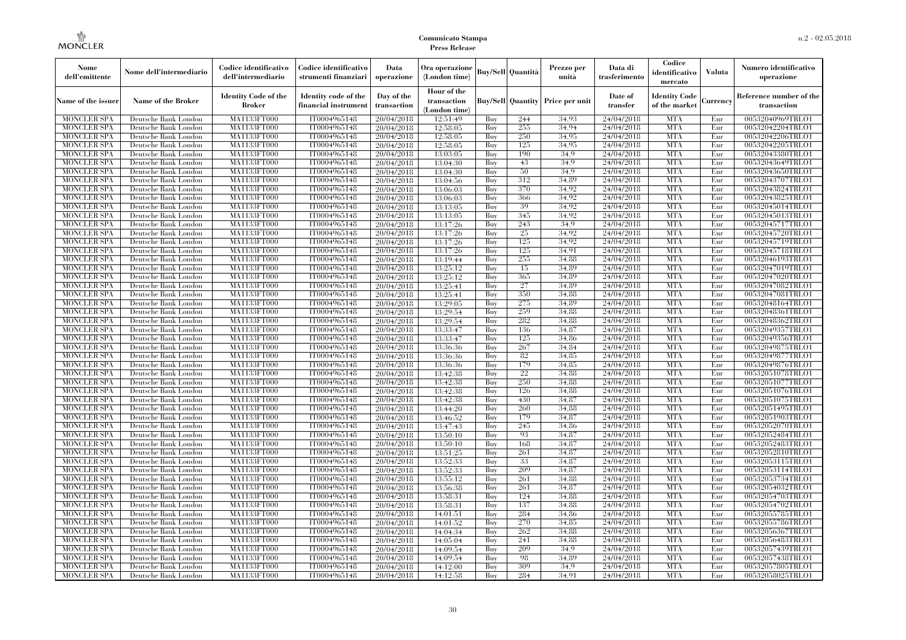| Nome dell'emittente | Nome dell'intermediario | Codice identificativo dell'intermediario | Codice identificativo strumenti finanziari | Data operazione | Ora operazione (London time) | Buy/Sell | Quantità | Prezzo per unità | Data di trasferimento | Codice identificativo mercato | Valuta | Numero identificativo operazione |
|---|---|---|---|---|---|---|---|---|---|---|---|---|
| Name of the issuer | Name of the Broker | Identity Code of the Broker | Identity code of the financial instrument | Day of the transaction | Hour of the transaction (London time) | Buy/Sell | Quantity | Price per unit | Date of transfer | Identity Code of the market | Currency | Reference number of the transaction |
| MONCLER SPA | Deutsche Bank London | MA1133FT000 | IT0004965148 | 20/04/2018 | 12:51:49 | Buy | 244 | 34.93 | 24/04/2018 | MTA | Eur | 00532040969TRLO1 |
| MONCLER SPA | Deutsche Bank London | MA1133FT000 | IT0004965148 | 20/04/2018 | 12:58:05 | Buy | 255 | 34.94 | 24/04/2018 | MTA | Eur | 00532042204TRLO1 |
| MONCLER SPA | Deutsche Bank London | MA1133FT000 | IT0004965148 | 20/04/2018 | 12:58:05 | Buy | 250 | 34.95 | 24/04/2018 | MTA | Eur | 00532042206TRLO1 |
| MONCLER SPA | Deutsche Bank London | MA1133FT000 | IT0004965148 | 20/04/2018 | 12:58:05 | Buy | 125 | 34.95 | 24/04/2018 | MTA | Eur | 00532042205TRLO1 |
| MONCLER SPA | Deutsche Bank London | MA1133FT000 | IT0004965148 | 20/04/2018 | 13:03:05 | Buy | 190 | 34.9 | 24/04/2018 | MTA | Eur | 00532043380TRLO1 |
| MONCLER SPA | Deutsche Bank London | MA1133FT000 | IT0004965148 | 20/04/2018 | 13:04:30 | Buy | 43 | 34.9 | 24/04/2018 | MTA | Eur | 00532043649TRLO1 |
| MONCLER SPA | Deutsche Bank London | MA1133FT000 | IT0004965148 | 20/04/2018 | 13:04:30 | Buy | 50 | 34.9 | 24/04/2018 | MTA | Eur | 00532043650TRLO1 |
| MONCLER SPA | Deutsche Bank London | MA1133FT000 | IT0004965148 | 20/04/2018 | 13:04:56 | Buy | 312 | 34.89 | 24/04/2018 | MTA | Eur | 00532043707TRLO1 |
| MONCLER SPA | Deutsche Bank London | MA1133FT000 | IT0004965148 | 20/04/2018 | 13:06:03 | Buy | 370 | 34.92 | 24/04/2018 | MTA | Eur | 00532043824TRLO1 |
| MONCLER SPA | Deutsche Bank London | MA1133FT000 | IT0004965148 | 20/04/2018 | 13:06:03 | Buy | 366 | 34.92 | 24/04/2018 | MTA | Eur | 00532043825TRLO1 |
| MONCLER SPA | Deutsche Bank London | MA1133FT000 | IT0004965148 | 20/04/2018 | 13:13:05 | Buy | 39 | 34.92 | 24/04/2018 | MTA | Eur | 00532045014TRLO1 |
| MONCLER SPA | Deutsche Bank London | MA1133FT000 | IT0004965148 | 20/04/2018 | 13:13:05 | Buy | 345 | 34.92 | 24/04/2018 | MTA | Eur | 00532045013TRLO1 |
| MONCLER SPA | Deutsche Bank London | MA1133FT000 | IT0004965148 | 20/04/2018 | 13:17:26 | Buy | 243 | 34.9 | 24/04/2018 | MTA | Eur | 00532045717TRLO1 |
| MONCLER SPA | Deutsche Bank London | MA1133FT000 | IT0004965148 | 20/04/2018 | 13:17:26 | Buy | 25 | 34.92 | 24/04/2018 | MTA | Eur | 00532045720TRLO1 |
| MONCLER SPA | Deutsche Bank London | MA1133FT000 | IT0004965148 | 20/04/2018 | 13:17:26 | Buy | 125 | 34.92 | 24/04/2018 | MTA | Eur | 00532045719TRLO1 |
| MONCLER SPA | Deutsche Bank London | MA1133FT000 | IT0004965148 | 20/04/2018 | 13:17:26 | Buy | 125 | 34.91 | 24/04/2018 | MTA | Eur | 00532045718TRLO1 |
| MONCLER SPA | Deutsche Bank London | MA1133FT000 | IT0004965148 | 20/04/2018 | 13:19:44 | Buy | 255 | 34.88 | 24/04/2018 | MTA | Eur | 00532046193TRLO1 |
| MONCLER SPA | Deutsche Bank London | MA1133FT000 | IT0004965148 | 20/04/2018 | 13:25:12 | Buy | 15 | 34.89 | 24/04/2018 | MTA | Eur | 00532047019TRLO1 |
| MONCLER SPA | Deutsche Bank London | MA1133FT000 | IT0004965148 | 20/04/2018 | 13:25:12 | Buy | 365 | 34.89 | 24/04/2018 | MTA | Eur | 00532047020TRLO1 |
| MONCLER SPA | Deutsche Bank London | MA1133FT000 | IT0004965148 | 20/04/2018 | 13:25:41 | Buy | 27 | 34.89 | 24/04/2018 | MTA | Eur | 00532047082TRLO1 |
| MONCLER SPA | Deutsche Bank London | MA1133FT000 | IT0004965148 | 20/04/2018 | 13:25:41 | Buy | 350 | 34.88 | 24/04/2018 | MTA | Eur | 00532047081TRLO1 |
| MONCLER SPA | Deutsche Bank London | MA1133FT000 | IT0004965148 | 20/04/2018 | 13:29:05 | Buy | 275 | 34.89 | 24/04/2018 | MTA | Eur | 00532048164TRLO1 |
| MONCLER SPA | Deutsche Bank London | MA1133FT000 | IT0004965148 | 20/04/2018 | 13:29:54 | Buy | 259 | 34.88 | 24/04/2018 | MTA | Eur | 00532048361TRLO1 |
| MONCLER SPA | Deutsche Bank London | MA1133FT000 | IT0004965148 | 20/04/2018 | 13:29:54 | Buy | 282 | 34.88 | 24/04/2018 | MTA | Eur | 00532048362TRLO1 |
| MONCLER SPA | Deutsche Bank London | MA1133FT000 | IT0004965148 | 20/04/2018 | 13:33:47 | Buy | 136 | 34.87 | 24/04/2018 | MTA | Eur | 00532049357TRLO1 |
| MONCLER SPA | Deutsche Bank London | MA1133FT000 | IT0004965148 | 20/04/2018 | 13:33:47 | Buy | 125 | 34.86 | 24/04/2018 | MTA | Eur | 00532049356TRLO1 |
| MONCLER SPA | Deutsche Bank London | MA1133FT000 | IT0004965148 | 20/04/2018 | 13:36:36 | Buy | 267 | 34.84 | 24/04/2018 | MTA | Eur | 00532049875TRLO1 |
| MONCLER SPA | Deutsche Bank London | MA1133FT000 | IT0004965148 | 20/04/2018 | 13:36:36 | Buy | 82 | 34.85 | 24/04/2018 | MTA | Eur | 00532049877TRLO1 |
| MONCLER SPA | Deutsche Bank London | MA1133FT000 | IT0004965148 | 20/04/2018 | 13:36:36 | Buy | 179 | 34.85 | 24/04/2018 | MTA | Eur | 00532049876TRLO1 |
| MONCLER SPA | Deutsche Bank London | MA1133FT000 | IT0004965148 | 20/04/2018 | 13:42:38 | Buy | 22 | 34.88 | 24/04/2018 | MTA | Eur | 00532051078TRLO1 |
| MONCLER SPA | Deutsche Bank London | MA1133FT000 | IT0004965148 | 20/04/2018 | 13:42:38 | Buy | 250 | 34.88 | 24/04/2018 | MTA | Eur | 00532051077TRLO1 |
| MONCLER SPA | Deutsche Bank London | MA1133FT000 | IT0004965148 | 20/04/2018 | 13:42:38 | Buy | 126 | 34.88 | 24/04/2018 | MTA | Eur | 00532051076TRLO1 |
| MONCLER SPA | Deutsche Bank London | MA1133FT000 | IT0004965148 | 20/04/2018 | 13:42:38 | Buy | 430 | 34.87 | 24/04/2018 | MTA | Eur | 00532051075TRLO1 |
| MONCLER SPA | Deutsche Bank London | MA1133FT000 | IT0004965148 | 20/04/2018 | 13:44:20 | Buy | 260 | 34.88 | 24/04/2018 | MTA | Eur | 00532051495TRLO1 |
| MONCLER SPA | Deutsche Bank London | MA1133FT000 | IT0004965148 | 20/04/2018 | 13:46:52 | Buy | 179 | 34.87 | 24/04/2018 | MTA | Eur | 00532051903TRLO1 |
| MONCLER SPA | Deutsche Bank London | MA1133FT000 | IT0004965148 | 20/04/2018 | 13:47:43 | Buy | 245 | 34.86 | 24/04/2018 | MTA | Eur | 00532052070TRLO1 |
| MONCLER SPA | Deutsche Bank London | MA1133FT000 | IT0004965148 | 20/04/2018 | 13:50:10 | Buy | 93 | 34.87 | 24/04/2018 | MTA | Eur | 00532052484TRLO1 |
| MONCLER SPA | Deutsche Bank London | MA1133FT000 | IT0004965148 | 20/04/2018 | 13:50:10 | Buy | 168 | 34.87 | 24/04/2018 | MTA | Eur | 00532052483TRLO1 |
| MONCLER SPA | Deutsche Bank London | MA1133FT000 | IT0004965148 | 20/04/2018 | 13:51:25 | Buy | 261 | 34.87 | 24/04/2018 | MTA | Eur | 00532052810TRLO1 |
| MONCLER SPA | Deutsche Bank London | MA1133FT000 | IT0004965148 | 20/04/2018 | 13:52:33 | Buy | 33 | 34.87 | 24/04/2018 | MTA | Eur | 00532053115TRLO1 |
| MONCLER SPA | Deutsche Bank London | MA1133FT000 | IT0004965148 | 20/04/2018 | 13:52:33 | Buy | 209 | 34.87 | 24/04/2018 | MTA | Eur | 00532053114TRLO1 |
| MONCLER SPA | Deutsche Bank London | MA1133FT000 | IT0004965148 | 20/04/2018 | 13:55:12 | Buy | 261 | 34.88 | 24/04/2018 | MTA | Eur | 00532053734TRLO1 |
| MONCLER SPA | Deutsche Bank London | MA1133FT000 | IT0004965148 | 20/04/2018 | 13:56:38 | Buy | 261 | 34.87 | 24/04/2018 | MTA | Eur | 00532054032TRLO1 |
| MONCLER SPA | Deutsche Bank London | MA1133FT000 | IT0004965148 | 20/04/2018 | 13:58:31 | Buy | 124 | 34.88 | 24/04/2018 | MTA | Eur | 00532054703TRLO1 |
| MONCLER SPA | Deutsche Bank London | MA1133FT000 | IT0004965148 | 20/04/2018 | 13:58:31 | Buy | 137 | 34.88 | 24/04/2018 | MTA | Eur | 00532054702TRLO1 |
| MONCLER SPA | Deutsche Bank London | MA1133FT000 | IT0004965148 | 20/04/2018 | 14:01:51 | Buy | 284 | 34.86 | 24/04/2018 | MTA | Eur | 00532055785TRLO1 |
| MONCLER SPA | Deutsche Bank London | MA1133FT000 | IT0004965148 | 20/04/2018 | 14:01:52 | Buy | 270 | 34.85 | 24/04/2018 | MTA | Eur | 00532055786TRLO1 |
| MONCLER SPA | Deutsche Bank London | MA1133FT000 | IT0004965148 | 20/04/2018 | 14:04:34 | Buy | 262 | 34.88 | 24/04/2018 | MTA | Eur | 00532056367TRLO1 |
| MONCLER SPA | Deutsche Bank London | MA1133FT000 | IT0004965148 | 20/04/2018 | 14:05:04 | Buy | 241 | 34.88 | 24/04/2018 | MTA | Eur | 00532056483TRLO1 |
| MONCLER SPA | Deutsche Bank London | MA1133FT000 | IT0004965148 | 20/04/2018 | 14:09:54 | Buy | 209 | 34.9 | 24/04/2018 | MTA | Eur | 00532057439TRLO1 |
| MONCLER SPA | Deutsche Bank London | MA1133FT000 | IT0004965148 | 20/04/2018 | 14:09:54 | Buy | 98 | 34.89 | 24/04/2018 | MTA | Eur | 00532057438TRLO1 |
| MONCLER SPA | Deutsche Bank London | MA1133FT000 | IT0004965148 | 20/04/2018 | 14:12:00 | Buy | 309 | 34.9 | 24/04/2018 | MTA | Eur | 00532057805TRLO1 |
| MONCLER SPA | Deutsche Bank London | MA1133FT000 | IT0004965148 | 20/04/2018 | 14:12:58 | Buy | 284 | 34.91 | 24/04/2018 | MTA | Eur | 00532058025TRLO1 |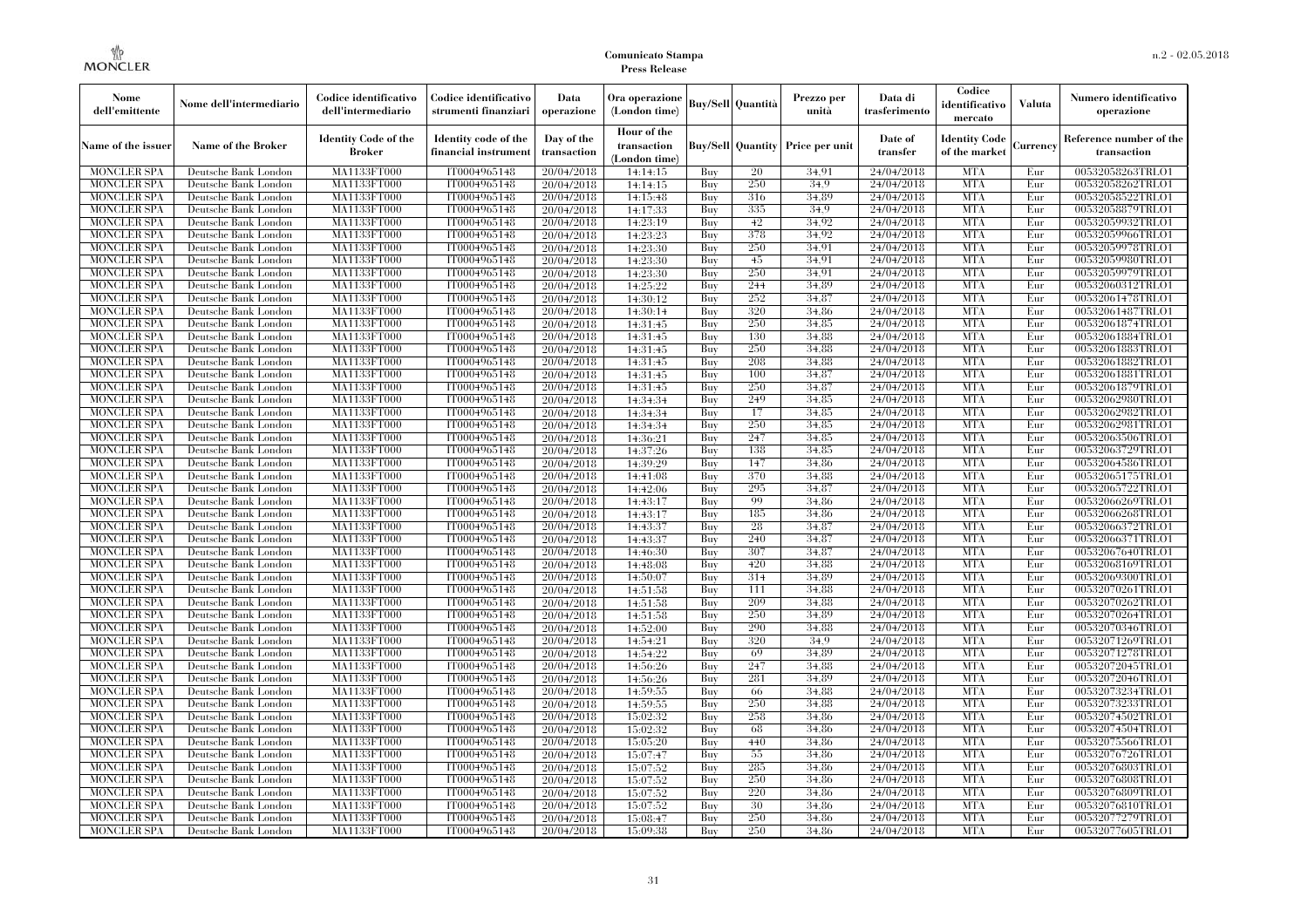**Comunicato Stampa**
**Press Release**

| Nome dell'emittente | Nome dell'intermediario | Codice identificativo dell'intermediario | Codice identificativo strumenti finanziari | Data operazione | Ora operazione (London time) | Buy/Sell | Quantità | Prezzo per unità | Data di trasferimento | Codice identificativo mercato | Valuta | Numero identificativo operazione |
|---|---|---|---|---|---|---|---|---|---|---|---|---|
| Name of the issuer | Name of the Broker | Identity Code of the Broker | Identity code of the financial instrument | Day of the transaction | Hour of the transaction (London time) | Buy/Sell | Quantity | Price per unit | Date of transfer | Identity Code of the market | Currency | Reference number of the transaction |
| MONCLER SPA | Deutsche Bank London | MA1133FT000 | IT0004965148 | 20/04/2018 | 14:14:15 | Buy | 20 | 34.91 | 24/04/2018 | MTA | Eur | 00532058263TRLO1 |
| MONCLER SPA | Deutsche Bank London | MA1133FT000 | IT0004965148 | 20/04/2018 | 14:14:15 | Buy | 250 | 34.9 | 24/04/2018 | MTA | Eur | 00532058262TRLO1 |
| MONCLER SPA | Deutsche Bank London | MA1133FT000 | IT0004965148 | 20/04/2018 | 14:15:48 | Buy | 316 | 34.89 | 24/04/2018 | MTA | Eur | 00532058522TRLO1 |
| MONCLER SPA | Deutsche Bank London | MA1133FT000 | IT0004965148 | 20/04/2018 | 14:17:33 | Buy | 335 | 34.9 | 24/04/2018 | MTA | Eur | 00532058879TRLO1 |
| MONCLER SPA | Deutsche Bank London | MA1133FT000 | IT0004965148 | 20/04/2018 | 14:23:19 | Buy | 42 | 34.92 | 24/04/2018 | MTA | Eur | 00532059932TRLO1 |
| MONCLER SPA | Deutsche Bank London | MA1133FT000 | IT0004965148 | 20/04/2018 | 14:23:23 | Buy | 378 | 34.92 | 24/04/2018 | MTA | Eur | 00532059966TRLO1 |
| MONCLER SPA | Deutsche Bank London | MA1133FT000 | IT0004965148 | 20/04/2018 | 14:23:30 | Buy | 250 | 34.91 | 24/04/2018 | MTA | Eur | 00532059978TRLO1 |
| MONCLER SPA | Deutsche Bank London | MA1133FT000 | IT0004965148 | 20/04/2018 | 14:23:30 | Buy | 45 | 34.91 | 24/04/2018 | MTA | Eur | 00532059980TRLO1 |
| MONCLER SPA | Deutsche Bank London | MA1133FT000 | IT0004965148 | 20/04/2018 | 14:23:30 | Buy | 250 | 34.91 | 24/04/2018 | MTA | Eur | 00532059979TRLO1 |
| MONCLER SPA | Deutsche Bank London | MA1133FT000 | IT0004965148 | 20/04/2018 | 14:25:22 | Buy | 244 | 34.89 | 24/04/2018 | MTA | Eur | 00532060312TRLO1 |
| MONCLER SPA | Deutsche Bank London | MA1133FT000 | IT0004965148 | 20/04/2018 | 14:30:12 | Buy | 252 | 34.87 | 24/04/2018 | MTA | Eur | 00532061478TRLO1 |
| MONCLER SPA | Deutsche Bank London | MA1133FT000 | IT0004965148 | 20/04/2018 | 14:30:14 | Buy | 320 | 34.86 | 24/04/2018 | MTA | Eur | 00532061487TRLO1 |
| MONCLER SPA | Deutsche Bank London | MA1133FT000 | IT0004965148 | 20/04/2018 | 14:31:45 | Buy | 250 | 34.85 | 24/04/2018 | MTA | Eur | 00532061874TRLO1 |
| MONCLER SPA | Deutsche Bank London | MA1133FT000 | IT0004965148 | 20/04/2018 | 14:31:45 | Buy | 130 | 34.88 | 24/04/2018 | MTA | Eur | 00532061884TRLO1 |
| MONCLER SPA | Deutsche Bank London | MA1133FT000 | IT0004965148 | 20/04/2018 | 14:31:45 | Buy | 250 | 34.88 | 24/04/2018 | MTA | Eur | 00532061883TRLO1 |
| MONCLER SPA | Deutsche Bank London | MA1133FT000 | IT0004965148 | 20/04/2018 | 14:31:45 | Buy | 208 | 34.88 | 24/04/2018 | MTA | Eur | 00532061882TRLO1 |
| MONCLER SPA | Deutsche Bank London | MA1133FT000 | IT0004965148 | 20/04/2018 | 14:31:45 | Buy | 100 | 34.87 | 24/04/2018 | MTA | Eur | 00532061881TRLO1 |
| MONCLER SPA | Deutsche Bank London | MA1133FT000 | IT0004965148 | 20/04/2018 | 14:31:45 | Buy | 250 | 34.87 | 24/04/2018 | MTA | Eur | 00532061879TRLO1 |
| MONCLER SPA | Deutsche Bank London | MA1133FT000 | IT0004965148 | 20/04/2018 | 14:34:34 | Buy | 249 | 34.85 | 24/04/2018 | MTA | Eur | 00532062980TRLO1 |
| MONCLER SPA | Deutsche Bank London | MA1133FT000 | IT0004965148 | 20/04/2018 | 14:34:34 | Buy | 17 | 34.85 | 24/04/2018 | MTA | Eur | 00532062982TRLO1 |
| MONCLER SPA | Deutsche Bank London | MA1133FT000 | IT0004965148 | 20/04/2018 | 14:34:34 | Buy | 250 | 34.85 | 24/04/2018 | MTA | Eur | 00532062981TRLO1 |
| MONCLER SPA | Deutsche Bank London | MA1133FT000 | IT0004965148 | 20/04/2018 | 14:36:21 | Buy | 247 | 34.85 | 24/04/2018 | MTA | Eur | 00532063506TRLO1 |
| MONCLER SPA | Deutsche Bank London | MA1133FT000 | IT0004965148 | 20/04/2018 | 14:37:26 | Buy | 138 | 34.85 | 24/04/2018 | MTA | Eur | 00532063729TRLO1 |
| MONCLER SPA | Deutsche Bank London | MA1133FT000 | IT0004965148 | 20/04/2018 | 14:39:29 | Buy | 147 | 34.86 | 24/04/2018 | MTA | Eur | 00532064586TRLO1 |
| MONCLER SPA | Deutsche Bank London | MA1133FT000 | IT0004965148 | 20/04/2018 | 14:41:08 | Buy | 370 | 34.88 | 24/04/2018 | MTA | Eur | 00532065175TRLO1 |
| MONCLER SPA | Deutsche Bank London | MA1133FT000 | IT0004965148 | 20/04/2018 | 14:42:06 | Buy | 295 | 34.87 | 24/04/2018 | MTA | Eur | 00532065722TRLO1 |
| MONCLER SPA | Deutsche Bank London | MA1133FT000 | IT0004965148 | 20/04/2018 | 14:43:17 | Buy | 99 | 34.86 | 24/04/2018 | MTA | Eur | 00532066269TRLO1 |
| MONCLER SPA | Deutsche Bank London | MA1133FT000 | IT0004965148 | 20/04/2018 | 14:43:17 | Buy | 185 | 34.86 | 24/04/2018 | MTA | Eur | 00532066268TRLO1 |
| MONCLER SPA | Deutsche Bank London | MA1133FT000 | IT0004965148 | 20/04/2018 | 14:43:37 | Buy | 28 | 34.87 | 24/04/2018 | MTA | Eur | 00532066372TRLO1 |
| MONCLER SPA | Deutsche Bank London | MA1133FT000 | IT0004965148 | 20/04/2018 | 14:43:37 | Buy | 240 | 34.87 | 24/04/2018 | MTA | Eur | 00532066371TRLO1 |
| MONCLER SPA | Deutsche Bank London | MA1133FT000 | IT0004965148 | 20/04/2018 | 14:46:30 | Buy | 307 | 34.87 | 24/04/2018 | MTA | Eur | 00532067640TRLO1 |
| MONCLER SPA | Deutsche Bank London | MA1133FT000 | IT0004965148 | 20/04/2018 | 14:48:08 | Buy | 420 | 34.88 | 24/04/2018 | MTA | Eur | 00532068169TRLO1 |
| MONCLER SPA | Deutsche Bank London | MA1133FT000 | IT0004965148 | 20/04/2018 | 14:50:07 | Buy | 314 | 34.89 | 24/04/2018 | MTA | Eur | 00532069300TRLO1 |
| MONCLER SPA | Deutsche Bank London | MA1133FT000 | IT0004965148 | 20/04/2018 | 14:51:58 | Buy | 111 | 34.88 | 24/04/2018 | MTA | Eur | 00532070261TRLO1 |
| MONCLER SPA | Deutsche Bank London | MA1133FT000 | IT0004965148 | 20/04/2018 | 14:51:58 | Buy | 209 | 34.88 | 24/04/2018 | MTA | Eur | 00532070262TRLO1 |
| MONCLER SPA | Deutsche Bank London | MA1133FT000 | IT0004965148 | 20/04/2018 | 14:51:58 | Buy | 250 | 34.89 | 24/04/2018 | MTA | Eur | 00532070264TRLO1 |
| MONCLER SPA | Deutsche Bank London | MA1133FT000 | IT0004965148 | 20/04/2018 | 14:52:00 | Buy | 290 | 34.88 | 24/04/2018 | MTA | Eur | 00532070346TRLO1 |
| MONCLER SPA | Deutsche Bank London | MA1133FT000 | IT0004965148 | 20/04/2018 | 14:54:21 | Buy | 320 | 34.9 | 24/04/2018 | MTA | Eur | 00532071269TRLO1 |
| MONCLER SPA | Deutsche Bank London | MA1133FT000 | IT0004965148 | 20/04/2018 | 14:54:22 | Buy | 69 | 34.89 | 24/04/2018 | MTA | Eur | 00532071278TRLO1 |
| MONCLER SPA | Deutsche Bank London | MA1133FT000 | IT0004965148 | 20/04/2018 | 14:56:26 | Buy | 247 | 34.88 | 24/04/2018 | MTA | Eur | 00532072045TRLO1 |
| MONCLER SPA | Deutsche Bank London | MA1133FT000 | IT0004965148 | 20/04/2018 | 14:56:26 | Buy | 281 | 34.89 | 24/04/2018 | MTA | Eur | 00532072046TRLO1 |
| MONCLER SPA | Deutsche Bank London | MA1133FT000 | IT0004965148 | 20/04/2018 | 14:59:55 | Buy | 66 | 34.88 | 24/04/2018 | MTA | Eur | 00532073234TRLO1 |
| MONCLER SPA | Deutsche Bank London | MA1133FT000 | IT0004965148 | 20/04/2018 | 14:59:55 | Buy | 250 | 34.88 | 24/04/2018 | MTA | Eur | 00532073233TRLO1 |
| MONCLER SPA | Deutsche Bank London | MA1133FT000 | IT0004965148 | 20/04/2018 | 15:02:32 | Buy | 258 | 34.86 | 24/04/2018 | MTA | Eur | 00532074502TRLO1 |
| MONCLER SPA | Deutsche Bank London | MA1133FT000 | IT0004965148 | 20/04/2018 | 15:02:32 | Buy | 68 | 34.86 | 24/04/2018 | MTA | Eur | 00532074504TRLO1 |
| MONCLER SPA | Deutsche Bank London | MA1133FT000 | IT0004965148 | 20/04/2018 | 15:05:20 | Buy | 440 | 34.86 | 24/04/2018 | MTA | Eur | 00532075566TRLO1 |
| MONCLER SPA | Deutsche Bank London | MA1133FT000 | IT0004965148 | 20/04/2018 | 15:07:47 | Buy | 55 | 34.86 | 24/04/2018 | MTA | Eur | 00532076726TRLO1 |
| MONCLER SPA | Deutsche Bank London | MA1133FT000 | IT0004965148 | 20/04/2018 | 15:07:52 | Buy | 285 | 34.86 | 24/04/2018 | MTA | Eur | 00532076803TRLO1 |
| MONCLER SPA | Deutsche Bank London | MA1133FT000 | IT0004965148 | 20/04/2018 | 15:07:52 | Buy | 250 | 34.86 | 24/04/2018 | MTA | Eur | 00532076808TRLO1 |
| MONCLER SPA | Deutsche Bank London | MA1133FT000 | IT0004965148 | 20/04/2018 | 15:07:52 | Buy | 220 | 34.86 | 24/04/2018 | MTA | Eur | 00532076809TRLO1 |
| MONCLER SPA | Deutsche Bank London | MA1133FT000 | IT0004965148 | 20/04/2018 | 15:07:52 | Buy | 30 | 34.86 | 24/04/2018 | MTA | Eur | 00532076810TRLO1 |
| MONCLER SPA | Deutsche Bank London | MA1133FT000 | IT0004965148 | 20/04/2018 | 15:08:47 | Buy | 250 | 34.86 | 24/04/2018 | MTA | Eur | 00532077279TRLO1 |
| MONCLER SPA | Deutsche Bank London | MA1133FT000 | IT0004965148 | 20/04/2018 | 15:09:38 | Buy | 250 | 34.86 | 24/04/2018 | MTA | Eur | 00532077605TRLO1 |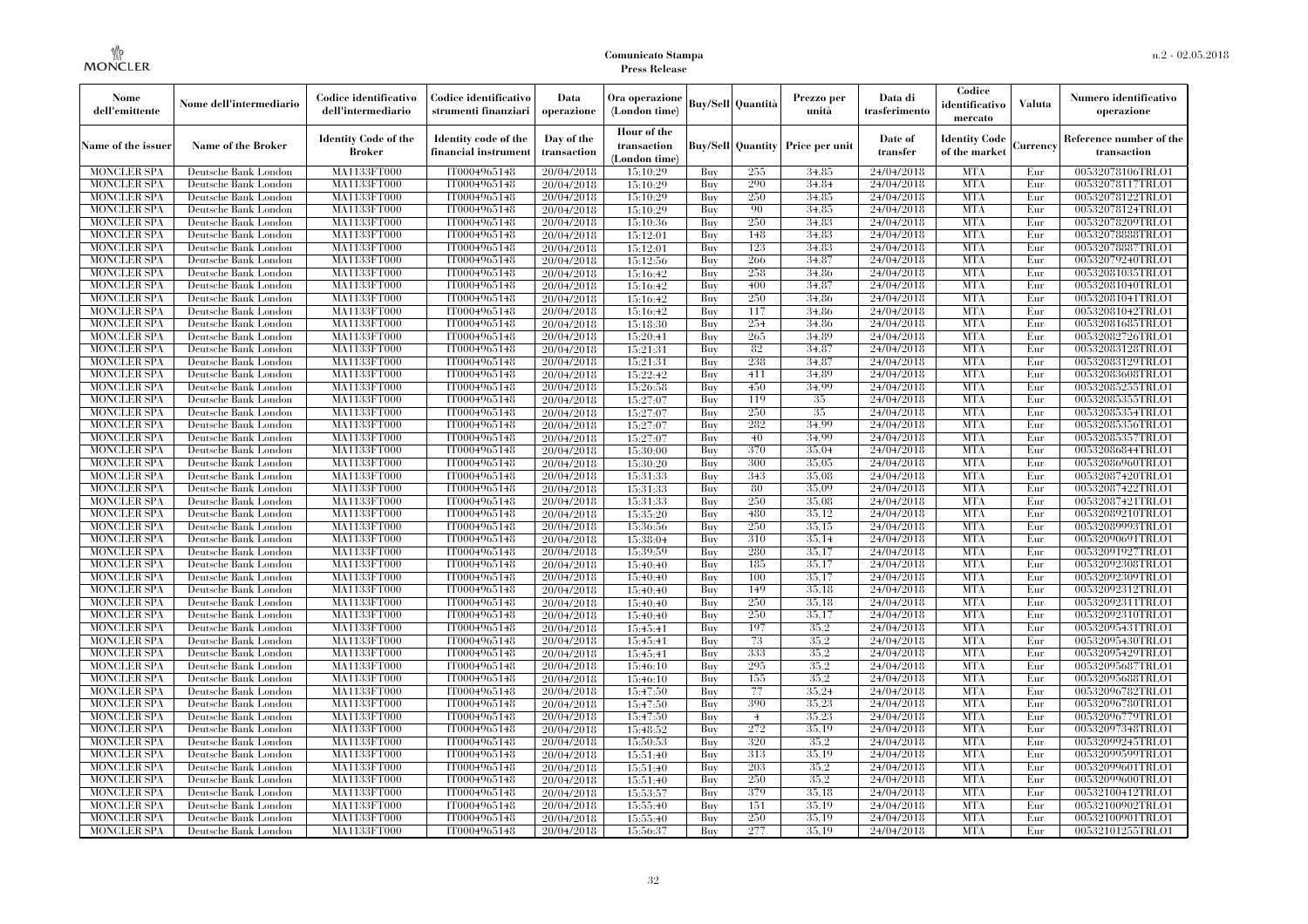**Comunicato Stampa**
**Press Release**

| Nome dell'emittente | Nome dell'intermediario | Codice identificativo dell'intermediario | Codice identificativo strumenti finanziari | Data operazione | Ora operazione (London time) | Buy/Sell | Quantità | Prezzo per unità | Data di trasferimento | Codice identificativo mercato | Valuta | Numero identificativo operazione |
|---|---|---|---|---|---|---|---|---|---|---|---|---|
| Name of the issuer | Name of the Broker | Identity Code of the Broker | Identity code of the financial instrument | Day of the transaction | Hour of the transaction (London time) | Buy/Sell | Quantity | Price per unit | Date of transfer | Identity Code of the market | Currency | Reference number of the transaction |
| MONCLER SPA | Deutsche Bank London | MA1133FT000 | IT0004965148 | 20/04/2018 | 15:10:29 | Buy | 255 | 34,85 | 24/04/2018 | MTA | Eur | 00532078106TRLO1 |
| MONCLER SPA | Deutsche Bank London | MA1133FT000 | IT0004965148 | 20/04/2018 | 15:10:29 | Buy | 290 | 34,84 | 24/04/2018 | MTA | Eur | 00532078117TRLO1 |
| MONCLER SPA | Deutsche Bank London | MA1133FT000 | IT0004965148 | 20/04/2018 | 15:10:29 | Buy | 250 | 34,85 | 24/04/2018 | MTA | Eur | 00532078122TRLO1 |
| MONCLER SPA | Deutsche Bank London | MA1133FT000 | IT0004965148 | 20/04/2018 | 15:10:29 | Buy | 90 | 34,85 | 24/04/2018 | MTA | Eur | 00532078124TRLO1 |
| MONCLER SPA | Deutsche Bank London | MA1133FT000 | IT0004965148 | 20/04/2018 | 15:10:36 | Buy | 250 | 34,83 | 24/04/2018 | MTA | Eur | 00532078209TRLO1 |
| MONCLER SPA | Deutsche Bank London | MA1133FT000 | IT0004965148 | 20/04/2018 | 15:12:01 | Buy | 148 | 34,83 | 24/04/2018 | MTA | Eur | 00532078888TRLO1 |
| MONCLER SPA | Deutsche Bank London | MA1133FT000 | IT0004965148 | 20/04/2018 | 15:12:01 | Buy | 123 | 34,83 | 24/04/2018 | MTA | Eur | 00532078887TRLO1 |
| MONCLER SPA | Deutsche Bank London | MA1133FT000 | IT0004965148 | 20/04/2018 | 15:12:56 | Buy | 266 | 34,87 | 24/04/2018 | MTA | Eur | 00532079240TRLO1 |
| MONCLER SPA | Deutsche Bank London | MA1133FT000 | IT0004965148 | 20/04/2018 | 15:16:42 | Buy | 258 | 34,86 | 24/04/2018 | MTA | Eur | 00532081035TRLO1 |
| MONCLER SPA | Deutsche Bank London | MA1133FT000 | IT0004965148 | 20/04/2018 | 15:16:42 | Buy | 400 | 34,87 | 24/04/2018 | MTA | Eur | 00532081040TRLO1 |
| MONCLER SPA | Deutsche Bank London | MA1133FT000 | IT0004965148 | 20/04/2018 | 15:16:42 | Buy | 250 | 34,86 | 24/04/2018 | MTA | Eur | 00532081041TRLO1 |
| MONCLER SPA | Deutsche Bank London | MA1133FT000 | IT0004965148 | 20/04/2018 | 15:16:42 | Buy | 117 | 34,86 | 24/04/2018 | MTA | Eur | 00532081042TRLO1 |
| MONCLER SPA | Deutsche Bank London | MA1133FT000 | IT0004965148 | 20/04/2018 | 15:18:30 | Buy | 254 | 34,86 | 24/04/2018 | MTA | Eur | 00532081685TRLO1 |
| MONCLER SPA | Deutsche Bank London | MA1133FT000 | IT0004965148 | 20/04/2018 | 15:20:41 | Buy | 265 | 34,89 | 24/04/2018 | MTA | Eur | 00532082726TRLO1 |
| MONCLER SPA | Deutsche Bank London | MA1133FT000 | IT0004965148 | 20/04/2018 | 15:21:31 | Buy | 82 | 34,87 | 24/04/2018 | MTA | Eur | 00532083128TRLO1 |
| MONCLER SPA | Deutsche Bank London | MA1133FT000 | IT0004965148 | 20/04/2018 | 15:21:31 | Buy | 238 | 34,87 | 24/04/2018 | MTA | Eur | 00532083129TRLO1 |
| MONCLER SPA | Deutsche Bank London | MA1133FT000 | IT0004965148 | 20/04/2018 | 15:22:42 | Buy | 411 | 34,89 | 24/04/2018 | MTA | Eur | 00532083608TRLO1 |
| MONCLER SPA | Deutsche Bank London | MA1133FT000 | IT0004965148 | 20/04/2018 | 15:26:58 | Buy | 450 | 34,99 | 24/04/2018 | MTA | Eur | 00532085255TRLO1 |
| MONCLER SPA | Deutsche Bank London | MA1133FT000 | IT0004965148 | 20/04/2018 | 15:27:07 | Buy | 119 | 35 | 24/04/2018 | MTA | Eur | 00532085355TRLO1 |
| MONCLER SPA | Deutsche Bank London | MA1133FT000 | IT0004965148 | 20/04/2018 | 15:27:07 | Buy | 250 | 35 | 24/04/2018 | MTA | Eur | 00532085354TRLO1 |
| MONCLER SPA | Deutsche Bank London | MA1133FT000 | IT0004965148 | 20/04/2018 | 15:27:07 | Buy | 282 | 34,99 | 24/04/2018 | MTA | Eur | 00532085356TRLO1 |
| MONCLER SPA | Deutsche Bank London | MA1133FT000 | IT0004965148 | 20/04/2018 | 15:27:07 | Buy | 40 | 34,99 | 24/04/2018 | MTA | Eur | 00532085357TRLO1 |
| MONCLER SPA | Deutsche Bank London | MA1133FT000 | IT0004965148 | 20/04/2018 | 15:30:00 | Buy | 370 | 35,04 | 24/04/2018 | MTA | Eur | 00532086844TRLO1 |
| MONCLER SPA | Deutsche Bank London | MA1133FT000 | IT0004965148 | 20/04/2018 | 15:30:20 | Buy | 300 | 35,05 | 24/04/2018 | MTA | Eur | 00532086960TRLO1 |
| MONCLER SPA | Deutsche Bank London | MA1133FT000 | IT0004965148 | 20/04/2018 | 15:31:33 | Buy | 343 | 35,08 | 24/04/2018 | MTA | Eur | 00532087420TRLO1 |
| MONCLER SPA | Deutsche Bank London | MA1133FT000 | IT0004965148 | 20/04/2018 | 15:31:33 | Buy | 80 | 35,09 | 24/04/2018 | MTA | Eur | 00532087422TRLO1 |
| MONCLER SPA | Deutsche Bank London | MA1133FT000 | IT0004965148 | 20/04/2018 | 15:31:33 | Buy | 250 | 35,08 | 24/04/2018 | MTA | Eur | 00532087421TRLO1 |
| MONCLER SPA | Deutsche Bank London | MA1133FT000 | IT0004965148 | 20/04/2018 | 15:35:20 | Buy | 480 | 35,12 | 24/04/2018 | MTA | Eur | 00532089210TRLO1 |
| MONCLER SPA | Deutsche Bank London | MA1133FT000 | IT0004965148 | 20/04/2018 | 15:36:56 | Buy | 250 | 35,15 | 24/04/2018 | MTA | Eur | 00532089993TRLO1 |
| MONCLER SPA | Deutsche Bank London | MA1133FT000 | IT0004965148 | 20/04/2018 | 15:38:04 | Buy | 310 | 35,14 | 24/04/2018 | MTA | Eur | 00532090691TRLO1 |
| MONCLER SPA | Deutsche Bank London | MA1133FT000 | IT0004965148 | 20/04/2018 | 15:39:59 | Buy | 280 | 35,17 | 24/04/2018 | MTA | Eur | 00532091927TRLO1 |
| MONCLER SPA | Deutsche Bank London | MA1133FT000 | IT0004965148 | 20/04/2018 | 15:40:40 | Buy | 185 | 35,17 | 24/04/2018 | MTA | Eur | 00532092308TRLO1 |
| MONCLER SPA | Deutsche Bank London | MA1133FT000 | IT0004965148 | 20/04/2018 | 15:40:40 | Buy | 100 | 35,17 | 24/04/2018 | MTA | Eur | 00532092309TRLO1 |
| MONCLER SPA | Deutsche Bank London | MA1133FT000 | IT0004965148 | 20/04/2018 | 15:40:40 | Buy | 149 | 35,18 | 24/04/2018 | MTA | Eur | 00532092312TRLO1 |
| MONCLER SPA | Deutsche Bank London | MA1133FT000 | IT0004965148 | 20/04/2018 | 15:40:40 | Buy | 250 | 35,18 | 24/04/2018 | MTA | Eur | 00532092311TRLO1 |
| MONCLER SPA | Deutsche Bank London | MA1133FT000 | IT0004965148 | 20/04/2018 | 15:40:40 | Buy | 250 | 35,17 | 24/04/2018 | MTA | Eur | 00532092310TRLO1 |
| MONCLER SPA | Deutsche Bank London | MA1133FT000 | IT0004965148 | 20/04/2018 | 15:45:41 | Buy | 197 | 35,2 | 24/04/2018 | MTA | Eur | 00532095431TRLO1 |
| MONCLER SPA | Deutsche Bank London | MA1133FT000 | IT0004965148 | 20/04/2018 | 15:45:41 | Buy | 73 | 35,2 | 24/04/2018 | MTA | Eur | 00532095430TRLO1 |
| MONCLER SPA | Deutsche Bank London | MA1133FT000 | IT0004965148 | 20/04/2018 | 15:45:41 | Buy | 333 | 35,2 | 24/04/2018 | MTA | Eur | 00532095429TRLO1 |
| MONCLER SPA | Deutsche Bank London | MA1133FT000 | IT0004965148 | 20/04/2018 | 15:46:10 | Buy | 295 | 35,2 | 24/04/2018 | MTA | Eur | 00532095687TRLO1 |
| MONCLER SPA | Deutsche Bank London | MA1133FT000 | IT0004965148 | 20/04/2018 | 15:46:10 | Buy | 155 | 35,2 | 24/04/2018 | MTA | Eur | 00532095688TRLO1 |
| MONCLER SPA | Deutsche Bank London | MA1133FT000 | IT0004965148 | 20/04/2018 | 15:47:50 | Buy | 77 | 35,24 | 24/04/2018 | MTA | Eur | 00532096782TRLO1 |
| MONCLER SPA | Deutsche Bank London | MA1133FT000 | IT0004965148 | 20/04/2018 | 15:47:50 | Buy | 390 | 35,23 | 24/04/2018 | MTA | Eur | 00532096780TRLO1 |
| MONCLER SPA | Deutsche Bank London | MA1133FT000 | IT0004965148 | 20/04/2018 | 15:47:50 | Buy | 4 | 35,23 | 24/04/2018 | MTA | Eur | 00532096779TRLO1 |
| MONCLER SPA | Deutsche Bank London | MA1133FT000 | IT0004965148 | 20/04/2018 | 15:48:52 | Buy | 272 | 35,19 | 24/04/2018 | MTA | Eur | 00532097348TRLO1 |
| MONCLER SPA | Deutsche Bank London | MA1133FT000 | IT0004965148 | 20/04/2018 | 15:50:53 | Buy | 320 | 35,2 | 24/04/2018 | MTA | Eur | 00532099245TRLO1 |
| MONCLER SPA | Deutsche Bank London | MA1133FT000 | IT0004965148 | 20/04/2018 | 15:51:40 | Buy | 313 | 35,19 | 24/04/2018 | MTA | Eur | 00532099599TRLO1 |
| MONCLER SPA | Deutsche Bank London | MA1133FT000 | IT0004965148 | 20/04/2018 | 15:51:40 | Buy | 203 | 35,2 | 24/04/2018 | MTA | Eur | 00532099601TRLO1 |
| MONCLER SPA | Deutsche Bank London | MA1133FT000 | IT0004965148 | 20/04/2018 | 15:51:40 | Buy | 250 | 35,2 | 24/04/2018 | MTA | Eur | 00532099600TRLO1 |
| MONCLER SPA | Deutsche Bank London | MA1133FT000 | IT0004965148 | 20/04/2018 | 15:53:57 | Buy | 379 | 35,18 | 24/04/2018 | MTA | Eur | 00532100412TRLO1 |
| MONCLER SPA | Deutsche Bank London | MA1133FT000 | IT0004965148 | 20/04/2018 | 15:55:40 | Buy | 151 | 35,19 | 24/04/2018 | MTA | Eur | 00532100902TRLO1 |
| MONCLER SPA | Deutsche Bank London | MA1133FT000 | IT0004965148 | 20/04/2018 | 15:55:40 | Buy | 250 | 35,19 | 24/04/2018 | MTA | Eur | 00532100901TRLO1 |
| MONCLER SPA | Deutsche Bank London | MA1133FT000 | IT0004965148 | 20/04/2018 | 15:56:37 | Buy | 277 | 35,19 | 24/04/2018 | MTA | Eur | 00532101255TRLO1 |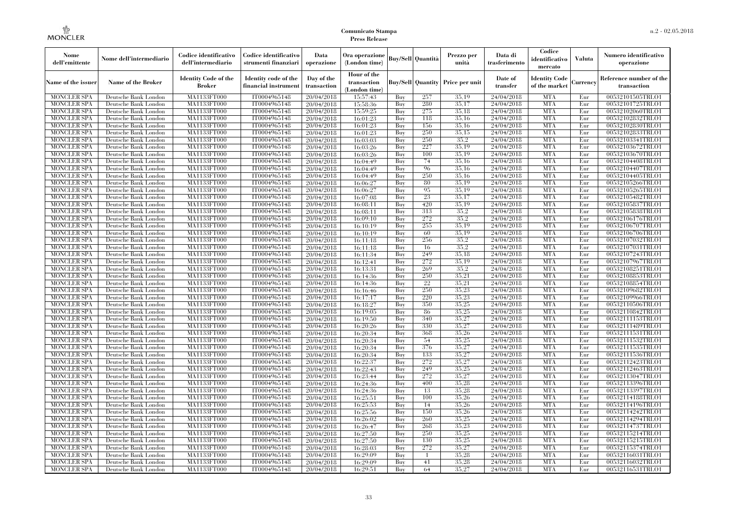| Nome dell'emittente | Nome dell'intermediario | Codice identificativo dell'intermediario | Codice identificativo strumenti finanziari | Data operazione | Ora operazione (London time) | Buy/Sell | Quantità | Prezzo per unità | Data di trasferimento | Codice identificativo mercato | Valuta | Numero identificativo operazione |
|---|---|---|---|---|---|---|---|---|---|---|---|---|
| Name of the issuer | Name of the Broker | Identity Code of the Broker | Identity code of the financial instrument | Day of the transaction | Hour of the transaction (London time) | Buy/Sell | Quantity | Price per unit | Date of transfer | Identity Code of the market | Currency | Reference number of the transaction |
| MONCLER SPA | Deutsche Bank London | MA1133FT000 | IT0004965148 | 20/04/2018 | 15:57:43 | Buy | 257 | 35,19 | 24/04/2018 | MTA | Eur | 00532101505TRLO1 |
| MONCLER SPA | Deutsche Bank London | MA1133FT000 | IT0004965148 | 20/04/2018 | 15:58:36 | Buy | 280 | 35,17 | 24/04/2018 | MTA | Eur | 00532101725TRLO1 |
| MONCLER SPA | Deutsche Bank London | MA1133FT000 | IT0004965148 | 20/04/2018 | 15:59:25 | Buy | 275 | 35,18 | 24/04/2018 | MTA | Eur | 00532102060TRLO1 |
| MONCLER SPA | Deutsche Bank London | MA1133FT000 | IT0004965148 | 20/04/2018 | 16:01:23 | Buy | 118 | 35,16 | 24/04/2018 | MTA | Eur | 00532102832TRLO1 |
| MONCLER SPA | Deutsche Bank London | MA1133FT000 | IT0004965148 | 20/04/2018 | 16:01:23 | Buy | 156 | 35,16 | 24/04/2018 | MTA | Eur | 00532102830TRLO1 |
| MONCLER SPA | Deutsche Bank London | MA1133FT000 | IT0004965148 | 20/04/2018 | 16:01:23 | Buy | 250 | 35,15 | 24/04/2018 | MTA | Eur | 00532102833TRLO1 |
| MONCLER SPA | Deutsche Bank London | MA1133FT000 | IT0004965148 | 20/04/2018 | 16:03:03 | Buy | 250 | 35,2 | 24/04/2018 | MTA | Eur | 00532103341TRLO1 |
| MONCLER SPA | Deutsche Bank London | MA1133FT000 | IT0004965148 | 20/04/2018 | 16:03:26 | Buy | 227 | 35,19 | 24/04/2018 | MTA | Eur | 00532103672TRLO1 |
| MONCLER SPA | Deutsche Bank London | MA1133FT000 | IT0004965148 | 20/04/2018 | 16:03:26 | Buy | 100 | 35,19 | 24/04/2018 | MTA | Eur | 00532103670TRLO1 |
| MONCLER SPA | Deutsche Bank London | MA1133FT000 | IT0004965148 | 20/04/2018 | 16:04:49 | Buy | 74 | 35,16 | 24/04/2018 | MTA | Eur | 00532104408TRLO1 |
| MONCLER SPA | Deutsche Bank London | MA1133FT000 | IT0004965148 | 20/04/2018 | 16:04:49 | Buy | 96 | 35,16 | 24/04/2018 | MTA | Eur | 00532104407TRLO1 |
| MONCLER SPA | Deutsche Bank London | MA1133FT000 | IT0004965148 | 20/04/2018 | 16:04:49 | Buy | 250 | 35,16 | 24/04/2018 | MTA | Eur | 00532104405TRLO1 |
| MONCLER SPA | Deutsche Bank London | MA1133FT000 | IT0004965148 | 20/04/2018 | 16:06:27 | Buy | 80 | 35,19 | 24/04/2018 | MTA | Eur | 00532105266TRLO1 |
| MONCLER SPA | Deutsche Bank London | MA1133FT000 | IT0004965148 | 20/04/2018 | 16:06:27 | Buy | 95 | 35,19 | 24/04/2018 | MTA | Eur | 00532105265TRLO1 |
| MONCLER SPA | Deutsche Bank London | MA1133FT000 | IT0004965148 | 20/04/2018 | 16:07:08 | Buy | 23 | 35,17 | 24/04/2018 | MTA | Eur | 00532105482TRLO1 |
| MONCLER SPA | Deutsche Bank London | MA1133FT000 | IT0004965148 | 20/04/2018 | 16:08:11 | Buy | 420 | 35,19 | 24/04/2018 | MTA | Eur | 00532105837TRLO1 |
| MONCLER SPA | Deutsche Bank London | MA1133FT000 | IT0004965148 | 20/04/2018 | 16:08:11 | Buy | 313 | 35,2 | 24/04/2018 | MTA | Eur | 00532105838TRLO1 |
| MONCLER SPA | Deutsche Bank London | MA1133FT000 | IT0004965148 | 20/04/2018 | 16:09:10 | Buy | 272 | 35,2 | 24/04/2018 | MTA | Eur | 00532106176TRLO1 |
| MONCLER SPA | Deutsche Bank London | MA1133FT000 | IT0004965148 | 20/04/2018 | 16:10:19 | Buy | 255 | 35,19 | 24/04/2018 | MTA | Eur | 00532106707TRLO1 |
| MONCLER SPA | Deutsche Bank London | MA1133FT000 | IT0004965148 | 20/04/2018 | 16:10:19 | Buy | 60 | 35,19 | 24/04/2018 | MTA | Eur | 00532106706TRLO1 |
| MONCLER SPA | Deutsche Bank London | MA1133FT000 | IT0004965148 | 20/04/2018 | 16:11:18 | Buy | 256 | 35,2 | 24/04/2018 | MTA | Eur | 00532107032TRLO1 |
| MONCLER SPA | Deutsche Bank London | MA1133FT000 | IT0004965148 | 20/04/2018 | 16:11:18 | Buy | 16 | 35,2 | 24/04/2018 | MTA | Eur | 00532107031TRLO1 |
| MONCLER SPA | Deutsche Bank London | MA1133FT000 | IT0004965148 | 20/04/2018 | 16:11:34 | Buy | 249 | 35,18 | 24/04/2018 | MTA | Eur | 00532107243TRLO1 |
| MONCLER SPA | Deutsche Bank London | MA1133FT000 | IT0004965148 | 20/04/2018 | 16:12:41 | Buy | 272 | 35,19 | 24/04/2018 | MTA | Eur | 00532107967TRLO1 |
| MONCLER SPA | Deutsche Bank London | MA1133FT000 | IT0004965148 | 20/04/2018 | 16:13:31 | Buy | 269 | 35,2 | 24/04/2018 | MTA | Eur | 00532108251TRLO1 |
| MONCLER SPA | Deutsche Bank London | MA1133FT000 | IT0004965148 | 20/04/2018 | 16:14:36 | Buy | 250 | 35,21 | 24/04/2018 | MTA | Eur | 00532108853TRLO1 |
| MONCLER SPA | Deutsche Bank London | MA1133FT000 | IT0004965148 | 20/04/2018 | 16:14:36 | Buy | 22 | 35,21 | 24/04/2018 | MTA | Eur | 00532108854TRLO1 |
| MONCLER SPA | Deutsche Bank London | MA1133FT000 | IT0004965148 | 20/04/2018 | 16:16:46 | Buy | 250 | 35,23 | 24/04/2018 | MTA | Eur | 00532109682TRLO1 |
| MONCLER SPA | Deutsche Bank London | MA1133FT000 | IT0004965148 | 20/04/2018 | 16:17:17 | Buy | 220 | 35,23 | 24/04/2018 | MTA | Eur | 00532109966TRLO1 |
| MONCLER SPA | Deutsche Bank London | MA1133FT000 | IT0004965148 | 20/04/2018 | 16:18:27 | Buy | 350 | 35,25 | 24/04/2018 | MTA | Eur | 00532110506TRLO1 |
| MONCLER SPA | Deutsche Bank London | MA1133FT000 | IT0004965148 | 20/04/2018 | 16:19:05 | Buy | 86 | 35,25 | 24/04/2018 | MTA | Eur | 00532110842TRLO1 |
| MONCLER SPA | Deutsche Bank London | MA1133FT000 | IT0004965148 | 20/04/2018 | 16:19:50 | Buy | 340 | 35,27 | 24/04/2018 | MTA | Eur | 00532111153TRLO1 |
| MONCLER SPA | Deutsche Bank London | MA1133FT000 | IT0004965148 | 20/04/2018 | 16:20:26 | Buy | 330 | 35,27 | 24/04/2018 | MTA | Eur | 00532111489TRLO1 |
| MONCLER SPA | Deutsche Bank London | MA1133FT000 | IT0004965148 | 20/04/2018 | 16:20:34 | Buy | 368 | 35,26 | 24/04/2018 | MTA | Eur | 00532111531TRLO1 |
| MONCLER SPA | Deutsche Bank London | MA1133FT000 | IT0004965148 | 20/04/2018 | 16:20:34 | Buy | 54 | 35,25 | 24/04/2018 | MTA | Eur | 00532111532TRLO1 |
| MONCLER SPA | Deutsche Bank London | MA1133FT000 | IT0004965148 | 20/04/2018 | 16:20:34 | Buy | 376 | 35,27 | 24/04/2018 | MTA | Eur | 00532111535TRLO1 |
| MONCLER SPA | Deutsche Bank London | MA1133FT000 | IT0004965148 | 20/04/2018 | 16:20:34 | Buy | 133 | 35,27 | 24/04/2018 | MTA | Eur | 00532111536TRLO1 |
| MONCLER SPA | Deutsche Bank London | MA1133FT000 | IT0004965148 | 20/04/2018 | 16:22:37 | Buy | 272 | 35,27 | 24/04/2018 | MTA | Eur | 00532112423TRLO1 |
| MONCLER SPA | Deutsche Bank London | MA1133FT000 | IT0004965148 | 20/04/2018 | 16:22:43 | Buy | 249 | 35,25 | 24/04/2018 | MTA | Eur | 00532112463TRLO1 |
| MONCLER SPA | Deutsche Bank London | MA1133FT000 | IT0004965148 | 20/04/2018 | 16:23:44 | Buy | 272 | 35,27 | 24/04/2018 | MTA | Eur | 00532113047TRLO1 |
| MONCLER SPA | Deutsche Bank London | MA1133FT000 | IT0004965148 | 20/04/2018 | 16:24:36 | Buy | 400 | 35,28 | 24/04/2018 | MTA | Eur | 00532113396TRLO1 |
| MONCLER SPA | Deutsche Bank London | MA1133FT000 | IT0004965148 | 20/04/2018 | 16:24:36 | Buy | 13 | 35,28 | 24/04/2018 | MTA | Eur | 00532113397TRLO1 |
| MONCLER SPA | Deutsche Bank London | MA1133FT000 | IT0004965148 | 20/04/2018 | 16:25:51 | Buy | 100 | 35,26 | 24/04/2018 | MTA | Eur | 00532114188TRLO1 |
| MONCLER SPA | Deutsche Bank London | MA1133FT000 | IT0004965148 | 20/04/2018 | 16:25:53 | Buy | 14 | 35,26 | 24/04/2018 | MTA | Eur | 00532114196TRLO1 |
| MONCLER SPA | Deutsche Bank London | MA1133FT000 | IT0004965148 | 20/04/2018 | 16:25:56 | Buy | 150 | 35,26 | 24/04/2018 | MTA | Eur | 00532114242TRLO1 |
| MONCLER SPA | Deutsche Bank London | MA1133FT000 | IT0004965148 | 20/04/2018 | 16:26:02 | Buy | 260 | 35,25 | 24/04/2018 | MTA | Eur | 00532114294TRLO1 |
| MONCLER SPA | Deutsche Bank London | MA1133FT000 | IT0004965148 | 20/04/2018 | 16:26:47 | Buy | 268 | 35,23 | 24/04/2018 | MTA | Eur | 00532114737TRLO1 |
| MONCLER SPA | Deutsche Bank London | MA1133FT000 | IT0004965148 | 20/04/2018 | 16:27:50 | Buy | 250 | 35,25 | 24/04/2018 | MTA | Eur | 00532115214TRLO1 |
| MONCLER SPA | Deutsche Bank London | MA1133FT000 | IT0004965148 | 20/04/2018 | 16:27:50 | Buy | 130 | 35,25 | 24/04/2018 | MTA | Eur | 00532115215TRLO1 |
| MONCLER SPA | Deutsche Bank London | MA1133FT000 | IT0004965148 | 20/04/2018 | 16:28:03 | Buy | 272 | 35,27 | 24/04/2018 | MTA | Eur | 00532115374TRLO1 |
| MONCLER SPA | Deutsche Bank London | MA1133FT000 | IT0004965148 | 20/04/2018 | 16:29:09 | Buy | 1 | 35,28 | 24/04/2018 | MTA | Eur | 00532116031TRLO1 |
| MONCLER SPA | Deutsche Bank London | MA1133FT000 | IT0004965148 | 20/04/2018 | 16:29:09 | Buy | 41 | 35,28 | 24/04/2018 | MTA | Eur | 00532116032TRLO1 |
| MONCLER SPA | Deutsche Bank London | MA1133FT000 | IT0004965148 | 20/04/2018 | 16:29:51 | Buy | 64 | 35,27 | 24/04/2018 | MTA | Eur | 00532116531TRLO1 |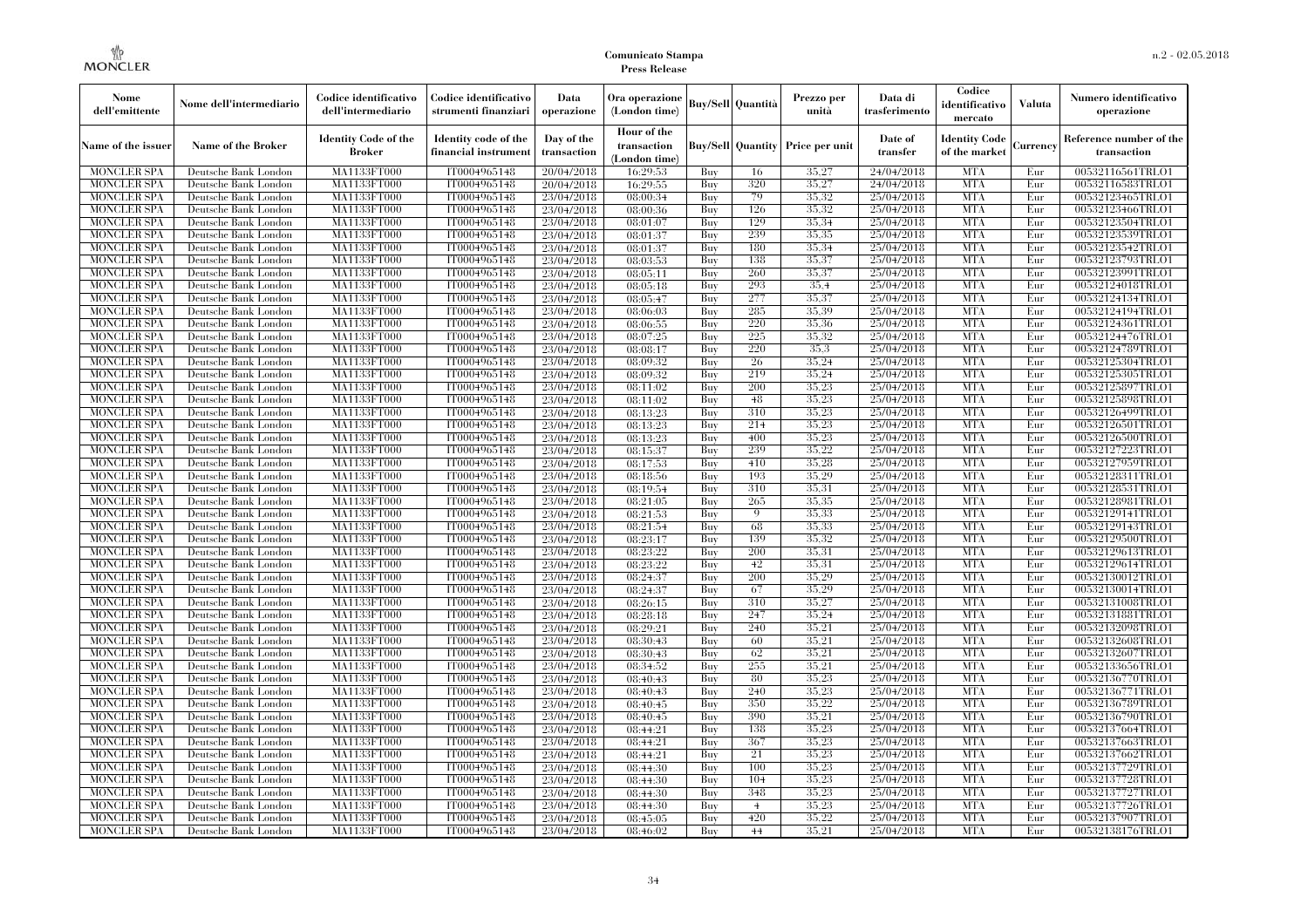| Nome dell'emittente | Nome dell'intermediario | Codice identificativo dell'intermediario | Codice identificativo strumenti finanziari | Data operazione | Ora operazione (London time) | Buy/Sell | Quantità | Prezzo per unità | Data di trasferimento | Codice identificativo mercato | Valuta | Numero identificativo operazione |
|---|---|---|---|---|---|---|---|---|---|---|---|---|
| Name of the issuer | Name of the Broker | Identity Code of the Broker | Identity code of the financial instrument | Day of the transaction | Hour of the transaction (London time) | Buy/Sell | Quantity | Price per unit | Date of transfer | Identity Code of the market | Currency | Reference number of the transaction |
| MONCLER SPA | Deutsche Bank London | MA1133FT000 | IT0004965148 | 20/04/2018 | 16:29:53 | Buy | 16 | 35,27 | 24/04/2018 | MTA | Eur | 00532116561TRLO1 |
| MONCLER SPA | Deutsche Bank London | MA1133FT000 | IT0004965148 | 20/04/2018 | 16:29:55 | Buy | 320 | 35,27 | 24/04/2018 | MTA | Eur | 00532116583TRLO1 |
| MONCLER SPA | Deutsche Bank London | MA1133FT000 | IT0004965148 | 23/04/2018 | 08:00:34 | Buy | 79 | 35,32 | 25/04/2018 | MTA | Eur | 00532123465TRLO1 |
| MONCLER SPA | Deutsche Bank London | MA1133FT000 | IT0004965148 | 23/04/2018 | 08:00:36 | Buy | 126 | 35,32 | 25/04/2018 | MTA | Eur | 00532123466TRLO1 |
| MONCLER SPA | Deutsche Bank London | MA1133FT000 | IT0004965148 | 23/04/2018 | 08:01:07 | Buy | 129 | 35,34 | 25/04/2018 | MTA | Eur | 00532123504TRLO1 |
| MONCLER SPA | Deutsche Bank London | MA1133FT000 | IT0004965148 | 23/04/2018 | 08:01:37 | Buy | 239 | 35,35 | 25/04/2018 | MTA | Eur | 00532123539TRLO1 |
| MONCLER SPA | Deutsche Bank London | MA1133FT000 | IT0004965148 | 23/04/2018 | 08:01:37 | Buy | 180 | 35,34 | 25/04/2018 | MTA | Eur | 00532123542TRLO1 |
| MONCLER SPA | Deutsche Bank London | MA1133FT000 | IT0004965148 | 23/04/2018 | 08:03:53 | Buy | 138 | 35,37 | 25/04/2018 | MTA | Eur | 00532123793TRLO1 |
| MONCLER SPA | Deutsche Bank London | MA1133FT000 | IT0004965148 | 23/04/2018 | 08:05:11 | Buy | 260 | 35,37 | 25/04/2018 | MTA | Eur | 00532123991TRLO1 |
| MONCLER SPA | Deutsche Bank London | MA1133FT000 | IT0004965148 | 23/04/2018 | 08:05:18 | Buy | 293 | 35,4 | 25/04/2018 | MTA | Eur | 00532124018TRLO1 |
| MONCLER SPA | Deutsche Bank London | MA1133FT000 | IT0004965148 | 23/04/2018 | 08:05:47 | Buy | 277 | 35,37 | 25/04/2018 | MTA | Eur | 00532124134TRLO1 |
| MONCLER SPA | Deutsche Bank London | MA1133FT000 | IT0004965148 | 23/04/2018 | 08:06:03 | Buy | 285 | 35,39 | 25/04/2018 | MTA | Eur | 00532124194TRLO1 |
| MONCLER SPA | Deutsche Bank London | MA1133FT000 | IT0004965148 | 23/04/2018 | 08:06:55 | Buy | 220 | 35,36 | 25/04/2018 | MTA | Eur | 00532124361TRLO1 |
| MONCLER SPA | Deutsche Bank London | MA1133FT000 | IT0004965148 | 23/04/2018 | 08:07:25 | Buy | 225 | 35,32 | 25/04/2018 | MTA | Eur | 00532124476TRLO1 |
| MONCLER SPA | Deutsche Bank London | MA1133FT000 | IT0004965148 | 23/04/2018 | 08:08:17 | Buy | 220 | 35,3 | 25/04/2018 | MTA | Eur | 00532124789TRLO1 |
| MONCLER SPA | Deutsche Bank London | MA1133FT000 | IT0004965148 | 23/04/2018 | 08:09:32 | Buy | 26 | 35,24 | 25/04/2018 | MTA | Eur | 00532125304TRLO1 |
| MONCLER SPA | Deutsche Bank London | MA1133FT000 | IT0004965148 | 23/04/2018 | 08:09:32 | Buy | 219 | 35,24 | 25/04/2018 | MTA | Eur | 00532125305TRLO1 |
| MONCLER SPA | Deutsche Bank London | MA1133FT000 | IT0004965148 | 23/04/2018 | 08:11:02 | Buy | 200 | 35,23 | 25/04/2018 | MTA | Eur | 00532125897TRLO1 |
| MONCLER SPA | Deutsche Bank London | MA1133FT000 | IT0004965148 | 23/04/2018 | 08:11:02 | Buy | 48 | 35,23 | 25/04/2018 | MTA | Eur | 00532125898TRLO1 |
| MONCLER SPA | Deutsche Bank London | MA1133FT000 | IT0004965148 | 23/04/2018 | 08:13:23 | Buy | 310 | 35,23 | 25/04/2018 | MTA | Eur | 00532126499TRLO1 |
| MONCLER SPA | Deutsche Bank London | MA1133FT000 | IT0004965148 | 23/04/2018 | 08:13:23 | Buy | 214 | 35,23 | 25/04/2018 | MTA | Eur | 00532126501TRLO1 |
| MONCLER SPA | Deutsche Bank London | MA1133FT000 | IT0004965148 | 23/04/2018 | 08:13:23 | Buy | 400 | 35,23 | 25/04/2018 | MTA | Eur | 00532126500TRLO1 |
| MONCLER SPA | Deutsche Bank London | MA1133FT000 | IT0004965148 | 23/04/2018 | 08:15:37 | Buy | 239 | 35,22 | 25/04/2018 | MTA | Eur | 00532127223TRLO1 |
| MONCLER SPA | Deutsche Bank London | MA1133FT000 | IT0004965148 | 23/04/2018 | 08:17:53 | Buy | 410 | 35,28 | 25/04/2018 | MTA | Eur | 00532127959TRLO1 |
| MONCLER SPA | Deutsche Bank London | MA1133FT000 | IT0004965148 | 23/04/2018 | 08:18:56 | Buy | 193 | 35,29 | 25/04/2018 | MTA | Eur | 00532128311TRLO1 |
| MONCLER SPA | Deutsche Bank London | MA1133FT000 | IT0004965148 | 23/04/2018 | 08:19:54 | Buy | 310 | 35,31 | 25/04/2018 | MTA | Eur | 00532128531TRLO1 |
| MONCLER SPA | Deutsche Bank London | MA1133FT000 | IT0004965148 | 23/04/2018 | 08:21:05 | Buy | 265 | 35,35 | 25/04/2018 | MTA | Eur | 00532128981TRLO1 |
| MONCLER SPA | Deutsche Bank London | MA1133FT000 | IT0004965148 | 23/04/2018 | 08:21:53 | Buy | 9 | 35,33 | 25/04/2018 | MTA | Eur | 00532129141TRLO1 |
| MONCLER SPA | Deutsche Bank London | MA1133FT000 | IT0004965148 | 23/04/2018 | 08:21:54 | Buy | 68 | 35,33 | 25/04/2018 | MTA | Eur | 00532129143TRLO1 |
| MONCLER SPA | Deutsche Bank London | MA1133FT000 | IT0004965148 | 23/04/2018 | 08:23:17 | Buy | 139 | 35,32 | 25/04/2018 | MTA | Eur | 00532129500TRLO1 |
| MONCLER SPA | Deutsche Bank London | MA1133FT000 | IT0004965148 | 23/04/2018 | 08:23:22 | Buy | 200 | 35,31 | 25/04/2018 | MTA | Eur | 00532129613TRLO1 |
| MONCLER SPA | Deutsche Bank London | MA1133FT000 | IT0004965148 | 23/04/2018 | 08:23:22 | Buy | 42 | 35,31 | 25/04/2018 | MTA | Eur | 00532129614TRLO1 |
| MONCLER SPA | Deutsche Bank London | MA1133FT000 | IT0004965148 | 23/04/2018 | 08:24:37 | Buy | 200 | 35,29 | 25/04/2018 | MTA | Eur | 00532130012TRLO1 |
| MONCLER SPA | Deutsche Bank London | MA1133FT000 | IT0004965148 | 23/04/2018 | 08:24:37 | Buy | 67 | 35,29 | 25/04/2018 | MTA | Eur | 00532130014TRLO1 |
| MONCLER SPA | Deutsche Bank London | MA1133FT000 | IT0004965148 | 23/04/2018 | 08:26:15 | Buy | 310 | 35,27 | 25/04/2018 | MTA | Eur | 00532131008TRLO1 |
| MONCLER SPA | Deutsche Bank London | MA1133FT000 | IT0004965148 | 23/04/2018 | 08:28:18 | Buy | 247 | 35,24 | 25/04/2018 | MTA | Eur | 00532131881TRLO1 |
| MONCLER SPA | Deutsche Bank London | MA1133FT000 | IT0004965148 | 23/04/2018 | 08:29:21 | Buy | 240 | 35,21 | 25/04/2018 | MTA | Eur | 00532132098TRLO1 |
| MONCLER SPA | Deutsche Bank London | MA1133FT000 | IT0004965148 | 23/04/2018 | 08:30:43 | Buy | 60 | 35,21 | 25/04/2018 | MTA | Eur | 00532132608TRLO1 |
| MONCLER SPA | Deutsche Bank London | MA1133FT000 | IT0004965148 | 23/04/2018 | 08:30:43 | Buy | 62 | 35,21 | 25/04/2018 | MTA | Eur | 00532132607TRLO1 |
| MONCLER SPA | Deutsche Bank London | MA1133FT000 | IT0004965148 | 23/04/2018 | 08:34:52 | Buy | 255 | 35,21 | 25/04/2018 | MTA | Eur | 00532133656TRLO1 |
| MONCLER SPA | Deutsche Bank London | MA1133FT000 | IT0004965148 | 23/04/2018 | 08:40:43 | Buy | 80 | 35,23 | 25/04/2018 | MTA | Eur | 00532136770TRLO1 |
| MONCLER SPA | Deutsche Bank London | MA1133FT000 | IT0004965148 | 23/04/2018 | 08:40:43 | Buy | 240 | 35,23 | 25/04/2018 | MTA | Eur | 00532136771TRLO1 |
| MONCLER SPA | Deutsche Bank London | MA1133FT000 | IT0004965148 | 23/04/2018 | 08:40:45 | Buy | 350 | 35,22 | 25/04/2018 | MTA | Eur | 00532136789TRLO1 |
| MONCLER SPA | Deutsche Bank London | MA1133FT000 | IT0004965148 | 23/04/2018 | 08:40:45 | Buy | 390 | 35,21 | 25/04/2018 | MTA | Eur | 00532136790TRLO1 |
| MONCLER SPA | Deutsche Bank London | MA1133FT000 | IT0004965148 | 23/04/2018 | 08:44:21 | Buy | 138 | 35,23 | 25/04/2018 | MTA | Eur | 00532137664TRLO1 |
| MONCLER SPA | Deutsche Bank London | MA1133FT000 | IT0004965148 | 23/04/2018 | 08:44:21 | Buy | 367 | 35,23 | 25/04/2018 | MTA | Eur | 00532137663TRLO1 |
| MONCLER SPA | Deutsche Bank London | MA1133FT000 | IT0004965148 | 23/04/2018 | 08:44:21 | Buy | 21 | 35,23 | 25/04/2018 | MTA | Eur | 00532137662TRLO1 |
| MONCLER SPA | Deutsche Bank London | MA1133FT000 | IT0004965148 | 23/04/2018 | 08:44:30 | Buy | 100 | 35,23 | 25/04/2018 | MTA | Eur | 00532137729TRLO1 |
| MONCLER SPA | Deutsche Bank London | MA1133FT000 | IT0004965148 | 23/04/2018 | 08:44:30 | Buy | 104 | 35,23 | 25/04/2018 | MTA | Eur | 00532137728TRLO1 |
| MONCLER SPA | Deutsche Bank London | MA1133FT000 | IT0004965148 | 23/04/2018 | 08:44:30 | Buy | 348 | 35,23 | 25/04/2018 | MTA | Eur | 00532137727TRLO1 |
| MONCLER SPA | Deutsche Bank London | MA1133FT000 | IT0004965148 | 23/04/2018 | 08:44:30 | Buy | 4 | 35,23 | 25/04/2018 | MTA | Eur | 00532137726TRLO1 |
| MONCLER SPA | Deutsche Bank London | MA1133FT000 | IT0004965148 | 23/04/2018 | 08:45:05 | Buy | 420 | 35,22 | 25/04/2018 | MTA | Eur | 00532137907TRLO1 |
| MONCLER SPA | Deutsche Bank London | MA1133FT000 | IT0004965148 | 23/04/2018 | 08:46:02 | Buy | 44 | 35,21 | 25/04/2018 | MTA | Eur | 00532138176TRLO1 |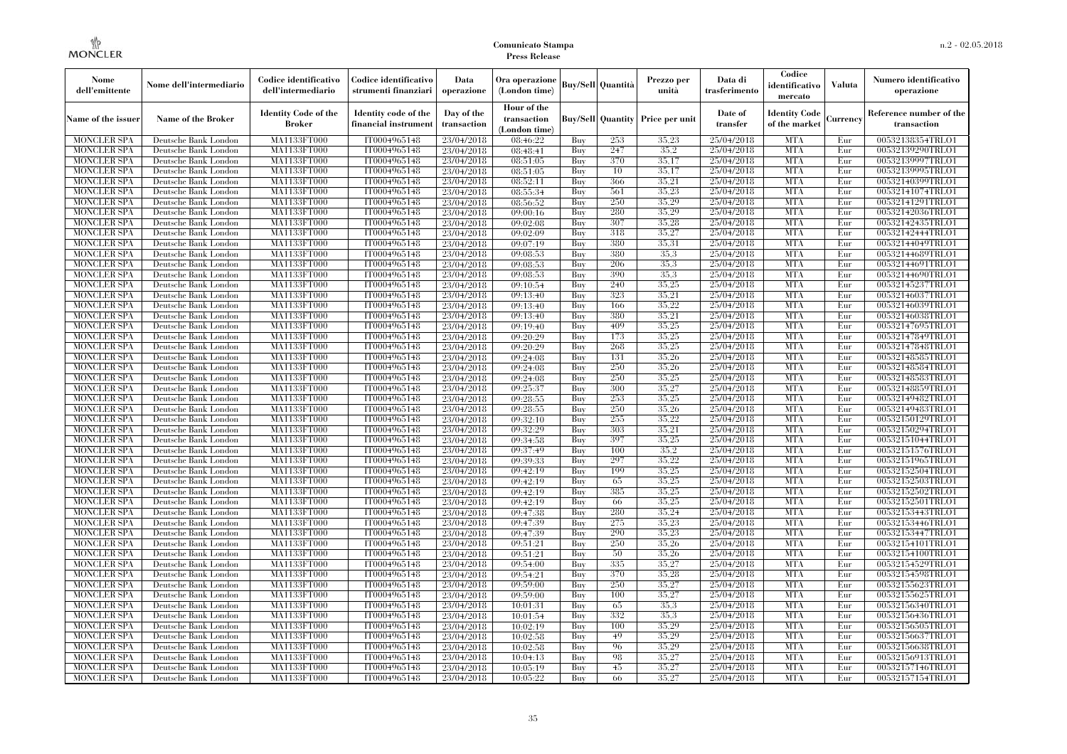**Comunicato Stampa**
**Press Release**

| Nome dell'emittente | Nome dell'intermediario | Codice identificativo dell'intermediario | Codice identificativo strumenti finanziari | Data operazione | Ora operazione (London time) | Buy/Sell | Quantità | Prezzo per unità | Data di trasferimento | Codice identificativo mercato | Valuta | Numero identificativo operazione |
|---|---|---|---|---|---|---|---|---|---|---|---|---|
| Name of the issuer | Name of the Broker | Identity Code of the Broker | Identity code of the financial instrument | Day of the transaction | Hour of the transaction (London time) | Buy/Sell | Quantity | Price per unit | Date of transfer | Identity Code of the market | Currency | Reference number of the transaction |
| MONCLER SPA | Deutsche Bank London | MA1133FT000 | IT0004965148 | 23/04/2018 | 08:46:22 | Buy | 253 | 35,23 | 25/04/2018 | MTA | Eur | 00532138354TRLO1 |
| MONCLER SPA | Deutsche Bank London | MA1133FT000 | IT0004965148 | 23/04/2018 | 08:48:41 | Buy | 247 | 35,2 | 25/04/2018 | MTA | Eur | 00532139290TRLO1 |
| MONCLER SPA | Deutsche Bank London | MA1133FT000 | IT0004965148 | 23/04/2018 | 08:51:05 | Buy | 370 | 35,17 | 25/04/2018 | MTA | Eur | 00532139997TRLO1 |
| MONCLER SPA | Deutsche Bank London | MA1133FT000 | IT0004965148 | 23/04/2018 | 08:51:05 | Buy | 10 | 35,17 | 25/04/2018 | MTA | Eur | 00532139995TRLO1 |
| MONCLER SPA | Deutsche Bank London | MA1133FT000 | IT0004965148 | 23/04/2018 | 08:52:11 | Buy | 366 | 35,21 | 25/04/2018 | MTA | Eur | 00532140399TRLO1 |
| MONCLER SPA | Deutsche Bank London | MA1133FT000 | IT0004965148 | 23/04/2018 | 08:55:34 | Buy | 561 | 35,23 | 25/04/2018 | MTA | Eur | 00532141074TRLO1 |
| MONCLER SPA | Deutsche Bank London | MA1133FT000 | IT0004965148 | 23/04/2018 | 08:56:52 | Buy | 250 | 35,29 | 25/04/2018 | MTA | Eur | 00532141291TRLO1 |
| MONCLER SPA | Deutsche Bank London | MA1133FT000 | IT0004965148 | 23/04/2018 | 09:00:16 | Buy | 280 | 35,29 | 25/04/2018 | MTA | Eur | 00532142036TRLO1 |
| MONCLER SPA | Deutsche Bank London | MA1133FT000 | IT0004965148 | 23/04/2018 | 09:02:08 | Buy | 307 | 35,28 | 25/04/2018 | MTA | Eur | 00532142435TRLO1 |
| MONCLER SPA | Deutsche Bank London | MA1133FT000 | IT0004965148 | 23/04/2018 | 09:02:09 | Buy | 318 | 35,27 | 25/04/2018 | MTA | Eur | 00532142444TRLO1 |
| MONCLER SPA | Deutsche Bank London | MA1133FT000 | IT0004965148 | 23/04/2018 | 09:07:19 | Buy | 380 | 35,31 | 25/04/2018 | MTA | Eur | 00532144049TRLO1 |
| MONCLER SPA | Deutsche Bank London | MA1133FT000 | IT0004965148 | 23/04/2018 | 09:08:53 | Buy | 380 | 35,3 | 25/04/2018 | MTA | Eur | 00532144689TRLO1 |
| MONCLER SPA | Deutsche Bank London | MA1133FT000 | IT0004965148 | 23/04/2018 | 09:08:53 | Buy | 206 | 35,3 | 25/04/2018 | MTA | Eur | 00532144691TRLO1 |
| MONCLER SPA | Deutsche Bank London | MA1133FT000 | IT0004965148 | 23/04/2018 | 09:08:53 | Buy | 390 | 35,3 | 25/04/2018 | MTA | Eur | 00532144690TRLO1 |
| MONCLER SPA | Deutsche Bank London | MA1133FT000 | IT0004965148 | 23/04/2018 | 09:10:54 | Buy | 240 | 35,25 | 25/04/2018 | MTA | Eur | 00532145237TRLO1 |
| MONCLER SPA | Deutsche Bank London | MA1133FT000 | IT0004965148 | 23/04/2018 | 09:13:40 | Buy | 323 | 35,21 | 25/04/2018 | MTA | Eur | 00532146037TRLO1 |
| MONCLER SPA | Deutsche Bank London | MA1133FT000 | IT0004965148 | 23/04/2018 | 09:13:40 | Buy | 166 | 35,22 | 25/04/2018 | MTA | Eur | 00532146039TRLO1 |
| MONCLER SPA | Deutsche Bank London | MA1133FT000 | IT0004965148 | 23/04/2018 | 09:13:40 | Buy | 380 | 35,21 | 25/04/2018 | MTA | Eur | 00532146038TRLO1 |
| MONCLER SPA | Deutsche Bank London | MA1133FT000 | IT0004965148 | 23/04/2018 | 09:19:40 | Buy | 409 | 35,25 | 25/04/2018 | MTA | Eur | 00532147695TRLO1 |
| MONCLER SPA | Deutsche Bank London | MA1133FT000 | IT0004965148 | 23/04/2018 | 09:20:29 | Buy | 173 | 35,25 | 25/04/2018 | MTA | Eur | 00532147849TRLO1 |
| MONCLER SPA | Deutsche Bank London | MA1133FT000 | IT0004965148 | 23/04/2018 | 09:20:29 | Buy | 268 | 35,25 | 25/04/2018 | MTA | Eur | 00532147848TRLO1 |
| MONCLER SPA | Deutsche Bank London | MA1133FT000 | IT0004965148 | 23/04/2018 | 09:24:08 | Buy | 131 | 35,26 | 25/04/2018 | MTA | Eur | 00532148585TRLO1 |
| MONCLER SPA | Deutsche Bank London | MA1133FT000 | IT0004965148 | 23/04/2018 | 09:24:08 | Buy | 250 | 35,26 | 25/04/2018 | MTA | Eur | 00532148584TRLO1 |
| MONCLER SPA | Deutsche Bank London | MA1133FT000 | IT0004965148 | 23/04/2018 | 09:24:08 | Buy | 250 | 35,25 | 25/04/2018 | MTA | Eur | 00532148583TRLO1 |
| MONCLER SPA | Deutsche Bank London | MA1133FT000 | IT0004965148 | 23/04/2018 | 09:25:37 | Buy | 300 | 35,27 | 25/04/2018 | MTA | Eur | 00532148859TRLO1 |
| MONCLER SPA | Deutsche Bank London | MA1133FT000 | IT0004965148 | 23/04/2018 | 09:28:55 | Buy | 253 | 35,25 | 25/04/2018 | MTA | Eur | 00532149482TRLO1 |
| MONCLER SPA | Deutsche Bank London | MA1133FT000 | IT0004965148 | 23/04/2018 | 09:28:55 | Buy | 250 | 35,26 | 25/04/2018 | MTA | Eur | 00532149483TRLO1 |
| MONCLER SPA | Deutsche Bank London | MA1133FT000 | IT0004965148 | 23/04/2018 | 09:32:10 | Buy | 255 | 35,22 | 25/04/2018 | MTA | Eur | 00532150129TRLO1 |
| MONCLER SPA | Deutsche Bank London | MA1133FT000 | IT0004965148 | 23/04/2018 | 09:32:29 | Buy | 303 | 35,21 | 25/04/2018 | MTA | Eur | 00532150294TRLO1 |
| MONCLER SPA | Deutsche Bank London | MA1133FT000 | IT0004965148 | 23/04/2018 | 09:34:58 | Buy | 397 | 35,25 | 25/04/2018 | MTA | Eur | 00532151044TRLO1 |
| MONCLER SPA | Deutsche Bank London | MA1133FT000 | IT0004965148 | 23/04/2018 | 09:37:49 | Buy | 100 | 35,2 | 25/04/2018 | MTA | Eur | 00532151576TRLO1 |
| MONCLER SPA | Deutsche Bank London | MA1133FT000 | IT0004965148 | 23/04/2018 | 09:39:33 | Buy | 297 | 35,22 | 25/04/2018 | MTA | Eur | 00532151965TRLO1 |
| MONCLER SPA | Deutsche Bank London | MA1133FT000 | IT0004965148 | 23/04/2018 | 09:42:19 | Buy | 199 | 35,25 | 25/04/2018 | MTA | Eur | 00532152504TRLO1 |
| MONCLER SPA | Deutsche Bank London | MA1133FT000 | IT0004965148 | 23/04/2018 | 09:42:19 | Buy | 65 | 35,25 | 25/04/2018 | MTA | Eur | 00532152503TRLO1 |
| MONCLER SPA | Deutsche Bank London | MA1133FT000 | IT0004965148 | 23/04/2018 | 09:42:19 | Buy | 385 | 35,25 | 25/04/2018 | MTA | Eur | 00532152502TRLO1 |
| MONCLER SPA | Deutsche Bank London | MA1133FT000 | IT0004965148 | 23/04/2018 | 09:42:19 | Buy | 66 | 35,25 | 25/04/2018 | MTA | Eur | 00532152501TRLO1 |
| MONCLER SPA | Deutsche Bank London | MA1133FT000 | IT0004965148 | 23/04/2018 | 09:47:38 | Buy | 280 | 35,24 | 25/04/2018 | MTA | Eur | 00532153443TRLO1 |
| MONCLER SPA | Deutsche Bank London | MA1133FT000 | IT0004965148 | 23/04/2018 | 09:47:39 | Buy | 275 | 35,23 | 25/04/2018 | MTA | Eur | 00532153446TRLO1 |
| MONCLER SPA | Deutsche Bank London | MA1133FT000 | IT0004965148 | 23/04/2018 | 09:47:39 | Buy | 290 | 35,23 | 25/04/2018 | MTA | Eur | 00532153447TRLO1 |
| MONCLER SPA | Deutsche Bank London | MA1133FT000 | IT0004965148 | 23/04/2018 | 09:51:21 | Buy | 250 | 35,26 | 25/04/2018 | MTA | Eur | 00532154101TRLO1 |
| MONCLER SPA | Deutsche Bank London | MA1133FT000 | IT0004965148 | 23/04/2018 | 09:51:21 | Buy | 50 | 35,26 | 25/04/2018 | MTA | Eur | 00532154100TRLO1 |
| MONCLER SPA | Deutsche Bank London | MA1133FT000 | IT0004965148 | 23/04/2018 | 09:54:00 | Buy | 335 | 35,27 | 25/04/2018 | MTA | Eur | 00532154529TRLO1 |
| MONCLER SPA | Deutsche Bank London | MA1133FT000 | IT0004965148 | 23/04/2018 | 09:54:21 | Buy | 370 | 35,28 | 25/04/2018 | MTA | Eur | 00532154598TRLO1 |
| MONCLER SPA | Deutsche Bank London | MA1133FT000 | IT0004965148 | 23/04/2018 | 09:59:00 | Buy | 250 | 35,27 | 25/04/2018 | MTA | Eur | 00532155623TRLO1 |
| MONCLER SPA | Deutsche Bank London | MA1133FT000 | IT0004965148 | 23/04/2018 | 09:59:00 | Buy | 100 | 35,27 | 25/04/2018 | MTA | Eur | 00532155625TRLO1 |
| MONCLER SPA | Deutsche Bank London | MA1133FT000 | IT0004965148 | 23/04/2018 | 10:01:31 | Buy | 65 | 35,3 | 25/04/2018 | MTA | Eur | 00532156340TRLO1 |
| MONCLER SPA | Deutsche Bank London | MA1133FT000 | IT0004965148 | 23/04/2018 | 10:01:54 | Buy | 332 | 35,3 | 25/04/2018 | MTA | Eur | 00532156436TRLO1 |
| MONCLER SPA | Deutsche Bank London | MA1133FT000 | IT0004965148 | 23/04/2018 | 10:02:19 | Buy | 100 | 35,29 | 25/04/2018 | MTA | Eur | 00532156505TRLO1 |
| MONCLER SPA | Deutsche Bank London | MA1133FT000 | IT0004965148 | 23/04/2018 | 10:02:58 | Buy | 49 | 35,29 | 25/04/2018 | MTA | Eur | 00532156637TRLO1 |
| MONCLER SPA | Deutsche Bank London | MA1133FT000 | IT0004965148 | 23/04/2018 | 10:02:58 | Buy | 96 | 35,29 | 25/04/2018 | MTA | Eur | 00532156638TRLO1 |
| MONCLER SPA | Deutsche Bank London | MA1133FT000 | IT0004965148 | 23/04/2018 | 10:04:13 | Buy | 98 | 35,27 | 25/04/2018 | MTA | Eur | 00532156913TRLO1 |
| MONCLER SPA | Deutsche Bank London | MA1133FT000 | IT0004965148 | 23/04/2018 | 10:05:19 | Buy | 45 | 35,27 | 25/04/2018 | MTA | Eur | 00532157146TRLO1 |
| MONCLER SPA | Deutsche Bank London | MA1133FT000 | IT0004965148 | 23/04/2018 | 10:05:22 | Buy | 66 | 35,27 | 25/04/2018 | MTA | Eur | 00532157154TRLO1 |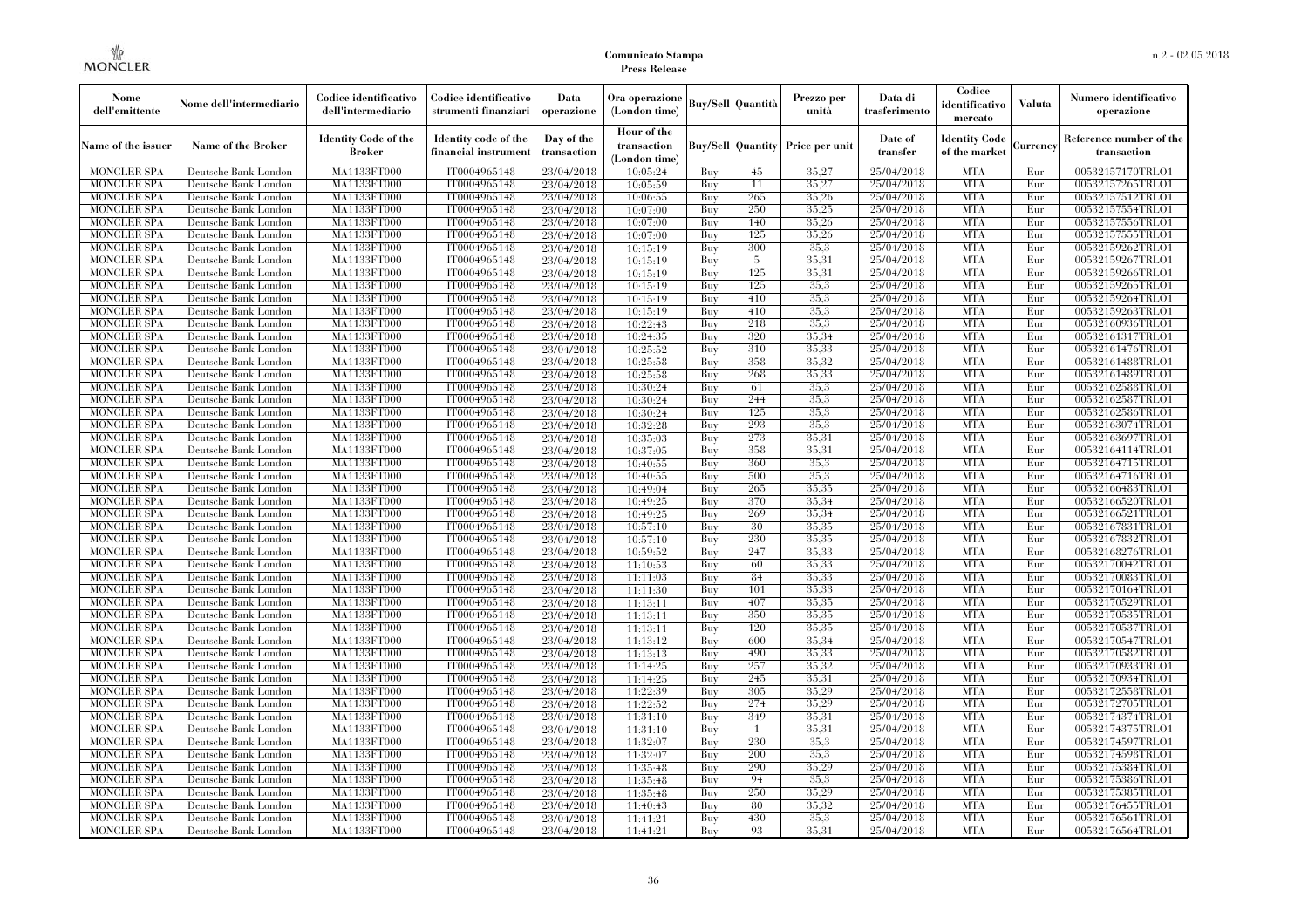| Nome dell'emittente | Nome dell'intermediario | Codice identificativo dell'intermediario | Codice identificativo strumenti finanziari | Data operazione | Ora operazione (London time) | Buy/Sell | Quantità | Prezzo per unità | Data di trasferimento | Codice identificativo mercato | Valuta | Numero identificativo operazione |
|---|---|---|---|---|---|---|---|---|---|---|---|---|
| Name of the issuer | Name of the Broker | Identity Code of the Broker | Identity code of the financial instrument | Day of the transaction | Hour of the transaction (London time) | Buy/Sell | Quantity | Price per unit | Date of transfer | Identity Code of the market | Currency | Reference number of the transaction |
| MONCLER SPA | Deutsche Bank London | MA1133FT000 | IT0004965148 | 23/04/2018 | 10:05:24 | Buy | 45 | 35.27 | 25/04/2018 | MTA | Eur | 00532157170TRLO1 |
| MONCLER SPA | Deutsche Bank London | MA1133FT000 | IT0004965148 | 23/04/2018 | 10:05:59 | Buy | 11 | 35.27 | 25/04/2018 | MTA | Eur | 00532157265TRLO1 |
| MONCLER SPA | Deutsche Bank London | MA1133FT000 | IT0004965148 | 23/04/2018 | 10:06:55 | Buy | 265 | 35.26 | 25/04/2018 | MTA | Eur | 00532157512TRLO1 |
| MONCLER SPA | Deutsche Bank London | MA1133FT000 | IT0004965148 | 23/04/2018 | 10:07:00 | Buy | 250 | 35.25 | 25/04/2018 | MTA | Eur | 00532157554TRLO1 |
| MONCLER SPA | Deutsche Bank London | MA1133FT000 | IT0004965148 | 23/04/2018 | 10:07:00 | Buy | 140 | 35.26 | 25/04/2018 | MTA | Eur | 00532157556TRLO1 |
| MONCLER SPA | Deutsche Bank London | MA1133FT000 | IT0004965148 | 23/04/2018 | 10:07:00 | Buy | 125 | 35.26 | 25/04/2018 | MTA | Eur | 00532157555TRLO1 |
| MONCLER SPA | Deutsche Bank London | MA1133FT000 | IT0004965148 | 23/04/2018 | 10:15:19 | Buy | 300 | 35.3 | 25/04/2018 | MTA | Eur | 00532159262TRLO1 |
| MONCLER SPA | Deutsche Bank London | MA1133FT000 | IT0004965148 | 23/04/2018 | 10:15:19 | Buy | 5 | 35.31 | 25/04/2018 | MTA | Eur | 00532159267TRLO1 |
| MONCLER SPA | Deutsche Bank London | MA1133FT000 | IT0004965148 | 23/04/2018 | 10:15:19 | Buy | 125 | 35.31 | 25/04/2018 | MTA | Eur | 00532159266TRLO1 |
| MONCLER SPA | Deutsche Bank London | MA1133FT000 | IT0004965148 | 23/04/2018 | 10:15:19 | Buy | 125 | 35.3 | 25/04/2018 | MTA | Eur | 00532159265TRLO1 |
| MONCLER SPA | Deutsche Bank London | MA1133FT000 | IT0004965148 | 23/04/2018 | 10:15:19 | Buy | 410 | 35.3 | 25/04/2018 | MTA | Eur | 00532159264TRLO1 |
| MONCLER SPA | Deutsche Bank London | MA1133FT000 | IT0004965148 | 23/04/2018 | 10:15:19 | Buy | 410 | 35.3 | 25/04/2018 | MTA | Eur | 00532159263TRLO1 |
| MONCLER SPA | Deutsche Bank London | MA1133FT000 | IT0004965148 | 23/04/2018 | 10:22:43 | Buy | 218 | 35.3 | 25/04/2018 | MTA | Eur | 00532160936TRLO1 |
| MONCLER SPA | Deutsche Bank London | MA1133FT000 | IT0004965148 | 23/04/2018 | 10:24:35 | Buy | 320 | 35.34 | 25/04/2018 | MTA | Eur | 00532161317TRLO1 |
| MONCLER SPA | Deutsche Bank London | MA1133FT000 | IT0004965148 | 23/04/2018 | 10:25:52 | Buy | 310 | 35.33 | 25/04/2018 | MTA | Eur | 00532161476TRLO1 |
| MONCLER SPA | Deutsche Bank London | MA1133FT000 | IT0004965148 | 23/04/2018 | 10:25:58 | Buy | 358 | 35.32 | 25/04/2018 | MTA | Eur | 00532161488TRLO1 |
| MONCLER SPA | Deutsche Bank London | MA1133FT000 | IT0004965148 | 23/04/2018 | 10:25:58 | Buy | 268 | 35.33 | 25/04/2018 | MTA | Eur | 00532161489TRLO1 |
| MONCLER SPA | Deutsche Bank London | MA1133FT000 | IT0004965148 | 23/04/2018 | 10:30:24 | Buy | 61 | 35.3 | 25/04/2018 | MTA | Eur | 00532162588TRLO1 |
| MONCLER SPA | Deutsche Bank London | MA1133FT000 | IT0004965148 | 23/04/2018 | 10:30:24 | Buy | 244 | 35.3 | 25/04/2018 | MTA | Eur | 00532162587TRLO1 |
| MONCLER SPA | Deutsche Bank London | MA1133FT000 | IT0004965148 | 23/04/2018 | 10:30:24 | Buy | 125 | 35.3 | 25/04/2018 | MTA | Eur | 00532162586TRLO1 |
| MONCLER SPA | Deutsche Bank London | MA1133FT000 | IT0004965148 | 23/04/2018 | 10:32:28 | Buy | 293 | 35.3 | 25/04/2018 | MTA | Eur | 00532163074TRLO1 |
| MONCLER SPA | Deutsche Bank London | MA1133FT000 | IT0004965148 | 23/04/2018 | 10:35:03 | Buy | 273 | 35.31 | 25/04/2018 | MTA | Eur | 00532163697TRLO1 |
| MONCLER SPA | Deutsche Bank London | MA1133FT000 | IT0004965148 | 23/04/2018 | 10:37:05 | Buy | 358 | 35.31 | 25/04/2018 | MTA | Eur | 00532164114TRLO1 |
| MONCLER SPA | Deutsche Bank London | MA1133FT000 | IT0004965148 | 23/04/2018 | 10:40:55 | Buy | 360 | 35.3 | 25/04/2018 | MTA | Eur | 00532164715TRLO1 |
| MONCLER SPA | Deutsche Bank London | MA1133FT000 | IT0004965148 | 23/04/2018 | 10:40:55 | Buy | 500 | 35.3 | 25/04/2018 | MTA | Eur | 00532164716TRLO1 |
| MONCLER SPA | Deutsche Bank London | MA1133FT000 | IT0004965148 | 23/04/2018 | 10:49:04 | Buy | 265 | 35.35 | 25/04/2018 | MTA | Eur | 00532166483TRLO1 |
| MONCLER SPA | Deutsche Bank London | MA1133FT000 | IT0004965148 | 23/04/2018 | 10:49:25 | Buy | 370 | 35.34 | 25/04/2018 | MTA | Eur | 00532166520TRLO1 |
| MONCLER SPA | Deutsche Bank London | MA1133FT000 | IT0004965148 | 23/04/2018 | 10:49:25 | Buy | 269 | 35.34 | 25/04/2018 | MTA | Eur | 00532166521TRLO1 |
| MONCLER SPA | Deutsche Bank London | MA1133FT000 | IT0004965148 | 23/04/2018 | 10:57:10 | Buy | 30 | 35.35 | 25/04/2018 | MTA | Eur | 00532167831TRLO1 |
| MONCLER SPA | Deutsche Bank London | MA1133FT000 | IT0004965148 | 23/04/2018 | 10:57:10 | Buy | 230 | 35.35 | 25/04/2018 | MTA | Eur | 00532167832TRLO1 |
| MONCLER SPA | Deutsche Bank London | MA1133FT000 | IT0004965148 | 23/04/2018 | 10:59:52 | Buy | 247 | 35.33 | 25/04/2018 | MTA | Eur | 00532168276TRLO1 |
| MONCLER SPA | Deutsche Bank London | MA1133FT000 | IT0004965148 | 23/04/2018 | 11:10:53 | Buy | 60 | 35.33 | 25/04/2018 | MTA | Eur | 00532170042TRLO1 |
| MONCLER SPA | Deutsche Bank London | MA1133FT000 | IT0004965148 | 23/04/2018 | 11:11:03 | Buy | 84 | 35.33 | 25/04/2018 | MTA | Eur | 00532170083TRLO1 |
| MONCLER SPA | Deutsche Bank London | MA1133FT000 | IT0004965148 | 23/04/2018 | 11:11:30 | Buy | 101 | 35.33 | 25/04/2018 | MTA | Eur | 00532170164TRLO1 |
| MONCLER SPA | Deutsche Bank London | MA1133FT000 | IT0004965148 | 23/04/2018 | 11:13:11 | Buy | 407 | 35.35 | 25/04/2018 | MTA | Eur | 00532170529TRLO1 |
| MONCLER SPA | Deutsche Bank London | MA1133FT000 | IT0004965148 | 23/04/2018 | 11:13:11 | Buy | 350 | 35.35 | 25/04/2018 | MTA | Eur | 00532170535TRLO1 |
| MONCLER SPA | Deutsche Bank London | MA1133FT000 | IT0004965148 | 23/04/2018 | 11:13:11 | Buy | 120 | 35.35 | 25/04/2018 | MTA | Eur | 00532170537TRLO1 |
| MONCLER SPA | Deutsche Bank London | MA1133FT000 | IT0004965148 | 23/04/2018 | 11:13:12 | Buy | 600 | 35.34 | 25/04/2018 | MTA | Eur | 00532170547TRLO1 |
| MONCLER SPA | Deutsche Bank London | MA1133FT000 | IT0004965148 | 23/04/2018 | 11:13:13 | Buy | 490 | 35.33 | 25/04/2018 | MTA | Eur | 00532170582TRLO1 |
| MONCLER SPA | Deutsche Bank London | MA1133FT000 | IT0004965148 | 23/04/2018 | 11:14:25 | Buy | 257 | 35.32 | 25/04/2018 | MTA | Eur | 00532170933TRLO1 |
| MONCLER SPA | Deutsche Bank London | MA1133FT000 | IT0004965148 | 23/04/2018 | 11:14:25 | Buy | 245 | 35.31 | 25/04/2018 | MTA | Eur | 00532170934TRLO1 |
| MONCLER SPA | Deutsche Bank London | MA1133FT000 | IT0004965148 | 23/04/2018 | 11:22:39 | Buy | 305 | 35.29 | 25/04/2018 | MTA | Eur | 00532172558TRLO1 |
| MONCLER SPA | Deutsche Bank London | MA1133FT000 | IT0004965148 | 23/04/2018 | 11:22:52 | Buy | 274 | 35.29 | 25/04/2018 | MTA | Eur | 00532172705TRLO1 |
| MONCLER SPA | Deutsche Bank London | MA1133FT000 | IT0004965148 | 23/04/2018 | 11:31:10 | Buy | 349 | 35.31 | 25/04/2018 | MTA | Eur | 00532174374TRLO1 |
| MONCLER SPA | Deutsche Bank London | MA1133FT000 | IT0004965148 | 23/04/2018 | 11:31:10 | Buy | 1 | 35.31 | 25/04/2018 | MTA | Eur | 00532174375TRLO1 |
| MONCLER SPA | Deutsche Bank London | MA1133FT000 | IT0004965148 | 23/04/2018 | 11:32:07 | Buy | 230 | 35.3 | 25/04/2018 | MTA | Eur | 00532174597TRLO1 |
| MONCLER SPA | Deutsche Bank London | MA1133FT000 | IT0004965148 | 23/04/2018 | 11:32:07 | Buy | 200 | 35.3 | 25/04/2018 | MTA | Eur | 00532174598TRLO1 |
| MONCLER SPA | Deutsche Bank London | MA1133FT000 | IT0004965148 | 23/04/2018 | 11:35:48 | Buy | 290 | 35.29 | 25/04/2018 | MTA | Eur | 00532175384TRLO1 |
| MONCLER SPA | Deutsche Bank London | MA1133FT000 | IT0004965148 | 23/04/2018 | 11:35:48 | Buy | 94 | 35.3 | 25/04/2018 | MTA | Eur | 00532175386TRLO1 |
| MONCLER SPA | Deutsche Bank London | MA1133FT000 | IT0004965148 | 23/04/2018 | 11:35:48 | Buy | 250 | 35.29 | 25/04/2018 | MTA | Eur | 00532175385TRLO1 |
| MONCLER SPA | Deutsche Bank London | MA1133FT000 | IT0004965148 | 23/04/2018 | 11:40:43 | Buy | 80 | 35.32 | 25/04/2018 | MTA | Eur | 00532176455TRLO1 |
| MONCLER SPA | Deutsche Bank London | MA1133FT000 | IT0004965148 | 23/04/2018 | 11:41:21 | Buy | 430 | 35.3 | 25/04/2018 | MTA | Eur | 00532176561TRLO1 |
| MONCLER SPA | Deutsche Bank London | MA1133FT000 | IT0004965148 | 23/04/2018 | 11:41:21 | Buy | 93 | 35.31 | 25/04/2018 | MTA | Eur | 00532176564TRLO1 |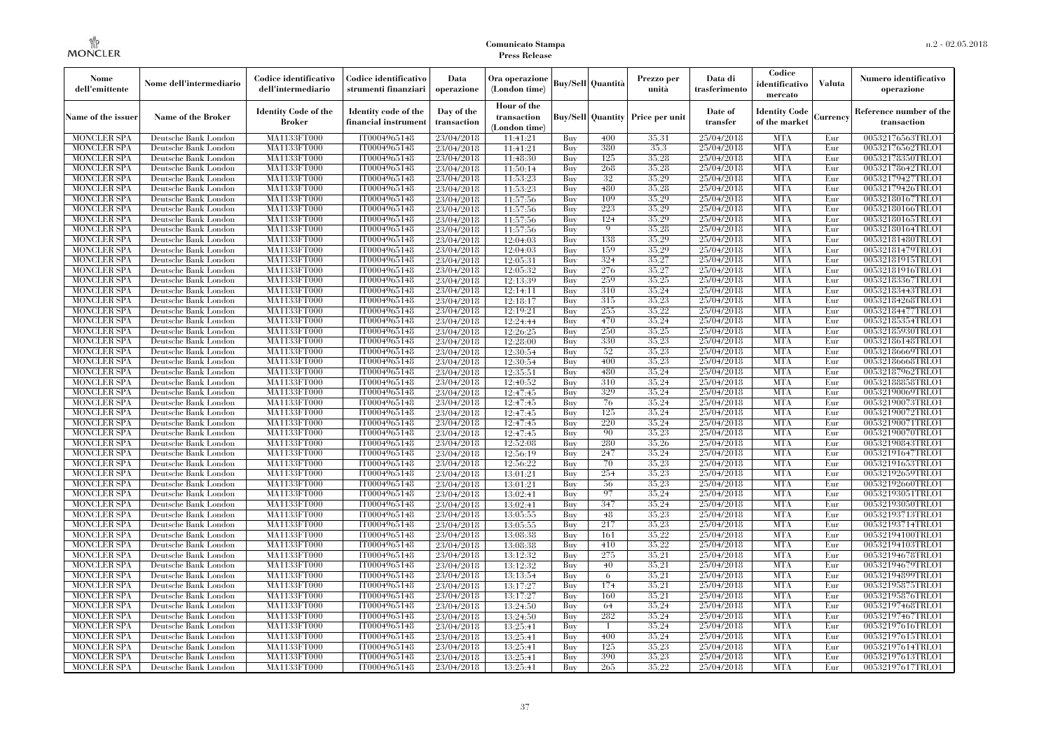| Nome dell'emittente | Nome dell'intermediario | Codice identificativo dell'intermediario | Codice identificativo strumenti finanziari | Data operazione | Ora operazione (London time) | Buy/Sell | Quantità | Prezzo per unità | Data di trasferimento | Codice identificativo mercato | Valuta | Numero identificativo operazione |
|---|---|---|---|---|---|---|---|---|---|---|---|---|
| Name of the issuer | Name of the Broker | Identity Code of the Broker | Identity code of the financial instrument | Day of the transaction | Hour of the transaction (London time) | Buy/Sell | Quantity | Price per unit | Date of transfer | Identity Code of the market | Currency | Reference number of the transaction |
| MONCLER SPA | Deutsche Bank London | MA1133FT000 | IT0004965148 | 23/04/2018 | 11:41:21 | Buy | 400 | 35,31 | 25/04/2018 | MTA | Eur | 00532176563TRLO1 |
| MONCLER SPA | Deutsche Bank London | MA1133FT000 | IT0004965148 | 23/04/2018 | 11:41:21 | Buy | 380 | 35,3 | 25/04/2018 | MTA | Eur | 00532176562TRLO1 |
| MONCLER SPA | Deutsche Bank London | MA1133FT000 | IT0004965148 | 23/04/2018 | 11:48:30 | Buy | 125 | 35,28 | 25/04/2018 | MTA | Eur | 00532178350TRLO1 |
| MONCLER SPA | Deutsche Bank London | MA1133FT000 | IT0004965148 | 23/04/2018 | 11:50:14 | Buy | 268 | 35,28 | 25/04/2018 | MTA | Eur | 00532178642TRLO1 |
| MONCLER SPA | Deutsche Bank London | MA1133FT000 | IT0004965148 | 23/04/2018 | 11:53:23 | Buy | 32 | 35,29 | 25/04/2018 | MTA | Eur | 00532179427TRLO1 |
| MONCLER SPA | Deutsche Bank London | MA1133FT000 | IT0004965148 | 23/04/2018 | 11:53:23 | Buy | 480 | 35,28 | 25/04/2018 | MTA | Eur | 00532179426TRLO1 |
| MONCLER SPA | Deutsche Bank London | MA1133FT000 | IT0004965148 | 23/04/2018 | 11:57:56 | Buy | 109 | 35,29 | 25/04/2018 | MTA | Eur | 00532180167TRLO1 |
| MONCLER SPA | Deutsche Bank London | MA1133FT000 | IT0004965148 | 23/04/2018 | 11:57:56 | Buy | 223 | 35,29 | 25/04/2018 | MTA | Eur | 00532180166TRLO1 |
| MONCLER SPA | Deutsche Bank London | MA1133FT000 | IT0004965148 | 23/04/2018 | 11:57:56 | Buy | 124 | 35,29 | 25/04/2018 | MTA | Eur | 00532180165TRLO1 |
| MONCLER SPA | Deutsche Bank London | MA1133FT000 | IT0004965148 | 23/04/2018 | 11:57:56 | Buy | 9 | 35,28 | 25/04/2018 | MTA | Eur | 00532180164TRLO1 |
| MONCLER SPA | Deutsche Bank London | MA1133FT000 | IT0004965148 | 23/04/2018 | 12:04:03 | Buy | 138 | 35,29 | 25/04/2018 | MTA | Eur | 00532181480TRLO1 |
| MONCLER SPA | Deutsche Bank London | MA1133FT000 | IT0004965148 | 23/04/2018 | 12:04:03 | Buy | 159 | 35,29 | 25/04/2018 | MTA | Eur | 00532181479TRLO1 |
| MONCLER SPA | Deutsche Bank London | MA1133FT000 | IT0004965148 | 23/04/2018 | 12:05:31 | Buy | 324 | 35,27 | 25/04/2018 | MTA | Eur | 00532181915TRLO1 |
| MONCLER SPA | Deutsche Bank London | MA1133FT000 | IT0004965148 | 23/04/2018 | 12:05:32 | Buy | 276 | 35,27 | 25/04/2018 | MTA | Eur | 00532181916TRLO1 |
| MONCLER SPA | Deutsche Bank London | MA1133FT000 | IT0004965148 | 23/04/2018 | 12:13:39 | Buy | 259 | 35,25 | 25/04/2018 | MTA | Eur | 00532183367TRLO1 |
| MONCLER SPA | Deutsche Bank London | MA1133FT000 | IT0004965148 | 23/04/2018 | 12:14:11 | Buy | 310 | 35,24 | 25/04/2018 | MTA | Eur | 00532183443TRLO1 |
| MONCLER SPA | Deutsche Bank London | MA1133FT000 | IT0004965148 | 23/04/2018 | 12:18:17 | Buy | 315 | 35,23 | 25/04/2018 | MTA | Eur | 00532184268TRLO1 |
| MONCLER SPA | Deutsche Bank London | MA1133FT000 | IT0004965148 | 23/04/2018 | 12:19:21 | Buy | 255 | 35,22 | 25/04/2018 | MTA | Eur | 00532184477TRLO1 |
| MONCLER SPA | Deutsche Bank London | MA1133FT000 | IT0004965148 | 23/04/2018 | 12:24:44 | Buy | 470 | 35,24 | 25/04/2018 | MTA | Eur | 00532185354TRLO1 |
| MONCLER SPA | Deutsche Bank London | MA1133FT000 | IT0004965148 | 23/04/2018 | 12:26:25 | Buy | 250 | 35,25 | 25/04/2018 | MTA | Eur | 00532185930TRLO1 |
| MONCLER SPA | Deutsche Bank London | MA1133FT000 | IT0004965148 | 23/04/2018 | 12:28:00 | Buy | 330 | 35,23 | 25/04/2018 | MTA | Eur | 00532186148TRLO1 |
| MONCLER SPA | Deutsche Bank London | MA1133FT000 | IT0004965148 | 23/04/2018 | 12:30:54 | Buy | 52 | 35,23 | 25/04/2018 | MTA | Eur | 00532186669TRLO1 |
| MONCLER SPA | Deutsche Bank London | MA1133FT000 | IT0004965148 | 23/04/2018 | 12:30:54 | Buy | 400 | 35,23 | 25/04/2018 | MTA | Eur | 00532186668TRLO1 |
| MONCLER SPA | Deutsche Bank London | MA1133FT000 | IT0004965148 | 23/04/2018 | 12:35:51 | Buy | 480 | 35,24 | 25/04/2018 | MTA | Eur | 00532187962TRLO1 |
| MONCLER SPA | Deutsche Bank London | MA1133FT000 | IT0004965148 | 23/04/2018 | 12:40:52 | Buy | 310 | 35,24 | 25/04/2018 | MTA | Eur | 00532188858TRLO1 |
| MONCLER SPA | Deutsche Bank London | MA1133FT000 | IT0004965148 | 23/04/2018 | 12:47:45 | Buy | 329 | 35,24 | 25/04/2018 | MTA | Eur | 00532190069TRLO1 |
| MONCLER SPA | Deutsche Bank London | MA1133FT000 | IT0004965148 | 23/04/2018 | 12:47:45 | Buy | 76 | 35,24 | 25/04/2018 | MTA | Eur | 00532190073TRLO1 |
| MONCLER SPA | Deutsche Bank London | MA1133FT000 | IT0004965148 | 23/04/2018 | 12:47:45 | Buy | 125 | 35,24 | 25/04/2018 | MTA | Eur | 00532190072TRLO1 |
| MONCLER SPA | Deutsche Bank London | MA1133FT000 | IT0004965148 | 23/04/2018 | 12:47:45 | Buy | 220 | 35,24 | 25/04/2018 | MTA | Eur | 00532190071TRLO1 |
| MONCLER SPA | Deutsche Bank London | MA1133FT000 | IT0004965148 | 23/04/2018 | 12:47:45 | Buy | 90 | 35,23 | 25/04/2018 | MTA | Eur | 00532190070TRLO1 |
| MONCLER SPA | Deutsche Bank London | MA1133FT000 | IT0004965148 | 23/04/2018 | 12:52:08 | Buy | 280 | 35,26 | 25/04/2018 | MTA | Eur | 00532190843TRLO1 |
| MONCLER SPA | Deutsche Bank London | MA1133FT000 | IT0004965148 | 23/04/2018 | 12:56:19 | Buy | 247 | 35,24 | 25/04/2018 | MTA | Eur | 00532191647TRLO1 |
| MONCLER SPA | Deutsche Bank London | MA1133FT000 | IT0004965148 | 23/04/2018 | 12:56:22 | Buy | 70 | 35,23 | 25/04/2018 | MTA | Eur | 00532191653TRLO1 |
| MONCLER SPA | Deutsche Bank London | MA1133FT000 | IT0004965148 | 23/04/2018 | 13:01:21 | Buy | 254 | 35,23 | 25/04/2018 | MTA | Eur | 00532192659TRLO1 |
| MONCLER SPA | Deutsche Bank London | MA1133FT000 | IT0004965148 | 23/04/2018 | 13:01:21 | Buy | 56 | 35,23 | 25/04/2018 | MTA | Eur | 00532192660TRLO1 |
| MONCLER SPA | Deutsche Bank London | MA1133FT000 | IT0004965148 | 23/04/2018 | 13:02:41 | Buy | 97 | 35,24 | 25/04/2018 | MTA | Eur | 00532193051TRLO1 |
| MONCLER SPA | Deutsche Bank London | MA1133FT000 | IT0004965148 | 23/04/2018 | 13:02:41 | Buy | 347 | 35,24 | 25/04/2018 | MTA | Eur | 00532193050TRLO1 |
| MONCLER SPA | Deutsche Bank London | MA1133FT000 | IT0004965148 | 23/04/2018 | 13:05:55 | Buy | 48 | 35,23 | 25/04/2018 | MTA | Eur | 00532193713TRLO1 |
| MONCLER SPA | Deutsche Bank London | MA1133FT000 | IT0004965148 | 23/04/2018 | 13:05:55 | Buy | 217 | 35,23 | 25/04/2018 | MTA | Eur | 00532193714TRLO1 |
| MONCLER SPA | Deutsche Bank London | MA1133FT000 | IT0004965148 | 23/04/2018 | 13:08:38 | Buy | 161 | 35,22 | 25/04/2018 | MTA | Eur | 00532194100TRLO1 |
| MONCLER SPA | Deutsche Bank London | MA1133FT000 | IT0004965148 | 23/04/2018 | 13:08:38 | Buy | 410 | 35,22 | 25/04/2018 | MTA | Eur | 00532194103TRLO1 |
| MONCLER SPA | Deutsche Bank London | MA1133FT000 | IT0004965148 | 23/04/2018 | 13:12:32 | Buy | 275 | 35,21 | 25/04/2018 | MTA | Eur | 00532194678TRLO1 |
| MONCLER SPA | Deutsche Bank London | MA1133FT000 | IT0004965148 | 23/04/2018 | 13:12:32 | Buy | 40 | 35,21 | 25/04/2018 | MTA | Eur | 00532194679TRLO1 |
| MONCLER SPA | Deutsche Bank London | MA1133FT000 | IT0004965148 | 23/04/2018 | 13:13:54 | Buy | 6 | 35,21 | 25/04/2018 | MTA | Eur | 00532194899TRLO1 |
| MONCLER SPA | Deutsche Bank London | MA1133FT000 | IT0004965148 | 23/04/2018 | 13:17:27 | Buy | 174 | 35,21 | 25/04/2018 | MTA | Eur | 00532195875TRLO1 |
| MONCLER SPA | Deutsche Bank London | MA1133FT000 | IT0004965148 | 23/04/2018 | 13:17:27 | Buy | 160 | 35,21 | 25/04/2018 | MTA | Eur | 00532195876TRLO1 |
| MONCLER SPA | Deutsche Bank London | MA1133FT000 | IT0004965148 | 23/04/2018 | 13:24:50 | Buy | 64 | 35,24 | 25/04/2018 | MTA | Eur | 00532197468TRLO1 |
| MONCLER SPA | Deutsche Bank London | MA1133FT000 | IT0004965148 | 23/04/2018 | 13:24:50 | Buy | 282 | 35,24 | 25/04/2018 | MTA | Eur | 00532197467TRLO1 |
| MONCLER SPA | Deutsche Bank London | MA1133FT000 | IT0004965148 | 23/04/2018 | 13:25:41 | Buy | 1 | 35,24 | 25/04/2018 | MTA | Eur | 00532197616TRLO1 |
| MONCLER SPA | Deutsche Bank London | MA1133FT000 | IT0004965148 | 23/04/2018 | 13:25:41 | Buy | 400 | 35,24 | 25/04/2018 | MTA | Eur | 00532197615TRLO1 |
| MONCLER SPA | Deutsche Bank London | MA1133FT000 | IT0004965148 | 23/04/2018 | 13:25:41 | Buy | 125 | 35,23 | 25/04/2018 | MTA | Eur | 00532197614TRLO1 |
| MONCLER SPA | Deutsche Bank London | MA1133FT000 | IT0004965148 | 23/04/2018 | 13:25:41 | Buy | 390 | 35,23 | 25/04/2018 | MTA | Eur | 00532197613TRLO1 |
| MONCLER SPA | Deutsche Bank London | MA1133FT000 | IT0004965148 | 23/04/2018 | 13:25:41 | Buy | 265 | 35,22 | 25/04/2018 | MTA | Eur | 00532197617TRLO1 |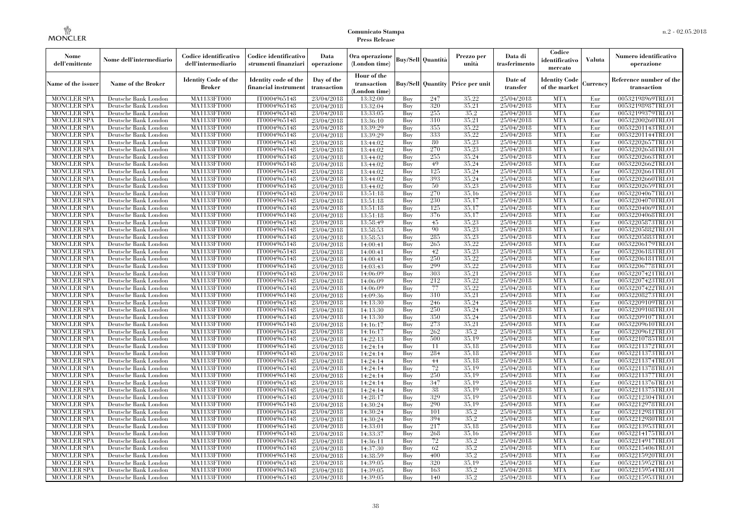| Nome dell'emittente | Nome dell'intermediario | Codice identificativo dell'intermediario | Codice identificativo strumenti finanziari | Data operazione | Ora operazione (London time) | Buy/Sell | Quantità | Prezzo per unità | Data di trasferimento | Codice identificativo mercato | Valuta | Numero identificativo operazione |
|---|---|---|---|---|---|---|---|---|---|---|---|---|
| Name of the issuer | Name of the Broker | Identity Code of the Broker | Identity code of the financial instrument | Day of the transaction | Hour of the transaction (London time) | Buy/Sell | Quantity | Price per unit | Date of transfer | Identity Code of the market | Currency | Reference number of the transaction |
| MONCLER SPA | Deutsche Bank London | MA1133FT000 | IT0004965148 | 23/04/2018 | 13:32:00 | Buy | 247 | 35,22 | 25/04/2018 | MTA | Eur | 00532198969TRLO1 |
| MONCLER SPA | Deutsche Bank London | MA1133FT000 | IT0004965148 | 23/04/2018 | 13:32:04 | Buy | 320 | 35,21 | 25/04/2018 | MTA | Eur | 00532198987TRLO1 |
| MONCLER SPA | Deutsche Bank London | MA1133FT000 | IT0004965148 | 23/04/2018 | 13:33:05 | Buy | 255 | 35,2 | 25/04/2018 | MTA | Eur | 00532199379TRLO1 |
| MONCLER SPA | Deutsche Bank London | MA1133FT000 | IT0004965148 | 23/04/2018 | 13:36:10 | Buy | 310 | 35,21 | 25/04/2018 | MTA | Eur | 00532200260TRLO1 |
| MONCLER SPA | Deutsche Bank London | MA1133FT000 | IT0004965148 | 23/04/2018 | 13:39:29 | Buy | 355 | 35,22 | 25/04/2018 | MTA | Eur | 00532201143TRLO1 |
| MONCLER SPA | Deutsche Bank London | MA1133FT000 | IT0004965148 | 23/04/2018 | 13:39:29 | Buy | 333 | 35,22 | 25/04/2018 | MTA | Eur | 00532201144TRLO1 |
| MONCLER SPA | Deutsche Bank London | MA1133FT000 | IT0004965148 | 23/04/2018 | 13:44:02 | Buy | 80 | 35,23 | 25/04/2018 | MTA | Eur | 00532202657TRLO1 |
| MONCLER SPA | Deutsche Bank London | MA1133FT000 | IT0004965148 | 23/04/2018 | 13:44:02 | Buy | 270 | 35,23 | 25/04/2018 | MTA | Eur | 00532202658TRLO1 |
| MONCLER SPA | Deutsche Bank London | MA1133FT000 | IT0004965148 | 23/04/2018 | 13:44:02 | Buy | 255 | 35,24 | 25/04/2018 | MTA | Eur | 00532202663TRLO1 |
| MONCLER SPA | Deutsche Bank London | MA1133FT000 | IT0004965148 | 23/04/2018 | 13:44:02 | Buy | 49 | 35,24 | 25/04/2018 | MTA | Eur | 00532202662TRLO1 |
| MONCLER SPA | Deutsche Bank London | MA1133FT000 | IT0004965148 | 23/04/2018 | 13:44:02 | Buy | 125 | 35,24 | 25/04/2018 | MTA | Eur | 00532202661TRLO1 |
| MONCLER SPA | Deutsche Bank London | MA1133FT000 | IT0004965148 | 23/04/2018 | 13:44:02 | Buy | 393 | 35,24 | 25/04/2018 | MTA | Eur | 00532202660TRLO1 |
| MONCLER SPA | Deutsche Bank London | MA1133FT000 | IT0004965148 | 23/04/2018 | 13:44:02 | Buy | 50 | 35,23 | 25/04/2018 | MTA | Eur | 00532202659TRLO1 |
| MONCLER SPA | Deutsche Bank London | MA1133FT000 | IT0004965148 | 23/04/2018 | 13:51:18 | Buy | 270 | 35,16 | 25/04/2018 | MTA | Eur | 00532204067TRLO1 |
| MONCLER SPA | Deutsche Bank London | MA1133FT000 | IT0004965148 | 23/04/2018 | 13:51:18 | Buy | 230 | 35,17 | 25/04/2018 | MTA | Eur | 00532204070TRLO1 |
| MONCLER SPA | Deutsche Bank London | MA1133FT000 | IT0004965148 | 23/04/2018 | 13:51:18 | Buy | 125 | 35,17 | 25/04/2018 | MTA | Eur | 00532204069TRLO1 |
| MONCLER SPA | Deutsche Bank London | MA1133FT000 | IT0004965148 | 23/04/2018 | 13:51:18 | Buy | 376 | 35,17 | 25/04/2018 | MTA | Eur | 00532204068TRLO1 |
| MONCLER SPA | Deutsche Bank London | MA1133FT000 | IT0004965148 | 23/04/2018 | 13:58:49 | Buy | 45 | 35,23 | 25/04/2018 | MTA | Eur | 00532205873TRLO1 |
| MONCLER SPA | Deutsche Bank London | MA1133FT000 | IT0004965148 | 23/04/2018 | 13:58:53 | Buy | 90 | 35,23 | 25/04/2018 | MTA | Eur | 00532205882TRLO1 |
| MONCLER SPA | Deutsche Bank London | MA1133FT000 | IT0004965148 | 23/04/2018 | 13:58:53 | Buy | 285 | 35,23 | 25/04/2018 | MTA | Eur | 00532205883TRLO1 |
| MONCLER SPA | Deutsche Bank London | MA1133FT000 | IT0004965148 | 23/04/2018 | 14:00:41 | Buy | 265 | 35,22 | 25/04/2018 | MTA | Eur | 00532206179TRLO1 |
| MONCLER SPA | Deutsche Bank London | MA1133FT000 | IT0004965148 | 23/04/2018 | 14:00:41 | Buy | 42 | 35,23 | 25/04/2018 | MTA | Eur | 00532206183TRLO1 |
| MONCLER SPA | Deutsche Bank London | MA1133FT000 | IT0004965148 | 23/04/2018 | 14:00:41 | Buy | 250 | 35,22 | 25/04/2018 | MTA | Eur | 00532206181TRLO1 |
| MONCLER SPA | Deutsche Bank London | MA1133FT000 | IT0004965148 | 23/04/2018 | 14:03:43 | Buy | 299 | 35,22 | 25/04/2018 | MTA | Eur | 00532206778TRLO1 |
| MONCLER SPA | Deutsche Bank London | MA1133FT000 | IT0004965148 | 23/04/2018 | 14:06:09 | Buy | 303 | 35,21 | 25/04/2018 | MTA | Eur | 00532207421TRLO1 |
| MONCLER SPA | Deutsche Bank London | MA1133FT000 | IT0004965148 | 23/04/2018 | 14:06:09 | Buy | 212 | 35,22 | 25/04/2018 | MTA | Eur | 00532207423TRLO1 |
| MONCLER SPA | Deutsche Bank London | MA1133FT000 | IT0004965148 | 23/04/2018 | 14:06:09 | Buy | 77 | 35,22 | 25/04/2018 | MTA | Eur | 00532207422TRLO1 |
| MONCLER SPA | Deutsche Bank London | MA1133FT000 | IT0004965148 | 23/04/2018 | 14:09:36 | Buy | 310 | 35,21 | 25/04/2018 | MTA | Eur | 00532208273TRLO1 |
| MONCLER SPA | Deutsche Bank London | MA1133FT000 | IT0004965148 | 23/04/2018 | 14:13:30 | Buy | 246 | 35,24 | 25/04/2018 | MTA | Eur | 00532209109TRLO1 |
| MONCLER SPA | Deutsche Bank London | MA1133FT000 | IT0004965148 | 23/04/2018 | 14:13:30 | Buy | 250 | 35,24 | 25/04/2018 | MTA | Eur | 00532209108TRLO1 |
| MONCLER SPA | Deutsche Bank London | MA1133FT000 | IT0004965148 | 23/04/2018 | 14:13:30 | Buy | 350 | 35,24 | 25/04/2018 | MTA | Eur | 00532209107TRLO1 |
| MONCLER SPA | Deutsche Bank London | MA1133FT000 | IT0004965148 | 23/04/2018 | 14:16:17 | Buy | 273 | 35,21 | 25/04/2018 | MTA | Eur | 00532209610TRLO1 |
| MONCLER SPA | Deutsche Bank London | MA1133FT000 | IT0004965148 | 23/04/2018 | 14:16:17 | Buy | 262 | 35,2 | 25/04/2018 | MTA | Eur | 00532209612TRLO1 |
| MONCLER SPA | Deutsche Bank London | MA1133FT000 | IT0004965148 | 23/04/2018 | 14:22:13 | Buy | 500 | 35,19 | 25/04/2018 | MTA | Eur | 00532210785TRLO1 |
| MONCLER SPA | Deutsche Bank London | MA1133FT000 | IT0004965148 | 23/04/2018 | 14:24:14 | Buy | 11 | 35,18 | 25/04/2018 | MTA | Eur | 00532211372TRLO1 |
| MONCLER SPA | Deutsche Bank London | MA1133FT000 | IT0004965148 | 23/04/2018 | 14:24:14 | Buy | 284 | 35,18 | 25/04/2018 | MTA | Eur | 00532211373TRLO1 |
| MONCLER SPA | Deutsche Bank London | MA1133FT000 | IT0004965148 | 23/04/2018 | 14:24:14 | Buy | 44 | 35,18 | 25/04/2018 | MTA | Eur | 00532211374TRLO1 |
| MONCLER SPA | Deutsche Bank London | MA1133FT000 | IT0004965148 | 23/04/2018 | 14:24:14 | Buy | 72 | 35,19 | 25/04/2018 | MTA | Eur | 00532211378TRLO1 |
| MONCLER SPA | Deutsche Bank London | MA1133FT000 | IT0004965148 | 23/04/2018 | 14:24:14 | Buy | 250 | 35,19 | 25/04/2018 | MTA | Eur | 00532211377TRLO1 |
| MONCLER SPA | Deutsche Bank London | MA1133FT000 | IT0004965148 | 23/04/2018 | 14:24:14 | Buy | 347 | 35,19 | 25/04/2018 | MTA | Eur | 00532211376TRLO1 |
| MONCLER SPA | Deutsche Bank London | MA1133FT000 | IT0004965148 | 23/04/2018 | 14:24:14 | Buy | 38 | 35,19 | 25/04/2018 | MTA | Eur | 00532211375TRLO1 |
| MONCLER SPA | Deutsche Bank London | MA1133FT000 | IT0004965148 | 23/04/2018 | 14:28:17 | Buy | 329 | 35,19 | 25/04/2018 | MTA | Eur | 00532212304TRLO1 |
| MONCLER SPA | Deutsche Bank London | MA1133FT000 | IT0004965148 | 23/04/2018 | 14:30:24 | Buy | 290 | 35,19 | 25/04/2018 | MTA | Eur | 00532212978TRLO1 |
| MONCLER SPA | Deutsche Bank London | MA1133FT000 | IT0004965148 | 23/04/2018 | 14:30:24 | Buy | 101 | 35,2 | 25/04/2018 | MTA | Eur | 00532212981TRLO1 |
| MONCLER SPA | Deutsche Bank London | MA1133FT000 | IT0004965148 | 23/04/2018 | 14:30:24 | Buy | 394 | 35,2 | 25/04/2018 | MTA | Eur | 00532212980TRLO1 |
| MONCLER SPA | Deutsche Bank London | MA1133FT000 | IT0004965148 | 23/04/2018 | 14:33:01 | Buy | 217 | 35,18 | 25/04/2018 | MTA | Eur | 00532213953TRLO1 |
| MONCLER SPA | Deutsche Bank London | MA1133FT000 | IT0004965148 | 23/04/2018 | 14:33:37 | Buy | 268 | 35,16 | 25/04/2018 | MTA | Eur | 00532214175TRLO1 |
| MONCLER SPA | Deutsche Bank London | MA1133FT000 | IT0004965148 | 23/04/2018 | 14:36:11 | Buy | 72 | 35,2 | 25/04/2018 | MTA | Eur | 00532214917TRLO1 |
| MONCLER SPA | Deutsche Bank London | MA1133FT000 | IT0004965148 | 23/04/2018 | 14:37:30 | Buy | 62 | 35,2 | 25/04/2018 | MTA | Eur | 00532215406TRLO1 |
| MONCLER SPA | Deutsche Bank London | MA1133FT000 | IT0004965148 | 23/04/2018 | 14:38:59 | Buy | 400 | 35,2 | 25/04/2018 | MTA | Eur | 00532215920TRLO1 |
| MONCLER SPA | Deutsche Bank London | MA1133FT000 | IT0004965148 | 23/04/2018 | 14:39:05 | Buy | 320 | 35,19 | 25/04/2018 | MTA | Eur | 00532215952TRLO1 |
| MONCLER SPA | Deutsche Bank London | MA1133FT000 | IT0004965148 | 23/04/2018 | 14:39:05 | Buy | 163 | 35,2 | 25/04/2018 | MTA | Eur | 00532215954TRLO1 |
| MONCLER SPA | Deutsche Bank London | MA1133FT000 | IT0004965148 | 23/04/2018 | 14:39:05 | Buy | 140 | 35,2 | 25/04/2018 | MTA | Eur | 00532215953TRLO1 |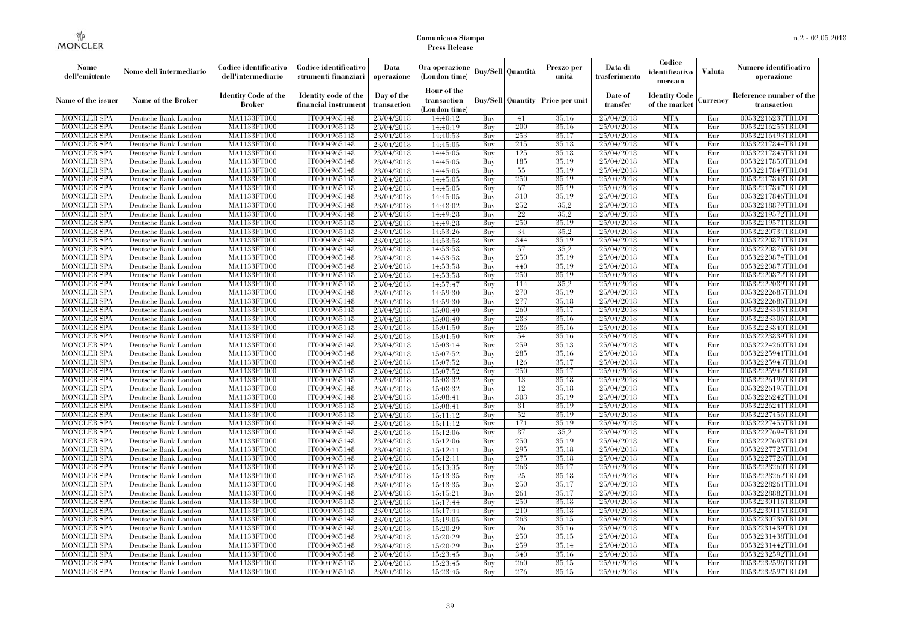| Nome dell'emittente | Nome dell'intermediario | Codice identificativo dell'intermediario | Codice identificativo strumenti finanziari | Data operazione | Ora operazione (London time) | Buy/Sell | Quantità | Prezzo per unità | Data di trasferimento | Codice identificativo mercato | Valuta | Numero identificativo operazione |
|---|---|---|---|---|---|---|---|---|---|---|---|---|
| Name of the issuer | Name of the Broker | Identity Code of the Broker | Identity code of the financial instrument | Day of the transaction | Hour of the transaction (London time) | Buy/Sell | Quantity | Price per unit | Date of transfer | Identity Code of the market | Currency | Reference number of the transaction |
| MONCLER SPA | Deutsche Bank London | MA1133FT000 | IT0004965148 | 23/04/2018 | 14:40:12 | Buy | 41 | 35.16 | 25/04/2018 | MTA | Eur | 00532216237TRLO1 |
| MONCLER SPA | Deutsche Bank London | MA1133FT000 | IT0004965148 | 23/04/2018 | 14:40:19 | Buy | 200 | 35.16 | 25/04/2018 | MTA | Eur | 00532216255TRLO1 |
| MONCLER SPA | Deutsche Bank London | MA1133FT000 | IT0004965148 | 23/04/2018 | 14:40:53 | Buy | 253 | 35.17 | 25/04/2018 | MTA | Eur | 00532216493TRLO1 |
| MONCLER SPA | Deutsche Bank London | MA1133FT000 | IT0004965148 | 23/04/2018 | 14:45:05 | Buy | 215 | 35.18 | 25/04/2018 | MTA | Eur | 00532217844TRLO1 |
| MONCLER SPA | Deutsche Bank London | MA1133FT000 | IT0004965148 | 23/04/2018 | 14:45:05 | Buy | 125 | 35.18 | 25/04/2018 | MTA | Eur | 00532217845TRLO1 |
| MONCLER SPA | Deutsche Bank London | MA1133FT000 | IT0004965148 | 23/04/2018 | 14:45:05 | Buy | 185 | 35.19 | 25/04/2018 | MTA | Eur | 00532217850TRLO1 |
| MONCLER SPA | Deutsche Bank London | MA1133FT000 | IT0004965148 | 23/04/2018 | 14:45:05 | Buy | 55 | 35.19 | 25/04/2018 | MTA | Eur | 00532217849TRLO1 |
| MONCLER SPA | Deutsche Bank London | MA1133FT000 | IT0004965148 | 23/04/2018 | 14:45:05 | Buy | 250 | 35.19 | 25/04/2018 | MTA | Eur | 00532217848TRLO1 |
| MONCLER SPA | Deutsche Bank London | MA1133FT000 | IT0004965148 | 23/04/2018 | 14:45:05 | Buy | 67 | 35.19 | 25/04/2018 | MTA | Eur | 00532217847TRLO1 |
| MONCLER SPA | Deutsche Bank London | MA1133FT000 | IT0004965148 | 23/04/2018 | 14:45:05 | Buy | 310 | 35.19 | 25/04/2018 | MTA | Eur | 00532217846TRLO1 |
| MONCLER SPA | Deutsche Bank London | MA1133FT000 | IT0004965148 | 23/04/2018 | 14:48:02 | Buy | 252 | 35.2 | 25/04/2018 | MTA | Eur | 00532218879TRLO1 |
| MONCLER SPA | Deutsche Bank London | MA1133FT000 | IT0004965148 | 23/04/2018 | 14:49:28 | Buy | 22 | 35.2 | 25/04/2018 | MTA | Eur | 00532219572TRLO1 |
| MONCLER SPA | Deutsche Bank London | MA1133FT000 | IT0004965148 | 23/04/2018 | 14:49:28 | Buy | 250 | 35.19 | 25/04/2018 | MTA | Eur | 00532219571TRLO1 |
| MONCLER SPA | Deutsche Bank London | MA1133FT000 | IT0004965148 | 23/04/2018 | 14:53:26 | Buy | 34 | 35.2 | 25/04/2018 | MTA | Eur | 00532220734TRLO1 |
| MONCLER SPA | Deutsche Bank London | MA1133FT000 | IT0004965148 | 23/04/2018 | 14:53:58 | Buy | 344 | 35.19 | 25/04/2018 | MTA | Eur | 00532220871TRLO1 |
| MONCLER SPA | Deutsche Bank London | MA1133FT000 | IT0004965148 | 23/04/2018 | 14:53:58 | Buy | 57 | 35.2 | 25/04/2018 | MTA | Eur | 00532220875TRLO1 |
| MONCLER SPA | Deutsche Bank London | MA1133FT000 | IT0004965148 | 23/04/2018 | 14:53:58 | Buy | 250 | 35.19 | 25/04/2018 | MTA | Eur | 00532220874TRLO1 |
| MONCLER SPA | Deutsche Bank London | MA1133FT000 | IT0004965148 | 23/04/2018 | 14:53:58 | Buy | 440 | 35.19 | 25/04/2018 | MTA | Eur | 00532220873TRLO1 |
| MONCLER SPA | Deutsche Bank London | MA1133FT000 | IT0004965148 | 23/04/2018 | 14:53:58 | Buy | 250 | 35.19 | 25/04/2018 | MTA | Eur | 00532220872TRLO1 |
| MONCLER SPA | Deutsche Bank London | MA1133FT000 | IT0004965148 | 23/04/2018 | 14:57:47 | Buy | 114 | 35.2 | 25/04/2018 | MTA | Eur | 00532222089TRLO1 |
| MONCLER SPA | Deutsche Bank London | MA1133FT000 | IT0004965148 | 23/04/2018 | 14:59:30 | Buy | 270 | 35.19 | 25/04/2018 | MTA | Eur | 00532222685TRLO1 |
| MONCLER SPA | Deutsche Bank London | MA1133FT000 | IT0004965148 | 23/04/2018 | 14:59:30 | Buy | 277 | 35.18 | 25/04/2018 | MTA | Eur | 00532222686TRLO1 |
| MONCLER SPA | Deutsche Bank London | MA1133FT000 | IT0004965148 | 23/04/2018 | 15:00:40 | Buy | 260 | 35.17 | 25/04/2018 | MTA | Eur | 00532223305TRLO1 |
| MONCLER SPA | Deutsche Bank London | MA1133FT000 | IT0004965148 | 23/04/2018 | 15:00:40 | Buy | 283 | 35.16 | 25/04/2018 | MTA | Eur | 00532223306TRLO1 |
| MONCLER SPA | Deutsche Bank London | MA1133FT000 | IT0004965148 | 23/04/2018 | 15:01:50 | Buy | 286 | 35.16 | 25/04/2018 | MTA | Eur | 00532223840TRLO1 |
| MONCLER SPA | Deutsche Bank London | MA1133FT000 | IT0004965148 | 23/04/2018 | 15:01:50 | Buy | 54 | 35.16 | 25/04/2018 | MTA | Eur | 00532223839TRLO1 |
| MONCLER SPA | Deutsche Bank London | MA1133FT000 | IT0004965148 | 23/04/2018 | 15:03:14 | Buy | 259 | 35.13 | 25/04/2018 | MTA | Eur | 00532224260TRLO1 |
| MONCLER SPA | Deutsche Bank London | MA1133FT000 | IT0004965148 | 23/04/2018 | 15:07:52 | Buy | 285 | 35.16 | 25/04/2018 | MTA | Eur | 00532225941TRLO1 |
| MONCLER SPA | Deutsche Bank London | MA1133FT000 | IT0004965148 | 23/04/2018 | 15:07:52 | Buy | 126 | 35.17 | 25/04/2018 | MTA | Eur | 00532225943TRLO1 |
| MONCLER SPA | Deutsche Bank London | MA1133FT000 | IT0004965148 | 23/04/2018 | 15:07:52 | Buy | 250 | 35.17 | 25/04/2018 | MTA | Eur | 00532225942TRLO1 |
| MONCLER SPA | Deutsche Bank London | MA1133FT000 | IT0004965148 | 23/04/2018 | 15:08:32 | Buy | 13 | 35.18 | 25/04/2018 | MTA | Eur | 00532226196TRLO1 |
| MONCLER SPA | Deutsche Bank London | MA1133FT000 | IT0004965148 | 23/04/2018 | 15:08:32 | Buy | 12 | 35.18 | 25/04/2018 | MTA | Eur | 00532226195TRLO1 |
| MONCLER SPA | Deutsche Bank London | MA1133FT000 | IT0004965148 | 23/04/2018 | 15:08:41 | Buy | 303 | 35.19 | 25/04/2018 | MTA | Eur | 00532226242TRLO1 |
| MONCLER SPA | Deutsche Bank London | MA1133FT000 | IT0004965148 | 23/04/2018 | 15:08:41 | Buy | 81 | 35.19 | 25/04/2018 | MTA | Eur | 00532226241TRLO1 |
| MONCLER SPA | Deutsche Bank London | MA1133FT000 | IT0004965148 | 23/04/2018 | 15:11:12 | Buy | 52 | 35.19 | 25/04/2018 | MTA | Eur | 00532227456TRLO1 |
| MONCLER SPA | Deutsche Bank London | MA1133FT000 | IT0004965148 | 23/04/2018 | 15:11:12 | Buy | 171 | 35.19 | 25/04/2018 | MTA | Eur | 00532227455TRLO1 |
| MONCLER SPA | Deutsche Bank London | MA1133FT000 | IT0004965148 | 23/04/2018 | 15:12:06 | Buy | 87 | 35.2 | 25/04/2018 | MTA | Eur | 00532227694TRLO1 |
| MONCLER SPA | Deutsche Bank London | MA1133FT000 | IT0004965148 | 23/04/2018 | 15:12:06 | Buy | 250 | 35.19 | 25/04/2018 | MTA | Eur | 00532227693TRLO1 |
| MONCLER SPA | Deutsche Bank London | MA1133FT000 | IT0004965148 | 23/04/2018 | 15:12:11 | Buy | 295 | 35.18 | 25/04/2018 | MTA | Eur | 00532227725TRLO1 |
| MONCLER SPA | Deutsche Bank London | MA1133FT000 | IT0004965148 | 23/04/2018 | 15:12:11 | Buy | 275 | 35.18 | 25/04/2018 | MTA | Eur | 00532227726TRLO1 |
| MONCLER SPA | Deutsche Bank London | MA1133FT000 | IT0004965148 | 23/04/2018 | 15:13:35 | Buy | 268 | 35.17 | 25/04/2018 | MTA | Eur | 00532228260TRLO1 |
| MONCLER SPA | Deutsche Bank London | MA1133FT000 | IT0004965148 | 23/04/2018 | 15:13:35 | Buy | 25 | 35.18 | 25/04/2018 | MTA | Eur | 00532228262TRLO1 |
| MONCLER SPA | Deutsche Bank London | MA1133FT000 | IT0004965148 | 23/04/2018 | 15:13:35 | Buy | 250 | 35.17 | 25/04/2018 | MTA | Eur | 00532228261TRLO1 |
| MONCLER SPA | Deutsche Bank London | MA1133FT000 | IT0004965148 | 23/04/2018 | 15:15:21 | Buy | 261 | 35.17 | 25/04/2018 | MTA | Eur | 00532228882TRLO1 |
| MONCLER SPA | Deutsche Bank London | MA1133FT000 | IT0004965148 | 23/04/2018 | 15:17:44 | Buy | 250 | 35.18 | 25/04/2018 | MTA | Eur | 00532230116TRLO1 |
| MONCLER SPA | Deutsche Bank London | MA1133FT000 | IT0004965148 | 23/04/2018 | 15:17:44 | Buy | 210 | 35.18 | 25/04/2018 | MTA | Eur | 00532230115TRLO1 |
| MONCLER SPA | Deutsche Bank London | MA1133FT000 | IT0004965148 | 23/04/2018 | 15:19:05 | Buy | 263 | 35.15 | 25/04/2018 | MTA | Eur | 00532230736TRLO1 |
| MONCLER SPA | Deutsche Bank London | MA1133FT000 | IT0004965148 | 23/04/2018 | 15:20:29 | Buy | 26 | 35.16 | 25/04/2018 | MTA | Eur | 00532231439TRLO1 |
| MONCLER SPA | Deutsche Bank London | MA1133FT000 | IT0004965148 | 23/04/2018 | 15:20:29 | Buy | 250 | 35.15 | 25/04/2018 | MTA | Eur | 00532231438TRLO1 |
| MONCLER SPA | Deutsche Bank London | MA1133FT000 | IT0004965148 | 23/04/2018 | 15:20:29 | Buy | 259 | 35.14 | 25/04/2018 | MTA | Eur | 00532231442TRLO1 |
| MONCLER SPA | Deutsche Bank London | MA1133FT000 | IT0004965148 | 23/04/2018 | 15:23:45 | Buy | 340 | 35.16 | 25/04/2018 | MTA | Eur | 00532232592TRLO1 |
| MONCLER SPA | Deutsche Bank London | MA1133FT000 | IT0004965148 | 23/04/2018 | 15:23:45 | Buy | 260 | 35.15 | 25/04/2018 | MTA | Eur | 00532232596TRLO1 |
| MONCLER SPA | Deutsche Bank London | MA1133FT000 | IT0004965148 | 23/04/2018 | 15:23:45 | Buy | 276 | 35.15 | 25/04/2018 | MTA | Eur | 00532232597TRLO1 |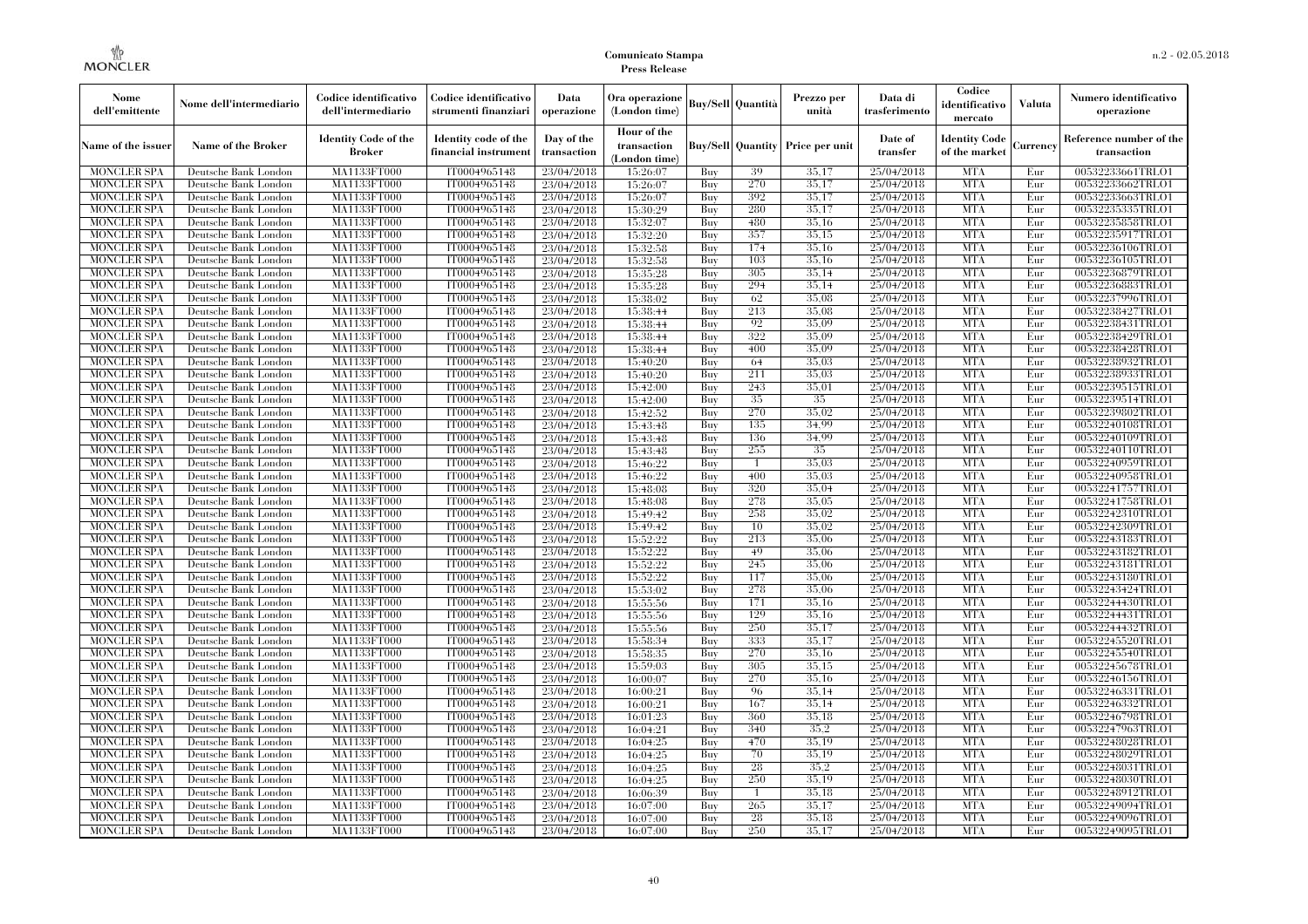| Nome dell'emittente | Nome dell'intermediario | Codice identificativo dell'intermediario | Codice identificativo strumenti finanziari | Data operazione | Ora operazione (London time) | Buy/Sell | Quantità | Prezzo per unità | Data di trasferimento | Codice identificativo mercato | Valuta | Numero identificativo operazione |
|---|---|---|---|---|---|---|---|---|---|---|---|---|
| Name of the issuer | Name of the Broker | Identity Code of the Broker | Identity code of the financial instrument | Day of the transaction | Hour of the transaction (London time) | Buy/Sell | Quantity | Price per unit | Date of transfer | Identity Code of the market | Currency | Reference number of the transaction |
| MONCLER SPA | Deutsche Bank London | MA1133FT000 | IT0004965148 | 23/04/2018 | 15:26:07 | Buy | 39 | 35,17 | 25/04/2018 | MTA | Eur | 00532233661TRLO1 |
| MONCLER SPA | Deutsche Bank London | MA1133FT000 | IT0004965148 | 23/04/2018 | 15:26:07 | Buy | 270 | 35,17 | 25/04/2018 | MTA | Eur | 00532233662TRLO1 |
| MONCLER SPA | Deutsche Bank London | MA1133FT000 | IT0004965148 | 23/04/2018 | 15:26:07 | Buy | 392 | 35,17 | 25/04/2018 | MTA | Eur | 00532233663TRLO1 |
| MONCLER SPA | Deutsche Bank London | MA1133FT000 | IT0004965148 | 23/04/2018 | 15:30:29 | Buy | 280 | 35,17 | 25/04/2018 | MTA | Eur | 00532235335TRLO1 |
| MONCLER SPA | Deutsche Bank London | MA1133FT000 | IT0004965148 | 23/04/2018 | 15:32:07 | Buy | 480 | 35,16 | 25/04/2018 | MTA | Eur | 00532235858TRLO1 |
| MONCLER SPA | Deutsche Bank London | MA1133FT000 | IT0004965148 | 23/04/2018 | 15:32:20 | Buy | 357 | 35,15 | 25/04/2018 | MTA | Eur | 00532235917TRLO1 |
| MONCLER SPA | Deutsche Bank London | MA1133FT000 | IT0004965148 | 23/04/2018 | 15:32:58 | Buy | 174 | 35,16 | 25/04/2018 | MTA | Eur | 00532236106TRLO1 |
| MONCLER SPA | Deutsche Bank London | MA1133FT000 | IT0004965148 | 23/04/2018 | 15:32:58 | Buy | 103 | 35,16 | 25/04/2018 | MTA | Eur | 00532236105TRLO1 |
| MONCLER SPA | Deutsche Bank London | MA1133FT000 | IT0004965148 | 23/04/2018 | 15:35:28 | Buy | 305 | 35,14 | 25/04/2018 | MTA | Eur | 00532236879TRLO1 |
| MONCLER SPA | Deutsche Bank London | MA1133FT000 | IT0004965148 | 23/04/2018 | 15:35:28 | Buy | 294 | 35,14 | 25/04/2018 | MTA | Eur | 00532236883TRLO1 |
| MONCLER SPA | Deutsche Bank London | MA1133FT000 | IT0004965148 | 23/04/2018 | 15:38:02 | Buy | 62 | 35,08 | 25/04/2018 | MTA | Eur | 00532237996TRLO1 |
| MONCLER SPA | Deutsche Bank London | MA1133FT000 | IT0004965148 | 23/04/2018 | 15:38:44 | Buy | 213 | 35,08 | 25/04/2018 | MTA | Eur | 00532238427TRLO1 |
| MONCLER SPA | Deutsche Bank London | MA1133FT000 | IT0004965148 | 23/04/2018 | 15:38:44 | Buy | 92 | 35,09 | 25/04/2018 | MTA | Eur | 00532238431TRLO1 |
| MONCLER SPA | Deutsche Bank London | MA1133FT000 | IT0004965148 | 23/04/2018 | 15:38:44 | Buy | 322 | 35,09 | 25/04/2018 | MTA | Eur | 00532238429TRLO1 |
| MONCLER SPA | Deutsche Bank London | MA1133FT000 | IT0004965148 | 23/04/2018 | 15:38:44 | Buy | 400 | 35,09 | 25/04/2018 | MTA | Eur | 00532238428TRLO1 |
| MONCLER SPA | Deutsche Bank London | MA1133FT000 | IT0004965148 | 23/04/2018 | 15:40:20 | Buy | 64 | 35,03 | 25/04/2018 | MTA | Eur | 00532238932TRLO1 |
| MONCLER SPA | Deutsche Bank London | MA1133FT000 | IT0004965148 | 23/04/2018 | 15:40:20 | Buy | 211 | 35,03 | 25/04/2018 | MTA | Eur | 00532238933TRLO1 |
| MONCLER SPA | Deutsche Bank London | MA1133FT000 | IT0004965148 | 23/04/2018 | 15:42:00 | Buy | 243 | 35,01 | 25/04/2018 | MTA | Eur | 00532239515TRLO1 |
| MONCLER SPA | Deutsche Bank London | MA1133FT000 | IT0004965148 | 23/04/2018 | 15:42:00 | Buy | 35 | 35 | 25/04/2018 | MTA | Eur | 00532239514TRLO1 |
| MONCLER SPA | Deutsche Bank London | MA1133FT000 | IT0004965148 | 23/04/2018 | 15:42:52 | Buy | 270 | 35,02 | 25/04/2018 | MTA | Eur | 00532239802TRLO1 |
| MONCLER SPA | Deutsche Bank London | MA1133FT000 | IT0004965148 | 23/04/2018 | 15:43:48 | Buy | 135 | 34,99 | 25/04/2018 | MTA | Eur | 00532240108TRLO1 |
| MONCLER SPA | Deutsche Bank London | MA1133FT000 | IT0004965148 | 23/04/2018 | 15:43:48 | Buy | 136 | 34,99 | 25/04/2018 | MTA | Eur | 00532240109TRLO1 |
| MONCLER SPA | Deutsche Bank London | MA1133FT000 | IT0004965148 | 23/04/2018 | 15:43:48 | Buy | 255 | 35 | 25/04/2018 | MTA | Eur | 00532240110TRLO1 |
| MONCLER SPA | Deutsche Bank London | MA1133FT000 | IT0004965148 | 23/04/2018 | 15:46:22 | Buy | 1 | 35,03 | 25/04/2018 | MTA | Eur | 00532240959TRLO1 |
| MONCLER SPA | Deutsche Bank London | MA1133FT000 | IT0004965148 | 23/04/2018 | 15:46:22 | Buy | 400 | 35,03 | 25/04/2018 | MTA | Eur | 00532240958TRLO1 |
| MONCLER SPA | Deutsche Bank London | MA1133FT000 | IT0004965148 | 23/04/2018 | 15:48:08 | Buy | 320 | 35,04 | 25/04/2018 | MTA | Eur | 00532241757TRLO1 |
| MONCLER SPA | Deutsche Bank London | MA1133FT000 | IT0004965148 | 23/04/2018 | 15:48:08 | Buy | 278 | 35,05 | 25/04/2018 | MTA | Eur | 00532241758TRLO1 |
| MONCLER SPA | Deutsche Bank London | MA1133FT000 | IT0004965148 | 23/04/2018 | 15:49:42 | Buy | 258 | 35,02 | 25/04/2018 | MTA | Eur | 00532242310TRLO1 |
| MONCLER SPA | Deutsche Bank London | MA1133FT000 | IT0004965148 | 23/04/2018 | 15:49:42 | Buy | 10 | 35,02 | 25/04/2018 | MTA | Eur | 00532242309TRLO1 |
| MONCLER SPA | Deutsche Bank London | MA1133FT000 | IT0004965148 | 23/04/2018 | 15:52:22 | Buy | 213 | 35,06 | 25/04/2018 | MTA | Eur | 00532243183TRLO1 |
| MONCLER SPA | Deutsche Bank London | MA1133FT000 | IT0004965148 | 23/04/2018 | 15:52:22 | Buy | 49 | 35,06 | 25/04/2018 | MTA | Eur | 00532243182TRLO1 |
| MONCLER SPA | Deutsche Bank London | MA1133FT000 | IT0004965148 | 23/04/2018 | 15:52:22 | Buy | 245 | 35,06 | 25/04/2018 | MTA | Eur | 00532243181TRLO1 |
| MONCLER SPA | Deutsche Bank London | MA1133FT000 | IT0004965148 | 23/04/2018 | 15:52:22 | Buy | 117 | 35,06 | 25/04/2018 | MTA | Eur | 00532243180TRLO1 |
| MONCLER SPA | Deutsche Bank London | MA1133FT000 | IT0004965148 | 23/04/2018 | 15:53:02 | Buy | 278 | 35,06 | 25/04/2018 | MTA | Eur | 00532243424TRLO1 |
| MONCLER SPA | Deutsche Bank London | MA1133FT000 | IT0004965148 | 23/04/2018 | 15:55:56 | Buy | 171 | 35,16 | 25/04/2018 | MTA | Eur | 00532244430TRLO1 |
| MONCLER SPA | Deutsche Bank London | MA1133FT000 | IT0004965148 | 23/04/2018 | 15:55:56 | Buy | 129 | 35,16 | 25/04/2018 | MTA | Eur | 00532244431TRLO1 |
| MONCLER SPA | Deutsche Bank London | MA1133FT000 | IT0004965148 | 23/04/2018 | 15:55:56 | Buy | 250 | 35,17 | 25/04/2018 | MTA | Eur | 00532244432TRLO1 |
| MONCLER SPA | Deutsche Bank London | MA1133FT000 | IT0004965148 | 23/04/2018 | 15:58:34 | Buy | 333 | 35,17 | 25/04/2018 | MTA | Eur | 00532245520TRLO1 |
| MONCLER SPA | Deutsche Bank London | MA1133FT000 | IT0004965148 | 23/04/2018 | 15:58:35 | Buy | 270 | 35,16 | 25/04/2018 | MTA | Eur | 00532245540TRLO1 |
| MONCLER SPA | Deutsche Bank London | MA1133FT000 | IT0004965148 | 23/04/2018 | 15:59:03 | Buy | 305 | 35,15 | 25/04/2018 | MTA | Eur | 00532245678TRLO1 |
| MONCLER SPA | Deutsche Bank London | MA1133FT000 | IT0004965148 | 23/04/2018 | 16:00:07 | Buy | 270 | 35,16 | 25/04/2018 | MTA | Eur | 00532246156TRLO1 |
| MONCLER SPA | Deutsche Bank London | MA1133FT000 | IT0004965148 | 23/04/2018 | 16:00:21 | Buy | 96 | 35,14 | 25/04/2018 | MTA | Eur | 00532246331TRLO1 |
| MONCLER SPA | Deutsche Bank London | MA1133FT000 | IT0004965148 | 23/04/2018 | 16:00:21 | Buy | 167 | 35,14 | 25/04/2018 | MTA | Eur | 00532246332TRLO1 |
| MONCLER SPA | Deutsche Bank London | MA1133FT000 | IT0004965148 | 23/04/2018 | 16:01:23 | Buy | 360 | 35,18 | 25/04/2018 | MTA | Eur | 00532246798TRLO1 |
| MONCLER SPA | Deutsche Bank London | MA1133FT000 | IT0004965148 | 23/04/2018 | 16:04:21 | Buy | 340 | 35,2 | 25/04/2018 | MTA | Eur | 00532247963TRLO1 |
| MONCLER SPA | Deutsche Bank London | MA1133FT000 | IT0004965148 | 23/04/2018 | 16:04:25 | Buy | 470 | 35,19 | 25/04/2018 | MTA | Eur | 00532248028TRLO1 |
| MONCLER SPA | Deutsche Bank London | MA1133FT000 | IT0004965148 | 23/04/2018 | 16:04:25 | Buy | 70 | 35,19 | 25/04/2018 | MTA | Eur | 00532248029TRLO1 |
| MONCLER SPA | Deutsche Bank London | MA1133FT000 | IT0004965148 | 23/04/2018 | 16:04:25 | Buy | 28 | 35,2 | 25/04/2018 | MTA | Eur | 00532248031TRLO1 |
| MONCLER SPA | Deutsche Bank London | MA1133FT000 | IT0004965148 | 23/04/2018 | 16:04:25 | Buy | 250 | 35,19 | 25/04/2018 | MTA | Eur | 00532248030TRLO1 |
| MONCLER SPA | Deutsche Bank London | MA1133FT000 | IT0004965148 | 23/04/2018 | 16:06:39 | Buy | 1 | 35,18 | 25/04/2018 | MTA | Eur | 00532248912TRLO1 |
| MONCLER SPA | Deutsche Bank London | MA1133FT000 | IT0004965148 | 23/04/2018 | 16:07:00 | Buy | 265 | 35,17 | 25/04/2018 | MTA | Eur | 00532249094TRLO1 |
| MONCLER SPA | Deutsche Bank London | MA1133FT000 | IT0004965148 | 23/04/2018 | 16:07:00 | Buy | 28 | 35,18 | 25/04/2018 | MTA | Eur | 00532249096TRLO1 |
| MONCLER SPA | Deutsche Bank London | MA1133FT000 | IT0004965148 | 23/04/2018 | 16:07:00 | Buy | 250 | 35,17 | 25/04/2018 | MTA | Eur | 00532249095TRLO1 |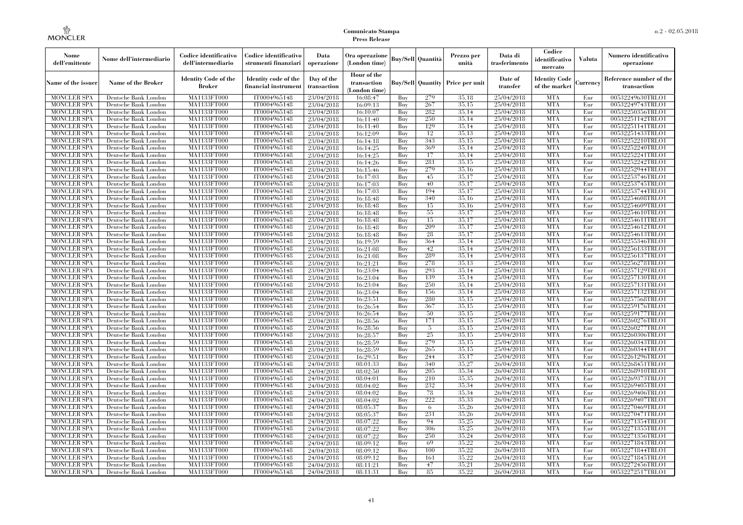| Nome dell'emittente | Nome dell'intermediario | Codice identificativo dell'intermediario | Codice identificativo strumenti finanziari | Data operazione | Ora operazione (London time) | Buy/Sell | Quantità | Prezzo per unità | Data di trasferimento | Codice identificativo mercato | Valuta | Numero identificativo operazione |
|---|---|---|---|---|---|---|---|---|---|---|---|---|
| Name of the issuer | Name of the Broker | Identity Code of the Broker | Identity code of the financial instrument | Day of the transaction | Hour of the transaction (London time) | Buy/Sell | Quantity | Price per unit | Date of transfer | Identity Code of the market | Currency | Reference number of the transaction |
| MONCLER SPA | Deutsche Bank London | MA1133FT000 | IT0004965148 | 23/04/2018 | 16:08:47 | Buy | 279 | 35,18 | 25/04/2018 | MTA | Eur | 00532249630TRLO1 |
| MONCLER SPA | Deutsche Bank London | MA1133FT000 | IT0004965148 | 23/04/2018 | 16:09:13 | Buy | 267 | 35,15 | 25/04/2018 | MTA | Eur | 00532249743TRLO1 |
| MONCLER SPA | Deutsche Bank London | MA1133FT000 | IT0004965148 | 23/04/2018 | 16:10:07 | Buy | 282 | 35,14 | 25/04/2018 | MTA | Eur | 00532250356TRLO1 |
| MONCLER SPA | Deutsche Bank London | MA1133FT000 | IT0004965148 | 23/04/2018 | 16:11:40 | Buy | 250 | 35,14 | 25/04/2018 | MTA | Eur | 00532251142TRLO1 |
| MONCLER SPA | Deutsche Bank London | MA1133FT000 | IT0004965148 | 23/04/2018 | 16:11:40 | Buy | 129 | 35,14 | 25/04/2018 | MTA | Eur | 00532251141TRLO1 |
| MONCLER SPA | Deutsche Bank London | MA1133FT000 | IT0004965148 | 23/04/2018 | 16:12:09 | Buy | 12 | 35,13 | 25/04/2018 | MTA | Eur | 00532251433TRLO1 |
| MONCLER SPA | Deutsche Bank London | MA1133FT000 | IT0004965148 | 23/04/2018 | 16:14:18 | Buy | 343 | 35,15 | 25/04/2018 | MTA | Eur | 00532252210TRLO1 |
| MONCLER SPA | Deutsche Bank London | MA1133FT000 | IT0004965148 | 23/04/2018 | 16:14:25 | Buy | 369 | 35,14 | 25/04/2018 | MTA | Eur | 00532252240TRLO1 |
| MONCLER SPA | Deutsche Bank London | MA1133FT000 | IT0004965148 | 23/04/2018 | 16:14:25 | Buy | 17 | 35,14 | 25/04/2018 | MTA | Eur | 00532252241TRLO1 |
| MONCLER SPA | Deutsche Bank London | MA1133FT000 | IT0004965148 | 23/04/2018 | 16:14:26 | Buy | 281 | 35,15 | 25/04/2018 | MTA | Eur | 00532252242TRLO1 |
| MONCLER SPA | Deutsche Bank London | MA1133FT000 | IT0004965148 | 23/04/2018 | 16:15:46 | Buy | 279 | 35,16 | 25/04/2018 | MTA | Eur | 00532252944TRLO1 |
| MONCLER SPA | Deutsche Bank London | MA1133FT000 | IT0004965148 | 23/04/2018 | 16:17:03 | Buy | 45 | 35,17 | 25/04/2018 | MTA | Eur | 00532253746TRLO1 |
| MONCLER SPA | Deutsche Bank London | MA1133FT000 | IT0004965148 | 23/04/2018 | 16:17:03 | Buy | 40 | 35,17 | 25/04/2018 | MTA | Eur | 00532253745TRLO1 |
| MONCLER SPA | Deutsche Bank London | MA1133FT000 | IT0004965148 | 23/04/2018 | 16:17:03 | Buy | 194 | 35,17 | 25/04/2018 | MTA | Eur | 00532253744TRLO1 |
| MONCLER SPA | Deutsche Bank London | MA1133FT000 | IT0004965148 | 23/04/2018 | 16:18:48 | Buy | 340 | 35,16 | 25/04/2018 | MTA | Eur | 00532254608TRLO1 |
| MONCLER SPA | Deutsche Bank London | MA1133FT000 | IT0004965148 | 23/04/2018 | 16:18:48 | Buy | 15 | 35,16 | 25/04/2018 | MTA | Eur | 00532254609TRLO1 |
| MONCLER SPA | Deutsche Bank London | MA1133FT000 | IT0004965148 | 23/04/2018 | 16:18:48 | Buy | 55 | 35,17 | 25/04/2018 | MTA | Eur | 00532254610TRLO1 |
| MONCLER SPA | Deutsche Bank London | MA1133FT000 | IT0004965148 | 23/04/2018 | 16:18:48 | Buy | 15 | 35,17 | 25/04/2018 | MTA | Eur | 00532254611TRLO1 |
| MONCLER SPA | Deutsche Bank London | MA1133FT000 | IT0004965148 | 23/04/2018 | 16:18:48 | Buy | 209 | 35,17 | 25/04/2018 | MTA | Eur | 00532254612TRLO1 |
| MONCLER SPA | Deutsche Bank London | MA1133FT000 | IT0004965148 | 23/04/2018 | 16:18:48 | Buy | 28 | 35,17 | 25/04/2018 | MTA | Eur | 00532254613TRLO1 |
| MONCLER SPA | Deutsche Bank London | MA1133FT000 | IT0004965148 | 23/04/2018 | 16:19:59 | Buy | 364 | 35,14 | 25/04/2018 | MTA | Eur | 00532255346TRLO1 |
| MONCLER SPA | Deutsche Bank London | MA1133FT000 | IT0004965148 | 23/04/2018 | 16:21:08 | Buy | 42 | 35,14 | 25/04/2018 | MTA | Eur | 00532256133TRLO1 |
| MONCLER SPA | Deutsche Bank London | MA1133FT000 | IT0004965148 | 23/04/2018 | 16:21:08 | Buy | 289 | 35,14 | 25/04/2018 | MTA | Eur | 00532256137TRLO1 |
| MONCLER SPA | Deutsche Bank London | MA1133FT000 | IT0004965148 | 23/04/2018 | 16:21:21 | Buy | 278 | 35,13 | 25/04/2018 | MTA | Eur | 00532256278TRLO1 |
| MONCLER SPA | Deutsche Bank London | MA1133FT000 | IT0004965148 | 23/04/2018 | 16:23:04 | Buy | 293 | 35,14 | 25/04/2018 | MTA | Eur | 00532257129TRLO1 |
| MONCLER SPA | Deutsche Bank London | MA1133FT000 | IT0004965148 | 23/04/2018 | 16:23:04 | Buy | 139 | 35,14 | 25/04/2018 | MTA | Eur | 00532257130TRLO1 |
| MONCLER SPA | Deutsche Bank London | MA1133FT000 | IT0004965148 | 23/04/2018 | 16:23:04 | Buy | 250 | 35,14 | 25/04/2018 | MTA | Eur | 00532257131TRLO1 |
| MONCLER SPA | Deutsche Bank London | MA1133FT000 | IT0004965148 | 23/04/2018 | 16:23:04 | Buy | 156 | 35,14 | 25/04/2018 | MTA | Eur | 00532257132TRLO1 |
| MONCLER SPA | Deutsche Bank London | MA1133FT000 | IT0004965148 | 23/04/2018 | 16:23:51 | Buy | 280 | 35,15 | 25/04/2018 | MTA | Eur | 00532257568TRLO1 |
| MONCLER SPA | Deutsche Bank London | MA1133FT000 | IT0004965148 | 23/04/2018 | 16:26:54 | Buy | 367 | 35,15 | 25/04/2018 | MTA | Eur | 00532259176TRLO1 |
| MONCLER SPA | Deutsche Bank London | MA1133FT000 | IT0004965148 | 23/04/2018 | 16:26:54 | Buy | 50 | 35,15 | 25/04/2018 | MTA | Eur | 00532259177TRLO1 |
| MONCLER SPA | Deutsche Bank London | MA1133FT000 | IT0004965148 | 23/04/2018 | 16:28:56 | Buy | 171 | 35,15 | 25/04/2018 | MTA | Eur | 00532260276TRLO1 |
| MONCLER SPA | Deutsche Bank London | MA1133FT000 | IT0004965148 | 23/04/2018 | 16:28:56 | Buy | 5 | 35,15 | 25/04/2018 | MTA | Eur | 00532260277TRLO1 |
| MONCLER SPA | Deutsche Bank London | MA1133FT000 | IT0004965148 | 23/04/2018 | 16:28:57 | Buy | 25 | 35,15 | 25/04/2018 | MTA | Eur | 00532260306TRLO1 |
| MONCLER SPA | Deutsche Bank London | MA1133FT000 | IT0004965148 | 23/04/2018 | 16:28:59 | Buy | 279 | 35,15 | 25/04/2018 | MTA | Eur | 00532260343TRLO1 |
| MONCLER SPA | Deutsche Bank London | MA1133FT000 | IT0004965148 | 23/04/2018 | 16:28:59 | Buy | 265 | 35,15 | 25/04/2018 | MTA | Eur | 00532260344TRLO1 |
| MONCLER SPA | Deutsche Bank London | MA1133FT000 | IT0004965148 | 23/04/2018 | 16:29:51 | Buy | 244 | 35,17 | 25/04/2018 | MTA | Eur | 00532261296TRLO1 |
| MONCLER SPA | Deutsche Bank London | MA1133FT000 | IT0004965148 | 24/04/2018 | 08:01:33 | Buy | 340 | 35,27 | 26/04/2018 | MTA | Eur | 00532268451TRLO1 |
| MONCLER SPA | Deutsche Bank London | MA1133FT000 | IT0004965148 | 24/04/2018 | 08:02:50 | Buy | 205 | 35,34 | 26/04/2018 | MTA | Eur | 00532268910TRLO1 |
| MONCLER SPA | Deutsche Bank London | MA1133FT000 | IT0004965148 | 24/04/2018 | 08:04:01 | Buy | 210 | 35,35 | 26/04/2018 | MTA | Eur | 00532269373TRLO1 |
| MONCLER SPA | Deutsche Bank London | MA1133FT000 | IT0004965148 | 24/04/2018 | 08:04:02 | Buy | 232 | 35,34 | 26/04/2018 | MTA | Eur | 00532269405TRLO1 |
| MONCLER SPA | Deutsche Bank London | MA1133FT000 | IT0004965148 | 24/04/2018 | 08:04:02 | Buy | 78 | 35,34 | 26/04/2018 | MTA | Eur | 00532269406TRLO1 |
| MONCLER SPA | Deutsche Bank London | MA1133FT000 | IT0004965148 | 24/04/2018 | 08:04:02 | Buy | 222 | 35,33 | 26/04/2018 | MTA | Eur | 00532269407TRLO1 |
| MONCLER SPA | Deutsche Bank London | MA1133FT000 | IT0004965148 | 24/04/2018 | 08:05:37 | Buy | 6 | 35,26 | 26/04/2018 | MTA | Eur | 00532270469TRLO1 |
| MONCLER SPA | Deutsche Bank London | MA1133FT000 | IT0004965148 | 24/04/2018 | 08:05:37 | Buy | 231 | 35,26 | 26/04/2018 | MTA | Eur | 00532270471TRLO1 |
| MONCLER SPA | Deutsche Bank London | MA1133FT000 | IT0004965148 | 24/04/2018 | 08:07:22 | Buy | 94 | 35,25 | 26/04/2018 | MTA | Eur | 00532271354TRLO1 |
| MONCLER SPA | Deutsche Bank London | MA1133FT000 | IT0004965148 | 24/04/2018 | 08:07:22 | Buy | 306 | 35,25 | 26/04/2018 | MTA | Eur | 00532271355TRLO1 |
| MONCLER SPA | Deutsche Bank London | MA1133FT000 | IT0004965148 | 24/04/2018 | 08:07:22 | Buy | 250 | 35,24 | 26/04/2018 | MTA | Eur | 00532271356TRLO1 |
| MONCLER SPA | Deutsche Bank London | MA1133FT000 | IT0004965148 | 24/04/2018 | 08:09:12 | Buy | 69 | 35,22 | 26/04/2018 | MTA | Eur | 00532271843TRLO1 |
| MONCLER SPA | Deutsche Bank London | MA1133FT000 | IT0004965148 | 24/04/2018 | 08:09:12 | Buy | 100 | 35,22 | 26/04/2018 | MTA | Eur | 00532271844TRLO1 |
| MONCLER SPA | Deutsche Bank London | MA1133FT000 | IT0004965148 | 24/04/2018 | 08:09:12 | Buy | 161 | 35,22 | 26/04/2018 | MTA | Eur | 00532271845TRLO1 |
| MONCLER SPA | Deutsche Bank London | MA1133FT000 | IT0004965148 | 24/04/2018 | 08:11:21 | Buy | 47 | 35,21 | 26/04/2018 | MTA | Eur | 00532272456TRLO1 |
| MONCLER SPA | Deutsche Bank London | MA1133FT000 | IT0004965148 | 24/04/2018 | 08:11:31 | Buy | 85 | 35,22 | 26/04/2018 | MTA | Eur | 00532272517TRLO1 |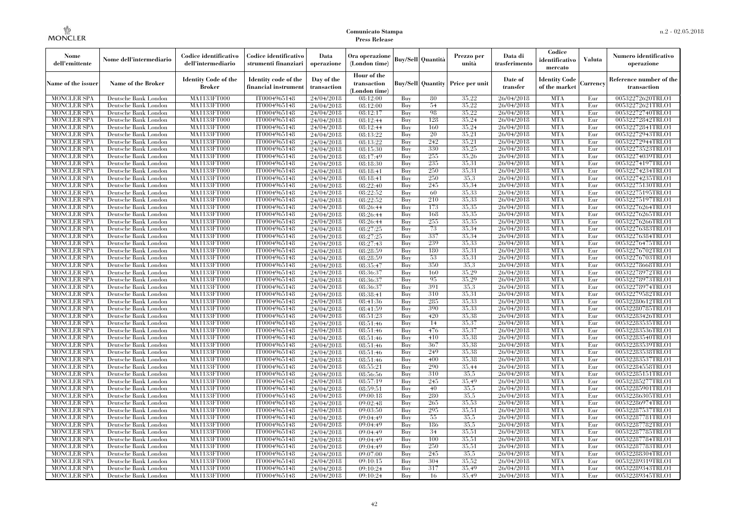| Nome dell'emittente | Nome dell'intermediario | Codice identificativo dell'intermediario | Codice identificativo strumenti finanziari | Data operazione | Ora operazione (London time) | Buy/Sell | Quantità | Prezzo per unità | Data di trasferimento | Codice identificativo mercato | Valuta | Numero identificativo operazione |
|---|---|---|---|---|---|---|---|---|---|---|---|---|
| Name of the issuer | Name of the Broker | Identity Code of the Broker | Identity code of the financial instrument | Day of the transaction | Hour of the transaction (London time) | Buy/Sell | Quantity | Price per unit | Date of transfer | Identity Code of the market | Currency | Reference number of the transaction |
| MONCLER SPA | Deutsche Bank London | MA1133FT000 | IT0004965148 | 24/04/2018 | 08:12:00 | Buy | 80 | 35,22 | 26/04/2018 | MTA | Eur | 00532272620TRLO1 |
| MONCLER SPA | Deutsche Bank London | MA1133FT000 | IT0004965148 | 24/04/2018 | 08:12:00 | Buy | 54 | 35,22 | 26/04/2018 | MTA | Eur | 00532272621TRLO1 |
| MONCLER SPA | Deutsche Bank London | MA1133FT000 | IT0004965148 | 24/04/2018 | 08:12:17 | Buy | 98 | 35,22 | 26/04/2018 | MTA | Eur | 00532272740TRLO1 |
| MONCLER SPA | Deutsche Bank London | MA1133FT000 | IT0004965148 | 24/04/2018 | 08:12:44 | Buy | 128 | 35,24 | 26/04/2018 | MTA | Eur | 00532272842TRLO1 |
| MONCLER SPA | Deutsche Bank London | MA1133FT000 | IT0004965148 | 24/04/2018 | 08:12:44 | Buy | 160 | 35,24 | 26/04/2018 | MTA | Eur | 00532272841TRLO1 |
| MONCLER SPA | Deutsche Bank London | MA1133FT000 | IT0004965148 | 24/04/2018 | 08:13:22 | Buy | 20 | 35,21 | 26/04/2018 | MTA | Eur | 00532272943TRLO1 |
| MONCLER SPA | Deutsche Bank London | MA1133FT000 | IT0004965148 | 24/04/2018 | 08:13:22 | Buy | 242 | 35,21 | 26/04/2018 | MTA | Eur | 00532272944TRLO1 |
| MONCLER SPA | Deutsche Bank London | MA1133FT000 | IT0004965148 | 24/04/2018 | 08:15:30 | Buy | 330 | 35,25 | 26/04/2018 | MTA | Eur | 00532273523TRLO1 |
| MONCLER SPA | Deutsche Bank London | MA1133FT000 | IT0004965148 | 24/04/2018 | 08:17:49 | Buy | 255 | 35,26 | 26/04/2018 | MTA | Eur | 00532274039TRLO1 |
| MONCLER SPA | Deutsche Bank London | MA1133FT000 | IT0004965148 | 24/04/2018 | 08:18:30 | Buy | 235 | 35,31 | 26/04/2018 | MTA | Eur | 00532274197TRLO1 |
| MONCLER SPA | Deutsche Bank London | MA1133FT000 | IT0004965148 | 24/04/2018 | 08:18:41 | Buy | 250 | 35,31 | 26/04/2018 | MTA | Eur | 00532274234TRLO1 |
| MONCLER SPA | Deutsche Bank London | MA1133FT000 | IT0004965148 | 24/04/2018 | 08:18:41 | Buy | 250 | 35,3 | 26/04/2018 | MTA | Eur | 00532274235TRLO1 |
| MONCLER SPA | Deutsche Bank London | MA1133FT000 | IT0004965148 | 24/04/2018 | 08:22:40 | Buy | 245 | 35,34 | 26/04/2018 | MTA | Eur | 00532275130TRLO1 |
| MONCLER SPA | Deutsche Bank London | MA1133FT000 | IT0004965148 | 24/04/2018 | 08:22:52 | Buy | 60 | 35,33 | 26/04/2018 | MTA | Eur | 00532275195TRLO1 |
| MONCLER SPA | Deutsche Bank London | MA1133FT000 | IT0004965148 | 24/04/2018 | 08:22:52 | Buy | 210 | 35,33 | 26/04/2018 | MTA | Eur | 00532275197TRLO1 |
| MONCLER SPA | Deutsche Bank London | MA1133FT000 | IT0004965148 | 24/04/2018 | 08:26:44 | Buy | 173 | 35,35 | 26/04/2018 | MTA | Eur | 00532276264TRLO1 |
| MONCLER SPA | Deutsche Bank London | MA1133FT000 | IT0004965148 | 24/04/2018 | 08:26:44 | Buy | 168 | 35,35 | 26/04/2018 | MTA | Eur | 00532276265TRLO1 |
| MONCLER SPA | Deutsche Bank London | MA1133FT000 | IT0004965148 | 24/04/2018 | 08:26:44 | Buy | 255 | 35,35 | 26/04/2018 | MTA | Eur | 00532276266TRLO1 |
| MONCLER SPA | Deutsche Bank London | MA1133FT000 | IT0004965148 | 24/04/2018 | 08:27:25 | Buy | 73 | 35,34 | 26/04/2018 | MTA | Eur | 00532276383TRLO1 |
| MONCLER SPA | Deutsche Bank London | MA1133FT000 | IT0004965148 | 24/04/2018 | 08:27:25 | Buy | 337 | 35,34 | 26/04/2018 | MTA | Eur | 00532276384TRLO1 |
| MONCLER SPA | Deutsche Bank London | MA1133FT000 | IT0004965148 | 24/04/2018 | 08:27:43 | Buy | 239 | 35,33 | 26/04/2018 | MTA | Eur | 00532276475TRLO1 |
| MONCLER SPA | Deutsche Bank London | MA1133FT000 | IT0004965148 | 24/04/2018 | 08:28:59 | Buy | 180 | 35,31 | 26/04/2018 | MTA | Eur | 00532276702TRLO1 |
| MONCLER SPA | Deutsche Bank London | MA1133FT000 | IT0004965148 | 24/04/2018 | 08:28:59 | Buy | 53 | 35,31 | 26/04/2018 | MTA | Eur | 00532276703TRLO1 |
| MONCLER SPA | Deutsche Bank London | MA1133FT000 | IT0004965148 | 24/04/2018 | 08:35:47 | Buy | 350 | 35,3 | 26/04/2018 | MTA | Eur | 00532278668TRLO1 |
| MONCLER SPA | Deutsche Bank London | MA1133FT000 | IT0004965148 | 24/04/2018 | 08:36:37 | Buy | 160 | 35,29 | 26/04/2018 | MTA | Eur | 00532278972TRLO1 |
| MONCLER SPA | Deutsche Bank London | MA1133FT000 | IT0004965148 | 24/04/2018 | 08:36:37 | Buy | 95 | 35,29 | 26/04/2018 | MTA | Eur | 00532278973TRLO1 |
| MONCLER SPA | Deutsche Bank London | MA1133FT000 | IT0004965148 | 24/04/2018 | 08:36:37 | Buy | 391 | 35,3 | 26/04/2018 | MTA | Eur | 00532278974TRLO1 |
| MONCLER SPA | Deutsche Bank London | MA1133FT000 | IT0004965148 | 24/04/2018 | 08:38:41 | Buy | 310 | 35,31 | 26/04/2018 | MTA | Eur | 00532279582TRLO1 |
| MONCLER SPA | Deutsche Bank London | MA1133FT000 | IT0004965148 | 24/04/2018 | 08:41:36 | Buy | 285 | 35,33 | 26/04/2018 | MTA | Eur | 00532280612TRLO1 |
| MONCLER SPA | Deutsche Bank London | MA1133FT000 | IT0004965148 | 24/04/2018 | 08:41:59 | Buy | 390 | 35,33 | 26/04/2018 | MTA | Eur | 00532280785TRLO1 |
| MONCLER SPA | Deutsche Bank London | MA1133FT000 | IT0004965148 | 24/04/2018 | 08:51:23 | Buy | 420 | 35,38 | 26/04/2018 | MTA | Eur | 00532283426TRLO1 |
| MONCLER SPA | Deutsche Bank London | MA1133FT000 | IT0004965148 | 24/04/2018 | 08:51:46 | Buy | 14 | 35,37 | 26/04/2018 | MTA | Eur | 00532283535TRLO1 |
| MONCLER SPA | Deutsche Bank London | MA1133FT000 | IT0004965148 | 24/04/2018 | 08:51:46 | Buy | 476 | 35,37 | 26/04/2018 | MTA | Eur | 00532283536TRLO1 |
| MONCLER SPA | Deutsche Bank London | MA1133FT000 | IT0004965148 | 24/04/2018 | 08:51:46 | Buy | 410 | 35,38 | 26/04/2018 | MTA | Eur | 00532283540TRLO1 |
| MONCLER SPA | Deutsche Bank London | MA1133FT000 | IT0004965148 | 24/04/2018 | 08:51:46 | Buy | 367 | 35,38 | 26/04/2018 | MTA | Eur | 00532283539TRLO1 |
| MONCLER SPA | Deutsche Bank London | MA1133FT000 | IT0004965148 | 24/04/2018 | 08:51:46 | Buy | 249 | 35,38 | 26/04/2018 | MTA | Eur | 00532283538TRLO1 |
| MONCLER SPA | Deutsche Bank London | MA1133FT000 | IT0004965148 | 24/04/2018 | 08:51:46 | Buy | 400 | 35,38 | 26/04/2018 | MTA | Eur | 00532283537TRLO1 |
| MONCLER SPA | Deutsche Bank London | MA1133FT000 | IT0004965148 | 24/04/2018 | 08:55:21 | Buy | 290 | 35,44 | 26/04/2018 | MTA | Eur | 00532284558TRLO1 |
| MONCLER SPA | Deutsche Bank London | MA1133FT000 | IT0004965148 | 24/04/2018 | 08:56:56 | Buy | 310 | 35,5 | 26/04/2018 | MTA | Eur | 00532285151TRLO1 |
| MONCLER SPA | Deutsche Bank London | MA1133FT000 | IT0004965148 | 24/04/2018 | 08:57:19 | Buy | 245 | 35,49 | 26/04/2018 | MTA | Eur | 00532285277TRLO1 |
| MONCLER SPA | Deutsche Bank London | MA1133FT000 | IT0004965148 | 24/04/2018 | 08:59:51 | Buy | 40 | 35,5 | 26/04/2018 | MTA | Eur | 00532285901TRLO1 |
| MONCLER SPA | Deutsche Bank London | MA1133FT000 | IT0004965148 | 24/04/2018 | 09:00:18 | Buy | 280 | 35,5 | 26/04/2018 | MTA | Eur | 00532286305TRLO1 |
| MONCLER SPA | Deutsche Bank London | MA1133FT000 | IT0004965148 | 24/04/2018 | 09:02:48 | Buy | 265 | 35,53 | 26/04/2018 | MTA | Eur | 00532286974TRLO1 |
| MONCLER SPA | Deutsche Bank London | MA1133FT000 | IT0004965148 | 24/04/2018 | 09:03:50 | Buy | 295 | 35,51 | 26/04/2018 | MTA | Eur | 00532287537TRLO1 |
| MONCLER SPA | Deutsche Bank London | MA1133FT000 | IT0004965148 | 24/04/2018 | 09:04:49 | Buy | 55 | 35,5 | 26/04/2018 | MTA | Eur | 00532287781TRLO1 |
| MONCLER SPA | Deutsche Bank London | MA1133FT000 | IT0004965148 | 24/04/2018 | 09:04:49 | Buy | 186 | 35,5 | 26/04/2018 | MTA | Eur | 00532287782TRLO1 |
| MONCLER SPA | Deutsche Bank London | MA1133FT000 | IT0004965148 | 24/04/2018 | 09:04:49 | Buy | 34 | 35,51 | 26/04/2018 | MTA | Eur | 00532287785TRLO1 |
| MONCLER SPA | Deutsche Bank London | MA1133FT000 | IT0004965148 | 24/04/2018 | 09:04:49 | Buy | 100 | 35,51 | 26/04/2018 | MTA | Eur | 00532287784TRLO1 |
| MONCLER SPA | Deutsche Bank London | MA1133FT000 | IT0004965148 | 24/04/2018 | 09:04:49 | Buy | 250 | 35,51 | 26/04/2018 | MTA | Eur | 00532287783TRLO1 |
| MONCLER SPA | Deutsche Bank London | MA1133FT000 | IT0004965148 | 24/04/2018 | 09:07:00 | Buy | 245 | 35,5 | 26/04/2018 | MTA | Eur | 00532288304TRLO1 |
| MONCLER SPA | Deutsche Bank London | MA1133FT000 | IT0004965148 | 24/04/2018 | 09:10:15 | Buy | 304 | 35,52 | 26/04/2018 | MTA | Eur | 00532289319TRLO1 |
| MONCLER SPA | Deutsche Bank London | MA1133FT000 | IT0004965148 | 24/04/2018 | 09:10:24 | Buy | 317 | 35,49 | 26/04/2018 | MTA | Eur | 00532289343TRLO1 |
| MONCLER SPA | Deutsche Bank London | MA1133FT000 | IT0004965148 | 24/04/2018 | 09:10:24 | Buy | 16 | 35,49 | 26/04/2018 | MTA | Eur | 00532289345TRLO1 |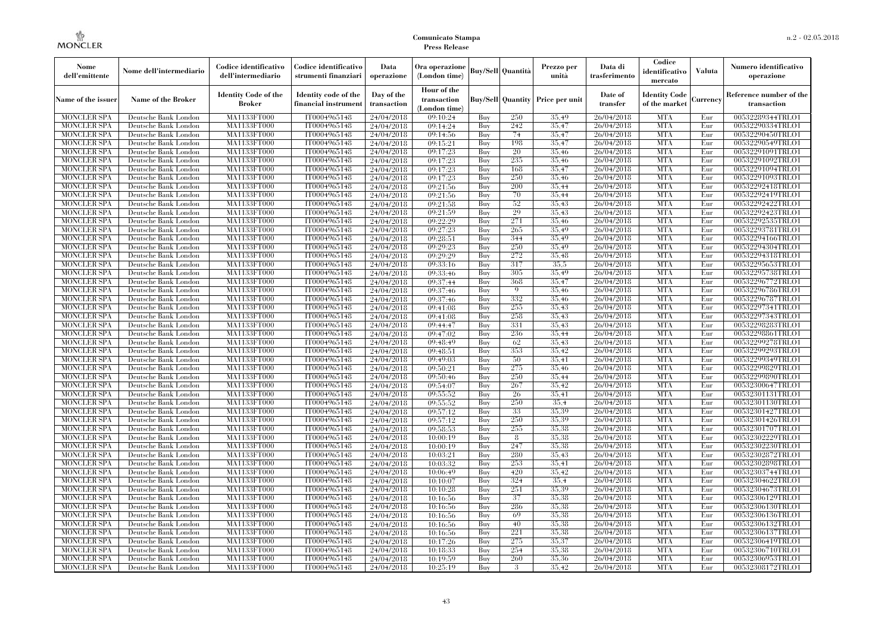| Nome dell'emittente | Nome dell'intermediario | Codice identificativo dell'intermediario | Codice identificativo strumenti finanziari | Data operazione | Ora operazione (London time) | Buy/Sell | Quantità | Prezzo per unità | Data di trasferimento | Codice identificativo mercato | Valuta | Numero identificativo operazione |
|---|---|---|---|---|---|---|---|---|---|---|---|---|
| Name of the issuer | Name of the Broker | Identity Code of the Broker | Identity code of the financial instrument | Day of the transaction | Hour of the transaction (London time) | Buy/Sell | Quantity | Price per unit | Date of transfer | Identity Code of the market | Currency | Reference number of the transaction |
| MONCLER SPA | Deutsche Bank London | MA1133FT000 | IT0004965148 | 24/04/2018 | 09:10:24 | Buy | 250 | 35,49 | 26/04/2018 | MTA | Eur | 00532289344TRLO1 |
| MONCLER SPA | Deutsche Bank London | MA1133FT000 | IT0004965148 | 24/04/2018 | 09:14:24 | Buy | 242 | 35,47 | 26/04/2018 | MTA | Eur | 00532290334TRLO1 |
| MONCLER SPA | Deutsche Bank London | MA1133FT000 | IT0004965148 | 24/04/2018 | 09:14:56 | Buy | 74 | 35,47 | 26/04/2018 | MTA | Eur | 00532290450TRLO1 |
| MONCLER SPA | Deutsche Bank London | MA1133FT000 | IT0004965148 | 24/04/2018 | 09:15:21 | Buy | 198 | 35,47 | 26/04/2018 | MTA | Eur | 00532290549TRLO1 |
| MONCLER SPA | Deutsche Bank London | MA1133FT000 | IT0004965148 | 24/04/2018 | 09:17:23 | Buy | 20 | 35,46 | 26/04/2018 | MTA | Eur | 00532291091TRLO1 |
| MONCLER SPA | Deutsche Bank London | MA1133FT000 | IT0004965148 | 24/04/2018 | 09:17:23 | Buy | 235 | 35,46 | 26/04/2018 | MTA | Eur | 00532291092TRLO1 |
| MONCLER SPA | Deutsche Bank London | MA1133FT000 | IT0004965148 | 24/04/2018 | 09:17:23 | Buy | 168 | 35,47 | 26/04/2018 | MTA | Eur | 00532291094TRLO1 |
| MONCLER SPA | Deutsche Bank London | MA1133FT000 | IT0004965148 | 24/04/2018 | 09:17:23 | Buy | 250 | 35,46 | 26/04/2018 | MTA | Eur | 00532291093TRLO1 |
| MONCLER SPA | Deutsche Bank London | MA1133FT000 | IT0004965148 | 24/04/2018 | 09:21:56 | Buy | 200 | 35,44 | 26/04/2018 | MTA | Eur | 00532292418TRLO1 |
| MONCLER SPA | Deutsche Bank London | MA1133FT000 | IT0004965148 | 24/04/2018 | 09:21:56 | Buy | 70 | 35,44 | 26/04/2018 | MTA | Eur | 00532292419TRLO1 |
| MONCLER SPA | Deutsche Bank London | MA1133FT000 | IT0004965148 | 24/04/2018 | 09:21:58 | Buy | 52 | 35,43 | 26/04/2018 | MTA | Eur | 00532292422TRLO1 |
| MONCLER SPA | Deutsche Bank London | MA1133FT000 | IT0004965148 | 24/04/2018 | 09:21:59 | Buy | 29 | 35,43 | 26/04/2018 | MTA | Eur | 00532292423TRLO1 |
| MONCLER SPA | Deutsche Bank London | MA1133FT000 | IT0004965148 | 24/04/2018 | 09:22:29 | Buy | 271 | 35,46 | 26/04/2018 | MTA | Eur | 00532292535TRLO1 |
| MONCLER SPA | Deutsche Bank London | MA1133FT000 | IT0004965148 | 24/04/2018 | 09:27:23 | Buy | 265 | 35,49 | 26/04/2018 | MTA | Eur | 00532293781TRLO1 |
| MONCLER SPA | Deutsche Bank London | MA1133FT000 | IT0004965148 | 24/04/2018 | 09:28:51 | Buy | 344 | 35,49 | 26/04/2018 | MTA | Eur | 00532294166TRLO1 |
| MONCLER SPA | Deutsche Bank London | MA1133FT000 | IT0004965148 | 24/04/2018 | 09:29:23 | Buy | 250 | 35,49 | 26/04/2018 | MTA | Eur | 00532294304TRLO1 |
| MONCLER SPA | Deutsche Bank London | MA1133FT000 | IT0004965148 | 24/04/2018 | 09:29:29 | Buy | 272 | 35,48 | 26/04/2018 | MTA | Eur | 00532294318TRLO1 |
| MONCLER SPA | Deutsche Bank London | MA1133FT000 | IT0004965148 | 24/04/2018 | 09:33:16 | Buy | 317 | 35,5 | 26/04/2018 | MTA | Eur | 00532295653TRLO1 |
| MONCLER SPA | Deutsche Bank London | MA1133FT000 | IT0004965148 | 24/04/2018 | 09:33:46 | Buy | 305 | 35,49 | 26/04/2018 | MTA | Eur | 00532295738TRLO1 |
| MONCLER SPA | Deutsche Bank London | MA1133FT000 | IT0004965148 | 24/04/2018 | 09:37:44 | Buy | 368 | 35,47 | 26/04/2018 | MTA | Eur | 00532296772TRLO1 |
| MONCLER SPA | Deutsche Bank London | MA1133FT000 | IT0004965148 | 24/04/2018 | 09:37:46 | Buy | 9 | 35,46 | 26/04/2018 | MTA | Eur | 00532296786TRLO1 |
| MONCLER SPA | Deutsche Bank London | MA1133FT000 | IT0004965148 | 24/04/2018 | 09:37:46 | Buy | 332 | 35,46 | 26/04/2018 | MTA | Eur | 00532296787TRLO1 |
| MONCLER SPA | Deutsche Bank London | MA1133FT000 | IT0004965148 | 24/04/2018 | 09:41:08 | Buy | 255 | 35,43 | 26/04/2018 | MTA | Eur | 00532297341TRLO1 |
| MONCLER SPA | Deutsche Bank London | MA1133FT000 | IT0004965148 | 24/04/2018 | 09:41:08 | Buy | 258 | 35,43 | 26/04/2018 | MTA | Eur | 00532297343TRLO1 |
| MONCLER SPA | Deutsche Bank London | MA1133FT000 | IT0004965148 | 24/04/2018 | 09:44:47 | Buy | 331 | 35,43 | 26/04/2018 | MTA | Eur | 00532298283TRLO1 |
| MONCLER SPA | Deutsche Bank London | MA1133FT000 | IT0004965148 | 24/04/2018 | 09:47:02 | Buy | 236 | 35,44 | 26/04/2018 | MTA | Eur | 00532298861TRLO1 |
| MONCLER SPA | Deutsche Bank London | MA1133FT000 | IT0004965148 | 24/04/2018 | 09:48:49 | Buy | 62 | 35,43 | 26/04/2018 | MTA | Eur | 00532299278TRLO1 |
| MONCLER SPA | Deutsche Bank London | MA1133FT000 | IT0004965148 | 24/04/2018 | 09:48:51 | Buy | 353 | 35,42 | 26/04/2018 | MTA | Eur | 00532299293TRLO1 |
| MONCLER SPA | Deutsche Bank London | MA1133FT000 | IT0004965148 | 24/04/2018 | 09:49:03 | Buy | 50 | 35,41 | 26/04/2018 | MTA | Eur | 00532299349TRLO1 |
| MONCLER SPA | Deutsche Bank London | MA1133FT000 | IT0004965148 | 24/04/2018 | 09:50:21 | Buy | 275 | 35,46 | 26/04/2018 | MTA | Eur | 00532299829TRLO1 |
| MONCLER SPA | Deutsche Bank London | MA1133FT000 | IT0004965148 | 24/04/2018 | 09:50:46 | Buy | 250 | 35,44 | 26/04/2018 | MTA | Eur | 00532299890TRLO1 |
| MONCLER SPA | Deutsche Bank London | MA1133FT000 | IT0004965148 | 24/04/2018 | 09:54:07 | Buy | 267 | 35,42 | 26/04/2018 | MTA | Eur | 00532300647TRLO1 |
| MONCLER SPA | Deutsche Bank London | MA1133FT000 | IT0004965148 | 24/04/2018 | 09:55:52 | Buy | 26 | 35,41 | 26/04/2018 | MTA | Eur | 00532301131TRLO1 |
| MONCLER SPA | Deutsche Bank London | MA1133FT000 | IT0004965148 | 24/04/2018 | 09:55:52 | Buy | 250 | 35,4 | 26/04/2018 | MTA | Eur | 00532301130TRLO1 |
| MONCLER SPA | Deutsche Bank London | MA1133FT000 | IT0004965148 | 24/04/2018 | 09:57:12 | Buy | 33 | 35,39 | 26/04/2018 | MTA | Eur | 00532301427TRLO1 |
| MONCLER SPA | Deutsche Bank London | MA1133FT000 | IT0004965148 | 24/04/2018 | 09:57:12 | Buy | 250 | 35,39 | 26/04/2018 | MTA | Eur | 00532301426TRLO1 |
| MONCLER SPA | Deutsche Bank London | MA1133FT000 | IT0004965148 | 24/04/2018 | 09:58:53 | Buy | 255 | 35,38 | 26/04/2018 | MTA | Eur | 00532301707TRLO1 |
| MONCLER SPA | Deutsche Bank London | MA1133FT000 | IT0004965148 | 24/04/2018 | 10:00:19 | Buy | 8 | 35,38 | 26/04/2018 | MTA | Eur | 00532302229TRLO1 |
| MONCLER SPA | Deutsche Bank London | MA1133FT000 | IT0004965148 | 24/04/2018 | 10:00:19 | Buy | 247 | 35,38 | 26/04/2018 | MTA | Eur | 00532302230TRLO1 |
| MONCLER SPA | Deutsche Bank London | MA1133FT000 | IT0004965148 | 24/04/2018 | 10:03:21 | Buy | 280 | 35,43 | 26/04/2018 | MTA | Eur | 00532302872TRLO1 |
| MONCLER SPA | Deutsche Bank London | MA1133FT000 | IT0004965148 | 24/04/2018 | 10:03:32 | Buy | 253 | 35,41 | 26/04/2018 | MTA | Eur | 00532302898TRLO1 |
| MONCLER SPA | Deutsche Bank London | MA1133FT000 | IT0004965148 | 24/04/2018 | 10:06:49 | Buy | 420 | 35,42 | 26/04/2018 | MTA | Eur | 00532303744TRLO1 |
| MONCLER SPA | Deutsche Bank London | MA1133FT000 | IT0004965148 | 24/04/2018 | 10:10:07 | Buy | 324 | 35,4 | 26/04/2018 | MTA | Eur | 00532304622TRLO1 |
| MONCLER SPA | Deutsche Bank London | MA1133FT000 | IT0004965148 | 24/04/2018 | 10:10:28 | Buy | 251 | 35,39 | 26/04/2018 | MTA | Eur | 00532304673TRLO1 |
| MONCLER SPA | Deutsche Bank London | MA1133FT000 | IT0004965148 | 24/04/2018 | 10:16:56 | Buy | 37 | 35,38 | 26/04/2018 | MTA | Eur | 00532306129TRLO1 |
| MONCLER SPA | Deutsche Bank London | MA1133FT000 | IT0004965148 | 24/04/2018 | 10:16:56 | Buy | 286 | 35,38 | 26/04/2018 | MTA | Eur | 00532306130TRLO1 |
| MONCLER SPA | Deutsche Bank London | MA1133FT000 | IT0004965148 | 24/04/2018 | 10:16:56 | Buy | 69 | 35,38 | 26/04/2018 | MTA | Eur | 00532306136TRLO1 |
| MONCLER SPA | Deutsche Bank London | MA1133FT000 | IT0004965148 | 24/04/2018 | 10:16:56 | Buy | 40 | 35,38 | 26/04/2018 | MTA | Eur | 00532306132TRLO1 |
| MONCLER SPA | Deutsche Bank London | MA1133FT000 | IT0004965148 | 24/04/2018 | 10:16:56 | Buy | 221 | 35,38 | 26/04/2018 | MTA | Eur | 00532306137TRLO1 |
| MONCLER SPA | Deutsche Bank London | MA1133FT000 | IT0004965148 | 24/04/2018 | 10:17:26 | Buy | 275 | 35,37 | 26/04/2018 | MTA | Eur | 00532306419TRLO1 |
| MONCLER SPA | Deutsche Bank London | MA1133FT000 | IT0004965148 | 24/04/2018 | 10:18:33 | Buy | 254 | 35,38 | 26/04/2018 | MTA | Eur | 00532306710TRLO1 |
| MONCLER SPA | Deutsche Bank London | MA1133FT000 | IT0004965148 | 24/04/2018 | 10:19:59 | Buy | 260 | 35,36 | 26/04/2018 | MTA | Eur | 00532306953TRLO1 |
| MONCLER SPA | Deutsche Bank London | MA1133FT000 | IT0004965148 | 24/04/2018 | 10:25:19 | Buy | 3 | 35,42 | 26/04/2018 | MTA | Eur | 00532308172TRLO1 |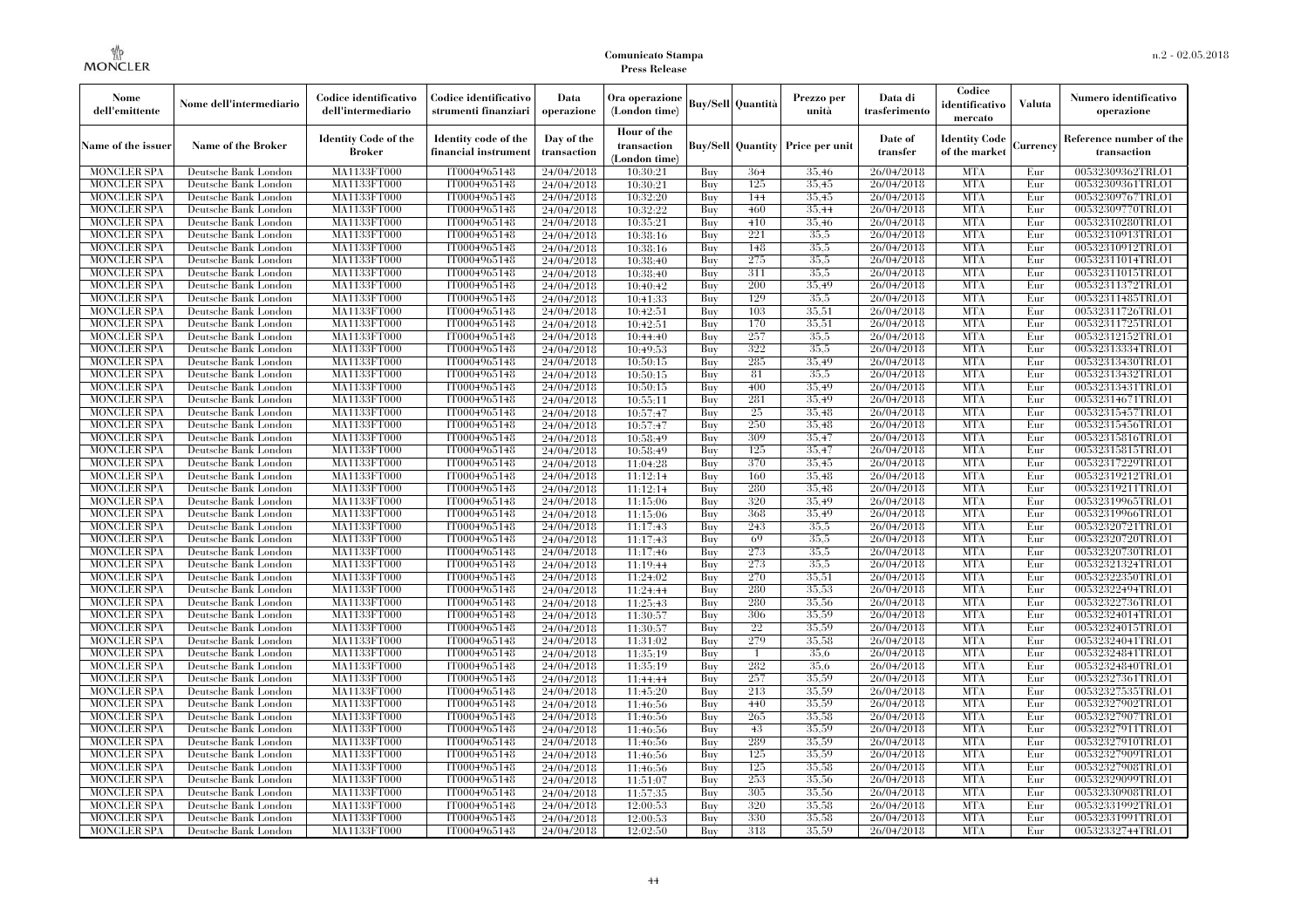| Nome dell'emittente | Nome dell'intermediario | Codice identificativo dell'intermediario | Codice identificativo strumenti finanziari | Data operazione | Ora operazione (London time) | Buy/Sell | Quantità | Prezzo per unità | Data di trasferimento | Codice identificativo mercato | Valuta | Numero identificativo operazione |
|---|---|---|---|---|---|---|---|---|---|---|---|---|
| Name of the issuer | Name of the Broker | Identity Code of the Broker | Identity code of the financial instrument | Day of the transaction | Hour of the transaction (London time) | Buy/Sell | Quantity | Price per unit | Date of transfer | Identity Code of the market | Currency | Reference number of the transaction |
| MONCLER SPA | Deutsche Bank London | MA1133FT000 | IT0004965148 | 24/04/2018 | 10:30:21 | Buy | 364 | 35,46 | 26/04/2018 | MTA | Eur | 00532309362TRLO1 |
| MONCLER SPA | Deutsche Bank London | MA1133FT000 | IT0004965148 | 24/04/2018 | 10:30:21 | Buy | 125 | 35,45 | 26/04/2018 | MTA | Eur | 00532309361TRLO1 |
| MONCLER SPA | Deutsche Bank London | MA1133FT000 | IT0004965148 | 24/04/2018 | 10:32:20 | Buy | 144 | 35,45 | 26/04/2018 | MTA | Eur | 00532309767TRLO1 |
| MONCLER SPA | Deutsche Bank London | MA1133FT000 | IT0004965148 | 24/04/2018 | 10:32:22 | Buy | 460 | 35,44 | 26/04/2018 | MTA | Eur | 00532309770TRLO1 |
| MONCLER SPA | Deutsche Bank London | MA1133FT000 | IT0004965148 | 24/04/2018 | 10:35:21 | Buy | 410 | 35,46 | 26/04/2018 | MTA | Eur | 00532310280TRLO1 |
| MONCLER SPA | Deutsche Bank London | MA1133FT000 | IT0004965148 | 24/04/2018 | 10:38:16 | Buy | 221 | 35,5 | 26/04/2018 | MTA | Eur | 00532310913TRLO1 |
| MONCLER SPA | Deutsche Bank London | MA1133FT000 | IT0004965148 | 24/04/2018 | 10:38:16 | Buy | 148 | 35,5 | 26/04/2018 | MTA | Eur | 00532310912TRLO1 |
| MONCLER SPA | Deutsche Bank London | MA1133FT000 | IT0004965148 | 24/04/2018 | 10:38:40 | Buy | 275 | 35,5 | 26/04/2018 | MTA | Eur | 00532311014TRLO1 |
| MONCLER SPA | Deutsche Bank London | MA1133FT000 | IT0004965148 | 24/04/2018 | 10:38:40 | Buy | 311 | 35,5 | 26/04/2018 | MTA | Eur | 00532311015TRLO1 |
| MONCLER SPA | Deutsche Bank London | MA1133FT000 | IT0004965148 | 24/04/2018 | 10:40:42 | Buy | 200 | 35,49 | 26/04/2018 | MTA | Eur | 00532311372TRLO1 |
| MONCLER SPA | Deutsche Bank London | MA1133FT000 | IT0004965148 | 24/04/2018 | 10:41:33 | Buy | 129 | 35,5 | 26/04/2018 | MTA | Eur | 00532311485TRLO1 |
| MONCLER SPA | Deutsche Bank London | MA1133FT000 | IT0004965148 | 24/04/2018 | 10:42:51 | Buy | 103 | 35,51 | 26/04/2018 | MTA | Eur | 00532311726TRLO1 |
| MONCLER SPA | Deutsche Bank London | MA1133FT000 | IT0004965148 | 24/04/2018 | 10:42:51 | Buy | 170 | 35,51 | 26/04/2018 | MTA | Eur | 00532311725TRLO1 |
| MONCLER SPA | Deutsche Bank London | MA1133FT000 | IT0004965148 | 24/04/2018 | 10:44:40 | Buy | 257 | 35,5 | 26/04/2018 | MTA | Eur | 00532312152TRLO1 |
| MONCLER SPA | Deutsche Bank London | MA1133FT000 | IT0004965148 | 24/04/2018 | 10:49:53 | Buy | 322 | 35,5 | 26/04/2018 | MTA | Eur | 00532313334TRLO1 |
| MONCLER SPA | Deutsche Bank London | MA1133FT000 | IT0004965148 | 24/04/2018 | 10:50:15 | Buy | 285 | 35,49 | 26/04/2018 | MTA | Eur | 00532313430TRLO1 |
| MONCLER SPA | Deutsche Bank London | MA1133FT000 | IT0004965148 | 24/04/2018 | 10:50:15 | Buy | 81 | 35,5 | 26/04/2018 | MTA | Eur | 00532313432TRLO1 |
| MONCLER SPA | Deutsche Bank London | MA1133FT000 | IT0004965148 | 24/04/2018 | 10:50:15 | Buy | 400 | 35,49 | 26/04/2018 | MTA | Eur | 00532313431TRLO1 |
| MONCLER SPA | Deutsche Bank London | MA1133FT000 | IT0004965148 | 24/04/2018 | 10:55:11 | Buy | 281 | 35,49 | 26/04/2018 | MTA | Eur | 00532314671TRLO1 |
| MONCLER SPA | Deutsche Bank London | MA1133FT000 | IT0004965148 | 24/04/2018 | 10:57:47 | Buy | 25 | 35,48 | 26/04/2018 | MTA | Eur | 00532315457TRLO1 |
| MONCLER SPA | Deutsche Bank London | MA1133FT000 | IT0004965148 | 24/04/2018 | 10:57:47 | Buy | 250 | 35,48 | 26/04/2018 | MTA | Eur | 00532315456TRLO1 |
| MONCLER SPA | Deutsche Bank London | MA1133FT000 | IT0004965148 | 24/04/2018 | 10:58:49 | Buy | 309 | 35,47 | 26/04/2018 | MTA | Eur | 00532315816TRLO1 |
| MONCLER SPA | Deutsche Bank London | MA1133FT000 | IT0004965148 | 24/04/2018 | 10:58:49 | Buy | 125 | 35,47 | 26/04/2018 | MTA | Eur | 00532315815TRLO1 |
| MONCLER SPA | Deutsche Bank London | MA1133FT000 | IT0004965148 | 24/04/2018 | 11:04:28 | Buy | 370 | 35,45 | 26/04/2018 | MTA | Eur | 00532317229TRLO1 |
| MONCLER SPA | Deutsche Bank London | MA1133FT000 | IT0004965148 | 24/04/2018 | 11:12:14 | Buy | 160 | 35,48 | 26/04/2018 | MTA | Eur | 00532319212TRLO1 |
| MONCLER SPA | Deutsche Bank London | MA1133FT000 | IT0004965148 | 24/04/2018 | 11:12:14 | Buy | 280 | 35,48 | 26/04/2018 | MTA | Eur | 00532319211TRLO1 |
| MONCLER SPA | Deutsche Bank London | MA1133FT000 | IT0004965148 | 24/04/2018 | 11:15:06 | Buy | 320 | 35,49 | 26/04/2018 | MTA | Eur | 00532319965TRLO1 |
| MONCLER SPA | Deutsche Bank London | MA1133FT000 | IT0004965148 | 24/04/2018 | 11:15:06 | Buy | 368 | 35,49 | 26/04/2018 | MTA | Eur | 00532319966TRLO1 |
| MONCLER SPA | Deutsche Bank London | MA1133FT000 | IT0004965148 | 24/04/2018 | 11:17:43 | Buy | 243 | 35,5 | 26/04/2018 | MTA | Eur | 00532320721TRLO1 |
| MONCLER SPA | Deutsche Bank London | MA1133FT000 | IT0004965148 | 24/04/2018 | 11:17:43 | Buy | 69 | 35,5 | 26/04/2018 | MTA | Eur | 00532320720TRLO1 |
| MONCLER SPA | Deutsche Bank London | MA1133FT000 | IT0004965148 | 24/04/2018 | 11:17:46 | Buy | 273 | 35,5 | 26/04/2018 | MTA | Eur | 00532320730TRLO1 |
| MONCLER SPA | Deutsche Bank London | MA1133FT000 | IT0004965148 | 24/04/2018 | 11:19:44 | Buy | 273 | 35,5 | 26/04/2018 | MTA | Eur | 00532321324TRLO1 |
| MONCLER SPA | Deutsche Bank London | MA1133FT000 | IT0004965148 | 24/04/2018 | 11:24:02 | Buy | 270 | 35,51 | 26/04/2018 | MTA | Eur | 00532322350TRLO1 |
| MONCLER SPA | Deutsche Bank London | MA1133FT000 | IT0004965148 | 24/04/2018 | 11:24:44 | Buy | 280 | 35,53 | 26/04/2018 | MTA | Eur | 00532322494TRLO1 |
| MONCLER SPA | Deutsche Bank London | MA1133FT000 | IT0004965148 | 24/04/2018 | 11:25:43 | Buy | 280 | 35,56 | 26/04/2018 | MTA | Eur | 00532322736TRLO1 |
| MONCLER SPA | Deutsche Bank London | MA1133FT000 | IT0004965148 | 24/04/2018 | 11:30:57 | Buy | 306 | 35,59 | 26/04/2018 | MTA | Eur | 00532324014TRLO1 |
| MONCLER SPA | Deutsche Bank London | MA1133FT000 | IT0004965148 | 24/04/2018 | 11:30:57 | Buy | 22 | 35,59 | 26/04/2018 | MTA | Eur | 00532324015TRLO1 |
| MONCLER SPA | Deutsche Bank London | MA1133FT000 | IT0004965148 | 24/04/2018 | 11:31:02 | Buy | 279 | 35,58 | 26/04/2018 | MTA | Eur | 00532324041TRLO1 |
| MONCLER SPA | Deutsche Bank London | MA1133FT000 | IT0004965148 | 24/04/2018 | 11:35:19 | Buy | 1 | 35,6 | 26/04/2018 | MTA | Eur | 00532324841TRLO1 |
| MONCLER SPA | Deutsche Bank London | MA1133FT000 | IT0004965148 | 24/04/2018 | 11:35:19 | Buy | 282 | 35,6 | 26/04/2018 | MTA | Eur | 00532324840TRLO1 |
| MONCLER SPA | Deutsche Bank London | MA1133FT000 | IT0004965148 | 24/04/2018 | 11:44:44 | Buy | 257 | 35,59 | 26/04/2018 | MTA | Eur | 00532327361TRLO1 |
| MONCLER SPA | Deutsche Bank London | MA1133FT000 | IT0004965148 | 24/04/2018 | 11:45:20 | Buy | 213 | 35,59 | 26/04/2018 | MTA | Eur | 00532327535TRLO1 |
| MONCLER SPA | Deutsche Bank London | MA1133FT000 | IT0004965148 | 24/04/2018 | 11:46:56 | Buy | 440 | 35,59 | 26/04/2018 | MTA | Eur | 00532327902TRLO1 |
| MONCLER SPA | Deutsche Bank London | MA1133FT000 | IT0004965148 | 24/04/2018 | 11:46:56 | Buy | 265 | 35,58 | 26/04/2018 | MTA | Eur | 00532327907TRLO1 |
| MONCLER SPA | Deutsche Bank London | MA1133FT000 | IT0004965148 | 24/04/2018 | 11:46:56 | Buy | 43 | 35,59 | 26/04/2018 | MTA | Eur | 00532327911TRLO1 |
| MONCLER SPA | Deutsche Bank London | MA1133FT000 | IT0004965148 | 24/04/2018 | 11:46:56 | Buy | 289 | 35,59 | 26/04/2018 | MTA | Eur | 00532327910TRLO1 |
| MONCLER SPA | Deutsche Bank London | MA1133FT000 | IT0004965148 | 24/04/2018 | 11:46:56 | Buy | 125 | 35,59 | 26/04/2018 | MTA | Eur | 00532327909TRLO1 |
| MONCLER SPA | Deutsche Bank London | MA1133FT000 | IT0004965148 | 24/04/2018 | 11:46:56 | Buy | 125 | 35,58 | 26/04/2018 | MTA | Eur | 00532327908TRLO1 |
| MONCLER SPA | Deutsche Bank London | MA1133FT000 | IT0004965148 | 24/04/2018 | 11:51:07 | Buy | 253 | 35,56 | 26/04/2018 | MTA | Eur | 00532329099TRLO1 |
| MONCLER SPA | Deutsche Bank London | MA1133FT000 | IT0004965148 | 24/04/2018 | 11:57:35 | Buy | 305 | 35,56 | 26/04/2018 | MTA | Eur | 00532330908TRLO1 |
| MONCLER SPA | Deutsche Bank London | MA1133FT000 | IT0004965148 | 24/04/2018 | 12:00:53 | Buy | 320 | 35,58 | 26/04/2018 | MTA | Eur | 00532331992TRLO1 |
| MONCLER SPA | Deutsche Bank London | MA1133FT000 | IT0004965148 | 24/04/2018 | 12:00:53 | Buy | 330 | 35,58 | 26/04/2018 | MTA | Eur | 00532331991TRLO1 |
| MONCLER SPA | Deutsche Bank London | MA1133FT000 | IT0004965148 | 24/04/2018 | 12:02:50 | Buy | 318 | 35,59 | 26/04/2018 | MTA | Eur | 00532332744TRLO1 |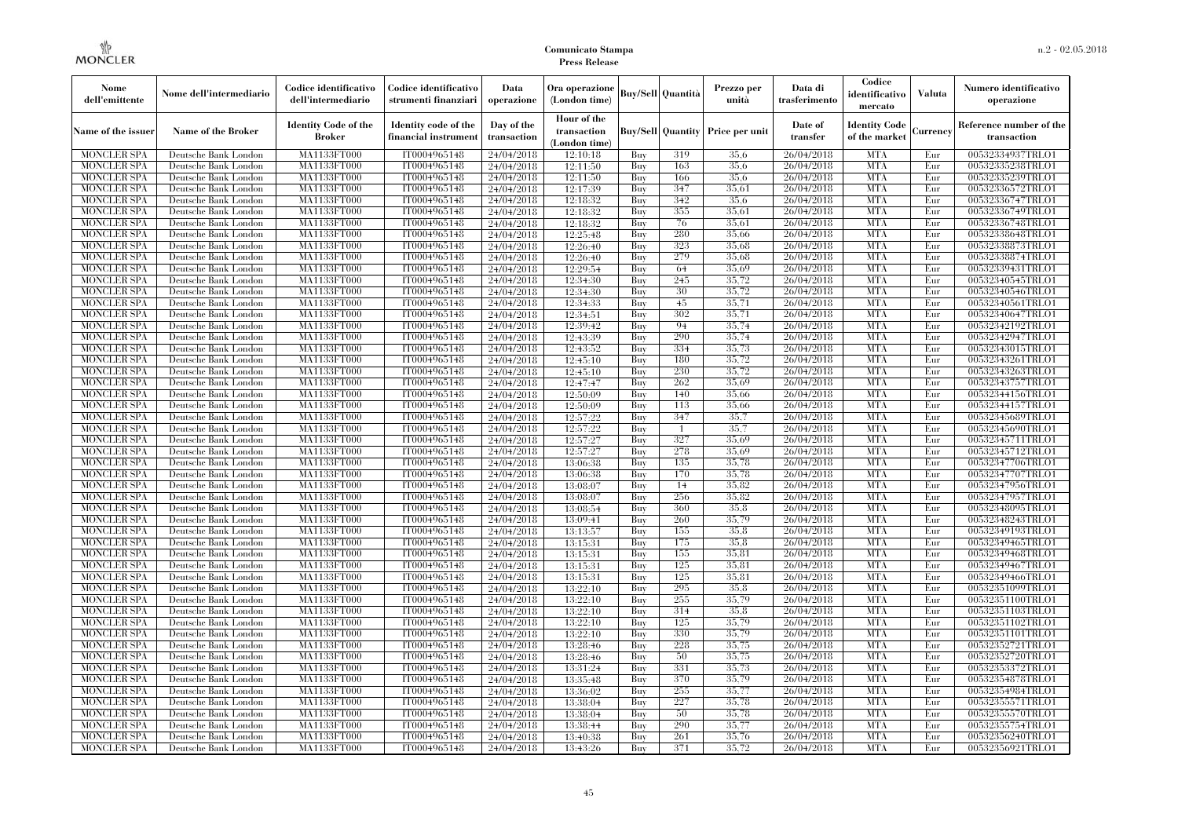| Nome dell'emittente | Nome dell'intermediario | Codice identificativo dell'intermediario | Codice identificativo strumenti finanziari | Data operazione | Ora operazione (London time) | Buy/Sell | Quantità | Prezzo per unità | Data di trasferimento | Codice identificativo mercato | Valuta | Numero identificativo operazione |
|---|---|---|---|---|---|---|---|---|---|---|---|---|
| Name of the issuer | Name of the Broker | Identity Code of the Broker | Identity code of the financial instrument | Day of the transaction | Hour of the transaction (London time) | Buy/Sell | Quantity | Price per unit | Date of transfer | Identity Code of the market | Currency | Reference number of the transaction |
| MONCLER SPA | Deutsche Bank London | MA1133FT000 | IT0004965148 | 24/04/2018 | 12:10:18 | Buy | 319 | 35.6 | 26/04/2018 | MTA | Eur | 00532334937TRLO1 |
| MONCLER SPA | Deutsche Bank London | MA1133FT000 | IT0004965148 | 24/04/2018 | 12:11:50 | Buy | 163 | 35.6 | 26/04/2018 | MTA | Eur | 00532335238TRLO1 |
| MONCLER SPA | Deutsche Bank London | MA1133FT000 | IT0004965148 | 24/04/2018 | 12:11:50 | Buy | 166 | 35.6 | 26/04/2018 | MTA | Eur | 00532335239TRLO1 |
| MONCLER SPA | Deutsche Bank London | MA1133FT000 | IT0004965148 | 24/04/2018 | 12:17:39 | Buy | 347 | 35.61 | 26/04/2018 | MTA | Eur | 00532336572TRLO1 |
| MONCLER SPA | Deutsche Bank London | MA1133FT000 | IT0004965148 | 24/04/2018 | 12:18:32 | Buy | 342 | 35.6 | 26/04/2018 | MTA | Eur | 00532336747TRLO1 |
| MONCLER SPA | Deutsche Bank London | MA1133FT000 | IT0004965148 | 24/04/2018 | 12:18:32 | Buy | 355 | 35.61 | 26/04/2018 | MTA | Eur | 00532336749TRLO1 |
| MONCLER SPA | Deutsche Bank London | MA1133FT000 | IT0004965148 | 24/04/2018 | 12:18:32 | Buy | 76 | 35.61 | 26/04/2018 | MTA | Eur | 00532336748TRLO1 |
| MONCLER SPA | Deutsche Bank London | MA1133FT000 | IT0004965148 | 24/04/2018 | 12:25:48 | Buy | 280 | 35.66 | 26/04/2018 | MTA | Eur | 00532338648TRLO1 |
| MONCLER SPA | Deutsche Bank London | MA1133FT000 | IT0004965148 | 24/04/2018 | 12:26:40 | Buy | 323 | 35.68 | 26/04/2018 | MTA | Eur | 00532338873TRLO1 |
| MONCLER SPA | Deutsche Bank London | MA1133FT000 | IT0004965148 | 24/04/2018 | 12:26:40 | Buy | 279 | 35.68 | 26/04/2018 | MTA | Eur | 00532338874TRLO1 |
| MONCLER SPA | Deutsche Bank London | MA1133FT000 | IT0004965148 | 24/04/2018 | 12:29:54 | Buy | 64 | 35.69 | 26/04/2018 | MTA | Eur | 00532339431TRLO1 |
| MONCLER SPA | Deutsche Bank London | MA1133FT000 | IT0004965148 | 24/04/2018 | 12:34:30 | Buy | 245 | 35.72 | 26/04/2018 | MTA | Eur | 00532340545TRLO1 |
| MONCLER SPA | Deutsche Bank London | MA1133FT000 | IT0004965148 | 24/04/2018 | 12:34:30 | Buy | 30 | 35.72 | 26/04/2018 | MTA | Eur | 00532340546TRLO1 |
| MONCLER SPA | Deutsche Bank London | MA1133FT000 | IT0004965148 | 24/04/2018 | 12:34:33 | Buy | 45 | 35.71 | 26/04/2018 | MTA | Eur | 00532340561TRLO1 |
| MONCLER SPA | Deutsche Bank London | MA1133FT000 | IT0004965148 | 24/04/2018 | 12:34:51 | Buy | 302 | 35.71 | 26/04/2018 | MTA | Eur | 00532340647TRLO1 |
| MONCLER SPA | Deutsche Bank London | MA1133FT000 | IT0004965148 | 24/04/2018 | 12:39:42 | Buy | 94 | 35.74 | 26/04/2018 | MTA | Eur | 00532342192TRLO1 |
| MONCLER SPA | Deutsche Bank London | MA1133FT000 | IT0004965148 | 24/04/2018 | 12:43:39 | Buy | 290 | 35.74 | 26/04/2018 | MTA | Eur | 00532342947TRLO1 |
| MONCLER SPA | Deutsche Bank London | MA1133FT000 | IT0004965148 | 24/04/2018 | 12:43:52 | Buy | 334 | 35.73 | 26/04/2018 | MTA | Eur | 00532343015TRLO1 |
| MONCLER SPA | Deutsche Bank London | MA1133FT000 | IT0004965148 | 24/04/2018 | 12:45:10 | Buy | 180 | 35.72 | 26/04/2018 | MTA | Eur | 00532343261TRLO1 |
| MONCLER SPA | Deutsche Bank London | MA1133FT000 | IT0004965148 | 24/04/2018 | 12:45:10 | Buy | 230 | 35.72 | 26/04/2018 | MTA | Eur | 00532343263TRLO1 |
| MONCLER SPA | Deutsche Bank London | MA1133FT000 | IT0004965148 | 24/04/2018 | 12:47:47 | Buy | 262 | 35.69 | 26/04/2018 | MTA | Eur | 00532343757TRLO1 |
| MONCLER SPA | Deutsche Bank London | MA1133FT000 | IT0004965148 | 24/04/2018 | 12:50:09 | Buy | 140 | 35.66 | 26/04/2018 | MTA | Eur | 00532344156TRLO1 |
| MONCLER SPA | Deutsche Bank London | MA1133FT000 | IT0004965148 | 24/04/2018 | 12:50:09 | Buy | 113 | 35.66 | 26/04/2018 | MTA | Eur | 00532344157TRLO1 |
| MONCLER SPA | Deutsche Bank London | MA1133FT000 | IT0004965148 | 24/04/2018 | 12:57:22 | Buy | 347 | 35.7 | 26/04/2018 | MTA | Eur | 00532345689TRLO1 |
| MONCLER SPA | Deutsche Bank London | MA1133FT000 | IT0004965148 | 24/04/2018 | 12:57:22 | Buy | 1 | 35.7 | 26/04/2018 | MTA | Eur | 00532345690TRLO1 |
| MONCLER SPA | Deutsche Bank London | MA1133FT000 | IT0004965148 | 24/04/2018 | 12:57:27 | Buy | 327 | 35.69 | 26/04/2018 | MTA | Eur | 00532345711TRLO1 |
| MONCLER SPA | Deutsche Bank London | MA1133FT000 | IT0004965148 | 24/04/2018 | 12:57:27 | Buy | 278 | 35.69 | 26/04/2018 | MTA | Eur | 00532345712TRLO1 |
| MONCLER SPA | Deutsche Bank London | MA1133FT000 | IT0004965148 | 24/04/2018 | 13:06:38 | Buy | 135 | 35.78 | 26/04/2018 | MTA | Eur | 00532347706TRLO1 |
| MONCLER SPA | Deutsche Bank London | MA1133FT000 | IT0004965148 | 24/04/2018 | 13:06:38 | Buy | 170 | 35.78 | 26/04/2018 | MTA | Eur | 00532347707TRLO1 |
| MONCLER SPA | Deutsche Bank London | MA1133FT000 | IT0004965148 | 24/04/2018 | 13:08:07 | Buy | 14 | 35.82 | 26/04/2018 | MTA | Eur | 00532347956TRLO1 |
| MONCLER SPA | Deutsche Bank London | MA1133FT000 | IT0004965148 | 24/04/2018 | 13:08:07 | Buy | 256 | 35.82 | 26/04/2018 | MTA | Eur | 00532347957TRLO1 |
| MONCLER SPA | Deutsche Bank London | MA1133FT000 | IT0004965148 | 24/04/2018 | 13:08:54 | Buy | 360 | 35.8 | 26/04/2018 | MTA | Eur | 00532348095TRLO1 |
| MONCLER SPA | Deutsche Bank London | MA1133FT000 | IT0004965148 | 24/04/2018 | 13:09:41 | Buy | 260 | 35.79 | 26/04/2018 | MTA | Eur | 00532348243TRLO1 |
| MONCLER SPA | Deutsche Bank London | MA1133FT000 | IT0004965148 | 24/04/2018 | 13:13:57 | Buy | 155 | 35.8 | 26/04/2018 | MTA | Eur | 00532349193TRLO1 |
| MONCLER SPA | Deutsche Bank London | MA1133FT000 | IT0004965148 | 24/04/2018 | 13:15:31 | Buy | 175 | 35.8 | 26/04/2018 | MTA | Eur | 00532349465TRLO1 |
| MONCLER SPA | Deutsche Bank London | MA1133FT000 | IT0004965148 | 24/04/2018 | 13:15:31 | Buy | 155 | 35.81 | 26/04/2018 | MTA | Eur | 00532349468TRLO1 |
| MONCLER SPA | Deutsche Bank London | MA1133FT000 | IT0004965148 | 24/04/2018 | 13:15:31 | Buy | 125 | 35.81 | 26/04/2018 | MTA | Eur | 00532349467TRLO1 |
| MONCLER SPA | Deutsche Bank London | MA1133FT000 | IT0004965148 | 24/04/2018 | 13:15:31 | Buy | 125 | 35.81 | 26/04/2018 | MTA | Eur | 00532349466TRLO1 |
| MONCLER SPA | Deutsche Bank London | MA1133FT000 | IT0004965148 | 24/04/2018 | 13:22:10 | Buy | 295 | 35.8 | 26/04/2018 | MTA | Eur | 00532351099TRLO1 |
| MONCLER SPA | Deutsche Bank London | MA1133FT000 | IT0004965148 | 24/04/2018 | 13:22:10 | Buy | 255 | 35.79 | 26/04/2018 | MTA | Eur | 00532351100TRLO1 |
| MONCLER SPA | Deutsche Bank London | MA1133FT000 | IT0004965148 | 24/04/2018 | 13:22:10 | Buy | 314 | 35.8 | 26/04/2018 | MTA | Eur | 00532351103TRLO1 |
| MONCLER SPA | Deutsche Bank London | MA1133FT000 | IT0004965148 | 24/04/2018 | 13:22:10 | Buy | 125 | 35.79 | 26/04/2018 | MTA | Eur | 00532351102TRLO1 |
| MONCLER SPA | Deutsche Bank London | MA1133FT000 | IT0004965148 | 24/04/2018 | 13:22:10 | Buy | 330 | 35.79 | 26/04/2018 | MTA | Eur | 00532351101TRLO1 |
| MONCLER SPA | Deutsche Bank London | MA1133FT000 | IT0004965148 | 24/04/2018 | 13:28:46 | Buy | 228 | 35.75 | 26/04/2018 | MTA | Eur | 00532352721TRLO1 |
| MONCLER SPA | Deutsche Bank London | MA1133FT000 | IT0004965148 | 24/04/2018 | 13:28:46 | Buy | 50 | 35.75 | 26/04/2018 | MTA | Eur | 00532352720TRLO1 |
| MONCLER SPA | Deutsche Bank London | MA1133FT000 | IT0004965148 | 24/04/2018 | 13:31:24 | Buy | 331 | 35.73 | 26/04/2018 | MTA | Eur | 00532353372TRLO1 |
| MONCLER SPA | Deutsche Bank London | MA1133FT000 | IT0004965148 | 24/04/2018 | 13:35:48 | Buy | 370 | 35.79 | 26/04/2018 | MTA | Eur | 00532354878TRLO1 |
| MONCLER SPA | Deutsche Bank London | MA1133FT000 | IT0004965148 | 24/04/2018 | 13:36:02 | Buy | 255 | 35.77 | 26/04/2018 | MTA | Eur | 00532354984TRLO1 |
| MONCLER SPA | Deutsche Bank London | MA1133FT000 | IT0004965148 | 24/04/2018 | 13:38:04 | Buy | 227 | 35.78 | 26/04/2018 | MTA | Eur | 00532355571TRLO1 |
| MONCLER SPA | Deutsche Bank London | MA1133FT000 | IT0004965148 | 24/04/2018 | 13:38:04 | Buy | 50 | 35.78 | 26/04/2018 | MTA | Eur | 00532355570TRLO1 |
| MONCLER SPA | Deutsche Bank London | MA1133FT000 | IT0004965148 | 24/04/2018 | 13:38:44 | Buy | 290 | 35.77 | 26/04/2018 | MTA | Eur | 00532355754TRLO1 |
| MONCLER SPA | Deutsche Bank London | MA1133FT000 | IT0004965148 | 24/04/2018 | 13:40:38 | Buy | 261 | 35.76 | 26/04/2018 | MTA | Eur | 00532356240TRLO1 |
| MONCLER SPA | Deutsche Bank London | MA1133FT000 | IT0004965148 | 24/04/2018 | 13:43:26 | Buy | 371 | 35.72 | 26/04/2018 | MTA | Eur | 00532356921TRLO1 |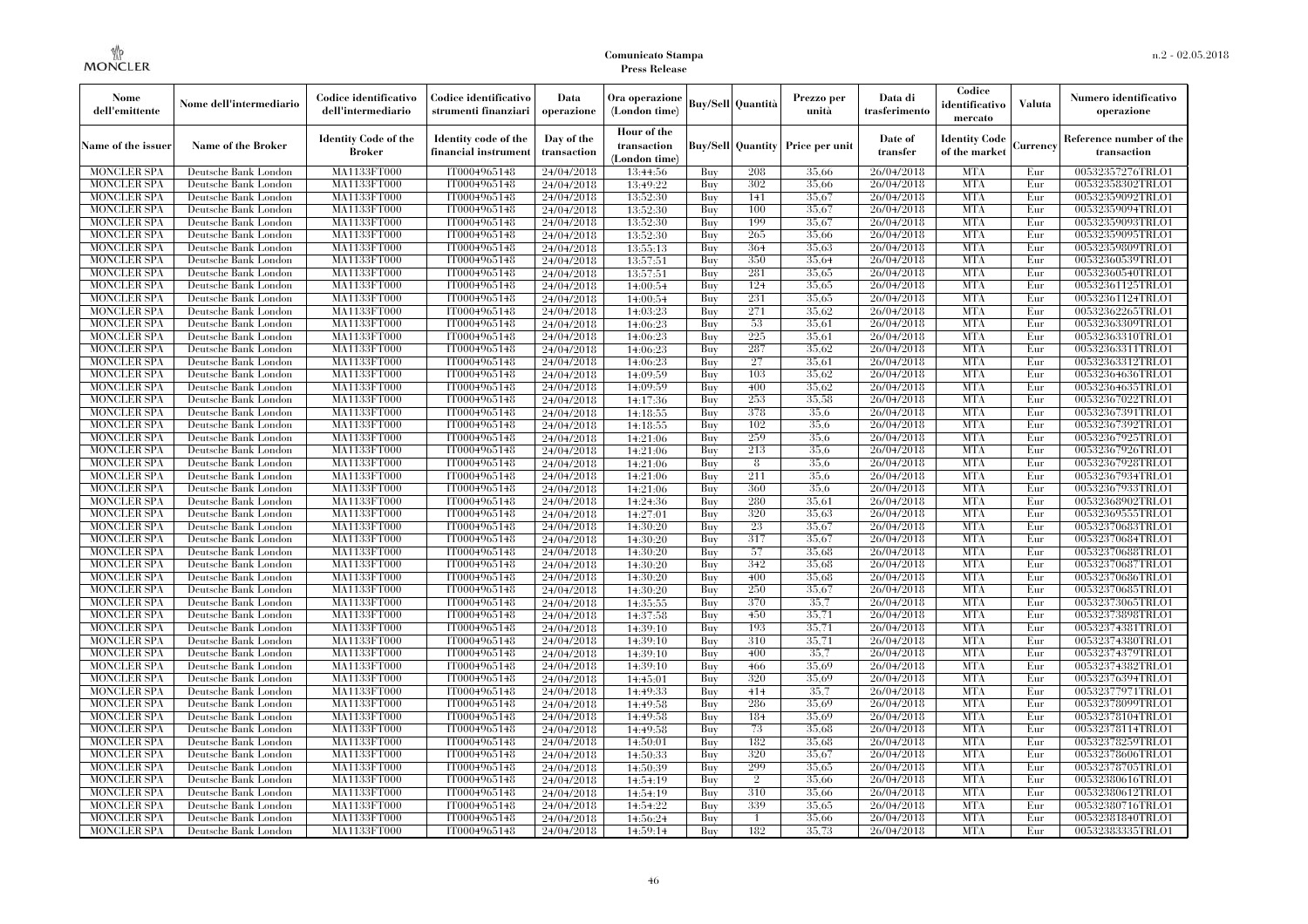**Comunicato Stampa**
**Press Release**

| Nome dell'emittente | Nome dell'intermediario | Codice identificativo dell'intermediario | Codice identificativo strumenti finanziari | Data operazione | Ora operazione (London time) | Buy/Sell | Quantità | Prezzo per unità | Data di trasferimento | Codice identificativo mercato | Valuta | Numero identificativo operazione |
|---|---|---|---|---|---|---|---|---|---|---|---|---|
| Name of the issuer | Name of the Broker | Identity Code of the Broker | Identity code of the financial instrument | Day of the transaction | Hour of the transaction (London time) | Buy/Sell | Quantity | Price per unit | Date of transfer | Identity Code of the market | Currency | Reference number of the transaction |
| MONCLER SPA | Deutsche Bank London | MA1133FT000 | IT0004965148 | 24/04/2018 | 13:44:56 | Buy | 208 | 35.66 | 26/04/2018 | MTA | Eur | 00532357276TRLO1 |
| MONCLER SPA | Deutsche Bank London | MA1133FT000 | IT0004965148 | 24/04/2018 | 13:49:22 | Buy | 302 | 35.66 | 26/04/2018 | MTA | Eur | 00532358302TRLO1 |
| MONCLER SPA | Deutsche Bank London | MA1133FT000 | IT0004965148 | 24/04/2018 | 13:52:30 | Buy | 141 | 35.67 | 26/04/2018 | MTA | Eur | 00532359092TRLO1 |
| MONCLER SPA | Deutsche Bank London | MA1133FT000 | IT0004965148 | 24/04/2018 | 13:52:30 | Buy | 100 | 35.67 | 26/04/2018 | MTA | Eur | 00532359094TRLO1 |
| MONCLER SPA | Deutsche Bank London | MA1133FT000 | IT0004965148 | 24/04/2018 | 13:52:30 | Buy | 199 | 35.67 | 26/04/2018 | MTA | Eur | 00532359093TRLO1 |
| MONCLER SPA | Deutsche Bank London | MA1133FT000 | IT0004965148 | 24/04/2018 | 13:52:30 | Buy | 265 | 35.66 | 26/04/2018 | MTA | Eur | 00532359095TRLO1 |
| MONCLER SPA | Deutsche Bank London | MA1133FT000 | IT0004965148 | 24/04/2018 | 13:55:13 | Buy | 364 | 35.63 | 26/04/2018 | MTA | Eur | 00532359809TRLO1 |
| MONCLER SPA | Deutsche Bank London | MA1133FT000 | IT0004965148 | 24/04/2018 | 13:57:51 | Buy | 350 | 35.64 | 26/04/2018 | MTA | Eur | 00532360539TRLO1 |
| MONCLER SPA | Deutsche Bank London | MA1133FT000 | IT0004965148 | 24/04/2018 | 13:57:51 | Buy | 281 | 35.65 | 26/04/2018 | MTA | Eur | 00532360540TRLO1 |
| MONCLER SPA | Deutsche Bank London | MA1133FT000 | IT0004965148 | 24/04/2018 | 14:00:54 | Buy | 124 | 35.65 | 26/04/2018 | MTA | Eur | 00532361125TRLO1 |
| MONCLER SPA | Deutsche Bank London | MA1133FT000 | IT0004965148 | 24/04/2018 | 14:00:54 | Buy | 231 | 35.65 | 26/04/2018 | MTA | Eur | 00532361124TRLO1 |
| MONCLER SPA | Deutsche Bank London | MA1133FT000 | IT0004965148 | 24/04/2018 | 14:03:23 | Buy | 271 | 35.62 | 26/04/2018 | MTA | Eur | 00532362265TRLO1 |
| MONCLER SPA | Deutsche Bank London | MA1133FT000 | IT0004965148 | 24/04/2018 | 14:06:23 | Buy | 53 | 35.61 | 26/04/2018 | MTA | Eur | 00532363309TRLO1 |
| MONCLER SPA | Deutsche Bank London | MA1133FT000 | IT0004965148 | 24/04/2018 | 14:06:23 | Buy | 225 | 35.61 | 26/04/2018 | MTA | Eur | 00532363310TRLO1 |
| MONCLER SPA | Deutsche Bank London | MA1133FT000 | IT0004965148 | 24/04/2018 | 14:06:23 | Buy | 287 | 35.62 | 26/04/2018 | MTA | Eur | 00532363311TRLO1 |
| MONCLER SPA | Deutsche Bank London | MA1133FT000 | IT0004965148 | 24/04/2018 | 14:06:23 | Buy | 27 | 35.61 | 26/04/2018 | MTA | Eur | 00532363312TRLO1 |
| MONCLER SPA | Deutsche Bank London | MA1133FT000 | IT0004965148 | 24/04/2018 | 14:09:59 | Buy | 103 | 35.62 | 26/04/2018 | MTA | Eur | 00532364636TRLO1 |
| MONCLER SPA | Deutsche Bank London | MA1133FT000 | IT0004965148 | 24/04/2018 | 14:09:59 | Buy | 400 | 35.62 | 26/04/2018 | MTA | Eur | 00532364635TRLO1 |
| MONCLER SPA | Deutsche Bank London | MA1133FT000 | IT0004965148 | 24/04/2018 | 14:17:36 | Buy | 253 | 35.58 | 26/04/2018 | MTA | Eur | 00532367022TRLO1 |
| MONCLER SPA | Deutsche Bank London | MA1133FT000 | IT0004965148 | 24/04/2018 | 14:18:55 | Buy | 378 | 35.6 | 26/04/2018 | MTA | Eur | 00532367391TRLO1 |
| MONCLER SPA | Deutsche Bank London | MA1133FT000 | IT0004965148 | 24/04/2018 | 14:18:55 | Buy | 102 | 35.6 | 26/04/2018 | MTA | Eur | 00532367392TRLO1 |
| MONCLER SPA | Deutsche Bank London | MA1133FT000 | IT0004965148 | 24/04/2018 | 14:21:06 | Buy | 259 | 35.6 | 26/04/2018 | MTA | Eur | 00532367925TRLO1 |
| MONCLER SPA | Deutsche Bank London | MA1133FT000 | IT0004965148 | 24/04/2018 | 14:21:06 | Buy | 213 | 35.6 | 26/04/2018 | MTA | Eur | 00532367926TRLO1 |
| MONCLER SPA | Deutsche Bank London | MA1133FT000 | IT0004965148 | 24/04/2018 | 14:21:06 | Buy | 8 | 35.6 | 26/04/2018 | MTA | Eur | 00532367928TRLO1 |
| MONCLER SPA | Deutsche Bank London | MA1133FT000 | IT0004965148 | 24/04/2018 | 14:21:06 | Buy | 211 | 35.6 | 26/04/2018 | MTA | Eur | 00532367934TRLO1 |
| MONCLER SPA | Deutsche Bank London | MA1133FT000 | IT0004965148 | 24/04/2018 | 14:21:06 | Buy | 360 | 35.6 | 26/04/2018 | MTA | Eur | 00532367933TRLO1 |
| MONCLER SPA | Deutsche Bank London | MA1133FT000 | IT0004965148 | 24/04/2018 | 14:24:36 | Buy | 280 | 35.61 | 26/04/2018 | MTA | Eur | 00532368902TRLO1 |
| MONCLER SPA | Deutsche Bank London | MA1133FT000 | IT0004965148 | 24/04/2018 | 14:27:01 | Buy | 320 | 35.63 | 26/04/2018 | MTA | Eur | 00532369555TRLO1 |
| MONCLER SPA | Deutsche Bank London | MA1133FT000 | IT0004965148 | 24/04/2018 | 14:30:20 | Buy | 23 | 35.67 | 26/04/2018 | MTA | Eur | 00532370683TRLO1 |
| MONCLER SPA | Deutsche Bank London | MA1133FT000 | IT0004965148 | 24/04/2018 | 14:30:20 | Buy | 317 | 35.67 | 26/04/2018 | MTA | Eur | 00532370684TRLO1 |
| MONCLER SPA | Deutsche Bank London | MA1133FT000 | IT0004965148 | 24/04/2018 | 14:30:20 | Buy | 57 | 35.68 | 26/04/2018 | MTA | Eur | 00532370688TRLO1 |
| MONCLER SPA | Deutsche Bank London | MA1133FT000 | IT0004965148 | 24/04/2018 | 14:30:20 | Buy | 342 | 35.68 | 26/04/2018 | MTA | Eur | 00532370687TRLO1 |
| MONCLER SPA | Deutsche Bank London | MA1133FT000 | IT0004965148 | 24/04/2018 | 14:30:20 | Buy | 400 | 35.68 | 26/04/2018 | MTA | Eur | 00532370686TRLO1 |
| MONCLER SPA | Deutsche Bank London | MA1133FT000 | IT0004965148 | 24/04/2018 | 14:30:20 | Buy | 250 | 35.67 | 26/04/2018 | MTA | Eur | 00532370685TRLO1 |
| MONCLER SPA | Deutsche Bank London | MA1133FT000 | IT0004965148 | 24/04/2018 | 14:35:55 | Buy | 370 | 35.7 | 26/04/2018 | MTA | Eur | 00532373065TRLO1 |
| MONCLER SPA | Deutsche Bank London | MA1133FT000 | IT0004965148 | 24/04/2018 | 14:37:58 | Buy | 450 | 35.71 | 26/04/2018 | MTA | Eur | 00532373898TRLO1 |
| MONCLER SPA | Deutsche Bank London | MA1133FT000 | IT0004965148 | 24/04/2018 | 14:39:10 | Buy | 193 | 35.71 | 26/04/2018 | MTA | Eur | 00532374381TRLO1 |
| MONCLER SPA | Deutsche Bank London | MA1133FT000 | IT0004965148 | 24/04/2018 | 14:39:10 | Buy | 310 | 35.71 | 26/04/2018 | MTA | Eur | 00532374380TRLO1 |
| MONCLER SPA | Deutsche Bank London | MA1133FT000 | IT0004965148 | 24/04/2018 | 14:39:10 | Buy | 400 | 35.7 | 26/04/2018 | MTA | Eur | 00532374379TRLO1 |
| MONCLER SPA | Deutsche Bank London | MA1133FT000 | IT0004965148 | 24/04/2018 | 14:39:10 | Buy | 466 | 35.69 | 26/04/2018 | MTA | Eur | 00532374382TRLO1 |
| MONCLER SPA | Deutsche Bank London | MA1133FT000 | IT0004965148 | 24/04/2018 | 14:45:01 | Buy | 320 | 35.69 | 26/04/2018 | MTA | Eur | 00532376394TRLO1 |
| MONCLER SPA | Deutsche Bank London | MA1133FT000 | IT0004965148 | 24/04/2018 | 14:49:33 | Buy | 414 | 35.7 | 26/04/2018 | MTA | Eur | 00532377971TRLO1 |
| MONCLER SPA | Deutsche Bank London | MA1133FT000 | IT0004965148 | 24/04/2018 | 14:49:58 | Buy | 286 | 35.69 | 26/04/2018 | MTA | Eur | 00532378099TRLO1 |
| MONCLER SPA | Deutsche Bank London | MA1133FT000 | IT0004965148 | 24/04/2018 | 14:49:58 | Buy | 184 | 35.69 | 26/04/2018 | MTA | Eur | 00532378104TRLO1 |
| MONCLER SPA | Deutsche Bank London | MA1133FT000 | IT0004965148 | 24/04/2018 | 14:49:58 | Buy | 73 | 35.68 | 26/04/2018 | MTA | Eur | 00532378114TRLO1 |
| MONCLER SPA | Deutsche Bank London | MA1133FT000 | IT0004965148 | 24/04/2018 | 14:50:01 | Buy | 182 | 35.68 | 26/04/2018 | MTA | Eur | 00532378259TRLO1 |
| MONCLER SPA | Deutsche Bank London | MA1133FT000 | IT0004965148 | 24/04/2018 | 14:50:33 | Buy | 320 | 35.67 | 26/04/2018 | MTA | Eur | 00532378606TRLO1 |
| MONCLER SPA | Deutsche Bank London | MA1133FT000 | IT0004965148 | 24/04/2018 | 14:50:39 | Buy | 299 | 35.65 | 26/04/2018 | MTA | Eur | 00532378705TRLO1 |
| MONCLER SPA | Deutsche Bank London | MA1133FT000 | IT0004965148 | 24/04/2018 | 14:54:19 | Buy | 2 | 35.66 | 26/04/2018 | MTA | Eur | 00532380616TRLO1 |
| MONCLER SPA | Deutsche Bank London | MA1133FT000 | IT0004965148 | 24/04/2018 | 14:54:19 | Buy | 310 | 35.66 | 26/04/2018 | MTA | Eur | 00532380612TRLO1 |
| MONCLER SPA | Deutsche Bank London | MA1133FT000 | IT0004965148 | 24/04/2018 | 14:54:22 | Buy | 339 | 35.65 | 26/04/2018 | MTA | Eur | 00532380716TRLO1 |
| MONCLER SPA | Deutsche Bank London | MA1133FT000 | IT0004965148 | 24/04/2018 | 14:56:24 | Buy | 1 | 35.66 | 26/04/2018 | MTA | Eur | 00532381840TRLO1 |
| MONCLER SPA | Deutsche Bank London | MA1133FT000 | IT0004965148 | 24/04/2018 | 14:59:14 | Buy | 182 | 35.73 | 26/04/2018 | MTA | Eur | 00532383335TRLO1 |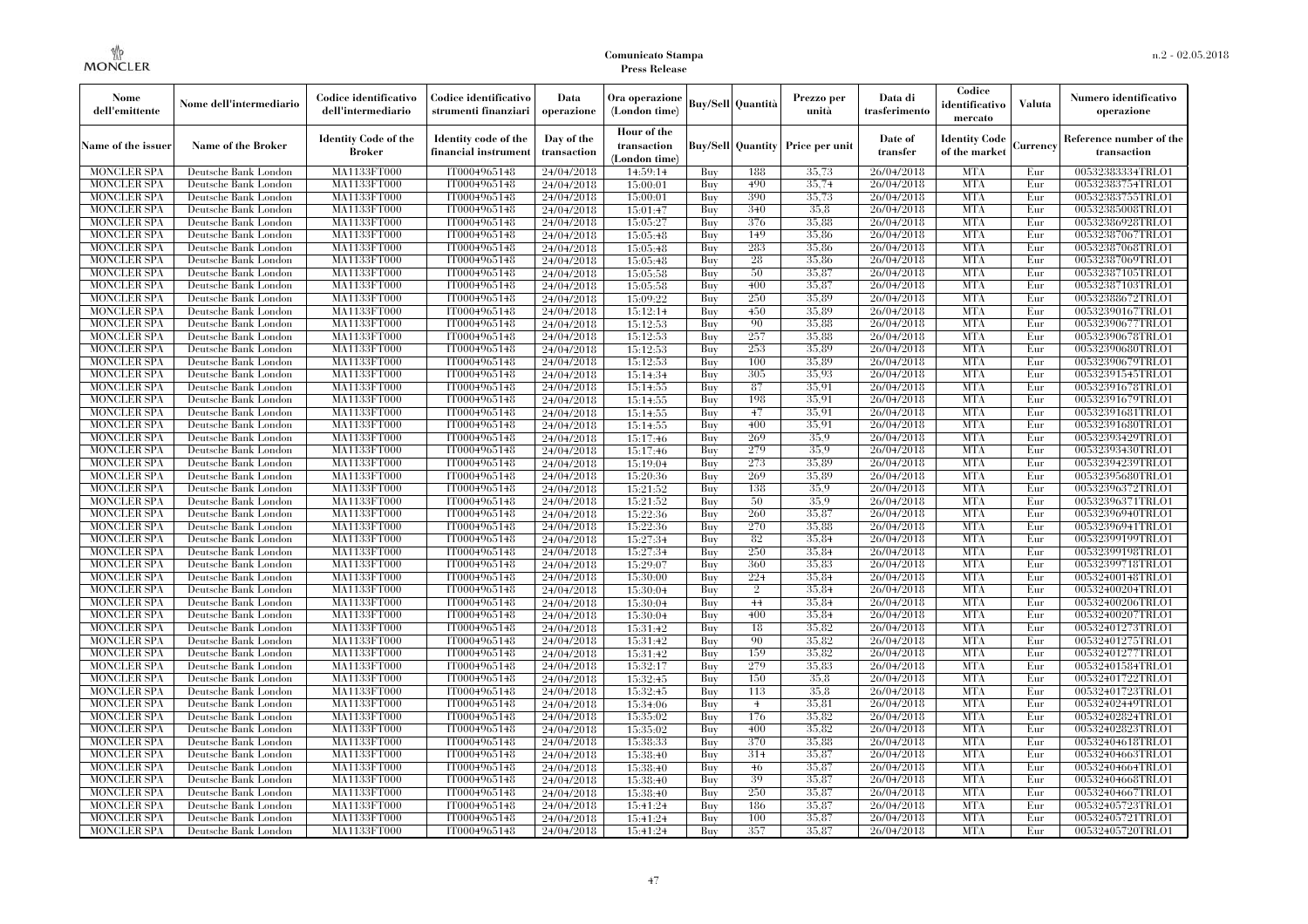**Comunicato Stampa**
**Press Release**

| Nome dell'emittente | Nome dell'intermediario | Codice identificativo dell'intermediario | Codice identificativo strumenti finanziari | Data operazione | Ora operazione (London time) | Buy/Sell | Quantità | Prezzo per unità | Data di trasferimento | Codice identificativo mercato | Valuta | Numero identificativo operazione |
|---|---|---|---|---|---|---|---|---|---|---|---|---|
| Name of the issuer | Name of the Broker | Identity Code of the Broker | Identity code of the financial instrument | Day of the transaction | Hour of the transaction (London time) | Buy/Sell | Quantity | Price per unit | Date of transfer | Identity Code of the market | Currency | Reference number of the transaction |
| MONCLER SPA | Deutsche Bank London | MA1133FT000 | IT0004965148 | 24/04/2018 | 14:59:14 | Buy | 188 | 35.73 | 26/04/2018 | MTA | Eur | 00532383334TRLO1 |
| MONCLER SPA | Deutsche Bank London | MA1133FT000 | IT0004965148 | 24/04/2018 | 15:00:01 | Buy | 490 | 35.74 | 26/04/2018 | MTA | Eur | 00532383754TRLO1 |
| MONCLER SPA | Deutsche Bank London | MA1133FT000 | IT0004965148 | 24/04/2018 | 15:00:01 | Buy | 390 | 35.73 | 26/04/2018 | MTA | Eur | 00532383755TRLO1 |
| MONCLER SPA | Deutsche Bank London | MA1133FT000 | IT0004965148 | 24/04/2018 | 15:01:47 | Buy | 340 | 35.8 | 26/04/2018 | MTA | Eur | 00532385008TRLO1 |
| MONCLER SPA | Deutsche Bank London | MA1133FT000 | IT0004965148 | 24/04/2018 | 15:05:27 | Buy | 376 | 35.88 | 26/04/2018 | MTA | Eur | 00532386928TRLO1 |
| MONCLER SPA | Deutsche Bank London | MA1133FT000 | IT0004965148 | 24/04/2018 | 15:05:48 | Buy | 149 | 35.86 | 26/04/2018 | MTA | Eur | 00532387067TRLO1 |
| MONCLER SPA | Deutsche Bank London | MA1133FT000 | IT0004965148 | 24/04/2018 | 15:05:48 | Buy | 283 | 35.86 | 26/04/2018 | MTA | Eur | 00532387068TRLO1 |
| MONCLER SPA | Deutsche Bank London | MA1133FT000 | IT0004965148 | 24/04/2018 | 15:05:48 | Buy | 28 | 35.86 | 26/04/2018 | MTA | Eur | 00532387069TRLO1 |
| MONCLER SPA | Deutsche Bank London | MA1133FT000 | IT0004965148 | 24/04/2018 | 15:05:58 | Buy | 50 | 35.87 | 26/04/2018 | MTA | Eur | 00532387105TRLO1 |
| MONCLER SPA | Deutsche Bank London | MA1133FT000 | IT0004965148 | 24/04/2018 | 15:05:58 | Buy | 400 | 35.87 | 26/04/2018 | MTA | Eur | 00532387103TRLO1 |
| MONCLER SPA | Deutsche Bank London | MA1133FT000 | IT0004965148 | 24/04/2018 | 15:09:22 | Buy | 250 | 35.89 | 26/04/2018 | MTA | Eur | 00532388672TRLO1 |
| MONCLER SPA | Deutsche Bank London | MA1133FT000 | IT0004965148 | 24/04/2018 | 15:12:14 | Buy | 450 | 35.89 | 26/04/2018 | MTA | Eur | 00532390167TRLO1 |
| MONCLER SPA | Deutsche Bank London | MA1133FT000 | IT0004965148 | 24/04/2018 | 15:12:53 | Buy | 90 | 35.88 | 26/04/2018 | MTA | Eur | 00532390677TRLO1 |
| MONCLER SPA | Deutsche Bank London | MA1133FT000 | IT0004965148 | 24/04/2018 | 15:12:53 | Buy | 257 | 35.88 | 26/04/2018 | MTA | Eur | 00532390678TRLO1 |
| MONCLER SPA | Deutsche Bank London | MA1133FT000 | IT0004965148 | 24/04/2018 | 15:12:53 | Buy | 253 | 35.89 | 26/04/2018 | MTA | Eur | 00532390680TRLO1 |
| MONCLER SPA | Deutsche Bank London | MA1133FT000 | IT0004965148 | 24/04/2018 | 15:12:53 | Buy | 100 | 35.89 | 26/04/2018 | MTA | Eur | 00532390679TRLO1 |
| MONCLER SPA | Deutsche Bank London | MA1133FT000 | IT0004965148 | 24/04/2018 | 15:14:34 | Buy | 305 | 35.93 | 26/04/2018 | MTA | Eur | 00532391545TRLO1 |
| MONCLER SPA | Deutsche Bank London | MA1133FT000 | IT0004965148 | 24/04/2018 | 15:14:55 | Buy | 87 | 35.91 | 26/04/2018 | MTA | Eur | 00532391678TRLO1 |
| MONCLER SPA | Deutsche Bank London | MA1133FT000 | IT0004965148 | 24/04/2018 | 15:14:55 | Buy | 198 | 35.91 | 26/04/2018 | MTA | Eur | 00532391679TRLO1 |
| MONCLER SPA | Deutsche Bank London | MA1133FT000 | IT0004965148 | 24/04/2018 | 15:14:55 | Buy | 47 | 35.91 | 26/04/2018 | MTA | Eur | 00532391681TRLO1 |
| MONCLER SPA | Deutsche Bank London | MA1133FT000 | IT0004965148 | 24/04/2018 | 15:14:55 | Buy | 400 | 35.91 | 26/04/2018 | MTA | Eur | 00532391680TRLO1 |
| MONCLER SPA | Deutsche Bank London | MA1133FT000 | IT0004965148 | 24/04/2018 | 15:17:46 | Buy | 269 | 35.9 | 26/04/2018 | MTA | Eur | 00532393429TRLO1 |
| MONCLER SPA | Deutsche Bank London | MA1133FT000 | IT0004965148 | 24/04/2018 | 15:17:46 | Buy | 279 | 35.9 | 26/04/2018 | MTA | Eur | 00532393430TRLO1 |
| MONCLER SPA | Deutsche Bank London | MA1133FT000 | IT0004965148 | 24/04/2018 | 15:19:04 | Buy | 273 | 35.89 | 26/04/2018 | MTA | Eur | 00532394239TRLO1 |
| MONCLER SPA | Deutsche Bank London | MA1133FT000 | IT0004965148 | 24/04/2018 | 15:20:36 | Buy | 269 | 35.89 | 26/04/2018 | MTA | Eur | 00532395680TRLO1 |
| MONCLER SPA | Deutsche Bank London | MA1133FT000 | IT0004965148 | 24/04/2018 | 15:21:52 | Buy | 138 | 35.9 | 26/04/2018 | MTA | Eur | 00532396372TRLO1 |
| MONCLER SPA | Deutsche Bank London | MA1133FT000 | IT0004965148 | 24/04/2018 | 15:21:52 | Buy | 50 | 35.9 | 26/04/2018 | MTA | Eur | 00532396371TRLO1 |
| MONCLER SPA | Deutsche Bank London | MA1133FT000 | IT0004965148 | 24/04/2018 | 15:22:36 | Buy | 260 | 35.87 | 26/04/2018 | MTA | Eur | 00532396940TRLO1 |
| MONCLER SPA | Deutsche Bank London | MA1133FT000 | IT0004965148 | 24/04/2018 | 15:22:36 | Buy | 270 | 35.88 | 26/04/2018 | MTA | Eur | 00532396941TRLO1 |
| MONCLER SPA | Deutsche Bank London | MA1133FT000 | IT0004965148 | 24/04/2018 | 15:27:34 | Buy | 82 | 35.84 | 26/04/2018 | MTA | Eur | 00532399199TRLO1 |
| MONCLER SPA | Deutsche Bank London | MA1133FT000 | IT0004965148 | 24/04/2018 | 15:27:34 | Buy | 250 | 35.84 | 26/04/2018 | MTA | Eur | 00532399198TRLO1 |
| MONCLER SPA | Deutsche Bank London | MA1133FT000 | IT0004965148 | 24/04/2018 | 15:29:07 | Buy | 360 | 35.83 | 26/04/2018 | MTA | Eur | 00532399718TRLO1 |
| MONCLER SPA | Deutsche Bank London | MA1133FT000 | IT0004965148 | 24/04/2018 | 15:30:00 | Buy | 224 | 35.84 | 26/04/2018 | MTA | Eur | 00532400148TRLO1 |
| MONCLER SPA | Deutsche Bank London | MA1133FT000 | IT0004965148 | 24/04/2018 | 15:30:04 | Buy | 2 | 35.84 | 26/04/2018 | MTA | Eur | 00532400204TRLO1 |
| MONCLER SPA | Deutsche Bank London | MA1133FT000 | IT0004965148 | 24/04/2018 | 15:30:04 | Buy | 44 | 35.84 | 26/04/2018 | MTA | Eur | 00532400206TRLO1 |
| MONCLER SPA | Deutsche Bank London | MA1133FT000 | IT0004965148 | 24/04/2018 | 15:30:04 | Buy | 400 | 35.84 | 26/04/2018 | MTA | Eur | 00532400207TRLO1 |
| MONCLER SPA | Deutsche Bank London | MA1133FT000 | IT0004965148 | 24/04/2018 | 15:31:42 | Buy | 18 | 35.82 | 26/04/2018 | MTA | Eur | 00532401273TRLO1 |
| MONCLER SPA | Deutsche Bank London | MA1133FT000 | IT0004965148 | 24/04/2018 | 15:31:42 | Buy | 90 | 35.82 | 26/04/2018 | MTA | Eur | 00532401275TRLO1 |
| MONCLER SPA | Deutsche Bank London | MA1133FT000 | IT0004965148 | 24/04/2018 | 15:31:42 | Buy | 159 | 35.82 | 26/04/2018 | MTA | Eur | 00532401277TRLO1 |
| MONCLER SPA | Deutsche Bank London | MA1133FT000 | IT0004965148 | 24/04/2018 | 15:32:17 | Buy | 279 | 35.83 | 26/04/2018 | MTA | Eur | 00532401584TRLO1 |
| MONCLER SPA | Deutsche Bank London | MA1133FT000 | IT0004965148 | 24/04/2018 | 15:32:45 | Buy | 150 | 35.8 | 26/04/2018 | MTA | Eur | 00532401722TRLO1 |
| MONCLER SPA | Deutsche Bank London | MA1133FT000 | IT0004965148 | 24/04/2018 | 15:32:45 | Buy | 113 | 35.8 | 26/04/2018 | MTA | Eur | 00532401723TRLO1 |
| MONCLER SPA | Deutsche Bank London | MA1133FT000 | IT0004965148 | 24/04/2018 | 15:34:06 | Buy | 4 | 35.81 | 26/04/2018 | MTA | Eur | 00532402449TRLO1 |
| MONCLER SPA | Deutsche Bank London | MA1133FT000 | IT0004965148 | 24/04/2018 | 15:35:02 | Buy | 176 | 35.82 | 26/04/2018 | MTA | Eur | 00532402824TRLO1 |
| MONCLER SPA | Deutsche Bank London | MA1133FT000 | IT0004965148 | 24/04/2018 | 15:35:02 | Buy | 400 | 35.82 | 26/04/2018 | MTA | Eur | 00532402823TRLO1 |
| MONCLER SPA | Deutsche Bank London | MA1133FT000 | IT0004965148 | 24/04/2018 | 15:38:33 | Buy | 370 | 35.88 | 26/04/2018 | MTA | Eur | 00532404618TRLO1 |
| MONCLER SPA | Deutsche Bank London | MA1133FT000 | IT0004965148 | 24/04/2018 | 15:38:40 | Buy | 314 | 35.87 | 26/04/2018 | MTA | Eur | 00532404663TRLO1 |
| MONCLER SPA | Deutsche Bank London | MA1133FT000 | IT0004965148 | 24/04/2018 | 15:38:40 | Buy | 46 | 35.87 | 26/04/2018 | MTA | Eur | 00532404664TRLO1 |
| MONCLER SPA | Deutsche Bank London | MA1133FT000 | IT0004965148 | 24/04/2018 | 15:38:40 | Buy | 39 | 35.87 | 26/04/2018 | MTA | Eur | 00532404668TRLO1 |
| MONCLER SPA | Deutsche Bank London | MA1133FT000 | IT0004965148 | 24/04/2018 | 15:38:40 | Buy | 250 | 35.87 | 26/04/2018 | MTA | Eur | 00532404667TRLO1 |
| MONCLER SPA | Deutsche Bank London | MA1133FT000 | IT0004965148 | 24/04/2018 | 15:41:24 | Buy | 186 | 35.87 | 26/04/2018 | MTA | Eur | 00532405723TRLO1 |
| MONCLER SPA | Deutsche Bank London | MA1133FT000 | IT0004965148 | 24/04/2018 | 15:41:24 | Buy | 100 | 35.87 | 26/04/2018 | MTA | Eur | 00532405721TRLO1 |
| MONCLER SPA | Deutsche Bank London | MA1133FT000 | IT0004965148 | 24/04/2018 | 15:41:24 | Buy | 357 | 35.87 | 26/04/2018 | MTA | Eur | 00532405720TRLO1 |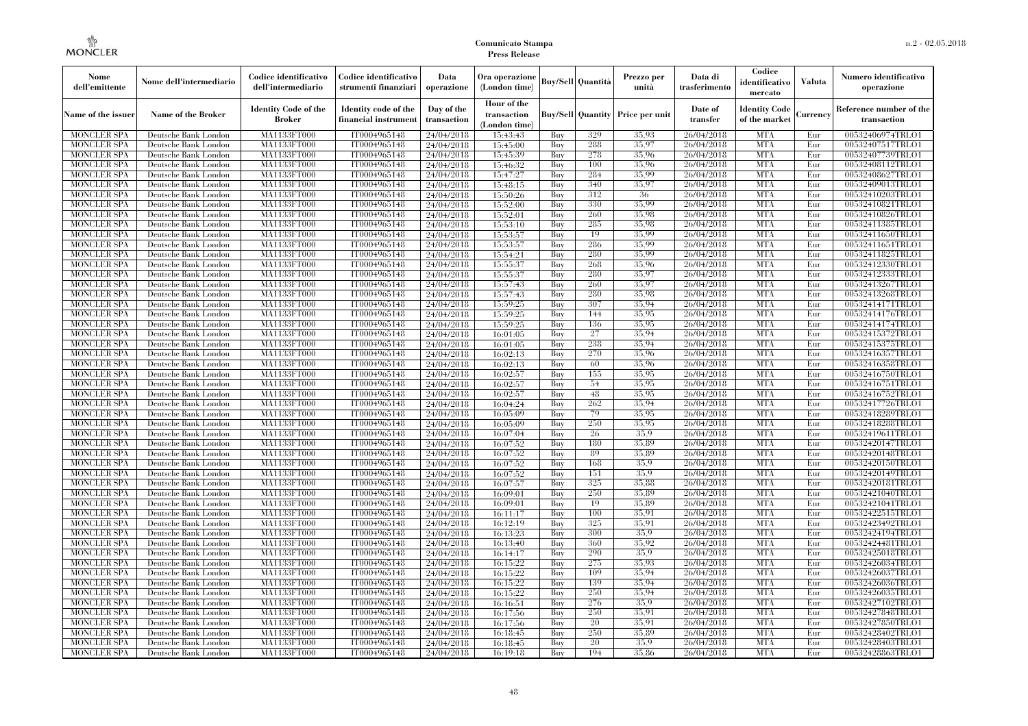| Nome dell'emittente | Nome dell'intermediario | Codice identificativo dell'intermediario | Codice identificativo strumenti finanziari | Data operazione | Ora operazione (London time) | Buy/Sell | Quantità | Prezzo per unità | Data di trasferimento | Codice identificativo mercato | Valuta | Numero identificativo operazione |
|---|---|---|---|---|---|---|---|---|---|---|---|---|
| Name of the issuer | Name of the Broker | Identity Code of the Broker | Identity code of the financial instrument | Day of the transaction | Hour of the transaction (London time) | Buy/Sell | Quantity | Price per unit | Date of transfer | Identity Code of the market | Currency | Reference number of the transaction |
| MONCLER SPA | Deutsche Bank London | MA1133FT000 | IT0004965148 | 24/04/2018 | 15:43:43 | Buy | 329 | 35.93 | 26/04/2018 | MTA | Eur | 00532406974TRLO1 |
| MONCLER SPA | Deutsche Bank London | MA1133FT000 | IT0004965148 | 24/04/2018 | 15:45:00 | Buy | 288 | 35.97 | 26/04/2018 | MTA | Eur | 00532407517TRLO1 |
| MONCLER SPA | Deutsche Bank London | MA1133FT000 | IT0004965148 | 24/04/2018 | 15:45:39 | Buy | 278 | 35.96 | 26/04/2018 | MTA | Eur | 00532407739TRLO1 |
| MONCLER SPA | Deutsche Bank London | MA1133FT000 | IT0004965148 | 24/04/2018 | 15:46:32 | Buy | 100 | 35.96 | 26/04/2018 | MTA | Eur | 00532408112TRLO1 |
| MONCLER SPA | Deutsche Bank London | MA1133FT000 | IT0004965148 | 24/04/2018 | 15:47:27 | Buy | 284 | 35.99 | 26/04/2018 | MTA | Eur | 00532408627TRLO1 |
| MONCLER SPA | Deutsche Bank London | MA1133FT000 | IT0004965148 | 24/04/2018 | 15:48:15 | Buy | 340 | 35.97 | 26/04/2018 | MTA | Eur | 00532409013TRLO1 |
| MONCLER SPA | Deutsche Bank London | MA1133FT000 | IT0004965148 | 24/04/2018 | 15:50:26 | Buy | 312 | 36 | 26/04/2018 | MTA | Eur | 00532410203TRLO1 |
| MONCLER SPA | Deutsche Bank London | MA1133FT000 | IT0004965148 | 24/04/2018 | 15:52:00 | Buy | 330 | 35.99 | 26/04/2018 | MTA | Eur | 00532410821TRLO1 |
| MONCLER SPA | Deutsche Bank London | MA1133FT000 | IT0004965148 | 24/04/2018 | 15:52:01 | Buy | 260 | 35.98 | 26/04/2018 | MTA | Eur | 00532410826TRLO1 |
| MONCLER SPA | Deutsche Bank London | MA1133FT000 | IT0004965148 | 24/04/2018 | 15:53:10 | Buy | 285 | 35.98 | 26/04/2018 | MTA | Eur | 00532411385TRLO1 |
| MONCLER SPA | Deutsche Bank London | MA1133FT000 | IT0004965148 | 24/04/2018 | 15:53:57 | Buy | 19 | 35.99 | 26/04/2018 | MTA | Eur | 00532411650TRLO1 |
| MONCLER SPA | Deutsche Bank London | MA1133FT000 | IT0004965148 | 24/04/2018 | 15:53:57 | Buy | 286 | 35.99 | 26/04/2018 | MTA | Eur | 00532411651TRLO1 |
| MONCLER SPA | Deutsche Bank London | MA1133FT000 | IT0004965148 | 24/04/2018 | 15:54:21 | Buy | 280 | 35.99 | 26/04/2018 | MTA | Eur | 00532411825TRLO1 |
| MONCLER SPA | Deutsche Bank London | MA1133FT000 | IT0004965148 | 24/04/2018 | 15:55:37 | Buy | 268 | 35.96 | 26/04/2018 | MTA | Eur | 00532412330TRLO1 |
| MONCLER SPA | Deutsche Bank London | MA1133FT000 | IT0004965148 | 24/04/2018 | 15:55:37 | Buy | 280 | 35.97 | 26/04/2018 | MTA | Eur | 00532412333TRLO1 |
| MONCLER SPA | Deutsche Bank London | MA1133FT000 | IT0004965148 | 24/04/2018 | 15:57:43 | Buy | 260 | 35.97 | 26/04/2018 | MTA | Eur | 00532413267TRLO1 |
| MONCLER SPA | Deutsche Bank London | MA1133FT000 | IT0004965148 | 24/04/2018 | 15:57:43 | Buy | 280 | 35.98 | 26/04/2018 | MTA | Eur | 00532413268TRLO1 |
| MONCLER SPA | Deutsche Bank London | MA1133FT000 | IT0004965148 | 24/04/2018 | 15:59:25 | Buy | 307 | 35.94 | 26/04/2018 | MTA | Eur | 00532414171TRLO1 |
| MONCLER SPA | Deutsche Bank London | MA1133FT000 | IT0004965148 | 24/04/2018 | 15:59:25 | Buy | 144 | 35.95 | 26/04/2018 | MTA | Eur | 00532414176TRLO1 |
| MONCLER SPA | Deutsche Bank London | MA1133FT000 | IT0004965148 | 24/04/2018 | 15:59:25 | Buy | 136 | 35.95 | 26/04/2018 | MTA | Eur | 00532414174TRLO1 |
| MONCLER SPA | Deutsche Bank London | MA1133FT000 | IT0004965148 | 24/04/2018 | 16:01:05 | Buy | 27 | 35.94 | 26/04/2018 | MTA | Eur | 00532415372TRLO1 |
| MONCLER SPA | Deutsche Bank London | MA1133FT000 | IT0004965148 | 24/04/2018 | 16:01:05 | Buy | 238 | 35.94 | 26/04/2018 | MTA | Eur | 00532415375TRLO1 |
| MONCLER SPA | Deutsche Bank London | MA1133FT000 | IT0004965148 | 24/04/2018 | 16:02:13 | Buy | 270 | 35.96 | 26/04/2018 | MTA | Eur | 00532416357TRLO1 |
| MONCLER SPA | Deutsche Bank London | MA1133FT000 | IT0004965148 | 24/04/2018 | 16:02:13 | Buy | 60 | 35.96 | 26/04/2018 | MTA | Eur | 00532416358TRLO1 |
| MONCLER SPA | Deutsche Bank London | MA1133FT000 | IT0004965148 | 24/04/2018 | 16:02:57 | Buy | 155 | 35.95 | 26/04/2018 | MTA | Eur | 00532416750TRLO1 |
| MONCLER SPA | Deutsche Bank London | MA1133FT000 | IT0004965148 | 24/04/2018 | 16:02:57 | Buy | 54 | 35.95 | 26/04/2018 | MTA | Eur | 00532416751TRLO1 |
| MONCLER SPA | Deutsche Bank London | MA1133FT000 | IT0004965148 | 24/04/2018 | 16:02:57 | Buy | 48 | 35.95 | 26/04/2018 | MTA | Eur | 00532416752TRLO1 |
| MONCLER SPA | Deutsche Bank London | MA1133FT000 | IT0004965148 | 24/04/2018 | 16:04:24 | Buy | 262 | 35.94 | 26/04/2018 | MTA | Eur | 00532417726TRLO1 |
| MONCLER SPA | Deutsche Bank London | MA1133FT000 | IT0004965148 | 24/04/2018 | 16:05:09 | Buy | 79 | 35.95 | 26/04/2018 | MTA | Eur | 00532418289TRLO1 |
| MONCLER SPA | Deutsche Bank London | MA1133FT000 | IT0004965148 | 24/04/2018 | 16:05:09 | Buy | 250 | 35.95 | 26/04/2018 | MTA | Eur | 00532418288TRLO1 |
| MONCLER SPA | Deutsche Bank London | MA1133FT000 | IT0004965148 | 24/04/2018 | 16:07:04 | Buy | 26 | 35.9 | 26/04/2018 | MTA | Eur | 00532419611TRLO1 |
| MONCLER SPA | Deutsche Bank London | MA1133FT000 | IT0004965148 | 24/04/2018 | 16:07:52 | Buy | 180 | 35.89 | 26/04/2018 | MTA | Eur | 00532420147TRLO1 |
| MONCLER SPA | Deutsche Bank London | MA1133FT000 | IT0004965148 | 24/04/2018 | 16:07:52 | Buy | 89 | 35.89 | 26/04/2018 | MTA | Eur | 00532420148TRLO1 |
| MONCLER SPA | Deutsche Bank London | MA1133FT000 | IT0004965148 | 24/04/2018 | 16:07:52 | Buy | 168 | 35.9 | 26/04/2018 | MTA | Eur | 00532420150TRLO1 |
| MONCLER SPA | Deutsche Bank London | MA1133FT000 | IT0004965148 | 24/04/2018 | 16:07:52 | Buy | 151 | 35.9 | 26/04/2018 | MTA | Eur | 00532420149TRLO1 |
| MONCLER SPA | Deutsche Bank London | MA1133FT000 | IT0004965148 | 24/04/2018 | 16:07:57 | Buy | 325 | 35.88 | 26/04/2018 | MTA | Eur | 00532420181TRLO1 |
| MONCLER SPA | Deutsche Bank London | MA1133FT000 | IT0004965148 | 24/04/2018 | 16:09:01 | Buy | 250 | 35.89 | 26/04/2018 | MTA | Eur | 00532421040TRLO1 |
| MONCLER SPA | Deutsche Bank London | MA1133FT000 | IT0004965148 | 24/04/2018 | 16:09:01 | Buy | 19 | 35.89 | 26/04/2018 | MTA | Eur | 00532421041TRLO1 |
| MONCLER SPA | Deutsche Bank London | MA1133FT000 | IT0004965148 | 24/04/2018 | 16:11:17 | Buy | 100 | 35.91 | 26/04/2018 | MTA | Eur | 00532422515TRLO1 |
| MONCLER SPA | Deutsche Bank London | MA1133FT000 | IT0004965148 | 24/04/2018 | 16:12:19 | Buy | 325 | 35.91 | 26/04/2018 | MTA | Eur | 00532423492TRLO1 |
| MONCLER SPA | Deutsche Bank London | MA1133FT000 | IT0004965148 | 24/04/2018 | 16:13:23 | Buy | 300 | 35.9 | 26/04/2018 | MTA | Eur | 00532424194TRLO1 |
| MONCLER SPA | Deutsche Bank London | MA1133FT000 | IT0004965148 | 24/04/2018 | 16:13:40 | Buy | 360 | 35.92 | 26/04/2018 | MTA | Eur | 00532424481TRLO1 |
| MONCLER SPA | Deutsche Bank London | MA1133FT000 | IT0004965148 | 24/04/2018 | 16:14:17 | Buy | 290 | 35.9 | 26/04/2018 | MTA | Eur | 00532425018TRLO1 |
| MONCLER SPA | Deutsche Bank London | MA1133FT000 | IT0004965148 | 24/04/2018 | 16:15:22 | Buy | 275 | 35.93 | 26/04/2018 | MTA | Eur | 00532426034TRLO1 |
| MONCLER SPA | Deutsche Bank London | MA1133FT000 | IT0004965148 | 24/04/2018 | 16:15:22 | Buy | 109 | 35.94 | 26/04/2018 | MTA | Eur | 00532426037TRLO1 |
| MONCLER SPA | Deutsche Bank London | MA1133FT000 | IT0004965148 | 24/04/2018 | 16:15:22 | Buy | 139 | 35.94 | 26/04/2018 | MTA | Eur | 00532426036TRLO1 |
| MONCLER SPA | Deutsche Bank London | MA1133FT000 | IT0004965148 | 24/04/2018 | 16:15:22 | Buy | 250 | 35.94 | 26/04/2018 | MTA | Eur | 00532426035TRLO1 |
| MONCLER SPA | Deutsche Bank London | MA1133FT000 | IT0004965148 | 24/04/2018 | 16:16:51 | Buy | 276 | 35.9 | 26/04/2018 | MTA | Eur | 00532427102TRLO1 |
| MONCLER SPA | Deutsche Bank London | MA1133FT000 | IT0004965148 | 24/04/2018 | 16:17:56 | Buy | 250 | 35.91 | 26/04/2018 | MTA | Eur | 00532427848TRLO1 |
| MONCLER SPA | Deutsche Bank London | MA1133FT000 | IT0004965148 | 24/04/2018 | 16:17:56 | Buy | 20 | 35.91 | 26/04/2018 | MTA | Eur | 00532427850TRLO1 |
| MONCLER SPA | Deutsche Bank London | MA1133FT000 | IT0004965148 | 24/04/2018 | 16:18:45 | Buy | 250 | 35.89 | 26/04/2018 | MTA | Eur | 00532428402TRLO1 |
| MONCLER SPA | Deutsche Bank London | MA1133FT000 | IT0004965148 | 24/04/2018 | 16:18:45 | Buy | 20 | 35.9 | 26/04/2018 | MTA | Eur | 00532428403TRLO1 |
| MONCLER SPA | Deutsche Bank London | MA1133FT000 | IT0004965148 | 24/04/2018 | 16:19:18 | Buy | 194 | 35.86 | 26/04/2018 | MTA | Eur | 00532428863TRLO1 |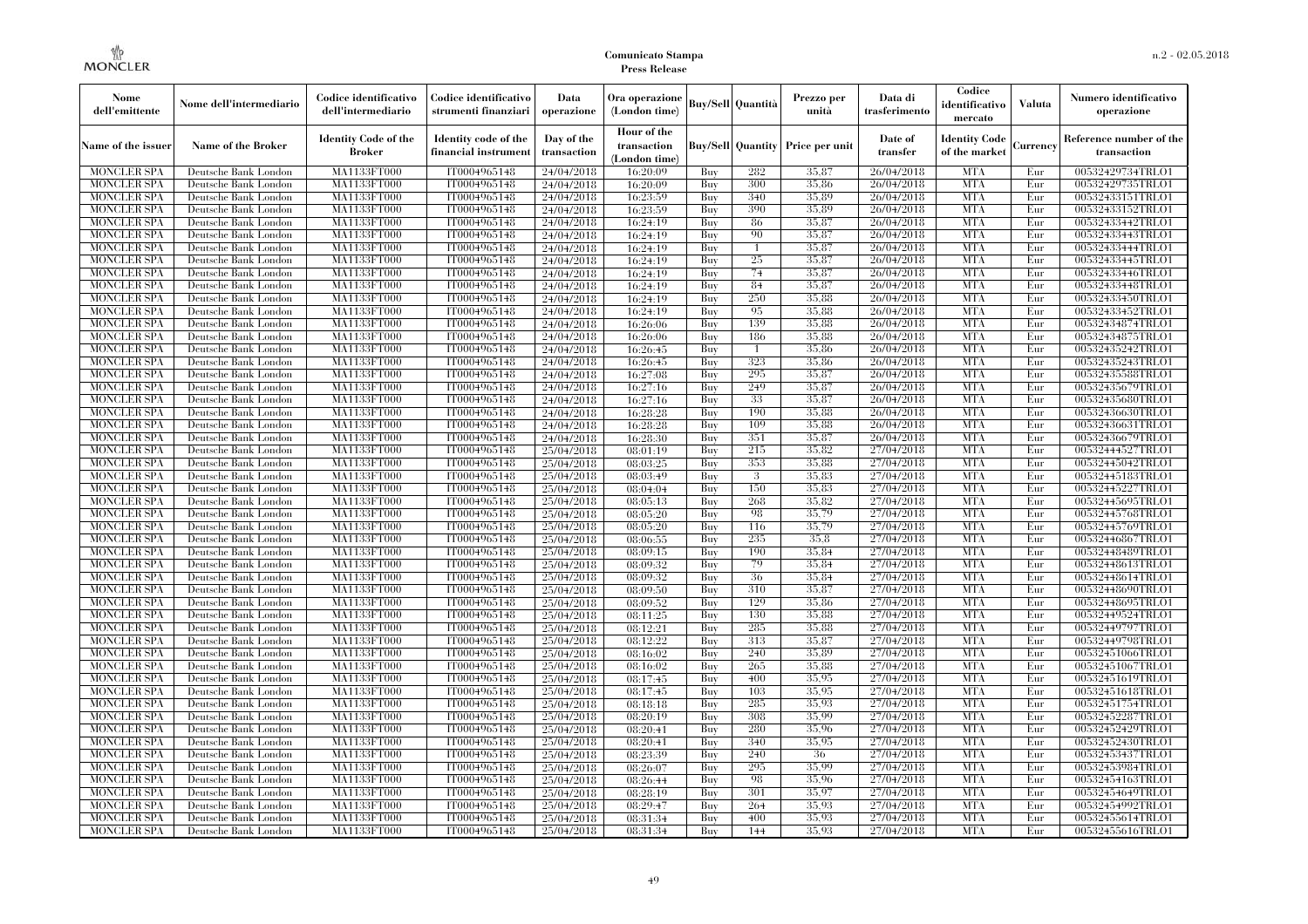| Nome dell'emittente | Nome dell'intermediario | Codice identificativo dell'intermediario | Codice identificativo strumenti finanziari | Data operazione | Ora operazione (London time) | Buy/Sell | Quantità | Prezzo per unità | Data di trasferimento | Codice identificativo mercato | Valuta | Numero identificativo operazione |
|---|---|---|---|---|---|---|---|---|---|---|---|---|
| Name of the issuer | Name of the Broker | Identity Code of the Broker | Identity code of the financial instrument | Day of the transaction | Hour of the transaction (London time) | Buy/Sell | Quantity | Price per unit | Date of transfer | Identity Code of the market | Currency | Reference number of the transaction |
| MONCLER SPA | Deutsche Bank London | MA1133FT000 | IT0004965148 | 24/04/2018 | 16:20:09 | Buy | 282 | 35.87 | 26/04/2018 | MTA | Eur | 00532429734TRLO1 |
| MONCLER SPA | Deutsche Bank London | MA1133FT000 | IT0004965148 | 24/04/2018 | 16:20:09 | Buy | 300 | 35.86 | 26/04/2018 | MTA | Eur | 00532429735TRLO1 |
| MONCLER SPA | Deutsche Bank London | MA1133FT000 | IT0004965148 | 24/04/2018 | 16:23:59 | Buy | 340 | 35.89 | 26/04/2018 | MTA | Eur | 00532433151TRLO1 |
| MONCLER SPA | Deutsche Bank London | MA1133FT000 | IT0004965148 | 24/04/2018 | 16:23:59 | Buy | 390 | 35.89 | 26/04/2018 | MTA | Eur | 00532433152TRLO1 |
| MONCLER SPA | Deutsche Bank London | MA1133FT000 | IT0004965148 | 24/04/2018 | 16:24:19 | Buy | 86 | 35.87 | 26/04/2018 | MTA | Eur | 00532433442TRLO1 |
| MONCLER SPA | Deutsche Bank London | MA1133FT000 | IT0004965148 | 24/04/2018 | 16:24:19 | Buy | 90 | 35.87 | 26/04/2018 | MTA | Eur | 00532433443TRLO1 |
| MONCLER SPA | Deutsche Bank London | MA1133FT000 | IT0004965148 | 24/04/2018 | 16:24:19 | Buy | 1 | 35.87 | 26/04/2018 | MTA | Eur | 00532433444TRLO1 |
| MONCLER SPA | Deutsche Bank London | MA1133FT000 | IT0004965148 | 24/04/2018 | 16:24:19 | Buy | 25 | 35.87 | 26/04/2018 | MTA | Eur | 00532433445TRLO1 |
| MONCLER SPA | Deutsche Bank London | MA1133FT000 | IT0004965148 | 24/04/2018 | 16:24:19 | Buy | 74 | 35.87 | 26/04/2018 | MTA | Eur | 00532433446TRLO1 |
| MONCLER SPA | Deutsche Bank London | MA1133FT000 | IT0004965148 | 24/04/2018 | 16:24:19 | Buy | 84 | 35.87 | 26/04/2018 | MTA | Eur | 00532433448TRLO1 |
| MONCLER SPA | Deutsche Bank London | MA1133FT000 | IT0004965148 | 24/04/2018 | 16:24:19 | Buy | 250 | 35.88 | 26/04/2018 | MTA | Eur | 00532433450TRLO1 |
| MONCLER SPA | Deutsche Bank London | MA1133FT000 | IT0004965148 | 24/04/2018 | 16:24:19 | Buy | 95 | 35.88 | 26/04/2018 | MTA | Eur | 00532433452TRLO1 |
| MONCLER SPA | Deutsche Bank London | MA1133FT000 | IT0004965148 | 24/04/2018 | 16:26:06 | Buy | 139 | 35.88 | 26/04/2018 | MTA | Eur | 00532434874TRLO1 |
| MONCLER SPA | Deutsche Bank London | MA1133FT000 | IT0004965148 | 24/04/2018 | 16:26:06 | Buy | 186 | 35.88 | 26/04/2018 | MTA | Eur | 00532434875TRLO1 |
| MONCLER SPA | Deutsche Bank London | MA1133FT000 | IT0004965148 | 24/04/2018 | 16:26:45 | Buy | 1 | 35.86 | 26/04/2018 | MTA | Eur | 00532435242TRLO1 |
| MONCLER SPA | Deutsche Bank London | MA1133FT000 | IT0004965148 | 24/04/2018 | 16:26:45 | Buy | 323 | 35.86 | 26/04/2018 | MTA | Eur | 00532435243TRLO1 |
| MONCLER SPA | Deutsche Bank London | MA1133FT000 | IT0004965148 | 24/04/2018 | 16:27:08 | Buy | 295 | 35.87 | 26/04/2018 | MTA | Eur | 00532435588TRLO1 |
| MONCLER SPA | Deutsche Bank London | MA1133FT000 | IT0004965148 | 24/04/2018 | 16:27:16 | Buy | 249 | 35.87 | 26/04/2018 | MTA | Eur | 00532435679TRLO1 |
| MONCLER SPA | Deutsche Bank London | MA1133FT000 | IT0004965148 | 24/04/2018 | 16:27:16 | Buy | 33 | 35.87 | 26/04/2018 | MTA | Eur | 00532435680TRLO1 |
| MONCLER SPA | Deutsche Bank London | MA1133FT000 | IT0004965148 | 24/04/2018 | 16:28:28 | Buy | 190 | 35.88 | 26/04/2018 | MTA | Eur | 00532436630TRLO1 |
| MONCLER SPA | Deutsche Bank London | MA1133FT000 | IT0004965148 | 24/04/2018 | 16:28:28 | Buy | 109 | 35.88 | 26/04/2018 | MTA | Eur | 00532436631TRLO1 |
| MONCLER SPA | Deutsche Bank London | MA1133FT000 | IT0004965148 | 24/04/2018 | 16:28:30 | Buy | 351 | 35.87 | 26/04/2018 | MTA | Eur | 00532436679TRLO1 |
| MONCLER SPA | Deutsche Bank London | MA1133FT000 | IT0004965148 | 25/04/2018 | 08:01:19 | Buy | 215 | 35.82 | 27/04/2018 | MTA | Eur | 00532444527TRLO1 |
| MONCLER SPA | Deutsche Bank London | MA1133FT000 | IT0004965148 | 25/04/2018 | 08:03:25 | Buy | 353 | 35.88 | 27/04/2018 | MTA | Eur | 00532445042TRLO1 |
| MONCLER SPA | Deutsche Bank London | MA1133FT000 | IT0004965148 | 25/04/2018 | 08:03:49 | Buy | 3 | 35.83 | 27/04/2018 | MTA | Eur | 00532445183TRLO1 |
| MONCLER SPA | Deutsche Bank London | MA1133FT000 | IT0004965148 | 25/04/2018 | 08:04:04 | Buy | 150 | 35.83 | 27/04/2018 | MTA | Eur | 00532445227TRLO1 |
| MONCLER SPA | Deutsche Bank London | MA1133FT000 | IT0004965148 | 25/04/2018 | 08:05:13 | Buy | 268 | 35.82 | 27/04/2018 | MTA | Eur | 00532445695TRLO1 |
| MONCLER SPA | Deutsche Bank London | MA1133FT000 | IT0004965148 | 25/04/2018 | 08:05:20 | Buy | 98 | 35.79 | 27/04/2018 | MTA | Eur | 00532445768TRLO1 |
| MONCLER SPA | Deutsche Bank London | MA1133FT000 | IT0004965148 | 25/04/2018 | 08:05:20 | Buy | 116 | 35.79 | 27/04/2018 | MTA | Eur | 00532445769TRLO1 |
| MONCLER SPA | Deutsche Bank London | MA1133FT000 | IT0004965148 | 25/04/2018 | 08:06:55 | Buy | 235 | 35.8 | 27/04/2018 | MTA | Eur | 00532446867TRLO1 |
| MONCLER SPA | Deutsche Bank London | MA1133FT000 | IT0004965148 | 25/04/2018 | 08:09:15 | Buy | 190 | 35.84 | 27/04/2018 | MTA | Eur | 00532448489TRLO1 |
| MONCLER SPA | Deutsche Bank London | MA1133FT000 | IT0004965148 | 25/04/2018 | 08:09:32 | Buy | 79 | 35.84 | 27/04/2018 | MTA | Eur | 00532448613TRLO1 |
| MONCLER SPA | Deutsche Bank London | MA1133FT000 | IT0004965148 | 25/04/2018 | 08:09:32 | Buy | 36 | 35.84 | 27/04/2018 | MTA | Eur | 00532448614TRLO1 |
| MONCLER SPA | Deutsche Bank London | MA1133FT000 | IT0004965148 | 25/04/2018 | 08:09:50 | Buy | 310 | 35.87 | 27/04/2018 | MTA | Eur | 00532448690TRLO1 |
| MONCLER SPA | Deutsche Bank London | MA1133FT000 | IT0004965148 | 25/04/2018 | 08:09:52 | Buy | 129 | 35.86 | 27/04/2018 | MTA | Eur | 00532448695TRLO1 |
| MONCLER SPA | Deutsche Bank London | MA1133FT000 | IT0004965148 | 25/04/2018 | 08:11:25 | Buy | 130 | 35.88 | 27/04/2018 | MTA | Eur | 00532449524TRLO1 |
| MONCLER SPA | Deutsche Bank London | MA1133FT000 | IT0004965148 | 25/04/2018 | 08:12:21 | Buy | 285 | 35.88 | 27/04/2018 | MTA | Eur | 00532449797TRLO1 |
| MONCLER SPA | Deutsche Bank London | MA1133FT000 | IT0004965148 | 25/04/2018 | 08:12:22 | Buy | 313 | 35.87 | 27/04/2018 | MTA | Eur | 00532449798TRLO1 |
| MONCLER SPA | Deutsche Bank London | MA1133FT000 | IT0004965148 | 25/04/2018 | 08:16:02 | Buy | 240 | 35.89 | 27/04/2018 | MTA | Eur | 00532451066TRLO1 |
| MONCLER SPA | Deutsche Bank London | MA1133FT000 | IT0004965148 | 25/04/2018 | 08:16:02 | Buy | 265 | 35.88 | 27/04/2018 | MTA | Eur | 00532451067TRLO1 |
| MONCLER SPA | Deutsche Bank London | MA1133FT000 | IT0004965148 | 25/04/2018 | 08:17:45 | Buy | 400 | 35.95 | 27/04/2018 | MTA | Eur | 00532451619TRLO1 |
| MONCLER SPA | Deutsche Bank London | MA1133FT000 | IT0004965148 | 25/04/2018 | 08:17:45 | Buy | 103 | 35.95 | 27/04/2018 | MTA | Eur | 00532451618TRLO1 |
| MONCLER SPA | Deutsche Bank London | MA1133FT000 | IT0004965148 | 25/04/2018 | 08:18:18 | Buy | 285 | 35.93 | 27/04/2018 | MTA | Eur | 00532451754TRLO1 |
| MONCLER SPA | Deutsche Bank London | MA1133FT000 | IT0004965148 | 25/04/2018 | 08:20:19 | Buy | 308 | 35.99 | 27/04/2018 | MTA | Eur | 00532452287TRLO1 |
| MONCLER SPA | Deutsche Bank London | MA1133FT000 | IT0004965148 | 25/04/2018 | 08:20:41 | Buy | 280 | 35.96 | 27/04/2018 | MTA | Eur | 00532452429TRLO1 |
| MONCLER SPA | Deutsche Bank London | MA1133FT000 | IT0004965148 | 25/04/2018 | 08:20:41 | Buy | 340 | 35.95 | 27/04/2018 | MTA | Eur | 00532452430TRLO1 |
| MONCLER SPA | Deutsche Bank London | MA1133FT000 | IT0004965148 | 25/04/2018 | 08:23:39 | Buy | 240 | 36 | 27/04/2018 | MTA | Eur | 00532453437TRLO1 |
| MONCLER SPA | Deutsche Bank London | MA1133FT000 | IT0004965148 | 25/04/2018 | 08:26:07 | Buy | 295 | 35.99 | 27/04/2018 | MTA | Eur | 00532453984TRLO1 |
| MONCLER SPA | Deutsche Bank London | MA1133FT000 | IT0004965148 | 25/04/2018 | 08:26:44 | Buy | 98 | 35.96 | 27/04/2018 | MTA | Eur | 00532454163TRLO1 |
| MONCLER SPA | Deutsche Bank London | MA1133FT000 | IT0004965148 | 25/04/2018 | 08:28:19 | Buy | 301 | 35.97 | 27/04/2018 | MTA | Eur | 00532454649TRLO1 |
| MONCLER SPA | Deutsche Bank London | MA1133FT000 | IT0004965148 | 25/04/2018 | 08:29:47 | Buy | 264 | 35.93 | 27/04/2018 | MTA | Eur | 00532454992TRLO1 |
| MONCLER SPA | Deutsche Bank London | MA1133FT000 | IT0004965148 | 25/04/2018 | 08:31:34 | Buy | 400 | 35.93 | 27/04/2018 | MTA | Eur | 00532455614TRLO1 |
| MONCLER SPA | Deutsche Bank London | MA1133FT000 | IT0004965148 | 25/04/2018 | 08:31:34 | Buy | 144 | 35.93 | 27/04/2018 | MTA | Eur | 00532455616TRLO1 |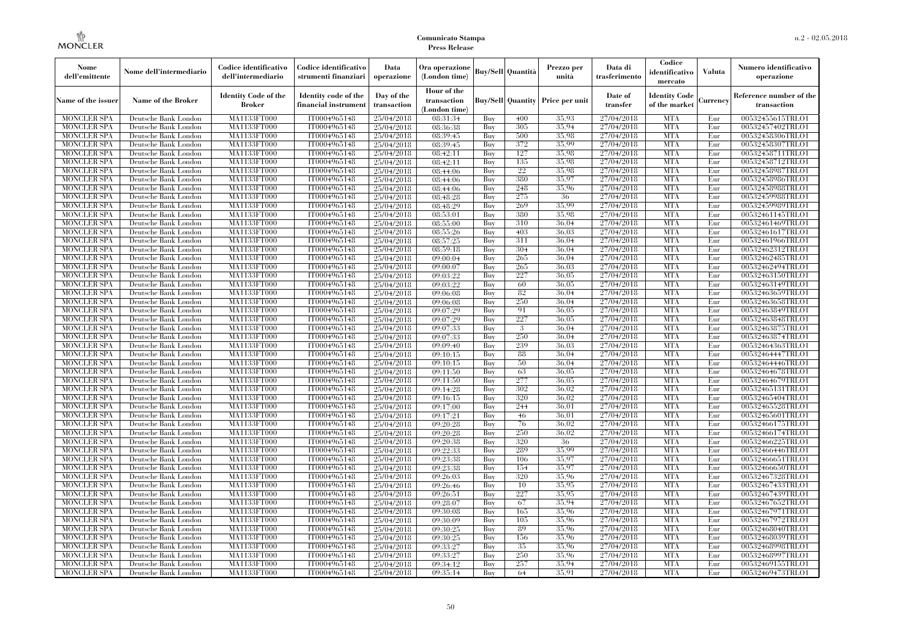| Nome dell'emittente | Nome dell'intermediario | Codice identificativo dell'intermediario | Codice identificativo strumenti finanziari | Data operazione | Ora operazione (London time) | Buy/Sell | Quantità | Prezzo per unità | Data di trasferimento | Codice identificativo mercato | Valuta | Numero identificativo operazione |
|---|---|---|---|---|---|---|---|---|---|---|---|---|
| Name of the issuer | Name of the Broker | Identity Code of the Broker | Identity code of the financial instrument | Day of the transaction | Hour of the transaction (London time) | Buy/Sell | Quantity | Price per unit | Date of transfer | Identity Code of the market | Currency | Reference number of the transaction |
| MONCLER SPA | Deutsche Bank London | MA1133FT000 | IT0004965148 | 25/04/2018 | 08:31:34 | Buy | 400 | 35,93 | 27/04/2018 | MTA | Eur | 00532455615TRLO1 |
| MONCLER SPA | Deutsche Bank London | MA1133FT000 | IT0004965148 | 25/04/2018 | 08:36:38 | Buy | 305 | 35,94 | 27/04/2018 | MTA | Eur | 00532457402TRLO1 |
| MONCLER SPA | Deutsche Bank London | MA1133FT000 | IT0004965148 | 25/04/2018 | 08:39:45 | Buy | 500 | 35,98 | 27/04/2018 | MTA | Eur | 00532458306TRLO1 |
| MONCLER SPA | Deutsche Bank London | MA1133FT000 | IT0004965148 | 25/04/2018 | 08:39:45 | Buy | 372 | 35,99 | 27/04/2018 | MTA | Eur | 00532458307TRLO1 |
| MONCLER SPA | Deutsche Bank London | MA1133FT000 | IT0004965148 | 25/04/2018 | 08:42:11 | Buy | 127 | 35,98 | 27/04/2018 | MTA | Eur | 00532458711TRLO1 |
| MONCLER SPA | Deutsche Bank London | MA1133FT000 | IT0004965148 | 25/04/2018 | 08:42:11 | Buy | 135 | 35,98 | 27/04/2018 | MTA | Eur | 00532458712TRLO1 |
| MONCLER SPA | Deutsche Bank London | MA1133FT000 | IT0004965148 | 25/04/2018 | 08:44:06 | Buy | 22 | 35,98 | 27/04/2018 | MTA | Eur | 00532458987TRLO1 |
| MONCLER SPA | Deutsche Bank London | MA1133FT000 | IT0004965148 | 25/04/2018 | 08:44:06 | Buy | 380 | 35,97 | 27/04/2018 | MTA | Eur | 00532458986TRLO1 |
| MONCLER SPA | Deutsche Bank London | MA1133FT000 | IT0004965148 | 25/04/2018 | 08:44:06 | Buy | 248 | 35,96 | 27/04/2018 | MTA | Eur | 00532458988TRLO1 |
| MONCLER SPA | Deutsche Bank London | MA1133FT000 | IT0004965148 | 25/04/2018 | 08:48:28 | Buy | 275 | 36 | 27/04/2018 | MTA | Eur | 00532459988TRLO1 |
| MONCLER SPA | Deutsche Bank London | MA1133FT000 | IT0004965148 | 25/04/2018 | 08:48:29 | Buy | 269 | 35,99 | 27/04/2018 | MTA | Eur | 00532459989TRLO1 |
| MONCLER SPA | Deutsche Bank London | MA1133FT000 | IT0004965148 | 25/04/2018 | 08:53:01 | Buy | 380 | 35,98 | 27/04/2018 | MTA | Eur | 00532461145TRLO1 |
| MONCLER SPA | Deutsche Bank London | MA1133FT000 | IT0004965148 | 25/04/2018 | 08:55:00 | Buy | 310 | 36,04 | 27/04/2018 | MTA | Eur | 00532461469TRLO1 |
| MONCLER SPA | Deutsche Bank London | MA1133FT000 | IT0004965148 | 25/04/2018 | 08:55:26 | Buy | 403 | 36,03 | 27/04/2018 | MTA | Eur | 00532461617TRLO1 |
| MONCLER SPA | Deutsche Bank London | MA1133FT000 | IT0004965148 | 25/04/2018 | 08:57:25 | Buy | 311 | 36,04 | 27/04/2018 | MTA | Eur | 00532461966TRLO1 |
| MONCLER SPA | Deutsche Bank London | MA1133FT000 | IT0004965148 | 25/04/2018 | 08:59:18 | Buy | 304 | 36,04 | 27/04/2018 | MTA | Eur | 00532462312TRLO1 |
| MONCLER SPA | Deutsche Bank London | MA1133FT000 | IT0004965148 | 25/04/2018 | 09:00:04 | Buy | 265 | 36,04 | 27/04/2018 | MTA | Eur | 00532462485TRLO1 |
| MONCLER SPA | Deutsche Bank London | MA1133FT000 | IT0004965148 | 25/04/2018 | 09:00:07 | Buy | 265 | 36,03 | 27/04/2018 | MTA | Eur | 00532462494TRLO1 |
| MONCLER SPA | Deutsche Bank London | MA1133FT000 | IT0004965148 | 25/04/2018 | 09:03:22 | Buy | 227 | 36,05 | 27/04/2018 | MTA | Eur | 00532463150TRLO1 |
| MONCLER SPA | Deutsche Bank London | MA1133FT000 | IT0004965148 | 25/04/2018 | 09:03:22 | Buy | 60 | 36,05 | 27/04/2018 | MTA | Eur | 00532463149TRLO1 |
| MONCLER SPA | Deutsche Bank London | MA1133FT000 | IT0004965148 | 25/04/2018 | 09:06:08 | Buy | 82 | 36,04 | 27/04/2018 | MTA | Eur | 00532463659TRLO1 |
| MONCLER SPA | Deutsche Bank London | MA1133FT000 | IT0004965148 | 25/04/2018 | 09:06:08 | Buy | 250 | 36,04 | 27/04/2018 | MTA | Eur | 00532463658TRLO1 |
| MONCLER SPA | Deutsche Bank London | MA1133FT000 | IT0004965148 | 25/04/2018 | 09:07:29 | Buy | 91 | 36,05 | 27/04/2018 | MTA | Eur | 00532463849TRLO1 |
| MONCLER SPA | Deutsche Bank London | MA1133FT000 | IT0004965148 | 25/04/2018 | 09:07:29 | Buy | 227 | 36,05 | 27/04/2018 | MTA | Eur | 00532463848TRLO1 |
| MONCLER SPA | Deutsche Bank London | MA1133FT000 | IT0004965148 | 25/04/2018 | 09:07:33 | Buy | 3 | 36,04 | 27/04/2018 | MTA | Eur | 00532463875TRLO1 |
| MONCLER SPA | Deutsche Bank London | MA1133FT000 | IT0004965148 | 25/04/2018 | 09:07:33 | Buy | 250 | 36,04 | 27/04/2018 | MTA | Eur | 00532463874TRLO1 |
| MONCLER SPA | Deutsche Bank London | MA1133FT000 | IT0004965148 | 25/04/2018 | 09:09:40 | Buy | 239 | 36,03 | 27/04/2018 | MTA | Eur | 00532464363TRLO1 |
| MONCLER SPA | Deutsche Bank London | MA1133FT000 | IT0004965148 | 25/04/2018 | 09:10:15 | Buy | 88 | 36,04 | 27/04/2018 | MTA | Eur | 00532464447TRLO1 |
| MONCLER SPA | Deutsche Bank London | MA1133FT000 | IT0004965148 | 25/04/2018 | 09:10:15 | Buy | 50 | 36,04 | 27/04/2018 | MTA | Eur | 00532464446TRLO1 |
| MONCLER SPA | Deutsche Bank London | MA1133FT000 | IT0004965148 | 25/04/2018 | 09:11:50 | Buy | 63 | 36,05 | 27/04/2018 | MTA | Eur | 00532464678TRLO1 |
| MONCLER SPA | Deutsche Bank London | MA1133FT000 | IT0004965148 | 25/04/2018 | 09:11:50 | Buy | 277 | 36,05 | 27/04/2018 | MTA | Eur | 00532464679TRLO1 |
| MONCLER SPA | Deutsche Bank London | MA1133FT000 | IT0004965148 | 25/04/2018 | 09:14:28 | Buy | 302 | 36,02 | 27/04/2018 | MTA | Eur | 00532465131TRLO1 |
| MONCLER SPA | Deutsche Bank London | MA1133FT000 | IT0004965148 | 25/04/2018 | 09:16:15 | Buy | 320 | 36,02 | 27/04/2018 | MTA | Eur | 00532465404TRLO1 |
| MONCLER SPA | Deutsche Bank London | MA1133FT000 | IT0004965148 | 25/04/2018 | 09:17:00 | Buy | 244 | 36,01 | 27/04/2018 | MTA | Eur | 00532465528TRLO1 |
| MONCLER SPA | Deutsche Bank London | MA1133FT000 | IT0004965148 | 25/04/2018 | 09:17:21 | Buy | 46 | 36,01 | 27/04/2018 | MTA | Eur | 00532465601TRLO1 |
| MONCLER SPA | Deutsche Bank London | MA1133FT000 | IT0004965148 | 25/04/2018 | 09:20:28 | Buy | 76 | 36,02 | 27/04/2018 | MTA | Eur | 00532466175TRLO1 |
| MONCLER SPA | Deutsche Bank London | MA1133FT000 | IT0004965148 | 25/04/2018 | 09:20:28 | Buy | 250 | 36,02 | 27/04/2018 | MTA | Eur | 00532466174TRLO1 |
| MONCLER SPA | Deutsche Bank London | MA1133FT000 | IT0004965148 | 25/04/2018 | 09:20:38 | Buy | 320 | 36 | 27/04/2018 | MTA | Eur | 00532466225TRLO1 |
| MONCLER SPA | Deutsche Bank London | MA1133FT000 | IT0004965148 | 25/04/2018 | 09:22:33 | Buy | 289 | 35,99 | 27/04/2018 | MTA | Eur | 00532466446TRLO1 |
| MONCLER SPA | Deutsche Bank London | MA1133FT000 | IT0004965148 | 25/04/2018 | 09:23:38 | Buy | 106 | 35,97 | 27/04/2018 | MTA | Eur | 00532466651TRLO1 |
| MONCLER SPA | Deutsche Bank London | MA1133FT000 | IT0004965148 | 25/04/2018 | 09:23:38 | Buy | 154 | 35,97 | 27/04/2018 | MTA | Eur | 00532466650TRLO1 |
| MONCLER SPA | Deutsche Bank London | MA1133FT000 | IT0004965148 | 25/04/2018 | 09:26:03 | Buy | 320 | 35,96 | 27/04/2018 | MTA | Eur | 00532467328TRLO1 |
| MONCLER SPA | Deutsche Bank London | MA1133FT000 | IT0004965148 | 25/04/2018 | 09:26:46 | Buy | 10 | 35,95 | 27/04/2018 | MTA | Eur | 00532467433TRLO1 |
| MONCLER SPA | Deutsche Bank London | MA1133FT000 | IT0004965148 | 25/04/2018 | 09:26:51 | Buy | 227 | 35,95 | 27/04/2018 | MTA | Eur | 00532467439TRLO1 |
| MONCLER SPA | Deutsche Bank London | MA1133FT000 | IT0004965148 | 25/04/2018 | 09:28:07 | Buy | 67 | 35,94 | 27/04/2018 | MTA | Eur | 00532467652TRLO1 |
| MONCLER SPA | Deutsche Bank London | MA1133FT000 | IT0004965148 | 25/04/2018 | 09:30:08 | Buy | 165 | 35,96 | 27/04/2018 | MTA | Eur | 00532467971TRLO1 |
| MONCLER SPA | Deutsche Bank London | MA1133FT000 | IT0004965148 | 25/04/2018 | 09:30:09 | Buy | 105 | 35,96 | 27/04/2018 | MTA | Eur | 00532467972TRLO1 |
| MONCLER SPA | Deutsche Bank London | MA1133FT000 | IT0004965148 | 25/04/2018 | 09:30:25 | Buy | 89 | 35,96 | 27/04/2018 | MTA | Eur | 00532468040TRLO1 |
| MONCLER SPA | Deutsche Bank London | MA1133FT000 | IT0004965148 | 25/04/2018 | 09:30:25 | Buy | 156 | 35,96 | 27/04/2018 | MTA | Eur | 00532468039TRLO1 |
| MONCLER SPA | Deutsche Bank London | MA1133FT000 | IT0004965148 | 25/04/2018 | 09:33:27 | Buy | 35 | 35,96 | 27/04/2018 | MTA | Eur | 00532468998TRLO1 |
| MONCLER SPA | Deutsche Bank London | MA1133FT000 | IT0004965148 | 25/04/2018 | 09:33:27 | Buy | 250 | 35,96 | 27/04/2018 | MTA | Eur | 00532468997TRLO1 |
| MONCLER SPA | Deutsche Bank London | MA1133FT000 | IT0004965148 | 25/04/2018 | 09:34:12 | Buy | 257 | 35,94 | 27/04/2018 | MTA | Eur | 00532469155TRLO1 |
| MONCLER SPA | Deutsche Bank London | MA1133FT000 | IT0004965148 | 25/04/2018 | 09:35:14 | Buy | 64 | 35,91 | 27/04/2018 | MTA | Eur | 00532469473TRLO1 |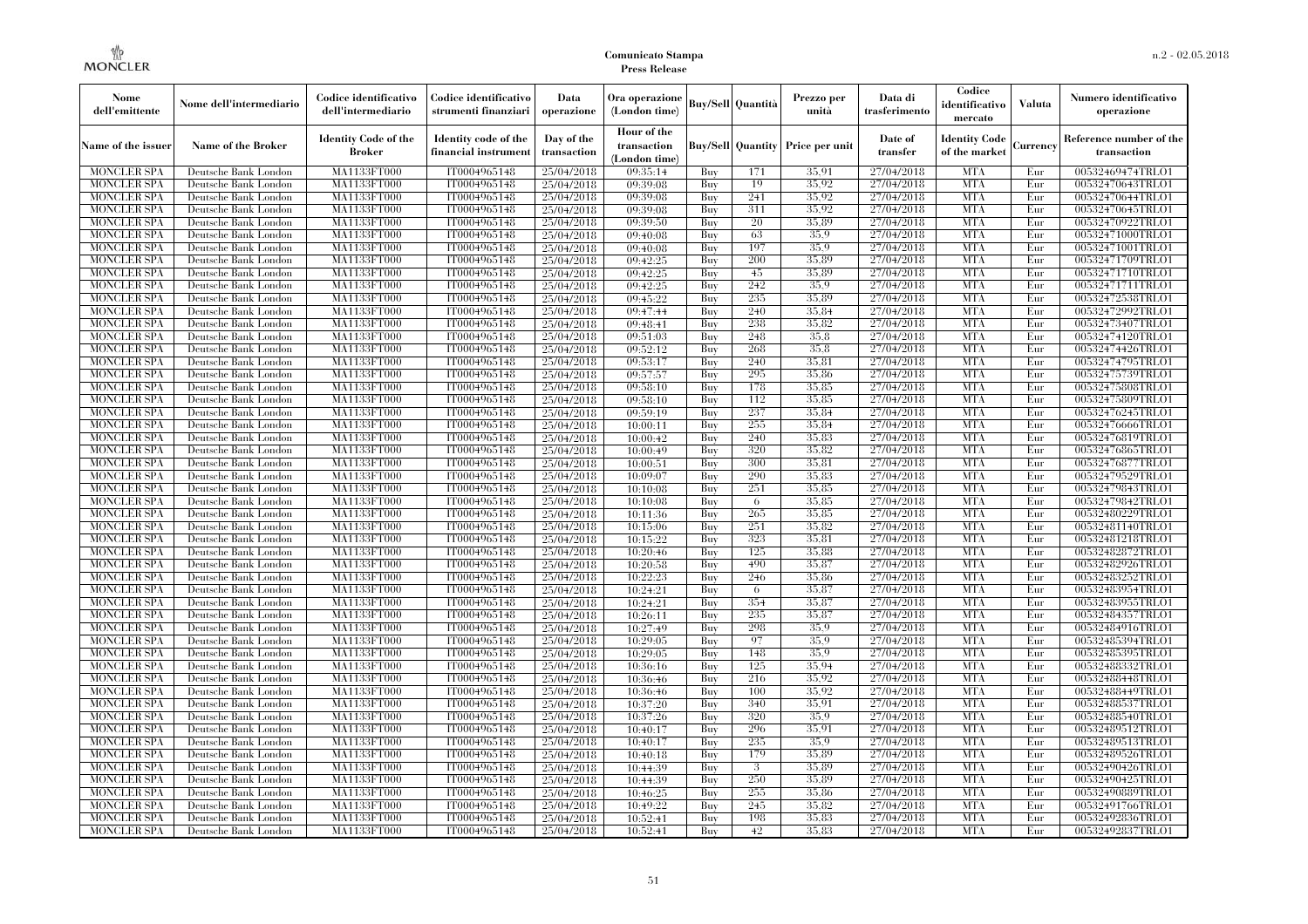| Nome dell'emittente | Nome dell'intermediario | Codice identificativo dell'intermediario | Codice identificativo strumenti finanziari | Data operazione | Ora operazione (London time) | Buy/Sell | Quantità | Prezzo per unità | Data di trasferimento | Codice identificativo mercato | Valuta | Numero identificativo operazione |
|---|---|---|---|---|---|---|---|---|---|---|---|---|
| Name of the issuer | Name of the Broker | Identity Code of the Broker | Identity code of the financial instrument | Day of the transaction | Hour of the transaction (London time) | Buy/Sell | Quantity | Price per unit | Date of transfer | Identity Code of the market | Currency | Reference number of the transaction |
| MONCLER SPA | Deutsche Bank London | MA1133FT000 | IT0004965148 | 25/04/2018 | 09:35:14 | Buy | 171 | 35.91 | 27/04/2018 | MTA | Eur | 00532469474TRLO1 |
| MONCLER SPA | Deutsche Bank London | MA1133FT000 | IT0004965148 | 25/04/2018 | 09:39:08 | Buy | 19 | 35.92 | 27/04/2018 | MTA | Eur | 00532470643TRLO1 |
| MONCLER SPA | Deutsche Bank London | MA1133FT000 | IT0004965148 | 25/04/2018 | 09:39:08 | Buy | 241 | 35.92 | 27/04/2018 | MTA | Eur | 00532470644TRLO1 |
| MONCLER SPA | Deutsche Bank London | MA1133FT000 | IT0004965148 | 25/04/2018 | 09:39:08 | Buy | 311 | 35.92 | 27/04/2018 | MTA | Eur | 00532470645TRLO1 |
| MONCLER SPA | Deutsche Bank London | MA1133FT000 | IT0004965148 | 25/04/2018 | 09:39:50 | Buy | 20 | 35.89 | 27/04/2018 | MTA | Eur | 00532470922TRLO1 |
| MONCLER SPA | Deutsche Bank London | MA1133FT000 | IT0004965148 | 25/04/2018 | 09:40:08 | Buy | 63 | 35.9 | 27/04/2018 | MTA | Eur | 00532471000TRLO1 |
| MONCLER SPA | Deutsche Bank London | MA1133FT000 | IT0004965148 | 25/04/2018 | 09:40:08 | Buy | 197 | 35.9 | 27/04/2018 | MTA | Eur | 00532471001TRLO1 |
| MONCLER SPA | Deutsche Bank London | MA1133FT000 | IT0004965148 | 25/04/2018 | 09:42:25 | Buy | 200 | 35.89 | 27/04/2018 | MTA | Eur | 00532471709TRLO1 |
| MONCLER SPA | Deutsche Bank London | MA1133FT000 | IT0004965148 | 25/04/2018 | 09:42:25 | Buy | 45 | 35.89 | 27/04/2018 | MTA | Eur | 00532471710TRLO1 |
| MONCLER SPA | Deutsche Bank London | MA1133FT000 | IT0004965148 | 25/04/2018 | 09:42:25 | Buy | 242 | 35.9 | 27/04/2018 | MTA | Eur | 00532471711TRLO1 |
| MONCLER SPA | Deutsche Bank London | MA1133FT000 | IT0004965148 | 25/04/2018 | 09:45:22 | Buy | 235 | 35.89 | 27/04/2018 | MTA | Eur | 00532472538TRLO1 |
| MONCLER SPA | Deutsche Bank London | MA1133FT000 | IT0004965148 | 25/04/2018 | 09:47:44 | Buy | 240 | 35.84 | 27/04/2018 | MTA | Eur | 00532472992TRLO1 |
| MONCLER SPA | Deutsche Bank London | MA1133FT000 | IT0004965148 | 25/04/2018 | 09:48:41 | Buy | 238 | 35.82 | 27/04/2018 | MTA | Eur | 00532473407TRLO1 |
| MONCLER SPA | Deutsche Bank London | MA1133FT000 | IT0004965148 | 25/04/2018 | 09:51:03 | Buy | 248 | 35.8 | 27/04/2018 | MTA | Eur | 00532474120TRLO1 |
| MONCLER SPA | Deutsche Bank London | MA1133FT000 | IT0004965148 | 25/04/2018 | 09:52:12 | Buy | 268 | 35.8 | 27/04/2018 | MTA | Eur | 00532474426TRLO1 |
| MONCLER SPA | Deutsche Bank London | MA1133FT000 | IT0004965148 | 25/04/2018 | 09:53:17 | Buy | 240 | 35.81 | 27/04/2018 | MTA | Eur | 00532474795TRLO1 |
| MONCLER SPA | Deutsche Bank London | MA1133FT000 | IT0004965148 | 25/04/2018 | 09:57:57 | Buy | 295 | 35.86 | 27/04/2018 | MTA | Eur | 00532475739TRLO1 |
| MONCLER SPA | Deutsche Bank London | MA1133FT000 | IT0004965148 | 25/04/2018 | 09:58:10 | Buy | 178 | 35.85 | 27/04/2018 | MTA | Eur | 00532475808TRLO1 |
| MONCLER SPA | Deutsche Bank London | MA1133FT000 | IT0004965148 | 25/04/2018 | 09:58:10 | Buy | 112 | 35.85 | 27/04/2018 | MTA | Eur | 00532475809TRLO1 |
| MONCLER SPA | Deutsche Bank London | MA1133FT000 | IT0004965148 | 25/04/2018 | 09:59:19 | Buy | 237 | 35.84 | 27/04/2018 | MTA | Eur | 00532476245TRLO1 |
| MONCLER SPA | Deutsche Bank London | MA1133FT000 | IT0004965148 | 25/04/2018 | 10:00:11 | Buy | 255 | 35.84 | 27/04/2018 | MTA | Eur | 00532476666TRLO1 |
| MONCLER SPA | Deutsche Bank London | MA1133FT000 | IT0004965148 | 25/04/2018 | 10:00:42 | Buy | 240 | 35.83 | 27/04/2018 | MTA | Eur | 00532476819TRLO1 |
| MONCLER SPA | Deutsche Bank London | MA1133FT000 | IT0004965148 | 25/04/2018 | 10:00:49 | Buy | 320 | 35.82 | 27/04/2018 | MTA | Eur | 00532476865TRLO1 |
| MONCLER SPA | Deutsche Bank London | MA1133FT000 | IT0004965148 | 25/04/2018 | 10:00:51 | Buy | 300 | 35.81 | 27/04/2018 | MTA | Eur | 00532476877TRLO1 |
| MONCLER SPA | Deutsche Bank London | MA1133FT000 | IT0004965148 | 25/04/2018 | 10:09:07 | Buy | 290 | 35.83 | 27/04/2018 | MTA | Eur | 00532479529TRLO1 |
| MONCLER SPA | Deutsche Bank London | MA1133FT000 | IT0004965148 | 25/04/2018 | 10:10:08 | Buy | 251 | 35.85 | 27/04/2018 | MTA | Eur | 00532479843TRLO1 |
| MONCLER SPA | Deutsche Bank London | MA1133FT000 | IT0004965148 | 25/04/2018 | 10:10:08 | Buy | 6 | 35.85 | 27/04/2018 | MTA | Eur | 00532479842TRLO1 |
| MONCLER SPA | Deutsche Bank London | MA1133FT000 | IT0004965148 | 25/04/2018 | 10:11:36 | Buy | 265 | 35.85 | 27/04/2018 | MTA | Eur | 00532480229TRLO1 |
| MONCLER SPA | Deutsche Bank London | MA1133FT000 | IT0004965148 | 25/04/2018 | 10:15:06 | Buy | 251 | 35.82 | 27/04/2018 | MTA | Eur | 00532481140TRLO1 |
| MONCLER SPA | Deutsche Bank London | MA1133FT000 | IT0004965148 | 25/04/2018 | 10:15:22 | Buy | 323 | 35.81 | 27/04/2018 | MTA | Eur | 00532481218TRLO1 |
| MONCLER SPA | Deutsche Bank London | MA1133FT000 | IT0004965148 | 25/04/2018 | 10:20:46 | Buy | 125 | 35.88 | 27/04/2018 | MTA | Eur | 00532482872TRLO1 |
| MONCLER SPA | Deutsche Bank London | MA1133FT000 | IT0004965148 | 25/04/2018 | 10:20:58 | Buy | 490 | 35.87 | 27/04/2018 | MTA | Eur | 00532482926TRLO1 |
| MONCLER SPA | Deutsche Bank London | MA1133FT000 | IT0004965148 | 25/04/2018 | 10:22:23 | Buy | 246 | 35.86 | 27/04/2018 | MTA | Eur | 00532483252TRLO1 |
| MONCLER SPA | Deutsche Bank London | MA1133FT000 | IT0004965148 | 25/04/2018 | 10:24:21 | Buy | 6 | 35.87 | 27/04/2018 | MTA | Eur | 00532483954TRLO1 |
| MONCLER SPA | Deutsche Bank London | MA1133FT000 | IT0004965148 | 25/04/2018 | 10:24:21 | Buy | 354 | 35.87 | 27/04/2018 | MTA | Eur | 00532483955TRLO1 |
| MONCLER SPA | Deutsche Bank London | MA1133FT000 | IT0004965148 | 25/04/2018 | 10:26:11 | Buy | 235 | 35.87 | 27/04/2018 | MTA | Eur | 00532484357TRLO1 |
| MONCLER SPA | Deutsche Bank London | MA1133FT000 | IT0004965148 | 25/04/2018 | 10:27:49 | Buy | 298 | 35.9 | 27/04/2018 | MTA | Eur | 00532484916TRLO1 |
| MONCLER SPA | Deutsche Bank London | MA1133FT000 | IT0004965148 | 25/04/2018 | 10:29:05 | Buy | 97 | 35.9 | 27/04/2018 | MTA | Eur | 00532485394TRLO1 |
| MONCLER SPA | Deutsche Bank London | MA1133FT000 | IT0004965148 | 25/04/2018 | 10:29:05 | Buy | 148 | 35.9 | 27/04/2018 | MTA | Eur | 00532485395TRLO1 |
| MONCLER SPA | Deutsche Bank London | MA1133FT000 | IT0004965148 | 25/04/2018 | 10:36:16 | Buy | 125 | 35.94 | 27/04/2018 | MTA | Eur | 00532488332TRLO1 |
| MONCLER SPA | Deutsche Bank London | MA1133FT000 | IT0004965148 | 25/04/2018 | 10:36:46 | Buy | 216 | 35.92 | 27/04/2018 | MTA | Eur | 00532488448TRLO1 |
| MONCLER SPA | Deutsche Bank London | MA1133FT000 | IT0004965148 | 25/04/2018 | 10:36:46 | Buy | 100 | 35.92 | 27/04/2018 | MTA | Eur | 00532488449TRLO1 |
| MONCLER SPA | Deutsche Bank London | MA1133FT000 | IT0004965148 | 25/04/2018 | 10:37:20 | Buy | 340 | 35.91 | 27/04/2018 | MTA | Eur | 00532488537TRLO1 |
| MONCLER SPA | Deutsche Bank London | MA1133FT000 | IT0004965148 | 25/04/2018 | 10:37:26 | Buy | 320 | 35.9 | 27/04/2018 | MTA | Eur | 00532488540TRLO1 |
| MONCLER SPA | Deutsche Bank London | MA1133FT000 | IT0004965148 | 25/04/2018 | 10:40:17 | Buy | 296 | 35.91 | 27/04/2018 | MTA | Eur | 00532489512TRLO1 |
| MONCLER SPA | Deutsche Bank London | MA1133FT000 | IT0004965148 | 25/04/2018 | 10:40:17 | Buy | 235 | 35.9 | 27/04/2018 | MTA | Eur | 00532489513TRLO1 |
| MONCLER SPA | Deutsche Bank London | MA1133FT000 | IT0004965148 | 25/04/2018 | 10:40:18 | Buy | 179 | 35.89 | 27/04/2018 | MTA | Eur | 00532489526TRLO1 |
| MONCLER SPA | Deutsche Bank London | MA1133FT000 | IT0004965148 | 25/04/2018 | 10:44:39 | Buy | 3 | 35.89 | 27/04/2018 | MTA | Eur | 00532490426TRLO1 |
| MONCLER SPA | Deutsche Bank London | MA1133FT000 | IT0004965148 | 25/04/2018 | 10:44:39 | Buy | 250 | 35.89 | 27/04/2018 | MTA | Eur | 00532490425TRLO1 |
| MONCLER SPA | Deutsche Bank London | MA1133FT000 | IT0004965148 | 25/04/2018 | 10:46:25 | Buy | 255 | 35.86 | 27/04/2018 | MTA | Eur | 00532490889TRLO1 |
| MONCLER SPA | Deutsche Bank London | MA1133FT000 | IT0004965148 | 25/04/2018 | 10:49:22 | Buy | 245 | 35.82 | 27/04/2018 | MTA | Eur | 00532491766TRLO1 |
| MONCLER SPA | Deutsche Bank London | MA1133FT000 | IT0004965148 | 25/04/2018 | 10:52:41 | Buy | 198 | 35.83 | 27/04/2018 | MTA | Eur | 00532492836TRLO1 |
| MONCLER SPA | Deutsche Bank London | MA1133FT000 | IT0004965148 | 25/04/2018 | 10:52:41 | Buy | 42 | 35.83 | 27/04/2018 | MTA | Eur | 00532492837TRLO1 |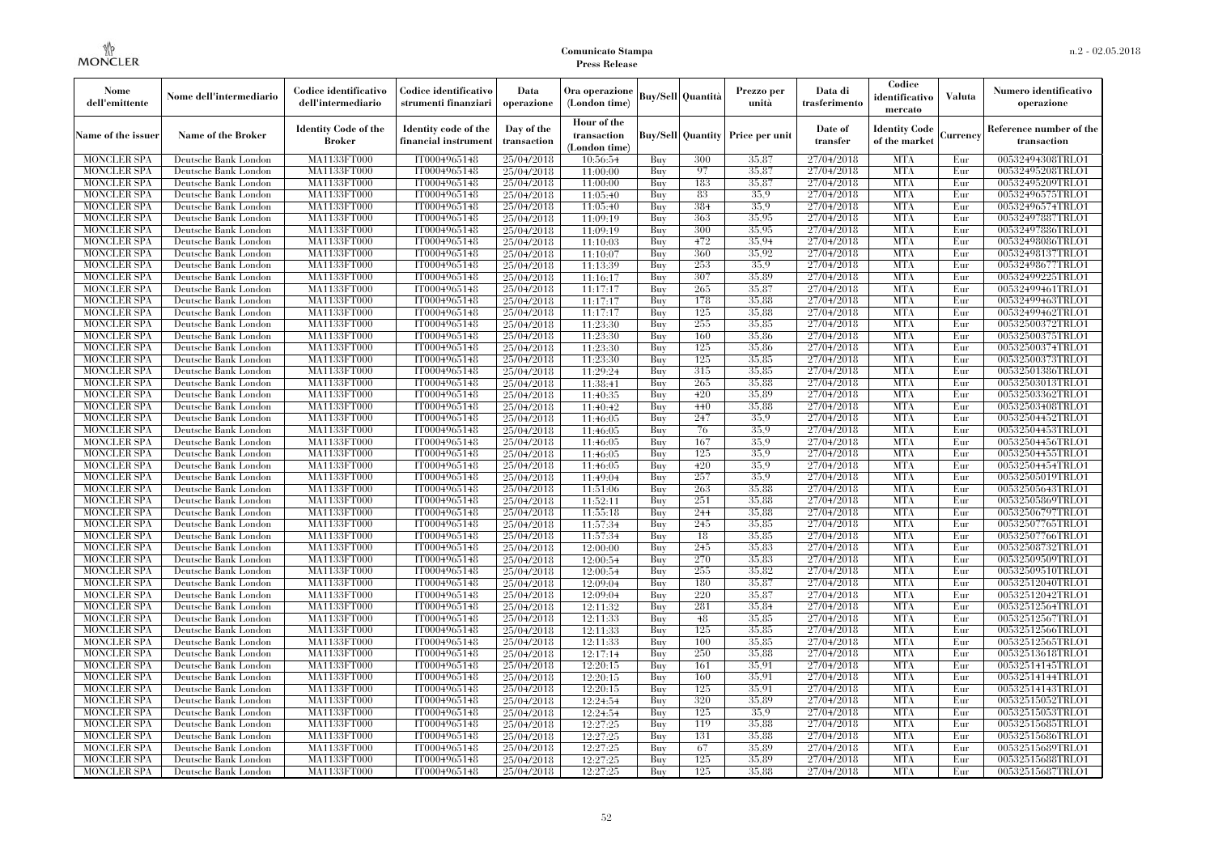**Comunicato Stampa**
**Press Release**

| Nome dell'emittente | Nome dell'intermediario | Codice identificativo dell'intermediario | Codice identificativo strumenti finanziari | Data operazione | Ora operazione (London time) | Buy/Sell | Quantità | Prezzo per unità | Data di trasferimento | Codice identificativo mercato | Valuta | Numero identificativo operazione |
|---|---|---|---|---|---|---|---|---|---|---|---|---|
| Name of the issuer | Name of the Broker | Identity Code of the Broker | Identity code of the financial instrument | Day of the transaction | Hour of the transaction (London time) | Buy/Sell | Quantity | Price per unit | Date of transfer | Identity Code of the market | Currency | Reference number of the transaction |
| MONCLER SPA | Deutsche Bank London | MA1133FT000 | IT0004965148 | 25/04/2018 | 10:56:54 | Buy | 300 | 35,87 | 27/04/2018 | MTA | Eur | 00532494308TRLO1 |
| MONCLER SPA | Deutsche Bank London | MA1133FT000 | IT0004965148 | 25/04/2018 | 11:00:00 | Buy | 97 | 35,87 | 27/04/2018 | MTA | Eur | 00532495208TRLO1 |
| MONCLER SPA | Deutsche Bank London | MA1133FT000 | IT0004965148 | 25/04/2018 | 11:00:00 | Buy | 183 | 35,87 | 27/04/2018 | MTA | Eur | 00532495209TRLO1 |
| MONCLER SPA | Deutsche Bank London | MA1133FT000 | IT0004965148 | 25/04/2018 | 11:05:40 | Buy | 83 | 35,9 | 27/04/2018 | MTA | Eur | 00532496575TRLO1 |
| MONCLER SPA | Deutsche Bank London | MA1133FT000 | IT0004965148 | 25/04/2018 | 11:05:40 | Buy | 384 | 35,9 | 27/04/2018 | MTA | Eur | 00532496574TRLO1 |
| MONCLER SPA | Deutsche Bank London | MA1133FT000 | IT0004965148 | 25/04/2018 | 11:09:19 | Buy | 363 | 35,95 | 27/04/2018 | MTA | Eur | 00532497887TRLO1 |
| MONCLER SPA | Deutsche Bank London | MA1133FT000 | IT0004965148 | 25/04/2018 | 11:09:19 | Buy | 300 | 35,95 | 27/04/2018 | MTA | Eur | 00532497886TRLO1 |
| MONCLER SPA | Deutsche Bank London | MA1133FT000 | IT0004965148 | 25/04/2018 | 11:10:03 | Buy | 472 | 35,94 | 27/04/2018 | MTA | Eur | 00532498086TRLO1 |
| MONCLER SPA | Deutsche Bank London | MA1133FT000 | IT0004965148 | 25/04/2018 | 11:10:07 | Buy | 360 | 35,92 | 27/04/2018 | MTA | Eur | 00532498137TRLO1 |
| MONCLER SPA | Deutsche Bank London | MA1133FT000 | IT0004965148 | 25/04/2018 | 11:13:39 | Buy | 253 | 35,9 | 27/04/2018 | MTA | Eur | 00532498677TRLO1 |
| MONCLER SPA | Deutsche Bank London | MA1133FT000 | IT0004965148 | 25/04/2018 | 11:16:17 | Buy | 307 | 35,89 | 27/04/2018 | MTA | Eur | 00532499225TRLO1 |
| MONCLER SPA | Deutsche Bank London | MA1133FT000 | IT0004965148 | 25/04/2018 | 11:17:17 | Buy | 265 | 35,87 | 27/04/2018 | MTA | Eur | 00532499461TRLO1 |
| MONCLER SPA | Deutsche Bank London | MA1133FT000 | IT0004965148 | 25/04/2018 | 11:17:17 | Buy | 178 | 35,88 | 27/04/2018 | MTA | Eur | 00532499463TRLO1 |
| MONCLER SPA | Deutsche Bank London | MA1133FT000 | IT0004965148 | 25/04/2018 | 11:17:17 | Buy | 125 | 35,88 | 27/04/2018 | MTA | Eur | 00532499462TRLO1 |
| MONCLER SPA | Deutsche Bank London | MA1133FT000 | IT0004965148 | 25/04/2018 | 11:23:30 | Buy | 255 | 35,85 | 27/04/2018 | MTA | Eur | 00532500372TRLO1 |
| MONCLER SPA | Deutsche Bank London | MA1133FT000 | IT0004965148 | 25/04/2018 | 11:23:30 | Buy | 160 | 35,86 | 27/04/2018 | MTA | Eur | 00532500375TRLO1 |
| MONCLER SPA | Deutsche Bank London | MA1133FT000 | IT0004965148 | 25/04/2018 | 11:23:30 | Buy | 125 | 35,86 | 27/04/2018 | MTA | Eur | 00532500374TRLO1 |
| MONCLER SPA | Deutsche Bank London | MA1133FT000 | IT0004965148 | 25/04/2018 | 11:23:30 | Buy | 125 | 35,85 | 27/04/2018 | MTA | Eur | 00532500373TRLO1 |
| MONCLER SPA | Deutsche Bank London | MA1133FT000 | IT0004965148 | 25/04/2018 | 11:29:24 | Buy | 315 | 35,85 | 27/04/2018 | MTA | Eur | 00532501386TRLO1 |
| MONCLER SPA | Deutsche Bank London | MA1133FT000 | IT0004965148 | 25/04/2018 | 11:38:41 | Buy | 265 | 35,88 | 27/04/2018 | MTA | Eur | 00532503013TRLO1 |
| MONCLER SPA | Deutsche Bank London | MA1133FT000 | IT0004965148 | 25/04/2018 | 11:40:35 | Buy | 420 | 35,89 | 27/04/2018 | MTA | Eur | 00532503362TRLO1 |
| MONCLER SPA | Deutsche Bank London | MA1133FT000 | IT0004965148 | 25/04/2018 | 11:40:42 | Buy | 440 | 35,88 | 27/04/2018 | MTA | Eur | 00532503408TRLO1 |
| MONCLER SPA | Deutsche Bank London | MA1133FT000 | IT0004965148 | 25/04/2018 | 11:46:05 | Buy | 247 | 35,9 | 27/04/2018 | MTA | Eur | 00532504452TRLO1 |
| MONCLER SPA | Deutsche Bank London | MA1133FT000 | IT0004965148 | 25/04/2018 | 11:46:05 | Buy | 76 | 35,9 | 27/04/2018 | MTA | Eur | 00532504453TRLO1 |
| MONCLER SPA | Deutsche Bank London | MA1133FT000 | IT0004965148 | 25/04/2018 | 11:46:05 | Buy | 167 | 35,9 | 27/04/2018 | MTA | Eur | 00532504456TRLO1 |
| MONCLER SPA | Deutsche Bank London | MA1133FT000 | IT0004965148 | 25/04/2018 | 11:46:05 | Buy | 125 | 35,9 | 27/04/2018 | MTA | Eur | 00532504455TRLO1 |
| MONCLER SPA | Deutsche Bank London | MA1133FT000 | IT0004965148 | 25/04/2018 | 11:46:05 | Buy | 420 | 35,9 | 27/04/2018 | MTA | Eur | 00532504454TRLO1 |
| MONCLER SPA | Deutsche Bank London | MA1133FT000 | IT0004965148 | 25/04/2018 | 11:49:04 | Buy | 257 | 35,9 | 27/04/2018 | MTA | Eur | 00532505019TRLO1 |
| MONCLER SPA | Deutsche Bank London | MA1133FT000 | IT0004965148 | 25/04/2018 | 11:51:06 | Buy | 263 | 35,88 | 27/04/2018 | MTA | Eur | 00532505643TRLO1 |
| MONCLER SPA | Deutsche Bank London | MA1133FT000 | IT0004965148 | 25/04/2018 | 11:52:11 | Buy | 251 | 35,88 | 27/04/2018 | MTA | Eur | 00532505869TRLO1 |
| MONCLER SPA | Deutsche Bank London | MA1133FT000 | IT0004965148 | 25/04/2018 | 11:55:18 | Buy | 244 | 35,88 | 27/04/2018 | MTA | Eur | 00532506797TRLO1 |
| MONCLER SPA | Deutsche Bank London | MA1133FT000 | IT0004965148 | 25/04/2018 | 11:57:34 | Buy | 245 | 35,85 | 27/04/2018 | MTA | Eur | 00532507765TRLO1 |
| MONCLER SPA | Deutsche Bank London | MA1133FT000 | IT0004965148 | 25/04/2018 | 11:57:34 | Buy | 18 | 35,85 | 27/04/2018 | MTA | Eur | 00532507766TRLO1 |
| MONCLER SPA | Deutsche Bank London | MA1133FT000 | IT0004965148 | 25/04/2018 | 12:00:00 | Buy | 245 | 35,83 | 27/04/2018 | MTA | Eur | 00532508732TRLO1 |
| MONCLER SPA | Deutsche Bank London | MA1133FT000 | IT0004965148 | 25/04/2018 | 12:00:54 | Buy | 270 | 35,83 | 27/04/2018 | MTA | Eur | 00532509509TRLO1 |
| MONCLER SPA | Deutsche Bank London | MA1133FT000 | IT0004965148 | 25/04/2018 | 12:00:54 | Buy | 255 | 35,82 | 27/04/2018 | MTA | Eur | 00532509510TRLO1 |
| MONCLER SPA | Deutsche Bank London | MA1133FT000 | IT0004965148 | 25/04/2018 | 12:09:04 | Buy | 180 | 35,87 | 27/04/2018 | MTA | Eur | 00532512040TRLO1 |
| MONCLER SPA | Deutsche Bank London | MA1133FT000 | IT0004965148 | 25/04/2018 | 12:09:04 | Buy | 220 | 35,87 | 27/04/2018 | MTA | Eur | 00532512042TRLO1 |
| MONCLER SPA | Deutsche Bank London | MA1133FT000 | IT0004965148 | 25/04/2018 | 12:11:32 | Buy | 281 | 35,84 | 27/04/2018 | MTA | Eur | 00532512564TRLO1 |
| MONCLER SPA | Deutsche Bank London | MA1133FT000 | IT0004965148 | 25/04/2018 | 12:11:33 | Buy | 48 | 35,85 | 27/04/2018 | MTA | Eur | 00532512567TRLO1 |
| MONCLER SPA | Deutsche Bank London | MA1133FT000 | IT0004965148 | 25/04/2018 | 12:11:33 | Buy | 125 | 35,85 | 27/04/2018 | MTA | Eur | 00532512566TRLO1 |
| MONCLER SPA | Deutsche Bank London | MA1133FT000 | IT0004965148 | 25/04/2018 | 12:11:33 | Buy | 100 | 35,85 | 27/04/2018 | MTA | Eur | 00532512565TRLO1 |
| MONCLER SPA | Deutsche Bank London | MA1133FT000 | IT0004965148 | 25/04/2018 | 12:17:14 | Buy | 250 | 35,88 | 27/04/2018 | MTA | Eur | 00532513618TRLO1 |
| MONCLER SPA | Deutsche Bank London | MA1133FT000 | IT0004965148 | 25/04/2018 | 12:20:15 | Buy | 161 | 35,91 | 27/04/2018 | MTA | Eur | 00532514145TRLO1 |
| MONCLER SPA | Deutsche Bank London | MA1133FT000 | IT0004965148 | 25/04/2018 | 12:20:15 | Buy | 160 | 35,91 | 27/04/2018 | MTA | Eur | 00532514144TRLO1 |
| MONCLER SPA | Deutsche Bank London | MA1133FT000 | IT0004965148 | 25/04/2018 | 12:20:15 | Buy | 125 | 35,91 | 27/04/2018 | MTA | Eur | 00532514143TRLO1 |
| MONCLER SPA | Deutsche Bank London | MA1133FT000 | IT0004965148 | 25/04/2018 | 12:24:54 | Buy | 320 | 35,89 | 27/04/2018 | MTA | Eur | 00532515052TRLO1 |
| MONCLER SPA | Deutsche Bank London | MA1133FT000 | IT0004965148 | 25/04/2018 | 12:24:54 | Buy | 125 | 35,9 | 27/04/2018 | MTA | Eur | 00532515053TRLO1 |
| MONCLER SPA | Deutsche Bank London | MA1133FT000 | IT0004965148 | 25/04/2018 | 12:27:25 | Buy | 119 | 35,88 | 27/04/2018 | MTA | Eur | 00532515685TRLO1 |
| MONCLER SPA | Deutsche Bank London | MA1133FT000 | IT0004965148 | 25/04/2018 | 12:27:25 | Buy | 131 | 35,88 | 27/04/2018 | MTA | Eur | 00532515686TRLO1 |
| MONCLER SPA | Deutsche Bank London | MA1133FT000 | IT0004965148 | 25/04/2018 | 12:27:25 | Buy | 67 | 35,89 | 27/04/2018 | MTA | Eur | 00532515689TRLO1 |
| MONCLER SPA | Deutsche Bank London | MA1133FT000 | IT0004965148 | 25/04/2018 | 12:27:25 | Buy | 125 | 35,89 | 27/04/2018 | MTA | Eur | 00532515688TRLO1 |
| MONCLER SPA | Deutsche Bank London | MA1133FT000 | IT0004965148 | 25/04/2018 | 12:27:25 | Buy | 125 | 35,88 | 27/04/2018 | MTA | Eur | 00532515687TRLO1 |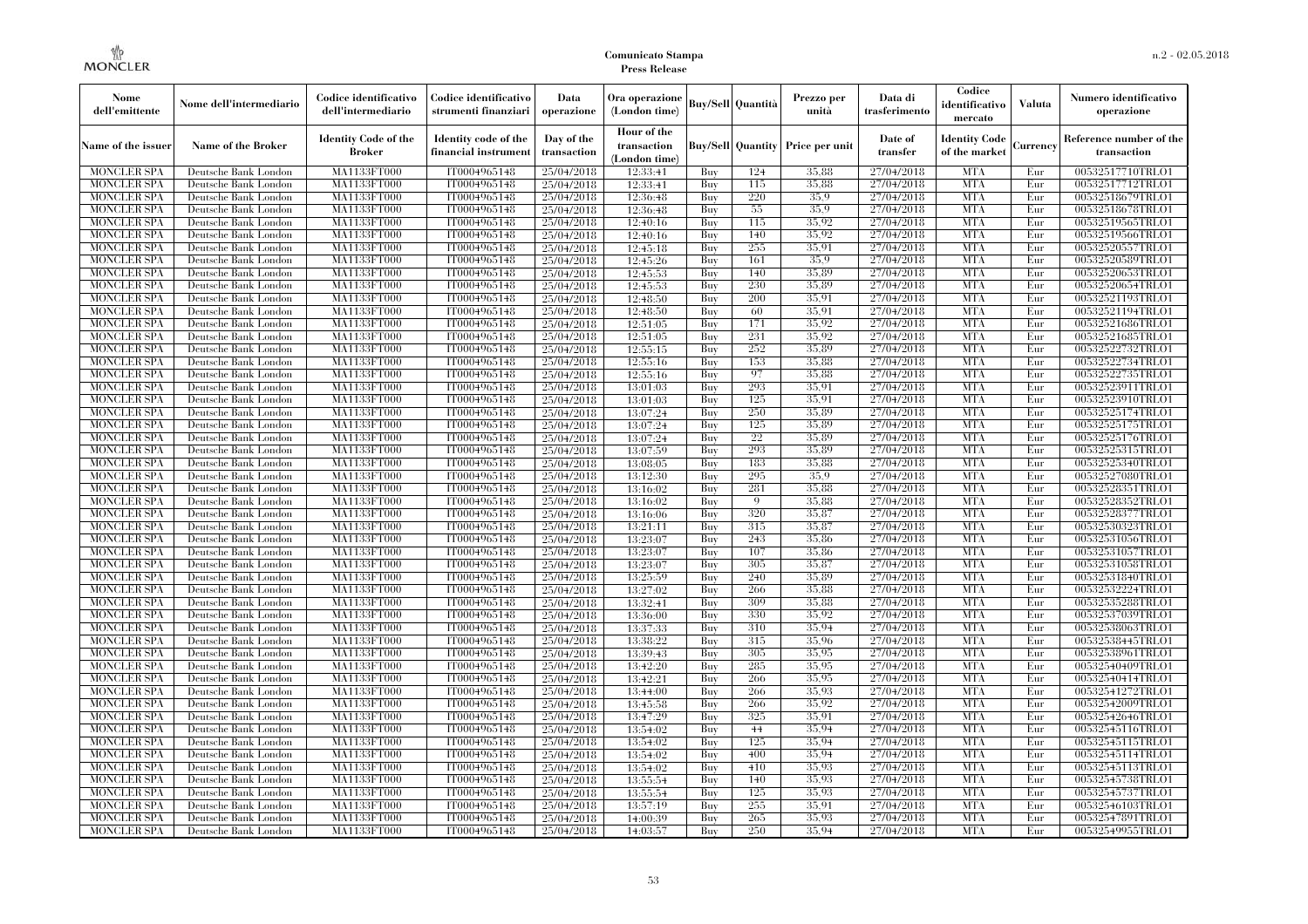| Nome dell'emittente | Nome dell'intermediario | Codice identificativo dell'intermediario | Codice identificativo strumenti finanziari | Data operazione | Ora operazione (London time) | Buy/Sell | Quantità | Prezzo per unità | Data di trasferimento | Codice identificativo mercato | Valuta | Numero identificativo operazione |
|---|---|---|---|---|---|---|---|---|---|---|---|---|
| Name of the issuer | Name of the Broker | Identity Code of the Broker | Identity code of the financial instrument | Day of the transaction | Hour of the transaction (London time) | Buy/Sell | Quantity | Price per unit | Date of transfer | Identity Code of the market | Currency | Reference number of the transaction |
| MONCLER SPA | Deutsche Bank London | MA1133FT000 | IT0004965148 | 25/04/2018 | 12:33:41 | Buy | 124 | 35.88 | 27/04/2018 | MTA | Eur | 00532517710TRLO1 |
| MONCLER SPA | Deutsche Bank London | MA1133FT000 | IT0004965148 | 25/04/2018 | 12:33:41 | Buy | 115 | 35.88 | 27/04/2018 | MTA | Eur | 00532517712TRLO1 |
| MONCLER SPA | Deutsche Bank London | MA1133FT000 | IT0004965148 | 25/04/2018 | 12:36:48 | Buy | 220 | 35.9 | 27/04/2018 | MTA | Eur | 00532518679TRLO1 |
| MONCLER SPA | Deutsche Bank London | MA1133FT000 | IT0004965148 | 25/04/2018 | 12:36:48 | Buy | 55 | 35.9 | 27/04/2018 | MTA | Eur | 00532518678TRLO1 |
| MONCLER SPA | Deutsche Bank London | MA1133FT000 | IT0004965148 | 25/04/2018 | 12:40:16 | Buy | 115 | 35.92 | 27/04/2018 | MTA | Eur | 00532519565TRLO1 |
| MONCLER SPA | Deutsche Bank London | MA1133FT000 | IT0004965148 | 25/04/2018 | 12:40:16 | Buy | 140 | 35.92 | 27/04/2018 | MTA | Eur | 00532519566TRLO1 |
| MONCLER SPA | Deutsche Bank London | MA1133FT000 | IT0004965148 | 25/04/2018 | 12:45:18 | Buy | 255 | 35.91 | 27/04/2018 | MTA | Eur | 00532520557TRLO1 |
| MONCLER SPA | Deutsche Bank London | MA1133FT000 | IT0004965148 | 25/04/2018 | 12:45:26 | Buy | 161 | 35.9 | 27/04/2018 | MTA | Eur | 00532520589TRLO1 |
| MONCLER SPA | Deutsche Bank London | MA1133FT000 | IT0004965148 | 25/04/2018 | 12:45:53 | Buy | 140 | 35.89 | 27/04/2018 | MTA | Eur | 00532520653TRLO1 |
| MONCLER SPA | Deutsche Bank London | MA1133FT000 | IT0004965148 | 25/04/2018 | 12:45:53 | Buy | 230 | 35.89 | 27/04/2018 | MTA | Eur | 00532520654TRLO1 |
| MONCLER SPA | Deutsche Bank London | MA1133FT000 | IT0004965148 | 25/04/2018 | 12:48:50 | Buy | 200 | 35.91 | 27/04/2018 | MTA | Eur | 00532521193TRLO1 |
| MONCLER SPA | Deutsche Bank London | MA1133FT000 | IT0004965148 | 25/04/2018 | 12:48:50 | Buy | 60 | 35.91 | 27/04/2018 | MTA | Eur | 00532521194TRLO1 |
| MONCLER SPA | Deutsche Bank London | MA1133FT000 | IT0004965148 | 25/04/2018 | 12:51:05 | Buy | 171 | 35.92 | 27/04/2018 | MTA | Eur | 00532521686TRLO1 |
| MONCLER SPA | Deutsche Bank London | MA1133FT000 | IT0004965148 | 25/04/2018 | 12:51:05 | Buy | 231 | 35.92 | 27/04/2018 | MTA | Eur | 00532521685TRLO1 |
| MONCLER SPA | Deutsche Bank London | MA1133FT000 | IT0004965148 | 25/04/2018 | 12:55:15 | Buy | 252 | 35.89 | 27/04/2018 | MTA | Eur | 00532522732TRLO1 |
| MONCLER SPA | Deutsche Bank London | MA1133FT000 | IT0004965148 | 25/04/2018 | 12:55:16 | Buy | 153 | 35.88 | 27/04/2018 | MTA | Eur | 00532522734TRLO1 |
| MONCLER SPA | Deutsche Bank London | MA1133FT000 | IT0004965148 | 25/04/2018 | 12:55:16 | Buy | 97 | 35.88 | 27/04/2018 | MTA | Eur | 00532522735TRLO1 |
| MONCLER SPA | Deutsche Bank London | MA1133FT000 | IT0004965148 | 25/04/2018 | 13:01:03 | Buy | 293 | 35.91 | 27/04/2018 | MTA | Eur | 00532523911TRLO1 |
| MONCLER SPA | Deutsche Bank London | MA1133FT000 | IT0004965148 | 25/04/2018 | 13:01:03 | Buy | 125 | 35.91 | 27/04/2018 | MTA | Eur | 00532523910TRLO1 |
| MONCLER SPA | Deutsche Bank London | MA1133FT000 | IT0004965148 | 25/04/2018 | 13:07:24 | Buy | 250 | 35.89 | 27/04/2018 | MTA | Eur | 00532525174TRLO1 |
| MONCLER SPA | Deutsche Bank London | MA1133FT000 | IT0004965148 | 25/04/2018 | 13:07:24 | Buy | 125 | 35.89 | 27/04/2018 | MTA | Eur | 00532525175TRLO1 |
| MONCLER SPA | Deutsche Bank London | MA1133FT000 | IT0004965148 | 25/04/2018 | 13:07:24 | Buy | 22 | 35.89 | 27/04/2018 | MTA | Eur | 00532525176TRLO1 |
| MONCLER SPA | Deutsche Bank London | MA1133FT000 | IT0004965148 | 25/04/2018 | 13:07:59 | Buy | 293 | 35.89 | 27/04/2018 | MTA | Eur | 00532525315TRLO1 |
| MONCLER SPA | Deutsche Bank London | MA1133FT000 | IT0004965148 | 25/04/2018 | 13:08:05 | Buy | 183 | 35.88 | 27/04/2018 | MTA | Eur | 00532525340TRLO1 |
| MONCLER SPA | Deutsche Bank London | MA1133FT000 | IT0004965148 | 25/04/2018 | 13:12:30 | Buy | 295 | 35.9 | 27/04/2018 | MTA | Eur | 00532527080TRLO1 |
| MONCLER SPA | Deutsche Bank London | MA1133FT000 | IT0004965148 | 25/04/2018 | 13:16:02 | Buy | 281 | 35.88 | 27/04/2018 | MTA | Eur | 00532528351TRLO1 |
| MONCLER SPA | Deutsche Bank London | MA1133FT000 | IT0004965148 | 25/04/2018 | 13:16:02 | Buy | 9 | 35.88 | 27/04/2018 | MTA | Eur | 00532528352TRLO1 |
| MONCLER SPA | Deutsche Bank London | MA1133FT000 | IT0004965148 | 25/04/2018 | 13:16:06 | Buy | 320 | 35.87 | 27/04/2018 | MTA | Eur | 00532528377TRLO1 |
| MONCLER SPA | Deutsche Bank London | MA1133FT000 | IT0004965148 | 25/04/2018 | 13:21:11 | Buy | 315 | 35.87 | 27/04/2018 | MTA | Eur | 00532530323TRLO1 |
| MONCLER SPA | Deutsche Bank London | MA1133FT000 | IT0004965148 | 25/04/2018 | 13:23:07 | Buy | 243 | 35.86 | 27/04/2018 | MTA | Eur | 00532531056TRLO1 |
| MONCLER SPA | Deutsche Bank London | MA1133FT000 | IT0004965148 | 25/04/2018 | 13:23:07 | Buy | 107 | 35.86 | 27/04/2018 | MTA | Eur | 00532531057TRLO1 |
| MONCLER SPA | Deutsche Bank London | MA1133FT000 | IT0004965148 | 25/04/2018 | 13:23:07 | Buy | 305 | 35.87 | 27/04/2018 | MTA | Eur | 00532531058TRLO1 |
| MONCLER SPA | Deutsche Bank London | MA1133FT000 | IT0004965148 | 25/04/2018 | 13:25:59 | Buy | 240 | 35.89 | 27/04/2018 | MTA | Eur | 00532531840TRLO1 |
| MONCLER SPA | Deutsche Bank London | MA1133FT000 | IT0004965148 | 25/04/2018 | 13:27:02 | Buy | 266 | 35.88 | 27/04/2018 | MTA | Eur | 00532532224TRLO1 |
| MONCLER SPA | Deutsche Bank London | MA1133FT000 | IT0004965148 | 25/04/2018 | 13:32:41 | Buy | 309 | 35.88 | 27/04/2018 | MTA | Eur | 00532535288TRLO1 |
| MONCLER SPA | Deutsche Bank London | MA1133FT000 | IT0004965148 | 25/04/2018 | 13:36:00 | Buy | 330 | 35.92 | 27/04/2018 | MTA | Eur | 00532537039TRLO1 |
| MONCLER SPA | Deutsche Bank London | MA1133FT000 | IT0004965148 | 25/04/2018 | 13:37:33 | Buy | 310 | 35.94 | 27/04/2018 | MTA | Eur | 00532538063TRLO1 |
| MONCLER SPA | Deutsche Bank London | MA1133FT000 | IT0004965148 | 25/04/2018 | 13:38:22 | Buy | 315 | 35.96 | 27/04/2018 | MTA | Eur | 00532538445TRLO1 |
| MONCLER SPA | Deutsche Bank London | MA1133FT000 | IT0004965148 | 25/04/2018 | 13:39:43 | Buy | 305 | 35.95 | 27/04/2018 | MTA | Eur | 00532538961TRLO1 |
| MONCLER SPA | Deutsche Bank London | MA1133FT000 | IT0004965148 | 25/04/2018 | 13:42:20 | Buy | 285 | 35.95 | 27/04/2018 | MTA | Eur | 00532540409TRLO1 |
| MONCLER SPA | Deutsche Bank London | MA1133FT000 | IT0004965148 | 25/04/2018 | 13:42:21 | Buy | 266 | 35.95 | 27/04/2018 | MTA | Eur | 00532540414TRLO1 |
| MONCLER SPA | Deutsche Bank London | MA1133FT000 | IT0004965148 | 25/04/2018 | 13:44:00 | Buy | 266 | 35.93 | 27/04/2018 | MTA | Eur | 00532541272TRLO1 |
| MONCLER SPA | Deutsche Bank London | MA1133FT000 | IT0004965148 | 25/04/2018 | 13:45:58 | Buy | 266 | 35.92 | 27/04/2018 | MTA | Eur | 00532542009TRLO1 |
| MONCLER SPA | Deutsche Bank London | MA1133FT000 | IT0004965148 | 25/04/2018 | 13:47:29 | Buy | 325 | 35.91 | 27/04/2018 | MTA | Eur | 00532542646TRLO1 |
| MONCLER SPA | Deutsche Bank London | MA1133FT000 | IT0004965148 | 25/04/2018 | 13:54:02 | Buy | 44 | 35.94 | 27/04/2018 | MTA | Eur | 00532545116TRLO1 |
| MONCLER SPA | Deutsche Bank London | MA1133FT000 | IT0004965148 | 25/04/2018 | 13:54:02 | Buy | 125 | 35.94 | 27/04/2018 | MTA | Eur | 00532545115TRLO1 |
| MONCLER SPA | Deutsche Bank London | MA1133FT000 | IT0004965148 | 25/04/2018 | 13:54:02 | Buy | 400 | 35.94 | 27/04/2018 | MTA | Eur | 00532545114TRLO1 |
| MONCLER SPA | Deutsche Bank London | MA1133FT000 | IT0004965148 | 25/04/2018 | 13:54:02 | Buy | 410 | 35.93 | 27/04/2018 | MTA | Eur | 00532545113TRLO1 |
| MONCLER SPA | Deutsche Bank London | MA1133FT000 | IT0004965148 | 25/04/2018 | 13:55:54 | Buy | 140 | 35.93 | 27/04/2018 | MTA | Eur | 00532545738TRLO1 |
| MONCLER SPA | Deutsche Bank London | MA1133FT000 | IT0004965148 | 25/04/2018 | 13:55:54 | Buy | 125 | 35.93 | 27/04/2018 | MTA | Eur | 00532545737TRLO1 |
| MONCLER SPA | Deutsche Bank London | MA1133FT000 | IT0004965148 | 25/04/2018 | 13:57:19 | Buy | 255 | 35.91 | 27/04/2018 | MTA | Eur | 00532546103TRLO1 |
| MONCLER SPA | Deutsche Bank London | MA1133FT000 | IT0004965148 | 25/04/2018 | 14:00:39 | Buy | 265 | 35.93 | 27/04/2018 | MTA | Eur | 00532547891TRLO1 |
| MONCLER SPA | Deutsche Bank London | MA1133FT000 | IT0004965148 | 25/04/2018 | 14:03:57 | Buy | 250 | 35.94 | 27/04/2018 | MTA | Eur | 00532549955TRLO1 |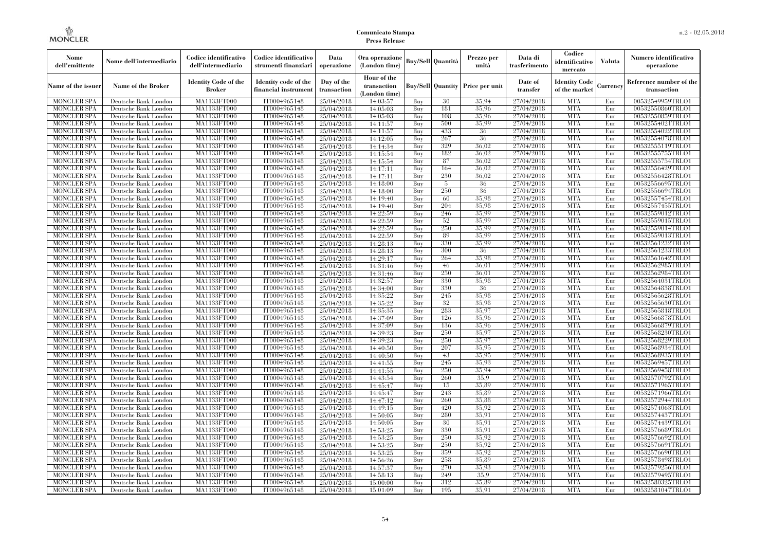| Nome dell'emittente | Nome dell'intermediario | Codice identificativo dell'intermediario | Codice identificativo strumenti finanziari | Data operazione | Ora operazione (London time) | Buy/Sell | Quantità | Prezzo per unità | Data di trasferimento | Codice identificativo mercato | Valuta | Numero identificativo operazione |
|---|---|---|---|---|---|---|---|---|---|---|---|---|
| Name of the issuer | Name of the Broker | Identity Code of the Broker | Identity code of the financial instrument | Day of the transaction | Hour of the transaction (London time) | Buy/Sell | Quantity | Price per unit | Date of transfer | Identity Code of the market | Currency | Reference number of the transaction |
| MONCLER SPA | Deutsche Bank London | MA1133FT000 | IT0004965148 | 25/04/2018 | 14:03:57 | Buy | 30 | 35.94 | 27/04/2018 | MTA | Eur | 00532549959TRLO1 |
| MONCLER SPA | Deutsche Bank London | MA1133FT000 | IT0004965148 | 25/04/2018 | 14:05:03 | Buy | 181 | 35.96 | 27/04/2018 | MTA | Eur | 00532550860TRLO1 |
| MONCLER SPA | Deutsche Bank London | MA1133FT000 | IT0004965148 | 25/04/2018 | 14:05:03 | Buy | 108 | 35.96 | 27/04/2018 | MTA | Eur | 00532550859TRLO1 |
| MONCLER SPA | Deutsche Bank London | MA1133FT000 | IT0004965148 | 25/04/2018 | 14:11:57 | Buy | 500 | 35.99 | 27/04/2018 | MTA | Eur | 00532554021TRLO1 |
| MONCLER SPA | Deutsche Bank London | MA1133FT000 | IT0004965148 | 25/04/2018 | 14:11:57 | Buy | 433 | 36 | 27/04/2018 | MTA | Eur | 00532554022TRLO1 |
| MONCLER SPA | Deutsche Bank London | MA1133FT000 | IT0004965148 | 25/04/2018 | 14:12:05 | Buy | 267 | 36 | 27/04/2018 | MTA | Eur | 00532554078TRLO1 |
| MONCLER SPA | Deutsche Bank London | MA1133FT000 | IT0004965148 | 25/04/2018 | 14:14:34 | Buy | 329 | 36.02 | 27/04/2018 | MTA | Eur | 00532555119TRLO1 |
| MONCLER SPA | Deutsche Bank London | MA1133FT000 | IT0004965148 | 25/04/2018 | 14:15:54 | Buy | 182 | 36.02 | 27/04/2018 | MTA | Eur | 00532555755TRLO1 |
| MONCLER SPA | Deutsche Bank London | MA1133FT000 | IT0004965148 | 25/04/2018 | 14:15:54 | Buy | 87 | 36.02 | 27/04/2018 | MTA | Eur | 00532555754TRLO1 |
| MONCLER SPA | Deutsche Bank London | MA1133FT000 | IT0004965148 | 25/04/2018 | 14:17:11 | Buy | 164 | 36.02 | 27/04/2018 | MTA | Eur | 00532556429TRLO1 |
| MONCLER SPA | Deutsche Bank London | MA1133FT000 | IT0004965148 | 25/04/2018 | 14:17:11 | Buy | 230 | 36.02 | 27/04/2018 | MTA | Eur | 00532556428TRLO1 |
| MONCLER SPA | Deutsche Bank London | MA1133FT000 | IT0004965148 | 25/04/2018 | 14:18:00 | Buy | 5 | 36 | 27/04/2018 | MTA | Eur | 00532556695TRLO1 |
| MONCLER SPA | Deutsche Bank London | MA1133FT000 | IT0004965148 | 25/04/2018 | 14:18:00 | Buy | 250 | 36 | 27/04/2018 | MTA | Eur | 00532556694TRLO1 |
| MONCLER SPA | Deutsche Bank London | MA1133FT000 | IT0004965148 | 25/04/2018 | 14:19:40 | Buy | 60 | 35.98 | 27/04/2018 | MTA | Eur | 00532557454TRLO1 |
| MONCLER SPA | Deutsche Bank London | MA1133FT000 | IT0004965148 | 25/04/2018 | 14:19:40 | Buy | 204 | 35.98 | 27/04/2018 | MTA | Eur | 00532557455TRLO1 |
| MONCLER SPA | Deutsche Bank London | MA1133FT000 | IT0004965148 | 25/04/2018 | 14:22:59 | Buy | 246 | 35.99 | 27/04/2018 | MTA | Eur | 00532559012TRLO1 |
| MONCLER SPA | Deutsche Bank London | MA1133FT000 | IT0004965148 | 25/04/2018 | 14:22:59 | Buy | 52 | 35.99 | 27/04/2018 | MTA | Eur | 00532559015TRLO1 |
| MONCLER SPA | Deutsche Bank London | MA1133FT000 | IT0004965148 | 25/04/2018 | 14:22:59 | Buy | 250 | 35.99 | 27/04/2018 | MTA | Eur | 00532559014TRLO1 |
| MONCLER SPA | Deutsche Bank London | MA1133FT000 | IT0004965148 | 25/04/2018 | 14:22:59 | Buy | 89 | 35.99 | 27/04/2018 | MTA | Eur | 00532559013TRLO1 |
| MONCLER SPA | Deutsche Bank London | MA1133FT000 | IT0004965148 | 25/04/2018 | 14:28:13 | Buy | 330 | 35.99 | 27/04/2018 | MTA | Eur | 00532561232TRLO1 |
| MONCLER SPA | Deutsche Bank London | MA1133FT000 | IT0004965148 | 25/04/2018 | 14:28:13 | Buy | 300 | 36 | 27/04/2018 | MTA | Eur | 00532561233TRLO1 |
| MONCLER SPA | Deutsche Bank London | MA1133FT000 | IT0004965148 | 25/04/2018 | 14:29:17 | Buy | 264 | 35.98 | 27/04/2018 | MTA | Eur | 00532561642TRLO1 |
| MONCLER SPA | Deutsche Bank London | MA1133FT000 | IT0004965148 | 25/04/2018 | 14:31:46 | Buy | 46 | 36.01 | 27/04/2018 | MTA | Eur | 00532562985TRLO1 |
| MONCLER SPA | Deutsche Bank London | MA1133FT000 | IT0004965148 | 25/04/2018 | 14:31:46 | Buy | 250 | 36.01 | 27/04/2018 | MTA | Eur | 00532562984TRLO1 |
| MONCLER SPA | Deutsche Bank London | MA1133FT000 | IT0004965148 | 25/04/2018 | 14:32:57 | Buy | 330 | 35.98 | 27/04/2018 | MTA | Eur | 00532564031TRLO1 |
| MONCLER SPA | Deutsche Bank London | MA1133FT000 | IT0004965148 | 25/04/2018 | 14:34:00 | Buy | 330 | 36 | 27/04/2018 | MTA | Eur | 00532564838TRLO1 |
| MONCLER SPA | Deutsche Bank London | MA1133FT000 | IT0004965148 | 25/04/2018 | 14:35:22 | Buy | 245 | 35.98 | 27/04/2018 | MTA | Eur | 00532565628TRLO1 |
| MONCLER SPA | Deutsche Bank London | MA1133FT000 | IT0004965148 | 25/04/2018 | 14:35:22 | Buy | 32 | 35.98 | 27/04/2018 | MTA | Eur | 00532565630TRLO1 |
| MONCLER SPA | Deutsche Bank London | MA1133FT000 | IT0004965148 | 25/04/2018 | 14:35:35 | Buy | 283 | 35.97 | 27/04/2018 | MTA | Eur | 00532565818TRLO1 |
| MONCLER SPA | Deutsche Bank London | MA1133FT000 | IT0004965148 | 25/04/2018 | 14:37:09 | Buy | 126 | 35.96 | 27/04/2018 | MTA | Eur | 00532566878TRLO1 |
| MONCLER SPA | Deutsche Bank London | MA1133FT000 | IT0004965148 | 25/04/2018 | 14:37:09 | Buy | 136 | 35.96 | 27/04/2018 | MTA | Eur | 00532566879TRLO1 |
| MONCLER SPA | Deutsche Bank London | MA1133FT000 | IT0004965148 | 25/04/2018 | 14:39:23 | Buy | 250 | 35.97 | 27/04/2018 | MTA | Eur | 00532568230TRLO1 |
| MONCLER SPA | Deutsche Bank London | MA1133FT000 | IT0004965148 | 25/04/2018 | 14:39:23 | Buy | 250 | 35.97 | 27/04/2018 | MTA | Eur | 00532568229TRLO1 |
| MONCLER SPA | Deutsche Bank London | MA1133FT000 | IT0004965148 | 25/04/2018 | 14:40:50 | Buy | 207 | 35.95 | 27/04/2018 | MTA | Eur | 00532568934TRLO1 |
| MONCLER SPA | Deutsche Bank London | MA1133FT000 | IT0004965148 | 25/04/2018 | 14:40:50 | Buy | 43 | 35.95 | 27/04/2018 | MTA | Eur | 00532568935TRLO1 |
| MONCLER SPA | Deutsche Bank London | MA1133FT000 | IT0004965148 | 25/04/2018 | 14:41:55 | Buy | 245 | 35.93 | 27/04/2018 | MTA | Eur | 00532569457TRLO1 |
| MONCLER SPA | Deutsche Bank London | MA1133FT000 | IT0004965148 | 25/04/2018 | 14:41:55 | Buy | 250 | 35.94 | 27/04/2018 | MTA | Eur | 00532569458TRLO1 |
| MONCLER SPA | Deutsche Bank London | MA1133FT000 | IT0004965148 | 25/04/2018 | 14:43:54 | Buy | 260 | 35.9 | 27/04/2018 | MTA | Eur | 00532570792TRLO1 |
| MONCLER SPA | Deutsche Bank London | MA1133FT000 | IT0004965148 | 25/04/2018 | 14:45:47 | Buy | 15 | 35.89 | 27/04/2018 | MTA | Eur | 00532571965TRLO1 |
| MONCLER SPA | Deutsche Bank London | MA1133FT000 | IT0004965148 | 25/04/2018 | 14:45:47 | Buy | 243 | 35.89 | 27/04/2018 | MTA | Eur | 00532571966TRLO1 |
| MONCLER SPA | Deutsche Bank London | MA1133FT000 | IT0004965148 | 25/04/2018 | 14:47:12 | Buy | 260 | 35.88 | 27/04/2018 | MTA | Eur | 00532572944TRLO1 |
| MONCLER SPA | Deutsche Bank London | MA1133FT000 | IT0004965148 | 25/04/2018 | 14:49:15 | Buy | 420 | 35.92 | 27/04/2018 | MTA | Eur | 00532574063TRLO1 |
| MONCLER SPA | Deutsche Bank London | MA1133FT000 | IT0004965148 | 25/04/2018 | 14:50:05 | Buy | 280 | 35.91 | 27/04/2018 | MTA | Eur | 00532574437TRLO1 |
| MONCLER SPA | Deutsche Bank London | MA1133FT000 | IT0004965148 | 25/04/2018 | 14:50:05 | Buy | 30 | 35.91 | 27/04/2018 | MTA | Eur | 00532574439TRLO1 |
| MONCLER SPA | Deutsche Bank London | MA1133FT000 | IT0004965148 | 25/04/2018 | 14:53:25 | Buy | 330 | 35.91 | 27/04/2018 | MTA | Eur | 00532576689TRLO1 |
| MONCLER SPA | Deutsche Bank London | MA1133FT000 | IT0004965148 | 25/04/2018 | 14:53:25 | Buy | 250 | 35.92 | 27/04/2018 | MTA | Eur | 00532576692TRLO1 |
| MONCLER SPA | Deutsche Bank London | MA1133FT000 | IT0004965148 | 25/04/2018 | 14:53:25 | Buy | 250 | 35.92 | 27/04/2018 | MTA | Eur | 00532576691TRLO1 |
| MONCLER SPA | Deutsche Bank London | MA1133FT000 | IT0004965148 | 25/04/2018 | 14:53:25 | Buy | 359 | 35.92 | 27/04/2018 | MTA | Eur | 00532576690TRLO1 |
| MONCLER SPA | Deutsche Bank London | MA1133FT000 | IT0004965148 | 25/04/2018 | 14:56:26 | Buy | 258 | 35.89 | 27/04/2018 | MTA | Eur | 00532578498TRLO1 |
| MONCLER SPA | Deutsche Bank London | MA1133FT000 | IT0004965148 | 25/04/2018 | 14:57:37 | Buy | 270 | 35.93 | 27/04/2018 | MTA | Eur | 00532579256TRLO1 |
| MONCLER SPA | Deutsche Bank London | MA1133FT000 | IT0004965148 | 25/04/2018 | 14:58:13 | Buy | 249 | 35.9 | 27/04/2018 | MTA | Eur | 00532579495TRLO1 |
| MONCLER SPA | Deutsche Bank London | MA1133FT000 | IT0004965148 | 25/04/2018 | 15:00:00 | Buy | 312 | 35.89 | 27/04/2018 | MTA | Eur | 00532580325TRLO1 |
| MONCLER SPA | Deutsche Bank London | MA1133FT000 | IT0004965148 | 25/04/2018 | 15:01:09 | Buy | 195 | 35.91 | 27/04/2018 | MTA | Eur | 00532581047TRLO1 |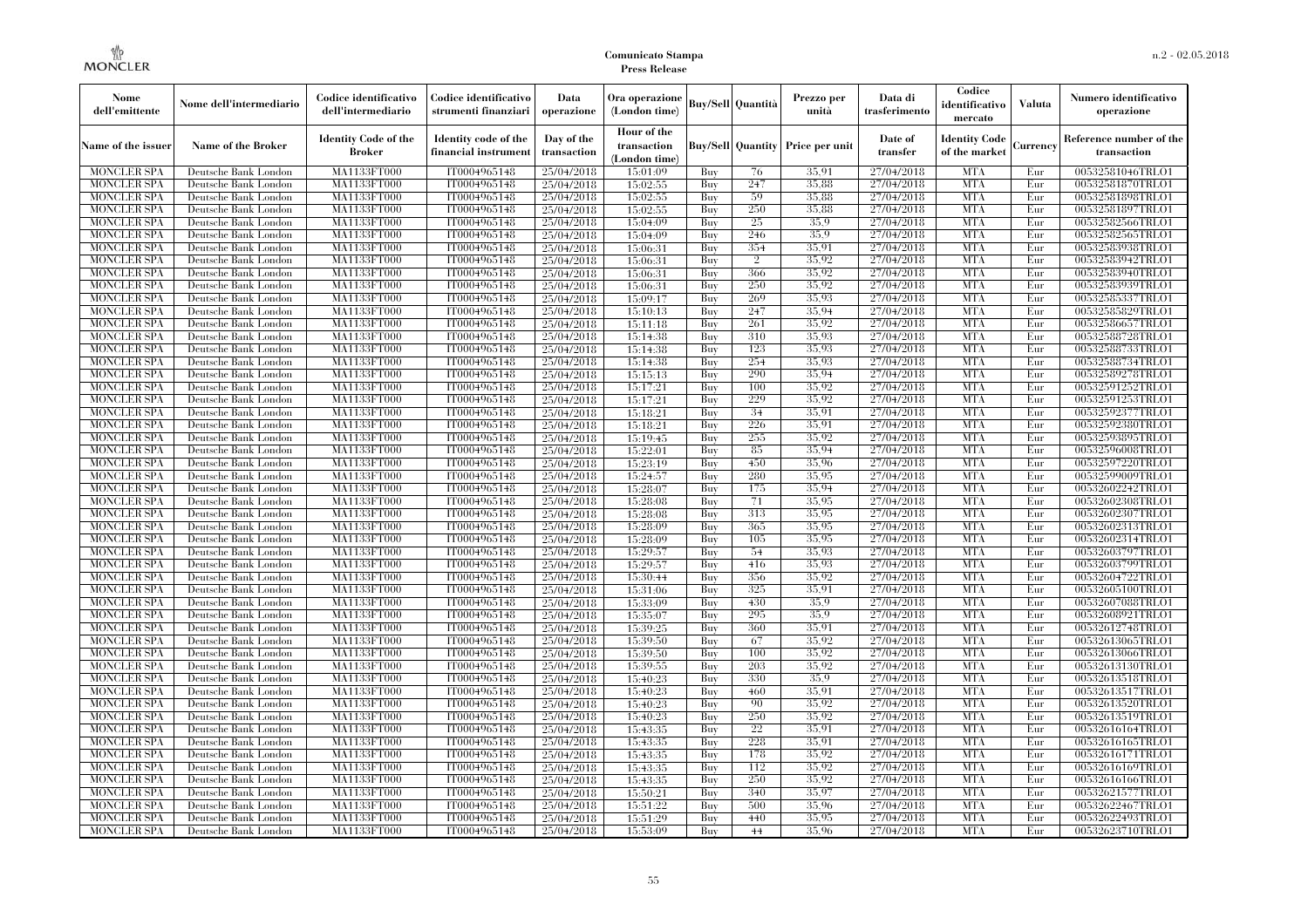| Nome dell'emittente | Nome dell'intermediario | Codice identificativo dell'intermediario | Codice identificativo strumenti finanziari | Data operazione | Ora operazione (London time) | Buy/Sell | Quantità | Prezzo per unità | Data di trasferimento | Codice identificativo mercato | Valuta | Numero identificativo operazione |
|---|---|---|---|---|---|---|---|---|---|---|---|---|
| Name of the issuer | Name of the Broker | Identity Code of the Broker | Identity code of the financial instrument | Day of the transaction | Hour of the transaction (London time) | Buy/Sell | Quantity | Price per unit | Date of transfer | Identity Code of the market | Currency | Reference number of the transaction |
| MONCLER SPA | Deutsche Bank London | MA1133FT000 | IT0004965148 | 25/04/2018 | 15:01:09 | Buy | 76 | 35.91 | 27/04/2018 | MTA | Eur | 00532581046TRLO1 |
| MONCLER SPA | Deutsche Bank London | MA1133FT000 | IT0004965148 | 25/04/2018 | 15:02:55 | Buy | 247 | 35.88 | 27/04/2018 | MTA | Eur | 00532581870TRLO1 |
| MONCLER SPA | Deutsche Bank London | MA1133FT000 | IT0004965148 | 25/04/2018 | 15:02:55 | Buy | 59 | 35.88 | 27/04/2018 | MTA | Eur | 00532581898TRLO1 |
| MONCLER SPA | Deutsche Bank London | MA1133FT000 | IT0004965148 | 25/04/2018 | 15:02:55 | Buy | 250 | 35.88 | 27/04/2018 | MTA | Eur | 00532581897TRLO1 |
| MONCLER SPA | Deutsche Bank London | MA1133FT000 | IT0004965148 | 25/04/2018 | 15:04:09 | Buy | 25 | 35.9 | 27/04/2018 | MTA | Eur | 00532582566TRLO1 |
| MONCLER SPA | Deutsche Bank London | MA1133FT000 | IT0004965148 | 25/04/2018 | 15:04:09 | Buy | 246 | 35.9 | 27/04/2018 | MTA | Eur | 00532582565TRLO1 |
| MONCLER SPA | Deutsche Bank London | MA1133FT000 | IT0004965148 | 25/04/2018 | 15:06:31 | Buy | 354 | 35.91 | 27/04/2018 | MTA | Eur | 00532583938TRLO1 |
| MONCLER SPA | Deutsche Bank London | MA1133FT000 | IT0004965148 | 25/04/2018 | 15:06:31 | Buy | 2 | 35.92 | 27/04/2018 | MTA | Eur | 00532583942TRLO1 |
| MONCLER SPA | Deutsche Bank London | MA1133FT000 | IT0004965148 | 25/04/2018 | 15:06:31 | Buy | 366 | 35.92 | 27/04/2018 | MTA | Eur | 00532583940TRLO1 |
| MONCLER SPA | Deutsche Bank London | MA1133FT000 | IT0004965148 | 25/04/2018 | 15:06:31 | Buy | 250 | 35.92 | 27/04/2018 | MTA | Eur | 00532583939TRLO1 |
| MONCLER SPA | Deutsche Bank London | MA1133FT000 | IT0004965148 | 25/04/2018 | 15:09:17 | Buy | 269 | 35.93 | 27/04/2018 | MTA | Eur | 00532585337TRLO1 |
| MONCLER SPA | Deutsche Bank London | MA1133FT000 | IT0004965148 | 25/04/2018 | 15:10:13 | Buy | 247 | 35.94 | 27/04/2018 | MTA | Eur | 00532585829TRLO1 |
| MONCLER SPA | Deutsche Bank London | MA1133FT000 | IT0004965148 | 25/04/2018 | 15:11:18 | Buy | 261 | 35.92 | 27/04/2018 | MTA | Eur | 00532586657TRLO1 |
| MONCLER SPA | Deutsche Bank London | MA1133FT000 | IT0004965148 | 25/04/2018 | 15:14:38 | Buy | 310 | 35.93 | 27/04/2018 | MTA | Eur | 00532588728TRLO1 |
| MONCLER SPA | Deutsche Bank London | MA1133FT000 | IT0004965148 | 25/04/2018 | 15:14:38 | Buy | 123 | 35.93 | 27/04/2018 | MTA | Eur | 00532588733TRLO1 |
| MONCLER SPA | Deutsche Bank London | MA1133FT000 | IT0004965148 | 25/04/2018 | 15:14:38 | Buy | 254 | 35.93 | 27/04/2018 | MTA | Eur | 00532588734TRLO1 |
| MONCLER SPA | Deutsche Bank London | MA1133FT000 | IT0004965148 | 25/04/2018 | 15:15:13 | Buy | 290 | 35.94 | 27/04/2018 | MTA | Eur | 00532589278TRLO1 |
| MONCLER SPA | Deutsche Bank London | MA1133FT000 | IT0004965148 | 25/04/2018 | 15:17:21 | Buy | 100 | 35.92 | 27/04/2018 | MTA | Eur | 00532591252TRLO1 |
| MONCLER SPA | Deutsche Bank London | MA1133FT000 | IT0004965148 | 25/04/2018 | 15:17:21 | Buy | 229 | 35.92 | 27/04/2018 | MTA | Eur | 00532591253TRLO1 |
| MONCLER SPA | Deutsche Bank London | MA1133FT000 | IT0004965148 | 25/04/2018 | 15:18:21 | Buy | 34 | 35.91 | 27/04/2018 | MTA | Eur | 00532592377TRLO1 |
| MONCLER SPA | Deutsche Bank London | MA1133FT000 | IT0004965148 | 25/04/2018 | 15:18:21 | Buy | 226 | 35.91 | 27/04/2018 | MTA | Eur | 00532592380TRLO1 |
| MONCLER SPA | Deutsche Bank London | MA1133FT000 | IT0004965148 | 25/04/2018 | 15:19:45 | Buy | 255 | 35.92 | 27/04/2018 | MTA | Eur | 00532593895TRLO1 |
| MONCLER SPA | Deutsche Bank London | MA1133FT000 | IT0004965148 | 25/04/2018 | 15:22:01 | Buy | 85 | 35.94 | 27/04/2018 | MTA | Eur | 00532596008TRLO1 |
| MONCLER SPA | Deutsche Bank London | MA1133FT000 | IT0004965148 | 25/04/2018 | 15:23:19 | Buy | 450 | 35.96 | 27/04/2018 | MTA | Eur | 00532597220TRLO1 |
| MONCLER SPA | Deutsche Bank London | MA1133FT000 | IT0004965148 | 25/04/2018 | 15:24:57 | Buy | 280 | 35.95 | 27/04/2018 | MTA | Eur | 00532599009TRLO1 |
| MONCLER SPA | Deutsche Bank London | MA1133FT000 | IT0004965148 | 25/04/2018 | 15:28:07 | Buy | 175 | 35.94 | 27/04/2018 | MTA | Eur | 00532602242TRLO1 |
| MONCLER SPA | Deutsche Bank London | MA1133FT000 | IT0004965148 | 25/04/2018 | 15:28:08 | Buy | 71 | 35.95 | 27/04/2018 | MTA | Eur | 00532602308TRLO1 |
| MONCLER SPA | Deutsche Bank London | MA1133FT000 | IT0004965148 | 25/04/2018 | 15:28:08 | Buy | 313 | 35.95 | 27/04/2018 | MTA | Eur | 00532602307TRLO1 |
| MONCLER SPA | Deutsche Bank London | MA1133FT000 | IT0004965148 | 25/04/2018 | 15:28:09 | Buy | 365 | 35.95 | 27/04/2018 | MTA | Eur | 00532602313TRLO1 |
| MONCLER SPA | Deutsche Bank London | MA1133FT000 | IT0004965148 | 25/04/2018 | 15:28:09 | Buy | 105 | 35.95 | 27/04/2018 | MTA | Eur | 00532602314TRLO1 |
| MONCLER SPA | Deutsche Bank London | MA1133FT000 | IT0004965148 | 25/04/2018 | 15:29:57 | Buy | 54 | 35.93 | 27/04/2018 | MTA | Eur | 00532603797TRLO1 |
| MONCLER SPA | Deutsche Bank London | MA1133FT000 | IT0004965148 | 25/04/2018 | 15:29:57 | Buy | 416 | 35.93 | 27/04/2018 | MTA | Eur | 00532603799TRLO1 |
| MONCLER SPA | Deutsche Bank London | MA1133FT000 | IT0004965148 | 25/04/2018 | 15:30:44 | Buy | 356 | 35.92 | 27/04/2018 | MTA | Eur | 00532604722TRLO1 |
| MONCLER SPA | Deutsche Bank London | MA1133FT000 | IT0004965148 | 25/04/2018 | 15:31:06 | Buy | 325 | 35.91 | 27/04/2018 | MTA | Eur | 00532605100TRLO1 |
| MONCLER SPA | Deutsche Bank London | MA1133FT000 | IT0004965148 | 25/04/2018 | 15:33:09 | Buy | 430 | 35.9 | 27/04/2018 | MTA | Eur | 00532607088TRLO1 |
| MONCLER SPA | Deutsche Bank London | MA1133FT000 | IT0004965148 | 25/04/2018 | 15:35:07 | Buy | 295 | 35.9 | 27/04/2018 | MTA | Eur | 00532608921TRLO1 |
| MONCLER SPA | Deutsche Bank London | MA1133FT000 | IT0004965148 | 25/04/2018 | 15:39:25 | Buy | 360 | 35.91 | 27/04/2018 | MTA | Eur | 00532612748TRLO1 |
| MONCLER SPA | Deutsche Bank London | MA1133FT000 | IT0004965148 | 25/04/2018 | 15:39:50 | Buy | 67 | 35.92 | 27/04/2018 | MTA | Eur | 00532613065TRLO1 |
| MONCLER SPA | Deutsche Bank London | MA1133FT000 | IT0004965148 | 25/04/2018 | 15:39:50 | Buy | 100 | 35.92 | 27/04/2018 | MTA | Eur | 00532613066TRLO1 |
| MONCLER SPA | Deutsche Bank London | MA1133FT000 | IT0004965148 | 25/04/2018 | 15:39:55 | Buy | 203 | 35.92 | 27/04/2018 | MTA | Eur | 00532613130TRLO1 |
| MONCLER SPA | Deutsche Bank London | MA1133FT000 | IT0004965148 | 25/04/2018 | 15:40:23 | Buy | 330 | 35.9 | 27/04/2018 | MTA | Eur | 00532613518TRLO1 |
| MONCLER SPA | Deutsche Bank London | MA1133FT000 | IT0004965148 | 25/04/2018 | 15:40:23 | Buy | 460 | 35.91 | 27/04/2018 | MTA | Eur | 00532613517TRLO1 |
| MONCLER SPA | Deutsche Bank London | MA1133FT000 | IT0004965148 | 25/04/2018 | 15:40:23 | Buy | 90 | 35.92 | 27/04/2018 | MTA | Eur | 00532613520TRLO1 |
| MONCLER SPA | Deutsche Bank London | MA1133FT000 | IT0004965148 | 25/04/2018 | 15:40:23 | Buy | 250 | 35.92 | 27/04/2018 | MTA | Eur | 00532613519TRLO1 |
| MONCLER SPA | Deutsche Bank London | MA1133FT000 | IT0004965148 | 25/04/2018 | 15:43:35 | Buy | 22 | 35.91 | 27/04/2018 | MTA | Eur | 00532616164TRLO1 |
| MONCLER SPA | Deutsche Bank London | MA1133FT000 | IT0004965148 | 25/04/2018 | 15:43:35 | Buy | 228 | 35.91 | 27/04/2018 | MTA | Eur | 00532616165TRLO1 |
| MONCLER SPA | Deutsche Bank London | MA1133FT000 | IT0004965148 | 25/04/2018 | 15:43:35 | Buy | 178 | 35.92 | 27/04/2018 | MTA | Eur | 00532616171TRLO1 |
| MONCLER SPA | Deutsche Bank London | MA1133FT000 | IT0004965148 | 25/04/2018 | 15:43:35 | Buy | 112 | 35.92 | 27/04/2018 | MTA | Eur | 00532616169TRLO1 |
| MONCLER SPA | Deutsche Bank London | MA1133FT000 | IT0004965148 | 25/04/2018 | 15:43:35 | Buy | 250 | 35.92 | 27/04/2018 | MTA | Eur | 00532616166TRLO1 |
| MONCLER SPA | Deutsche Bank London | MA1133FT000 | IT0004965148 | 25/04/2018 | 15:50:21 | Buy | 340 | 35.97 | 27/04/2018 | MTA | Eur | 00532621577TRLO1 |
| MONCLER SPA | Deutsche Bank London | MA1133FT000 | IT0004965148 | 25/04/2018 | 15:51:22 | Buy | 500 | 35.96 | 27/04/2018 | MTA | Eur | 00532622467TRLO1 |
| MONCLER SPA | Deutsche Bank London | MA1133FT000 | IT0004965148 | 25/04/2018 | 15:51:29 | Buy | 440 | 35.95 | 27/04/2018 | MTA | Eur | 00532622493TRLO1 |
| MONCLER SPA | Deutsche Bank London | MA1133FT000 | IT0004965148 | 25/04/2018 | 15:53:09 | Buy | 44 | 35.96 | 27/04/2018 | MTA | Eur | 00532623710TRLO1 |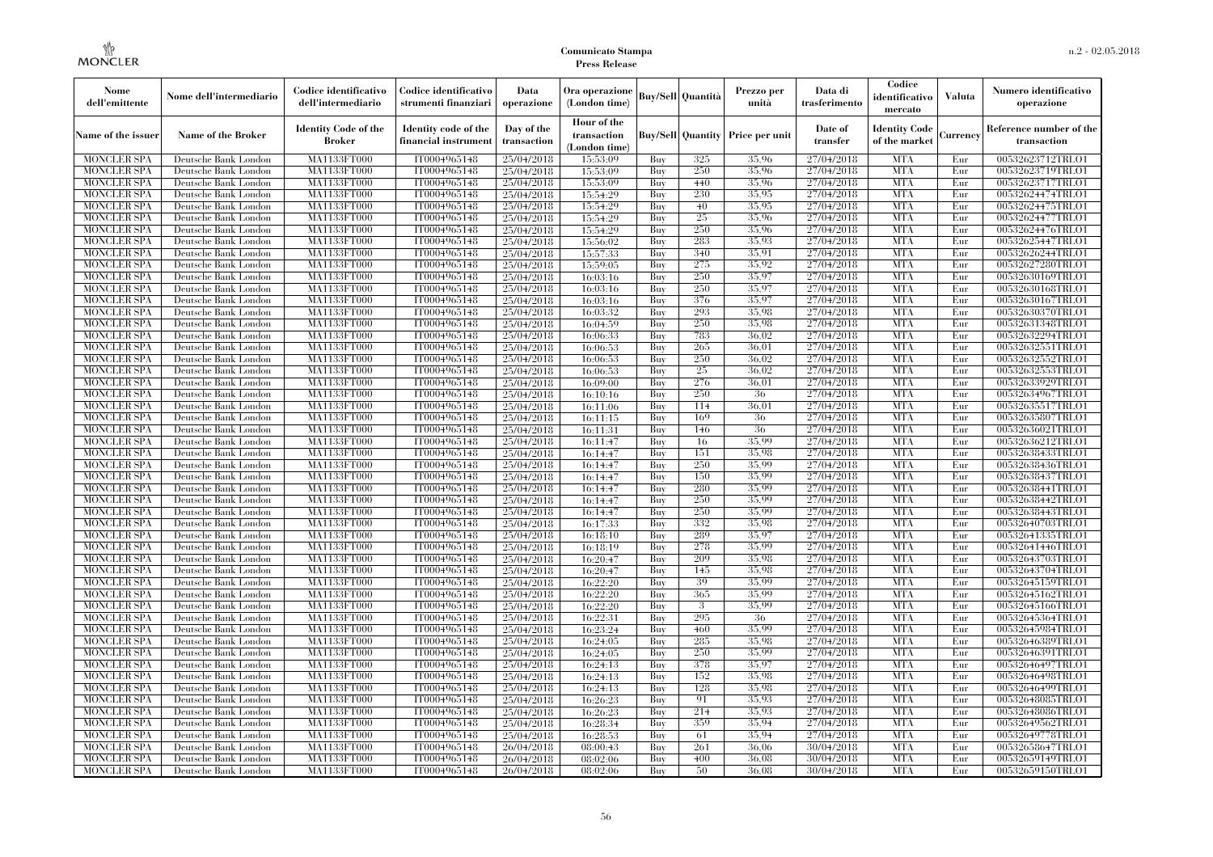**Comunicato Stampa**
**Press Release**

| Nome dell'emittente | Nome dell'intermediario | Codice identificativo dell'intermediario | Codice identificativo strumenti finanziari | Data operazione | Ora operazione (London time) | Buy/Sell | Quantità | Prezzo per unità | Data di trasferimento | Codice identificativo mercato | Valuta | Numero identificativo operazione |
|---|---|---|---|---|---|---|---|---|---|---|---|---|
| Name of the issuer | Name of the Broker | Identity Code of the Broker | Identity code of the financial instrument | Day of the transaction | Hour of the transaction (London time) | Buy/Sell | Quantity | Price per unit | Date of transfer | Identity Code of the market | Currency | Reference number of the transaction |
| MONCLER SPA | Deutsche Bank London | MA1133FT000 | IT0004965148 | 25/04/2018 | 15:53:09 | Buy | 325 | 35,96 | 27/04/2018 | MTA | Eur | 00532623712TRLO1 |
| MONCLER SPA | Deutsche Bank London | MA1133FT000 | IT0004965148 | 25/04/2018 | 15:53:09 | Buy | 250 | 35,96 | 27/04/2018 | MTA | Eur | 00532623719TRLO1 |
| MONCLER SPA | Deutsche Bank London | MA1133FT000 | IT0004965148 | 25/04/2018 | 15:53:09 | Buy | 440 | 35,96 | 27/04/2018 | MTA | Eur | 00532623717TRLO1 |
| MONCLER SPA | Deutsche Bank London | MA1133FT000 | IT0004965148 | 25/04/2018 | 15:54:29 | Buy | 230 | 35,95 | 27/04/2018 | MTA | Eur | 00532624474TRLO1 |
| MONCLER SPA | Deutsche Bank London | MA1133FT000 | IT0004965148 | 25/04/2018 | 15:54:29 | Buy | 40 | 35,95 | 27/04/2018 | MTA | Eur | 00532624475TRLO1 |
| MONCLER SPA | Deutsche Bank London | MA1133FT000 | IT0004965148 | 25/04/2018 | 15:54:29 | Buy | 25 | 35,96 | 27/04/2018 | MTA | Eur | 00532624477TRLO1 |
| MONCLER SPA | Deutsche Bank London | MA1133FT000 | IT0004965148 | 25/04/2018 | 15:54:29 | Buy | 250 | 35,96 | 27/04/2018 | MTA | Eur | 00532624476TRLO1 |
| MONCLER SPA | Deutsche Bank London | MA1133FT000 | IT0004965148 | 25/04/2018 | 15:56:02 | Buy | 283 | 35,93 | 27/04/2018 | MTA | Eur | 00532625447TRLO1 |
| MONCLER SPA | Deutsche Bank London | MA1133FT000 | IT0004965148 | 25/04/2018 | 15:57:33 | Buy | 340 | 35,91 | 27/04/2018 | MTA | Eur | 00532626244TRLO1 |
| MONCLER SPA | Deutsche Bank London | MA1133FT000 | IT0004965148 | 25/04/2018 | 15:59:05 | Buy | 275 | 35,92 | 27/04/2018 | MTA | Eur | 00532627280TRLO1 |
| MONCLER SPA | Deutsche Bank London | MA1133FT000 | IT0004965148 | 25/04/2018 | 16:03:16 | Buy | 250 | 35,97 | 27/04/2018 | MTA | Eur | 00532630169TRLO1 |
| MONCLER SPA | Deutsche Bank London | MA1133FT000 | IT0004965148 | 25/04/2018 | 16:03:16 | Buy | 250 | 35,97 | 27/04/2018 | MTA | Eur | 00532630168TRLO1 |
| MONCLER SPA | Deutsche Bank London | MA1133FT000 | IT0004965148 | 25/04/2018 | 16:03:16 | Buy | 376 | 35,97 | 27/04/2018 | MTA | Eur | 00532630167TRLO1 |
| MONCLER SPA | Deutsche Bank London | MA1133FT000 | IT0004965148 | 25/04/2018 | 16:03:32 | Buy | 293 | 35,98 | 27/04/2018 | MTA | Eur | 00532630370TRLO1 |
| MONCLER SPA | Deutsche Bank London | MA1133FT000 | IT0004965148 | 25/04/2018 | 16:04:59 | Buy | 250 | 35,98 | 27/04/2018 | MTA | Eur | 00532631348TRLO1 |
| MONCLER SPA | Deutsche Bank London | MA1133FT000 | IT0004965148 | 25/04/2018 | 16:06:33 | Buy | 783 | 36,02 | 27/04/2018 | MTA | Eur | 00532632294TRLO1 |
| MONCLER SPA | Deutsche Bank London | MA1133FT000 | IT0004965148 | 25/04/2018 | 16:06:53 | Buy | 265 | 36,01 | 27/04/2018 | MTA | Eur | 00532632551TRLO1 |
| MONCLER SPA | Deutsche Bank London | MA1133FT000 | IT0004965148 | 25/04/2018 | 16:06:53 | Buy | 250 | 36,02 | 27/04/2018 | MTA | Eur | 00532632552TRLO1 |
| MONCLER SPA | Deutsche Bank London | MA1133FT000 | IT0004965148 | 25/04/2018 | 16:06:53 | Buy | 25 | 36,02 | 27/04/2018 | MTA | Eur | 00532632553TRLO1 |
| MONCLER SPA | Deutsche Bank London | MA1133FT000 | IT0004965148 | 25/04/2018 | 16:09:00 | Buy | 276 | 36,01 | 27/04/2018 | MTA | Eur | 00532633929TRLO1 |
| MONCLER SPA | Deutsche Bank London | MA1133FT000 | IT0004965148 | 25/04/2018 | 16:10:16 | Buy | 250 | 36 | 27/04/2018 | MTA | Eur | 00532634967TRLO1 |
| MONCLER SPA | Deutsche Bank London | MA1133FT000 | IT0004965148 | 25/04/2018 | 16:11:06 | Buy | 114 | 36,01 | 27/04/2018 | MTA | Eur | 00532635517TRLO1 |
| MONCLER SPA | Deutsche Bank London | MA1133FT000 | IT0004965148 | 25/04/2018 | 16:11:15 | Buy | 169 | 36 | 27/04/2018 | MTA | Eur | 00532635807TRLO1 |
| MONCLER SPA | Deutsche Bank London | MA1133FT000 | IT0004965148 | 25/04/2018 | 16:11:31 | Buy | 146 | 36 | 27/04/2018 | MTA | Eur | 00532636021TRLO1 |
| MONCLER SPA | Deutsche Bank London | MA1133FT000 | IT0004965148 | 25/04/2018 | 16:11:47 | Buy | 16 | 35,99 | 27/04/2018 | MTA | Eur | 00532636212TRLO1 |
| MONCLER SPA | Deutsche Bank London | MA1133FT000 | IT0004965148 | 25/04/2018 | 16:14:47 | Buy | 151 | 35,98 | 27/04/2018 | MTA | Eur | 00532638433TRLO1 |
| MONCLER SPA | Deutsche Bank London | MA1133FT000 | IT0004965148 | 25/04/2018 | 16:14:47 | Buy | 250 | 35,99 | 27/04/2018 | MTA | Eur | 00532638436TRLO1 |
| MONCLER SPA | Deutsche Bank London | MA1133FT000 | IT0004965148 | 25/04/2018 | 16:14:47 | Buy | 150 | 35,99 | 27/04/2018 | MTA | Eur | 00532638437TRLO1 |
| MONCLER SPA | Deutsche Bank London | MA1133FT000 | IT0004965148 | 25/04/2018 | 16:14:47 | Buy | 280 | 35,99 | 27/04/2018 | MTA | Eur | 00532638441TRLO1 |
| MONCLER SPA | Deutsche Bank London | MA1133FT000 | IT0004965148 | 25/04/2018 | 16:14:47 | Buy | 250 | 35,99 | 27/04/2018 | MTA | Eur | 00532638442TRLO1 |
| MONCLER SPA | Deutsche Bank London | MA1133FT000 | IT0004965148 | 25/04/2018 | 16:14:47 | Buy | 250 | 35,99 | 27/04/2018 | MTA | Eur | 00532638443TRLO1 |
| MONCLER SPA | Deutsche Bank London | MA1133FT000 | IT0004965148 | 25/04/2018 | 16:17:33 | Buy | 332 | 35,98 | 27/04/2018 | MTA | Eur | 00532640703TRLO1 |
| MONCLER SPA | Deutsche Bank London | MA1133FT000 | IT0004965148 | 25/04/2018 | 16:18:10 | Buy | 289 | 35,97 | 27/04/2018 | MTA | Eur | 00532641335TRLO1 |
| MONCLER SPA | Deutsche Bank London | MA1133FT000 | IT0004965148 | 25/04/2018 | 16:18:19 | Buy | 278 | 35,99 | 27/04/2018 | MTA | Eur | 00532641446TRLO1 |
| MONCLER SPA | Deutsche Bank London | MA1133FT000 | IT0004965148 | 25/04/2018 | 16:20:47 | Buy | 209 | 35,98 | 27/04/2018 | MTA | Eur | 00532643703TRLO1 |
| MONCLER SPA | Deutsche Bank London | MA1133FT000 | IT0004965148 | 25/04/2018 | 16:20:47 | Buy | 145 | 35,98 | 27/04/2018 | MTA | Eur | 00532643704TRLO1 |
| MONCLER SPA | Deutsche Bank London | MA1133FT000 | IT0004965148 | 25/04/2018 | 16:22:20 | Buy | 39 | 35,99 | 27/04/2018 | MTA | Eur | 00532645159TRLO1 |
| MONCLER SPA | Deutsche Bank London | MA1133FT000 | IT0004965148 | 25/04/2018 | 16:22:20 | Buy | 365 | 35,99 | 27/04/2018 | MTA | Eur | 00532645162TRLO1 |
| MONCLER SPA | Deutsche Bank London | MA1133FT000 | IT0004965148 | 25/04/2018 | 16:22:20 | Buy | 3 | 35,99 | 27/04/2018 | MTA | Eur | 00532645166TRLO1 |
| MONCLER SPA | Deutsche Bank London | MA1133FT000 | IT0004965148 | 25/04/2018 | 16:22:31 | Buy | 295 | 36 | 27/04/2018 | MTA | Eur | 00532645364TRLO1 |
| MONCLER SPA | Deutsche Bank London | MA1133FT000 | IT0004965148 | 25/04/2018 | 16:23:24 | Buy | 460 | 35,99 | 27/04/2018 | MTA | Eur | 00532645984TRLO1 |
| MONCLER SPA | Deutsche Bank London | MA1133FT000 | IT0004965148 | 25/04/2018 | 16:24:05 | Buy | 285 | 35,98 | 27/04/2018 | MTA | Eur | 00532646389TRLO1 |
| MONCLER SPA | Deutsche Bank London | MA1133FT000 | IT0004965148 | 25/04/2018 | 16:24:05 | Buy | 250 | 35,99 | 27/04/2018 | MTA | Eur | 00532646391TRLO1 |
| MONCLER SPA | Deutsche Bank London | MA1133FT000 | IT0004965148 | 25/04/2018 | 16:24:13 | Buy | 378 | 35,97 | 27/04/2018 | MTA | Eur | 00532646497TRLO1 |
| MONCLER SPA | Deutsche Bank London | MA1133FT000 | IT0004965148 | 25/04/2018 | 16:24:13 | Buy | 152 | 35,98 | 27/04/2018 | MTA | Eur | 00532646498TRLO1 |
| MONCLER SPA | Deutsche Bank London | MA1133FT000 | IT0004965148 | 25/04/2018 | 16:24:13 | Buy | 128 | 35,98 | 27/04/2018 | MTA | Eur | 00532646499TRLO1 |
| MONCLER SPA | Deutsche Bank London | MA1133FT000 | IT0004965148 | 25/04/2018 | 16:26:23 | Buy | 91 | 35,93 | 27/04/2018 | MTA | Eur | 00532648085TRLO1 |
| MONCLER SPA | Deutsche Bank London | MA1133FT000 | IT0004965148 | 25/04/2018 | 16:26:23 | Buy | 214 | 35,93 | 27/04/2018 | MTA | Eur | 00532648086TRLO1 |
| MONCLER SPA | Deutsche Bank London | MA1133FT000 | IT0004965148 | 25/04/2018 | 16:28:34 | Buy | 359 | 35,94 | 27/04/2018 | MTA | Eur | 00532649562TRLO1 |
| MONCLER SPA | Deutsche Bank London | MA1133FT000 | IT0004965148 | 25/04/2018 | 16:28:53 | Buy | 61 | 35,94 | 27/04/2018 | MTA | Eur | 00532649778TRLO1 |
| MONCLER SPA | Deutsche Bank London | MA1133FT000 | IT0004965148 | 26/04/2018 | 08:00:43 | Buy | 261 | 36,06 | 30/04/2018 | MTA | Eur | 00532658647TRLO1 |
| MONCLER SPA | Deutsche Bank London | MA1133FT000 | IT0004965148 | 26/04/2018 | 08:02:06 | Buy | 400 | 36,08 | 30/04/2018 | MTA | Eur | 00532659149TRLO1 |
| MONCLER SPA | Deutsche Bank London | MA1133FT000 | IT0004965148 | 26/04/2018 | 08:02:06 | Buy | 50 | 36,08 | 30/04/2018 | MTA | Eur | 00532659150TRLO1 |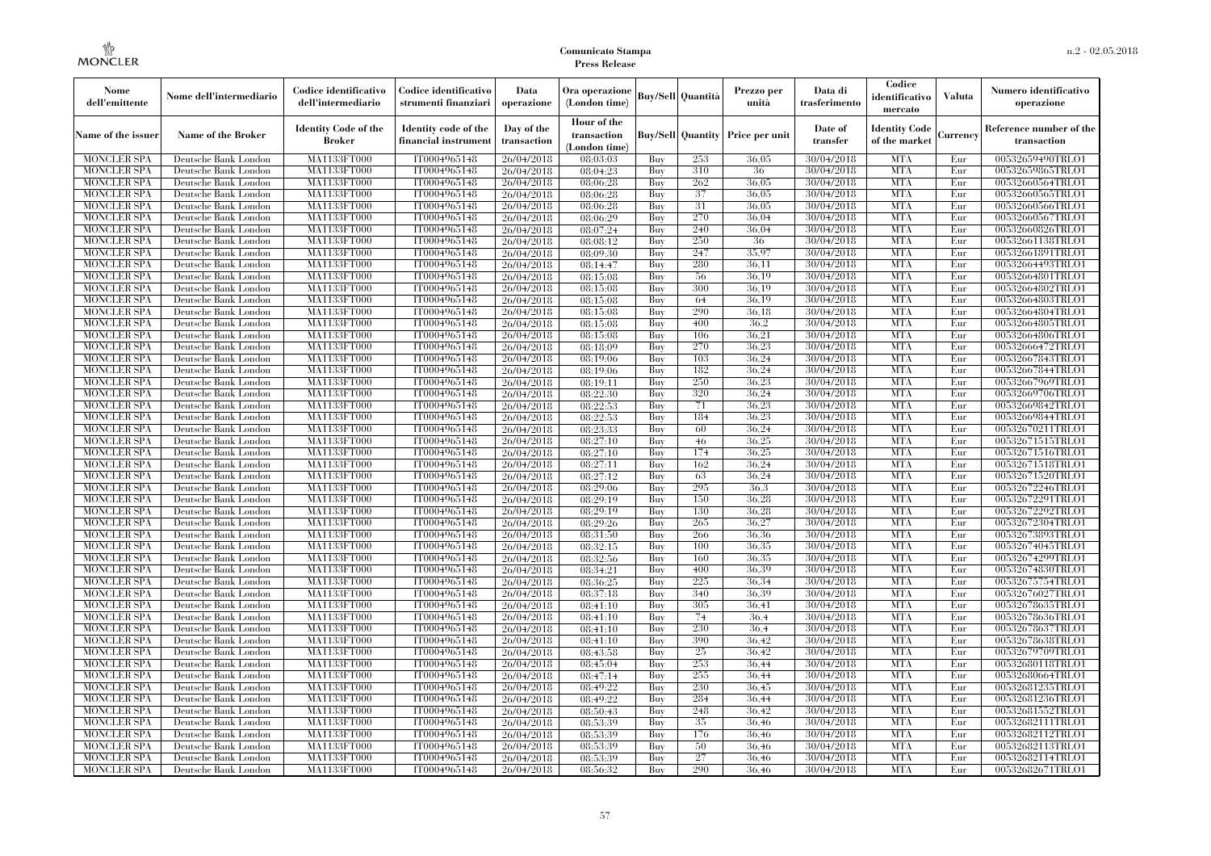| Nome dell'emittente | Nome dell'intermediario | Codice identificativo dell'intermediario | Codice identificativo strumenti finanziari | Data operazione | Ora operazione (London time) | Buy/Sell | Quantità | Prezzo per unità | Data di trasferimento | Codice identificativo mercato | Valuta | Numero identificativo operazione |
|---|---|---|---|---|---|---|---|---|---|---|---|---|
| Name of the issuer | Name of the Broker | Identity Code of the Broker | Identity code of the financial instrument | Day of the transaction | Hour of the transaction (London time) | Buy/Sell | Quantity | Price per unit | Date of transfer | Identity Code of the market | Currency | Reference number of the transaction |
| MONCLER SPA | Deutsche Bank London | MA1133FT000 | IT0004965148 | 26/04/2018 | 08:03:03 | Buy | 253 | 36.05 | 30/04/2018 | MTA | Eur | 00532659490TRLO1 |
| MONCLER SPA | Deutsche Bank London | MA1133FT000 | IT0004965148 | 26/04/2018 | 08:04:23 | Buy | 310 | 36 | 30/04/2018 | MTA | Eur | 00532659865TRLO1 |
| MONCLER SPA | Deutsche Bank London | MA1133FT000 | IT0004965148 | 26/04/2018 | 08:06:28 | Buy | 262 | 36.05 | 30/04/2018 | MTA | Eur | 00532660564TRLO1 |
| MONCLER SPA | Deutsche Bank London | MA1133FT000 | IT0004965148 | 26/04/2018 | 08:06:28 | Buy | 37 | 36.05 | 30/04/2018 | MTA | Eur | 00532660565TRLO1 |
| MONCLER SPA | Deutsche Bank London | MA1133FT000 | IT0004965148 | 26/04/2018 | 08:06:28 | Buy | 31 | 36.05 | 30/04/2018 | MTA | Eur | 00532660566TRLO1 |
| MONCLER SPA | Deutsche Bank London | MA1133FT000 | IT0004965148 | 26/04/2018 | 08:06:29 | Buy | 270 | 36.04 | 30/04/2018 | MTA | Eur | 00532660567TRLO1 |
| MONCLER SPA | Deutsche Bank London | MA1133FT000 | IT0004965148 | 26/04/2018 | 08:07:24 | Buy | 240 | 36.04 | 30/04/2018 | MTA | Eur | 00532660826TRLO1 |
| MONCLER SPA | Deutsche Bank London | MA1133FT000 | IT0004965148 | 26/04/2018 | 08:08:12 | Buy | 250 | 36 | 30/04/2018 | MTA | Eur | 00532661138TRLO1 |
| MONCLER SPA | Deutsche Bank London | MA1133FT000 | IT0004965148 | 26/04/2018 | 08:09:30 | Buy | 247 | 35.97 | 30/04/2018 | MTA | Eur | 00532661891TRLO1 |
| MONCLER SPA | Deutsche Bank London | MA1133FT000 | IT0004965148 | 26/04/2018 | 08:14:47 | Buy | 280 | 36.11 | 30/04/2018 | MTA | Eur | 00532664493TRLO1 |
| MONCLER SPA | Deutsche Bank London | MA1133FT000 | IT0004965148 | 26/04/2018 | 08:15:08 | Buy | 56 | 36.19 | 30/04/2018 | MTA | Eur | 00532664801TRLO1 |
| MONCLER SPA | Deutsche Bank London | MA1133FT000 | IT0004965148 | 26/04/2018 | 08:15:08 | Buy | 300 | 36.19 | 30/04/2018 | MTA | Eur | 00532664802TRLO1 |
| MONCLER SPA | Deutsche Bank London | MA1133FT000 | IT0004965148 | 26/04/2018 | 08:15:08 | Buy | 64 | 36.19 | 30/04/2018 | MTA | Eur | 00532664803TRLO1 |
| MONCLER SPA | Deutsche Bank London | MA1133FT000 | IT0004965148 | 26/04/2018 | 08:15:08 | Buy | 290 | 36.18 | 30/04/2018 | MTA | Eur | 00532664804TRLO1 |
| MONCLER SPA | Deutsche Bank London | MA1133FT000 | IT0004965148 | 26/04/2018 | 08:15:08 | Buy | 400 | 36.2 | 30/04/2018 | MTA | Eur | 00532664805TRLO1 |
| MONCLER SPA | Deutsche Bank London | MA1133FT000 | IT0004965148 | 26/04/2018 | 08:15:08 | Buy | 106 | 36.21 | 30/04/2018 | MTA | Eur | 00532664806TRLO1 |
| MONCLER SPA | Deutsche Bank London | MA1133FT000 | IT0004965148 | 26/04/2018 | 08:18:09 | Buy | 270 | 36.23 | 30/04/2018 | MTA | Eur | 00532666472TRLO1 |
| MONCLER SPA | Deutsche Bank London | MA1133FT000 | IT0004965148 | 26/04/2018 | 08:19:06 | Buy | 103 | 36.24 | 30/04/2018 | MTA | Eur | 00532667843TRLO1 |
| MONCLER SPA | Deutsche Bank London | MA1133FT000 | IT0004965148 | 26/04/2018 | 08:19:06 | Buy | 182 | 36.24 | 30/04/2018 | MTA | Eur | 00532667844TRLO1 |
| MONCLER SPA | Deutsche Bank London | MA1133FT000 | IT0004965148 | 26/04/2018 | 08:19:11 | Buy | 250 | 36.23 | 30/04/2018 | MTA | Eur | 00532667969TRLO1 |
| MONCLER SPA | Deutsche Bank London | MA1133FT000 | IT0004965148 | 26/04/2018 | 08:22:30 | Buy | 320 | 36.24 | 30/04/2018 | MTA | Eur | 00532669706TRLO1 |
| MONCLER SPA | Deutsche Bank London | MA1133FT000 | IT0004965148 | 26/04/2018 | 08:22:53 | Buy | 71 | 36.23 | 30/04/2018 | MTA | Eur | 00532669842TRLO1 |
| MONCLER SPA | Deutsche Bank London | MA1133FT000 | IT0004965148 | 26/04/2018 | 08:22:53 | Buy | 184 | 36.23 | 30/04/2018 | MTA | Eur | 00532669844TRLO1 |
| MONCLER SPA | Deutsche Bank London | MA1133FT000 | IT0004965148 | 26/04/2018 | 08:23:33 | Buy | 60 | 36.24 | 30/04/2018 | MTA | Eur | 00532670211TRLO1 |
| MONCLER SPA | Deutsche Bank London | MA1133FT000 | IT0004965148 | 26/04/2018 | 08:27:10 | Buy | 46 | 36.25 | 30/04/2018 | MTA | Eur | 00532671515TRLO1 |
| MONCLER SPA | Deutsche Bank London | MA1133FT000 | IT0004965148 | 26/04/2018 | 08:27:10 | Buy | 174 | 36.25 | 30/04/2018 | MTA | Eur | 00532671516TRLO1 |
| MONCLER SPA | Deutsche Bank London | MA1133FT000 | IT0004965148 | 26/04/2018 | 08:27:11 | Buy | 162 | 36.24 | 30/04/2018 | MTA | Eur | 00532671518TRLO1 |
| MONCLER SPA | Deutsche Bank London | MA1133FT000 | IT0004965148 | 26/04/2018 | 08:27:12 | Buy | 63 | 36.24 | 30/04/2018 | MTA | Eur | 00532671520TRLO1 |
| MONCLER SPA | Deutsche Bank London | MA1133FT000 | IT0004965148 | 26/04/2018 | 08:29:06 | Buy | 295 | 36.3 | 30/04/2018 | MTA | Eur | 00532672246TRLO1 |
| MONCLER SPA | Deutsche Bank London | MA1133FT000 | IT0004965148 | 26/04/2018 | 08:29:19 | Buy | 150 | 36.28 | 30/04/2018 | MTA | Eur | 00532672291TRLO1 |
| MONCLER SPA | Deutsche Bank London | MA1133FT000 | IT0004965148 | 26/04/2018 | 08:29:19 | Buy | 130 | 36.28 | 30/04/2018 | MTA | Eur | 00532672292TRLO1 |
| MONCLER SPA | Deutsche Bank London | MA1133FT000 | IT0004965148 | 26/04/2018 | 08:29:26 | Buy | 265 | 36.27 | 30/04/2018 | MTA | Eur | 00532672304TRLO1 |
| MONCLER SPA | Deutsche Bank London | MA1133FT000 | IT0004965148 | 26/04/2018 | 08:31:50 | Buy | 266 | 36.36 | 30/04/2018 | MTA | Eur | 00532673893TRLO1 |
| MONCLER SPA | Deutsche Bank London | MA1133FT000 | IT0004965148 | 26/04/2018 | 08:32:15 | Buy | 100 | 36.35 | 30/04/2018 | MTA | Eur | 00532674045TRLO1 |
| MONCLER SPA | Deutsche Bank London | MA1133FT000 | IT0004965148 | 26/04/2018 | 08:32:56 | Buy | 160 | 36.35 | 30/04/2018 | MTA | Eur | 00532674299TRLO1 |
| MONCLER SPA | Deutsche Bank London | MA1133FT000 | IT0004965148 | 26/04/2018 | 08:34:21 | Buy | 400 | 36.39 | 30/04/2018 | MTA | Eur | 00532674830TRLO1 |
| MONCLER SPA | Deutsche Bank London | MA1133FT000 | IT0004965148 | 26/04/2018 | 08:36:25 | Buy | 225 | 36.34 | 30/04/2018 | MTA | Eur | 00532675754TRLO1 |
| MONCLER SPA | Deutsche Bank London | MA1133FT000 | IT0004965148 | 26/04/2018 | 08:37:18 | Buy | 340 | 36.39 | 30/04/2018 | MTA | Eur | 00532676027TRLO1 |
| MONCLER SPA | Deutsche Bank London | MA1133FT000 | IT0004965148 | 26/04/2018 | 08:41:10 | Buy | 305 | 36.41 | 30/04/2018 | MTA | Eur | 00532678635TRLO1 |
| MONCLER SPA | Deutsche Bank London | MA1133FT000 | IT0004965148 | 26/04/2018 | 08:41:10 | Buy | 74 | 36.4 | 30/04/2018 | MTA | Eur | 00532678636TRLO1 |
| MONCLER SPA | Deutsche Bank London | MA1133FT000 | IT0004965148 | 26/04/2018 | 08:41:10 | Buy | 230 | 36.4 | 30/04/2018 | MTA | Eur | 00532678637TRLO1 |
| MONCLER SPA | Deutsche Bank London | MA1133FT000 | IT0004965148 | 26/04/2018 | 08:41:10 | Buy | 390 | 36.42 | 30/04/2018 | MTA | Eur | 00532678638TRLO1 |
| MONCLER SPA | Deutsche Bank London | MA1133FT000 | IT0004965148 | 26/04/2018 | 08:43:58 | Buy | 25 | 36.42 | 30/04/2018 | MTA | Eur | 00532679709TRLO1 |
| MONCLER SPA | Deutsche Bank London | MA1133FT000 | IT0004965148 | 26/04/2018 | 08:45:04 | Buy | 253 | 36.44 | 30/04/2018 | MTA | Eur | 00532680118TRLO1 |
| MONCLER SPA | Deutsche Bank London | MA1133FT000 | IT0004965148 | 26/04/2018 | 08:47:14 | Buy | 255 | 36.44 | 30/04/2018 | MTA | Eur | 00532680664TRLO1 |
| MONCLER SPA | Deutsche Bank London | MA1133FT000 | IT0004965148 | 26/04/2018 | 08:49:22 | Buy | 230 | 36.45 | 30/04/2018 | MTA | Eur | 00532681235TRLO1 |
| MONCLER SPA | Deutsche Bank London | MA1133FT000 | IT0004965148 | 26/04/2018 | 08:49:22 | Buy | 284 | 36.44 | 30/04/2018 | MTA | Eur | 00532681236TRLO1 |
| MONCLER SPA | Deutsche Bank London | MA1133FT000 | IT0004965148 | 26/04/2018 | 08:50:43 | Buy | 248 | 36.42 | 30/04/2018 | MTA | Eur | 00532681552TRLO1 |
| MONCLER SPA | Deutsche Bank London | MA1133FT000 | IT0004965148 | 26/04/2018 | 08:53:39 | Buy | 35 | 36.46 | 30/04/2018 | MTA | Eur | 00532682111TRLO1 |
| MONCLER SPA | Deutsche Bank London | MA1133FT000 | IT0004965148 | 26/04/2018 | 08:53:39 | Buy | 176 | 36.46 | 30/04/2018 | MTA | Eur | 00532682112TRLO1 |
| MONCLER SPA | Deutsche Bank London | MA1133FT000 | IT0004965148 | 26/04/2018 | 08:53:39 | Buy | 50 | 36.46 | 30/04/2018 | MTA | Eur | 00532682113TRLO1 |
| MONCLER SPA | Deutsche Bank London | MA1133FT000 | IT0004965148 | 26/04/2018 | 08:53:39 | Buy | 27 | 36.46 | 30/04/2018 | MTA | Eur | 00532682114TRLO1 |
| MONCLER SPA | Deutsche Bank London | MA1133FT000 | IT0004965148 | 26/04/2018 | 08:56:32 | Buy | 290 | 36.46 | 30/04/2018 | MTA | Eur | 00532682671TRLO1 |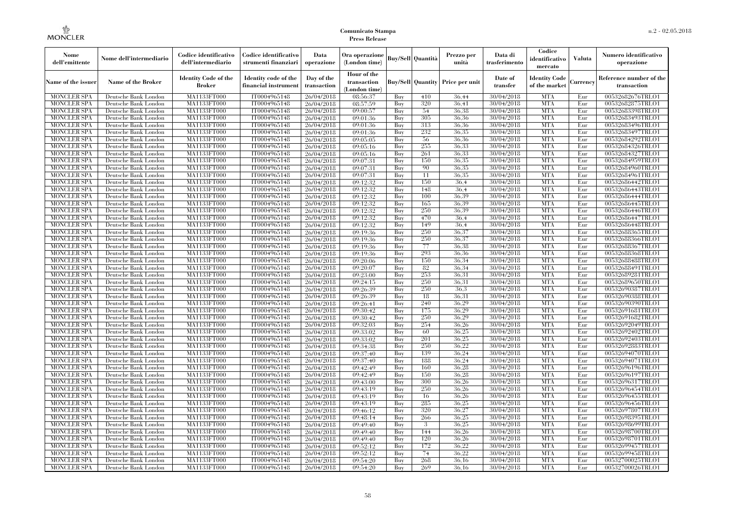| Nome dell'emittente | Nome dell'intermediario | Codice identificativo dell'intermediario | Codice identificativo strumenti finanziari | Data operazione | Ora operazione (London time) | Buy/Sell | Quantità | Prezzo per unità | Data di trasferimento | Codice identificativo mercato | Valuta | Numero identificativo operazione |
|---|---|---|---|---|---|---|---|---|---|---|---|---|
| Name of the issuer | Name of the Broker | Identity Code of the Broker | Identity code of the financial instrument | Day of the transaction | Hour of the transaction (London time) | Buy/Sell | Quantity | Price per unit | Date of transfer | Identity Code of the market | Currency | Reference number of the transaction |
| MONCLER SPA | Deutsche Bank London | MA1133FT000 | IT0004965148 | 26/04/2018 | 08:56:37 | Buy | 410 | 36,44 | 30/04/2018 | MTA | Eur | 00532682676TRLO1 |
| MONCLER SPA | Deutsche Bank London | MA1133FT000 | IT0004965148 | 26/04/2018 | 08:57:59 | Buy | 320 | 36,41 | 30/04/2018 | MTA | Eur | 00532682875TRLO1 |
| MONCLER SPA | Deutsche Bank London | MA1133FT000 | IT0004965148 | 26/04/2018 | 09:00:57 | Buy | 54 | 36,38 | 30/04/2018 | MTA | Eur | 00532683398TRLO1 |
| MONCLER SPA | Deutsche Bank London | MA1133FT000 | IT0004965148 | 26/04/2018 | 09:01:36 | Buy | 305 | 36,36 | 30/04/2018 | MTA | Eur | 00532683493TRLO1 |
| MONCLER SPA | Deutsche Bank London | MA1133FT000 | IT0004965148 | 26/04/2018 | 09:01:36 | Buy | 313 | 36,36 | 30/04/2018 | MTA | Eur | 00532683496TRLO1 |
| MONCLER SPA | Deutsche Bank London | MA1133FT000 | IT0004965148 | 26/04/2018 | 09:01:36 | Buy | 232 | 36,35 | 30/04/2018 | MTA | Eur | 00532683497TRLO1 |
| MONCLER SPA | Deutsche Bank London | MA1133FT000 | IT0004965148 | 26/04/2018 | 09:05:05 | Buy | 56 | 36,36 | 30/04/2018 | MTA | Eur | 00532684292TRLO1 |
| MONCLER SPA | Deutsche Bank London | MA1133FT000 | IT0004965148 | 26/04/2018 | 09:05:16 | Buy | 255 | 36,33 | 30/04/2018 | MTA | Eur | 00532684326TRLO1 |
| MONCLER SPA | Deutsche Bank London | MA1133FT000 | IT0004965148 | 26/04/2018 | 09:05:16 | Buy | 261 | 36,33 | 30/04/2018 | MTA | Eur | 00532684327TRLO1 |
| MONCLER SPA | Deutsche Bank London | MA1133FT000 | IT0004965148 | 26/04/2018 | 09:07:31 | Buy | 150 | 36,35 | 30/04/2018 | MTA | Eur | 00532684959TRLO1 |
| MONCLER SPA | Deutsche Bank London | MA1133FT000 | IT0004965148 | 26/04/2018 | 09:07:31 | Buy | 90 | 36,35 | 30/04/2018 | MTA | Eur | 00532684960TRLO1 |
| MONCLER SPA | Deutsche Bank London | MA1133FT000 | IT0004965148 | 26/04/2018 | 09:07:31 | Buy | 11 | 36,35 | 30/04/2018 | MTA | Eur | 00532684961TRLO1 |
| MONCLER SPA | Deutsche Bank London | MA1133FT000 | IT0004965148 | 26/04/2018 | 09:12:32 | Buy | 150 | 36,4 | 30/04/2018 | MTA | Eur | 00532686442TRLO1 |
| MONCLER SPA | Deutsche Bank London | MA1133FT000 | IT0004965148 | 26/04/2018 | 09:12:32 | Buy | 148 | 36,4 | 30/04/2018 | MTA | Eur | 00532686443TRLO1 |
| MONCLER SPA | Deutsche Bank London | MA1133FT000 | IT0004965148 | 26/04/2018 | 09:12:32 | Buy | 100 | 36,39 | 30/04/2018 | MTA | Eur | 00532686444TRLO1 |
| MONCLER SPA | Deutsche Bank London | MA1133FT000 | IT0004965148 | 26/04/2018 | 09:12:32 | Buy | 165 | 36,39 | 30/04/2018 | MTA | Eur | 00532686445TRLO1 |
| MONCLER SPA | Deutsche Bank London | MA1133FT000 | IT0004965148 | 26/04/2018 | 09:12:32 | Buy | 250 | 36,39 | 30/04/2018 | MTA | Eur | 00532686446TRLO1 |
| MONCLER SPA | Deutsche Bank London | MA1133FT000 | IT0004965148 | 26/04/2018 | 09:12:32 | Buy | 470 | 36,4 | 30/04/2018 | MTA | Eur | 00532686447TRLO1 |
| MONCLER SPA | Deutsche Bank London | MA1133FT000 | IT0004965148 | 26/04/2018 | 09:12:32 | Buy | 149 | 36,4 | 30/04/2018 | MTA | Eur | 00532686448TRLO1 |
| MONCLER SPA | Deutsche Bank London | MA1133FT000 | IT0004965148 | 26/04/2018 | 09:19:36 | Buy | 250 | 36,37 | 30/04/2018 | MTA | Eur | 00532688365TRLO1 |
| MONCLER SPA | Deutsche Bank London | MA1133FT000 | IT0004965148 | 26/04/2018 | 09:19:36 | Buy | 250 | 36,37 | 30/04/2018 | MTA | Eur | 00532688366TRLO1 |
| MONCLER SPA | Deutsche Bank London | MA1133FT000 | IT0004965148 | 26/04/2018 | 09:19:36 | Buy | 77 | 36,38 | 30/04/2018 | MTA | Eur | 00532688367TRLO1 |
| MONCLER SPA | Deutsche Bank London | MA1133FT000 | IT0004965148 | 26/04/2018 | 09:19:36 | Buy | 293 | 36,36 | 30/04/2018 | MTA | Eur | 00532688368TRLO1 |
| MONCLER SPA | Deutsche Bank London | MA1133FT000 | IT0004965148 | 26/04/2018 | 09:20:06 | Buy | 150 | 36,34 | 30/04/2018 | MTA | Eur | 00532688488TRLO1 |
| MONCLER SPA | Deutsche Bank London | MA1133FT000 | IT0004965148 | 26/04/2018 | 09:20:07 | Buy | 82 | 36,34 | 30/04/2018 | MTA | Eur | 00532688491TRLO1 |
| MONCLER SPA | Deutsche Bank London | MA1133FT000 | IT0004965148 | 26/04/2018 | 09:23:00 | Buy | 253 | 36,31 | 30/04/2018 | MTA | Eur | 00532689281TRLO1 |
| MONCLER SPA | Deutsche Bank London | MA1133FT000 | IT0004965148 | 26/04/2018 | 09:24:15 | Buy | 250 | 36,31 | 30/04/2018 | MTA | Eur | 00532689650TRLO1 |
| MONCLER SPA | Deutsche Bank London | MA1133FT000 | IT0004965148 | 26/04/2018 | 09:26:39 | Buy | 250 | 36,3 | 30/04/2018 | MTA | Eur | 00532690387TRLO1 |
| MONCLER SPA | Deutsche Bank London | MA1133FT000 | IT0004965148 | 26/04/2018 | 09:26:39 | Buy | 18 | 36,31 | 30/04/2018 | MTA | Eur | 00532690388TRLO1 |
| MONCLER SPA | Deutsche Bank London | MA1133FT000 | IT0004965148 | 26/04/2018 | 09:26:41 | Buy | 240 | 36,29 | 30/04/2018 | MTA | Eur | 00532690390TRLO1 |
| MONCLER SPA | Deutsche Bank London | MA1133FT000 | IT0004965148 | 26/04/2018 | 09:30:42 | Buy | 175 | 36,29 | 30/04/2018 | MTA | Eur | 00532691681TRLO1 |
| MONCLER SPA | Deutsche Bank London | MA1133FT000 | IT0004965148 | 26/04/2018 | 09:30:42 | Buy | 250 | 36,29 | 30/04/2018 | MTA | Eur | 00532691682TRLO1 |
| MONCLER SPA | Deutsche Bank London | MA1133FT000 | IT0004965148 | 26/04/2018 | 09:32:03 | Buy | 254 | 36,26 | 30/04/2018 | MTA | Eur | 00532692049TRLO1 |
| MONCLER SPA | Deutsche Bank London | MA1133FT000 | IT0004965148 | 26/04/2018 | 09:33:02 | Buy | 60 | 36,25 | 30/04/2018 | MTA | Eur | 00532692402TRLO1 |
| MONCLER SPA | Deutsche Bank London | MA1133FT000 | IT0004965148 | 26/04/2018 | 09:33:02 | Buy | 201 | 36,25 | 30/04/2018 | MTA | Eur | 00532692403TRLO1 |
| MONCLER SPA | Deutsche Bank London | MA1133FT000 | IT0004965148 | 26/04/2018 | 09:34:38 | Buy | 250 | 36,22 | 30/04/2018 | MTA | Eur | 00532692883TRLO1 |
| MONCLER SPA | Deutsche Bank London | MA1133FT000 | IT0004965148 | 26/04/2018 | 09:37:40 | Buy | 139 | 36,24 | 30/04/2018 | MTA | Eur | 00532694070TRLO1 |
| MONCLER SPA | Deutsche Bank London | MA1133FT000 | IT0004965148 | 26/04/2018 | 09:37:40 | Buy | 188 | 36,24 | 30/04/2018 | MTA | Eur | 00532694071TRLO1 |
| MONCLER SPA | Deutsche Bank London | MA1133FT000 | IT0004965148 | 26/04/2018 | 09:42:49 | Buy | 160 | 36,28 | 30/04/2018 | MTA | Eur | 00532696196TRLO1 |
| MONCLER SPA | Deutsche Bank London | MA1133FT000 | IT0004965148 | 26/04/2018 | 09:42:49 | Buy | 150 | 36,28 | 30/04/2018 | MTA | Eur | 00532696197TRLO1 |
| MONCLER SPA | Deutsche Bank London | MA1133FT000 | IT0004965148 | 26/04/2018 | 09:43:00 | Buy | 300 | 36,26 | 30/04/2018 | MTA | Eur | 00532696317TRLO1 |
| MONCLER SPA | Deutsche Bank London | MA1133FT000 | IT0004965148 | 26/04/2018 | 09:43:19 | Buy | 250 | 36,26 | 30/04/2018 | MTA | Eur | 00532696454TRLO1 |
| MONCLER SPA | Deutsche Bank London | MA1133FT000 | IT0004965148 | 26/04/2018 | 09:43:19 | Buy | 16 | 36,26 | 30/04/2018 | MTA | Eur | 00532696455TRLO1 |
| MONCLER SPA | Deutsche Bank London | MA1133FT000 | IT0004965148 | 26/04/2018 | 09:43:19 | Buy | 285 | 36,25 | 30/04/2018 | MTA | Eur | 00532696456TRLO1 |
| MONCLER SPA | Deutsche Bank London | MA1133FT000 | IT0004965148 | 26/04/2018 | 09:46:12 | Buy | 320 | 36,27 | 30/04/2018 | MTA | Eur | 00532697807TRLO1 |
| MONCLER SPA | Deutsche Bank London | MA1133FT000 | IT0004965148 | 26/04/2018 | 09:48:14 | Buy | 266 | 36,25 | 30/04/2018 | MTA | Eur | 00532698395TRLO1 |
| MONCLER SPA | Deutsche Bank London | MA1133FT000 | IT0004965148 | 26/04/2018 | 09:49:40 | Buy | 3 | 36,25 | 30/04/2018 | MTA | Eur | 00532698699TRLO1 |
| MONCLER SPA | Deutsche Bank London | MA1133FT000 | IT0004965148 | 26/04/2018 | 09:49:40 | Buy | 144 | 36,26 | 30/04/2018 | MTA | Eur | 00532698700TRLO1 |
| MONCLER SPA | Deutsche Bank London | MA1133FT000 | IT0004965148 | 26/04/2018 | 09:49:40 | Buy | 120 | 36,26 | 30/04/2018 | MTA | Eur | 00532698701TRLO1 |
| MONCLER SPA | Deutsche Bank London | MA1133FT000 | IT0004965148 | 26/04/2018 | 09:52:12 | Buy | 172 | 36,22 | 30/04/2018 | MTA | Eur | 00532699457TRLO1 |
| MONCLER SPA | Deutsche Bank London | MA1133FT000 | IT0004965148 | 26/04/2018 | 09:52:12 | Buy | 74 | 36,22 | 30/04/2018 | MTA | Eur | 00532699458TRLO1 |
| MONCLER SPA | Deutsche Bank London | MA1133FT000 | IT0004965148 | 26/04/2018 | 09:54:20 | Buy | 268 | 36,16 | 30/04/2018 | MTA | Eur | 00532700025TRLO1 |
| MONCLER SPA | Deutsche Bank London | MA1133FT000 | IT0004965148 | 26/04/2018 | 09:54:20 | Buy | 269 | 36,16 | 30/04/2018 | MTA | Eur | 00532700026TRLO1 |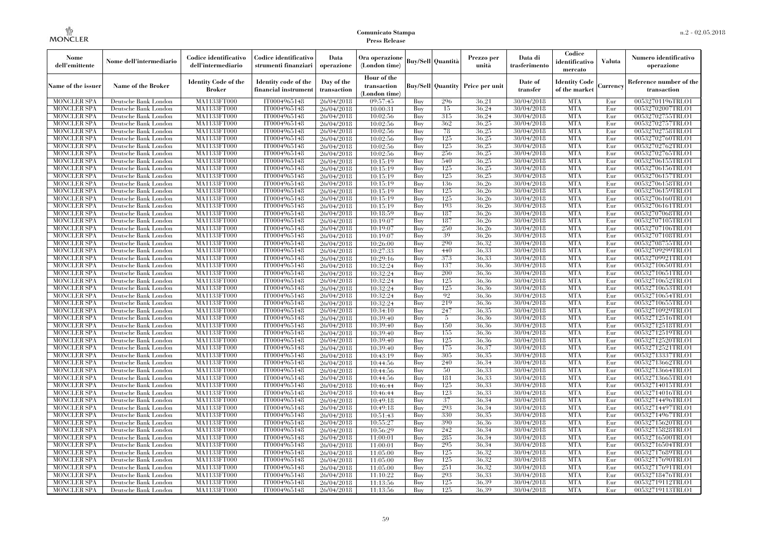| Nome dell'emittente | Nome dell'intermediario | Codice identificativo dell'intermediario | Codice identificativo strumenti finanziari | Data operazione | Ora operazione (London time) | Buy/Sell | Quantità | Prezzo per unità | Data di trasferimento | Codice identificativo mercato | Valuta | Numero identificativo operazione |
|---|---|---|---|---|---|---|---|---|---|---|---|---|
| Name of the issuer | Name of the Broker | Identity Code of the Broker | Identity code of the financial instrument | Day of the transaction | Hour of the transaction (London time) | Buy/Sell | Quantity | Price per unit | Date of transfer | Identity Code of the market | Currency | Reference number of the transaction |
| MONCLER SPA | Deutsche Bank London | MA1133FT000 | IT0004965148 | 26/04/2018 | 09:57:45 | Buy | 296 | 36,21 | 30/04/2018 | MTA | Eur | 00532701196TRLO1 |
| MONCLER SPA | Deutsche Bank London | MA1133FT000 | IT0004965148 | 26/04/2018 | 10:00:31 | Buy | 15 | 36,24 | 30/04/2018 | MTA | Eur | 00532702007TRLO1 |
| MONCLER SPA | Deutsche Bank London | MA1133FT000 | IT0004965148 | 26/04/2018 | 10:02:56 | Buy | 315 | 36,24 | 30/04/2018 | MTA | Eur | 00532702755TRLO1 |
| MONCLER SPA | Deutsche Bank London | MA1133FT000 | IT0004965148 | 26/04/2018 | 10:02:56 | Buy | 362 | 36,25 | 30/04/2018 | MTA | Eur | 00532702757TRLO1 |
| MONCLER SPA | Deutsche Bank London | MA1133FT000 | IT0004965148 | 26/04/2018 | 10:02:56 | Buy | 78 | 36,25 | 30/04/2018 | MTA | Eur | 00532702758TRLO1 |
| MONCLER SPA | Deutsche Bank London | MA1133FT000 | IT0004965148 | 26/04/2018 | 10:02:56 | Buy | 125 | 36,25 | 30/04/2018 | MTA | Eur | 00532702760TRLO1 |
| MONCLER SPA | Deutsche Bank London | MA1133FT000 | IT0004965148 | 26/04/2018 | 10:02:56 | Buy | 125 | 36,25 | 30/04/2018 | MTA | Eur | 00532702762TRLO1 |
| MONCLER SPA | Deutsche Bank London | MA1133FT000 | IT0004965148 | 26/04/2018 | 10:02:56 | Buy | 256 | 36,25 | 30/04/2018 | MTA | Eur | 00532702765TRLO1 |
| MONCLER SPA | Deutsche Bank London | MA1133FT000 | IT0004965148 | 26/04/2018 | 10:15:19 | Buy | 540 | 36,25 | 30/04/2018 | MTA | Eur | 00532706155TRLO1 |
| MONCLER SPA | Deutsche Bank London | MA1133FT000 | IT0004965148 | 26/04/2018 | 10:15:19 | Buy | 125 | 36,25 | 30/04/2018 | MTA | Eur | 00532706156TRLO1 |
| MONCLER SPA | Deutsche Bank London | MA1133FT000 | IT0004965148 | 26/04/2018 | 10:15:19 | Buy | 125 | 36,25 | 30/04/2018 | MTA | Eur | 00532706157TRLO1 |
| MONCLER SPA | Deutsche Bank London | MA1133FT000 | IT0004965148 | 26/04/2018 | 10:15:19 | Buy | 136 | 36,26 | 30/04/2018 | MTA | Eur | 00532706158TRLO1 |
| MONCLER SPA | Deutsche Bank London | MA1133FT000 | IT0004965148 | 26/04/2018 | 10:15:19 | Buy | 125 | 36,26 | 30/04/2018 | MTA | Eur | 00532706159TRLO1 |
| MONCLER SPA | Deutsche Bank London | MA1133FT000 | IT0004965148 | 26/04/2018 | 10:15:19 | Buy | 125 | 36,26 | 30/04/2018 | MTA | Eur | 00532706160TRLO1 |
| MONCLER SPA | Deutsche Bank London | MA1133FT000 | IT0004965148 | 26/04/2018 | 10:15:19 | Buy | 193 | 36,26 | 30/04/2018 | MTA | Eur | 00532706161TRLO1 |
| MONCLER SPA | Deutsche Bank London | MA1133FT000 | IT0004965148 | 26/04/2018 | 10:18:59 | Buy | 187 | 36,26 | 30/04/2018 | MTA | Eur | 00532707068TRLO1 |
| MONCLER SPA | Deutsche Bank London | MA1133FT000 | IT0004965148 | 26/04/2018 | 10:19:07 | Buy | 187 | 36,26 | 30/04/2018 | MTA | Eur | 00532707105TRLO1 |
| MONCLER SPA | Deutsche Bank London | MA1133FT000 | IT0004965148 | 26/04/2018 | 10:19:07 | Buy | 250 | 36,26 | 30/04/2018 | MTA | Eur | 00532707106TRLO1 |
| MONCLER SPA | Deutsche Bank London | MA1133FT000 | IT0004965148 | 26/04/2018 | 10:19:07 | Buy | 39 | 36,26 | 30/04/2018 | MTA | Eur | 00532707108TRLO1 |
| MONCLER SPA | Deutsche Bank London | MA1133FT000 | IT0004965148 | 26/04/2018 | 10:26:00 | Buy | 290 | 36,32 | 30/04/2018 | MTA | Eur | 00532708755TRLO1 |
| MONCLER SPA | Deutsche Bank London | MA1133FT000 | IT0004965148 | 26/04/2018 | 10:27:33 | Buy | 440 | 36,33 | 30/04/2018 | MTA | Eur | 00532709299TRLO1 |
| MONCLER SPA | Deutsche Bank London | MA1133FT000 | IT0004965148 | 26/04/2018 | 10:29:16 | Buy | 373 | 36,33 | 30/04/2018 | MTA | Eur | 00532709921TRLO1 |
| MONCLER SPA | Deutsche Bank London | MA1133FT000 | IT0004965148 | 26/04/2018 | 10:32:24 | Buy | 137 | 36,36 | 30/04/2018 | MTA | Eur | 00532710650TRLO1 |
| MONCLER SPA | Deutsche Bank London | MA1133FT000 | IT0004965148 | 26/04/2018 | 10:32:24 | Buy | 200 | 36,36 | 30/04/2018 | MTA | Eur | 00532710651TRLO1 |
| MONCLER SPA | Deutsche Bank London | MA1133FT000 | IT0004965148 | 26/04/2018 | 10:32:24 | Buy | 125 | 36,36 | 30/04/2018 | MTA | Eur | 00532710652TRLO1 |
| MONCLER SPA | Deutsche Bank London | MA1133FT000 | IT0004965148 | 26/04/2018 | 10:32:24 | Buy | 125 | 36,36 | 30/04/2018 | MTA | Eur | 00532710653TRLO1 |
| MONCLER SPA | Deutsche Bank London | MA1133FT000 | IT0004965148 | 26/04/2018 | 10:32:24 | Buy | 92 | 36,36 | 30/04/2018 | MTA | Eur | 00532710654TRLO1 |
| MONCLER SPA | Deutsche Bank London | MA1133FT000 | IT0004965148 | 26/04/2018 | 10:32:24 | Buy | 219 | 36,36 | 30/04/2018 | MTA | Eur | 00532710655TRLO1 |
| MONCLER SPA | Deutsche Bank London | MA1133FT000 | IT0004965148 | 26/04/2018 | 10:34:10 | Buy | 247 | 36,35 | 30/04/2018 | MTA | Eur | 00532710929TRLO1 |
| MONCLER SPA | Deutsche Bank London | MA1133FT000 | IT0004965148 | 26/04/2018 | 10:39:40 | Buy | 5 | 36,36 | 30/04/2018 | MTA | Eur | 00532712516TRLO1 |
| MONCLER SPA | Deutsche Bank London | MA1133FT000 | IT0004965148 | 26/04/2018 | 10:39:40 | Buy | 150 | 36,36 | 30/04/2018 | MTA | Eur | 00532712518TRLO1 |
| MONCLER SPA | Deutsche Bank London | MA1133FT000 | IT0004965148 | 26/04/2018 | 10:39:40 | Buy | 155 | 36,36 | 30/04/2018 | MTA | Eur | 00532712519TRLO1 |
| MONCLER SPA | Deutsche Bank London | MA1133FT000 | IT0004965148 | 26/04/2018 | 10:39:40 | Buy | 125 | 36,36 | 30/04/2018 | MTA | Eur | 00532712520TRLO1 |
| MONCLER SPA | Deutsche Bank London | MA1133FT000 | IT0004965148 | 26/04/2018 | 10:39:40 | Buy | 175 | 36,37 | 30/04/2018 | MTA | Eur | 00532712521TRLO1 |
| MONCLER SPA | Deutsche Bank London | MA1133FT000 | IT0004965148 | 26/04/2018 | 10:43:19 | Buy | 305 | 36,35 | 30/04/2018 | MTA | Eur | 00532713337TRLO1 |
| MONCLER SPA | Deutsche Bank London | MA1133FT000 | IT0004965148 | 26/04/2018 | 10:44:56 | Buy | 240 | 36,34 | 30/04/2018 | MTA | Eur | 00532713662TRLO1 |
| MONCLER SPA | Deutsche Bank London | MA1133FT000 | IT0004965148 | 26/04/2018 | 10:44:56 | Buy | 50 | 36,33 | 30/04/2018 | MTA | Eur | 00532713664TRLO1 |
| MONCLER SPA | Deutsche Bank London | MA1133FT000 | IT0004965148 | 26/04/2018 | 10:44:56 | Buy | 181 | 36,33 | 30/04/2018 | MTA | Eur | 00532713665TRLO1 |
| MONCLER SPA | Deutsche Bank London | MA1133FT000 | IT0004965148 | 26/04/2018 | 10:46:44 | Buy | 125 | 36,33 | 30/04/2018 | MTA | Eur | 00532714015TRLO1 |
| MONCLER SPA | Deutsche Bank London | MA1133FT000 | IT0004965148 | 26/04/2018 | 10:46:44 | Buy | 123 | 36,33 | 30/04/2018 | MTA | Eur | 00532714016TRLO1 |
| MONCLER SPA | Deutsche Bank London | MA1133FT000 | IT0004965148 | 26/04/2018 | 10:49:18 | Buy | 37 | 36,34 | 30/04/2018 | MTA | Eur | 00532714496TRLO1 |
| MONCLER SPA | Deutsche Bank London | MA1133FT000 | IT0004965148 | 26/04/2018 | 10:49:18 | Buy | 293 | 36,34 | 30/04/2018 | MTA | Eur | 00532714497TRLO1 |
| MONCLER SPA | Deutsche Bank London | MA1133FT000 | IT0004965148 | 26/04/2018 | 10:51:43 | Buy | 330 | 36,35 | 30/04/2018 | MTA | Eur | 00532714967TRLO1 |
| MONCLER SPA | Deutsche Bank London | MA1133FT000 | IT0004965148 | 26/04/2018 | 10:55:27 | Buy | 390 | 36,36 | 30/04/2018 | MTA | Eur | 00532715620TRLO1 |
| MONCLER SPA | Deutsche Bank London | MA1133FT000 | IT0004965148 | 26/04/2018 | 10:56:29 | Buy | 242 | 36,34 | 30/04/2018 | MTA | Eur | 00532715828TRLO1 |
| MONCLER SPA | Deutsche Bank London | MA1133FT000 | IT0004965148 | 26/04/2018 | 11:00:01 | Buy | 285 | 36,34 | 30/04/2018 | MTA | Eur | 00532716500TRLO1 |
| MONCLER SPA | Deutsche Bank London | MA1133FT000 | IT0004965148 | 26/04/2018 | 11:00:01 | Buy | 295 | 36,34 | 30/04/2018 | MTA | Eur | 00532716504TRLO1 |
| MONCLER SPA | Deutsche Bank London | MA1133FT000 | IT0004965148 | 26/04/2018 | 11:05:00 | Buy | 125 | 36,32 | 30/04/2018 | MTA | Eur | 00532717689TRLO1 |
| MONCLER SPA | Deutsche Bank London | MA1133FT000 | IT0004965148 | 26/04/2018 | 11:05:00 | Buy | 125 | 36,32 | 30/04/2018 | MTA | Eur | 00532717690TRLO1 |
| MONCLER SPA | Deutsche Bank London | MA1133FT000 | IT0004965148 | 26/04/2018 | 11:05:00 | Buy | 251 | 36,32 | 30/04/2018 | MTA | Eur | 00532717691TRLO1 |
| MONCLER SPA | Deutsche Bank London | MA1133FT000 | IT0004965148 | 26/04/2018 | 11:10:22 | Buy | 293 | 36,33 | 30/04/2018 | MTA | Eur | 00532718476TRLO1 |
| MONCLER SPA | Deutsche Bank London | MA1133FT000 | IT0004965148 | 26/04/2018 | 11:13:56 | Buy | 125 | 36,39 | 30/04/2018 | MTA | Eur | 00532719112TRLO1 |
| MONCLER SPA | Deutsche Bank London | MA1133FT000 | IT0004965148 | 26/04/2018 | 11:13:56 | Buy | 125 | 36,39 | 30/04/2018 | MTA | Eur | 00532719113TRLO1 |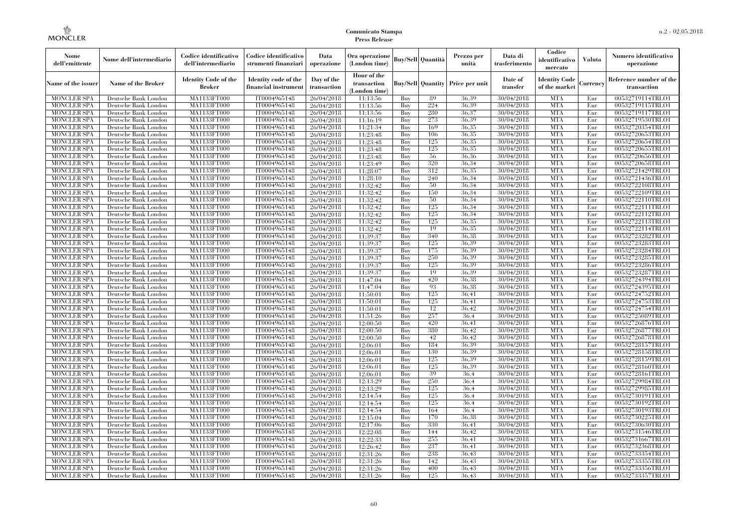| Nome dell'emittente | Nome dell'intermediario | Codice identificativo dell'intermediario | Codice identificativo strumenti finanziari | Data operazione | Ora operazione (London time) | Buy/Sell | Quantità | Prezzo per unità | Data di trasferimento | Codice identificativo mercato | Valuta | Numero identificativo operazione |
|---|---|---|---|---|---|---|---|---|---|---|---|---|
| Name of the issuer | Name of the Broker | Identity Code of the Broker | Identity code of the financial instrument | Day of the transaction | Hour of the transaction (London time) | Buy/Sell | Quantity | Price per unit | Date of transfer | Identity Code of the market | Currency | Reference number of the transaction |
| MONCLER SPA | Deutsche Bank London | MA1133FT000 | IT0004965148 | 26/04/2018 | 11:13:56 | Buy | 89 | 36,39 | 30/04/2018 | MTA | Eur | 00532719114TRLO1 |
| MONCLER SPA | Deutsche Bank London | MA1133FT000 | IT0004965148 | 26/04/2018 | 11:13:56 | Buy | 224 | 36,39 | 30/04/2018 | MTA | Eur | 00532719115TRLO1 |
| MONCLER SPA | Deutsche Bank London | MA1133FT000 | IT0004965148 | 26/04/2018 | 11:13:56 | Buy | 280 | 36,37 | 30/04/2018 | MTA | Eur | 00532719117TRLO1 |
| MONCLER SPA | Deutsche Bank London | MA1133FT000 | IT0004965148 | 26/04/2018 | 11:16:19 | Buy | 273 | 36,39 | 30/04/2018 | MTA | Eur | 00532719530TRLO1 |
| MONCLER SPA | Deutsche Bank London | MA1133FT000 | IT0004965148 | 26/04/2018 | 11:21:34 | Buy | 169 | 36,35 | 30/04/2018 | MTA | Eur | 00532720354TRLO1 |
| MONCLER SPA | Deutsche Bank London | MA1133FT000 | IT0004965148 | 26/04/2018 | 11:23:48 | Buy | 106 | 36,35 | 30/04/2018 | MTA | Eur | 00532720653TRLO1 |
| MONCLER SPA | Deutsche Bank London | MA1133FT000 | IT0004965148 | 26/04/2018 | 11:23:48 | Buy | 125 | 36,35 | 30/04/2018 | MTA | Eur | 00532720654TRLO1 |
| MONCLER SPA | Deutsche Bank London | MA1133FT000 | IT0004965148 | 26/04/2018 | 11:23:48 | Buy | 125 | 36,35 | 30/04/2018 | MTA | Eur | 00532720655TRLO1 |
| MONCLER SPA | Deutsche Bank London | MA1133FT000 | IT0004965148 | 26/04/2018 | 11:23:48 | Buy | 56 | 36,36 | 30/04/2018 | MTA | Eur | 00532720656TRLO1 |
| MONCLER SPA | Deutsche Bank London | MA1133FT000 | IT0004965148 | 26/04/2018 | 11:23:49 | Buy | 320 | 36,34 | 30/04/2018 | MTA | Eur | 00532720658TRLO1 |
| MONCLER SPA | Deutsche Bank London | MA1133FT000 | IT0004965148 | 26/04/2018 | 11:28:07 | Buy | 312 | 36,35 | 30/04/2018 | MTA | Eur | 00532721429TRLO1 |
| MONCLER SPA | Deutsche Bank London | MA1133FT000 | IT0004965148 | 26/04/2018 | 11:28:10 | Buy | 240 | 36,34 | 30/04/2018 | MTA | Eur | 00532721436TRLO1 |
| MONCLER SPA | Deutsche Bank London | MA1133FT000 | IT0004965148 | 26/04/2018 | 11:32:42 | Buy | 50 | 36,34 | 30/04/2018 | MTA | Eur | 00532722108TRLO1 |
| MONCLER SPA | Deutsche Bank London | MA1133FT000 | IT0004965148 | 26/04/2018 | 11:32:42 | Buy | 150 | 36,34 | 30/04/2018 | MTA | Eur | 00532722109TRLO1 |
| MONCLER SPA | Deutsche Bank London | MA1133FT000 | IT0004965148 | 26/04/2018 | 11:32:42 | Buy | 50 | 36,34 | 30/04/2018 | MTA | Eur | 00532722110TRLO1 |
| MONCLER SPA | Deutsche Bank London | MA1133FT000 | IT0004965148 | 26/04/2018 | 11:32:42 | Buy | 125 | 36,34 | 30/04/2018 | MTA | Eur | 00532722111TRLO1 |
| MONCLER SPA | Deutsche Bank London | MA1133FT000 | IT0004965148 | 26/04/2018 | 11:32:42 | Buy | 125 | 36,34 | 30/04/2018 | MTA | Eur | 00532722112TRLO1 |
| MONCLER SPA | Deutsche Bank London | MA1133FT000 | IT0004965148 | 26/04/2018 | 11:32:42 | Buy | 125 | 36,35 | 30/04/2018 | MTA | Eur | 00532722113TRLO1 |
| MONCLER SPA | Deutsche Bank London | MA1133FT000 | IT0004965148 | 26/04/2018 | 11:32:42 | Buy | 19 | 36,35 | 30/04/2018 | MTA | Eur | 00532722114TRLO1 |
| MONCLER SPA | Deutsche Bank London | MA1133FT000 | IT0004965148 | 26/04/2018 | 11:39:37 | Buy | 340 | 36,38 | 30/04/2018 | MTA | Eur | 00532723282TRLO1 |
| MONCLER SPA | Deutsche Bank London | MA1133FT000 | IT0004965148 | 26/04/2018 | 11:39:37 | Buy | 125 | 36,39 | 30/04/2018 | MTA | Eur | 00532723283TRLO1 |
| MONCLER SPA | Deutsche Bank London | MA1133FT000 | IT0004965148 | 26/04/2018 | 11:39:37 | Buy | 175 | 36,39 | 30/04/2018 | MTA | Eur | 00532723284TRLO1 |
| MONCLER SPA | Deutsche Bank London | MA1133FT000 | IT0004965148 | 26/04/2018 | 11:39:37 | Buy | 250 | 36,39 | 30/04/2018 | MTA | Eur | 00532723285TRLO1 |
| MONCLER SPA | Deutsche Bank London | MA1133FT000 | IT0004965148 | 26/04/2018 | 11:39:37 | Buy | 125 | 36,39 | 30/04/2018 | MTA | Eur | 00532723286TRLO1 |
| MONCLER SPA | Deutsche Bank London | MA1133FT000 | IT0004965148 | 26/04/2018 | 11:39:37 | Buy | 19 | 36,39 | 30/04/2018 | MTA | Eur | 00532723287TRLO1 |
| MONCLER SPA | Deutsche Bank London | MA1133FT000 | IT0004965148 | 26/04/2018 | 11:47:04 | Buy | 420 | 36,38 | 30/04/2018 | MTA | Eur | 00532724394TRLO1 |
| MONCLER SPA | Deutsche Bank London | MA1133FT000 | IT0004965148 | 26/04/2018 | 11:47:04 | Buy | 93 | 36,38 | 30/04/2018 | MTA | Eur | 00532724395TRLO1 |
| MONCLER SPA | Deutsche Bank London | MA1133FT000 | IT0004965148 | 26/04/2018 | 11:50:01 | Buy | 125 | 36,41 | 30/04/2018 | MTA | Eur | 00532724752TRLO1 |
| MONCLER SPA | Deutsche Bank London | MA1133FT000 | IT0004965148 | 26/04/2018 | 11:50:01 | Buy | 125 | 36,41 | 30/04/2018 | MTA | Eur | 00532724753TRLO1 |
| MONCLER SPA | Deutsche Bank London | MA1133FT000 | IT0004965148 | 26/04/2018 | 11:50:01 | Buy | 12 | 36,42 | 30/04/2018 | MTA | Eur | 00532724754TRLO1 |
| MONCLER SPA | Deutsche Bank London | MA1133FT000 | IT0004965148 | 26/04/2018 | 11:51:26 | Buy | 257 | 36,4 | 30/04/2018 | MTA | Eur | 00532725089TRLO1 |
| MONCLER SPA | Deutsche Bank London | MA1133FT000 | IT0004965148 | 26/04/2018 | 12:00:50 | Buy | 420 | 36,41 | 30/04/2018 | MTA | Eur | 00532726876TRLO1 |
| MONCLER SPA | Deutsche Bank London | MA1133FT000 | IT0004965148 | 26/04/2018 | 12:00:50 | Buy | 380 | 36,42 | 30/04/2018 | MTA | Eur | 00532726877TRLO1 |
| MONCLER SPA | Deutsche Bank London | MA1133FT000 | IT0004965148 | 26/04/2018 | 12:00:50 | Buy | 42 | 36,42 | 30/04/2018 | MTA | Eur | 00532726878TRLO1 |
| MONCLER SPA | Deutsche Bank London | MA1133FT000 | IT0004965148 | 26/04/2018 | 12:06:01 | Buy | 184 | 36,39 | 30/04/2018 | MTA | Eur | 00532728157TRLO1 |
| MONCLER SPA | Deutsche Bank London | MA1133FT000 | IT0004965148 | 26/04/2018 | 12:06:01 | Buy | 130 | 36,39 | 30/04/2018 | MTA | Eur | 00532728158TRLO1 |
| MONCLER SPA | Deutsche Bank London | MA1133FT000 | IT0004965148 | 26/04/2018 | 12:06:01 | Buy | 125 | 36,39 | 30/04/2018 | MTA | Eur | 00532728159TRLO1 |
| MONCLER SPA | Deutsche Bank London | MA1133FT000 | IT0004965148 | 26/04/2018 | 12:06:01 | Buy | 125 | 36,39 | 30/04/2018 | MTA | Eur | 00532728160TRLO1 |
| MONCLER SPA | Deutsche Bank London | MA1133FT000 | IT0004965148 | 26/04/2018 | 12:06:01 | Buy | 39 | 36,4 | 30/04/2018 | MTA | Eur | 00532728161TRLO1 |
| MONCLER SPA | Deutsche Bank London | MA1133FT000 | IT0004965148 | 26/04/2018 | 12:13:29 | Buy | 250 | 36,4 | 30/04/2018 | MTA | Eur | 00532729984TRLO1 |
| MONCLER SPA | Deutsche Bank London | MA1133FT000 | IT0004965148 | 26/04/2018 | 12:13:29 | Buy | 125 | 36,4 | 30/04/2018 | MTA | Eur | 00532729985TRLO1 |
| MONCLER SPA | Deutsche Bank London | MA1133FT000 | IT0004965148 | 26/04/2018 | 12:14:54 | Buy | 125 | 36,4 | 30/04/2018 | MTA | Eur | 00532730191TRLO1 |
| MONCLER SPA | Deutsche Bank London | MA1133FT000 | IT0004965148 | 26/04/2018 | 12:14:54 | Buy | 125 | 36,4 | 30/04/2018 | MTA | Eur | 00532730192TRLO1 |
| MONCLER SPA | Deutsche Bank London | MA1133FT000 | IT0004965148 | 26/04/2018 | 12:14:54 | Buy | 164 | 36,4 | 30/04/2018 | MTA | Eur | 00532730193TRLO1 |
| MONCLER SPA | Deutsche Bank London | MA1133FT000 | IT0004965148 | 26/04/2018 | 12:15:04 | Buy | 170 | 36,38 | 30/04/2018 | MTA | Eur | 00532730225TRLO1 |
| MONCLER SPA | Deutsche Bank London | MA1133FT000 | IT0004965148 | 26/04/2018 | 12:17:06 | Buy | 330 | 36,41 | 30/04/2018 | MTA | Eur | 00532730630TRLO1 |
| MONCLER SPA | Deutsche Bank London | MA1133FT000 | IT0004965148 | 26/04/2018 | 12:22:08 | Buy | 144 | 36,42 | 30/04/2018 | MTA | Eur | 00532731546TRLO1 |
| MONCLER SPA | Deutsche Bank London | MA1133FT000 | IT0004965148 | 26/04/2018 | 12:22:33 | Buy | 255 | 36,41 | 30/04/2018 | MTA | Eur | 00532731667TRLO1 |
| MONCLER SPA | Deutsche Bank London | MA1133FT000 | IT0004965148 | 26/04/2018 | 12:26:42 | Buy | 237 | 36,41 | 30/04/2018 | MTA | Eur | 00532732368TRLO1 |
| MONCLER SPA | Deutsche Bank London | MA1133FT000 | IT0004965148 | 26/04/2018 | 12:31:26 | Buy | 238 | 36,43 | 30/04/2018 | MTA | Eur | 00532733354TRLO1 |
| MONCLER SPA | Deutsche Bank London | MA1133FT000 | IT0004965148 | 26/04/2018 | 12:31:26 | Buy | 142 | 36,43 | 30/04/2018 | MTA | Eur | 00532733355TRLO1 |
| MONCLER SPA | Deutsche Bank London | MA1133FT000 | IT0004965148 | 26/04/2018 | 12:31:26 | Buy | 400 | 36,43 | 30/04/2018 | MTA | Eur | 00532733356TRLO1 |
| MONCLER SPA | Deutsche Bank London | MA1133FT000 | IT0004965148 | 26/04/2018 | 12:31:26 | Buy | 125 | 36,43 | 30/04/2018 | MTA | Eur | 00532733357TRLO1 |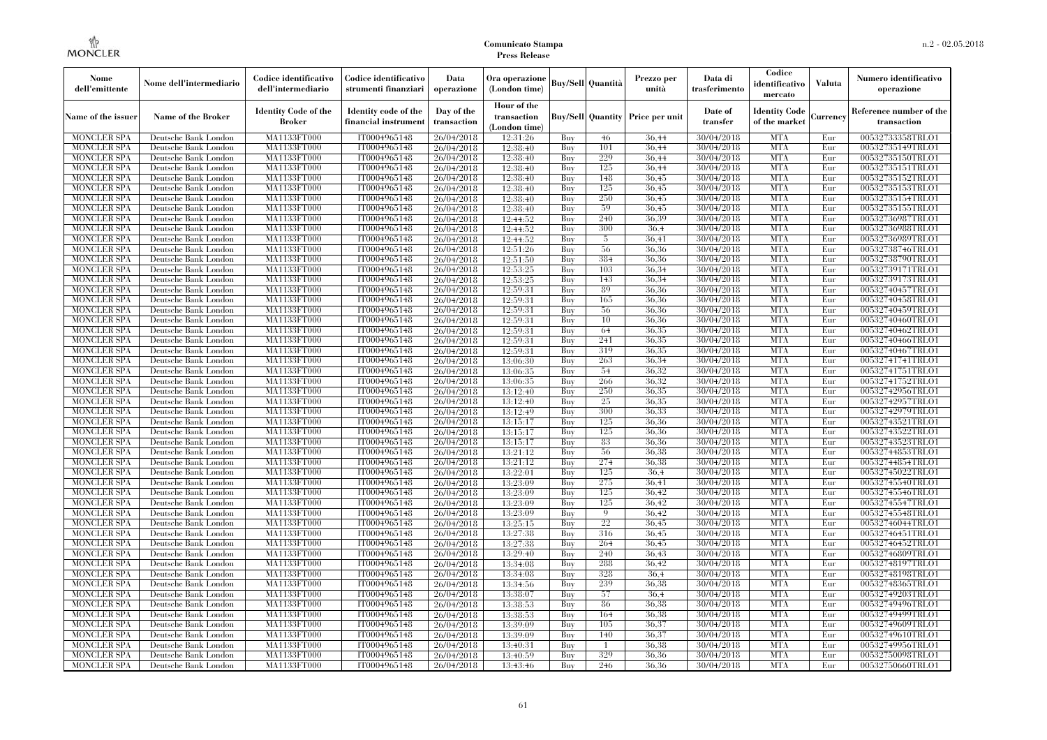| Nome dell'emittente | Nome dell'intermediario | Codice identificativo dell'intermediario | Codice identificativo strumenti finanziari | Data operazione | Ora operazione (London time) | Buy/Sell | Quantità | Prezzo per unità | Data di trasferimento | Codice identificativo mercato | Valuta | Numero identificativo operazione |
|---|---|---|---|---|---|---|---|---|---|---|---|---|
| Name of the issuer | Name of the Broker | Identity Code of the Broker | Identity code of the financial instrument | Day of the transaction | Hour of the transaction (London time) | Buy/Sell | Quantity | Price per unit | Date of transfer | Identity Code of the market | Currency | Reference number of the transaction |
| MONCLER SPA | Deutsche Bank London | MA1133FT000 | IT0004965148 | 26/04/2018 | 12:31:26 | Buy | 46 | 36,44 | 30/04/2018 | MTA | Eur | 00532733358TRLO1 |
| MONCLER SPA | Deutsche Bank London | MA1133FT000 | IT0004965148 | 26/04/2018 | 12:38:40 | Buy | 101 | 36,44 | 30/04/2018 | MTA | Eur | 00532735149TRLO1 |
| MONCLER SPA | Deutsche Bank London | MA1133FT000 | IT0004965148 | 26/04/2018 | 12:38:40 | Buy | 229 | 36,44 | 30/04/2018 | MTA | Eur | 00532735150TRLO1 |
| MONCLER SPA | Deutsche Bank London | MA1133FT000 | IT0004965148 | 26/04/2018 | 12:38:40 | Buy | 125 | 36,44 | 30/04/2018 | MTA | Eur | 00532735151TRLO1 |
| MONCLER SPA | Deutsche Bank London | MA1133FT000 | IT0004965148 | 26/04/2018 | 12:38:40 | Buy | 148 | 36,45 | 30/04/2018 | MTA | Eur | 00532735152TRLO1 |
| MONCLER SPA | Deutsche Bank London | MA1133FT000 | IT0004965148 | 26/04/2018 | 12:38:40 | Buy | 125 | 36,45 | 30/04/2018 | MTA | Eur | 00532735153TRLO1 |
| MONCLER SPA | Deutsche Bank London | MA1133FT000 | IT0004965148 | 26/04/2018 | 12:38:40 | Buy | 250 | 36,45 | 30/04/2018 | MTA | Eur | 00532735154TRLO1 |
| MONCLER SPA | Deutsche Bank London | MA1133FT000 | IT0004965148 | 26/04/2018 | 12:38:40 | Buy | 59 | 36,45 | 30/04/2018 | MTA | Eur | 00532735155TRLO1 |
| MONCLER SPA | Deutsche Bank London | MA1133FT000 | IT0004965148 | 26/04/2018 | 12:44:52 | Buy | 240 | 36,39 | 30/04/2018 | MTA | Eur | 00532736987TRLO1 |
| MONCLER SPA | Deutsche Bank London | MA1133FT000 | IT0004965148 | 26/04/2018 | 12:44:52 | Buy | 300 | 36,4 | 30/04/2018 | MTA | Eur | 00532736988TRLO1 |
| MONCLER SPA | Deutsche Bank London | MA1133FT000 | IT0004965148 | 26/04/2018 | 12:44:52 | Buy | 5 | 36,41 | 30/04/2018 | MTA | Eur | 00532736989TRLO1 |
| MONCLER SPA | Deutsche Bank London | MA1133FT000 | IT0004965148 | 26/04/2018 | 12:51:26 | Buy | 56 | 36,36 | 30/04/2018 | MTA | Eur | 00532738746TRLO1 |
| MONCLER SPA | Deutsche Bank London | MA1133FT000 | IT0004965148 | 26/04/2018 | 12:51:50 | Buy | 384 | 36,36 | 30/04/2018 | MTA | Eur | 00532738790TRLO1 |
| MONCLER SPA | Deutsche Bank London | MA1133FT000 | IT0004965148 | 26/04/2018 | 12:53:25 | Buy | 103 | 36,34 | 30/04/2018 | MTA | Eur | 00532739171TRLO1 |
| MONCLER SPA | Deutsche Bank London | MA1133FT000 | IT0004965148 | 26/04/2018 | 12:53:25 | Buy | 143 | 36,34 | 30/04/2018 | MTA | Eur | 00532739173TRLO1 |
| MONCLER SPA | Deutsche Bank London | MA1133FT000 | IT0004965148 | 26/04/2018 | 12:59:31 | Buy | 89 | 36,36 | 30/04/2018 | MTA | Eur | 00532740457TRLO1 |
| MONCLER SPA | Deutsche Bank London | MA1133FT000 | IT0004965148 | 26/04/2018 | 12:59:31 | Buy | 165 | 36,36 | 30/04/2018 | MTA | Eur | 00532740458TRLO1 |
| MONCLER SPA | Deutsche Bank London | MA1133FT000 | IT0004965148 | 26/04/2018 | 12:59:31 | Buy | 56 | 36,36 | 30/04/2018 | MTA | Eur | 00532740459TRLO1 |
| MONCLER SPA | Deutsche Bank London | MA1133FT000 | IT0004965148 | 26/04/2018 | 12:59:31 | Buy | 10 | 36,36 | 30/04/2018 | MTA | Eur | 00532740460TRLO1 |
| MONCLER SPA | Deutsche Bank London | MA1133FT000 | IT0004965148 | 26/04/2018 | 12:59:31 | Buy | 64 | 36,35 | 30/04/2018 | MTA | Eur | 00532740462TRLO1 |
| MONCLER SPA | Deutsche Bank London | MA1133FT000 | IT0004965148 | 26/04/2018 | 12:59:31 | Buy | 241 | 36,35 | 30/04/2018 | MTA | Eur | 00532740466TRLO1 |
| MONCLER SPA | Deutsche Bank London | MA1133FT000 | IT0004965148 | 26/04/2018 | 12:59:31 | Buy | 319 | 36,35 | 30/04/2018 | MTA | Eur | 00532740467TRLO1 |
| MONCLER SPA | Deutsche Bank London | MA1133FT000 | IT0004965148 | 26/04/2018 | 13:06:30 | Buy | 263 | 36,34 | 30/04/2018 | MTA | Eur | 00532741741TRLO1 |
| MONCLER SPA | Deutsche Bank London | MA1133FT000 | IT0004965148 | 26/04/2018 | 13:06:35 | Buy | 54 | 36,32 | 30/04/2018 | MTA | Eur | 00532741751TRLO1 |
| MONCLER SPA | Deutsche Bank London | MA1133FT000 | IT0004965148 | 26/04/2018 | 13:06:35 | Buy | 266 | 36,32 | 30/04/2018 | MTA | Eur | 00532741752TRLO1 |
| MONCLER SPA | Deutsche Bank London | MA1133FT000 | IT0004965148 | 26/04/2018 | 13:12:40 | Buy | 250 | 36,35 | 30/04/2018 | MTA | Eur | 00532742956TRLO1 |
| MONCLER SPA | Deutsche Bank London | MA1133FT000 | IT0004965148 | 26/04/2018 | 13:12:40 | Buy | 25 | 36,35 | 30/04/2018 | MTA | Eur | 00532742957TRLO1 |
| MONCLER SPA | Deutsche Bank London | MA1133FT000 | IT0004965148 | 26/04/2018 | 13:12:49 | Buy | 300 | 36,33 | 30/04/2018 | MTA | Eur | 00532742979TRLO1 |
| MONCLER SPA | Deutsche Bank London | MA1133FT000 | IT0004965148 | 26/04/2018 | 13:15:17 | Buy | 125 | 36,36 | 30/04/2018 | MTA | Eur | 00532743521TRLO1 |
| MONCLER SPA | Deutsche Bank London | MA1133FT000 | IT0004965148 | 26/04/2018 | 13:15:17 | Buy | 125 | 36,36 | 30/04/2018 | MTA | Eur | 00532743522TRLO1 |
| MONCLER SPA | Deutsche Bank London | MA1133FT000 | IT0004965148 | 26/04/2018 | 13:15:17 | Buy | 83 | 36,36 | 30/04/2018 | MTA | Eur | 00532743523TRLO1 |
| MONCLER SPA | Deutsche Bank London | MA1133FT000 | IT0004965148 | 26/04/2018 | 13:21:12 | Buy | 56 | 36,38 | 30/04/2018 | MTA | Eur | 00532744853TRLO1 |
| MONCLER SPA | Deutsche Bank London | MA1133FT000 | IT0004965148 | 26/04/2018 | 13:21:12 | Buy | 274 | 36,38 | 30/04/2018 | MTA | Eur | 00532744854TRLO1 |
| MONCLER SPA | Deutsche Bank London | MA1133FT000 | IT0004965148 | 26/04/2018 | 13:22:01 | Buy | 125 | 36,4 | 30/04/2018 | MTA | Eur | 00532745022TRLO1 |
| MONCLER SPA | Deutsche Bank London | MA1133FT000 | IT0004965148 | 26/04/2018 | 13:23:09 | Buy | 275 | 36,41 | 30/04/2018 | MTA | Eur | 00532745540TRLO1 |
| MONCLER SPA | Deutsche Bank London | MA1133FT000 | IT0004965148 | 26/04/2018 | 13:23:09 | Buy | 125 | 36,42 | 30/04/2018 | MTA | Eur | 00532745546TRLO1 |
| MONCLER SPA | Deutsche Bank London | MA1133FT000 | IT0004965148 | 26/04/2018 | 13:23:09 | Buy | 125 | 36,42 | 30/04/2018 | MTA | Eur | 00532745547TRLO1 |
| MONCLER SPA | Deutsche Bank London | MA1133FT000 | IT0004965148 | 26/04/2018 | 13:23:09 | Buy | 9 | 36,42 | 30/04/2018 | MTA | Eur | 00532745548TRLO1 |
| MONCLER SPA | Deutsche Bank London | MA1133FT000 | IT0004965148 | 26/04/2018 | 13:25:15 | Buy | 22 | 36,45 | 30/04/2018 | MTA | Eur | 00532746044TRLO1 |
| MONCLER SPA | Deutsche Bank London | MA1133FT000 | IT0004965148 | 26/04/2018 | 13:27:38 | Buy | 316 | 36,45 | 30/04/2018 | MTA | Eur | 00532746451TRLO1 |
| MONCLER SPA | Deutsche Bank London | MA1133FT000 | IT0004965148 | 26/04/2018 | 13:27:38 | Buy | 264 | 36,45 | 30/04/2018 | MTA | Eur | 00532746452TRLO1 |
| MONCLER SPA | Deutsche Bank London | MA1133FT000 | IT0004965148 | 26/04/2018 | 13:29:40 | Buy | 240 | 36,43 | 30/04/2018 | MTA | Eur | 00532746809TRLO1 |
| MONCLER SPA | Deutsche Bank London | MA1133FT000 | IT0004965148 | 26/04/2018 | 13:34:08 | Buy | 288 | 36,42 | 30/04/2018 | MTA | Eur | 00532748197TRLO1 |
| MONCLER SPA | Deutsche Bank London | MA1133FT000 | IT0004965148 | 26/04/2018 | 13:34:08 | Buy | 328 | 36,4 | 30/04/2018 | MTA | Eur | 00532748198TRLO1 |
| MONCLER SPA | Deutsche Bank London | MA1133FT000 | IT0004965148 | 26/04/2018 | 13:34:56 | Buy | 239 | 36,38 | 30/04/2018 | MTA | Eur | 00532748365TRLO1 |
| MONCLER SPA | Deutsche Bank London | MA1133FT000 | IT0004965148 | 26/04/2018 | 13:38:07 | Buy | 57 | 36,4 | 30/04/2018 | MTA | Eur | 00532749203TRLO1 |
| MONCLER SPA | Deutsche Bank London | MA1133FT000 | IT0004965148 | 26/04/2018 | 13:38:53 | Buy | 86 | 36,38 | 30/04/2018 | MTA | Eur | 00532749496TRLO1 |
| MONCLER SPA | Deutsche Bank London | MA1133FT000 | IT0004965148 | 26/04/2018 | 13:38:53 | Buy | 164 | 36,38 | 30/04/2018 | MTA | Eur | 00532749499TRLO1 |
| MONCLER SPA | Deutsche Bank London | MA1133FT000 | IT0004965148 | 26/04/2018 | 13:39:09 | Buy | 105 | 36,37 | 30/04/2018 | MTA | Eur | 00532749609TRLO1 |
| MONCLER SPA | Deutsche Bank London | MA1133FT000 | IT0004965148 | 26/04/2018 | 13:39:09 | Buy | 140 | 36,37 | 30/04/2018 | MTA | Eur | 00532749610TRLO1 |
| MONCLER SPA | Deutsche Bank London | MA1133FT000 | IT0004965148 | 26/04/2018 | 13:40:31 | Buy | 1 | 36,38 | 30/04/2018 | MTA | Eur | 00532749956TRLO1 |
| MONCLER SPA | Deutsche Bank London | MA1133FT000 | IT0004965148 | 26/04/2018 | 13:40:59 | Buy | 329 | 36,36 | 30/04/2018 | MTA | Eur | 00532750098TRLO1 |
| MONCLER SPA | Deutsche Bank London | MA1133FT000 | IT0004965148 | 26/04/2018 | 13:43:46 | Buy | 246 | 36,36 | 30/04/2018 | MTA | Eur | 00532750660TRLO1 |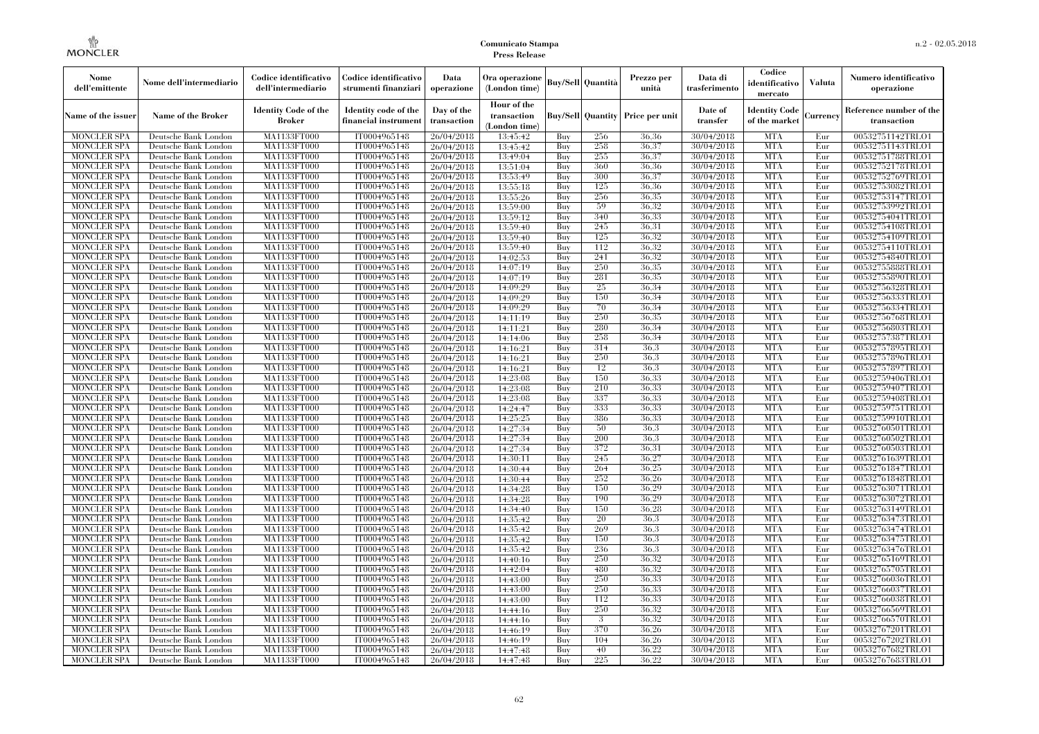| Nome dell'emittente | Nome dell'intermediario | Codice identificativo dell'intermediario | Codice identificativo strumenti finanziari | Data operazione | Ora operazione (London time) | Buy/Sell | Quantità | Prezzo per unità | Data di trasferimento | Codice identificativo mercato | Valuta | Numero identificativo operazione |
|---|---|---|---|---|---|---|---|---|---|---|---|---|
| Name of the issuer | Name of the Broker | Identity Code of the Broker | Identity code of the financial instrument | Day of the transaction | Hour of the transaction (London time) | Buy/Sell | Quantity | Price per unit | Date of transfer | Identity Code of the market | Currency | Reference number of the transaction |
| MONCLER SPA | Deutsche Bank London | MA1133FT000 | IT0004965148 | 26/04/2018 | 13:45:42 | Buy | 256 | 36,36 | 30/04/2018 | MTA | Eur | 00532751142TRLO1 |
| MONCLER SPA | Deutsche Bank London | MA1133FT000 | IT0004965148 | 26/04/2018 | 13:45:42 | Buy | 258 | 36,37 | 30/04/2018 | MTA | Eur | 00532751143TRLO1 |
| MONCLER SPA | Deutsche Bank London | MA1133FT000 | IT0004965148 | 26/04/2018 | 13:49:04 | Buy | 255 | 36,37 | 30/04/2018 | MTA | Eur | 00532751788TRLO1 |
| MONCLER SPA | Deutsche Bank London | MA1133FT000 | IT0004965148 | 26/04/2018 | 13:51:04 | Buy | 360 | 36,36 | 30/04/2018 | MTA | Eur | 00532752178TRLO1 |
| MONCLER SPA | Deutsche Bank London | MA1133FT000 | IT0004965148 | 26/04/2018 | 13:53:49 | Buy | 300 | 36,37 | 30/04/2018 | MTA | Eur | 00532752769TRLO1 |
| MONCLER SPA | Deutsche Bank London | MA1133FT000 | IT0004965148 | 26/04/2018 | 13:55:18 | Buy | 125 | 36,36 | 30/04/2018 | MTA | Eur | 00532753082TRLO1 |
| MONCLER SPA | Deutsche Bank London | MA1133FT000 | IT0004965148 | 26/04/2018 | 13:55:26 | Buy | 256 | 36,35 | 30/04/2018 | MTA | Eur | 00532753147TRLO1 |
| MONCLER SPA | Deutsche Bank London | MA1133FT000 | IT0004965148 | 26/04/2018 | 13:59:00 | Buy | 59 | 36,32 | 30/04/2018 | MTA | Eur | 00532753992TRLO1 |
| MONCLER SPA | Deutsche Bank London | MA1133FT000 | IT0004965148 | 26/04/2018 | 13:59:12 | Buy | 340 | 36,33 | 30/04/2018 | MTA | Eur | 00532754041TRLO1 |
| MONCLER SPA | Deutsche Bank London | MA1133FT000 | IT0004965148 | 26/04/2018 | 13:59:40 | Buy | 245 | 36,31 | 30/04/2018 | MTA | Eur | 00532754108TRLO1 |
| MONCLER SPA | Deutsche Bank London | MA1133FT000 | IT0004965148 | 26/04/2018 | 13:59:40 | Buy | 125 | 36,32 | 30/04/2018 | MTA | Eur | 00532754109TRLO1 |
| MONCLER SPA | Deutsche Bank London | MA1133FT000 | IT0004965148 | 26/04/2018 | 13:59:40 | Buy | 112 | 36,32 | 30/04/2018 | MTA | Eur | 00532754110TRLO1 |
| MONCLER SPA | Deutsche Bank London | MA1133FT000 | IT0004965148 | 26/04/2018 | 14:02:53 | Buy | 241 | 36,32 | 30/04/2018 | MTA | Eur | 00532754840TRLO1 |
| MONCLER SPA | Deutsche Bank London | MA1133FT000 | IT0004965148 | 26/04/2018 | 14:07:19 | Buy | 250 | 36,35 | 30/04/2018 | MTA | Eur | 00532755888TRLO1 |
| MONCLER SPA | Deutsche Bank London | MA1133FT000 | IT0004965148 | 26/04/2018 | 14:07:19 | Buy | 281 | 36,35 | 30/04/2018 | MTA | Eur | 00532755890TRLO1 |
| MONCLER SPA | Deutsche Bank London | MA1133FT000 | IT0004965148 | 26/04/2018 | 14:09:29 | Buy | 25 | 36,34 | 30/04/2018 | MTA | Eur | 00532756328TRLO1 |
| MONCLER SPA | Deutsche Bank London | MA1133FT000 | IT0004965148 | 26/04/2018 | 14:09:29 | Buy | 150 | 36,34 | 30/04/2018 | MTA | Eur | 00532756333TRLO1 |
| MONCLER SPA | Deutsche Bank London | MA1133FT000 | IT0004965148 | 26/04/2018 | 14:09:29 | Buy | 70 | 36,34 | 30/04/2018 | MTA | Eur | 00532756334TRLO1 |
| MONCLER SPA | Deutsche Bank London | MA1133FT000 | IT0004965148 | 26/04/2018 | 14:11:19 | Buy | 250 | 36,35 | 30/04/2018 | MTA | Eur | 00532756768TRLO1 |
| MONCLER SPA | Deutsche Bank London | MA1133FT000 | IT0004965148 | 26/04/2018 | 14:11:21 | Buy | 280 | 36,34 | 30/04/2018 | MTA | Eur | 00532756803TRLO1 |
| MONCLER SPA | Deutsche Bank London | MA1133FT000 | IT0004965148 | 26/04/2018 | 14:14:06 | Buy | 258 | 36,34 | 30/04/2018 | MTA | Eur | 00532757387TRLO1 |
| MONCLER SPA | Deutsche Bank London | MA1133FT000 | IT0004965148 | 26/04/2018 | 14:16:21 | Buy | 314 | 36,3 | 30/04/2018 | MTA | Eur | 00532757895TRLO1 |
| MONCLER SPA | Deutsche Bank London | MA1133FT000 | IT0004965148 | 26/04/2018 | 14:16:21 | Buy | 250 | 36,3 | 30/04/2018 | MTA | Eur | 00532757896TRLO1 |
| MONCLER SPA | Deutsche Bank London | MA1133FT000 | IT0004965148 | 26/04/2018 | 14:16:21 | Buy | 12 | 36,3 | 30/04/2018 | MTA | Eur | 00532757897TRLO1 |
| MONCLER SPA | Deutsche Bank London | MA1133FT000 | IT0004965148 | 26/04/2018 | 14:23:08 | Buy | 150 | 36,33 | 30/04/2018 | MTA | Eur | 00532759406TRLO1 |
| MONCLER SPA | Deutsche Bank London | MA1133FT000 | IT0004965148 | 26/04/2018 | 14:23:08 | Buy | 210 | 36,33 | 30/04/2018 | MTA | Eur | 00532759407TRLO1 |
| MONCLER SPA | Deutsche Bank London | MA1133FT000 | IT0004965148 | 26/04/2018 | 14:23:08 | Buy | 337 | 36,33 | 30/04/2018 | MTA | Eur | 00532759408TRLO1 |
| MONCLER SPA | Deutsche Bank London | MA1133FT000 | IT0004965148 | 26/04/2018 | 14:24:47 | Buy | 333 | 36,33 | 30/04/2018 | MTA | Eur | 00532759751TRLO1 |
| MONCLER SPA | Deutsche Bank London | MA1133FT000 | IT0004965148 | 26/04/2018 | 14:25:25 | Buy | 386 | 36,33 | 30/04/2018 | MTA | Eur | 00532759910TRLO1 |
| MONCLER SPA | Deutsche Bank London | MA1133FT000 | IT0004965148 | 26/04/2018 | 14:27:34 | Buy | 50 | 36,3 | 30/04/2018 | MTA | Eur | 00532760501TRLO1 |
| MONCLER SPA | Deutsche Bank London | MA1133FT000 | IT0004965148 | 26/04/2018 | 14:27:34 | Buy | 200 | 36,3 | 30/04/2018 | MTA | Eur | 00532760502TRLO1 |
| MONCLER SPA | Deutsche Bank London | MA1133FT000 | IT0004965148 | 26/04/2018 | 14:27:34 | Buy | 372 | 36,31 | 30/04/2018 | MTA | Eur | 00532760503TRLO1 |
| MONCLER SPA | Deutsche Bank London | MA1133FT000 | IT0004965148 | 26/04/2018 | 14:30:11 | Buy | 245 | 36,27 | 30/04/2018 | MTA | Eur | 00532761639TRLO1 |
| MONCLER SPA | Deutsche Bank London | MA1133FT000 | IT0004965148 | 26/04/2018 | 14:30:44 | Buy | 264 | 36,25 | 30/04/2018 | MTA | Eur | 00532761847TRLO1 |
| MONCLER SPA | Deutsche Bank London | MA1133FT000 | IT0004965148 | 26/04/2018 | 14:30:44 | Buy | 252 | 36,26 | 30/04/2018 | MTA | Eur | 00532761848TRLO1 |
| MONCLER SPA | Deutsche Bank London | MA1133FT000 | IT0004965148 | 26/04/2018 | 14:34:28 | Buy | 150 | 36,29 | 30/04/2018 | MTA | Eur | 00532763071TRLO1 |
| MONCLER SPA | Deutsche Bank London | MA1133FT000 | IT0004965148 | 26/04/2018 | 14:34:28 | Buy | 190 | 36,29 | 30/04/2018 | MTA | Eur | 00532763072TRLO1 |
| MONCLER SPA | Deutsche Bank London | MA1133FT000 | IT0004965148 | 26/04/2018 | 14:34:40 | Buy | 150 | 36,28 | 30/04/2018 | MTA | Eur | 00532763149TRLO1 |
| MONCLER SPA | Deutsche Bank London | MA1133FT000 | IT0004965148 | 26/04/2018 | 14:35:42 | Buy | 20 | 36,3 | 30/04/2018 | MTA | Eur | 00532763473TRLO1 |
| MONCLER SPA | Deutsche Bank London | MA1133FT000 | IT0004965148 | 26/04/2018 | 14:35:42 | Buy | 269 | 36,3 | 30/04/2018 | MTA | Eur | 00532763474TRLO1 |
| MONCLER SPA | Deutsche Bank London | MA1133FT000 | IT0004965148 | 26/04/2018 | 14:35:42 | Buy | 150 | 36,3 | 30/04/2018 | MTA | Eur | 00532763475TRLO1 |
| MONCLER SPA | Deutsche Bank London | MA1133FT000 | IT0004965148 | 26/04/2018 | 14:35:42 | Buy | 236 | 36,3 | 30/04/2018 | MTA | Eur | 00532763476TRLO1 |
| MONCLER SPA | Deutsche Bank London | MA1133FT000 | IT0004965148 | 26/04/2018 | 14:40:16 | Buy | 250 | 36,32 | 30/04/2018 | MTA | Eur | 00532765169TRLO1 |
| MONCLER SPA | Deutsche Bank London | MA1133FT000 | IT0004965148 | 26/04/2018 | 14:42:04 | Buy | 480 | 36,32 | 30/04/2018 | MTA | Eur | 00532765705TRLO1 |
| MONCLER SPA | Deutsche Bank London | MA1133FT000 | IT0004965148 | 26/04/2018 | 14:43:00 | Buy | 250 | 36,33 | 30/04/2018 | MTA | Eur | 00532766036TRLO1 |
| MONCLER SPA | Deutsche Bank London | MA1133FT000 | IT0004965148 | 26/04/2018 | 14:43:00 | Buy | 250 | 36,33 | 30/04/2018 | MTA | Eur | 00532766037TRLO1 |
| MONCLER SPA | Deutsche Bank London | MA1133FT000 | IT0004965148 | 26/04/2018 | 14:43:00 | Buy | 112 | 36,33 | 30/04/2018 | MTA | Eur | 00532766038TRLO1 |
| MONCLER SPA | Deutsche Bank London | MA1133FT000 | IT0004965148 | 26/04/2018 | 14:44:16 | Buy | 250 | 36,32 | 30/04/2018 | MTA | Eur | 00532766569TRLO1 |
| MONCLER SPA | Deutsche Bank London | MA1133FT000 | IT0004965148 | 26/04/2018 | 14:44:16 | Buy | 3 | 36,32 | 30/04/2018 | MTA | Eur | 00532766570TRLO1 |
| MONCLER SPA | Deutsche Bank London | MA1133FT000 | IT0004965148 | 26/04/2018 | 14:46:19 | Buy | 370 | 36,26 | 30/04/2018 | MTA | Eur | 00532767201TRLO1 |
| MONCLER SPA | Deutsche Bank London | MA1133FT000 | IT0004965148 | 26/04/2018 | 14:46:19 | Buy | 104 | 36,26 | 30/04/2018 | MTA | Eur | 00532767202TRLO1 |
| MONCLER SPA | Deutsche Bank London | MA1133FT000 | IT0004965148 | 26/04/2018 | 14:47:48 | Buy | 40 | 36,22 | 30/04/2018 | MTA | Eur | 00532767682TRLO1 |
| MONCLER SPA | Deutsche Bank London | MA1133FT000 | IT0004965148 | 26/04/2018 | 14:47:48 | Buy | 225 | 36,22 | 30/04/2018 | MTA | Eur | 00532767683TRLO1 |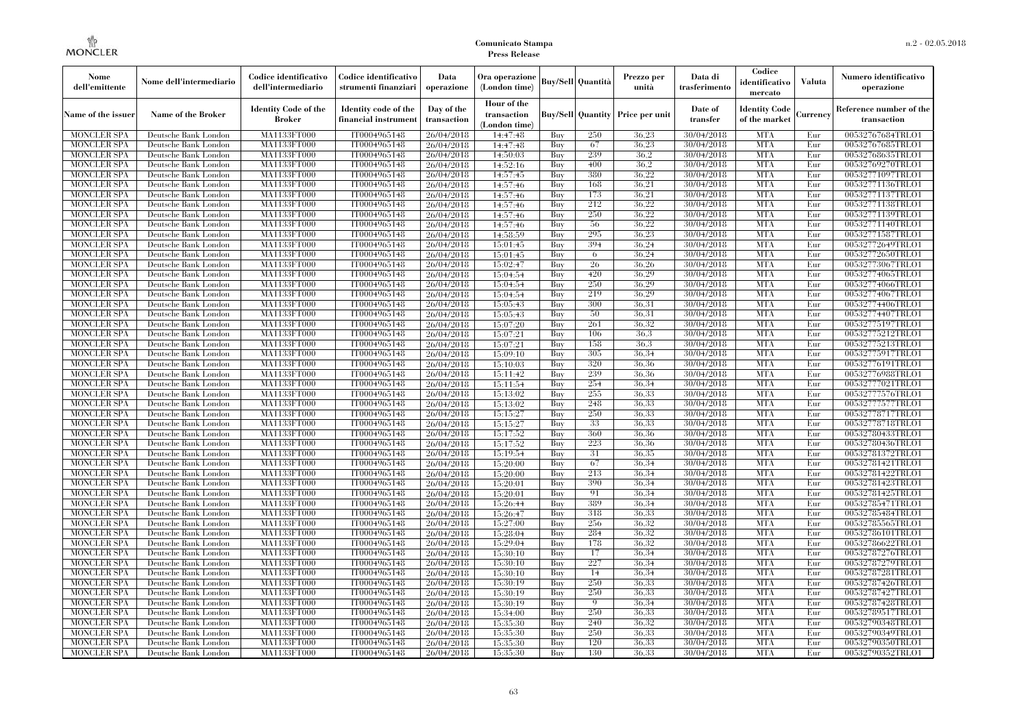| Nome dell'emittente | Nome dell'intermediario | Codice identificativo dell'intermediario | Codice identificativo strumenti finanziari | Data operazione | Ora operazione (London time) | Buy/Sell | Quantità | Prezzo per unità | Data di trasferimento | Codice identificativo mercato | Valuta | Numero identificativo operazione |
|---|---|---|---|---|---|---|---|---|---|---|---|---|
| Name of the issuer | Name of the Broker | Identity Code of the Broker | Identity code of the financial instrument | Day of the transaction | Hour of the transaction (London time) | Buy/Sell | Quantity | Price per unit | Date of transfer | Identity Code of the market | Currency | Reference number of the transaction |
| MONCLER SPA | Deutsche Bank London | MA1133FT000 | IT0004965148 | 26/04/2018 | 14:47:48 | Buy | 250 | 36,23 | 30/04/2018 | MTA | Eur | 00532767684TRLO1 |
| MONCLER SPA | Deutsche Bank London | MA1133FT000 | IT0004965148 | 26/04/2018 | 14:47:48 | Buy | 67 | 36,23 | 30/04/2018 | MTA | Eur | 00532767685TRLO1 |
| MONCLER SPA | Deutsche Bank London | MA1133FT000 | IT0004965148 | 26/04/2018 | 14:50:03 | Buy | 239 | 36,2 | 30/04/2018 | MTA | Eur | 00532768635TRLO1 |
| MONCLER SPA | Deutsche Bank London | MA1133FT000 | IT0004965148 | 26/04/2018 | 14:52:16 | Buy | 400 | 36,2 | 30/04/2018 | MTA | Eur | 00532769270TRLO1 |
| MONCLER SPA | Deutsche Bank London | MA1133FT000 | IT0004965148 | 26/04/2018 | 14:57:45 | Buy | 380 | 36,22 | 30/04/2018 | MTA | Eur | 00532771097TRLO1 |
| MONCLER SPA | Deutsche Bank London | MA1133FT000 | IT0004965148 | 26/04/2018 | 14:57:46 | Buy | 168 | 36,21 | 30/04/2018 | MTA | Eur | 00532771136TRLO1 |
| MONCLER SPA | Deutsche Bank London | MA1133FT000 | IT0004965148 | 26/04/2018 | 14:57:46 | Buy | 173 | 36,21 | 30/04/2018 | MTA | Eur | 00532771137TRLO1 |
| MONCLER SPA | Deutsche Bank London | MA1133FT000 | IT0004965148 | 26/04/2018 | 14:57:46 | Buy | 212 | 36,22 | 30/04/2018 | MTA | Eur | 00532771138TRLO1 |
| MONCLER SPA | Deutsche Bank London | MA1133FT000 | IT0004965148 | 26/04/2018 | 14:57:46 | Buy | 250 | 36,22 | 30/04/2018 | MTA | Eur | 00532771139TRLO1 |
| MONCLER SPA | Deutsche Bank London | MA1133FT000 | IT0004965148 | 26/04/2018 | 14:57:46 | Buy | 56 | 36,22 | 30/04/2018 | MTA | Eur | 00532771140TRLO1 |
| MONCLER SPA | Deutsche Bank London | MA1133FT000 | IT0004965148 | 26/04/2018 | 14:58:59 | Buy | 295 | 36,23 | 30/04/2018 | MTA | Eur | 00532771587TRLO1 |
| MONCLER SPA | Deutsche Bank London | MA1133FT000 | IT0004965148 | 26/04/2018 | 15:01:45 | Buy | 394 | 36,24 | 30/04/2018 | MTA | Eur | 00532772649TRLO1 |
| MONCLER SPA | Deutsche Bank London | MA1133FT000 | IT0004965148 | 26/04/2018 | 15:01:45 | Buy | 6 | 36,24 | 30/04/2018 | MTA | Eur | 00532772650TRLO1 |
| MONCLER SPA | Deutsche Bank London | MA1133FT000 | IT0004965148 | 26/04/2018 | 15:02:47 | Buy | 26 | 36,26 | 30/04/2018 | MTA | Eur | 00532773067TRLO1 |
| MONCLER SPA | Deutsche Bank London | MA1133FT000 | IT0004965148 | 26/04/2018 | 15:04:54 | Buy | 420 | 36,29 | 30/04/2018 | MTA | Eur | 00532774065TRLO1 |
| MONCLER SPA | Deutsche Bank London | MA1133FT000 | IT0004965148 | 26/04/2018 | 15:04:54 | Buy | 250 | 36,29 | 30/04/2018 | MTA | Eur | 00532774066TRLO1 |
| MONCLER SPA | Deutsche Bank London | MA1133FT000 | IT0004965148 | 26/04/2018 | 15:04:54 | Buy | 219 | 36,29 | 30/04/2018 | MTA | Eur | 00532774067TRLO1 |
| MONCLER SPA | Deutsche Bank London | MA1133FT000 | IT0004965148 | 26/04/2018 | 15:05:43 | Buy | 300 | 36,31 | 30/04/2018 | MTA | Eur | 00532774406TRLO1 |
| MONCLER SPA | Deutsche Bank London | MA1133FT000 | IT0004965148 | 26/04/2018 | 15:05:43 | Buy | 50 | 36,31 | 30/04/2018 | MTA | Eur | 00532774407TRLO1 |
| MONCLER SPA | Deutsche Bank London | MA1133FT000 | IT0004965148 | 26/04/2018 | 15:07:20 | Buy | 261 | 36,32 | 30/04/2018 | MTA | Eur | 00532775197TRLO1 |
| MONCLER SPA | Deutsche Bank London | MA1133FT000 | IT0004965148 | 26/04/2018 | 15:07:21 | Buy | 106 | 36,3 | 30/04/2018 | MTA | Eur | 00532775212TRLO1 |
| MONCLER SPA | Deutsche Bank London | MA1133FT000 | IT0004965148 | 26/04/2018 | 15:07:21 | Buy | 158 | 36,3 | 30/04/2018 | MTA | Eur | 00532775213TRLO1 |
| MONCLER SPA | Deutsche Bank London | MA1133FT000 | IT0004965148 | 26/04/2018 | 15:09:10 | Buy | 305 | 36,34 | 30/04/2018 | MTA | Eur | 00532775917TRLO1 |
| MONCLER SPA | Deutsche Bank London | MA1133FT000 | IT0004965148 | 26/04/2018 | 15:10:03 | Buy | 320 | 36,36 | 30/04/2018 | MTA | Eur | 00532776191TRLO1 |
| MONCLER SPA | Deutsche Bank London | MA1133FT000 | IT0004965148 | 26/04/2018 | 15:11:42 | Buy | 239 | 36,36 | 30/04/2018 | MTA | Eur | 00532776988TRLO1 |
| MONCLER SPA | Deutsche Bank London | MA1133FT000 | IT0004965148 | 26/04/2018 | 15:11:54 | Buy | 254 | 36,34 | 30/04/2018 | MTA | Eur | 00532777021TRLO1 |
| MONCLER SPA | Deutsche Bank London | MA1133FT000 | IT0004965148 | 26/04/2018 | 15:13:02 | Buy | 255 | 36,33 | 30/04/2018 | MTA | Eur | 00532777576TRLO1 |
| MONCLER SPA | Deutsche Bank London | MA1133FT000 | IT0004965148 | 26/04/2018 | 15:13:02 | Buy | 248 | 36,33 | 30/04/2018 | MTA | Eur | 00532777577TRLO1 |
| MONCLER SPA | Deutsche Bank London | MA1133FT000 | IT0004965148 | 26/04/2018 | 15:15:27 | Buy | 250 | 36,33 | 30/04/2018 | MTA | Eur | 00532778717TRLO1 |
| MONCLER SPA | Deutsche Bank London | MA1133FT000 | IT0004965148 | 26/04/2018 | 15:15:27 | Buy | 33 | 36,33 | 30/04/2018 | MTA | Eur | 00532778718TRLO1 |
| MONCLER SPA | Deutsche Bank London | MA1133FT000 | IT0004965148 | 26/04/2018 | 15:17:52 | Buy | 360 | 36,36 | 30/04/2018 | MTA | Eur | 00532780433TRLO1 |
| MONCLER SPA | Deutsche Bank London | MA1133FT000 | IT0004965148 | 26/04/2018 | 15:17:52 | Buy | 223 | 36,36 | 30/04/2018 | MTA | Eur | 00532780436TRLO1 |
| MONCLER SPA | Deutsche Bank London | MA1133FT000 | IT0004965148 | 26/04/2018 | 15:19:54 | Buy | 31 | 36,35 | 30/04/2018 | MTA | Eur | 00532781372TRLO1 |
| MONCLER SPA | Deutsche Bank London | MA1133FT000 | IT0004965148 | 26/04/2018 | 15:20:00 | Buy | 67 | 36,34 | 30/04/2018 | MTA | Eur | 00532781421TRLO1 |
| MONCLER SPA | Deutsche Bank London | MA1133FT000 | IT0004965148 | 26/04/2018 | 15:20:00 | Buy | 213 | 36,34 | 30/04/2018 | MTA | Eur | 00532781422TRLO1 |
| MONCLER SPA | Deutsche Bank London | MA1133FT000 | IT0004965148 | 26/04/2018 | 15:20:01 | Buy | 390 | 36,34 | 30/04/2018 | MTA | Eur | 00532781423TRLO1 |
| MONCLER SPA | Deutsche Bank London | MA1133FT000 | IT0004965148 | 26/04/2018 | 15:20:01 | Buy | 91 | 36,34 | 30/04/2018 | MTA | Eur | 00532781425TRLO1 |
| MONCLER SPA | Deutsche Bank London | MA1133FT000 | IT0004965148 | 26/04/2018 | 15:26:44 | Buy | 389 | 36,34 | 30/04/2018 | MTA | Eur | 00532785471TRLO1 |
| MONCLER SPA | Deutsche Bank London | MA1133FT000 | IT0004965148 | 26/04/2018 | 15:26:47 | Buy | 318 | 36,33 | 30/04/2018 | MTA | Eur | 00532785484TRLO1 |
| MONCLER SPA | Deutsche Bank London | MA1133FT000 | IT0004965148 | 26/04/2018 | 15:27:00 | Buy | 256 | 36,32 | 30/04/2018 | MTA | Eur | 00532785565TRLO1 |
| MONCLER SPA | Deutsche Bank London | MA1133FT000 | IT0004965148 | 26/04/2018 | 15:28:04 | Buy | 284 | 36,32 | 30/04/2018 | MTA | Eur | 00532786101TRLO1 |
| MONCLER SPA | Deutsche Bank London | MA1133FT000 | IT0004965148 | 26/04/2018 | 15:29:04 | Buy | 178 | 36,32 | 30/04/2018 | MTA | Eur | 00532786622TRLO1 |
| MONCLER SPA | Deutsche Bank London | MA1133FT000 | IT0004965148 | 26/04/2018 | 15:30:10 | Buy | 17 | 36,34 | 30/04/2018 | MTA | Eur | 00532787276TRLO1 |
| MONCLER SPA | Deutsche Bank London | MA1133FT000 | IT0004965148 | 26/04/2018 | 15:30:10 | Buy | 227 | 36,34 | 30/04/2018 | MTA | Eur | 00532787279TRLO1 |
| MONCLER SPA | Deutsche Bank London | MA1133FT000 | IT0004965148 | 26/04/2018 | 15:30:10 | Buy | 14 | 36,34 | 30/04/2018 | MTA | Eur | 00532787281TRLO1 |
| MONCLER SPA | Deutsche Bank London | MA1133FT000 | IT0004965148 | 26/04/2018 | 15:30:19 | Buy | 250 | 36,33 | 30/04/2018 | MTA | Eur | 00532787426TRLO1 |
| MONCLER SPA | Deutsche Bank London | MA1133FT000 | IT0004965148 | 26/04/2018 | 15:30:19 | Buy | 250 | 36,33 | 30/04/2018 | MTA | Eur | 00532787427TRLO1 |
| MONCLER SPA | Deutsche Bank London | MA1133FT000 | IT0004965148 | 26/04/2018 | 15:30:19 | Buy | 9 | 36,34 | 30/04/2018 | MTA | Eur | 00532787428TRLO1 |
| MONCLER SPA | Deutsche Bank London | MA1133FT000 | IT0004965148 | 26/04/2018 | 15:34:00 | Buy | 250 | 36,33 | 30/04/2018 | MTA | Eur | 00532789517TRLO1 |
| MONCLER SPA | Deutsche Bank London | MA1133FT000 | IT0004965148 | 26/04/2018 | 15:35:30 | Buy | 240 | 36,32 | 30/04/2018 | MTA | Eur | 00532790348TRLO1 |
| MONCLER SPA | Deutsche Bank London | MA1133FT000 | IT0004965148 | 26/04/2018 | 15:35:30 | Buy | 250 | 36,33 | 30/04/2018 | MTA | Eur | 00532790349TRLO1 |
| MONCLER SPA | Deutsche Bank London | MA1133FT000 | IT0004965148 | 26/04/2018 | 15:35:30 | Buy | 120 | 36,33 | 30/04/2018 | MTA | Eur | 00532790350TRLO1 |
| MONCLER SPA | Deutsche Bank London | MA1133FT000 | IT0004965148 | 26/04/2018 | 15:35:30 | Buy | 130 | 36,33 | 30/04/2018 | MTA | Eur | 00532790352TRLO1 |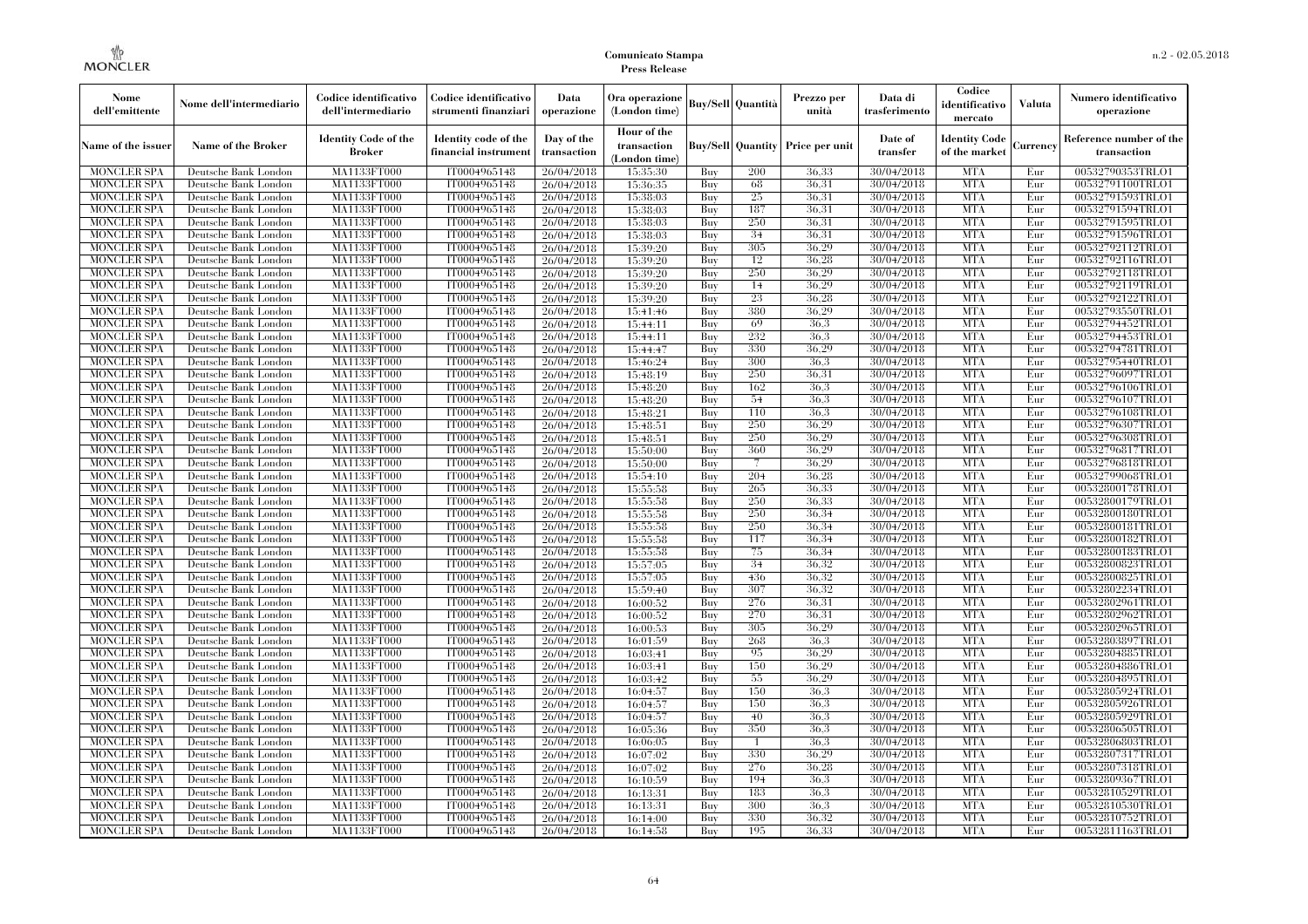| Nome dell'emittente | Nome dell'intermediario | Codice identificativo dell'intermediario | Codice identificativo strumenti finanziari | Data operazione | Ora operazione (London time) | Buy/Sell | Quantità | Prezzo per unità | Data di trasferimento | Codice identificativo mercato | Valuta | Numero identificativo operazione |
|---|---|---|---|---|---|---|---|---|---|---|---|---|
| Name of the issuer | Name of the Broker | Identity Code of the Broker | Identity code of the financial instrument | Day of the transaction | Hour of the transaction (London time) | Buy/Sell | Quantity | Price per unit | Date of transfer | Identity Code of the market | Currency | Reference number of the transaction |
| MONCLER SPA | Deutsche Bank London | MA1133FT000 | IT0004965148 | 26/04/2018 | 15:35:30 | Buy | 200 | 36,33 | 30/04/2018 | MTA | Eur | 00532790353TRLO1 |
| MONCLER SPA | Deutsche Bank London | MA1133FT000 | IT0004965148 | 26/04/2018 | 15:36:35 | Buy | 68 | 36,31 | 30/04/2018 | MTA | Eur | 00532791100TRLO1 |
| MONCLER SPA | Deutsche Bank London | MA1133FT000 | IT0004965148 | 26/04/2018 | 15:38:03 | Buy | 25 | 36,31 | 30/04/2018 | MTA | Eur | 00532791593TRLO1 |
| MONCLER SPA | Deutsche Bank London | MA1133FT000 | IT0004965148 | 26/04/2018 | 15:38:03 | Buy | 187 | 36,31 | 30/04/2018 | MTA | Eur | 00532791594TRLO1 |
| MONCLER SPA | Deutsche Bank London | MA1133FT000 | IT0004965148 | 26/04/2018 | 15:38:03 | Buy | 250 | 36,31 | 30/04/2018 | MTA | Eur | 00532791595TRLO1 |
| MONCLER SPA | Deutsche Bank London | MA1133FT000 | IT0004965148 | 26/04/2018 | 15:38:03 | Buy | 34 | 36,31 | 30/04/2018 | MTA | Eur | 00532791596TRLO1 |
| MONCLER SPA | Deutsche Bank London | MA1133FT000 | IT0004965148 | 26/04/2018 | 15:39:20 | Buy | 305 | 36,29 | 30/04/2018 | MTA | Eur | 00532792112TRLO1 |
| MONCLER SPA | Deutsche Bank London | MA1133FT000 | IT0004965148 | 26/04/2018 | 15:39:20 | Buy | 12 | 36,28 | 30/04/2018 | MTA | Eur | 00532792116TRLO1 |
| MONCLER SPA | Deutsche Bank London | MA1133FT000 | IT0004965148 | 26/04/2018 | 15:39:20 | Buy | 250 | 36,29 | 30/04/2018 | MTA | Eur | 00532792118TRLO1 |
| MONCLER SPA | Deutsche Bank London | MA1133FT000 | IT0004965148 | 26/04/2018 | 15:39:20 | Buy | 14 | 36,29 | 30/04/2018 | MTA | Eur | 00532792119TRLO1 |
| MONCLER SPA | Deutsche Bank London | MA1133FT000 | IT0004965148 | 26/04/2018 | 15:39:20 | Buy | 23 | 36,28 | 30/04/2018 | MTA | Eur | 00532792122TRLO1 |
| MONCLER SPA | Deutsche Bank London | MA1133FT000 | IT0004965148 | 26/04/2018 | 15:41:46 | Buy | 380 | 36,29 | 30/04/2018 | MTA | Eur | 00532793550TRLO1 |
| MONCLER SPA | Deutsche Bank London | MA1133FT000 | IT0004965148 | 26/04/2018 | 15:44:11 | Buy | 69 | 36,3 | 30/04/2018 | MTA | Eur | 00532794452TRLO1 |
| MONCLER SPA | Deutsche Bank London | MA1133FT000 | IT0004965148 | 26/04/2018 | 15:44:11 | Buy | 232 | 36,3 | 30/04/2018 | MTA | Eur | 00532794453TRLO1 |
| MONCLER SPA | Deutsche Bank London | MA1133FT000 | IT0004965148 | 26/04/2018 | 15:44:47 | Buy | 330 | 36,29 | 30/04/2018 | MTA | Eur | 00532794781TRLO1 |
| MONCLER SPA | Deutsche Bank London | MA1133FT000 | IT0004965148 | 26/04/2018 | 15:46:24 | Buy | 300 | 36,3 | 30/04/2018 | MTA | Eur | 00532795440TRLO1 |
| MONCLER SPA | Deutsche Bank London | MA1133FT000 | IT0004965148 | 26/04/2018 | 15:48:19 | Buy | 250 | 36,31 | 30/04/2018 | MTA | Eur | 00532796097TRLO1 |
| MONCLER SPA | Deutsche Bank London | MA1133FT000 | IT0004965148 | 26/04/2018 | 15:48:20 | Buy | 162 | 36,3 | 30/04/2018 | MTA | Eur | 00532796106TRLO1 |
| MONCLER SPA | Deutsche Bank London | MA1133FT000 | IT0004965148 | 26/04/2018 | 15:48:20 | Buy | 54 | 36,3 | 30/04/2018 | MTA | Eur | 00532796107TRLO1 |
| MONCLER SPA | Deutsche Bank London | MA1133FT000 | IT0004965148 | 26/04/2018 | 15:48:21 | Buy | 110 | 36,3 | 30/04/2018 | MTA | Eur | 00532796108TRLO1 |
| MONCLER SPA | Deutsche Bank London | MA1133FT000 | IT0004965148 | 26/04/2018 | 15:48:51 | Buy | 250 | 36,29 | 30/04/2018 | MTA | Eur | 00532796307TRLO1 |
| MONCLER SPA | Deutsche Bank London | MA1133FT000 | IT0004965148 | 26/04/2018 | 15:48:51 | Buy | 250 | 36,29 | 30/04/2018 | MTA | Eur | 00532796308TRLO1 |
| MONCLER SPA | Deutsche Bank London | MA1133FT000 | IT0004965148 | 26/04/2018 | 15:50:00 | Buy | 360 | 36,29 | 30/04/2018 | MTA | Eur | 00532796817TRLO1 |
| MONCLER SPA | Deutsche Bank London | MA1133FT000 | IT0004965148 | 26/04/2018 | 15:50:00 | Buy | 7 | 36,29 | 30/04/2018 | MTA | Eur | 00532796818TRLO1 |
| MONCLER SPA | Deutsche Bank London | MA1133FT000 | IT0004965148 | 26/04/2018 | 15:54:10 | Buy | 204 | 36,28 | 30/04/2018 | MTA | Eur | 00532799068TRLO1 |
| MONCLER SPA | Deutsche Bank London | MA1133FT000 | IT0004965148 | 26/04/2018 | 15:55:58 | Buy | 265 | 36,33 | 30/04/2018 | MTA | Eur | 00532800178TRLO1 |
| MONCLER SPA | Deutsche Bank London | MA1133FT000 | IT0004965148 | 26/04/2018 | 15:55:58 | Buy | 250 | 36,33 | 30/04/2018 | MTA | Eur | 00532800179TRLO1 |
| MONCLER SPA | Deutsche Bank London | MA1133FT000 | IT0004965148 | 26/04/2018 | 15:55:58 | Buy | 250 | 36,34 | 30/04/2018 | MTA | Eur | 00532800180TRLO1 |
| MONCLER SPA | Deutsche Bank London | MA1133FT000 | IT0004965148 | 26/04/2018 | 15:55:58 | Buy | 250 | 36,34 | 30/04/2018 | MTA | Eur | 00532800181TRLO1 |
| MONCLER SPA | Deutsche Bank London | MA1133FT000 | IT0004965148 | 26/04/2018 | 15:55:58 | Buy | 117 | 36,34 | 30/04/2018 | MTA | Eur | 00532800182TRLO1 |
| MONCLER SPA | Deutsche Bank London | MA1133FT000 | IT0004965148 | 26/04/2018 | 15:55:58 | Buy | 75 | 36,34 | 30/04/2018 | MTA | Eur | 00532800183TRLO1 |
| MONCLER SPA | Deutsche Bank London | MA1133FT000 | IT0004965148 | 26/04/2018 | 15:57:05 | Buy | 34 | 36,32 | 30/04/2018 | MTA | Eur | 00532800823TRLO1 |
| MONCLER SPA | Deutsche Bank London | MA1133FT000 | IT0004965148 | 26/04/2018 | 15:57:05 | Buy | 436 | 36,32 | 30/04/2018 | MTA | Eur | 00532800825TRLO1 |
| MONCLER SPA | Deutsche Bank London | MA1133FT000 | IT0004965148 | 26/04/2018 | 15:59:40 | Buy | 307 | 36,32 | 30/04/2018 | MTA | Eur | 00532802234TRLO1 |
| MONCLER SPA | Deutsche Bank London | MA1133FT000 | IT0004965148 | 26/04/2018 | 16:00:52 | Buy | 276 | 36,31 | 30/04/2018 | MTA | Eur | 00532802961TRLO1 |
| MONCLER SPA | Deutsche Bank London | MA1133FT000 | IT0004965148 | 26/04/2018 | 16:00:52 | Buy | 270 | 36,31 | 30/04/2018 | MTA | Eur | 00532802962TRLO1 |
| MONCLER SPA | Deutsche Bank London | MA1133FT000 | IT0004965148 | 26/04/2018 | 16:00:53 | Buy | 305 | 36,29 | 30/04/2018 | MTA | Eur | 00532802965TRLO1 |
| MONCLER SPA | Deutsche Bank London | MA1133FT000 | IT0004965148 | 26/04/2018 | 16:01:59 | Buy | 268 | 36,3 | 30/04/2018 | MTA | Eur | 00532803897TRLO1 |
| MONCLER SPA | Deutsche Bank London | MA1133FT000 | IT0004965148 | 26/04/2018 | 16:03:41 | Buy | 95 | 36,29 | 30/04/2018 | MTA | Eur | 00532804885TRLO1 |
| MONCLER SPA | Deutsche Bank London | MA1133FT000 | IT0004965148 | 26/04/2018 | 16:03:41 | Buy | 150 | 36,29 | 30/04/2018 | MTA | Eur | 00532804886TRLO1 |
| MONCLER SPA | Deutsche Bank London | MA1133FT000 | IT0004965148 | 26/04/2018 | 16:03:42 | Buy | 55 | 36,29 | 30/04/2018 | MTA | Eur | 00532804895TRLO1 |
| MONCLER SPA | Deutsche Bank London | MA1133FT000 | IT0004965148 | 26/04/2018 | 16:04:57 | Buy | 150 | 36,3 | 30/04/2018 | MTA | Eur | 00532805924TRLO1 |
| MONCLER SPA | Deutsche Bank London | MA1133FT000 | IT0004965148 | 26/04/2018 | 16:04:57 | Buy | 150 | 36,3 | 30/04/2018 | MTA | Eur | 00532805926TRLO1 |
| MONCLER SPA | Deutsche Bank London | MA1133FT000 | IT0004965148 | 26/04/2018 | 16:04:57 | Buy | 40 | 36,3 | 30/04/2018 | MTA | Eur | 00532805929TRLO1 |
| MONCLER SPA | Deutsche Bank London | MA1133FT000 | IT0004965148 | 26/04/2018 | 16:05:36 | Buy | 350 | 36,3 | 30/04/2018 | MTA | Eur | 00532806505TRLO1 |
| MONCLER SPA | Deutsche Bank London | MA1133FT000 | IT0004965148 | 26/04/2018 | 16:06:05 | Buy | 1 | 36,3 | 30/04/2018 | MTA | Eur | 00532806803TRLO1 |
| MONCLER SPA | Deutsche Bank London | MA1133FT000 | IT0004965148 | 26/04/2018 | 16:07:02 | Buy | 330 | 36,29 | 30/04/2018 | MTA | Eur | 00532807317TRLO1 |
| MONCLER SPA | Deutsche Bank London | MA1133FT000 | IT0004965148 | 26/04/2018 | 16:07:02 | Buy | 276 | 36,28 | 30/04/2018 | MTA | Eur | 00532807318TRLO1 |
| MONCLER SPA | Deutsche Bank London | MA1133FT000 | IT0004965148 | 26/04/2018 | 16:10:59 | Buy | 194 | 36,3 | 30/04/2018 | MTA | Eur | 00532809367TRLO1 |
| MONCLER SPA | Deutsche Bank London | MA1133FT000 | IT0004965148 | 26/04/2018 | 16:13:31 | Buy | 183 | 36,3 | 30/04/2018 | MTA | Eur | 00532810529TRLO1 |
| MONCLER SPA | Deutsche Bank London | MA1133FT000 | IT0004965148 | 26/04/2018 | 16:13:31 | Buy | 300 | 36,3 | 30/04/2018 | MTA | Eur | 00532810530TRLO1 |
| MONCLER SPA | Deutsche Bank London | MA1133FT000 | IT0004965148 | 26/04/2018 | 16:14:00 | Buy | 330 | 36,32 | 30/04/2018 | MTA | Eur | 00532810752TRLO1 |
| MONCLER SPA | Deutsche Bank London | MA1133FT000 | IT0004965148 | 26/04/2018 | 16:14:58 | Buy | 195 | 36,33 | 30/04/2018 | MTA | Eur | 00532811163TRLO1 |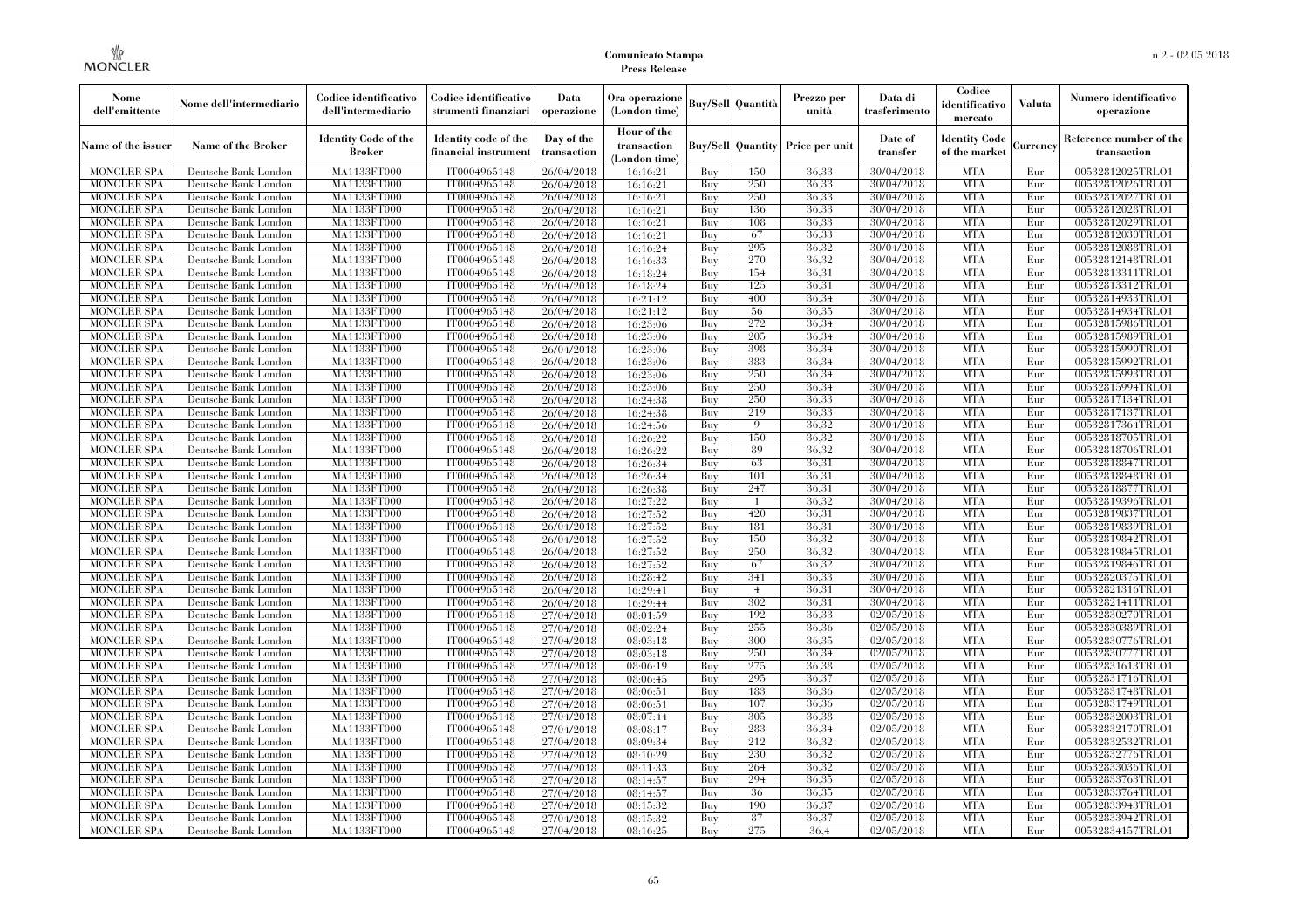| Nome dell'emittente | Nome dell'intermediario | Codice identificativo dell'intermediario | Codice identificativo strumenti finanziari | Data operazione | Ora operazione (London time) | Buy/Sell | Quantità | Prezzo per unità | Data di trasferimento | Codice identificativo mercato | Valuta | Numero identificativo operazione |
|---|---|---|---|---|---|---|---|---|---|---|---|---|
| Name of the issuer | Name of the Broker | Identity Code of the Broker | Identity code of the financial instrument | Day of the transaction | Hour of the transaction (London time) | Buy/Sell | Quantity | Price per unit | Date of transfer | Identity Code of the market | Currency | Reference number of the transaction |
| MONCLER SPA | Deutsche Bank London | MA1133FT000 | IT0004965148 | 26/04/2018 | 16:16:21 | Buy | 150 | 36.33 | 30/04/2018 | MTA | Eur | 00532812025TRLO1 |
| MONCLER SPA | Deutsche Bank London | MA1133FT000 | IT0004965148 | 26/04/2018 | 16:16:21 | Buy | 250 | 36.33 | 30/04/2018 | MTA | Eur | 00532812026TRLO1 |
| MONCLER SPA | Deutsche Bank London | MA1133FT000 | IT0004965148 | 26/04/2018 | 16:16:21 | Buy | 250 | 36.33 | 30/04/2018 | MTA | Eur | 00532812027TRLO1 |
| MONCLER SPA | Deutsche Bank London | MA1133FT000 | IT0004965148 | 26/04/2018 | 16:16:21 | Buy | 136 | 36.33 | 30/04/2018 | MTA | Eur | 00532812028TRLO1 |
| MONCLER SPA | Deutsche Bank London | MA1133FT000 | IT0004965148 | 26/04/2018 | 16:16:21 | Buy | 108 | 36.33 | 30/04/2018 | MTA | Eur | 00532812029TRLO1 |
| MONCLER SPA | Deutsche Bank London | MA1133FT000 | IT0004965148 | 26/04/2018 | 16:16:21 | Buy | 67 | 36.33 | 30/04/2018 | MTA | Eur | 00532812030TRLO1 |
| MONCLER SPA | Deutsche Bank London | MA1133FT000 | IT0004965148 | 26/04/2018 | 16:16:24 | Buy | 295 | 36.32 | 30/04/2018 | MTA | Eur | 00532812088TRLO1 |
| MONCLER SPA | Deutsche Bank London | MA1133FT000 | IT0004965148 | 26/04/2018 | 16:16:33 | Buy | 270 | 36.32 | 30/04/2018 | MTA | Eur | 00532812148TRLO1 |
| MONCLER SPA | Deutsche Bank London | MA1133FT000 | IT0004965148 | 26/04/2018 | 16:18:24 | Buy | 154 | 36.31 | 30/04/2018 | MTA | Eur | 00532813311TRLO1 |
| MONCLER SPA | Deutsche Bank London | MA1133FT000 | IT0004965148 | 26/04/2018 | 16:18:24 | Buy | 125 | 36.31 | 30/04/2018 | MTA | Eur | 00532813312TRLO1 |
| MONCLER SPA | Deutsche Bank London | MA1133FT000 | IT0004965148 | 26/04/2018 | 16:21:12 | Buy | 400 | 36.34 | 30/04/2018 | MTA | Eur | 00532814933TRLO1 |
| MONCLER SPA | Deutsche Bank London | MA1133FT000 | IT0004965148 | 26/04/2018 | 16:21:12 | Buy | 56 | 36.35 | 30/04/2018 | MTA | Eur | 00532814934TRLO1 |
| MONCLER SPA | Deutsche Bank London | MA1133FT000 | IT0004965148 | 26/04/2018 | 16:23:06 | Buy | 272 | 36.34 | 30/04/2018 | MTA | Eur | 00532815986TRLO1 |
| MONCLER SPA | Deutsche Bank London | MA1133FT000 | IT0004965148 | 26/04/2018 | 16:23:06 | Buy | 205 | 36.34 | 30/04/2018 | MTA | Eur | 00532815989TRLO1 |
| MONCLER SPA | Deutsche Bank London | MA1133FT000 | IT0004965148 | 26/04/2018 | 16:23:06 | Buy | 398 | 36.34 | 30/04/2018 | MTA | Eur | 00532815990TRLO1 |
| MONCLER SPA | Deutsche Bank London | MA1133FT000 | IT0004965148 | 26/04/2018 | 16:23:06 | Buy | 383 | 36.34 | 30/04/2018 | MTA | Eur | 00532815992TRLO1 |
| MONCLER SPA | Deutsche Bank London | MA1133FT000 | IT0004965148 | 26/04/2018 | 16:23:06 | Buy | 250 | 36.34 | 30/04/2018 | MTA | Eur | 00532815993TRLO1 |
| MONCLER SPA | Deutsche Bank London | MA1133FT000 | IT0004965148 | 26/04/2018 | 16:23:06 | Buy | 250 | 36.34 | 30/04/2018 | MTA | Eur | 00532815994TRLO1 |
| MONCLER SPA | Deutsche Bank London | MA1133FT000 | IT0004965148 | 26/04/2018 | 16:24:38 | Buy | 250 | 36.33 | 30/04/2018 | MTA | Eur | 00532817134TRLO1 |
| MONCLER SPA | Deutsche Bank London | MA1133FT000 | IT0004965148 | 26/04/2018 | 16:24:38 | Buy | 219 | 36.33 | 30/04/2018 | MTA | Eur | 00532817137TRLO1 |
| MONCLER SPA | Deutsche Bank London | MA1133FT000 | IT0004965148 | 26/04/2018 | 16:24:56 | Buy | 9 | 36.32 | 30/04/2018 | MTA | Eur | 00532817364TRLO1 |
| MONCLER SPA | Deutsche Bank London | MA1133FT000 | IT0004965148 | 26/04/2018 | 16:26:22 | Buy | 150 | 36.32 | 30/04/2018 | MTA | Eur | 00532818705TRLO1 |
| MONCLER SPA | Deutsche Bank London | MA1133FT000 | IT0004965148 | 26/04/2018 | 16:26:22 | Buy | 89 | 36.32 | 30/04/2018 | MTA | Eur | 00532818706TRLO1 |
| MONCLER SPA | Deutsche Bank London | MA1133FT000 | IT0004965148 | 26/04/2018 | 16:26:34 | Buy | 63 | 36.31 | 30/04/2018 | MTA | Eur | 00532818847TRLO1 |
| MONCLER SPA | Deutsche Bank London | MA1133FT000 | IT0004965148 | 26/04/2018 | 16:26:34 | Buy | 101 | 36.31 | 30/04/2018 | MTA | Eur | 00532818848TRLO1 |
| MONCLER SPA | Deutsche Bank London | MA1133FT000 | IT0004965148 | 26/04/2018 | 16:26:38 | Buy | 247 | 36.31 | 30/04/2018 | MTA | Eur | 00532818877TRLO1 |
| MONCLER SPA | Deutsche Bank London | MA1133FT000 | IT0004965148 | 26/04/2018 | 16:27:22 | Buy | 1 | 36.32 | 30/04/2018 | MTA | Eur | 00532819396TRLO1 |
| MONCLER SPA | Deutsche Bank London | MA1133FT000 | IT0004965148 | 26/04/2018 | 16:27:52 | Buy | 420 | 36.31 | 30/04/2018 | MTA | Eur | 00532819837TRLO1 |
| MONCLER SPA | Deutsche Bank London | MA1133FT000 | IT0004965148 | 26/04/2018 | 16:27:52 | Buy | 181 | 36.31 | 30/04/2018 | MTA | Eur | 00532819839TRLO1 |
| MONCLER SPA | Deutsche Bank London | MA1133FT000 | IT0004965148 | 26/04/2018 | 16:27:52 | Buy | 150 | 36.32 | 30/04/2018 | MTA | Eur | 00532819842TRLO1 |
| MONCLER SPA | Deutsche Bank London | MA1133FT000 | IT0004965148 | 26/04/2018 | 16:27:52 | Buy | 250 | 36.32 | 30/04/2018 | MTA | Eur | 00532819845TRLO1 |
| MONCLER SPA | Deutsche Bank London | MA1133FT000 | IT0004965148 | 26/04/2018 | 16:27:52 | Buy | 67 | 36.32 | 30/04/2018 | MTA | Eur | 00532819846TRLO1 |
| MONCLER SPA | Deutsche Bank London | MA1133FT000 | IT0004965148 | 26/04/2018 | 16:28:42 | Buy | 341 | 36.33 | 30/04/2018 | MTA | Eur | 00532820375TRLO1 |
| MONCLER SPA | Deutsche Bank London | MA1133FT000 | IT0004965148 | 26/04/2018 | 16:29:41 | Buy | 4 | 36.31 | 30/04/2018 | MTA | Eur | 00532821316TRLO1 |
| MONCLER SPA | Deutsche Bank London | MA1133FT000 | IT0004965148 | 26/04/2018 | 16:29:44 | Buy | 302 | 36.31 | 30/04/2018 | MTA | Eur | 00532821411TRLO1 |
| MONCLER SPA | Deutsche Bank London | MA1133FT000 | IT0004965148 | 27/04/2018 | 08:01:59 | Buy | 192 | 36.33 | 02/05/2018 | MTA | Eur | 00532830270TRLO1 |
| MONCLER SPA | Deutsche Bank London | MA1133FT000 | IT0004965148 | 27/04/2018 | 08:02:24 | Buy | 255 | 36.36 | 02/05/2018 | MTA | Eur | 00532830389TRLO1 |
| MONCLER SPA | Deutsche Bank London | MA1133FT000 | IT0004965148 | 27/04/2018 | 08:03:18 | Buy | 300 | 36.35 | 02/05/2018 | MTA | Eur | 00532830776TRLO1 |
| MONCLER SPA | Deutsche Bank London | MA1133FT000 | IT0004965148 | 27/04/2018 | 08:03:18 | Buy | 250 | 36.34 | 02/05/2018 | MTA | Eur | 00532830777TRLO1 |
| MONCLER SPA | Deutsche Bank London | MA1133FT000 | IT0004965148 | 27/04/2018 | 08:06:19 | Buy | 275 | 36.38 | 02/05/2018 | MTA | Eur | 00532831613TRLO1 |
| MONCLER SPA | Deutsche Bank London | MA1133FT000 | IT0004965148 | 27/04/2018 | 08:06:45 | Buy | 295 | 36.37 | 02/05/2018 | MTA | Eur | 00532831716TRLO1 |
| MONCLER SPA | Deutsche Bank London | MA1133FT000 | IT0004965148 | 27/04/2018 | 08:06:51 | Buy | 183 | 36.36 | 02/05/2018 | MTA | Eur | 00532831748TRLO1 |
| MONCLER SPA | Deutsche Bank London | MA1133FT000 | IT0004965148 | 27/04/2018 | 08:06:51 | Buy | 107 | 36.36 | 02/05/2018 | MTA | Eur | 00532831749TRLO1 |
| MONCLER SPA | Deutsche Bank London | MA1133FT000 | IT0004965148 | 27/04/2018 | 08:07:44 | Buy | 305 | 36.38 | 02/05/2018 | MTA | Eur | 00532832003TRLO1 |
| MONCLER SPA | Deutsche Bank London | MA1133FT000 | IT0004965148 | 27/04/2018 | 08:08:17 | Buy | 283 | 36.34 | 02/05/2018 | MTA | Eur | 00532832170TRLO1 |
| MONCLER SPA | Deutsche Bank London | MA1133FT000 | IT0004965148 | 27/04/2018 | 08:09:34 | Buy | 212 | 36.32 | 02/05/2018 | MTA | Eur | 00532832532TRLO1 |
| MONCLER SPA | Deutsche Bank London | MA1133FT000 | IT0004965148 | 27/04/2018 | 08:10:29 | Buy | 230 | 36.32 | 02/05/2018 | MTA | Eur | 00532832776TRLO1 |
| MONCLER SPA | Deutsche Bank London | MA1133FT000 | IT0004965148 | 27/04/2018 | 08:11:33 | Buy | 264 | 36.32 | 02/05/2018 | MTA | Eur | 00532833036TRLO1 |
| MONCLER SPA | Deutsche Bank London | MA1133FT000 | IT0004965148 | 27/04/2018 | 08:14:57 | Buy | 294 | 36.35 | 02/05/2018 | MTA | Eur | 00532833763TRLO1 |
| MONCLER SPA | Deutsche Bank London | MA1133FT000 | IT0004965148 | 27/04/2018 | 08:14:57 | Buy | 36 | 36.35 | 02/05/2018 | MTA | Eur | 00532833764TRLO1 |
| MONCLER SPA | Deutsche Bank London | MA1133FT000 | IT0004965148 | 27/04/2018 | 08:15:32 | Buy | 190 | 36.37 | 02/05/2018 | MTA | Eur | 00532833943TRLO1 |
| MONCLER SPA | Deutsche Bank London | MA1133FT000 | IT0004965148 | 27/04/2018 | 08:15:32 | Buy | 87 | 36.37 | 02/05/2018 | MTA | Eur | 00532833942TRLO1 |
| MONCLER SPA | Deutsche Bank London | MA1133FT000 | IT0004965148 | 27/04/2018 | 08:16:25 | Buy | 275 | 36.4 | 02/05/2018 | MTA | Eur | 00532834157TRLO1 |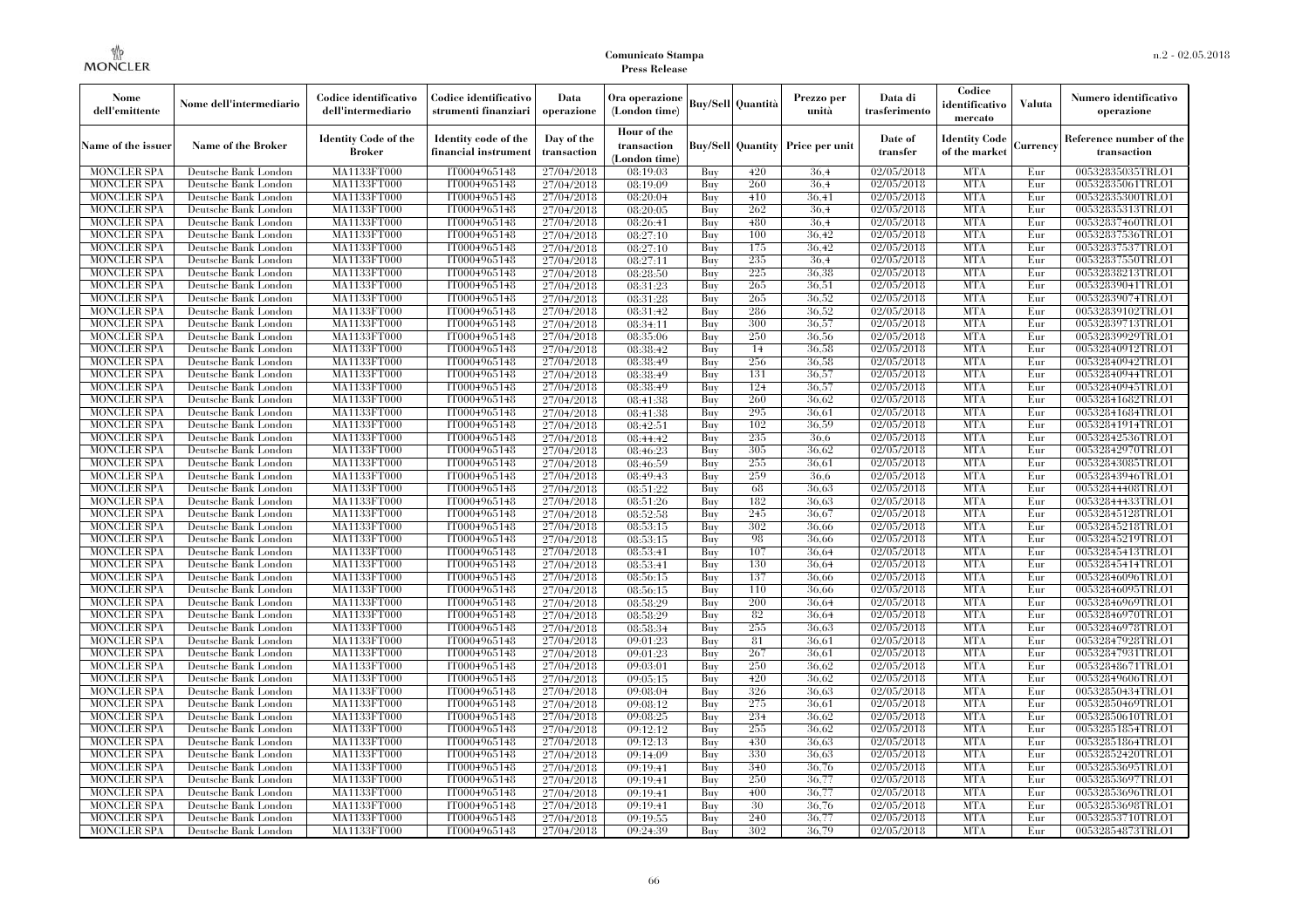| Nome dell'emittente | Nome dell'intermediario | Codice identificativo dell'intermediario | Codice identificativo strumenti finanziari | Data operazione | Ora operazione (London time) | Buy/Sell | Quantità | Prezzo per unità | Data di trasferimento | Codice identificativo mercato | Valuta | Numero identificativo operazione |
|---|---|---|---|---|---|---|---|---|---|---|---|---|
| Name of the issuer | Name of the Broker | Identity Code of the Broker | Identity code of the financial instrument | Day of the transaction | Hour of the transaction (London time) | Buy/Sell | Quantity | Price per unit | Date of transfer | Identity Code of the market | Currency | Reference number of the transaction |
| MONCLER SPA | Deutsche Bank London | MA1133FT000 | IT0004965148 | 27/04/2018 | 08:19:03 | Buy | 420 | 36.4 | 02/05/2018 | MTA | Eur | 00532835035TRLO1 |
| MONCLER SPA | Deutsche Bank London | MA1133FT000 | IT0004965148 | 27/04/2018 | 08:19:09 | Buy | 260 | 36.4 | 02/05/2018 | MTA | Eur | 00532835061TRLO1 |
| MONCLER SPA | Deutsche Bank London | MA1133FT000 | IT0004965148 | 27/04/2018 | 08:20:04 | Buy | 410 | 36.41 | 02/05/2018 | MTA | Eur | 00532835300TRLO1 |
| MONCLER SPA | Deutsche Bank London | MA1133FT000 | IT0004965148 | 27/04/2018 | 08:20:05 | Buy | 262 | 36.4 | 02/05/2018 | MTA | Eur | 00532835313TRLO1 |
| MONCLER SPA | Deutsche Bank London | MA1133FT000 | IT0004965148 | 27/04/2018 | 08:26:41 | Buy | 480 | 36.4 | 02/05/2018 | MTA | Eur | 00532837460TRLO1 |
| MONCLER SPA | Deutsche Bank London | MA1133FT000 | IT0004965148 | 27/04/2018 | 08:27:10 | Buy | 100 | 36.42 | 02/05/2018 | MTA | Eur | 00532837536TRLO1 |
| MONCLER SPA | Deutsche Bank London | MA1133FT000 | IT0004965148 | 27/04/2018 | 08:27:10 | Buy | 175 | 36.42 | 02/05/2018 | MTA | Eur | 00532837537TRLO1 |
| MONCLER SPA | Deutsche Bank London | MA1133FT000 | IT0004965148 | 27/04/2018 | 08:27:11 | Buy | 235 | 36.4 | 02/05/2018 | MTA | Eur | 00532837550TRLO1 |
| MONCLER SPA | Deutsche Bank London | MA1133FT000 | IT0004965148 | 27/04/2018 | 08:28:50 | Buy | 225 | 36.38 | 02/05/2018 | MTA | Eur | 00532838213TRLO1 |
| MONCLER SPA | Deutsche Bank London | MA1133FT000 | IT0004965148 | 27/04/2018 | 08:31:23 | Buy | 265 | 36.51 | 02/05/2018 | MTA | Eur | 00532839041TRLO1 |
| MONCLER SPA | Deutsche Bank London | MA1133FT000 | IT0004965148 | 27/04/2018 | 08:31:28 | Buy | 265 | 36.52 | 02/05/2018 | MTA | Eur | 00532839074TRLO1 |
| MONCLER SPA | Deutsche Bank London | MA1133FT000 | IT0004965148 | 27/04/2018 | 08:31:42 | Buy | 286 | 36.52 | 02/05/2018 | MTA | Eur | 00532839102TRLO1 |
| MONCLER SPA | Deutsche Bank London | MA1133FT000 | IT0004965148 | 27/04/2018 | 08:34:11 | Buy | 300 | 36.57 | 02/05/2018 | MTA | Eur | 00532839713TRLO1 |
| MONCLER SPA | Deutsche Bank London | MA1133FT000 | IT0004965148 | 27/04/2018 | 08:35:06 | Buy | 250 | 36.56 | 02/05/2018 | MTA | Eur | 00532839929TRLO1 |
| MONCLER SPA | Deutsche Bank London | MA1133FT000 | IT0004965148 | 27/04/2018 | 08:38:42 | Buy | 14 | 36.58 | 02/05/2018 | MTA | Eur | 00532840912TRLO1 |
| MONCLER SPA | Deutsche Bank London | MA1133FT000 | IT0004965148 | 27/04/2018 | 08:38:49 | Buy | 256 | 36.58 | 02/05/2018 | MTA | Eur | 00532840942TRLO1 |
| MONCLER SPA | Deutsche Bank London | MA1133FT000 | IT0004965148 | 27/04/2018 | 08:38:49 | Buy | 131 | 36.57 | 02/05/2018 | MTA | Eur | 00532840944TRLO1 |
| MONCLER SPA | Deutsche Bank London | MA1133FT000 | IT0004965148 | 27/04/2018 | 08:38:49 | Buy | 124 | 36.57 | 02/05/2018 | MTA | Eur | 00532840945TRLO1 |
| MONCLER SPA | Deutsche Bank London | MA1133FT000 | IT0004965148 | 27/04/2018 | 08:41:38 | Buy | 260 | 36.62 | 02/05/2018 | MTA | Eur | 00532841682TRLO1 |
| MONCLER SPA | Deutsche Bank London | MA1133FT000 | IT0004965148 | 27/04/2018 | 08:41:38 | Buy | 295 | 36.61 | 02/05/2018 | MTA | Eur | 00532841684TRLO1 |
| MONCLER SPA | Deutsche Bank London | MA1133FT000 | IT0004965148 | 27/04/2018 | 08:42:51 | Buy | 102 | 36.59 | 02/05/2018 | MTA | Eur | 00532841914TRLO1 |
| MONCLER SPA | Deutsche Bank London | MA1133FT000 | IT0004965148 | 27/04/2018 | 08:44:42 | Buy | 235 | 36.6 | 02/05/2018 | MTA | Eur | 00532842536TRLO1 |
| MONCLER SPA | Deutsche Bank London | MA1133FT000 | IT0004965148 | 27/04/2018 | 08:46:23 | Buy | 305 | 36.62 | 02/05/2018 | MTA | Eur | 00532842970TRLO1 |
| MONCLER SPA | Deutsche Bank London | MA1133FT000 | IT0004965148 | 27/04/2018 | 08:46:59 | Buy | 255 | 36.61 | 02/05/2018 | MTA | Eur | 00532843085TRLO1 |
| MONCLER SPA | Deutsche Bank London | MA1133FT000 | IT0004965148 | 27/04/2018 | 08:49:43 | Buy | 259 | 36.6 | 02/05/2018 | MTA | Eur | 00532843946TRLO1 |
| MONCLER SPA | Deutsche Bank London | MA1133FT000 | IT0004965148 | 27/04/2018 | 08:51:22 | Buy | 68 | 36.63 | 02/05/2018 | MTA | Eur | 00532844408TRLO1 |
| MONCLER SPA | Deutsche Bank London | MA1133FT000 | IT0004965148 | 27/04/2018 | 08:51:26 | Buy | 182 | 36.63 | 02/05/2018 | MTA | Eur | 00532844433TRLO1 |
| MONCLER SPA | Deutsche Bank London | MA1133FT000 | IT0004965148 | 27/04/2018 | 08:52:58 | Buy | 245 | 36.67 | 02/05/2018 | MTA | Eur | 00532845128TRLO1 |
| MONCLER SPA | Deutsche Bank London | MA1133FT000 | IT0004965148 | 27/04/2018 | 08:53:15 | Buy | 302 | 36.66 | 02/05/2018 | MTA | Eur | 00532845218TRLO1 |
| MONCLER SPA | Deutsche Bank London | MA1133FT000 | IT0004965148 | 27/04/2018 | 08:53:15 | Buy | 98 | 36.66 | 02/05/2018 | MTA | Eur | 00532845219TRLO1 |
| MONCLER SPA | Deutsche Bank London | MA1133FT000 | IT0004965148 | 27/04/2018 | 08:53:41 | Buy | 107 | 36.64 | 02/05/2018 | MTA | Eur | 00532845413TRLO1 |
| MONCLER SPA | Deutsche Bank London | MA1133FT000 | IT0004965148 | 27/04/2018 | 08:53:41 | Buy | 130 | 36.64 | 02/05/2018 | MTA | Eur | 00532845414TRLO1 |
| MONCLER SPA | Deutsche Bank London | MA1133FT000 | IT0004965148 | 27/04/2018 | 08:56:15 | Buy | 137 | 36.66 | 02/05/2018 | MTA | Eur | 00532846096TRLO1 |
| MONCLER SPA | Deutsche Bank London | MA1133FT000 | IT0004965148 | 27/04/2018 | 08:56:15 | Buy | 110 | 36.66 | 02/05/2018 | MTA | Eur | 00532846095TRLO1 |
| MONCLER SPA | Deutsche Bank London | MA1133FT000 | IT0004965148 | 27/04/2018 | 08:58:29 | Buy | 200 | 36.64 | 02/05/2018 | MTA | Eur | 00532846969TRLO1 |
| MONCLER SPA | Deutsche Bank London | MA1133FT000 | IT0004965148 | 27/04/2018 | 08:58:29 | Buy | 82 | 36.64 | 02/05/2018 | MTA | Eur | 00532846970TRLO1 |
| MONCLER SPA | Deutsche Bank London | MA1133FT000 | IT0004965148 | 27/04/2018 | 08:58:34 | Buy | 255 | 36.63 | 02/05/2018 | MTA | Eur | 00532846978TRLO1 |
| MONCLER SPA | Deutsche Bank London | MA1133FT000 | IT0004965148 | 27/04/2018 | 09:01:23 | Buy | 81 | 36.61 | 02/05/2018 | MTA | Eur | 00532847928TRLO1 |
| MONCLER SPA | Deutsche Bank London | MA1133FT000 | IT0004965148 | 27/04/2018 | 09:01:23 | Buy | 267 | 36.61 | 02/05/2018 | MTA | Eur | 00532847931TRLO1 |
| MONCLER SPA | Deutsche Bank London | MA1133FT000 | IT0004965148 | 27/04/2018 | 09:03:01 | Buy | 250 | 36.62 | 02/05/2018 | MTA | Eur | 00532848671TRLO1 |
| MONCLER SPA | Deutsche Bank London | MA1133FT000 | IT0004965148 | 27/04/2018 | 09:05:15 | Buy | 420 | 36.62 | 02/05/2018 | MTA | Eur | 00532849606TRLO1 |
| MONCLER SPA | Deutsche Bank London | MA1133FT000 | IT0004965148 | 27/04/2018 | 09:08:04 | Buy | 326 | 36.63 | 02/05/2018 | MTA | Eur | 00532850434TRLO1 |
| MONCLER SPA | Deutsche Bank London | MA1133FT000 | IT0004965148 | 27/04/2018 | 09:08:12 | Buy | 275 | 36.61 | 02/05/2018 | MTA | Eur | 00532850469TRLO1 |
| MONCLER SPA | Deutsche Bank London | MA1133FT000 | IT0004965148 | 27/04/2018 | 09:08:25 | Buy | 234 | 36.62 | 02/05/2018 | MTA | Eur | 00532850610TRLO1 |
| MONCLER SPA | Deutsche Bank London | MA1133FT000 | IT0004965148 | 27/04/2018 | 09:12:12 | Buy | 255 | 36.62 | 02/05/2018 | MTA | Eur | 00532851854TRLO1 |
| MONCLER SPA | Deutsche Bank London | MA1133FT000 | IT0004965148 | 27/04/2018 | 09:12:13 | Buy | 430 | 36.63 | 02/05/2018 | MTA | Eur | 00532851864TRLO1 |
| MONCLER SPA | Deutsche Bank London | MA1133FT000 | IT0004965148 | 27/04/2018 | 09:14:09 | Buy | 330 | 36.63 | 02/05/2018 | MTA | Eur | 00532852420TRLO1 |
| MONCLER SPA | Deutsche Bank London | MA1133FT000 | IT0004965148 | 27/04/2018 | 09:19:41 | Buy | 340 | 36.76 | 02/05/2018 | MTA | Eur | 00532853695TRLO1 |
| MONCLER SPA | Deutsche Bank London | MA1133FT000 | IT0004965148 | 27/04/2018 | 09:19:41 | Buy | 250 | 36.77 | 02/05/2018 | MTA | Eur | 00532853697TRLO1 |
| MONCLER SPA | Deutsche Bank London | MA1133FT000 | IT0004965148 | 27/04/2018 | 09:19:41 | Buy | 400 | 36.77 | 02/05/2018 | MTA | Eur | 00532853696TRLO1 |
| MONCLER SPA | Deutsche Bank London | MA1133FT000 | IT0004965148 | 27/04/2018 | 09:19:41 | Buy | 30 | 36.76 | 02/05/2018 | MTA | Eur | 00532853698TRLO1 |
| MONCLER SPA | Deutsche Bank London | MA1133FT000 | IT0004965148 | 27/04/2018 | 09:19:55 | Buy | 240 | 36.77 | 02/05/2018 | MTA | Eur | 00532853710TRLO1 |
| MONCLER SPA | Deutsche Bank London | MA1133FT000 | IT0004965148 | 27/04/2018 | 09:24:39 | Buy | 302 | 36.79 | 02/05/2018 | MTA | Eur | 00532854873TRLO1 |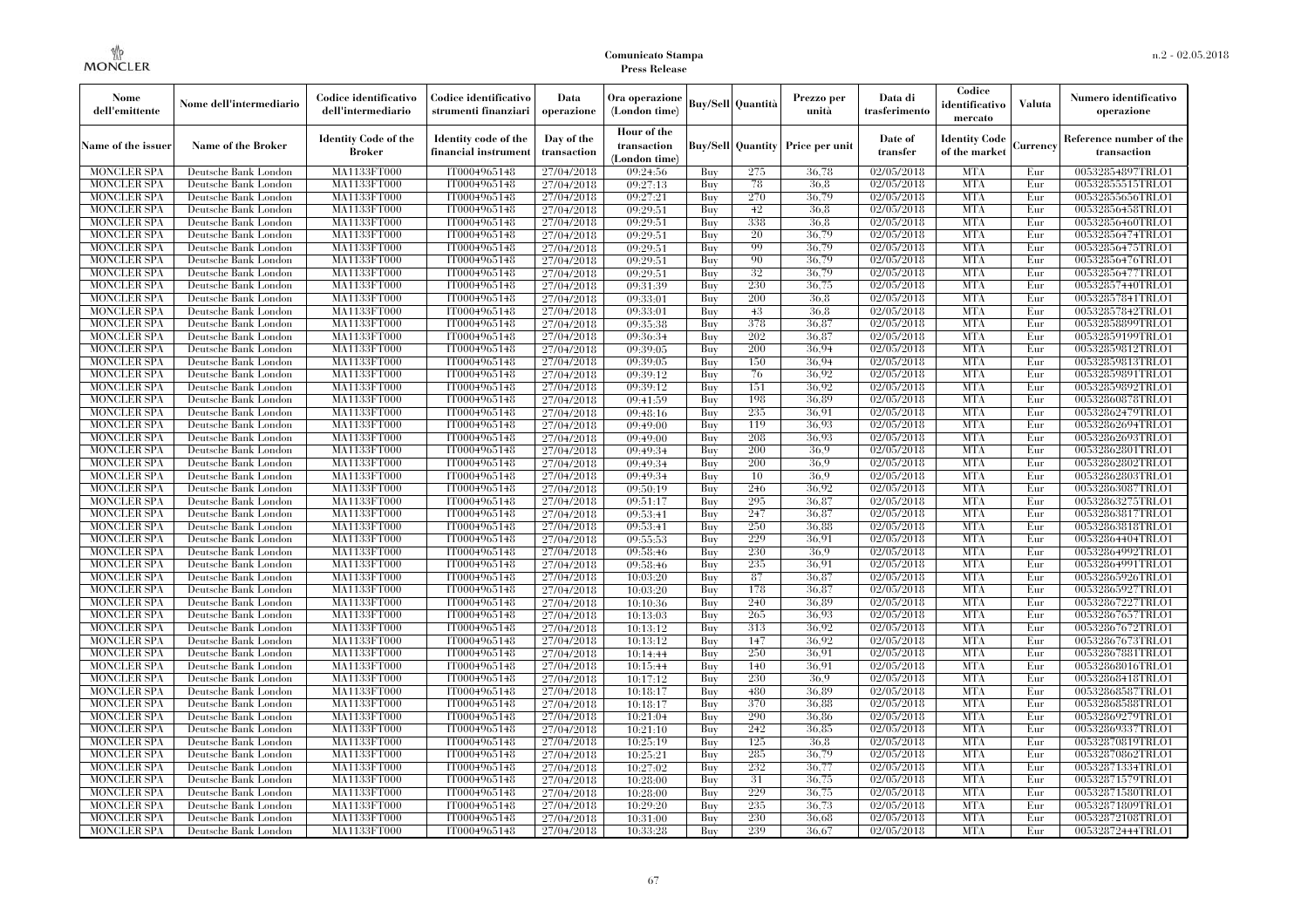| Nome dell'emittente | Nome dell'intermediario | Codice identificativo dell'intermediario | Codice identificativo strumenti finanziari | Data operazione | Ora operazione (London time) | Buy/Sell | Quantità | Prezzo per unità | Data di trasferimento | Codice identificativo mercato | Valuta | Numero identificativo operazione |
|---|---|---|---|---|---|---|---|---|---|---|---|---|
| Name of the issuer | Name of the Broker | Identity Code of the Broker | Identity code of the financial instrument | Day of the transaction | Hour of the transaction (London time) | Buy/Sell | Quantity | Price per unit | Date of transfer | Identity Code of the market | Currency | Reference number of the transaction |
| MONCLER SPA | Deutsche Bank London | MA1133FT000 | IT0004965148 | 27/04/2018 | 09:24:56 | Buy | 275 | 36,78 | 02/05/2018 | MTA | Eur | 00532854897TRLO1 |
| MONCLER SPA | Deutsche Bank London | MA1133FT000 | IT0004965148 | 27/04/2018 | 09:27:13 | Buy | 78 | 36,8 | 02/05/2018 | MTA | Eur | 00532855515TRLO1 |
| MONCLER SPA | Deutsche Bank London | MA1133FT000 | IT0004965148 | 27/04/2018 | 09:27:21 | Buy | 270 | 36,79 | 02/05/2018 | MTA | Eur | 00532855656TRLO1 |
| MONCLER SPA | Deutsche Bank London | MA1133FT000 | IT0004965148 | 27/04/2018 | 09:29:51 | Buy | 42 | 36,8 | 02/05/2018 | MTA | Eur | 00532856458TRLO1 |
| MONCLER SPA | Deutsche Bank London | MA1133FT000 | IT0004965148 | 27/04/2018 | 09:29:51 | Buy | 338 | 36,8 | 02/05/2018 | MTA | Eur | 00532856460TRLO1 |
| MONCLER SPA | Deutsche Bank London | MA1133FT000 | IT0004965148 | 27/04/2018 | 09:29:51 | Buy | 20 | 36,79 | 02/05/2018 | MTA | Eur | 00532856474TRLO1 |
| MONCLER SPA | Deutsche Bank London | MA1133FT000 | IT0004965148 | 27/04/2018 | 09:29:51 | Buy | 99 | 36,79 | 02/05/2018 | MTA | Eur | 00532856475TRLO1 |
| MONCLER SPA | Deutsche Bank London | MA1133FT000 | IT0004965148 | 27/04/2018 | 09:29:51 | Buy | 90 | 36,79 | 02/05/2018 | MTA | Eur | 00532856476TRLO1 |
| MONCLER SPA | Deutsche Bank London | MA1133FT000 | IT0004965148 | 27/04/2018 | 09:29:51 | Buy | 32 | 36,79 | 02/05/2018 | MTA | Eur | 00532856477TRLO1 |
| MONCLER SPA | Deutsche Bank London | MA1133FT000 | IT0004965148 | 27/04/2018 | 09:31:39 | Buy | 230 | 36,75 | 02/05/2018 | MTA | Eur | 00532857440TRLO1 |
| MONCLER SPA | Deutsche Bank London | MA1133FT000 | IT0004965148 | 27/04/2018 | 09:33:01 | Buy | 200 | 36,8 | 02/05/2018 | MTA | Eur | 00532857841TRLO1 |
| MONCLER SPA | Deutsche Bank London | MA1133FT000 | IT0004965148 | 27/04/2018 | 09:33:01 | Buy | 43 | 36,8 | 02/05/2018 | MTA | Eur | 00532857842TRLO1 |
| MONCLER SPA | Deutsche Bank London | MA1133FT000 | IT0004965148 | 27/04/2018 | 09:35:38 | Buy | 378 | 36,87 | 02/05/2018 | MTA | Eur | 00532858899TRLO1 |
| MONCLER SPA | Deutsche Bank London | MA1133FT000 | IT0004965148 | 27/04/2018 | 09:36:34 | Buy | 202 | 36,87 | 02/05/2018 | MTA | Eur | 00532859199TRLO1 |
| MONCLER SPA | Deutsche Bank London | MA1133FT000 | IT0004965148 | 27/04/2018 | 09:39:05 | Buy | 200 | 36,94 | 02/05/2018 | MTA | Eur | 00532859812TRLO1 |
| MONCLER SPA | Deutsche Bank London | MA1133FT000 | IT0004965148 | 27/04/2018 | 09:39:05 | Buy | 150 | 36,94 | 02/05/2018 | MTA | Eur | 00532859813TRLO1 |
| MONCLER SPA | Deutsche Bank London | MA1133FT000 | IT0004965148 | 27/04/2018 | 09:39:12 | Buy | 76 | 36,92 | 02/05/2018 | MTA | Eur | 00532859891TRLO1 |
| MONCLER SPA | Deutsche Bank London | MA1133FT000 | IT0004965148 | 27/04/2018 | 09:39:12 | Buy | 151 | 36,92 | 02/05/2018 | MTA | Eur | 00532859892TRLO1 |
| MONCLER SPA | Deutsche Bank London | MA1133FT000 | IT0004965148 | 27/04/2018 | 09:41:59 | Buy | 198 | 36,89 | 02/05/2018 | MTA | Eur | 00532860878TRLO1 |
| MONCLER SPA | Deutsche Bank London | MA1133FT000 | IT0004965148 | 27/04/2018 | 09:48:16 | Buy | 235 | 36,91 | 02/05/2018 | MTA | Eur | 00532862479TRLO1 |
| MONCLER SPA | Deutsche Bank London | MA1133FT000 | IT0004965148 | 27/04/2018 | 09:49:00 | Buy | 119 | 36,93 | 02/05/2018 | MTA | Eur | 00532862694TRLO1 |
| MONCLER SPA | Deutsche Bank London | MA1133FT000 | IT0004965148 | 27/04/2018 | 09:49:00 | Buy | 208 | 36,93 | 02/05/2018 | MTA | Eur | 00532862693TRLO1 |
| MONCLER SPA | Deutsche Bank London | MA1133FT000 | IT0004965148 | 27/04/2018 | 09:49:34 | Buy | 200 | 36,9 | 02/05/2018 | MTA | Eur | 00532862801TRLO1 |
| MONCLER SPA | Deutsche Bank London | MA1133FT000 | IT0004965148 | 27/04/2018 | 09:49:34 | Buy | 200 | 36,9 | 02/05/2018 | MTA | Eur | 00532862802TRLO1 |
| MONCLER SPA | Deutsche Bank London | MA1133FT000 | IT0004965148 | 27/04/2018 | 09:49:34 | Buy | 10 | 36,9 | 02/05/2018 | MTA | Eur | 00532862803TRLO1 |
| MONCLER SPA | Deutsche Bank London | MA1133FT000 | IT0004965148 | 27/04/2018 | 09:50:19 | Buy | 246 | 36,92 | 02/05/2018 | MTA | Eur | 00532863087TRLO1 |
| MONCLER SPA | Deutsche Bank London | MA1133FT000 | IT0004965148 | 27/04/2018 | 09:51:17 | Buy | 295 | 36,87 | 02/05/2018 | MTA | Eur | 00532863275TRLO1 |
| MONCLER SPA | Deutsche Bank London | MA1133FT000 | IT0004965148 | 27/04/2018 | 09:53:41 | Buy | 247 | 36,87 | 02/05/2018 | MTA | Eur | 00532863817TRLO1 |
| MONCLER SPA | Deutsche Bank London | MA1133FT000 | IT0004965148 | 27/04/2018 | 09:53:41 | Buy | 250 | 36,88 | 02/05/2018 | MTA | Eur | 00532863818TRLO1 |
| MONCLER SPA | Deutsche Bank London | MA1133FT000 | IT0004965148 | 27/04/2018 | 09:55:53 | Buy | 229 | 36,91 | 02/05/2018 | MTA | Eur | 00532864404TRLO1 |
| MONCLER SPA | Deutsche Bank London | MA1133FT000 | IT0004965148 | 27/04/2018 | 09:58:46 | Buy | 230 | 36,9 | 02/05/2018 | MTA | Eur | 00532864992TRLO1 |
| MONCLER SPA | Deutsche Bank London | MA1133FT000 | IT0004965148 | 27/04/2018 | 09:58:46 | Buy | 235 | 36,91 | 02/05/2018 | MTA | Eur | 00532864991TRLO1 |
| MONCLER SPA | Deutsche Bank London | MA1133FT000 | IT0004965148 | 27/04/2018 | 10:03:20 | Buy | 87 | 36,87 | 02/05/2018 | MTA | Eur | 00532865926TRLO1 |
| MONCLER SPA | Deutsche Bank London | MA1133FT000 | IT0004965148 | 27/04/2018 | 10:03:20 | Buy | 178 | 36,87 | 02/05/2018 | MTA | Eur | 00532865927TRLO1 |
| MONCLER SPA | Deutsche Bank London | MA1133FT000 | IT0004965148 | 27/04/2018 | 10:10:36 | Buy | 240 | 36,89 | 02/05/2018 | MTA | Eur | 00532867227TRLO1 |
| MONCLER SPA | Deutsche Bank London | MA1133FT000 | IT0004965148 | 27/04/2018 | 10:13:03 | Buy | 265 | 36,93 | 02/05/2018 | MTA | Eur | 00532867657TRLO1 |
| MONCLER SPA | Deutsche Bank London | MA1133FT000 | IT0004965148 | 27/04/2018 | 10:13:12 | Buy | 313 | 36,92 | 02/05/2018 | MTA | Eur | 00532867672TRLO1 |
| MONCLER SPA | Deutsche Bank London | MA1133FT000 | IT0004965148 | 27/04/2018 | 10:13:12 | Buy | 147 | 36,92 | 02/05/2018 | MTA | Eur | 00532867673TRLO1 |
| MONCLER SPA | Deutsche Bank London | MA1133FT000 | IT0004965148 | 27/04/2018 | 10:14:44 | Buy | 250 | 36,91 | 02/05/2018 | MTA | Eur | 00532867881TRLO1 |
| MONCLER SPA | Deutsche Bank London | MA1133FT000 | IT0004965148 | 27/04/2018 | 10:15:44 | Buy | 140 | 36,91 | 02/05/2018 | MTA | Eur | 00532868016TRLO1 |
| MONCLER SPA | Deutsche Bank London | MA1133FT000 | IT0004965148 | 27/04/2018 | 10:17:12 | Buy | 230 | 36,9 | 02/05/2018 | MTA | Eur | 00532868418TRLO1 |
| MONCLER SPA | Deutsche Bank London | MA1133FT000 | IT0004965148 | 27/04/2018 | 10:18:17 | Buy | 480 | 36,89 | 02/05/2018 | MTA | Eur | 00532868587TRLO1 |
| MONCLER SPA | Deutsche Bank London | MA1133FT000 | IT0004965148 | 27/04/2018 | 10:18:17 | Buy | 370 | 36,88 | 02/05/2018 | MTA | Eur | 00532868588TRLO1 |
| MONCLER SPA | Deutsche Bank London | MA1133FT000 | IT0004965148 | 27/04/2018 | 10:21:04 | Buy | 290 | 36,86 | 02/05/2018 | MTA | Eur | 00532869279TRLO1 |
| MONCLER SPA | Deutsche Bank London | MA1133FT000 | IT0004965148 | 27/04/2018 | 10:21:10 | Buy | 242 | 36,85 | 02/05/2018 | MTA | Eur | 00532869337TRLO1 |
| MONCLER SPA | Deutsche Bank London | MA1133FT000 | IT0004965148 | 27/04/2018 | 10:25:19 | Buy | 125 | 36,8 | 02/05/2018 | MTA | Eur | 00532870819TRLO1 |
| MONCLER SPA | Deutsche Bank London | MA1133FT000 | IT0004965148 | 27/04/2018 | 10:25:21 | Buy | 285 | 36,79 | 02/05/2018 | MTA | Eur | 00532870862TRLO1 |
| MONCLER SPA | Deutsche Bank London | MA1133FT000 | IT0004965148 | 27/04/2018 | 10:27:02 | Buy | 232 | 36,77 | 02/05/2018 | MTA | Eur | 00532871334TRLO1 |
| MONCLER SPA | Deutsche Bank London | MA1133FT000 | IT0004965148 | 27/04/2018 | 10:28:00 | Buy | 31 | 36,75 | 02/05/2018 | MTA | Eur | 00532871579TRLO1 |
| MONCLER SPA | Deutsche Bank London | MA1133FT000 | IT0004965148 | 27/04/2018 | 10:28:00 | Buy | 229 | 36,75 | 02/05/2018 | MTA | Eur | 00532871580TRLO1 |
| MONCLER SPA | Deutsche Bank London | MA1133FT000 | IT0004965148 | 27/04/2018 | 10:29:20 | Buy | 235 | 36,73 | 02/05/2018 | MTA | Eur | 00532871809TRLO1 |
| MONCLER SPA | Deutsche Bank London | MA1133FT000 | IT0004965148 | 27/04/2018 | 10:31:00 | Buy | 230 | 36,68 | 02/05/2018 | MTA | Eur | 00532872108TRLO1 |
| MONCLER SPA | Deutsche Bank London | MA1133FT000 | IT0004965148 | 27/04/2018 | 10:33:28 | Buy | 239 | 36,67 | 02/05/2018 | MTA | Eur | 00532872444TRLO1 |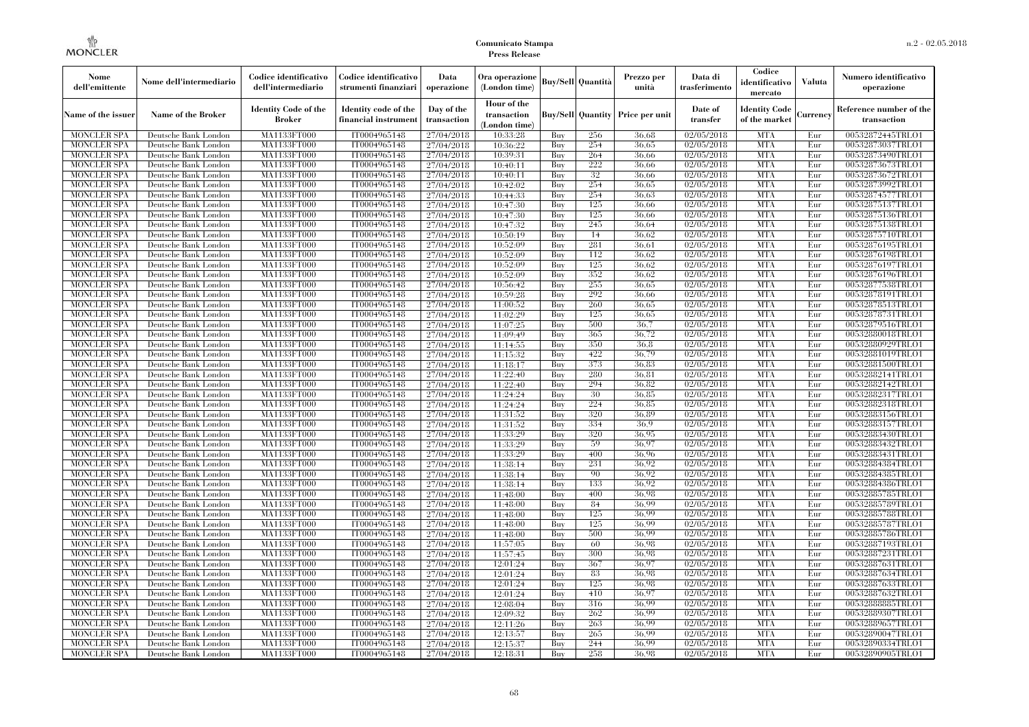| Nome dell'emittente | Nome dell'intermediario | Codice identificativo dell'intermediario | Codice identificativo strumenti finanziari | Data operazione | Ora operazione (London time) | Buy/Sell | Quantità | Prezzo per unità | Data di trasferimento | Codice identificativo mercato | Valuta | Numero identificativo operazione |
|---|---|---|---|---|---|---|---|---|---|---|---|---|
| Name of the issuer | Name of the Broker | Identity Code of the Broker | Identity code of the financial instrument | Day of the transaction | Hour of the transaction (London time) | Buy/Sell | Quantity | Price per unit | Date of transfer | Identity Code of the market | Currency | Reference number of the transaction |
| MONCLER SPA | Deutsche Bank London | MA1133FT000 | IT0004965148 | 27/04/2018 | 10:33:28 | Buy | 256 | 36,68 | 02/05/2018 | MTA | Eur | 00532872445TRLO1 |
| MONCLER SPA | Deutsche Bank London | MA1133FT000 | IT0004965148 | 27/04/2018 | 10:36:22 | Buy | 254 | 36,65 | 02/05/2018 | MTA | Eur | 00532873037TRLO1 |
| MONCLER SPA | Deutsche Bank London | MA1133FT000 | IT0004965148 | 27/04/2018 | 10:39:31 | Buy | 264 | 36,66 | 02/05/2018 | MTA | Eur | 00532873490TRLO1 |
| MONCLER SPA | Deutsche Bank London | MA1133FT000 | IT0004965148 | 27/04/2018 | 10:40:11 | Buy | 222 | 36,66 | 02/05/2018 | MTA | Eur | 00532873673TRLO1 |
| MONCLER SPA | Deutsche Bank London | MA1133FT000 | IT0004965148 | 27/04/2018 | 10:40:11 | Buy | 32 | 36,66 | 02/05/2018 | MTA | Eur | 00532873672TRLO1 |
| MONCLER SPA | Deutsche Bank London | MA1133FT000 | IT0004965148 | 27/04/2018 | 10:42:02 | Buy | 254 | 36,65 | 02/05/2018 | MTA | Eur | 00532873992TRLO1 |
| MONCLER SPA | Deutsche Bank London | MA1133FT000 | IT0004965148 | 27/04/2018 | 10:44:33 | Buy | 254 | 36,63 | 02/05/2018 | MTA | Eur | 00532874577TRLO1 |
| MONCLER SPA | Deutsche Bank London | MA1133FT000 | IT0004965148 | 27/04/2018 | 10:47:30 | Buy | 125 | 36,66 | 02/05/2018 | MTA | Eur | 00532875137TRLO1 |
| MONCLER SPA | Deutsche Bank London | MA1133FT000 | IT0004965148 | 27/04/2018 | 10:47:30 | Buy | 125 | 36,66 | 02/05/2018 | MTA | Eur | 00532875136TRLO1 |
| MONCLER SPA | Deutsche Bank London | MA1133FT000 | IT0004965148 | 27/04/2018 | 10:47:32 | Buy | 245 | 36,64 | 02/05/2018 | MTA | Eur | 00532875138TRLO1 |
| MONCLER SPA | Deutsche Bank London | MA1133FT000 | IT0004965148 | 27/04/2018 | 10:50:19 | Buy | 14 | 36,62 | 02/05/2018 | MTA | Eur | 00532875710TRLO1 |
| MONCLER SPA | Deutsche Bank London | MA1133FT000 | IT0004965148 | 27/04/2018 | 10:52:09 | Buy | 281 | 36,61 | 02/05/2018 | MTA | Eur | 00532876195TRLO1 |
| MONCLER SPA | Deutsche Bank London | MA1133FT000 | IT0004965148 | 27/04/2018 | 10:52:09 | Buy | 112 | 36,62 | 02/05/2018 | MTA | Eur | 00532876198TRLO1 |
| MONCLER SPA | Deutsche Bank London | MA1133FT000 | IT0004965148 | 27/04/2018 | 10:52:09 | Buy | 125 | 36,62 | 02/05/2018 | MTA | Eur | 00532876197TRLO1 |
| MONCLER SPA | Deutsche Bank London | MA1133FT000 | IT0004965148 | 27/04/2018 | 10:52:09 | Buy | 352 | 36,62 | 02/05/2018 | MTA | Eur | 00532876196TRLO1 |
| MONCLER SPA | Deutsche Bank London | MA1133FT000 | IT0004965148 | 27/04/2018 | 10:56:42 | Buy | 255 | 36,65 | 02/05/2018 | MTA | Eur | 00532877538TRLO1 |
| MONCLER SPA | Deutsche Bank London | MA1133FT000 | IT0004965148 | 27/04/2018 | 10:59:28 | Buy | 292 | 36,66 | 02/05/2018 | MTA | Eur | 00532878191TRLO1 |
| MONCLER SPA | Deutsche Bank London | MA1133FT000 | IT0004965148 | 27/04/2018 | 11:00:52 | Buy | 260 | 36,65 | 02/05/2018 | MTA | Eur | 00532878513TRLO1 |
| MONCLER SPA | Deutsche Bank London | MA1133FT000 | IT0004965148 | 27/04/2018 | 11:02:29 | Buy | 125 | 36,65 | 02/05/2018 | MTA | Eur | 00532878731TRLO1 |
| MONCLER SPA | Deutsche Bank London | MA1133FT000 | IT0004965148 | 27/04/2018 | 11:07:25 | Buy | 500 | 36,7 | 02/05/2018 | MTA | Eur | 00532879516TRLO1 |
| MONCLER SPA | Deutsche Bank London | MA1133FT000 | IT0004965148 | 27/04/2018 | 11:09:49 | Buy | 365 | 36,72 | 02/05/2018 | MTA | Eur | 00532880018TRLO1 |
| MONCLER SPA | Deutsche Bank London | MA1133FT000 | IT0004965148 | 27/04/2018 | 11:14:55 | Buy | 350 | 36,8 | 02/05/2018 | MTA | Eur | 00532880929TRLO1 |
| MONCLER SPA | Deutsche Bank London | MA1133FT000 | IT0004965148 | 27/04/2018 | 11:15:32 | Buy | 422 | 36,79 | 02/05/2018 | MTA | Eur | 00532881019TRLO1 |
| MONCLER SPA | Deutsche Bank London | MA1133FT000 | IT0004965148 | 27/04/2018 | 11:18:17 | Buy | 373 | 36,83 | 02/05/2018 | MTA | Eur | 00532881500TRLO1 |
| MONCLER SPA | Deutsche Bank London | MA1133FT000 | IT0004965148 | 27/04/2018 | 11:22:40 | Buy | 280 | 36,81 | 02/05/2018 | MTA | Eur | 00532882141TRLO1 |
| MONCLER SPA | Deutsche Bank London | MA1133FT000 | IT0004965148 | 27/04/2018 | 11:22:40 | Buy | 294 | 36,82 | 02/05/2018 | MTA | Eur | 00532882142TRLO1 |
| MONCLER SPA | Deutsche Bank London | MA1133FT000 | IT0004965148 | 27/04/2018 | 11:24:24 | Buy | 30 | 36,85 | 02/05/2018 | MTA | Eur | 00532882317TRLO1 |
| MONCLER SPA | Deutsche Bank London | MA1133FT000 | IT0004965148 | 27/04/2018 | 11:24:24 | Buy | 224 | 36,85 | 02/05/2018 | MTA | Eur | 00532882318TRLO1 |
| MONCLER SPA | Deutsche Bank London | MA1133FT000 | IT0004965148 | 27/04/2018 | 11:31:52 | Buy | 320 | 36,89 | 02/05/2018 | MTA | Eur | 00532883156TRLO1 |
| MONCLER SPA | Deutsche Bank London | MA1133FT000 | IT0004965148 | 27/04/2018 | 11:31:52 | Buy | 334 | 36,9 | 02/05/2018 | MTA | Eur | 00532883157TRLO1 |
| MONCLER SPA | Deutsche Bank London | MA1133FT000 | IT0004965148 | 27/04/2018 | 11:33:29 | Buy | 320 | 36,95 | 02/05/2018 | MTA | Eur | 00532883430TRLO1 |
| MONCLER SPA | Deutsche Bank London | MA1133FT000 | IT0004965148 | 27/04/2018 | 11:33:29 | Buy | 59 | 36,97 | 02/05/2018 | MTA | Eur | 00532883432TRLO1 |
| MONCLER SPA | Deutsche Bank London | MA1133FT000 | IT0004965148 | 27/04/2018 | 11:33:29 | Buy | 400 | 36,96 | 02/05/2018 | MTA | Eur | 00532883431TRLO1 |
| MONCLER SPA | Deutsche Bank London | MA1133FT000 | IT0004965148 | 27/04/2018 | 11:38:14 | Buy | 231 | 36,92 | 02/05/2018 | MTA | Eur | 00532884384TRLO1 |
| MONCLER SPA | Deutsche Bank London | MA1133FT000 | IT0004965148 | 27/04/2018 | 11:38:14 | Buy | 90 | 36,92 | 02/05/2018 | MTA | Eur | 00532884385TRLO1 |
| MONCLER SPA | Deutsche Bank London | MA1133FT000 | IT0004965148 | 27/04/2018 | 11:38:14 | Buy | 133 | 36,92 | 02/05/2018 | MTA | Eur | 00532884386TRLO1 |
| MONCLER SPA | Deutsche Bank London | MA1133FT000 | IT0004965148 | 27/04/2018 | 11:48:00 | Buy | 400 | 36,98 | 02/05/2018 | MTA | Eur | 00532885785TRLO1 |
| MONCLER SPA | Deutsche Bank London | MA1133FT000 | IT0004965148 | 27/04/2018 | 11:48:00 | Buy | 84 | 36,99 | 02/05/2018 | MTA | Eur | 00532885789TRLO1 |
| MONCLER SPA | Deutsche Bank London | MA1133FT000 | IT0004965148 | 27/04/2018 | 11:48:00 | Buy | 125 | 36,99 | 02/05/2018 | MTA | Eur | 00532885788TRLO1 |
| MONCLER SPA | Deutsche Bank London | MA1133FT000 | IT0004965148 | 27/04/2018 | 11:48:00 | Buy | 125 | 36,99 | 02/05/2018 | MTA | Eur | 00532885787TRLO1 |
| MONCLER SPA | Deutsche Bank London | MA1133FT000 | IT0004965148 | 27/04/2018 | 11:48:00 | Buy | 500 | 36,99 | 02/05/2018 | MTA | Eur | 00532885786TRLO1 |
| MONCLER SPA | Deutsche Bank London | MA1133FT000 | IT0004965148 | 27/04/2018 | 11:57:05 | Buy | 60 | 36,98 | 02/05/2018 | MTA | Eur | 00532887193TRLO1 |
| MONCLER SPA | Deutsche Bank London | MA1133FT000 | IT0004965148 | 27/04/2018 | 11:57:45 | Buy | 300 | 36,98 | 02/05/2018 | MTA | Eur | 00532887231TRLO1 |
| MONCLER SPA | Deutsche Bank London | MA1133FT000 | IT0004965148 | 27/04/2018 | 12:01:24 | Buy | 367 | 36,97 | 02/05/2018 | MTA | Eur | 00532887631TRLO1 |
| MONCLER SPA | Deutsche Bank London | MA1133FT000 | IT0004965148 | 27/04/2018 | 12:01:24 | Buy | 83 | 36,98 | 02/05/2018 | MTA | Eur | 00532887634TRLO1 |
| MONCLER SPA | Deutsche Bank London | MA1133FT000 | IT0004965148 | 27/04/2018 | 12:01:24 | Buy | 125 | 36,98 | 02/05/2018 | MTA | Eur | 00532887633TRLO1 |
| MONCLER SPA | Deutsche Bank London | MA1133FT000 | IT0004965148 | 27/04/2018 | 12:01:24 | Buy | 410 | 36,97 | 02/05/2018 | MTA | Eur | 00532887632TRLO1 |
| MONCLER SPA | Deutsche Bank London | MA1133FT000 | IT0004965148 | 27/04/2018 | 12:08:04 | Buy | 316 | 36,99 | 02/05/2018 | MTA | Eur | 00532888885TRLO1 |
| MONCLER SPA | Deutsche Bank London | MA1133FT000 | IT0004965148 | 27/04/2018 | 12:09:32 | Buy | 262 | 36,99 | 02/05/2018 | MTA | Eur | 00532889307TRLO1 |
| MONCLER SPA | Deutsche Bank London | MA1133FT000 | IT0004965148 | 27/04/2018 | 12:11:26 | Buy | 263 | 36,99 | 02/05/2018 | MTA | Eur | 00532889657TRLO1 |
| MONCLER SPA | Deutsche Bank London | MA1133FT000 | IT0004965148 | 27/04/2018 | 12:13:57 | Buy | 265 | 36,99 | 02/05/2018 | MTA | Eur | 00532890047TRLO1 |
| MONCLER SPA | Deutsche Bank London | MA1133FT000 | IT0004965148 | 27/04/2018 | 12:15:37 | Buy | 244 | 36,99 | 02/05/2018 | MTA | Eur | 00532890334TRLO1 |
| MONCLER SPA | Deutsche Bank London | MA1133FT000 | IT0004965148 | 27/04/2018 | 12:18:31 | Buy | 258 | 36,98 | 02/05/2018 | MTA | Eur | 00532890905TRLO1 |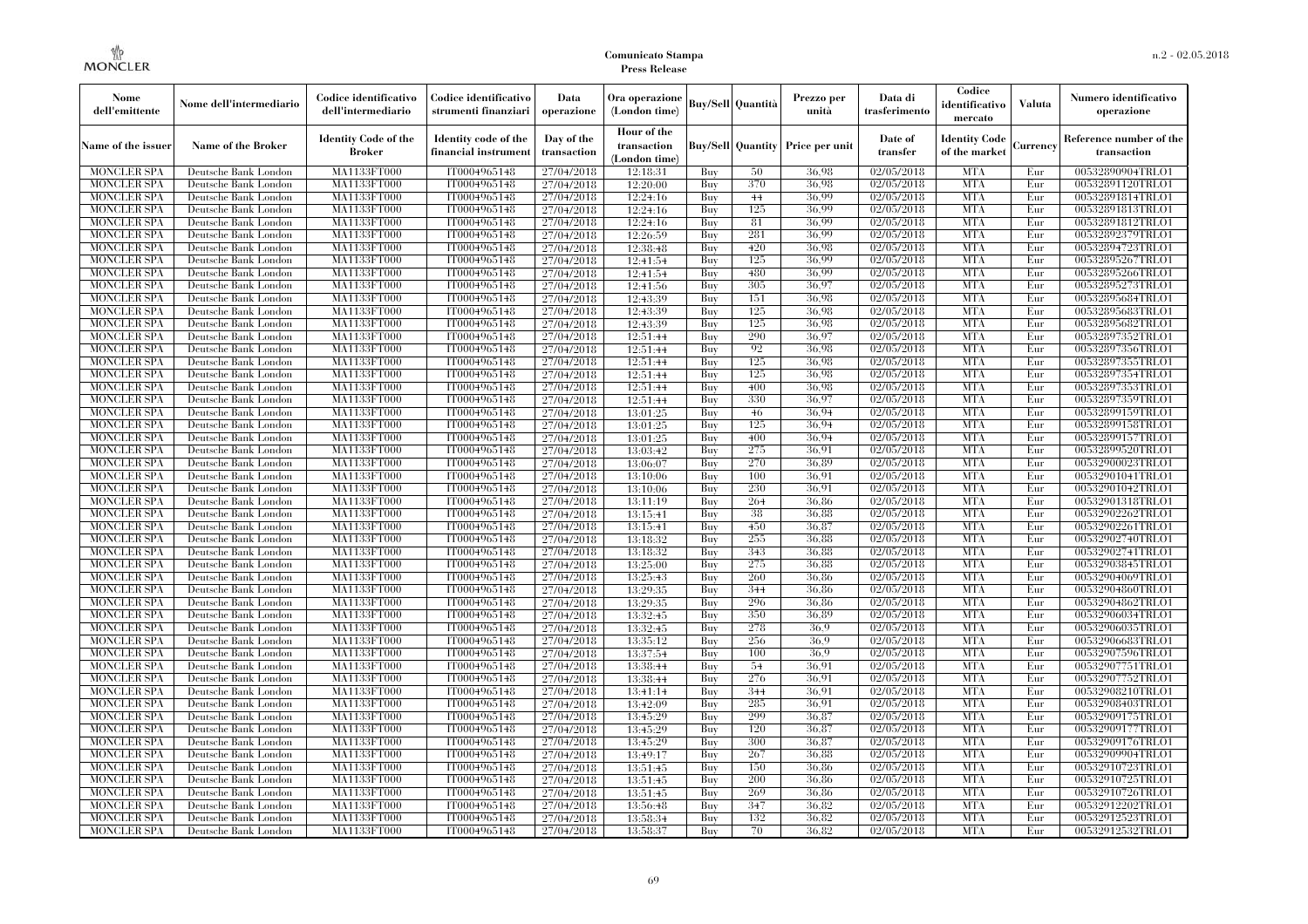**Comunicato Stampa**
**Press Release**

| Nome dell'emittente | Nome dell'intermediario | Codice identificativo dell'intermediario | Codice identificativo strumenti finanziari | Data operazione | Ora operazione (London time) | Buy/Sell | Quantità | Prezzo per unità | Data di trasferimento | Codice identificativo mercato | Valuta | Numero identificativo operazione |
|---|---|---|---|---|---|---|---|---|---|---|---|---|
| Name of the issuer | Name of the Broker | Identity Code of the Broker | Identity code of the financial instrument | Day of the transaction | Hour of the transaction (London time) | Buy/Sell | Quantity | Price per unit | Date of transfer | Identity Code of the market | Currency | Reference number of the transaction |
| MONCLER SPA | Deutsche Bank London | MA1133FT000 | IT0004965148 | 27/04/2018 | 12:18:31 | Buy | 50 | 36.98 | 02/05/2018 | MTA | Eur | 00532890904TRLO1 |
| MONCLER SPA | Deutsche Bank London | MA1133FT000 | IT0004965148 | 27/04/2018 | 12:20:00 | Buy | 370 | 36.98 | 02/05/2018 | MTA | Eur | 00532891120TRLO1 |
| MONCLER SPA | Deutsche Bank London | MA1133FT000 | IT0004965148 | 27/04/2018 | 12:24:16 | Buy | 44 | 36.99 | 02/05/2018 | MTA | Eur | 00532891814TRLO1 |
| MONCLER SPA | Deutsche Bank London | MA1133FT000 | IT0004965148 | 27/04/2018 | 12:24:16 | Buy | 125 | 36.99 | 02/05/2018 | MTA | Eur | 00532891813TRLO1 |
| MONCLER SPA | Deutsche Bank London | MA1133FT000 | IT0004965148 | 27/04/2018 | 12:24:16 | Buy | 81 | 36.99 | 02/05/2018 | MTA | Eur | 00532891812TRLO1 |
| MONCLER SPA | Deutsche Bank London | MA1133FT000 | IT0004965148 | 27/04/2018 | 12:26:59 | Buy | 281 | 36.99 | 02/05/2018 | MTA | Eur | 00532892379TRLO1 |
| MONCLER SPA | Deutsche Bank London | MA1133FT000 | IT0004965148 | 27/04/2018 | 12:38:48 | Buy | 420 | 36.98 | 02/05/2018 | MTA | Eur | 00532894723TRLO1 |
| MONCLER SPA | Deutsche Bank London | MA1133FT000 | IT0004965148 | 27/04/2018 | 12:41:54 | Buy | 125 | 36.99 | 02/05/2018 | MTA | Eur | 00532895267TRLO1 |
| MONCLER SPA | Deutsche Bank London | MA1133FT000 | IT0004965148 | 27/04/2018 | 12:41:54 | Buy | 480 | 36.99 | 02/05/2018 | MTA | Eur | 00532895266TRLO1 |
| MONCLER SPA | Deutsche Bank London | MA1133FT000 | IT0004965148 | 27/04/2018 | 12:41:56 | Buy | 305 | 36.97 | 02/05/2018 | MTA | Eur | 00532895273TRLO1 |
| MONCLER SPA | Deutsche Bank London | MA1133FT000 | IT0004965148 | 27/04/2018 | 12:43:39 | Buy | 151 | 36.98 | 02/05/2018 | MTA | Eur | 00532895684TRLO1 |
| MONCLER SPA | Deutsche Bank London | MA1133FT000 | IT0004965148 | 27/04/2018 | 12:43:39 | Buy | 125 | 36.98 | 02/05/2018 | MTA | Eur | 00532895683TRLO1 |
| MONCLER SPA | Deutsche Bank London | MA1133FT000 | IT0004965148 | 27/04/2018 | 12:43:39 | Buy | 125 | 36.98 | 02/05/2018 | MTA | Eur | 00532895682TRLO1 |
| MONCLER SPA | Deutsche Bank London | MA1133FT000 | IT0004965148 | 27/04/2018 | 12:51:44 | Buy | 290 | 36.97 | 02/05/2018 | MTA | Eur | 00532897352TRLO1 |
| MONCLER SPA | Deutsche Bank London | MA1133FT000 | IT0004965148 | 27/04/2018 | 12:51:44 | Buy | 92 | 36.98 | 02/05/2018 | MTA | Eur | 00532897356TRLO1 |
| MONCLER SPA | Deutsche Bank London | MA1133FT000 | IT0004965148 | 27/04/2018 | 12:51:44 | Buy | 125 | 36.98 | 02/05/2018 | MTA | Eur | 00532897355TRLO1 |
| MONCLER SPA | Deutsche Bank London | MA1133FT000 | IT0004965148 | 27/04/2018 | 12:51:44 | Buy | 125 | 36.98 | 02/05/2018 | MTA | Eur | 00532897354TRLO1 |
| MONCLER SPA | Deutsche Bank London | MA1133FT000 | IT0004965148 | 27/04/2018 | 12:51:44 | Buy | 400 | 36.98 | 02/05/2018 | MTA | Eur | 00532897353TRLO1 |
| MONCLER SPA | Deutsche Bank London | MA1133FT000 | IT0004965148 | 27/04/2018 | 12:51:44 | Buy | 330 | 36.97 | 02/05/2018 | MTA | Eur | 00532897359TRLO1 |
| MONCLER SPA | Deutsche Bank London | MA1133FT000 | IT0004965148 | 27/04/2018 | 13:01:25 | Buy | 46 | 36.94 | 02/05/2018 | MTA | Eur | 00532899159TRLO1 |
| MONCLER SPA | Deutsche Bank London | MA1133FT000 | IT0004965148 | 27/04/2018 | 13:01:25 | Buy | 125 | 36.94 | 02/05/2018 | MTA | Eur | 00532899158TRLO1 |
| MONCLER SPA | Deutsche Bank London | MA1133FT000 | IT0004965148 | 27/04/2018 | 13:01:25 | Buy | 400 | 36.94 | 02/05/2018 | MTA | Eur | 00532899157TRLO1 |
| MONCLER SPA | Deutsche Bank London | MA1133FT000 | IT0004965148 | 27/04/2018 | 13:03:42 | Buy | 275 | 36.91 | 02/05/2018 | MTA | Eur | 00532899520TRLO1 |
| MONCLER SPA | Deutsche Bank London | MA1133FT000 | IT0004965148 | 27/04/2018 | 13:06:07 | Buy | 270 | 36.89 | 02/05/2018 | MTA | Eur | 00532900023TRLO1 |
| MONCLER SPA | Deutsche Bank London | MA1133FT000 | IT0004965148 | 27/04/2018 | 13:10:06 | Buy | 100 | 36.91 | 02/05/2018 | MTA | Eur | 00532901041TRLO1 |
| MONCLER SPA | Deutsche Bank London | MA1133FT000 | IT0004965148 | 27/04/2018 | 13:10:06 | Buy | 230 | 36.91 | 02/05/2018 | MTA | Eur | 00532901042TRLO1 |
| MONCLER SPA | Deutsche Bank London | MA1133FT000 | IT0004965148 | 27/04/2018 | 13:11:19 | Buy | 264 | 36.86 | 02/05/2018 | MTA | Eur | 00532901318TRLO1 |
| MONCLER SPA | Deutsche Bank London | MA1133FT000 | IT0004965148 | 27/04/2018 | 13:15:41 | Buy | 38 | 36.88 | 02/05/2018 | MTA | Eur | 00532902262TRLO1 |
| MONCLER SPA | Deutsche Bank London | MA1133FT000 | IT0004965148 | 27/04/2018 | 13:15:41 | Buy | 450 | 36.87 | 02/05/2018 | MTA | Eur | 00532902261TRLO1 |
| MONCLER SPA | Deutsche Bank London | MA1133FT000 | IT0004965148 | 27/04/2018 | 13:18:32 | Buy | 255 | 36.88 | 02/05/2018 | MTA | Eur | 00532902740TRLO1 |
| MONCLER SPA | Deutsche Bank London | MA1133FT000 | IT0004965148 | 27/04/2018 | 13:18:32 | Buy | 343 | 36.88 | 02/05/2018 | MTA | Eur | 00532902741TRLO1 |
| MONCLER SPA | Deutsche Bank London | MA1133FT000 | IT0004965148 | 27/04/2018 | 13:25:00 | Buy | 275 | 36.88 | 02/05/2018 | MTA | Eur | 00532903845TRLO1 |
| MONCLER SPA | Deutsche Bank London | MA1133FT000 | IT0004965148 | 27/04/2018 | 13:25:43 | Buy | 260 | 36.86 | 02/05/2018 | MTA | Eur | 00532904069TRLO1 |
| MONCLER SPA | Deutsche Bank London | MA1133FT000 | IT0004965148 | 27/04/2018 | 13:29:35 | Buy | 344 | 36.86 | 02/05/2018 | MTA | Eur | 00532904860TRLO1 |
| MONCLER SPA | Deutsche Bank London | MA1133FT000 | IT0004965148 | 27/04/2018 | 13:29:35 | Buy | 296 | 36.86 | 02/05/2018 | MTA | Eur | 00532904862TRLO1 |
| MONCLER SPA | Deutsche Bank London | MA1133FT000 | IT0004965148 | 27/04/2018 | 13:32:45 | Buy | 350 | 36.89 | 02/05/2018 | MTA | Eur | 00532906034TRLO1 |
| MONCLER SPA | Deutsche Bank London | MA1133FT000 | IT0004965148 | 27/04/2018 | 13:32:45 | Buy | 278 | 36.9 | 02/05/2018 | MTA | Eur | 00532906035TRLO1 |
| MONCLER SPA | Deutsche Bank London | MA1133FT000 | IT0004965148 | 27/04/2018 | 13:35:12 | Buy | 256 | 36.9 | 02/05/2018 | MTA | Eur | 00532906683TRLO1 |
| MONCLER SPA | Deutsche Bank London | MA1133FT000 | IT0004965148 | 27/04/2018 | 13:37:54 | Buy | 100 | 36.9 | 02/05/2018 | MTA | Eur | 00532907596TRLO1 |
| MONCLER SPA | Deutsche Bank London | MA1133FT000 | IT0004965148 | 27/04/2018 | 13:38:44 | Buy | 54 | 36.91 | 02/05/2018 | MTA | Eur | 00532907751TRLO1 |
| MONCLER SPA | Deutsche Bank London | MA1133FT000 | IT0004965148 | 27/04/2018 | 13:38:44 | Buy | 276 | 36.91 | 02/05/2018 | MTA | Eur | 00532907752TRLO1 |
| MONCLER SPA | Deutsche Bank London | MA1133FT000 | IT0004965148 | 27/04/2018 | 13:41:14 | Buy | 344 | 36.91 | 02/05/2018 | MTA | Eur | 00532908210TRLO1 |
| MONCLER SPA | Deutsche Bank London | MA1133FT000 | IT0004965148 | 27/04/2018 | 13:42:09 | Buy | 285 | 36.91 | 02/05/2018 | MTA | Eur | 00532908403TRLO1 |
| MONCLER SPA | Deutsche Bank London | MA1133FT000 | IT0004965148 | 27/04/2018 | 13:45:29 | Buy | 299 | 36.87 | 02/05/2018 | MTA | Eur | 00532909175TRLO1 |
| MONCLER SPA | Deutsche Bank London | MA1133FT000 | IT0004965148 | 27/04/2018 | 13:45:29 | Buy | 120 | 36.87 | 02/05/2018 | MTA | Eur | 00532909177TRLO1 |
| MONCLER SPA | Deutsche Bank London | MA1133FT000 | IT0004965148 | 27/04/2018 | 13:45:29 | Buy | 300 | 36.87 | 02/05/2018 | MTA | Eur | 00532909176TRLO1 |
| MONCLER SPA | Deutsche Bank London | MA1133FT000 | IT0004965148 | 27/04/2018 | 13:49:17 | Buy | 267 | 36.88 | 02/05/2018 | MTA | Eur | 00532909904TRLO1 |
| MONCLER SPA | Deutsche Bank London | MA1133FT000 | IT0004965148 | 27/04/2018 | 13:51:45 | Buy | 150 | 36.86 | 02/05/2018 | MTA | Eur | 00532910723TRLO1 |
| MONCLER SPA | Deutsche Bank London | MA1133FT000 | IT0004965148 | 27/04/2018 | 13:51:45 | Buy | 200 | 36.86 | 02/05/2018 | MTA | Eur | 00532910725TRLO1 |
| MONCLER SPA | Deutsche Bank London | MA1133FT000 | IT0004965148 | 27/04/2018 | 13:51:45 | Buy | 269 | 36.86 | 02/05/2018 | MTA | Eur | 00532910726TRLO1 |
| MONCLER SPA | Deutsche Bank London | MA1133FT000 | IT0004965148 | 27/04/2018 | 13:56:48 | Buy | 347 | 36.82 | 02/05/2018 | MTA | Eur | 00532912202TRLO1 |
| MONCLER SPA | Deutsche Bank London | MA1133FT000 | IT0004965148 | 27/04/2018 | 13:58:34 | Buy | 132 | 36.82 | 02/05/2018 | MTA | Eur | 00532912523TRLO1 |
| MONCLER SPA | Deutsche Bank London | MA1133FT000 | IT0004965148 | 27/04/2018 | 13:58:37 | Buy | 70 | 36.82 | 02/05/2018 | MTA | Eur | 00532912532TRLO1 |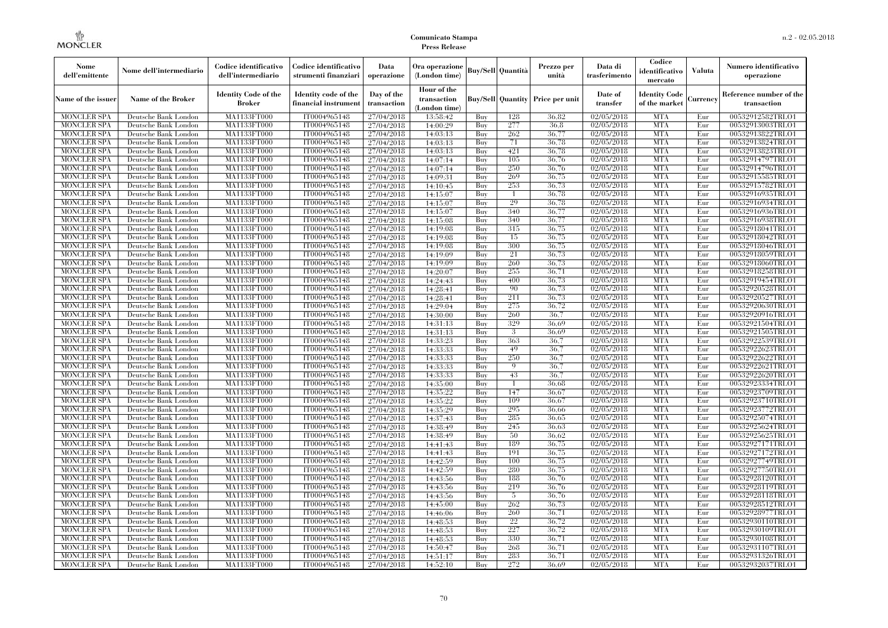| Nome dell'emittente | Nome dell'intermediario | Codice identificativo dell'intermediario | Codice identificativo strumenti finanziari | Data operazione | Ora operazione (London time) | Buy/Sell | Quantità | Prezzo per unità | Data di trasferimento | Codice identificativo mercato | Valuta | Numero identificativo operazione |
|---|---|---|---|---|---|---|---|---|---|---|---|---|
| Name of the issuer | Name of the Broker | Identity Code of the Broker | Identity code of the financial instrument | Day of the transaction | Hour of the transaction (London time) | Buy/Sell | Quantity | Price per unit | Date of transfer | Identity Code of the market | Currency | Reference number of the transaction |
| MONCLER SPA | Deutsche Bank London | MA1133FT000 | IT0004965148 | 27/04/2018 | 13:58:42 | Buy | 128 | 36,82 | 02/05/2018 | MTA | Eur | 00532912582TRLO1 |
| MONCLER SPA | Deutsche Bank London | MA1133FT000 | IT0004965148 | 27/04/2018 | 14:00:29 | Buy | 277 | 36,8 | 02/05/2018 | MTA | Eur | 00532913003TRLO1 |
| MONCLER SPA | Deutsche Bank London | MA1133FT000 | IT0004965148 | 27/04/2018 | 14:03:13 | Buy | 262 | 36,77 | 02/05/2018 | MTA | Eur | 00532913822TRLO1 |
| MONCLER SPA | Deutsche Bank London | MA1133FT000 | IT0004965148 | 27/04/2018 | 14:03:13 | Buy | 71 | 36,78 | 02/05/2018 | MTA | Eur | 00532913824TRLO1 |
| MONCLER SPA | Deutsche Bank London | MA1133FT000 | IT0004965148 | 27/04/2018 | 14:03:13 | Buy | 421 | 36,78 | 02/05/2018 | MTA | Eur | 00532913823TRLO1 |
| MONCLER SPA | Deutsche Bank London | MA1133FT000 | IT0004965148 | 27/04/2018 | 14:07:14 | Buy | 105 | 36,76 | 02/05/2018 | MTA | Eur | 00532914797TRLO1 |
| MONCLER SPA | Deutsche Bank London | MA1133FT000 | IT0004965148 | 27/04/2018 | 14:07:14 | Buy | 250 | 36,76 | 02/05/2018 | MTA | Eur | 00532914796TRLO1 |
| MONCLER SPA | Deutsche Bank London | MA1133FT000 | IT0004965148 | 27/04/2018 | 14:09:31 | Buy | 269 | 36,75 | 02/05/2018 | MTA | Eur | 00532915585TRLO1 |
| MONCLER SPA | Deutsche Bank London | MA1133FT000 | IT0004965148 | 27/04/2018 | 14:10:45 | Buy | 253 | 36,73 | 02/05/2018 | MTA | Eur | 00532915782TRLO1 |
| MONCLER SPA | Deutsche Bank London | MA1133FT000 | IT0004965148 | 27/04/2018 | 14:15:07 | Buy | 1 | 36,78 | 02/05/2018 | MTA | Eur | 00532916935TRLO1 |
| MONCLER SPA | Deutsche Bank London | MA1133FT000 | IT0004965148 | 27/04/2018 | 14:15:07 | Buy | 29 | 36,78 | 02/05/2018 | MTA | Eur | 00532916934TRLO1 |
| MONCLER SPA | Deutsche Bank London | MA1133FT000 | IT0004965148 | 27/04/2018 | 14:15:07 | Buy | 340 | 36,77 | 02/05/2018 | MTA | Eur | 00532916936TRLO1 |
| MONCLER SPA | Deutsche Bank London | MA1133FT000 | IT0004965148 | 27/04/2018 | 14:15:08 | Buy | 340 | 36,77 | 02/05/2018 | MTA | Eur | 00532916938TRLO1 |
| MONCLER SPA | Deutsche Bank London | MA1133FT000 | IT0004965148 | 27/04/2018 | 14:19:08 | Buy | 315 | 36,75 | 02/05/2018 | MTA | Eur | 00532918041TRLO1 |
| MONCLER SPA | Deutsche Bank London | MA1133FT000 | IT0004965148 | 27/04/2018 | 14:19:08 | Buy | 15 | 36,75 | 02/05/2018 | MTA | Eur | 00532918042TRLO1 |
| MONCLER SPA | Deutsche Bank London | MA1133FT000 | IT0004965148 | 27/04/2018 | 14:19:08 | Buy | 300 | 36,75 | 02/05/2018 | MTA | Eur | 00532918046TRLO1 |
| MONCLER SPA | Deutsche Bank London | MA1133FT000 | IT0004965148 | 27/04/2018 | 14:19:09 | Buy | 21 | 36,73 | 02/05/2018 | MTA | Eur | 00532918059TRLO1 |
| MONCLER SPA | Deutsche Bank London | MA1133FT000 | IT0004965148 | 27/04/2018 | 14:19:09 | Buy | 260 | 36,73 | 02/05/2018 | MTA | Eur | 00532918060TRLO1 |
| MONCLER SPA | Deutsche Bank London | MA1133FT000 | IT0004965148 | 27/04/2018 | 14:20:07 | Buy | 255 | 36,71 | 02/05/2018 | MTA | Eur | 00532918258TRLO1 |
| MONCLER SPA | Deutsche Bank London | MA1133FT000 | IT0004965148 | 27/04/2018 | 14:24:43 | Buy | 400 | 36,73 | 02/05/2018 | MTA | Eur | 00532919454TRLO1 |
| MONCLER SPA | Deutsche Bank London | MA1133FT000 | IT0004965148 | 27/04/2018 | 14:28:41 | Buy | 90 | 36,73 | 02/05/2018 | MTA | Eur | 00532920528TRLO1 |
| MONCLER SPA | Deutsche Bank London | MA1133FT000 | IT0004965148 | 27/04/2018 | 14:28:41 | Buy | 211 | 36,73 | 02/05/2018 | MTA | Eur | 00532920527TRLO1 |
| MONCLER SPA | Deutsche Bank London | MA1133FT000 | IT0004965148 | 27/04/2018 | 14:29:04 | Buy | 275 | 36,72 | 02/05/2018 | MTA | Eur | 00532920630TRLO1 |
| MONCLER SPA | Deutsche Bank London | MA1133FT000 | IT0004965148 | 27/04/2018 | 14:30:00 | Buy | 260 | 36,7 | 02/05/2018 | MTA | Eur | 00532920916TRLO1 |
| MONCLER SPA | Deutsche Bank London | MA1133FT000 | IT0004965148 | 27/04/2018 | 14:31:13 | Buy | 329 | 36,69 | 02/05/2018 | MTA | Eur | 00532921504TRLO1 |
| MONCLER SPA | Deutsche Bank London | MA1133FT000 | IT0004965148 | 27/04/2018 | 14:31:13 | Buy | 3 | 36,69 | 02/05/2018 | MTA | Eur | 00532921505TRLO1 |
| MONCLER SPA | Deutsche Bank London | MA1133FT000 | IT0004965148 | 27/04/2018 | 14:33:23 | Buy | 363 | 36,7 | 02/05/2018 | MTA | Eur | 00532922539TRLO1 |
| MONCLER SPA | Deutsche Bank London | MA1133FT000 | IT0004965148 | 27/04/2018 | 14:33:33 | Buy | 49 | 36,7 | 02/05/2018 | MTA | Eur | 00532922623TRLO1 |
| MONCLER SPA | Deutsche Bank London | MA1133FT000 | IT0004965148 | 27/04/2018 | 14:33:33 | Buy | 250 | 36,7 | 02/05/2018 | MTA | Eur | 00532922622TRLO1 |
| MONCLER SPA | Deutsche Bank London | MA1133FT000 | IT0004965148 | 27/04/2018 | 14:33:33 | Buy | 9 | 36,7 | 02/05/2018 | MTA | Eur | 00532922621TRLO1 |
| MONCLER SPA | Deutsche Bank London | MA1133FT000 | IT0004965148 | 27/04/2018 | 14:33:33 | Buy | 43 | 36,7 | 02/05/2018 | MTA | Eur | 00532922620TRLO1 |
| MONCLER SPA | Deutsche Bank London | MA1133FT000 | IT0004965148 | 27/04/2018 | 14:35:00 | Buy | 1 | 36,68 | 02/05/2018 | MTA | Eur | 00532923334TRLO1 |
| MONCLER SPA | Deutsche Bank London | MA1133FT000 | IT0004965148 | 27/04/2018 | 14:35:22 | Buy | 147 | 36,67 | 02/05/2018 | MTA | Eur | 00532923709TRLO1 |
| MONCLER SPA | Deutsche Bank London | MA1133FT000 | IT0004965148 | 27/04/2018 | 14:35:22 | Buy | 109 | 36,67 | 02/05/2018 | MTA | Eur | 00532923710TRLO1 |
| MONCLER SPA | Deutsche Bank London | MA1133FT000 | IT0004965148 | 27/04/2018 | 14:35:29 | Buy | 295 | 36,66 | 02/05/2018 | MTA | Eur | 00532923772TRLO1 |
| MONCLER SPA | Deutsche Bank London | MA1133FT000 | IT0004965148 | 27/04/2018 | 14:37:43 | Buy | 285 | 36,65 | 02/05/2018 | MTA | Eur | 00532925074TRLO1 |
| MONCLER SPA | Deutsche Bank London | MA1133FT000 | IT0004965148 | 27/04/2018 | 14:38:49 | Buy | 245 | 36,63 | 02/05/2018 | MTA | Eur | 00532925624TRLO1 |
| MONCLER SPA | Deutsche Bank London | MA1133FT000 | IT0004965148 | 27/04/2018 | 14:38:49 | Buy | 50 | 36,62 | 02/05/2018 | MTA | Eur | 00532925625TRLO1 |
| MONCLER SPA | Deutsche Bank London | MA1133FT000 | IT0004965148 | 27/04/2018 | 14:41:43 | Buy | 189 | 36,75 | 02/05/2018 | MTA | Eur | 00532927171TRLO1 |
| MONCLER SPA | Deutsche Bank London | MA1133FT000 | IT0004965148 | 27/04/2018 | 14:41:43 | Buy | 191 | 36,75 | 02/05/2018 | MTA | Eur | 00532927172TRLO1 |
| MONCLER SPA | Deutsche Bank London | MA1133FT000 | IT0004965148 | 27/04/2018 | 14:42:59 | Buy | 100 | 36,75 | 02/05/2018 | MTA | Eur | 00532927749TRLO1 |
| MONCLER SPA | Deutsche Bank London | MA1133FT000 | IT0004965148 | 27/04/2018 | 14:42:59 | Buy | 280 | 36,75 | 02/05/2018 | MTA | Eur | 00532927750TRLO1 |
| MONCLER SPA | Deutsche Bank London | MA1133FT000 | IT0004965148 | 27/04/2018 | 14:43:56 | Buy | 188 | 36,76 | 02/05/2018 | MTA | Eur | 00532928120TRLO1 |
| MONCLER SPA | Deutsche Bank London | MA1133FT000 | IT0004965148 | 27/04/2018 | 14:43:56 | Buy | 219 | 36,76 | 02/05/2018 | MTA | Eur | 00532928119TRLO1 |
| MONCLER SPA | Deutsche Bank London | MA1133FT000 | IT0004965148 | 27/04/2018 | 14:43:56 | Buy | 5 | 36,76 | 02/05/2018 | MTA | Eur | 00532928118TRLO1 |
| MONCLER SPA | Deutsche Bank London | MA1133FT000 | IT0004965148 | 27/04/2018 | 14:45:00 | Buy | 262 | 36,73 | 02/05/2018 | MTA | Eur | 00532928512TRLO1 |
| MONCLER SPA | Deutsche Bank London | MA1133FT000 | IT0004965148 | 27/04/2018 | 14:46:06 | Buy | 260 | 36,71 | 02/05/2018 | MTA | Eur | 00532928977TRLO1 |
| MONCLER SPA | Deutsche Bank London | MA1133FT000 | IT0004965148 | 27/04/2018 | 14:48:53 | Buy | 22 | 36,72 | 02/05/2018 | MTA | Eur | 00532930110TRLO1 |
| MONCLER SPA | Deutsche Bank London | MA1133FT000 | IT0004965148 | 27/04/2018 | 14:48:53 | Buy | 227 | 36,72 | 02/05/2018 | MTA | Eur | 00532930109TRLO1 |
| MONCLER SPA | Deutsche Bank London | MA1133FT000 | IT0004965148 | 27/04/2018 | 14:48:53 | Buy | 330 | 36,71 | 02/05/2018 | MTA | Eur | 00532930108TRLO1 |
| MONCLER SPA | Deutsche Bank London | MA1133FT000 | IT0004965148 | 27/04/2018 | 14:50:47 | Buy | 268 | 36,71 | 02/05/2018 | MTA | Eur | 00532931107TRLO1 |
| MONCLER SPA | Deutsche Bank London | MA1133FT000 | IT0004965148 | 27/04/2018 | 14:51:17 | Buy | 283 | 36,71 | 02/05/2018 | MTA | Eur | 00532931326TRLO1 |
| MONCLER SPA | Deutsche Bank London | MA1133FT000 | IT0004965148 | 27/04/2018 | 14:52:10 | Buy | 272 | 36,69 | 02/05/2018 | MTA | Eur | 00532932037TRLO1 |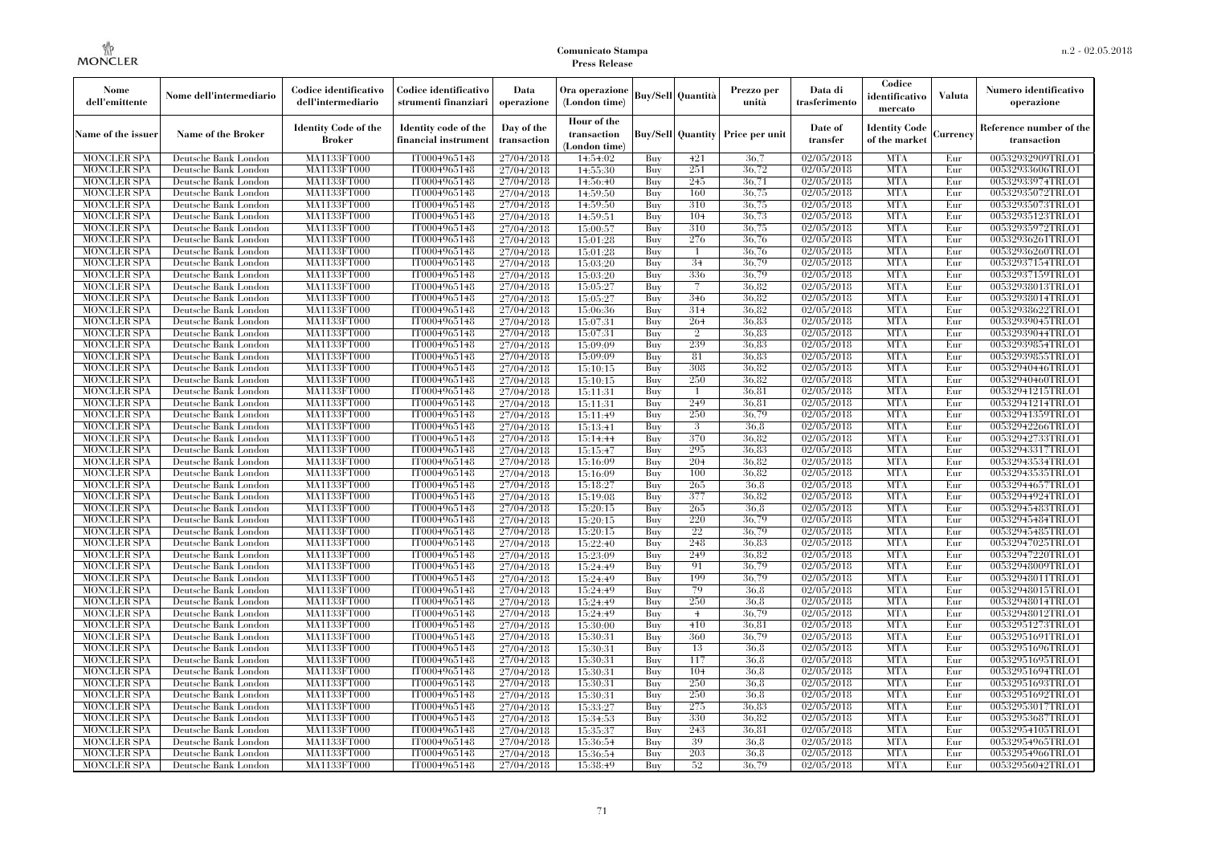| Nome dell'emittente | Nome dell'intermediario | Codice identificativo dell'intermediario | Codice identificativo strumenti finanziari | Data operazione | Ora operazione (London time) | Buy/Sell | Quantità | Prezzo per unità | Data di trasferimento | Codice identificativo mercato | Valuta | Numero identificativo operazione |
|---|---|---|---|---|---|---|---|---|---|---|---|---|
| Name of the issuer | Name of the Broker | Identity Code of the Broker | Identity code of the financial instrument | Day of the transaction | Hour of the transaction (London time) | Buy/Sell | Quantity | Price per unit | Date of transfer | Identity Code of the market | Currency | Reference number of the transaction |
| MONCLER SPA | Deutsche Bank London | MA1133FT000 | IT0004965148 | 27/04/2018 | 14:54:02 | Buy | 421 | 36,7 | 02/05/2018 | MTA | Eur | 00532932909TRLO1 |
| MONCLER SPA | Deutsche Bank London | MA1133FT000 | IT0004965148 | 27/04/2018 | 14:55:30 | Buy | 251 | 36,72 | 02/05/2018 | MTA | Eur | 00532933606TRLO1 |
| MONCLER SPA | Deutsche Bank London | MA1133FT000 | IT0004965148 | 27/04/2018 | 14:56:40 | Buy | 245 | 36,71 | 02/05/2018 | MTA | Eur | 00532933974TRLO1 |
| MONCLER SPA | Deutsche Bank London | MA1133FT000 | IT0004965148 | 27/04/2018 | 14:59:50 | Buy | 160 | 36,75 | 02/05/2018 | MTA | Eur | 00532935072TRLO1 |
| MONCLER SPA | Deutsche Bank London | MA1133FT000 | IT0004965148 | 27/04/2018 | 14:59:50 | Buy | 310 | 36,75 | 02/05/2018 | MTA | Eur | 00532935073TRLO1 |
| MONCLER SPA | Deutsche Bank London | MA1133FT000 | IT0004965148 | 27/04/2018 | 14:59:51 | Buy | 104 | 36,73 | 02/05/2018 | MTA | Eur | 00532935123TRLO1 |
| MONCLER SPA | Deutsche Bank London | MA1133FT000 | IT0004965148 | 27/04/2018 | 15:00:57 | Buy | 310 | 36,75 | 02/05/2018 | MTA | Eur | 00532935972TRLO1 |
| MONCLER SPA | Deutsche Bank London | MA1133FT000 | IT0004965148 | 27/04/2018 | 15:01:28 | Buy | 276 | 36,76 | 02/05/2018 | MTA | Eur | 00532936261TRLO1 |
| MONCLER SPA | Deutsche Bank London | MA1133FT000 | IT0004965148 | 27/04/2018 | 15:01:28 | Buy | 1 | 36,76 | 02/05/2018 | MTA | Eur | 00532936260TRLO1 |
| MONCLER SPA | Deutsche Bank London | MA1133FT000 | IT0004965148 | 27/04/2018 | 15:03:20 | Buy | 34 | 36,79 | 02/05/2018 | MTA | Eur | 00532937154TRLO1 |
| MONCLER SPA | Deutsche Bank London | MA1133FT000 | IT0004965148 | 27/04/2018 | 15:03:20 | Buy | 336 | 36,79 | 02/05/2018 | MTA | Eur | 00532937159TRLO1 |
| MONCLER SPA | Deutsche Bank London | MA1133FT000 | IT0004965148 | 27/04/2018 | 15:05:27 | Buy | 7 | 36,82 | 02/05/2018 | MTA | Eur | 00532938013TRLO1 |
| MONCLER SPA | Deutsche Bank London | MA1133FT000 | IT0004965148 | 27/04/2018 | 15:05:27 | Buy | 346 | 36,82 | 02/05/2018 | MTA | Eur | 00532938014TRLO1 |
| MONCLER SPA | Deutsche Bank London | MA1133FT000 | IT0004965148 | 27/04/2018 | 15:06:36 | Buy | 314 | 36,82 | 02/05/2018 | MTA | Eur | 00532938622TRLO1 |
| MONCLER SPA | Deutsche Bank London | MA1133FT000 | IT0004965148 | 27/04/2018 | 15:07:31 | Buy | 264 | 36,83 | 02/05/2018 | MTA | Eur | 00532939045TRLO1 |
| MONCLER SPA | Deutsche Bank London | MA1133FT000 | IT0004965148 | 27/04/2018 | 15:07:31 | Buy | 2 | 36,83 | 02/05/2018 | MTA | Eur | 00532939044TRLO1 |
| MONCLER SPA | Deutsche Bank London | MA1133FT000 | IT0004965148 | 27/04/2018 | 15:09:09 | Buy | 239 | 36,83 | 02/05/2018 | MTA | Eur | 00532939854TRLO1 |
| MONCLER SPA | Deutsche Bank London | MA1133FT000 | IT0004965148 | 27/04/2018 | 15:09:09 | Buy | 81 | 36,83 | 02/05/2018 | MTA | Eur | 00532939855TRLO1 |
| MONCLER SPA | Deutsche Bank London | MA1133FT000 | IT0004965148 | 27/04/2018 | 15:10:15 | Buy | 308 | 36,82 | 02/05/2018 | MTA | Eur | 00532940446TRLO1 |
| MONCLER SPA | Deutsche Bank London | MA1133FT000 | IT0004965148 | 27/04/2018 | 15:10:15 | Buy | 250 | 36,82 | 02/05/2018 | MTA | Eur | 00532940460TRLO1 |
| MONCLER SPA | Deutsche Bank London | MA1133FT000 | IT0004965148 | 27/04/2018 | 15:11:31 | Buy | 1 | 36,81 | 02/05/2018 | MTA | Eur | 00532941215TRLO1 |
| MONCLER SPA | Deutsche Bank London | MA1133FT000 | IT0004965148 | 27/04/2018 | 15:11:31 | Buy | 249 | 36,81 | 02/05/2018 | MTA | Eur | 00532941214TRLO1 |
| MONCLER SPA | Deutsche Bank London | MA1133FT000 | IT0004965148 | 27/04/2018 | 15:11:49 | Buy | 250 | 36,79 | 02/05/2018 | MTA | Eur | 00532941359TRLO1 |
| MONCLER SPA | Deutsche Bank London | MA1133FT000 | IT0004965148 | 27/04/2018 | 15:13:41 | Buy | 3 | 36,8 | 02/05/2018 | MTA | Eur | 00532942266TRLO1 |
| MONCLER SPA | Deutsche Bank London | MA1133FT000 | IT0004965148 | 27/04/2018 | 15:14:44 | Buy | 370 | 36,82 | 02/05/2018 | MTA | Eur | 00532942733TRLO1 |
| MONCLER SPA | Deutsche Bank London | MA1133FT000 | IT0004965148 | 27/04/2018 | 15:15:47 | Buy | 295 | 36,83 | 02/05/2018 | MTA | Eur | 00532943317TRLO1 |
| MONCLER SPA | Deutsche Bank London | MA1133FT000 | IT0004965148 | 27/04/2018 | 15:16:09 | Buy | 204 | 36,82 | 02/05/2018 | MTA | Eur | 00532943534TRLO1 |
| MONCLER SPA | Deutsche Bank London | MA1133FT000 | IT0004965148 | 27/04/2018 | 15:16:09 | Buy | 100 | 36,82 | 02/05/2018 | MTA | Eur | 00532943535TRLO1 |
| MONCLER SPA | Deutsche Bank London | MA1133FT000 | IT0004965148 | 27/04/2018 | 15:18:27 | Buy | 265 | 36,8 | 02/05/2018 | MTA | Eur | 00532944657TRLO1 |
| MONCLER SPA | Deutsche Bank London | MA1133FT000 | IT0004965148 | 27/04/2018 | 15:19:08 | Buy | 377 | 36,82 | 02/05/2018 | MTA | Eur | 00532944924TRLO1 |
| MONCLER SPA | Deutsche Bank London | MA1133FT000 | IT0004965148 | 27/04/2018 | 15:20:15 | Buy | 265 | 36,8 | 02/05/2018 | MTA | Eur | 00532945483TRLO1 |
| MONCLER SPA | Deutsche Bank London | MA1133FT000 | IT0004965148 | 27/04/2018 | 15:20:15 | Buy | 220 | 36,79 | 02/05/2018 | MTA | Eur | 00532945484TRLO1 |
| MONCLER SPA | Deutsche Bank London | MA1133FT000 | IT0004965148 | 27/04/2018 | 15:20:15 | Buy | 22 | 36,79 | 02/05/2018 | MTA | Eur | 00532945485TRLO1 |
| MONCLER SPA | Deutsche Bank London | MA1133FT000 | IT0004965148 | 27/04/2018 | 15:22:40 | Buy | 248 | 36,83 | 02/05/2018 | MTA | Eur | 00532947025TRLO1 |
| MONCLER SPA | Deutsche Bank London | MA1133FT000 | IT0004965148 | 27/04/2018 | 15:23:09 | Buy | 249 | 36,82 | 02/05/2018 | MTA | Eur | 00532947220TRLO1 |
| MONCLER SPA | Deutsche Bank London | MA1133FT000 | IT0004965148 | 27/04/2018 | 15:24:49 | Buy | 91 | 36,79 | 02/05/2018 | MTA | Eur | 00532948009TRLO1 |
| MONCLER SPA | Deutsche Bank London | MA1133FT000 | IT0004965148 | 27/04/2018 | 15:24:49 | Buy | 199 | 36,79 | 02/05/2018 | MTA | Eur | 00532948011TRLO1 |
| MONCLER SPA | Deutsche Bank London | MA1133FT000 | IT0004965148 | 27/04/2018 | 15:24:49 | Buy | 79 | 36,8 | 02/05/2018 | MTA | Eur | 00532948015TRLO1 |
| MONCLER SPA | Deutsche Bank London | MA1133FT000 | IT0004965148 | 27/04/2018 | 15:24:49 | Buy | 250 | 36,8 | 02/05/2018 | MTA | Eur | 00532948014TRLO1 |
| MONCLER SPA | Deutsche Bank London | MA1133FT000 | IT0004965148 | 27/04/2018 | 15:24:49 | Buy | 4 | 36,79 | 02/05/2018 | MTA | Eur | 00532948012TRLO1 |
| MONCLER SPA | Deutsche Bank London | MA1133FT000 | IT0004965148 | 27/04/2018 | 15:30:00 | Buy | 410 | 36,81 | 02/05/2018 | MTA | Eur | 00532951273TRLO1 |
| MONCLER SPA | Deutsche Bank London | MA1133FT000 | IT0004965148 | 27/04/2018 | 15:30:31 | Buy | 360 | 36,79 | 02/05/2018 | MTA | Eur | 00532951691TRLO1 |
| MONCLER SPA | Deutsche Bank London | MA1133FT000 | IT0004965148 | 27/04/2018 | 15:30:31 | Buy | 13 | 36,8 | 02/05/2018 | MTA | Eur | 00532951696TRLO1 |
| MONCLER SPA | Deutsche Bank London | MA1133FT000 | IT0004965148 | 27/04/2018 | 15:30:31 | Buy | 117 | 36,8 | 02/05/2018 | MTA | Eur | 00532951695TRLO1 |
| MONCLER SPA | Deutsche Bank London | MA1133FT000 | IT0004965148 | 27/04/2018 | 15:30:31 | Buy | 104 | 36,8 | 02/05/2018 | MTA | Eur | 00532951694TRLO1 |
| MONCLER SPA | Deutsche Bank London | MA1133FT000 | IT0004965148 | 27/04/2018 | 15:30:31 | Buy | 250 | 36,8 | 02/05/2018 | MTA | Eur | 00532951693TRLO1 |
| MONCLER SPA | Deutsche Bank London | MA1133FT000 | IT0004965148 | 27/04/2018 | 15:30:31 | Buy | 250 | 36,8 | 02/05/2018 | MTA | Eur | 00532951692TRLO1 |
| MONCLER SPA | Deutsche Bank London | MA1133FT000 | IT0004965148 | 27/04/2018 | 15:33:27 | Buy | 275 | 36,83 | 02/05/2018 | MTA | Eur | 00532953017TRLO1 |
| MONCLER SPA | Deutsche Bank London | MA1133FT000 | IT0004965148 | 27/04/2018 | 15:34:53 | Buy | 330 | 36,82 | 02/05/2018 | MTA | Eur | 00532953687TRLO1 |
| MONCLER SPA | Deutsche Bank London | MA1133FT000 | IT0004965148 | 27/04/2018 | 15:35:37 | Buy | 243 | 36,81 | 02/05/2018 | MTA | Eur | 00532954105TRLO1 |
| MONCLER SPA | Deutsche Bank London | MA1133FT000 | IT0004965148 | 27/04/2018 | 15:36:54 | Buy | 39 | 36,8 | 02/05/2018 | MTA | Eur | 00532954965TRLO1 |
| MONCLER SPA | Deutsche Bank London | MA1133FT000 | IT0004965148 | 27/04/2018 | 15:36:54 | Buy | 203 | 36,8 | 02/05/2018 | MTA | Eur | 00532954966TRLO1 |
| MONCLER SPA | Deutsche Bank London | MA1133FT000 | IT0004965148 | 27/04/2018 | 15:38:49 | Buy | 52 | 36,79 | 02/05/2018 | MTA | Eur | 00532956042TRLO1 |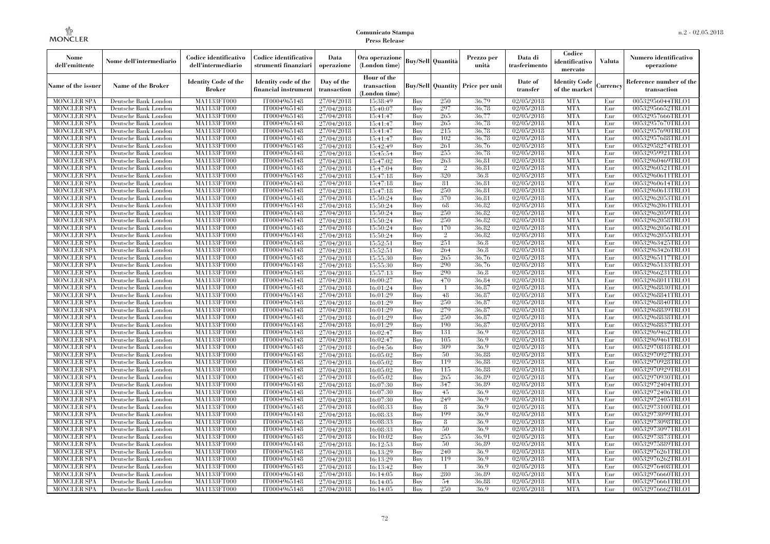| Nome dell'emittente | Nome dell'intermediario | Codice identificativo dell'intermediario | Codice identificativo strumenti finanziari | Data operazione | Ora operazione (London time) | Buy/Sell | Quantità | Prezzo per unità | Data di trasferimento | Codice identificativo mercato | Valuta | Numero identificativo operazione |
|---|---|---|---|---|---|---|---|---|---|---|---|---|
| Name of the issuer | Name of the Broker | Identity Code of the Broker | Identity code of the financial instrument | Day of the transaction | Hour of the transaction (London time) | Buy/Sell | Quantity | Price per unit | Date of transfer | Identity Code of the market | Currency | Reference number of the transaction |
| MONCLER SPA | Deutsche Bank London | MA1133FT000 | IT0004965148 | 27/04/2018 | 15:38:49 | Buy | 250 | 36.79 | 02/05/2018 | MTA | Eur | 00532956044TRLO1 |
| MONCLER SPA | Deutsche Bank London | MA1133FT000 | IT0004965148 | 27/04/2018 | 15:40:07 | Buy | 297 | 36.78 | 02/05/2018 | MTA | Eur | 00532956652TRLO1 |
| MONCLER SPA | Deutsche Bank London | MA1133FT000 | IT0004965148 | 27/04/2018 | 15:41:47 | Buy | 265 | 36.77 | 02/05/2018 | MTA | Eur | 00532957666TRLO1 |
| MONCLER SPA | Deutsche Bank London | MA1133FT000 | IT0004965148 | 27/04/2018 | 15:41:47 | Buy | 265 | 36.78 | 02/05/2018 | MTA | Eur | 00532957670TRLO1 |
| MONCLER SPA | Deutsche Bank London | MA1133FT000 | IT0004965148 | 27/04/2018 | 15:41:47 | Buy | 215 | 36.78 | 02/05/2018 | MTA | Eur | 00532957690TRLO1 |
| MONCLER SPA | Deutsche Bank London | MA1133FT000 | IT0004965148 | 27/04/2018 | 15:41:47 | Buy | 102 | 36.78 | 02/05/2018 | MTA | Eur | 00532957688TRLO1 |
| MONCLER SPA | Deutsche Bank London | MA1133FT000 | IT0004965148 | 27/04/2018 | 15:42:49 | Buy | 261 | 36.76 | 02/05/2018 | MTA | Eur | 00532958274TRLO1 |
| MONCLER SPA | Deutsche Bank London | MA1133FT000 | IT0004965148 | 27/04/2018 | 15:45:54 | Buy | 255 | 36.78 | 02/05/2018 | MTA | Eur | 00532959921TRLO1 |
| MONCLER SPA | Deutsche Bank London | MA1133FT000 | IT0004965148 | 27/04/2018 | 15:47:02 | Buy | 263 | 36.81 | 02/05/2018 | MTA | Eur | 00532960469TRLO1 |
| MONCLER SPA | Deutsche Bank London | MA1133FT000 | IT0004965148 | 27/04/2018 | 15:47:04 | Buy | 2 | 36.81 | 02/05/2018 | MTA | Eur | 00532960521TRLO1 |
| MONCLER SPA | Deutsche Bank London | MA1133FT000 | IT0004965148 | 27/04/2018 | 15:47:18 | Buy | 320 | 36.8 | 02/05/2018 | MTA | Eur | 00532960611TRLO1 |
| MONCLER SPA | Deutsche Bank London | MA1133FT000 | IT0004965148 | 27/04/2018 | 15:47:18 | Buy | 81 | 36.81 | 02/05/2018 | MTA | Eur | 00532960614TRLO1 |
| MONCLER SPA | Deutsche Bank London | MA1133FT000 | IT0004965148 | 27/04/2018 | 15:47:18 | Buy | 250 | 36.81 | 02/05/2018 | MTA | Eur | 00532960613TRLO1 |
| MONCLER SPA | Deutsche Bank London | MA1133FT000 | IT0004965148 | 27/04/2018 | 15:50:24 | Buy | 370 | 36.81 | 02/05/2018 | MTA | Eur | 00532962053TRLO1 |
| MONCLER SPA | Deutsche Bank London | MA1133FT000 | IT0004965148 | 27/04/2018 | 15:50:24 | Buy | 68 | 36.82 | 02/05/2018 | MTA | Eur | 00532962061TRLO1 |
| MONCLER SPA | Deutsche Bank London | MA1133FT000 | IT0004965148 | 27/04/2018 | 15:50:24 | Buy | 250 | 36.82 | 02/05/2018 | MTA | Eur | 00532962059TRLO1 |
| MONCLER SPA | Deutsche Bank London | MA1133FT000 | IT0004965148 | 27/04/2018 | 15:50:24 | Buy | 250 | 36.82 | 02/05/2018 | MTA | Eur | 00532962058TRLO1 |
| MONCLER SPA | Deutsche Bank London | MA1133FT000 | IT0004965148 | 27/04/2018 | 15:50:24 | Buy | 170 | 36.82 | 02/05/2018 | MTA | Eur | 00532962056TRLO1 |
| MONCLER SPA | Deutsche Bank London | MA1133FT000 | IT0004965148 | 27/04/2018 | 15:50:24 | Buy | 2 | 36.82 | 02/05/2018 | MTA | Eur | 00532962055TRLO1 |
| MONCLER SPA | Deutsche Bank London | MA1133FT000 | IT0004965148 | 27/04/2018 | 15:52:51 | Buy | 251 | 36.8 | 02/05/2018 | MTA | Eur | 00532963425TRLO1 |
| MONCLER SPA | Deutsche Bank London | MA1133FT000 | IT0004965148 | 27/04/2018 | 15:52:51 | Buy | 264 | 36.8 | 02/05/2018 | MTA | Eur | 00532963426TRLO1 |
| MONCLER SPA | Deutsche Bank London | MA1133FT000 | IT0004965148 | 27/04/2018 | 15:55:30 | Buy | 265 | 36.76 | 02/05/2018 | MTA | Eur | 00532965117TRLO1 |
| MONCLER SPA | Deutsche Bank London | MA1133FT000 | IT0004965148 | 27/04/2018 | 15:55:30 | Buy | 290 | 36.76 | 02/05/2018 | MTA | Eur | 00532965133TRLO1 |
| MONCLER SPA | Deutsche Bank London | MA1133FT000 | IT0004965148 | 27/04/2018 | 15:57:13 | Buy | 290 | 36.8 | 02/05/2018 | MTA | Eur | 00532966231TRLO1 |
| MONCLER SPA | Deutsche Bank London | MA1133FT000 | IT0004965148 | 27/04/2018 | 16:00:27 | Buy | 470 | 36.84 | 02/05/2018 | MTA | Eur | 00532968011TRLO1 |
| MONCLER SPA | Deutsche Bank London | MA1133FT000 | IT0004965148 | 27/04/2018 | 16:01:24 | Buy | 1 | 36.87 | 02/05/2018 | MTA | Eur | 00532968830TRLO1 |
| MONCLER SPA | Deutsche Bank London | MA1133FT000 | IT0004965148 | 27/04/2018 | 16:01:29 | Buy | 48 | 36.87 | 02/05/2018 | MTA | Eur | 00532968841TRLO1 |
| MONCLER SPA | Deutsche Bank London | MA1133FT000 | IT0004965148 | 27/04/2018 | 16:01:29 | Buy | 250 | 36.87 | 02/05/2018 | MTA | Eur | 00532968840TRLO1 |
| MONCLER SPA | Deutsche Bank London | MA1133FT000 | IT0004965148 | 27/04/2018 | 16:01:29 | Buy | 279 | 36.87 | 02/05/2018 | MTA | Eur | 00532968839TRLO1 |
| MONCLER SPA | Deutsche Bank London | MA1133FT000 | IT0004965148 | 27/04/2018 | 16:01:29 | Buy | 250 | 36.87 | 02/05/2018 | MTA | Eur | 00532968838TRLO1 |
| MONCLER SPA | Deutsche Bank London | MA1133FT000 | IT0004965148 | 27/04/2018 | 16:01:29 | Buy | 190 | 36.87 | 02/05/2018 | MTA | Eur | 00532968837TRLO1 |
| MONCLER SPA | Deutsche Bank London | MA1133FT000 | IT0004965148 | 27/04/2018 | 16:02:47 | Buy | 131 | 36.9 | 02/05/2018 | MTA | Eur | 00532969462TRLO1 |
| MONCLER SPA | Deutsche Bank London | MA1133FT000 | IT0004965148 | 27/04/2018 | 16:02:47 | Buy | 105 | 36.9 | 02/05/2018 | MTA | Eur | 00532969461TRLO1 |
| MONCLER SPA | Deutsche Bank London | MA1133FT000 | IT0004965148 | 27/04/2018 | 16:04:56 | Buy | 309 | 36.9 | 02/05/2018 | MTA | Eur | 00532970818TRLO1 |
| MONCLER SPA | Deutsche Bank London | MA1133FT000 | IT0004965148 | 27/04/2018 | 16:05:02 | Buy | 50 | 36.88 | 02/05/2018 | MTA | Eur | 00532970927TRLO1 |
| MONCLER SPA | Deutsche Bank London | MA1133FT000 | IT0004965148 | 27/04/2018 | 16:05:02 | Buy | 119 | 36.88 | 02/05/2018 | MTA | Eur | 00532970928TRLO1 |
| MONCLER SPA | Deutsche Bank London | MA1133FT000 | IT0004965148 | 27/04/2018 | 16:05:02 | Buy | 115 | 36.88 | 02/05/2018 | MTA | Eur | 00532970929TRLO1 |
| MONCLER SPA | Deutsche Bank London | MA1133FT000 | IT0004965148 | 27/04/2018 | 16:05:02 | Buy | 265 | 36.89 | 02/05/2018 | MTA | Eur | 00532970930TRLO1 |
| MONCLER SPA | Deutsche Bank London | MA1133FT000 | IT0004965148 | 27/04/2018 | 16:07:30 | Buy | 347 | 36.89 | 02/05/2018 | MTA | Eur | 00532972404TRLO1 |
| MONCLER SPA | Deutsche Bank London | MA1133FT000 | IT0004965148 | 27/04/2018 | 16:07:30 | Buy | 45 | 36.9 | 02/05/2018 | MTA | Eur | 00532972406TRLO1 |
| MONCLER SPA | Deutsche Bank London | MA1133FT000 | IT0004965148 | 27/04/2018 | 16:07:30 | Buy | 249 | 36.9 | 02/05/2018 | MTA | Eur | 00532972405TRLO1 |
| MONCLER SPA | Deutsche Bank London | MA1133FT000 | IT0004965148 | 27/04/2018 | 16:08:33 | Buy | 8 | 36.9 | 02/05/2018 | MTA | Eur | 00532973100TRLO1 |
| MONCLER SPA | Deutsche Bank London | MA1133FT000 | IT0004965148 | 27/04/2018 | 16:08:33 | Buy | 199 | 36.9 | 02/05/2018 | MTA | Eur | 00532973099TRLO1 |
| MONCLER SPA | Deutsche Bank London | MA1133FT000 | IT0004965148 | 27/04/2018 | 16:08:33 | Buy | 8 | 36.9 | 02/05/2018 | MTA | Eur | 00532973098TRLO1 |
| MONCLER SPA | Deutsche Bank London | MA1133FT000 | IT0004965148 | 27/04/2018 | 16:08:33 | Buy | 50 | 36.9 | 02/05/2018 | MTA | Eur | 00532973097TRLO1 |
| MONCLER SPA | Deutsche Bank London | MA1133FT000 | IT0004965148 | 27/04/2018 | 16:10:02 | Buy | 255 | 36.91 | 02/05/2018 | MTA | Eur | 00532973873TRLO1 |
| MONCLER SPA | Deutsche Bank London | MA1133FT000 | IT0004965148 | 27/04/2018 | 16:12:53 | Buy | 50 | 36.89 | 02/05/2018 | MTA | Eur | 00532975889TRLO1 |
| MONCLER SPA | Deutsche Bank London | MA1133FT000 | IT0004965148 | 27/04/2018 | 16:13:29 | Buy | 240 | 36.9 | 02/05/2018 | MTA | Eur | 00532976261TRLO1 |
| MONCLER SPA | Deutsche Bank London | MA1133FT000 | IT0004965148 | 27/04/2018 | 16:13:29 | Buy | 119 | 36.9 | 02/05/2018 | MTA | Eur | 00532976262TRLO1 |
| MONCLER SPA | Deutsche Bank London | MA1133FT000 | IT0004965148 | 27/04/2018 | 16:13:42 | Buy | 1 | 36.9 | 02/05/2018 | MTA | Eur | 00532976408TRLO1 |
| MONCLER SPA | Deutsche Bank London | MA1133FT000 | IT0004965148 | 27/04/2018 | 16:14:05 | Buy | 280 | 36.89 | 02/05/2018 | MTA | Eur | 00532976660TRLO1 |
| MONCLER SPA | Deutsche Bank London | MA1133FT000 | IT0004965148 | 27/04/2018 | 16:14:05 | Buy | 54 | 36.88 | 02/05/2018 | MTA | Eur | 00532976661TRLO1 |
| MONCLER SPA | Deutsche Bank London | MA1133FT000 | IT0004965148 | 27/04/2018 | 16:14:05 | Buy | 250 | 36.9 | 02/05/2018 | MTA | Eur | 00532976662TRLO1 |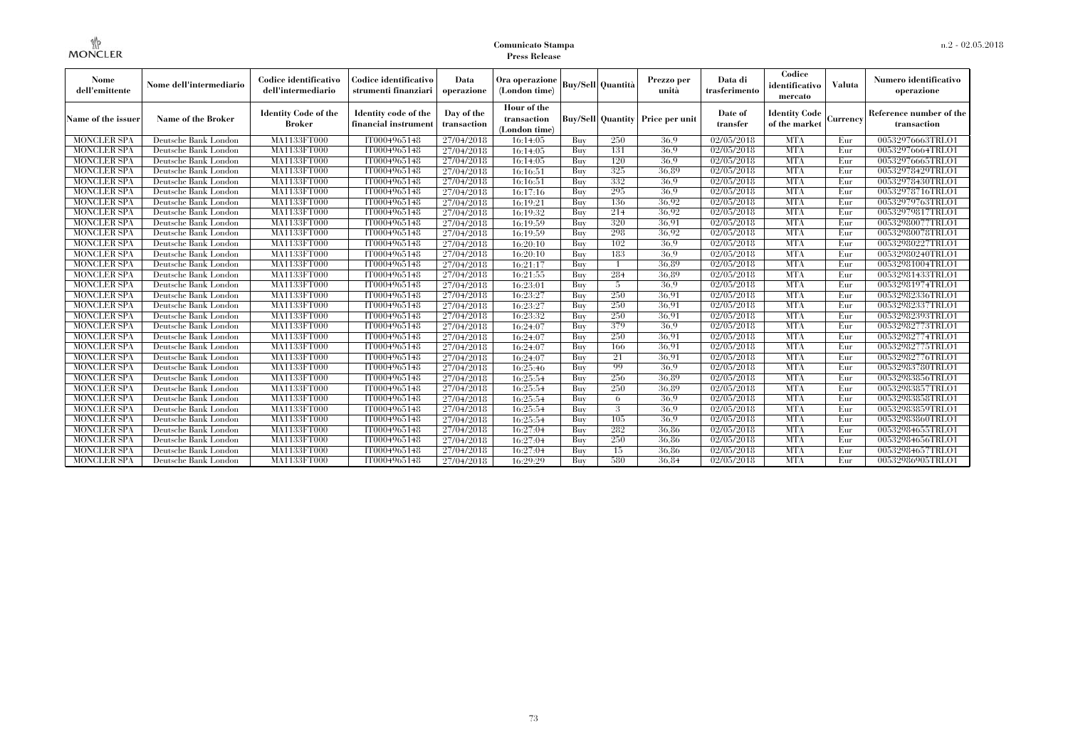| Nome dell'emittente | Nome dell'intermediario | Codice identificativo dell'intermediario | Codice identificativo strumenti finanziari | Data operazione | Ora operazione (London time) | Buy/Sell | Quantità | Prezzo per unità | Data di trasferimento | Codice identificativo mercato | Valuta | Numero identificativo operazione |
|---|---|---|---|---|---|---|---|---|---|---|---|---|
| Name of the issuer | Name of the Broker | Identity Code of the Broker | Identity code of the financial instrument | Day of the transaction | Hour of the transaction (London time) | Buy/Sell | Quantity | Price per unit | Date of transfer | Identity Code of the market | Currency | Reference number of the transaction |
| MONCLER SPA | Deutsche Bank London | MA1133FT000 | IT0004965148 | 27/04/2018 | 16:14:05 | Buy | 250 | 36.9 | 02/05/2018 | MTA | Eur | 00532976663TRLO1 |
| MONCLER SPA | Deutsche Bank London | MA1133FT000 | IT0004965148 | 27/04/2018 | 16:14:05 | Buy | 131 | 36.9 | 02/05/2018 | MTA | Eur | 00532976664TRLO1 |
| MONCLER SPA | Deutsche Bank London | MA1133FT000 | IT0004965148 | 27/04/2018 | 16:14:05 | Buy | 120 | 36.9 | 02/05/2018 | MTA | Eur | 00532976665TRLO1 |
| MONCLER SPA | Deutsche Bank London | MA1133FT000 | IT0004965148 | 27/04/2018 | 16:16:51 | Buy | 325 | 36.89 | 02/05/2018 | MTA | Eur | 00532978429TRLO1 |
| MONCLER SPA | Deutsche Bank London | MA1133FT000 | IT0004965148 | 27/04/2018 | 16:16:51 | Buy | 332 | 36.9 | 02/05/2018 | MTA | Eur | 00532978430TRLO1 |
| MONCLER SPA | Deutsche Bank London | MA1133FT000 | IT0004965148 | 27/04/2018 | 16:17:16 | Buy | 295 | 36.9 | 02/05/2018 | MTA | Eur | 00532978716TRLO1 |
| MONCLER SPA | Deutsche Bank London | MA1133FT000 | IT0004965148 | 27/04/2018 | 16:19:21 | Buy | 136 | 36.92 | 02/05/2018 | MTA | Eur | 00532979763TRLO1 |
| MONCLER SPA | Deutsche Bank London | MA1133FT000 | IT0004965148 | 27/04/2018 | 16:19:32 | Buy | 214 | 36.92 | 02/05/2018 | MTA | Eur | 00532979817TRLO1 |
| MONCLER SPA | Deutsche Bank London | MA1133FT000 | IT0004965148 | 27/04/2018 | 16:19:59 | Buy | 320 | 36.91 | 02/05/2018 | MTA | Eur | 00532980077TRLO1 |
| MONCLER SPA | Deutsche Bank London | MA1133FT000 | IT0004965148 | 27/04/2018 | 16:19:59 | Buy | 298 | 36.92 | 02/05/2018 | MTA | Eur | 00532980078TRLO1 |
| MONCLER SPA | Deutsche Bank London | MA1133FT000 | IT0004965148 | 27/04/2018 | 16:20:10 | Buy | 102 | 36.9 | 02/05/2018 | MTA | Eur | 00532980227TRLO1 |
| MONCLER SPA | Deutsche Bank London | MA1133FT000 | IT0004965148 | 27/04/2018 | 16:20:10 | Buy | 183 | 36.9 | 02/05/2018 | MTA | Eur | 00532980240TRLO1 |
| MONCLER SPA | Deutsche Bank London | MA1133FT000 | IT0004965148 | 27/04/2018 | 16:21:17 | Buy | 1 | 36.89 | 02/05/2018 | MTA | Eur | 00532981004TRLO1 |
| MONCLER SPA | Deutsche Bank London | MA1133FT000 | IT0004965148 | 27/04/2018 | 16:21:55 | Buy | 284 | 36.89 | 02/05/2018 | MTA | Eur | 00532981433TRLO1 |
| MONCLER SPA | Deutsche Bank London | MA1133FT000 | IT0004965148 | 27/04/2018 | 16:23:01 | Buy | 5 | 36.9 | 02/05/2018 | MTA | Eur | 00532981974TRLO1 |
| MONCLER SPA | Deutsche Bank London | MA1133FT000 | IT0004965148 | 27/04/2018 | 16:23:27 | Buy | 250 | 36.91 | 02/05/2018 | MTA | Eur | 00532982336TRLO1 |
| MONCLER SPA | Deutsche Bank London | MA1133FT000 | IT0004965148 | 27/04/2018 | 16:23:27 | Buy | 250 | 36.91 | 02/05/2018 | MTA | Eur | 00532982337TRLO1 |
| MONCLER SPA | Deutsche Bank London | MA1133FT000 | IT0004965148 | 27/04/2018 | 16:23:32 | Buy | 250 | 36.91 | 02/05/2018 | MTA | Eur | 00532982393TRLO1 |
| MONCLER SPA | Deutsche Bank London | MA1133FT000 | IT0004965148 | 27/04/2018 | 16:24:07 | Buy | 379 | 36.9 | 02/05/2018 | MTA | Eur | 00532982773TRLO1 |
| MONCLER SPA | Deutsche Bank London | MA1133FT000 | IT0004965148 | 27/04/2018 | 16:24:07 | Buy | 250 | 36.91 | 02/05/2018 | MTA | Eur | 00532982774TRLO1 |
| MONCLER SPA | Deutsche Bank London | MA1133FT000 | IT0004965148 | 27/04/2018 | 16:24:07 | Buy | 166 | 36.91 | 02/05/2018 | MTA | Eur | 00532982775TRLO1 |
| MONCLER SPA | Deutsche Bank London | MA1133FT000 | IT0004965148 | 27/04/2018 | 16:24:07 | Buy | 21 | 36.91 | 02/05/2018 | MTA | Eur | 00532982776TRLO1 |
| MONCLER SPA | Deutsche Bank London | MA1133FT000 | IT0004965148 | 27/04/2018 | 16:25:46 | Buy | 99 | 36.9 | 02/05/2018 | MTA | Eur | 00532983780TRLO1 |
| MONCLER SPA | Deutsche Bank London | MA1133FT000 | IT0004965148 | 27/04/2018 | 16:25:54 | Buy | 256 | 36.89 | 02/05/2018 | MTA | Eur | 00532983856TRLO1 |
| MONCLER SPA | Deutsche Bank London | MA1133FT000 | IT0004965148 | 27/04/2018 | 16:25:54 | Buy | 250 | 36.89 | 02/05/2018 | MTA | Eur | 00532983857TRLO1 |
| MONCLER SPA | Deutsche Bank London | MA1133FT000 | IT0004965148 | 27/04/2018 | 16:25:54 | Buy | 6 | 36.9 | 02/05/2018 | MTA | Eur | 00532983858TRLO1 |
| MONCLER SPA | Deutsche Bank London | MA1133FT000 | IT0004965148 | 27/04/2018 | 16:25:54 | Buy | 3 | 36.9 | 02/05/2018 | MTA | Eur | 00532983859TRLO1 |
| MONCLER SPA | Deutsche Bank London | MA1133FT000 | IT0004965148 | 27/04/2018 | 16:25:54 | Buy | 105 | 36.9 | 02/05/2018 | MTA | Eur | 00532983860TRLO1 |
| MONCLER SPA | Deutsche Bank London | MA1133FT000 | IT0004965148 | 27/04/2018 | 16:27:04 | Buy | 282 | 36.86 | 02/05/2018 | MTA | Eur | 00532984655TRLO1 |
| MONCLER SPA | Deutsche Bank London | MA1133FT000 | IT0004965148 | 27/04/2018 | 16:27:04 | Buy | 250 | 36.86 | 02/05/2018 | MTA | Eur | 00532984656TRLO1 |
| MONCLER SPA | Deutsche Bank London | MA1133FT000 | IT0004965148 | 27/04/2018 | 16:27:04 | Buy | 15 | 36.86 | 02/05/2018 | MTA | Eur | 00532984657TRLO1 |
| MONCLER SPA | Deutsche Bank London | MA1133FT000 | IT0004965148 | 27/04/2018 | 16:29:29 | Buy | 580 | 36.84 | 02/05/2018 | MTA | Eur | 00532986905TRLO1 |